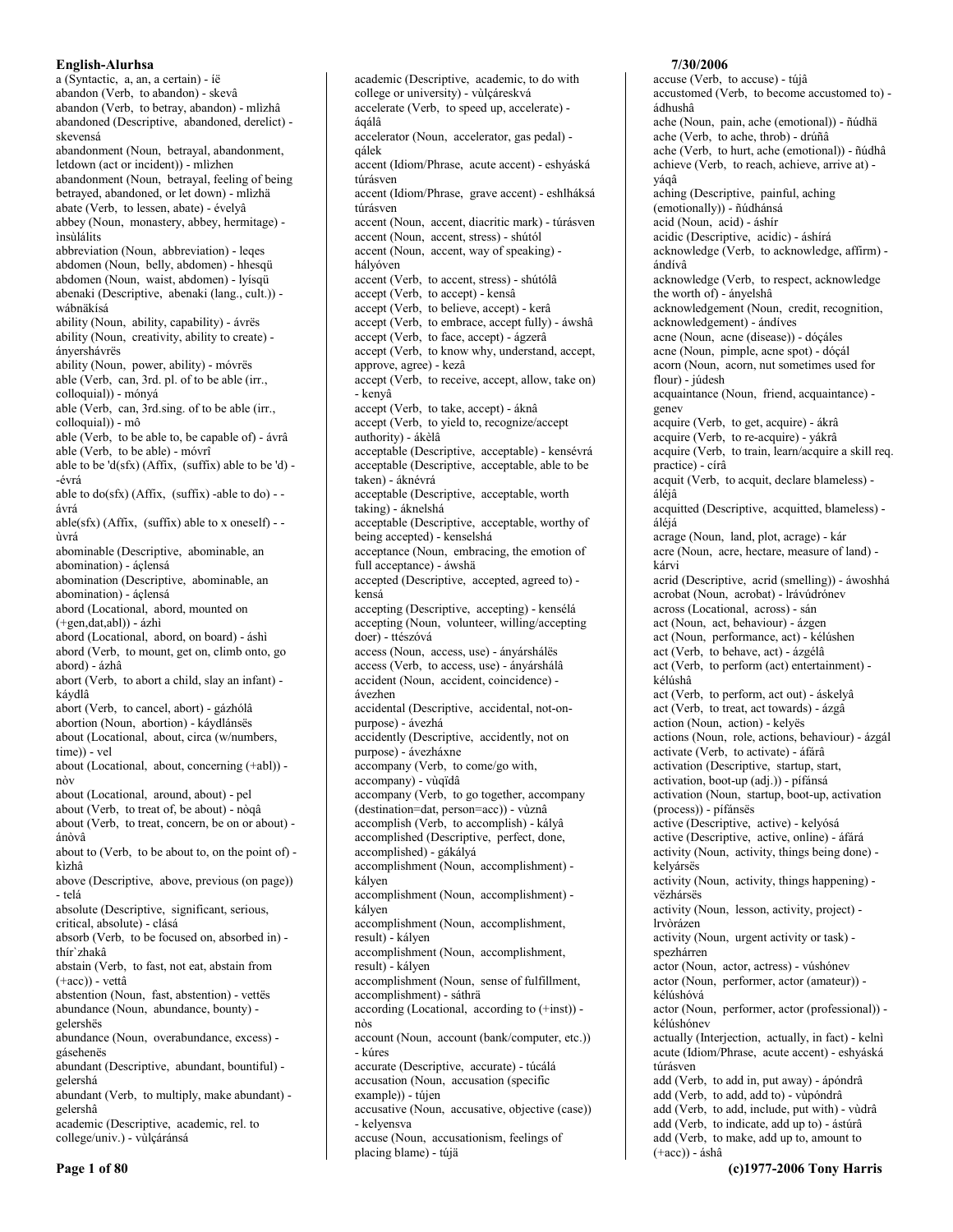**English-Alurhsa**

a (Syntactic, a, an, a certain) - íë
abandon (Verb, to abandon) - skevâ
abandon (Verb, to betray, abandon) - mlìzhâ
abandoned (Descriptive, abandoned, derelict) - skevensá
abandonment (Noun, betrayal, abandonment, letdown (act or incident)) - mlìzhen
abandonment (Noun, betrayal, feeling of being betrayed, abandoned, or let down) - mlìzhä
abate (Verb, to lessen, abate) - évelyâ
abbey (Noun, monastery, abbey, hermitage) - ìnsùlálits
abbreviation (Noun, abbreviation) - leqes
abdomen (Noun, belly, abdomen) - hhesqü
abdomen (Noun, waist, abdomen) - lyísqü
abenaki (Descriptive, abenaki (lang., cult.)) - wábnäkísá
ability (Noun, ability, capability) - ávrës
ability (Noun, creativity, ability to create) - ányershávrës
ability (Noun, power, ability) - móvrës
able (Verb, can, 3rd. pl. of to be able (irr., colloquial)) - mónyá
able (Verb, can, 3rd.sing. of to be able (irr., colloquial)) - mô
able (Verb, to be able to, be capable of) - ávrâ
able (Verb, to be able) - móvrî
able to be 'd(sfx) (Affix, (suffix) able to be 'd) - -évrá
able to do(sfx) (Affix, (suffix) -able to do) - -ávrá
able(sfx) (Affix, (suffix) able to x oneself) - -ùvrá
abominable (Descriptive, abominable, an abomination) - áçlensá
abomination (Descriptive, abominable, an abomination) - áçlensá
abord (Locational, abord, mounted on (+gen,dat,abl)) - ázhì
abord (Locational, abord, on board) - áshì
abord (Verb, to mount, get on, climb onto, go abord) - ázhâ
abort (Verb, to abort a child, slay an infant) - káydlâ
abort (Verb, to cancel, abort) - gázhólâ
abortion (Noun, abortion) - káydlánsës
about (Locational, about, circa (w/numbers, time)) - vel
about (Locational, about, concerning (+abl)) - nòv
about (Locational, around, about) - pel
about (Verb, to treat of, be about) - nòqâ
about (Verb, to treat, concern, be on or about) - ánòvâ
about to (Verb, to be about to, on the point of) - kìzhâ
above (Descriptive, above, previous (on page)) - telá
absolute (Descriptive, significant, serious, critical, absolute) - clásá
absorb (Verb, to be focused on, absorbed in) - thír`zhakâ
abstain (Verb, to fast, not eat, abstain from (+acc)) - vettâ
abstention (Noun, fast, abstention) - vettës
abundance (Noun, abundance, bounty) - gelershës
abundance (Noun, overabundance, excess) - gásehenës
abundant (Descriptive, abundant, bountiful) - gelershá
abundant (Verb, to multiply, make abundant) - gelershâ
academic (Descriptive, academic, rel. to college/univ.) - vùlçáránsá
academic (Descriptive, academic, to do with college or university) - vùlçáreskvá
accelerate (Verb, to speed up, accelerate) - áqálâ
accelerator (Noun, accelerator, gas pedal) - qálek
accent (Idiom/Phrase, acute accent) - eshyáská túrásven
accent (Idiom/Phrase, grave accent) - eshlháksá túrásven
accent (Noun, accent, diacritic mark) - túrásven
accent (Noun, accent, stress) - shútól
accent (Noun, accent, way of speaking) - hályóven
accent (Verb, to accent, stress) - shútólâ
accept (Verb, to accept) - kensâ
accept (Verb, to believe, accept) - kerâ
accept (Verb, to embrace, accept fully) - áwshâ
accept (Verb, to face, accept) - ágzerâ
accept (Verb, to know why, understand, accept, approve, agree) - kezâ
accept (Verb, to receive, accept, allow, take on) - kenyâ
accept (Verb, to take, accept) - áknâ
accept (Verb, to yield to, recognize/accept authority) - ákèlâ
acceptable (Descriptive, acceptable) - kensévrá
acceptable (Descriptive, acceptable, able to be taken) - áknévrá
acceptable (Descriptive, acceptable, worth taking) - áknelshá
acceptable (Descriptive, acceptable, worthy of being accepted) - kenselshá
acceptance (Noun, embracing, the emotion of full acceptance) - áwshä
accepted (Descriptive, accepted, agreed to) - kensá
accepting (Descriptive, accepting) - kenselá
accepting (Noun, volunteer, willing/accepting doer) - ttészóvá
access (Noun, access, use) - ányárshálës
access (Verb, to access, use) - ányárshâlâ
accident (Noun, accident, coincidence) - ávezhen
accidental (Descriptive, accidental, not-on-purpose) - ávezhá
accidently (Descriptive, accidently, not on purpose) - ávezháxne
accompany (Verb, to come/go with, accompany) - vùqïdâ
accompany (Verb, to go together, accompany (destination=dat, person=acc)) - vùznâ
accomplish (Verb, to accomplish) - kályâ
accomplished (Descriptive, perfect, done, accomplished) - gákályá
accomplishment (Noun, accomplishment) - kályen
accomplishment (Noun, accomplishment) - kályen
accomplishment (Noun, accomplishment, result) - kályen
accomplishment (Noun, accomplishment, result) - kályen
accomplishment (Noun, sense of fulfillment, accomplishment) - sáthrä
according (Locational, according to (+inst)) - nòs
account (Noun, account (bank/computer, etc.)) - kúres
accurate (Descriptive, accurate) - túcálá
accusation (Noun, accusation (specific example)) - tújen
accusative (Noun, accusative, objective (case)) - kelyensva
accuse (Noun, accusationism, feelings of placing blame) - tújä
accuse (Verb, to accuse) - tújâ
accustomed (Verb, to become accustomed to) - ádhushâ
ache (Noun, pain, ache (emotional)) - ñúdhä
ache (Verb, to ache, throb) - drúñâ
ache (Verb, to hurt, ache (emotional)) - ñúdhâ
achieve (Verb, to reach, achieve, arrive at) - yáqâ
aching (Descriptive, painful, aching (emotionally)) - ñúdhánsá
acid (Noun, acid) - áshír
acidic (Descriptive, acidic) - áshírá
acknowledge (Verb, to acknowledge, affirm) - ándívâ
acknowledge (Verb, to respect, acknowledge the worth of) - ányelshâ
acknowledgement (Noun, credit, recognition, acknowledgement) - ándíves
acne (Noun, acne (disease)) - dóçáles
acne (Noun, pimple, acne spot) - dóçál
acorn (Noun, acorn, nut sometimes used for flour) - júdesh
acquaintance (Noun, friend, acquaintance) - genev
acquire (Verb, to get, acquire) - ákrâ
acquire (Verb, to re-acquire) - yákrâ
acquire (Verb, to train, learn/acquire a skill req. practice) - círâ
acquit (Verb, to acquit, declare blameless) - áléjâ
acquitted (Descriptive, acquitted, blameless) - áléjá
acrage (Noun, land, plot, acrage) - kár
acre (Noun, acre, hectare, measure of land) - kárvi
acrid (Descriptive, acrid (smelling)) - áwoshhá
acrobat (Noun, acrobat) - lrávúdrónev
across (Locational, across) - sán
act (Noun, act, behaviour) - ázgen
act (Noun, performance, act) - kélúshen
act (Verb, to behave, act) - ázgélâ
act (Verb, to perform (act) entertainment) - kélúshâ
act (Verb, to perform, act out) - áskelyâ
act (Verb, to treat, act towards) - ázgâ
action (Noun, action) - kelyës
actions (Noun, role, actions, behaviour) - ázgál
activate (Verb, to activate) - áfárâ
activation (Descriptive, startup, start, activation, boot-up (adj.)) - pífánsá
activation (Noun, startup, boot-up, activation (process)) - pífánsës
active (Descriptive, active) - kelyósá
active (Descriptive, active, online) - áfárá
activity (Noun, activity, things being done) - kelyársës
activity (Noun, activity, things happening) - vëzhársës
activity (Noun, lesson, activity, project) - lrvòrázen
activity (Noun, urgent activity or task) - spezhárren
actor (Noun, actor, actress) - vúshónev
actor (Noun, performer, actor (amateur)) - kélúshóvá
actor (Noun, performer, actor (professional)) - kélúshónev
actually (Interjection, actually, in fact) - kelnì
acute (Idiom/Phrase, acute accent) - eshyáská túrásven
add (Verb, to add in, put away) - ápóndrâ
add (Verb, to add, add to) - vùpóndrâ
add (Verb, to add, include, put with) - vùdrâ
add (Verb, to indicate, add up to) - ástúrâ
add (Verb, to make, add up to, amount to (+acc)) - áshâ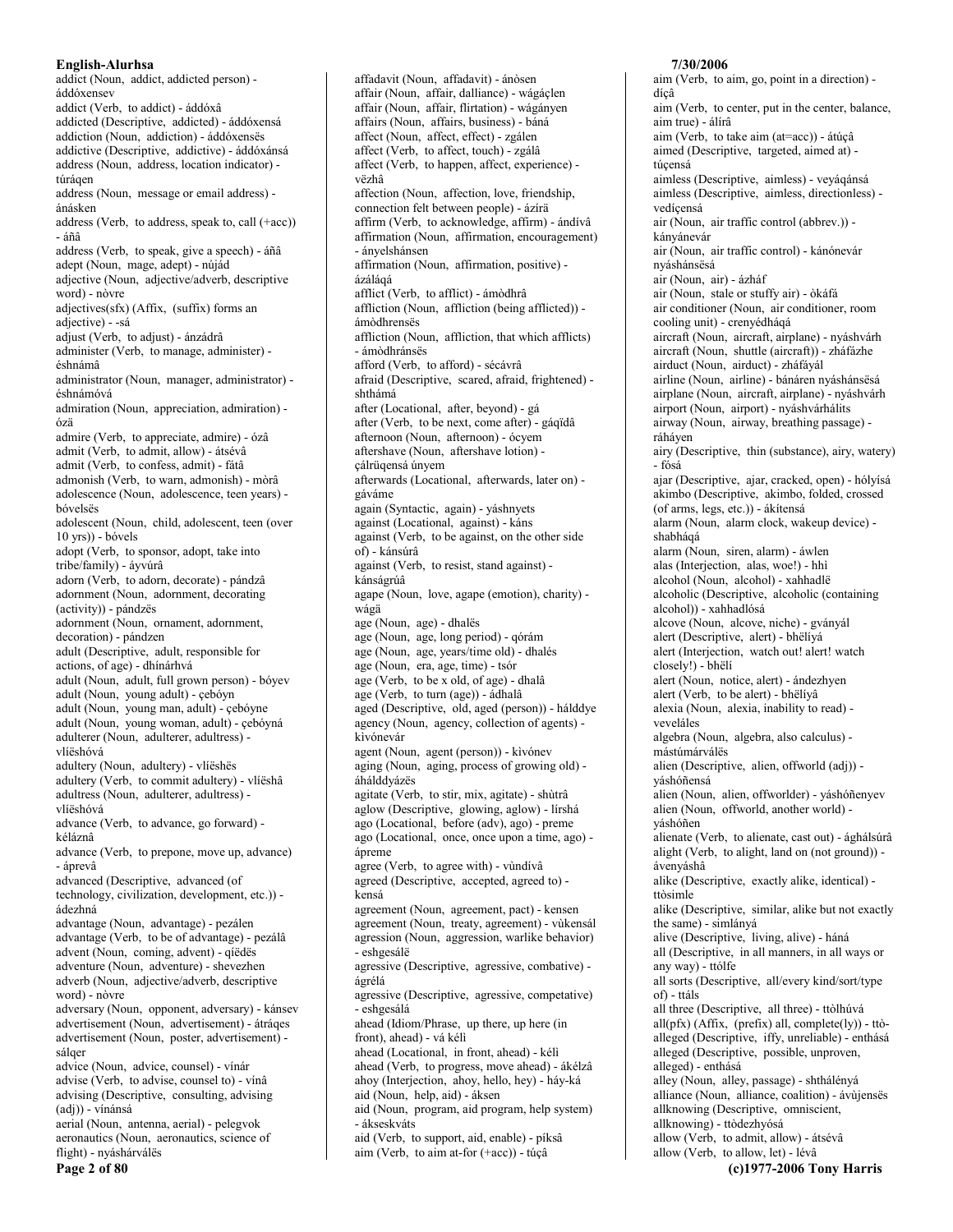addict (Noun, addict, addicted person) - áddóxensev
addict (Verb, to addict) - áddóxâ
addicted (Descriptive, addicted) - áddóxensá
addiction (Noun, addiction) - áddóxensës
addictive (Descriptive, addictive) - áddóxánsá
address (Noun, address, location indicator) - túráqen
address (Noun, message or email address) - ánásken
address (Verb, to address, speak to, call (+acc)) - áñâ
address (Verb, to speak, give a speech) - áñâ
adept (Noun, mage, adept) - núját
adjective (Noun, adjective/adverb, descriptive word) - nòvre
adjectives(sfx) (Affix, (suffix) forms an adjective) - -sá
adjust (Verb, to adjust) - ánzádrâ
administer (Verb, to manage, administer) - éshnámâ
administrator (Noun, manager, administrator) - éshnámóvá
admiration (Noun, appreciation, admiration) - ózä
admire (Verb, to appreciate, admire) - ózâ
admit (Verb, to admit, allow) - átsévâ
admit (Verb, to confess, admit) - fätâ
admonish (Verb, to warn, admonish) - mòrâ
adolescence (Noun, adolescence, teen years) - bóvelsës
adolescent (Noun, child, adolescent, teen (over 10 yrs)) - bóvels
adopt (Verb, to sponsor, adopt, take into tribe/family) - áyvúrâ
adorn (Verb, to adorn, decorate) - pándzâ
adornment (Noun, adornment, decorating (activity)) - pándzës
adornment (Noun, ornament, adornment, decoration) - pándzen
adult (Descriptive, adult, responsible for actions, of age) - dhínárhvá
adult (Noun, adult, full grown person) - bóyev
adult (Noun, young adult) - çebóyn
adult (Noun, young man, adult) - çebóyne
adult (Noun, young woman, adult) - çebóyná
adulterer (Noun, adulterer, adultress) - vlíëshóvá
adultery (Noun, adultery) - vlíëshës
adultery (Verb, to commit adultery) - vlíëshâ
adultress (Noun, adulterer, adultress) - vlíëshóvá
advance (Verb, to advance, go forward) - kéláznâ
advance (Verb, to prepone, move up, advance) - áprevâ
advanced (Descriptive, advanced (of technology, civilization, development, etc.)) - ádezhná
advantage (Noun, advantage) - pezálen
advantage (Verb, to be of advantage) - pezálâ
advent (Noun, coming, advent) - qíëdës
adventure (Noun, adventure) - shevezhen
adverb (Noun, adjective/adverb, descriptive word) - nòvre
adversary (Noun, opponent, adversary) - kánsev
advertisement (Noun, advertisement) - átráqes
advertisement (Noun, poster, advertisement) - sálqer
advice (Noun, advice, counsel) - vínár
advise (Verb, to advise, counsel to) - vínâ
advising (Descriptive, consulting, advising (adj)) - vínánsá
aerial (Noun, antenna, aerial) - pelegvok
aeronautics (Noun, aeronautics, science of flight) - nyáshárválës
affadavit (Noun, affadavit) - ánòsen
affair (Noun, affair, dalliance) - wágáçlen
affair (Noun, affair, flirtation) - wágányen
affairs (Noun, affairs, business) - báná
affect (Noun, affect, effect) - zgálen
affect (Verb, to affect, touch) - zgálâ
affect (Verb, to happen, affect, experience) - vëzhâ
affection (Noun, affection, love, friendship, connection felt between people) - ázírä
affirm (Verb, to acknowledge, affirm) - ándívâ
affirmation (Noun, affirmation, encouragement) - ányelshánsen
affirmation (Noun, affirmation, positive) - ázáláqá
afflict (Verb, to afflict) - ámòdhrâ
affliction (Noun, affliction (being afflicted)) - ámòdhrensës
affliction (Noun, affliction, that which afflicts) - ámòdhránsës
afford (Verb, to afford) - sécávrâ
afraid (Descriptive, scared, afraid, frightened) - shthámá
after (Locational, after, beyond) - gá
after (Verb, to be next, come after) - gáqïdâ
afternoon (Noun, afternoon) - ócyem
aftershave (Noun, aftershave lotion) - çálrüqensá únyem
afterwards (Locational, afterwards, later on) - gáváme
again (Syntactic, again) - yáshnyets
against (Locational, against) - káns
against (Verb, to be against, on the other side of) - kánsúrâ
against (Verb, to resist, stand against) - kánságrúâ
agape (Noun, love, agape (emotion), charity) - wágä
age (Noun, age) - dhalës
age (Noun, age, long period) - qórám
age (Noun, age, years/time old) - dhalés
age (Noun, era, age, time) - tsór
age (Verb, to be x old, of age) - dhalâ
age (Verb, to turn (age)) - ádhalâ
aged (Descriptive, old, aged (person)) - hálddye
agency (Noun, agency, collection of agents) - kivónevár
agent (Noun, agent (person)) - kìvónev
aging (Noun, aging, process of growing old) - áhálddyázës
agitate (Verb, to stir, mix, agitate) - shùtrâ
aglow (Descriptive, glowing, aglow) - lírshá
ago (Locational, before (adv), ago) - preme
ago (Locational, once, once upon a time, ago) - ápreme
agree (Verb, to agree with) - vùndívâ
agreed (Descriptive, accepted, agreed to) - kensá
agreement (Noun, agreement, pact) - kensen
agreement (Noun, treaty, agreement) - vùkensál
agression (Noun, aggression, warlike behavior) - eshgesálë
agressive (Descriptive, agressive, combative) - ágrélá
agressive (Descriptive, agressive, competative) - eshgesálá
ahead (Idiom/Phrase, up there, up here (in front), ahead) - vá kéli
ahead (Locational, in front, ahead) - kéli
ahead (Verb, to progress, move ahead) - ákélzâ
ahoy (Interjection, ahoy, hello, hey) - háy-ká
aid (Noun, help, aid) - áksen
aid (Noun, program, aid program, help system) - ákseskváts
aid (Verb, to support, aid, enable) - píksâ
aim (Verb, to aim at-for (+acc)) - túçâ
aim (Verb, to aim, go, point in a direction) - díçâ
aim (Verb, to center, put in the center, balance, aim true) - álírâ
aim (Verb, to take aim (at=acc)) - átúçâ
aimed (Descriptive, targeted, aimed at) - túçensá
aimless (Descriptive, aimless) - veyáqánsá
aimless (Descriptive, aimless, directionless) - vedíçensá
air (Noun, air traffic control (abbrev.)) - kányánevár
air (Noun, air traffic control) - kánónevár nyáshánsësá
air (Noun, air) - ázháf
air (Noun, stale or stuffy air) - òkáfá
air conditioner (Noun, air conditioner, room cooling unit) - crenyédháqá
aircraft (Noun, aircraft, airplane) - nyáshvárh
aircraft (Noun, shuttle (aircraft)) - zháfázhe
airduct (Noun, airduct) - zháfáyál
airline (Noun, airline) - bánáren nyáshánsësá
airplane (Noun, aircraft, airplane) - nyáshvárh
airport (Noun, airport) - nyáshvárhálits
airway (Noun, airway, breathing passage) - ráháyen
airy (Descriptive, thin (substance), airy, watery) - fósá
ajar (Descriptive, ajar, cracked, open) - hólyísá
akimbo (Descriptive, akimbo, folded, crossed (of arms, legs, etc.)) - ákítensá
alarm (Noun, alarm clock, wakeup device) - shabháqá
alarm (Noun, siren, alarm) - áwlen
alas (Interjection, alas, woe!) - hhì
alcohol (Noun, alcohol) - xahhadlë
alcoholic (Descriptive, alcoholic (containing alcohol)) - xahhadlósá
alcove (Noun, alcove, niche) - gványál
alert (Descriptive, alert) - bhëlíyá
alert (Interjection, watch out! alert! watch closely!) - bhëlí
alert (Noun, notice, alert) - ándezhyen
alert (Verb, to be alert) - bhëlíyâ
alexia (Noun, alexia, inability to read) - veveláles
algebra (Noun, algebra, also calculus) - mástúmárválës
alien (Descriptive, alien, offworld (adj)) - yáshóñensá
alien (Noun, alien, offworlder) - yáshóñenyev
alien (Noun, offworld, another world) - yáshóñen
alienate (Verb, to alienate, cast out) - ághálsúrâ
alight (Verb, to alight, land on (not ground)) - ávenyáshâ
alike (Descriptive, exactly alike, identical) - ttòsimle
alike (Descriptive, similar, alike but not exactly the same) - simlányá
alive (Descriptive, living, alive) - háná
all (Descriptive, in all manners, in all ways or any way) - ttólfe
all sorts (Descriptive, all/every kind/sort/type of) - ttáls
all three (Descriptive, all three) - ttòlhúvá
all(pfx) (Affix, (prefix) all, complete(ly)) - ttò-
alleged (Descriptive, iffy, unreliable) - enthásá
alleged (Descriptive, possible, unproven, alleged) - enthásá
alley (Noun, alley, passage) - shthálényá
alliance (Noun, alliance, coalition) - ávùjensës
allknowing (Descriptive, omniscient, allknowing) - ttòdezhyósá
allow (Verb, to admit, allow) - átsévâ
allow (Verb, to allow, let) - lévâ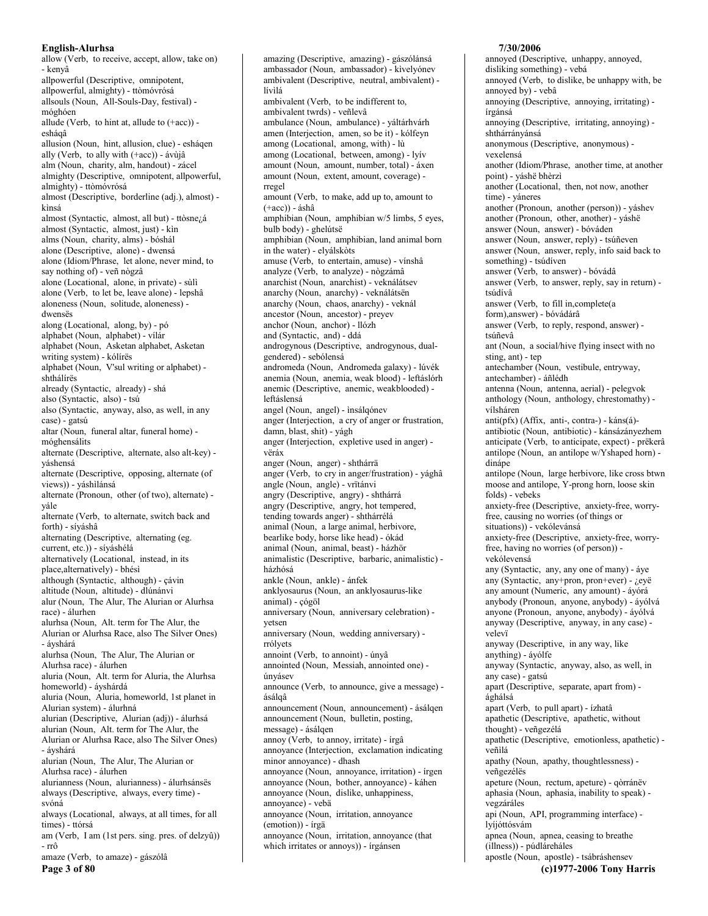allow (Verb, to receive, accept, allow, take on) - kenyâ
allpowerful (Descriptive, omnipotent, allpowerful, almighty) - ttòmóvrósá
allsouls (Noun, All-Souls-Day, festival) - móghóen
allude (Verb, to hint at, allude to (+acc)) - esháqâ
allusion (Noun, hint, allusion, clue) - esháqen
ally (Verb, to ally with (+acc)) - ávùjâ
alm (Noun, charity, alm, handout) - zácel
almighty (Descriptive, omnipotent, allpowerful, almighty) - ttòmóvrósá
almost (Descriptive, borderline (adj.), almost) - kìnsá
almost (Syntactic, almost, all but) - ttòsne¿á
almost (Syntactic, almost, just) - kìn
alms (Noun, charity, alms) - bóshál
alone (Descriptive, alone) - dwensá
alone (Idiom/Phrase, let alone, never mind, to say nothing of) - veñ nògzâ
alone (Locational, alone, in private) - sùlì
alone (Verb, to let be, leave alone) - lepshâ
aloneness (Noun, solitude, aloneness) - dwensës
along (Locational, along, by) - pó
alphabet (Noun, alphabet) - vílár
alphabet (Noun, Asketan alphabet, Asketan writing system) - kólírës
alphabet (Noun, V'sul writing or alphabet) - shthálírës
already (Syntactic, already) - shá
also (Syntactic, also) - tsú
also (Syntactic, anyway, also, as well, in any case) - gatsú
altar (Noun, funeral altar, funeral home) - móghensálits
alternate (Descriptive, alternate, also alt-key) - yáshensá
alternate (Descriptive, opposing, alternate (of views)) - yáshilánsá
alternate (Pronoun, other (of two), alternate) - yále
alternate (Verb, to alternate, switch back and forth) - síyáshâ
alternating (Descriptive, alternating (eg. current, etc.)) - síyáshélá
alternatively (Locational, instead, in its place,alternatively) - bhésì
although (Syntactic, although) - çávin
altitude (Noun, altitude) - dlúnánvi
alur (Noun, The Alur, The Alurian or Alurhsa race) - álurhen
alurhsa (Noun, Alt. term for The Alur, the Alurian or Alurhsa Race, also The Silver Ones) - áyshárá
alurhsa (Noun, The Alur, The Alurian or Alurhsa race) - álurhen
aluria (Noun, Alt. term for Aluria, the Alurhsa homeworld) - áyshárdá
aluria (Noun, Aluria, homeworld, 1st planet in Alurian system) - álurhná
alurian (Descriptive, Alurian (adj)) - álurhsá
alurian (Noun, Alt. term for The Alur, the Alurian or Alurhsa Race, also The Silver Ones) - áyshárá
alurian (Noun, The Alur, The Alurian or Alurhsa race) - álurhen
alurianness (Noun, alurianness) - álurhsánsës
always (Descriptive, always, every time) - svóná
always (Locational, always, at all times, for all times) - ttórsá
am (Verb, I am (1st pers. sing. pres. of delzyû)) - rrô
amaze (Verb, to amaze) - gászólâ
amazing (Descriptive, amazing) - gászólánsá
ambassador (Noun, ambassador) - kivelyónev
ambivalent (Descriptive, neutral, ambivalent) - lívìlá
ambivalent (Verb, to be indifferent to, ambivalent twrds) - veñlevâ
ambulance (Noun, ambulance) - yáltárhvárh
amen (Interjection, amen, so be it) - kólfeyn
among (Locational, among, with) - lù
among (Locational, between, among) - lyív
amount (Noun, amount, number, total) - áxen
amount (Noun, extent, amount, coverage) - rregel
amount (Verb, to make, add up to, amount to (+acc)) - áshâ
amphibian (Noun, amphibian w/5 limbs, 5 eyes, bulb body) - ghelútsë
amphibian (Noun, amphibian, land animal born in the water) - elyálskòts
amuse (Verb, to entertain, amuse) - vínshâ
analyze (Verb, to analyze) - nògzámâ
anarchist (Noun, anarchist) - veknálátsev
anarchy (Noun, anarchy) - veknálátsën
anarchy (Noun, chaos, anarchy) - veknál
ancestor (Noun, ancestor) - preyev
anchor (Noun, anchor) - llózh
and (Syntactic, and) - ddá
androgynous (Descriptive, androgynous, dual-gendered) - sebólensá
andromeda (Noun, Andromeda galaxy) - lúvék
anemia (Noun, anemia, weak blood) - leftáslórh
anemic (Descriptive, anemic, weakblooded) - leftáslensá
angel (Noun, angel) - ìnsálqónev
anger (Interjection, a cry of anger or frustration, damn, blast, shit) - yágh
anger (Interjection, expletive used in anger) - vërâx
anger (Noun, anger) - shthárrä
anger (Verb, to cry in anger/frustration) - yághâ
angle (Noun, angle) - vrïtánvi
angry (Descriptive, angry) - shthárrá
angry (Descriptive, angry, hot tempered, tending towards anger) - shthárrélá
animal (Noun, a large animal, herbivore, bearlike body, horse like head) - ókád
animal (Noun, animal, beast) - házhör
animalistic (Descriptive, barbaric, animalistic) - ázhósá
ankle (Noun, ankle) - ánfek
anklyosaurus (Noun, an anklyosaurus-like animal) - çógöl
anniversary (Noun, anniversary celebration) - yetsen
anniversary (Noun, wedding anniversary) - rrólyets
annoint (Verb, to annoint) - únyâ
annointed (Noun, Messiah, annointed one) - únyásev
announce (Verb, to announce, give a message) - ásálqâ
announcement (Noun, announcement) - ásálqen
announcement (Noun, bulletin, posting, message) - ásálqen
annoy (Verb, to annoy, irritate) - írgâ
annoyance (Interjection, exclamation indicating minor annoyance) - dhash
annoyance (Noun, annoyance, irritation) - írgen
annoyance (Noun, bother, annoyance) - káhen
annoyance (Noun, dislike, unhappiness, annoyance) - vebä
annoyance (Noun, irritation, annoyance (emotion)) - írgä
annoyance (Noun, irritation, annoyance (that which irritates or annoys)) - írgánsen
annoyed (Descriptive, unhappy, annoyed, disliking something) - vebá
annoyed (Verb, to dislike, be unhappy with, be annoyed by) - vebâ
annoying (Descriptive, annoying, irritating) - írgánsá
annoying (Descriptive, irritating, annoying) - shthárrányánsá
anonymous (Descriptive, anonymous) - vexelensá
another (Idiom/Phrase, another time, at another point) - yáshë bhèrzì
another (Locational, then, not now, another time) - yáneres
another (Pronoun, another (person)) - yáshev
another (Pronoun, other, another) - yáshë
answer (Noun, answer) - bóváden
answer (Noun, answer, reply) - tsúñeven
answer (Noun, answer, reply, info said back to something) - tsúdíven
answer (Verb, to answer) - bóvádâ
answer (Verb, to answer, reply, say in return) - tsúdívâ
answer (Verb, to fill in,complete(a form),answer) - bóvádárâ
answer (Verb, to reply, respond, answer) - tsúñevâ
ant (Noun, a social/hive flying insect with no sting, ant) - tep
antechamber (Noun, vestibule, entryway, antechamber) - áñlédh
antenna (Noun, antenna, aerial) - pelegvok
anthology (Noun, anthology, chrestomathy) - vílsháren
anti(pfx) (Affix, anti-, contra-) - káns(á)-
antibiotic (Noun, antibiotic) - kánsázányezhem
anticipate (Verb, to anticipate, expect) - prëkerâ
antilope (Noun, an antilope w/Yshaped horn) - dinápe
antilope (Noun, large herbivore, like cross btwn moose and antilope, Y-prong horn, loose skin folds) - vebeks
anxiety-free (Descriptive, anxiety-free, worry-free, causing no worries (of things or situations)) - vekólevánsá
anxiety-free (Descriptive, anxiety-free, worry-free, having no worries (of person)) - vekólevensá
any (Pronoun, any, any one of many) - áye
any (Syntactic, any+pron, pron+ever) - ¿eyë
any amount (Numeric, any amount) - áyórá
anybody (Pronoun, anyone, anybody) - áyólvá
anyone (Pronoun, anyone, anybody) - áyólvá
anyway (Descriptive, anyway, in any case) - veleví
anyway (Descriptive, in any way, like anything) - áyólfe
anyway (Syntactic, anyway, also, as well, in any case) - gatsú
apart (Descriptive, separate, apart from) - ághálsá
apart (Verb, to pull apart) - ízhatâ
apathetic (Descriptive, apathetic, without thought) - veñgezélá
apathetic (Descriptive, emotionless, apathetic) - veñilá
apathy (Noun, apathy, thoughtlessness) - veñgezélës
apeture (Noun, rectum, apeture) - qòrránëv
aphasia (Noun, aphasia, inability to speak) - vegzáráles
api (Noun, API, programming interface) - lyíjóttósvám
apnea (Noun, apnea, ceasing to breathe (illness)) - púdláreháles
apostle (Noun, apostle) - tsábráshensev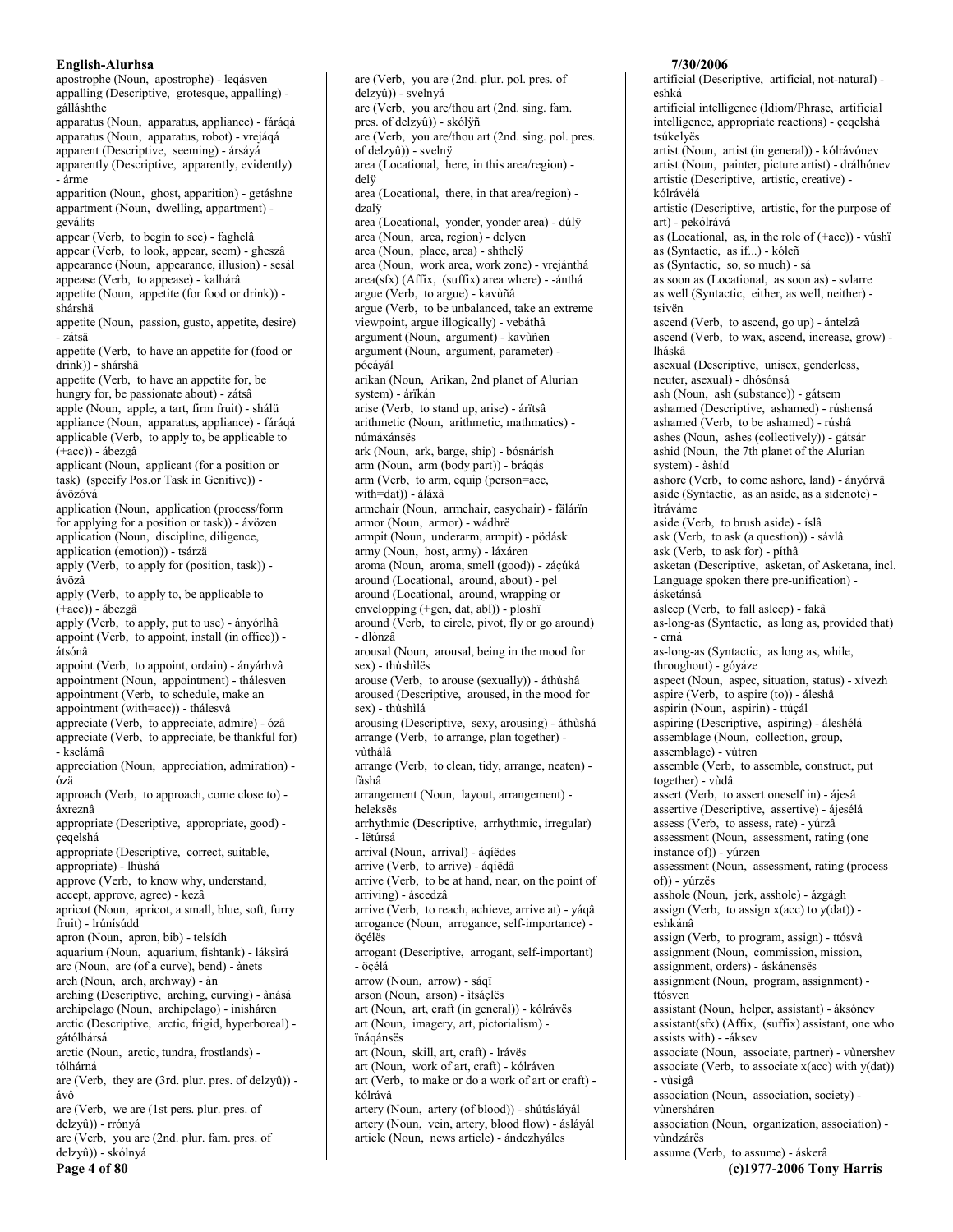apostrophe (Noun, apostrophe) - leqásven
appalling (Descriptive, grotesque, appalling) - gálláshthe
apparatus (Noun, apparatus, appliance) - fáráqá
apparatus (Noun, apparatus, robot) - vrejáqá
apparent (Descriptive, seeming) - ársáyá
apparently (Descriptive, apparently, evidently) - árme
apparition (Noun, ghost, apparition) - getáshne
appartment (Noun, dwelling, appartment) - gevâlits
appear (Verb, to begin to see) - faghelâ
appear (Verb, to look, appear, seem) - ghesză
appearance (Noun, appearance, illusion) - sesál
appease (Verb, to appease) - kalhárâ
appetite (Noun, appetite (for food or drink)) - shárshä
appetite (Noun, passion, gusto, appetite, desire) - zátsä
appetite (Verb, to have an appetite for (food or drink)) - shárshâ
appetite (Verb, to have an appetite for, be hungry for, be passionate about) - zátsâ
apple (Noun, apple, a tart, firm fruit) - shálü
appliance (Noun, apparatus, appliance) - fáráqá
applicable (Verb, to apply to, be applicable to (+acc)) - ábezgâ
applicant (Noun, applicant (for a position or task) (specify Pos.or Task in Genitive)) - ávözóvá
application (Noun, application (process/form for applying for a position or task)) - ávözen
application (Noun, discipline, diligence, application (emotion)) - tsárzä
apply (Verb, to apply for (position, task)) - ávözâ
apply (Verb, to apply to, be applicable to (+acc)) - ábezgâ
apply (Verb, to apply, put to use) - ányórlhâ
appoint (Verb, to appoint, install (in office)) - átsónâ
appoint (Verb, to appoint, ordain) - ányárhvâ
appointment (Noun, appointment) - thálesven
appointment (Verb, to schedule, make an appointment (with=acc)) - thálesvâ
appreciate (Verb, to appreciate, admire) - ózâ
appreciate (Verb, to appreciate, be thankful for) - kselámâ
appreciation (Noun, appreciation, admiration) - ózä
approach (Verb, to approach, come close to) - áxreznâ
appropriate (Descriptive, appropriate, good) - çeqelshá
appropriate (Descriptive, correct, suitable, appropriate) - lhùshá
approve (Verb, to know why, understand, accept, approve, agree) - kezâ
apricot (Noun, apricot, a small, blue, soft, furry fruit) - lrúnísúdd
apron (Noun, apron, bib) - telsídh
aquarium (Noun, aquarium, fishtank) - láksìrá
arc (Noun, arc (of a curve), bend) - ànets
arch (Noun, arch, archway) - àn
arching (Descriptive, arching, curving) - ànásá
archipelago (Noun, archipelago) - inisháren
arctic (Descriptive, arctic, frigid, hyperboreal) - gátólhársá
arctic (Noun, arctic, tundra, frostlands) - tólhárná
are (Verb, they are (3rd. plur. pres. of delzyû)) - ávô
are (Verb, we are (1st pers. plur. pres. of delzyû)) - rrónyá
are (Verb, you are (2nd. plur. fam. pres. of delzyû)) - skólnyá
are (Verb, you are (2nd. plur. pol. pres. of delzyû)) - svelnyá
are (Verb, you are/thou art (2nd. sing. fam. pres. of delzyû)) - skólÿñ
are (Verb, you are/thou art (2nd. sing. pol. pres. of delzyû)) - svelnÿ
area (Locational, here, in this area/region) - delÿ
area (Locational, there, in that area/region) - dzalÿ
area (Locational, yonder, yonder area) - dúlÿ
area (Noun, area, region) - delyen
area (Noun, place, area) - shthelÿ
area (Noun, work area, work zone) - vrejánthá
area(sfx) (Affix, (suffix) area where) - -ánthá
argue (Verb, to argue) - kavùñâ
argue (Verb, to be unbalanced, take an extreme viewpoint, argue illogically) - vebáthâ
argument (Noun, argument) - kavùñen
argument (Noun, argument, parameter) - pócáyál
arikan (Noun, Arikan, 2nd planet of Alurian system) - árïkán
arise (Verb, to stand up, arise) - árïtsâ
arithmetic (Noun, arithmetic, mathmatics) - númáxánsës
ark (Noun, ark, barge, ship) - bósnárísh
arm (Noun, arm (body part)) - bráqás
arm (Verb, to arm, equip (person=acc, with=dat)) - áláxâ
armchair (Noun, armchair, easychair) - fälárïn
armor (Noun, armor) - wádhrë
armpit (Noun, underarm, armpit) - pödásk
army (Noun, host, army) - láxáren
aroma (Noun, aroma, smell (good)) - záçúká
around (Locational, around, about) - pel
around (Locational, around, wrapping or envelopping (+gen, dat, abl)) - ploshï
around (Verb, to circle, pivot, fly or go around) - dlònzâ
arousal (Noun, arousal, being in the mood for sex) - thùshìlës
arouse (Verb, to arouse (sexually)) - áthùshâ
aroused (Descriptive, aroused, in the mood for sex) - thùshìlá
arousing (Descriptive, sexy, arousing) - áthùshá
arrange (Verb, to arrange, plan together) - vùthálâ
arrange (Verb, to clean, tidy, arrange, neaten) - fàshâ
arrangement (Noun, layout, arrangement) - heleksës
arrhythmic (Descriptive, arrhythmic, irregular) - lëtúrsá
arrival (Noun, arrival) - áqíëdes
arrive (Verb, to arrive) - áqíëdâ
arrive (Verb, to be at hand, near, on the point of arriving) - áscedzâ
arrive (Verb, to reach, achieve, arrive at) - yáqâ
arrogance (Noun, arrogance, self-importance) - öçélës
arrogant (Descriptive, arrogant, self-important) - öçélá
arrow (Noun, arrow) - sáqï
arson (Noun, arson) - ìtsáçlës
art (Noun, art, craft (in general)) - kólrávës
art (Noun, imagery, art, pictorialism) - ïnáqánsës
art (Noun, skill, art, craft) - lrávës
art (Noun, work of art, craft) - kólráven
art (Verb, to make or do a work of art or craft) - kólrávâ
artery (Noun, artery (of blood)) - shútásláyál
artery (Noun, vein, artery, blood flow) - ásláyál
article (Noun, news article) - ándezhyáles
artificial (Descriptive, artificial, not-natural) - eshká
artificial intelligence (Idiom/Phrase, artificial intelligence, appropriate reactions) - çeqelshá tsúkelyës
artist (Noun, artist (in general)) - kólrávónev
artist (Noun, painter, picture artist) - drálhónev
artistic (Descriptive, artistic, creative) - kólrávélá
artistic (Descriptive, artistic, for the purpose of art) - pekólrává
as (Locational, as, in the role of (+acc)) - vúshï
as (Syntactic, as if...) - kóleñ
as (Syntactic, so, so much) - sá
as soon as (Locational, as soon as) - svlarre
as well (Syntactic, either, as well, neither) - tsivën
ascend (Verb, to ascend, go up) - ántelzâ
ascend (Verb, to wax, ascend, increase, grow) - lháskâ
asexual (Descriptive, unisex, genderless, neuter, asexual) - dhósónsá
ash (Noun, ash (substance)) - gátsem
ashamed (Descriptive, ashamed) - rúshensá
ashamed (Verb, to be ashamed) - rúshâ
ashes (Noun, ashes (collectively)) - gátsár
ashid (Noun, the 7th planet of the Alurian system) - àshíd
ashore (Verb, to come ashore, land) - ányórvâ
aside (Syntactic, as an aside, as a sidenote) - ìtráváme
aside (Verb, to brush aside) - íslâ
ask (Verb, to ask (a question)) - sávlâ
ask (Verb, to ask for) - píthâ
asketan (Descriptive, asketan, of Asketana, incl. Language spoken there pre-unification) - ásketánsá
asleep (Verb, to fall asleep) - fakâ
as-long-as (Syntactic, as long as, provided that) - erná
as-long-as (Syntactic, as long as, while, throughout) - góyáze
aspect (Noun, aspec, situation, status) - xívezh
aspire (Verb, to aspire (to)) - áleshâ
aspirin (Noun, aspirin) - ttúçál
aspiring (Descriptive, aspiring) - áleshélá
assemblage (Noun, collection, group, assemblage) - vùtren
assemble (Verb, to assemble, construct, put together) - vùdâ
assert (Verb, to assert oneself in) - ájesâ
assertive (Descriptive, assertive) - ájesélá
assess (Verb, to assess, rate) - yúrzâ
assessment (Noun, assessment, rating (one instance of)) - yúrzen
assessment (Noun, assessment, rating (process of)) - yúrzës
asshole (Noun, jerk, asshole) - ázgágh
assign (Verb, to assign x(acc) to y(dat)) - eshkánâ
assign (Verb, to program, assign) - ttósvâ
assignment (Noun, commission, mission, assignment, orders) - áskánensës
assignment (Noun, program, assignment) - ttósven
assistant (Noun, helper, assistant) - áksónev
assistant(sfx) (Affix, (suffix) assistant, one who assists with) - -áksev
associate (Noun, associate, partner) - vùnershev
associate (Verb, to associate x(acc) with y(dat)) - vùsigâ
association (Noun, association, society) - vùnersháren
association (Noun, organization, association) - vùndzárës
assume (Verb, to assume) - áskerâ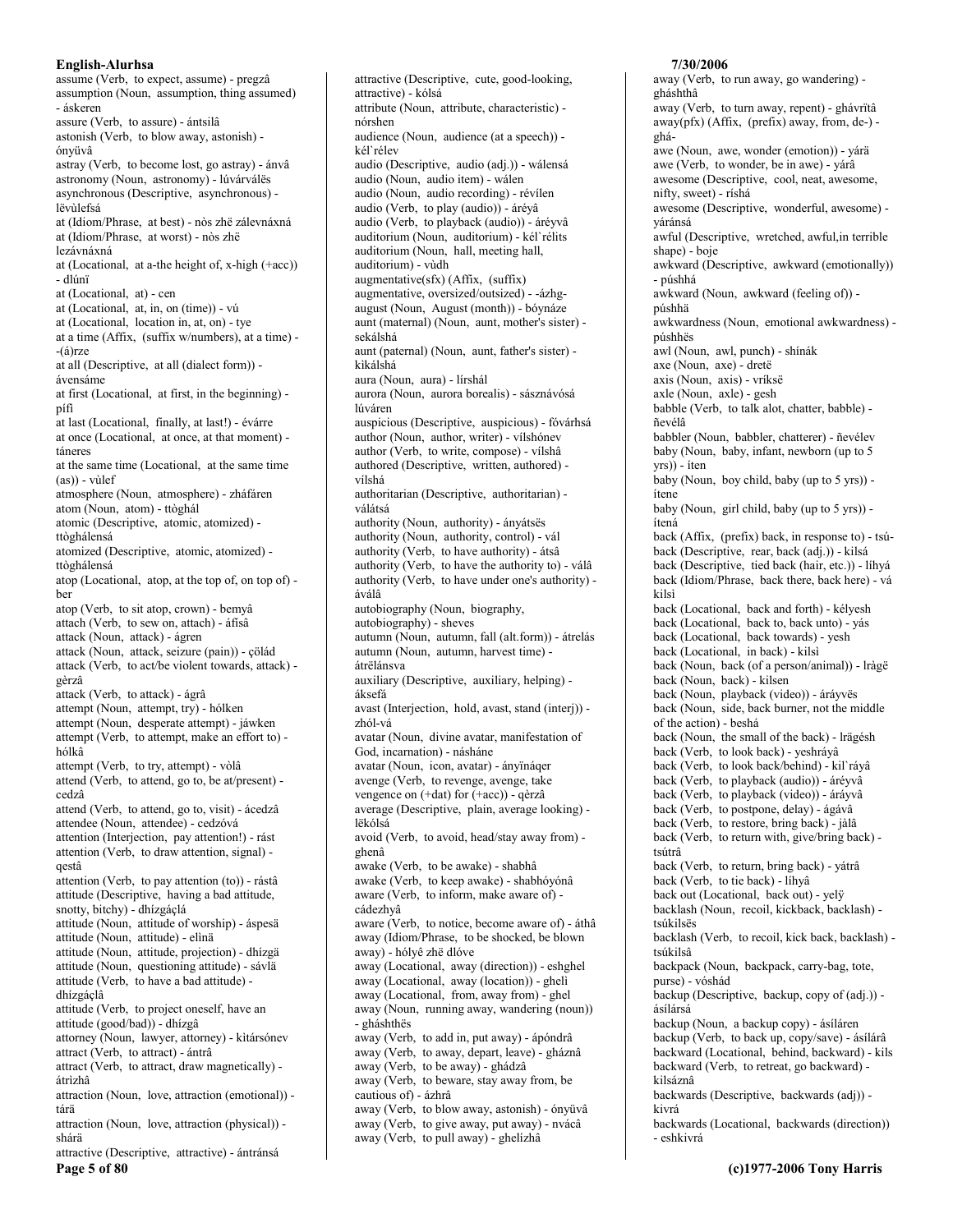assume (Verb, to expect, assume) - pregzâ
assumption (Noun, assumption, thing assumed) - áskeren
assure (Verb, to assure) - ántsilâ
astonish (Verb, to blow away, astonish) - ónyüvâ
astray (Verb, to become lost, go astray) - ánvâ
astronomy (Noun, astronomy) - lúvárválës
asynchronous (Descriptive, asynchronous) - lëvùlefsá
at (Idiom/Phrase, at best) - nòs zhë zálevnáxná
at (Idiom/Phrase, at worst) - nòs zhë lezávnáxná
at (Locational, at a-the height of, x-high (+acc)) - dlúnï
at (Locational, at) - cen
at (Locational, at, in, on (time)) - vú
at (Locational, location in, at, on) - tye
at a time (Affix, (suffix w/numbers), at a time) - -(á)rze
at all (Descriptive, at all (dialect form)) - ávensáme
at first (Locational, at first, in the beginning) - pífì
at last (Locational, finally, at last!) - évárre
at once (Locational, at once, at that moment) - táneres
at the same time (Locational, at the same time (as)) - vùlef
atmosphere (Noun, atmosphere) - zháfáren
atom (Noun, atom) - ttòghál
atomic (Descriptive, atomic, atomized) - ttòghálensá
atomized (Descriptive, atomic, atomized) - ttòghálensá
atop (Locational, atop, at the top of, on top of) - ber
atop (Verb, to sit atop, crown) - bemyâ
attach (Verb, to sew on, attach) - áfïsâ
attack (Noun, attack) - ágren
attack (Noun, attack, seizure (pain)) - çöllád
attack (Verb, to act/be violent towards, attack) - gèrzâ
attack (Verb, to attack) - ágrâ
attempt (Noun, attempt, try) - hólken
attempt (Noun, desperate attempt) - jáwken
attempt (Verb, to attempt, make an effort to) - hólkâ
attempt (Verb, to try, attempt) - vòlâ
attend (Verb, to attend, go to, be at/present) - cedzâ
attend (Verb, to attend, go to, visit) - ácedzâ
attendee (Noun, attendee) - cedzóvá
attention (Interjection, pay attention!) - rást
attention (Verb, to draw attention, signal) - qestâ
attention (Verb, to pay attention (to)) - rástâ
attitude (Descriptive, having a bad attitude, snotty, bitchy) - dhízgáçlá
attitude (Noun, attitude of worship) - áspesä
attitude (Noun, attitude) - elìnä
attitude (Noun, attitude, projection) - dhízgä
attitude (Noun, questioning attitude) - sávlä
attitude (Verb, to have a bad attitude) - dhízgáçlâ
attitude (Verb, to project oneself, have an attitude (good/bad)) - dhízgâ
attorney (Noun, lawyer, attorney) - kìtársónev
attract (Verb, to attract) - ántrâ
attract (Verb, to attract, draw magnetically) - átrìzhâ
attraction (Noun, love, attraction (emotional)) - tárä
attraction (Noun, love, attraction (physical)) - shárä
attractive (Descriptive, attractive) - ántránsá
attractive (Descriptive, cute, good-looking, attractive) - kólsá
attribute (Noun, attribute, characteristic) - nórshen
audience (Noun, audience (at a speech)) - kél`rélev
audio (Descriptive, audio (adj.)) - wálensá
audio (Noun, audio item) - wálen
audio (Noun, audio recording) - révílen
audio (Verb, to play (audio)) - áréyâ
audio (Verb, to playback (audio)) - áréyvâ
auditorium (Noun, auditorium) - kél`rélits
auditorium (Noun, hall, meeting hall, auditorium) - vùdh
augmentative(sfx) (Affix, (suffix) augmentative, oversized/outsized) - -ázhg-
august (Noun, August (month)) - bóynáze
aunt (maternal) (Noun, aunt, mother's sister) - sekálshá
aunt (paternal) (Noun, aunt, father's sister) - kikálshá
aura (Noun, aura) - lírshál
aurora (Noun, aurora borealis) - sásznávósá lúváren
auspicious (Descriptive, auspicious) - fòvárhsá
author (Noun, author, writer) - vílshónev
author (Verb, to write, compose) - vílshâ
authored (Descriptive, written, authored) - vílshá
authoritarian (Descriptive, authoritarian) - válátsá
authority (Noun, authority) - ányátsës
authority (Noun, authority, control) - vál
authority (Verb, to have authority) - átsâ
authority (Verb, to have the authority to) - válâ
authority (Verb, to have under one's authority) - áválâ
autobiography (Noun, biography, autobiography) - sheves
autumn (Noun, autumn, fall (alt.form)) - átrelás
autumn (Noun, autumn, harvest time) - átrëlánsva
auxiliary (Descriptive, auxiliary, helping) - áksefá
avast (Interjection, hold, avast, stand (interj)) - zhól-vá
avatar (Noun, divine avatar, manifestation of God, incarnation) - násháne
avatar (Noun, icon, avatar) - ányïnáqer
avenge (Verb, to revenge, avenge, take vengence on (+dat) for (+acc)) - qèrzâ
average (Descriptive, plain, average looking) - lëkólsá
avoid (Verb, to avoid, head/stay away from) - ghenâ
awake (Verb, to be awake) - shabhâ
awake (Verb, to keep awake) - shabhóyónâ
aware (Verb, to inform, make aware of) - cádezhyâ
aware (Verb, to notice, become aware of) - áthâ
away (Idiom/Phrase, to be shocked, be blown away) - hólyê zhë dlóve
away (Locational, away (direction)) - eshghel
away (Locational, away (location)) - ghelì
away (Locational, from, away from) - ghel
away (Noun, running away, wandering (noun)) - gháshthës
away (Verb, to add in, put away) - ápóndrâ
away (Verb, to away, depart, leave) - gháznâ
away (Verb, to be away) - ghádzâ
away (Verb, to beware, stay away from, be cautious of) - ázhrâ
away (Verb, to blow away, astonish) - ónyüvâ
away (Verb, to give away, put away) - nvácâ
away (Verb, to pull away) - ghelízhâ
away (Verb, to run away, go wandering) - gháshthâ
away (Verb, to turn away, repent) - ghávrïtâ
away(pfx) (Affix, (prefix) away, from, de-) - ghá-
awe (Noun, awe, wonder (emotion)) - yárä
awe (Verb, to wonder, be in awe) - yárâ
awesome (Descriptive, cool, neat, awesome, nifty, sweet) - ríshá
awesome (Descriptive, wonderful, awesome) - yáránsá
awful (Descriptive, wretched, awful,in terrible shape) - boje
awkward (Descriptive, awkward (emotionally)) - púshhá
awkward (Noun, awkward (feeling of)) - púshhä
awkwardness (Noun, emotional awkwardness) - púshhës
awl (Noun, awl, punch) - shínák
axe (Noun, axe) - dretë
axis (Noun, axis) - vríksë
axle (Noun, axle) - gesh
babble (Verb, to talk alot, chatter, babble) - ñevélâ
babbler (Noun, babbler, chatterer) - ñevélev
baby (Noun, baby, infant, newborn (up to 5 yrs)) - íten
baby (Noun, boy child, baby (up to 5 yrs)) - ítene
baby (Noun, girl child, baby (up to 5 yrs)) - ítená
back (Affix, (prefix) back, in response to) - tsú-
back (Descriptive, rear, back (adj.)) - kilsá
back (Descriptive, tied back (hair, etc.)) - líhyá
back (Idiom/Phrase, back there, back here) - vá kilsì
back (Locational, back and forth) - kélyesh
back (Locational, back to, back unto) - yás
back (Locational, back towards) - yesh
back (Locational, in back) - kilsì
back (Noun, back (of a person/animal)) - lràgë
back (Noun, back) - kilsen
back (Noun, playback (video)) - áráyvës
back (Noun, side, back burner, not the middle of the action) - beshá
back (Noun, the small of the back) - lrägésh
back (Verb, to look back) - yeshráyâ
back (Verb, to look back/behind) - kil`ráyâ
back (Verb, to playback (audio)) - áréyvâ
back (Verb, to playback (video)) - aráyvâ
back (Verb, to postpone, delay) - ágávâ
back (Verb, to restore, bring back) - jàlâ
back (Verb, to return with, give/bring back) - tsútrâ
back (Verb, to return, bring back) - yátrâ
back (Verb, to tie back) - líhyâ
back out (Locational, back out) - yelÿ
backlash (Noun, recoil, kickback, backlash) - tsúkilsës
backlash (Verb, to recoil, kick back, backlash) - tsúkilsâ
backpack (Noun, backpack, carry-bag, tote, purse) - vóshád
backup (Descriptive, backup, copy of (adj.)) - ásílársá
backup (Noun, a backup copy) - ásíláren
backup (Verb, to back up, copy/save) - ásílárâ
backward (Locational, behind, backward) - kils
backward (Verb, to retreat, go backward) - kilsáznâ
backwards (Descriptive, backwards (adj)) - kivrá
backwards (Locational, backwards (direction)) - eshkivrá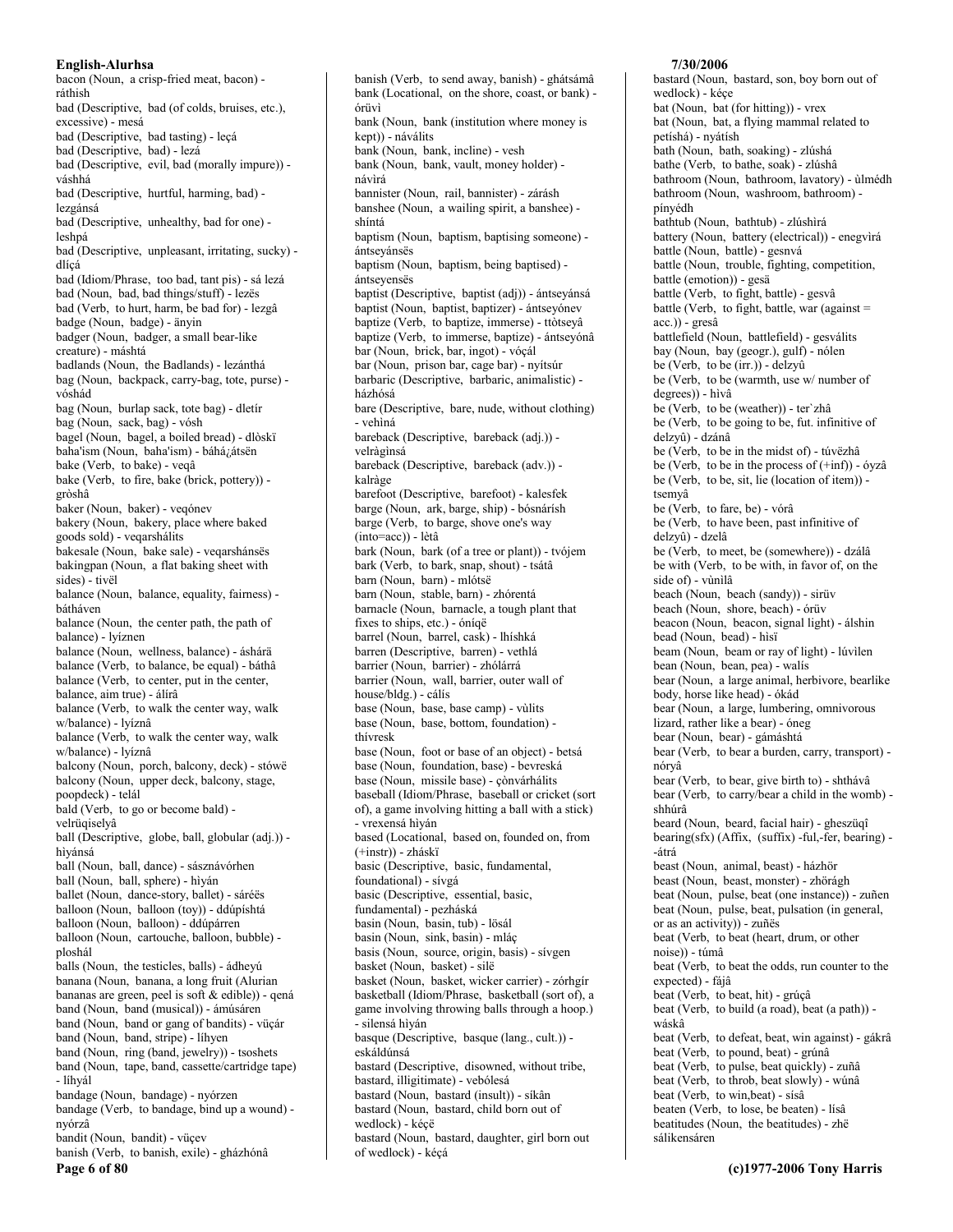bacon (Noun, a crisp-fried meat, bacon) - ráthish
bad (Descriptive, bad (of colds, bruises, etc.), excessive) - mesá
bad (Descriptive, bad tasting) - leçá
bad (Descriptive, bad) - lezá
bad (Descriptive, evil, bad (morally impure)) - váshhá
bad (Descriptive, hurtful, harming, bad) - lezgánsá
bad (Descriptive, unhealthy, bad for one) - leshpá
bad (Descriptive, unpleasant, irritating, sucky) - dlíçá
bad (Idiom/Phrase, too bad, tant pis) - sá lezá
bad (Noun, bad, bad things/stuff) - lezës
bad (Verb, to hurt, harm, be bad for) - lezgâ
badge (Noun, badge) - änyin
badger (Noun, badger, a small bear-like creature) - máshtá
badlands (Noun, the Badlands) - lezánthá
bag (Noun, backpack, carry-bag, tote, purse) - vóshád
bag (Noun, burlap sack, tote bag) - dletír
bag (Noun, sack, bag) - vósh
bagel (Noun, bagel, a boiled bread) - dlòskï
baha'ism (Noun, baha'ism) - báhá¿átsën
bake (Verb, to bake) - veqâ
bake (Verb, to fire, bake (brick, pottery)) - gròshâ
baker (Noun, baker) - veqónev
bakery (Noun, bakery, place where baked goods sold) - veqarshálits
bakesale (Noun, bake sale) - veqarshánsës
bakingpan (Noun, a flat baking sheet with sides) - tivël
balance (Noun, balance, equality, fairness) - báthávën
balance (Noun, the center path, the path of balance) - lyíznen
balance (Noun, wellness, balance) - áshárä
balance (Verb, to balance, be equal) - báthâ
balance (Verb, to center, put in the center, balance, aim true) - álírâ
balance (Verb, to walk the center way, walk w/balance) - lyíznâ
balance (Verb, to walk the center way, walk w/balance) - lyíznâ
balcony (Noun, porch, balcony, deck) - stówë
balcony (Noun, upper deck, balcony, stage, poopdeck) - telál
bald (Verb, to go or become bald) - velrüqiselyâ
ball (Descriptive, globe, ball, globular (adj.)) - hìyánsá
ball (Noun, ball, dance) - sásznávórhen
ball (Noun, ball, sphere) - hìyán
ballet (Noun, dance-story, ballet) - sáréës
balloon (Noun, balloon (toy)) - ddúpíshtá
balloon (Noun, balloon) - ddúpárren
balloon (Noun, cartouche, balloon, bubble) - ploshál
balls (Noun, the testicles, balls) - ádheyú
banana (Noun, banana, a long fruit (Alurian bananas are green, peel is soft & edible)) - qená
band (Noun, band (musical)) - ámúsáren
band (Noun, band or gang of bandits) - vüçár
band (Noun, band, stripe) - líhyen
band (Noun, ring (band, jewelry)) - tsoshets
band (Noun, tape, band, cassette/cartridge tape) - líhyál
bandage (Noun, bandage) - nyórzen
bandage (Verb, to bandage, bind up a wound) - nyórzâ
bandit (Noun, bandit) - vüçev
banish (Verb, to banish, exile) - gházhónâ
banish (Verb, to send away, banish) - ghátsámâ
bank (Locational, on the shore, coast, or bank) - órüvì
bank (Noun, bank (institution where money is kept)) - náválits
bank (Noun, bank, incline) - vesh
bank (Noun, bank, vault, money holder) - návìrá
bannister (Noun, rail, bannister) - zárásh
banshee (Noun, a wailing spirit, a banshee) - shíntá
baptism (Noun, baptism, baptising someone) - ántseyánsës
baptism (Noun, baptism, being baptised) - ántseyensës
baptist (Descriptive, baptist (adj)) - ántseyánsá
baptist (Noun, baptist, baptizer) - ántseyónev
baptize (Verb, to baptize, immerse) - ttòtseyâ
baptize (Verb, to immerse, baptize) - ántseyónâ
bar (Noun, brick, bar, ingot) - vóçál
bar (Noun, prison bar, cage bar) - nyítsúr
barbaric (Descriptive, barbaric, animalistic) - házhósá
bare (Descriptive, bare, nude, without clothing) - vehìná
bareback (Descriptive, bareback (adj.)) - velràginsá
bareback (Descriptive, bareback (adv.)) - kalràge
barefoot (Descriptive, barefoot) - kalesfek
barge (Noun, ark, barge, ship) - bósnárìsh
barge (Verb, to barge, shove one's way (into=acc)) - lètâ
bark (Noun, bark (of a tree or plant)) - tvójem
bark (Verb, to bark, snap, shout) - tsátâ
barn (Noun, barn) - mlótsë
barn (Noun, stable, barn) - zhórentá
barnacle (Noun, barnacle, a tough plant that fixes to ships, etc.) - óníqë
barrel (Noun, barrel, cask) - lhíshká
barren (Descriptive, barren) - vethlá
barrier (Noun, barrier) - zhólárrá
barrier (Noun, wall, barrier, outer wall of house/bldg.) - cálís
base (Noun, base, base camp) - vùlits
base (Noun, base, bottom, foundation) - thívresk
base (Noun, foot or base of an object) - betsá
base (Noun, foundation, base) - bevreská
base (Noun, missile base) - çònvárhálits
baseball (Idiom/Phrase, baseball or cricket (sort of), a game involving hitting a ball with a stick) - vrexensá hìyán
based (Locational, based on, founded on, from (+instr)) - zháskï
basic (Descriptive, basic, fundamental, foundational) - sívgá
basic (Descriptive, essential, basic, fundamental) - pezháská
basin (Noun, basin, tub) - lösál
basin (Noun, sink, basin) - mláç
basis (Noun, source, origin, basis) - sívgen
basket (Noun, basket) - silë
basket (Noun, basket, wicker carrier) - zórhgír
basketball (Idiom/Phrase, basketball (sort of), a game involving throwing balls through a hoop.) - silensá hìyán
basque (Descriptive, basque (lang., cult.)) - eskáldúnsá
bastard (Descriptive, disowned, without tribe, bastard, illigitimate) - vebólesá
bastard (Noun, bastard (insult)) - síkân
bastard (Noun, bastard, child born out of wedlock) - kéçë
bastard (Noun, bastard, daughter, girl born out of wedlock) - kéçá
bastard (Noun, bastard, son, boy born out of wedlock) - kéçe
bat (Noun, bat (for hitting)) - vrex
bat (Noun, bat, a flying mammal related to petíshá) - nyátísh
bath (Noun, bath, soaking) - zlúshá
bathe (Verb, to bathe, soak) - zlúshâ
bathroom (Noun, bathroom, lavatory) - ùlmédh
bathroom (Noun, washroom, bathroom) - pínyédh
bathtub (Noun, bathtub) - zlúshìrá
battery (Noun, battery (electrical)) - enegvìrá
battle (Noun, battle) - gesnvá
battle (Noun, trouble, fighting, competition, battle (emotion)) - gesä
battle (Verb, to fight, battle) - gesvâ
battle (Verb, to fight, battle, war (against = acc.)) - gresâ
battlefield (Noun, battlefield) - gesválits
bay (Noun, bay (geogr.), gulf) - nólen
be (Verb, to be (irr.)) - delzyû
be (Verb, to be (warmth, use w/ number of degrees)) - hìvâ
be (Verb, to be (weather)) - ter`zhâ
be (Verb, to be going to be, fut. infinitive of delzyû) - dzánâ
be (Verb, to be in the midst of) - túvëzhâ
be (Verb, to be in the process of (+inf)) - óyzâ
be (Verb, to be, sit, lie (location of item)) - tsemyâ
be (Verb, to fare, be) - vórâ
be (Verb, to have been, past infinitive of delzyû) - dzelâ
be (Verb, to meet, be (somewhere)) - dzálâ
be with (Verb, to be with, in favor of, on the side of) - vùnìlâ
beach (Noun, beach (sandy)) - sirüv
beach (Noun, shore, beach) - órüv
beacon (Noun, beacon, signal light) - álshin
bead (Noun, bead) - hìsï
beam (Noun, beam or ray of light) - lúvilen
bean (Noun, bean, pea) - walís
bear (Noun, a large animal, herbivore, bearlike body, horse like head) - ókád
bear (Noun, a large, lumbering, omnivorous lizard, rather like a bear) - óneg
bear (Noun, bear) - gámáshtá
bear (Verb, to bear a burden, carry, transport) - nóryâ
bear (Verb, to bear, give birth to) - shthávâ
bear (Verb, to carry/bear a child in the womb) - shhúrâ
beard (Noun, beard, facial hair) - gheszüqî
bearing(sfx) (Affix, (suffix) -ful,-fer, bearing) - -átrá
beast (Noun, animal, beast) - házhör
beast (Noun, beast, monster) - zhörágh
beat (Noun, pulse, beat (one instance)) - zuñen
beat (Noun, pulse, beat, pulsation (in general, or as an activity)) - zuñës
beat (Verb, to beat (heart, drum, or other noise)) - túmâ
beat (Verb, to beat the odds, run counter to the expected) - fájâ
beat (Verb, to beat, hit) - grúçâ
beat (Verb, to build (a road), beat (a path)) - wáskâ
beat (Verb, to defeat, beat, win against) - gákrâ
beat (Verb, to pound, beat) - grúnâ
beat (Verb, to pulse, beat quickly) - zuñâ
beat (Verb, to throb, beat slowly) - wúnâ
beat (Verb, to win,beat) - sísâ
beaten (Verb, to lose, be beaten) - lísâ
beatitudes (Noun, the beatitudes) - zhë sálikensáren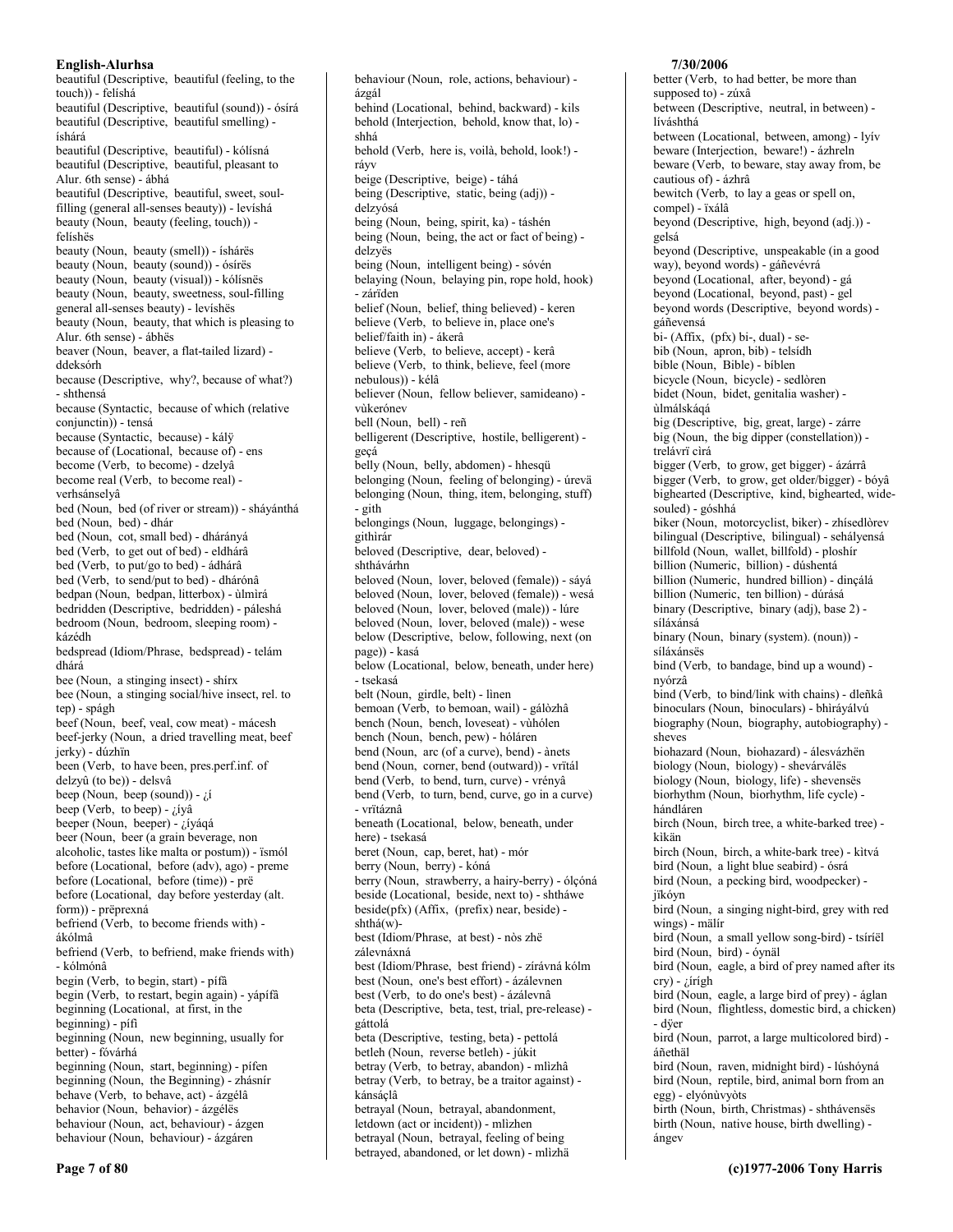beautiful (Descriptive, beautiful (feeling, to the touch)) - felíshá
beautiful (Descriptive, beautiful (sound)) - ósírá
beautiful (Descriptive, beautiful smelling) - íshárá
beautiful (Descriptive, beautiful) - kólísná
beautiful (Descriptive, beautiful, pleasant to Alur. 6th sense) - ábhá
beautiful (Descriptive, beautiful, sweet, soul-filling (general all-senses beauty)) - levíshá
beauty (Noun, beauty (feeling, touch)) - felíshës
beauty (Noun, beauty (smell)) - íshárës
beauty (Noun, beauty (sound)) - ósírës
beauty (Noun, beauty (visual)) - kólísnës
beauty (Noun, beauty, sweetness, soul-filling general all-senses beauty) - levíshës
beauty (Noun, beauty, that which is pleasing to Alur. 6th sense) - ábhës
beaver (Noun, beaver, a flat-tailed lizard) - ddeksórh
because (Descriptive, why?, because of what?) - shthensá
because (Syntactic, because of which (relative conjunctin)) - tensá
because (Syntactic, because) - kálÿ
because of (Locational, because of) - ens
become (Verb, to become) - dzelyâ
become real (Verb, to become real) - verhsánselyâ
bed (Noun, bed (of river or stream)) - sháyánthá
bed (Noun, bed) - dhár
bed (Noun, cot, small bed) - dhárányá
bed (Verb, to get out of bed) - eldhárâ
bed (Verb, to put/go to bed) - ádhárâ
bed (Verb, to send/put to bed) - dhárónâ
bedpan (Noun, bedpan, litterbox) - ùlmìrá
bedridden (Descriptive, bedridden) - páleshá
bedroom (Noun, bedroom, sleeping room) - kázédh
bedspread (Idiom/Phrase, bedspread) - telám dhárá
bee (Noun, a stinging insect) - shírx
bee (Noun, a stinging social/hive insect, rel. to tep) - spágh
beef (Noun, beef, veal, cow meat) - mácesh
beef-jerky (Noun, a dried travelling meat, beef jerky) - dúzhïn
been (Verb, to have been, pres.perf.inf. of delzyû (to be)) - delsvâ
beep (Noun, beep (sound)) - ¿í
beep (Verb, to beep) - ¿íyâ
beeper (Noun, beeper) - ¿íyáqá
beer (Noun, beer (a grain beverage, non alcoholic, tastes like malta or postum)) - ïsmól
before (Locational, before (adv), ago) - preme
before (Locational, before (time)) - prë
before (Locational, day before yesterday (alt. form)) - prëprexná
befriend (Verb, to become friends with) - ákólmâ
befriend (Verb, to befriend, make friends with) - kólmónâ
begin (Verb, to begin, start) - pífâ
begin (Verb, to restart, begin again) - yápífâ
beginning (Locational, at first, in the beginning) - pífi
beginning (Noun, new beginning, usually for better) - fóvárhá
beginning (Noun, start, beginning) - pífen
beginning (Noun, the Beginning) - zhásnír
behave (Verb, to behave, act) - ázgélâ
behavior (Noun, behavior) - ázgélës
behaviour (Noun, act, behaviour) - ázgen
behaviour (Noun, behaviour) - ázgáren
behaviour (Noun, role, actions, behaviour) - ázgál
behind (Locational, behind, backward) - kils
behold (Interjection, behold, know that, lo) - shhá
behold (Verb, here is, voilà, behold, look!) - ráyv
beige (Descriptive, beige) - táhá
being (Descriptive, static, being (adj)) - delzyósá
being (Noun, being, spirit, ka) - táshén
being (Noun, being, the act or fact of being) - delzyës
being (Noun, intelligent being) - sóvén
belaying (Noun, belaying pin, rope hold, hook) - záríden
belief (Noun, belief, thing believed) - keren
believe (Verb, to believe in, place one's belief/faith in) - ákerâ
believe (Verb, to believe, accept) - kerâ
believe (Verb, to think, believe, feel (more nebulous)) - kélâ
believer (Noun, fellow believer, samideano) - vùkerónev
bell (Noun, bell) - reñ
belligerent (Descriptive, hostile, belligerent) - geçá
belly (Noun, belly, abdomen) - hhesqü
belonging (Noun, feeling of belonging) - úrevä
belonging (Noun, thing, item, belonging, stuff) - gith
belongings (Noun, luggage, belongings) - githirár
beloved (Descriptive, dear, beloved) - shthávárhn
beloved (Noun, lover, beloved (female)) - sáyá
beloved (Noun, lover, beloved (female)) - wesá
beloved (Noun, lover, beloved (male)) - lúre
beloved (Noun, lover, beloved (male)) - wese
below (Descriptive, below, following, next (on page)) - kasá
below (Locational, below, beneath, under here) - tsekasá
belt (Noun, girdle, belt) - lìnen
bemoan (Verb, to bemoan, wail) - gálòzhâ
bench (Noun, bench, loveseat) - vùhólen
bench (Noun, bench, pew) - hóláren
bend (Noun, arc (of a curve), bend) - ànets
bend (Noun, corner, bend (outward)) - vrïtál
bend (Verb, to bend, turn, curve) - vrényâ
bend (Verb, to turn, bend, curve, go in a curve) - vrïtáznâ
beneath (Locational, below, beneath, under here) - tsekasá
beret (Noun, cap, beret, hat) - mór
berry (Noun, berry) - kóná
berry (Noun, strawberry, a hairy-berry) - ólçóná
beside (Locational, beside, next to) - shtháwe
beside(pfx) (Affix, (prefix) near, beside) - shthá(w)-
best (Idiom/Phrase, at best) - nòs zhë zálevnáxná
best (Idiom/Phrase, best friend) - zírávná kólm
best (Noun, one's best effort) - ázálevnen
best (Verb, to do one's best) - ázálevnâ
beta (Descriptive, beta, test, trial, pre-release) - gáttolá
beta (Descriptive, testing, beta) - pettolá
betleh (Noun, reverse betleh) - júkit
betray (Verb, to betray, abandon) - mlìzhâ
betray (Verb, to betray, be a traitor against) - kánsáçlâ
betrayal (Noun, betrayal, abandonment, letdown (act or incident)) - mlìzhen
betrayal (Noun, betrayal, feeling of being betrayed, abandoned, or let down) - mlìzhä
better (Verb, to had better, be more than supposed to) - zúxâ
between (Descriptive, neutral, in between) - lívášhthá
between (Locational, between, among) - lyív
beware (Interjection, beware!) - ázhreln
beware (Verb, to beware, stay away from, be cautious of) - ázhrâ
bewitch (Verb, to lay a geas or spell on, compel) - ïxálâ
beyond (Descriptive, high, beyond (adj.)) - gelsá
beyond (Descriptive, unspeakable (in a good way), beyond words) - gáñevévrá
beyond (Locational, after, beyond) - gá
beyond (Locational, beyond, past) - gel
beyond words (Descriptive, beyond words) - gáñevensá
bi- (Affix, (pfx) bi-, dual) - se-
bib (Noun, apron, bib) - telsídh
bible (Noun, Bible) - bíblen
bicycle (Noun, bicycle) - sedlòren
bidet (Noun, bidet, genitalia washer) - ùlmálskáqá
big (Descriptive, big, great, large) - zárre
big (Noun, the big dipper (constellation)) - trelávrï cìrá
bigger (Verb, to grow, get bigger) - ázárrâ
bigger (Verb, to grow, get older/bigger) - bóyâ
bighearted (Descriptive, kind, bighearted, wide-souled) - góshhá
biker (Noun, motorcyclist, biker) - zhísedlòrev
bilingual (Descriptive, bilingual) - seháłyensá
billfold (Noun, wallet, billfold) - ploshír
billion (Numeric, billion) - dúshentá
billion (Numeric, hundred billion) - dinçálá
billion (Numeric, ten billion) - dúrásá
binary (Descriptive, binary (adj), base 2) - síláxánsá
binary (Noun, binary (system). (noun)) - síláxánsës
bind (Verb, to bandage, bind up a wound) - nyórzâ
bind (Verb, to bind/link with chains) - dleñkâ
binoculars (Noun, binoculars) - bhiráyálvú
biography (Noun, biography, autobiography) - sheves
biohazard (Noun, biohazard) - álesvázhën
biology (Noun, biology) - shevárválës
biology (Noun, biology, life) - shevensës
biorhythm (Noun, biorhythm, life cycle) - hándláren
birch (Noun, birch tree, a white-barked tree) - kikän
birch (Noun, birch, a white-bark tree) - kitvá
bird (Noun, a light blue seabird) - ósrá
bird (Noun, a pecking bird, woodpecker) - jïkóyn
bird (Noun, a singing night-bird, grey with red wings) - mälír
bird (Noun, a small yellow song-bird) - tsíríël
bird (Noun, bird) - óynäl
bird (Noun, eagle, a bird of prey named after its cry) - ¿írígh
bird (Noun, eagle, a large bird of prey) - áglan
bird (Noun, flightless, domestic bird, a chicken) - dÿer
bird (Noun, parrot, a large multicolored bird) - áñethäl
bird (Noun, raven, midnight bird) - lúshóyná
bird (Noun, reptile, bird, animal born from an egg) - elyónùvyòts
birth (Noun, birth, Christmas) - shthávensës
birth (Noun, native house, birth dwelling) - ángev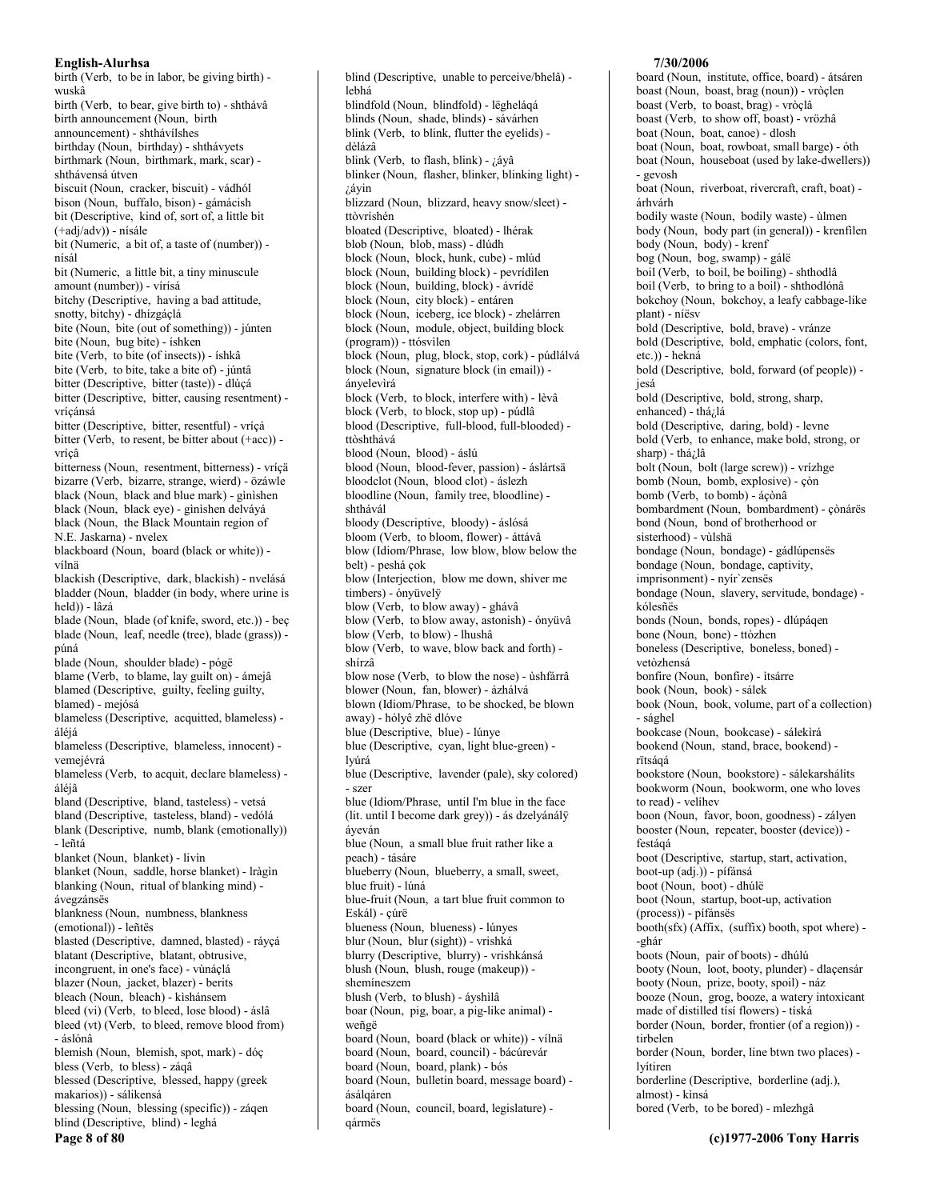birth (Verb, to be in labor, be giving birth) - wuskâ
birth (Verb, to bear, give birth to) - shthávâ
birth announcement (Noun, birth announcement) - shthávílshes
birthday (Noun, birthday) - shthávyets
birthmark (Noun, birthmark, mark, scar) - shthávensá útven
biscuit (Noun, cracker, biscuit) - vádhól
bison (Noun, buffalo, bison) - gámácish
bit (Descriptive, kind of, sort of, a little bit (+adj/adv)) - nísále
bit (Numeric, a bit of, a taste of (number)) - nísál
bit (Numeric, a little bit, a tiny minuscule amount (number)) - vírísá
bitchy (Descriptive, having a bad attitude, snotty, bitchy) - dhízgáçlá
bite (Noun, bite (out of something)) - júnten
bite (Noun, bug bite) - íshken
bite (Verb, to bite (of insects)) - íshkâ
bite (Verb, to bite, take a bite of) - júntâ
bitter (Descriptive, bitter (taste)) - dlúçá
bitter (Descriptive, bitter, causing resentment) - vríçánsá
bitter (Descriptive, bitter, resentful) - vríçá
bitter (Verb, to resent, be bitter about (+acc)) - vríçâ
bitterness (Noun, resentment, bitterness) - vríçä
bizarre (Verb, bizarre, strange, wierd) - özáwle
black (Noun, black and blue mark) - ginìshen
black (Noun, black eye) - ginìshen delváyá
black (Noun, the Black Mountain region of N.E. Jaskarna) - nvelex
blackboard (Noun, board (black or white)) - vílnä
blackish (Descriptive, dark, blackish) - nvelásá
bladder (Noun, bladder (in body, where urine is held)) - lâzá
blade (Noun, blade (of knife, sword, etc.)) - beç
blade (Noun, leaf, needle (tree), blade (grass)) - púná
blade (Noun, shoulder blade) - págë
blame (Verb, to blame, lay guilt on) - ámejâ
blamed (Descriptive, guilty, feeling guilty, blamed) - mejósá
blameless (Descriptive, acquitted, blameless) - áléjá
blameless (Descriptive, blameless, innocent) - vemejévrá
blameless (Verb, to acquit, declare blameless) - áléjâ
bland (Descriptive, bland, tasteless) - vetsá
bland (Descriptive, tasteless, bland) - vedólá
blank (Descriptive, numb, blank (emotionally)) - leñtá
blanket (Noun, blanket) - livìn
blanket (Noun, saddle, horse blanket) - lràgìn
blanking (Noun, ritual of blanking mind) - ávegzánsës
blankness (Noun, numbness, blankness (emotional)) - leñtës
blasted (Descriptive, damned, blasted) - ráyçá
blatant (Descriptive, blatant, obtrusive, incongruent, in one's face) - vùnáçlá
blazer (Noun, jacket, blazer) - berits
bleach (Noun, bleach) - kishánsem
bleed (vi) (Verb, to bleed, lose blood) - áslâ
bleed (vt) (Verb, to bleed, remove blood from) - áslónâ
blemish (Noun, blemish, spot, mark) - dóç
bless (Verb, to bless) - záqâ
blessed (Descriptive, blessed, happy (greek makarios)) - sálikensá
blessing (Noun, blessing (specific)) - záqen
blind (Descriptive, blind) - leghá
blind (Descriptive, unable to perceive/bhelâ) - lebhá
blindfold (Noun, blindfold) - lëgheláqá
blinds (Noun, shade, blinds) - sávárhen
blink (Verb, to blink, flutter the eyelids) - dèlázâ
blink (Verb, to flash, blink) - ¿áyâ
blinker (Noun, flasher, blinker, blinking light) - ¿áyin
blizzard (Noun, blizzard, heavy snow/sleet) - ttòvríshén
bloated (Descriptive, bloated) - lhérak
blob (Noun, blob, mass) - dlúdh
block (Noun, block, hunk, cube) - mlúd
block (Noun, building block) - pevrídilen
block (Noun, building, block) - ávrídë
block (Noun, city block) - entáren
block (Noun, iceberg, ice block) - zhelárren
block (Noun, module, object, building block (program)) - ttósvìlen
block (Noun, plug, block, stop, cork) - púdlálvá
block (Noun, signature block (in email)) - ányelevìrá
block (Verb, to block, interfere with) - lèvâ
block (Verb, to block, stop up) - púdlâ
blood (Descriptive, full-blood, full-blooded) - ttòshthává
blood (Noun, blood) - áslú
blood (Noun, blood-fever, passion) - áslártsä
bloodclot (Noun, blood clot) - áslezh
bloodline (Noun, family tree, bloodline) - shthávál
bloody (Descriptive, bloody) - áslósá
bloom (Verb, to bloom, flower) - áttávâ
blow (Idiom/Phrase, low blow, blow below the belt) - peshá çok
blow (Interjection, blow me down, shiver me timbers) - ónyüvelÿ
blow (Verb, to blow away) - ghávâ
blow (Verb, to blow away, astonish) - ónyüvâ
blow (Verb, to blow) - lhushâ
blow (Verb, to wave, blow back and forth) - shírzâ
blow nose (Verb, to blow the nose) - ùshfárrâ
blower (Noun, fan, blower) - ázhálvá
blown (Idiom/Phrase, to be shocked, be blown away) - hólyê zhë dlóve
blue (Descriptive, blue) - lúnye
blue (Descriptive, cyan, light blue-green) - lyúrá
blue (Descriptive, lavender (pale), sky colored) - szer
blue (Idiom/Phrase, until I'm blue in the face (lit. until I become dark grey)) - ás dzelyánálÿ áyeván
blue (Noun, a small blue fruit rather like a peach) - tásáre
blueberry (Noun, blueberry, a small, sweet, blue fruit) - lúná
blue-fruit (Noun, a tart blue fruit common to Eskál) - çúrë
blueness (Noun, blueness) - lúnyes
blur (Noun, blur (sight)) - vrishká
blurry (Descriptive, blurry) - vrishkánsá
blush (Noun, blush, rouge (makeup)) - shemíneszem
blush (Verb, to blush) - áyshìlâ
boar (Noun, pig, boar, a pig-like animal) - weñgë
board (Noun, board (black or white)) - vílnä
board (Noun, board, council) - bácúrevár
board (Noun, board, plank) - bós
board (Noun, bulletin board, message board) - ásálqáren
board (Noun, council, board, legislature) - qármës
board (Noun, institute, office, board) - átsáren
boast (Noun, boast, brag (noun)) - vròçlen
boast (Verb, to boast, brag) - vròçlâ
boast (Verb, to show off, boast) - vrözhâ
boat (Noun, boat, canoe) - dlosh
boat (Noun, boat, rowboat, small barge) - óth
boat (Noun, houseboat (used by lake-dwellers)) - gevosh
boat (Noun, riverboat, rivercraft, craft, boat) - árhvárh
bodily waste (Noun, bodily waste) - ùlmen
body (Noun, body part (in general)) - krenfilen
body (Noun, body) - krenf
bog (Noun, bog, swamp) - gálë
boil (Verb, to boil, be boiling) - shthodlâ
boil (Verb, to bring to a boil) - shthodlónâ
bokchoy (Noun, bokchoy, a leafy cabbage-like plant) - níësv
bold (Descriptive, bold, brave) - vránze
bold (Descriptive, bold, emphatic (colors, font, etc.)) - hekná
bold (Descriptive, bold, forward (of people)) - jesá
bold (Descriptive, bold, strong, sharp, enhanced) - thá¿lá
bold (Descriptive, daring, bold) - levne
bold (Verb, to enhance, make bold, strong, or sharp) - thá¿lâ
bolt (Noun, bolt (large screw)) - vrízhge
bomb (Noun, bomb, explosive) - çòn
bomb (Verb, to bomb) - áçònâ
bombardment (Noun, bombardment) - çònárës
bond (Noun, bond of brotherhood or sisterhood) - vùlshä
bondage (Noun, bondage) - gádlúpensës
bondage (Noun, bondage, captivity, imprisonment) - nyír`zensës
bondage (Noun, slavery, servitude, bondage) - kólesñës
bonds (Noun, bonds, ropes) - dlúpáqen
bone (Noun, bone) - ttòzhen
boneless (Descriptive, boneless, boned) - vetòzhensá
bonfire (Noun, bonfire) - ìtsárre
book (Noun, book) - sálek
book (Noun, book, volume, part of a collection) - sághel
bookcase (Noun, bookcase) - sálekìrá
bookend (Noun, stand, brace, bookend) - rïtsáqá
bookstore (Noun, bookstore) - sálekarshálits
bookworm (Noun, bookworm, one who loves to read) - velíhev
boon (Noun, favor, boon, goodness) - zályen
booster (Noun, repeater, booster (device)) - festáqá
boot (Descriptive, startup, start, activation, boot-up (adj.)) - pífánsá
boot (Noun, boot) - dhúlë
boot (Noun, startup, boot-up, activation (process)) - pífánsës
booth(sfx) (Affix, (suffix) booth, spot where) - -ghár
boots (Noun, pair of boots) - dhúlú
booty (Noun, loot, booty, plunder) - dlaçensár
booty (Noun, prize, booty, spoil) - náz
booze (Noun, grog, booze, a watery intoxicant made of distilled tísí flowers) - tíská
border (Noun, border, frontier (of a region)) - tirbelen
border (Noun, border, line btwn two places) - lyítiren
borderline (Descriptive, borderline (adj.), almost) - kìnsá
bored (Verb, to be bored) - mlezhgâ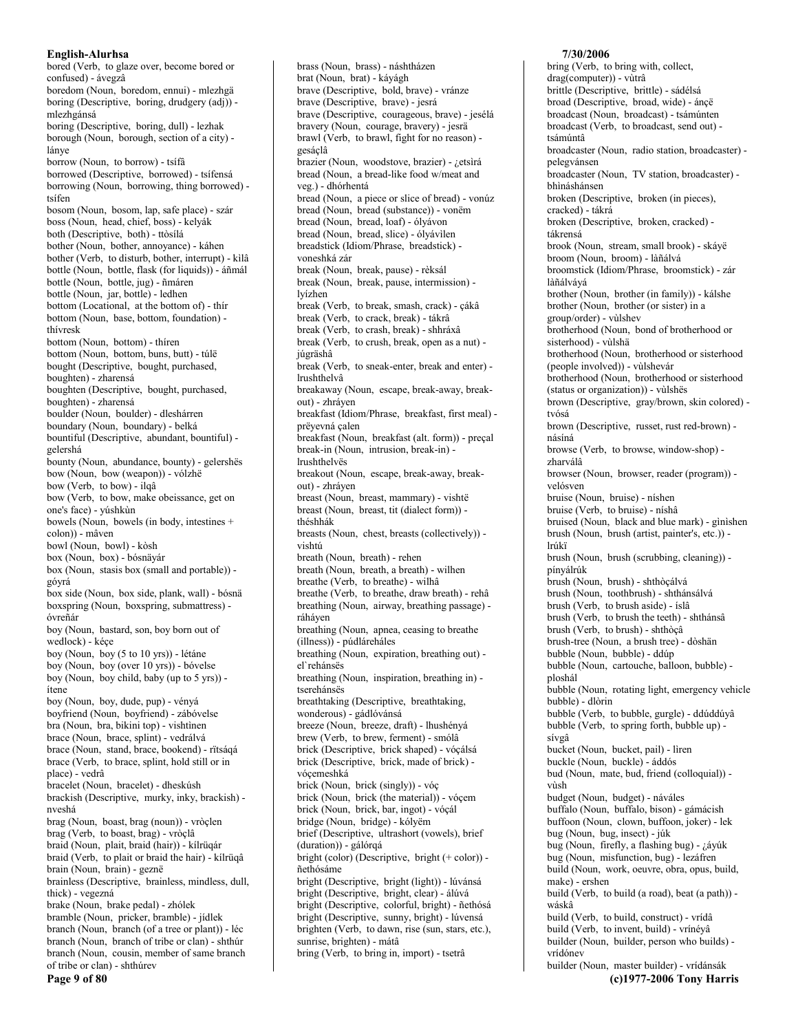bored (Verb, to glaze over, become bored or confused) - ávegzâ
boredom (Noun, boredom, ennui) - mlezhgä
boring (Descriptive, boring, drudgery (adj)) - mlezhgánsá
boring (Descriptive, boring, dull) - lezhak
borough (Noun, borough, section of a city) - lánye
borrow (Noun, to borrow) - tsífâ
borrowed (Descriptive, borrowed) - tsífensá
borrowing (Noun, borrowing, thing borrowed) - tsífen
bosom (Noun, bosom, lap, safe place) - szár
boss (Noun, head, chief, boss) - kelyák
both (Descriptive, both) - ttòsílá
bother (Noun, bother, annoyance) - káhen
bother (Verb, to disturb, bother, interrupt) - kilâ
bottle (Noun, bottle, flask (for liquids)) - áñmál
bottle (Noun, bottle, jug) - ñmáren
bottle (Noun, jar, bottle) - ledhen
bottom (Locational, at the bottom of) - thír
bottom (Noun, base, bottom, foundation) - thívresk
bottom (Noun, bottom) - thíren
bottom (Noun, bottom, buns, butt) - túlë
bought (Descriptive, bought, purchased, boughten) - zharensá
boughten (Descriptive, bought, purchased, boughten) - zharensá
boulder (Noun, boulder) - dleshárren
boundary (Noun, boundary) - belká
bountiful (Descriptive, abundant, bountiful) - gelershá
bounty (Noun, abundance, bounty) - gelershës
bow (Noun, bow (weapon)) - vólzhë
bow (Verb, to bow) - ilqâ
bow (Verb, to bow, make obeissance, get on one's face) - yúshkùn
bowels (Noun, bowels (in body, intestines + colon)) - mâven
bowl (Noun, bowl) - kòsh
box (Noun, box) - bósnäyár
box (Noun, stasis box (small and portable)) - góyrá
box side (Noun, box side, plank, wall) - bósnä
boxspring (Noun, boxspring, submattress) - óvreñár
boy (Noun, bastard, son, boy born out of wedlock) - kéçe
boy (Noun, boy (5 to 10 yrs)) - létáne
boy (Noun, boy (over 10 yrs)) - bóvelse
boy (Noun, boy child, baby (up to 5 yrs)) - ítene
boy (Noun, boy, dude, pup) - vényá
boyfriend (Noun, boyfriend) - zábóvelse
bra (Noun, bra, bikini top) - vishtinen
brace (Noun, brace, splint) - vedrálvá
brace (Noun, stand, brace, bookend) - rïtsáqá
brace (Verb, to brace, splint, hold still or in place) - vedrâ
bracelet (Noun, bracelet) - dheskúsh
brackish (Descriptive, murky, inky, brackish) - nveshá
brag (Noun, boast, brag (noun)) - vròçlen
brag (Verb, to boast, brag) - vròçlâ
braid (Noun, plait, braid (hair)) - kílrüqár
braid (Verb, to plait or braid the hair) - kílrüqâ
brain (Noun, brain) - geznë
brainless (Descriptive, brainless, mindless, dull, thick) - vegezná
brake (Noun, brake pedal) - zhólek
bramble (Noun, pricker, bramble) - jídlek
branch (Noun, branch (of a tree or plant)) - léc
branch (Noun, branch of tribe or clan) - shthúr
branch (Noun, cousin, member of same branch of tribe or clan) - shthúrev
brass (Noun, brass) - náshtházen
brat (Noun, brat) - káyágh
brave (Descriptive, bold, brave) - vránze
brave (Descriptive, brave) - jesrá
brave (Descriptive, courageous, brave) - jesélá
bravery (Noun, courage, bravery) - jesrä
brawl (Verb, to brawl, fight for no reason) - gesáçlâ
brazier (Noun, woodstove, brazier) - ¿etsírá
bread (Noun, a bread-like food w/meat and veg.) - dhórhentá
bread (Noun, a piece or slice of bread) - vonúz
bread (Noun, bread (substance)) - vonëm
bread (Noun, bread, loaf) - ólyávon
bread (Noun, bread, slice) - ólyávilen
breadstick (Idiom/Phrase, breadstick) - voneshká zár
break (Noun, break, pause) - rèksál
break (Noun, break, pause, intermission) - lyízhen
break (Verb, to break, smash, crack) - çákâ
break (Verb, to crack, break) - tákrâ
break (Verb, to crash, break) - shhráxâ
break (Verb, to crush, break, open as a nut) - júgräshâ
break (Verb, to sneak-enter, break and enter) - lrushthelvâ
breakaway (Noun, escape, break-away, break-out) - zhráyen
breakfast (Idiom/Phrase, breakfast, first meal) - prëyevná çalen
breakfast (Noun, breakfast (alt. form)) - preçal
break-in (Noun, intrusion, break-in) - lrushthelvës
breakout (Noun, escape, break-away, break-out) - zhráyen
breast (Noun, breast, mammary) - vishtë
breast (Noun, breast, tit (dialect form)) - théshhák
breasts (Noun, chest, breasts (collectively)) - vishtú
breath (Noun, breath) - rehen
breath (Noun, breath, a breath) - wilhen
breathe (Verb, to breathe) - wilhâ
breathe (Verb, to breathe, draw breath) - rehâ
breathing (Noun, airway, breathing passage) - ráháyen
breathing (Noun, apnea, ceasing to breathe (illness)) - púdlâreháles
breathing (Noun, expiration, breathing out) - el`rehánsës
breathing (Noun, inspiration, breathing in) - tserehánsës
breathtaking (Descriptive, breathtaking, wonderous) - gádlóvánsá
breeze (Noun, breeze, draft) - lhushényá
brew (Verb, to brew, ferment) - smólâ
brick (Descriptive, brick shaped) - vóçálsá
brick (Descriptive, brick, made of brick) - vóçemeshká
brick (Noun, brick (singly)) - vóç
brick (Noun, brick (the material)) - vóçem
brick (Noun, brick, bar, ingot) - vóçál
bridge (Noun, bridge) - kólyëm
brief (Descriptive, ultrashort (vowels), brief (duration)) - gálórqá
bright (color) (Descriptive, bright (+ color)) - ñethósáme
bright (Descriptive, bright (light)) - lúvánsá
bright (Descriptive, bright, clear) - álúvá
bright (Descriptive, colorful, bright) - ñethósá
bright (Descriptive, sunny, bright) - lúvensá
brighten (Verb, to dawn, rise (sun, stars, etc.), sunrise, brighten) - mátâ
bring (Verb, to bring in, import) - tsetrâ
bring (Verb, to bring with, collect, drag(computer)) - vùtrâ
brittle (Descriptive, brittle) - sádélsá
broad (Descriptive, broad, wide) - ánçë
broadcast (Noun, broadcast) - tsámúnten
broadcast (Verb, to broadcast, send out) - tsámúntâ
broadcaster (Noun, radio station, broadcaster) - pelegvánsen
broadcaster (Noun, TV station, broadcaster) - bhináshánsen
broken (Descriptive, broken (in pieces), cracked) - tákrá
broken (Descriptive, broken, cracked) - tákrensá
brook (Noun, stream, small brook) - skáyë
broom (Noun, broom) - làñálvá
broomstick (Idiom/Phrase, broomstick) - zár làñálváyá
brother (Noun, brother (in family)) - kálshe
brother (Noun, brother (or sister) in a group/order) - vùlshev
brotherhood (Noun, bond of brotherhood or sisterhood) - vùlshä
brotherhood (Noun, brotherhood or sisterhood (people involved)) - vùlshevár
brotherhood (Noun, brotherhood or sisterhood (status or organization)) - vùlshës
brown (Descriptive, gray/brown, skin colored) - tvósá
brown (Descriptive, russet, rust red-brown) - násíná
browse (Verb, to browse, window-shop) - zharválâ
browser (Noun, browser, reader (program)) - velósven
bruise (Noun, bruise) - níshen
bruise (Verb, to bruise) - níshâ
bruised (Noun, black and blue mark) - ginìshen
brush (Noun, brush (artist, painter's, etc.)) - lrúkï
brush (Noun, brush (scrubbing, cleaning)) - pínyálrúk
brush (Noun, brush) - shthòçálvá
brush (Noun, toothbrush) - shthánsálvá
brush (Verb, to brush aside) - íslâ
brush (Verb, to brush the teeth) - shthánsâ
brush (Verb, to brush) - shthòçâ
brush-tree (Noun, a brush tree) - dòshän
bubble (Noun, bubble) - ddúp
bubble (Noun, cartouche, balloon, bubble) - ploshál
bubble (Noun, rotating light, emergency vehicle bubble) - dlòrin
bubble (Verb, to bubble, gurgle) - ddúddúyâ
bubble (Verb, to spring forth, bubble up) - sívgâ
bucket (Noun, bucket, pail) - lìren
buckle (Noun, buckle) - áddós
bud (Noun, mate, bud, friend (colloquial)) - vùsh
budget (Noun, budget) - náváles
buffalo (Noun, buffalo, bison) - gámácish
buffoon (Noun, clown, buffoon, joker) - lek
bug (Noun, bug, insect) - júk
bug (Noun, firefly, a flashing bug) - ¿áyúk
bug (Noun, misfunction, bug) - lezáfren
build (Noun, work, oeuvre, obra, opus, build, make) - ershen
build (Verb, to build (a road), beat (a path)) - wáskâ
build (Verb, to build, construct) - vrídâ
build (Verb, to invent, build) - vrínéyâ
builder (Noun, builder, person who builds) - vrídónev
builder (Noun, master builder) - vrídánsák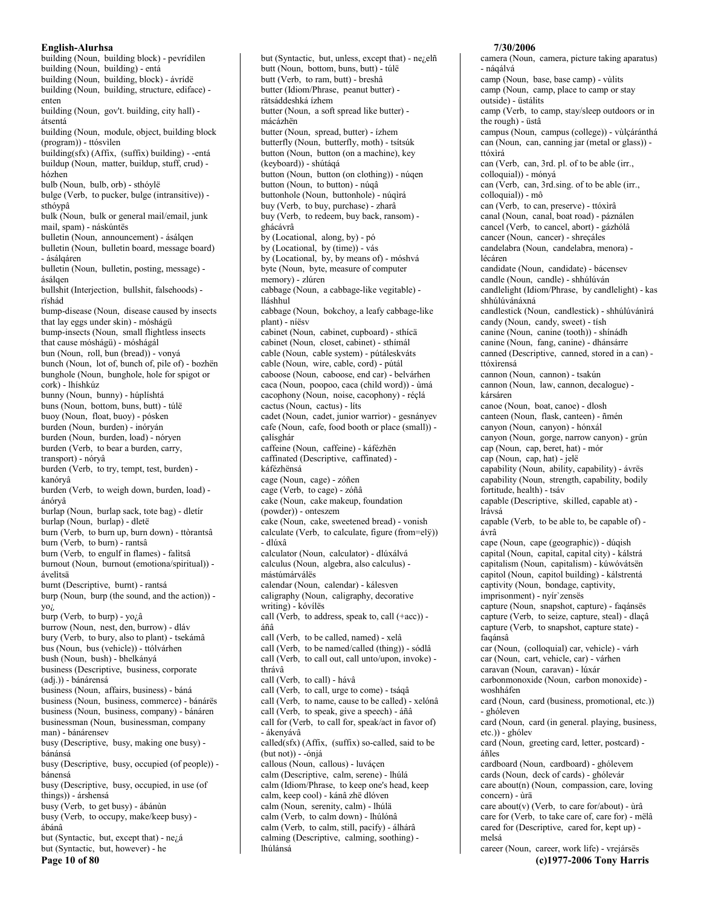building (Noun, building block) - pevrídilen
building (Noun, building) - entá
building (Noun, building, block) - ávrídë
building (Noun, building, structure, ediface) - enten
building (Noun, gov't. building, city hall) - átsentá
building (Noun, module, object, building block (program)) - ttósvìlen
building(sfx) (Affix, (suffix) building) - -entá
buildup (Noun, matter, buildup, stuff, crud) - hózhen
bulb (Noun, bulb, orb) - sthóylë
bulge (Verb, to pucker, bulge (intransitive)) - sthóypâ
bulk (Noun, bulk or general mail/email, junk mail, spam) - náskúntës
bulletin (Noun, announcement) - ásálqen
bulletin (Noun, bulletin board, message board) - ásálqáren
bulletin (Noun, bulletin, posting, message) - ásálqen
bullshit (Interjection, bullshit, falsehoods) - rïshád
bump-disease (Noun, disease caused by insects that lay eggs under skin) - móshágü
bump-insects (Noun, small flightless insects that cause móshágü) - móshágál
bun (Noun, roll, bun (bread)) - vonyá
bunch (Noun, lot of, bunch of, pile of) - bozhën
bunghole (Noun, bunghole, hole for spigot or cork) - lhíshkúz
bunny (Noun, bunny) - húplíshtá
buns (Noun, bottom, buns, butt) - túlë
buoy (Noun, float, buoy) - pósken
burden (Noun, burden) - inóryán
burden (Noun, burden, load) - nóryen
burden (Verb, to bear a burden, carry, transport) - nóryâ
burden (Verb, to try, tempt, test, burden) - kanóryâ
burden (Verb, to weigh down, burden, load) - ánóryâ
burlap (Noun, burlap sack, tote bag) - dletír
burlap (Noun, burlap) - dletë
burn (Verb, to burn up, burn down) - ttòrantsâ
burn (Verb, to burn) - rantsâ
burn (Verb, to engulf in flames) - falìtsâ
burnout (Noun, burnout (emotiona/spiritual)) - ávelìtsä
burnt (Descriptive, burnt) - rantsá
burp (Noun, burp (the sound, and the action)) - yo¿
burp (Verb, to burp) - yo¿â
burrow (Noun, nest, den, burrow) - dláv
bury (Verb, to bury, also to plant) - tsekámâ
bus (Noun, bus (vehicle)) - ttólvárhen
bush (Noun, bush) - bhelkányá
business (Descriptive, business, corporate (adj.)) - bánárensá
business (Noun, affairs, business) - báná
business (Noun, business, commerce) - bánárës
business (Noun, business, company) - bánáren
businessman (Noun, businessman, company man) - bánárensev
busy (Descriptive, busy, making one busy) - bánánsá
busy (Descriptive, busy, occupied (of people)) - bánensá
busy (Descriptive, busy, occupied, in use (of things)) - árshensá
busy (Verb, to get busy) - ábánùn
busy (Verb, to occupy, make/keep busy) - ábánâ
but (Syntactic, but, except that) - ne¿á
but (Syntactic, but, however) - he
but (Syntactic, but, unless, except that) - ne¿elñ
butt (Noun, bottom, buns, butt) - túlë
butt (Verb, to ram, butt) - breshâ
butter (Idiom/Phrase, peanut butter) - rätsáddeshká ízhem
butter (Noun, a soft spread like butter) - mácázhën
butter (Noun, spread, butter) - ízhem
butterfly (Noun, butterfly, moth) - tsítsúk
button (Noun, button (on a machine), key (keyboard)) - shútáqá
button (Noun, button (on clothing)) - núqen
button (Noun, to button) - núqâ
buttonhole (Noun, buttonhole) - núqìrá
buy (Verb, to buy, purchase) - zharâ
buy (Verb, to redeem, buy back, ransom) - ghácávrâ
by (Locational, along, by) - pó
by (Locational, by (time)) - vás
by (Locational, by, by means of) - móshvá
byte (Noun, byte, measure of computer memory) - zlúren
cabbage (Noun, a cabbage-like vegitable) - lláshhul
cabbage (Noun, bokchoy, a leafy cabbage-like plant) - níësv
cabinet (Noun, cabinet, cupboard) - sthícä
cabinet (Noun, closet, cabinet) - sthímál
cable (Noun, cable system) - pútáleskváts
cable (Noun, wire, cable, cord) - pútál
caboose (Noun, caboose, end car) - belvárhen
caca (Noun, poopoo, caca (child word)) - ùmá
cacophony (Noun, noise, cacophony) - réçlá
cactus (Noun, cactus) - líts
cadet (Noun, cadet, junior warrior) - gesnányev
cafe (Noun, cafe, food booth or place (small)) - çalísghár
caffeine (Noun, caffeine) - káfézhën
caffinated (Descriptive, caffinated) - káfézhënsá
cage (Noun, cage) - zóñen
cage (Verb, to cage) - zóñâ
cake (Noun, cake makeup, foundation (powder)) - onteszem
cake (Noun, cake, sweetened bread) - vonish
calculate (Verb, to calculate, figure (from=elÿ)) - dlúxâ
calculator (Noun, calculator) - dlúxálvá
calculus (Noun, algebra, also calculus) - mástúmárválës
calendar (Noun, calendar) - kálesven
caligraphy (Noun, caligraphy, decorative writing) - kóvílës
call (Verb, to address, speak to, call (+acc)) - áñâ
call (Verb, to be called, named) - xelâ
call (Verb, to be named/called (thing)) - sódlâ
call (Verb, to call out, call unto/upon, invoke) - thrávâ
call (Verb, to call) - hávâ
call (Verb, to call, urge to come) - tsáqâ
call (Verb, to name, cause to be called) - xelónâ
call (Verb, to speak, give a speech) - áñâ
call for (Verb, to call for, speak/act in favor of) - ákenyávâ
called(sfx) (Affix, (suffix) so-called, said to be (but not)) - -ónjá
callous (Noun, callous) - luváçen
calm (Descriptive, calm, serene) - lhúlá
calm (Idiom/Phrase, to keep one's head, keep calm, keep cool) - kánâ zhë dlóven
calm (Noun, serenity, calm) - lhúlä
calm (Verb, to calm down) - lhúlónâ
calm (Verb, to calm, still, pacify) - álhárâ
calming (Descriptive, calming, soothing) - lhúlánsá
camera (Noun, camera, picture taking aparatus) - náqálvá
camp (Noun, base, base camp) - vùlits
camp (Noun, camp, place to camp or stay outside) - üstálits
camp (Verb, to camp, stay/sleep outdoors or in the rough) - üstâ
campus (Noun, campus (college)) - vùlçáránthá
can (Noun, can, canning jar (metal or glass)) - ttóxìrá
can (Verb, can, 3rd. pl. of to be able (irr., colloquial)) - mónyá
can (Verb, can, 3rd.sing. of to be able (irr., colloquial)) - mô
can (Verb, to can, preserve) - ttóxìrâ
canal (Noun, canal, boat road) - páználen
cancel (Verb, to cancel, abort) - gázhólâ
cancer (Noun, cancer) - shreçáles
candelabra (Noun, candelabra, menora) - lécáren
candidate (Noun, candidate) - bácensev
candle (Noun, candle) - shhúlúván
candlelight (Idiom/Phrase, by candlelight) - kas shhúlúvánáxná
candlestick (Noun, candlestick) - shhúlúvánìrá
candy (Noun, candy, sweet) - tísh
canine (Noun, canine (tooth)) - shínádh
canine (Noun, fang, canine) - dhánsárre
canned (Descriptive, canned, stored in a can) - ttóxìrensá
cannon (Noun, cannon) - tsakún
cannon (Noun, law, cannon, decalogue) - kársáren
canoe (Noun, boat, canoe) - dlosh
canteen (Noun, flask, canteen) - ñmén
canyon (Noun, canyon) - hónxál
canyon (Noun, gorge, narrow canyon) - grún
cap (Noun, cap, beret, hat) - mór
cap (Noun, cap, hat) - jelë
capability (Noun, ability, capability) - ávrës
capability (Noun, strength, capability, bodily fortitude, health) - tsáv
capable (Descriptive, skilled, capable at) - lrávsá
capable (Verb, to be able to, be capable of) - ávrâ
cape (Noun, cape (geographic)) - dúqish
capital (Noun, capital, capital city) - kálstrá
capitalism (Noun, capitalism) - kúwóvátsën
capitol (Noun, capitol building) - kálstrentá
captivity (Noun, bondage, captivity, imprisonment) - nyír`zensës
capture (Noun, snapshot, capture) - faqánsës
capture (Verb, to seize, capture, steal) - dlaçâ
capture (Verb, to snapshot, capture state) - faqánsâ
car (Noun, (colloquial) car, vehicle) - várh
car (Noun, cart, vehicle, car) - várhen
caravan (Noun, caravan) - lúxár
carbonmonoxide (Noun, carbon monoxide) - woshháfen
card (Noun, card (business, promotional, etc.)) - ghóleven
card (Noun, card (in general. playing, business, etc.)) - ghólev
card (Noun, greeting card, letter, postcard) - áñles
cardboard (Noun, cardboard) - ghólevem
cards (Noun, deck of cards) - ghólevár
care about(n) (Noun, compassion, care, loving concern) - ùrä
care about(v) (Verb, to care for/about) - ùrâ
care for (Verb, to take care of, care for) - mëlâ
cared for (Descriptive, cared for, kept up) - melsá
career (Noun, career, work life) - vrejársës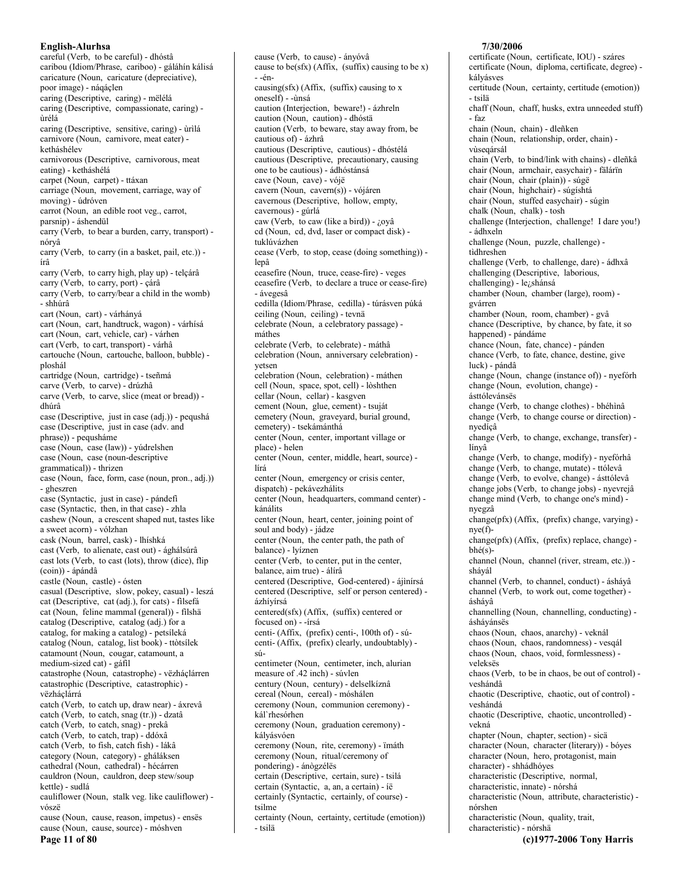careful (Verb, to be careful) - dhóstâ
caribou (Idiom/Phrase, cariboo, cariboo) - gáláhín kálisá
caricature (Noun, caricature (depreciative), poor image) - náqáçlen
caring (Descriptive, caring) - mëlélá
caring (Descriptive, compassionate, caring) - ùrélá
caring (Descriptive, sensitive, caring) - ùrìlá
carnivore (Noun, carnivore, meat eater) - ketháshélev
carnivorous (Descriptive, carnivorous, meat eating) - ketháshélá
carpet (Noun, carpet) - ttáxan
carriage (Noun, movement, carriage, way of moving) - údróven
carrot (Noun, an edible root veg., carrot, parsnip) - áshendül
carry (Verb, to bear a burden, carry, transport) - nóryâ
carry (Verb, to carry (in a basket, pail, etc.)) - írâ
carry (Verb, to carry high, play up) - telçárâ
carry (Verb, to carry, port) - çárâ
carry (Verb, to carry/bear a child in the womb) - shhúrâ
cart (Noun, cart) - várhányá
cart (Noun, cart, handtruck, wagon) - várhísá
cart (Noun, cart, vehicle, car) - várhen
cart (Verb, to cart, transport) - várhâ
cartouche (Noun, cartouche, balloon, bubble) - ploshál
cartridge (Noun, cartridge) - tseñmá
carve (Verb, to carve) - drúzhâ
carve (Verb, to carve, slice (meat or bread)) - dhúrâ
case (Descriptive, just in case (adj.)) - pequshá
case (Descriptive, just in case (adv. and phrase)) - pequsháme
case (Noun, case (law)) - yúdrelshen
case (Noun, case (noun-descriptive grammatical)) - thrizen
case (Noun, face, form, case (noun, pron., adj.)) - gheszren
case (Syntactic, just in case) - pándefì
case (Syntactic, then, in that case) - zhla
cashew (Noun, a crescent shaped nut, tastes like a sweet acorn) - vólzhan
cask (Noun, barrel, cask) - lhíshká
cast (Verb, to alienate, cast out) - ághálsúrâ
cast lots (Verb, to cast (lots), throw (dice), flip (coin)) - ápándâ
castle (Noun, castle) - ósten
casual (Descriptive, slow, pokey, casual) - leszá
cat (Descriptive, cat (adj.), for cats) - filsefá
cat (Noun, feline mammal (general)) - filshä
catalog (Descriptive, catalog (adj.) for a catalog, for making a catalog) - petsíleká
catalog (Noun, catalog, list book) - ttòtsílek
catamount (Noun, cougar, catamount, a medium-sized cat) - gáfil
catastrophe (Noun, catastrophe) - vëzháçlárren
catastrophic (Descriptive, catastrophic) - vëzháçlárrá
catch (Verb, to catch up, draw near) - áxrevâ
catch (Verb, to catch, snag (tr.)) - dzatâ
catch (Verb, to catch, snag) - prekâ
catch (Verb, to catch, trap) - ddóxâ
catch (Verb, to fish, catch fish) - lákâ
category (Noun, category) - gháláksen
cathedral (Noun, cathedral) - hécárren
cauldron (Noun, cauldron, deep stew/soup kettle) - sudlá
cauliflower (Noun, stalk veg. like cauliflower) - vószë
cause (Noun, cause, reason, impetus) - ensës
cause (Noun, cause, source) - móshven
cause (Verb, to cause) - ányóvâ
cause to be(sfx) (Affix, (suffix) causing to be x) - -én-
causing(sfx) (Affix, (suffix) causing to x oneself) - -ùnsá
caution (Interjection, beware!) - ázhreln
caution (Noun, caution) - dhóstä
caution (Verb, to beware, stay away from, be cautious of) - ázhrâ
cautious (Descriptive, cautious) - dhóstélá
cautious (Descriptive, precautionary, causing one to be cautious) - ádhóstánsá
cave (Noun, cave) - vójë
cavern (Noun, cavern(s)) - vójáren
cavernous (Descriptive, hollow, empty, cavernous) - gúrlá
caw (Verb, to caw (like a bird)) - ¿oyâ
cd (Noun, cd, dvd, laser or compact disk) - tuklúvázhen
cease (Verb, to stop, cease (doing something)) - lepâ
ceasefire (Noun, truce, cease-fire) - veges
ceasefire (Verb, to declare a truce or cease-fire) - ávegesâ
cedilla (Idiom/Phrase, cedilla) - túrásven púká
ceiling (Noun, ceiling) - tevnä
celebrate (Noun, a celebratory passage) - máthes
celebrate (Verb, to celebrate) - máthâ
celebration (Noun, anniversary celebration) - yetsen
celebration (Noun, celebration) - máthen
cell (Noun, space, spot, cell) - lòshthen
cellar (Noun, cellar) - kasgven
cement (Noun, glue, cement) - tsuját
cemetery (Noun, graveyard, burial ground, cemetery) - tsekámánthá
center (Noun, center, important village or place) - helen
center (Noun, center, middle, heart, source) - lírá
center (Noun, emergency or crisis center, dispatch) - pekávezhálits
center (Noun, headquarters, command center) - kánálits
center (Noun, heart, center, joining point of soul and body) - jádze
center (Noun, the center path, the path of balance) - lyíznen
center (Verb, to center, put in the center, balance, aim true) - álírâ
centered (Descriptive, God-centered) - ájìnírsá
centered (Descriptive, self or person centered) - ázhíyírsá
centered(sfx) (Affix, (suffix) centered or focused on) - -írsá
centi- (Affix, (prefix) centi-, 100th of) - sú-
centi- (Affix, (prefix) clearly, undoubtably) - sú-
centimeter (Noun, centimeter, inch, alurian measure of .42 inch) - súvlen
century (Noun, century) - delselkíznâ
cereal (Noun, cereal) - móshálen
ceremony (Noun, communion ceremony) - kál`rhesórhen
ceremony (Noun, graduation ceremony) - kályásvóen
ceremony (Noun, rite, ceremony) - ïmáth
ceremony (Noun, ritual/ceremony of pondering) - ánògzélës
certain (Descriptive, certain, sure) - tsilá
certain (Syntactic, a, an, a certain) - ïë
certainly (Syntactic, certainly, of course) - tsilme
certainty (Noun, certainty, certitude (emotion)) - tsilä
certificate (Noun, certificate, IOU) - száres
certificate (Noun, diploma, certificate, degree) - kályásves
certitude (Noun, certainty, certitude (emotion)) - tsilä
chaff (Noun, chaff, husks, extra unneeded stuff) - faz
chain (Noun, chain) - dleñken
chain (Noun, relationship, order, chain) - vùseqársál
chain (Verb, to bind/link with chains) - dleñkâ
chair (Noun, armchair, easychair) - fälárïn
chair (Noun, chair (plain)) - súgë
chair (Noun, highchair) - súgíshtá
chair (Noun, stuffed easychair) - súgìn
chalk (Noun, chalk) - tosh
challenge (Interjection, challenge! I dare you!) - ádhxeln
challenge (Noun, puzzle, challenge) - tidhreshen
challenge (Verb, to challenge, dare) - ádhxâ
challenging (Descriptive, laborious, challenging) - le¿shánsá
chamber (Noun, chamber (large), room) - gvárren
chamber (Noun, room, chamber) - gvâ
chance (Descriptive, by chance, by fate, it so happened) - pándáme
chance (Noun, fate, chance) - pánden
chance (Verb, to fate, chance, destine, give luck) - pándâ
change (Noun, change (instance of)) - nyefórh
change (Noun, evolution, change) - ásttólevánsës
change (Verb, to change clothes) - bhéhìnâ
change (Verb, to change course or direction) - nyedíçâ
change (Verb, to change, exchange, transfer) - línyâ
change (Verb, to change, modify) - nyefórhâ
change (Verb, to change, mutate) - ttólevâ
change (Verb, to evolve, change) - ásttólevâ
change jobs (Verb, to change jobs) - nyevrejâ
change mind (Verb, to change one's mind) - nyegzâ
change(pfx) (Affix, (prefix) change, varying) - nye(f)-
change(pfx) (Affix, (prefix) replace, change) - bhé(s)-
channel (Noun, channel (river, stream, etc.)) - sháyál
channel (Verb, to channel, conduct) - ásháyâ
channel (Verb, to work out, come together) - ásháyâ
channelling (Noun, channelling, conducting) - ásháyánsës
chaos (Noun, chaos, anarchy) - veknál
chaos (Noun, chaos, randomness) - vesqál
chaos (Noun, chaos, void, formlessness) - veleksës
chaos (Verb, to be in chaos, be out of control) - veshándâ
chaotic (Descriptive, chaotic, out of control) - veshándá
chaotic (Descriptive, chaotic, uncontrolled) - vekná
chapter (Noun, chapter, section) - sicä
character (Noun, character (literary)) - bóyes
character (Noun, hero, protagonist, main character) - shhádhóyes
characteristic (Descriptive, normal, characteristic, innate) - nórshá
characteristic (Noun, attribute, characteristic) - nórshen
characteristic (Noun, quality, trait, characteristic) - nórshä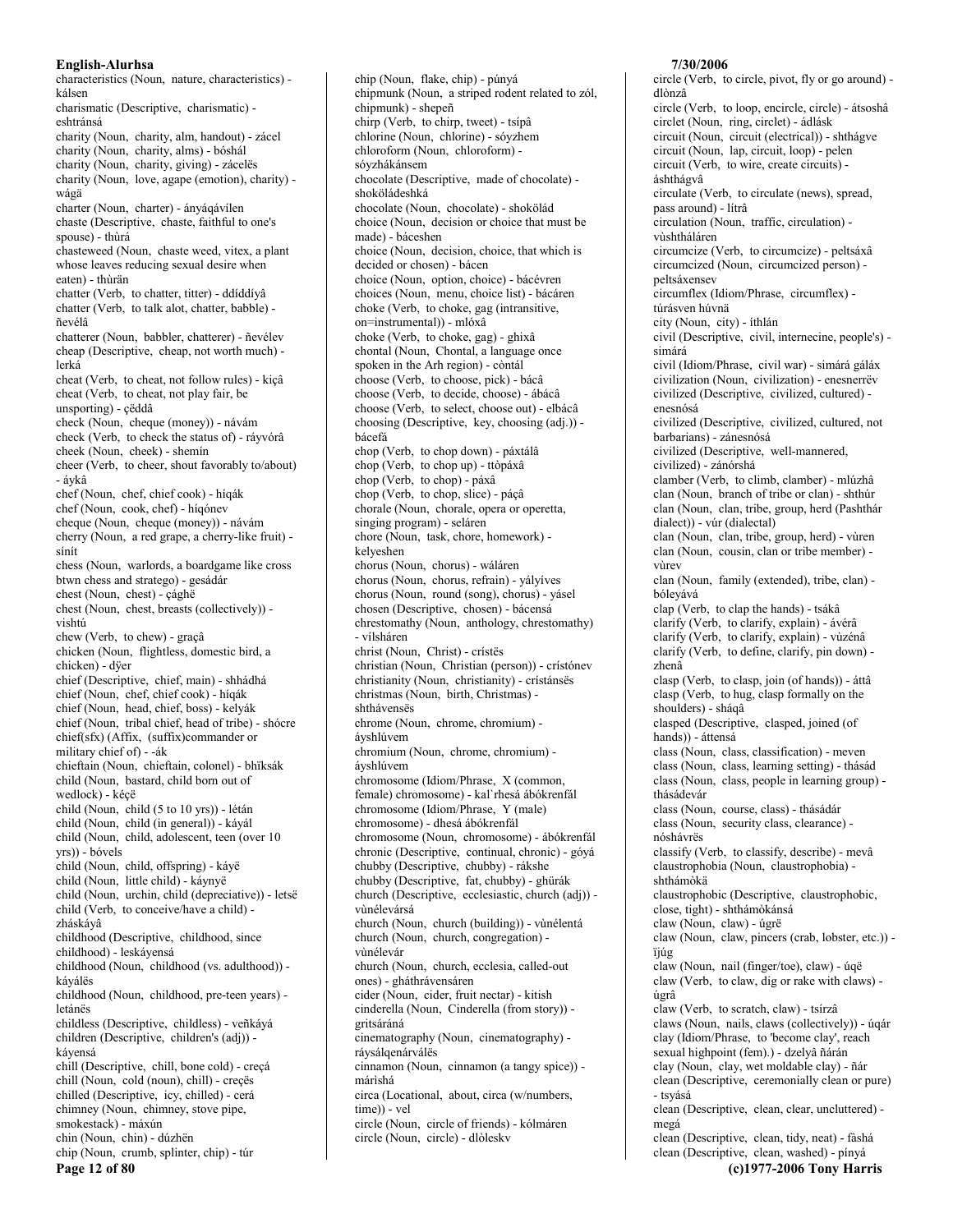characteristics (Noun, nature, characteristics) - kálsen
charismatic (Descriptive, charismatic) - eshtránsá
charity (Noun, charity, alm, handout) - zácel
charity (Noun, charity, alms) - bóshál
charity (Noun, charity, giving) - zácelës
charity (Noun, love, agape (emotion), charity) - wágä
charter (Noun, charter) - ányáqávílen
chaste (Descriptive, chaste, faithful to one's spouse) - thùrá
chasteweed (Noun, chaste weed, vitex, a plant whose leaves reducing sexual desire when eaten) - thùrän
chatter (Verb, to chatter, titter) - ddíddíyâ
chatter (Verb, to talk alot, chatter, babble) - ñevélâ
chatterer (Noun, babbler, chatterer) - ñevélev
cheap (Descriptive, cheap, not worth much) - lerká
cheat (Verb, to cheat, not follow rules) - kiçâ
cheat (Verb, to cheat, not play fair, be unsporting) - çëddâ
check (Noun, cheque (money)) - návám
check (Verb, to check the status of) - ráyvórâ
cheek (Noun, cheek) - shemín
cheer (Verb, to cheer, shout favorably to/about) - áykâ
chef (Noun, chef, chief cook) - híqák
chef (Noun, cook, chef) - híqónev
cheque (Noun, cheque (money)) - návám
cherry (Noun, a red grape, a cherry-like fruit) - sínít
chess (Noun, warlords, a boardgame like cross btwn chess and stratego) - gesádár
chest (Noun, chest) - çághë
chest (Noun, chest, breasts (collectively)) - vishtú
chew (Verb, to chew) - graçâ
chicken (Noun, flightless, domestic bird, a chicken) - dÿer
chief (Descriptive, chief, main) - shhádhá
chief (Noun, chef, chief cook) - híqák
chief (Noun, head, chief, boss) - kelyák
chief (Noun, tribal chief, head of tribe) - shócre
chief(sfx) (Affix, (suffix)commander or military chief of) - -ák
chieftain (Noun, chieftain, colonel) - bhïksák
child (Noun, bastard, child born out of wedlock) - kéçë
child (Noun, child (5 to 10 yrs)) - létán
child (Noun, child (in general)) - káyál
child (Noun, child, adolescent, teen (over 10 yrs)) - bóvels
child (Noun, child, offspring) - káyë
child (Noun, little child) - káynyë
child (Noun, urchin, child (depreciative)) - letsë
child (Verb, to conceive/have a child) - zháskáyâ
childhood (Descriptive, childhood, since childhood) - leskáyensá
childhood (Noun, childhood (vs. adulthood)) - káyálës
childhood (Noun, childhood, pre-teen years) - letánës
childless (Descriptive, childless) - veñkáyá
children (Descriptive, children's (adj)) - káyensá
chill (Descriptive, chill, bone cold) - creçá
chill (Noun, cold (noun), chill) - creçës
chilled (Descriptive, icy, chilled) - cerá
chimney (Noun, chimney, stove pipe, smokestack) - máxún
chin (Noun, chin) - dúzhën
chip (Noun, crumb, splinter, chip) - túr
chip (Noun, flake, chip) - púnyá
chipmunk (Noun, a striped rodent related to zól, chipmunk) - shepeñ
chirp (Verb, to chirp, tweet) - tsípâ
chlorine (Noun, chlorine) - sóyzhem
chloroform (Noun, chloroform) - sóyzhákánsem
chocolate (Descriptive, made of chocolate) - shokölädeshká
chocolate (Noun, chocolate) - shokölád
choice (Noun, decision or choice that must be made) - báceshen
choice (Noun, decision, choice, that which is decided or chosen) - bácen
choice (Noun, option, choice) - bácévren
choices (Noun, menu, choice list) - bácáren
choke (Verb, to choke, gag (intransitive, on=instrumental)) - mlóxâ
choke (Verb, to choke, gag) - ghixâ
chontal (Noun, Chontal, a language once spoken in the Arh region) - còntál
choose (Verb, to choose, pick) - bácâ
choose (Verb, to decide, choose) - ábácâ
choose (Verb, to select, choose out) - elbácâ
choosing (Descriptive, key, choosing (adj.)) - bácefá
chop (Verb, to chop down) - páxtálâ
chop (Verb, to chop up) - ttòpáxâ
chop (Verb, to chop) - páxâ
chop (Verb, to chop, slice) - páçâ
chorale (Noun, chorale, opera or operetta, singing program) - seláren
chore (Noun, task, chore, homework) - kelyeshen
chorus (Noun, chorus) - wáláren
chorus (Noun, chorus, refrain) - yályíves
chorus (Noun, round (song), chorus) - yásel
chosen (Descriptive, chosen) - bácensá
chrestomathy (Noun, anthology, chrestomathy) - vílsháren
christ (Noun, Christ) - crístës
christian (Noun, Christian (person)) - crístónev
christianity (Noun, christianity) - crístánsës
christmas (Noun, birth, Christmas) - shthávensës
chrome (Noun, chrome, chromium) - áyshlúvem
chromium (Noun, chrome, chromium) - áyshlúvem
chromosome (Idiom/Phrase, X (common, female) chromosome) - kal`rhesá ábókrenfál
chromosome (Idiom/Phrase, Y (male) chromosome) - dhesá ábókrenfál
chromosome (Noun, chromosome) - ábókrenfál
chronic (Descriptive, continual, chronic) - góyá
chubby (Descriptive, chubby) - rákshe
chubby (Descriptive, fat, chubby) - ghûrák
church (Descriptive, ecclesiastic, church (adj)) - vùnélevársá
church (Noun, church (building)) - vùnélentá
church (Noun, church, congregation) - vùnélevár
church (Noun, church, ecclesia, called-out ones) - gháthrávensáren
cider (Noun, cider, fruit nectar) - kitish
cinderella (Noun, Cinderella (from story)) - gritsáráná
cinematography (Noun, cinematography) - ráysálqenárválës
cinnamon (Noun, cinnamon (a tangy spice)) - márìshá
circa (Locational, about, circa (w/numbers, time)) - vel
circle (Noun, circle of friends) - kólmáren
circle (Noun, circle) - dlòleskv
circle (Verb, to circle, pivot, fly or go around) - dlònzâ
circle (Verb, to loop, encircle, circle) - átsoshâ
circlet (Noun, ring, circlet) - ádlásk
circuit (Noun, circuit (electrical)) - shthágve
circuit (Noun, lap, circuit, loop) - pelen
circuit (Verb, to wire, create circuits) - áshthágvâ
circulate (Verb, to circulate (news), spread, pass around) - lítrâ
circulation (Noun, traffic, circulation) - vùshtháláren
circumcize (Verb, to circumcize) - peltsáxâ
circumcized (Noun, circumcized person) - peltsáxensev
circumflex (Idiom/Phrase, circumflex) - túrásven húvnä
city (Noun, city) - íthlán
civil (Descriptive, civil, internecine, people's) - simárá
civil (Idiom/Phrase, civil war) - simárá gálàx
civilization (Noun, civilization) - enesnerrëv
civilized (Descriptive, civilized, cultured) - enesnósá
civilized (Descriptive, civilized, cultured, not barbarians) - zánesnósá
civilized (Descriptive, well-mannered, civilized) - zánórshá
clamber (Verb, to climb, clamber) - mlúzhâ
clan (Noun, branch of tribe or clan) - shthúr
clan (Noun, clan, tribe, group, herd (Pashthár dialect)) - vúr (dialectal)
clan (Noun, clan, tribe, group, herd) - vùren
clan (Noun, cousin, clan or tribe member) - vùrev
clan (Noun, family (extended), tribe, clan) - bóleyává
clap (Verb, to clap the hands) - tsákâ
clarify (Verb, to clarify, explain) - ávérâ
clarify (Verb, to clarify, explain) - vùzénâ
clarify (Verb, to define, clarify, pin down) - zhenâ
clasp (Verb, to clasp, join (of hands)) - áttâ
clasp (Verb, to hug, clasp formally on the shoulders) - sháqâ
clasped (Descriptive, clasped, joined (of hands)) - áttensá
class (Noun, class, classification) - meven
class (Noun, class, learning setting) - thásád
class (Noun, class, people in learning group) - thásádevár
class (Noun, course, class) - thásádár
class (Noun, security class, clearance) - nóshávrës
classify (Verb, to classify, describe) - mevâ
claustrophobia (Noun, claustrophobia) - shthámòkä
claustrophobic (Descriptive, claustrophobic, close, tight) - shthámòkánsá
claw (Noun, claw) - úgrë
claw (Noun, claw, pincers (crab, lobster, etc.)) - ïjúg
claw (Noun, nail (finger/toe), claw) - úqë
claw (Verb, to claw, dig or rake with claws) - úgrâ
claw (Verb, to scratch, claw) - tsírzâ
claws (Noun, nails, claws (collectively)) - úqár
clay (Idiom/Phrase, to 'become clay', reach sexual highpoint (fem).) - dzelyâ ñárán
clay (Noun, clay, wet moldable clay) - ñár
clean (Descriptive, ceremonially clean or pure) - tsyásá
clean (Descriptive, clean, clear, uncluttered) - megá
clean (Descriptive, clean, tidy, neat) - fàshá
clean (Descriptive, clean, washed) - pínyá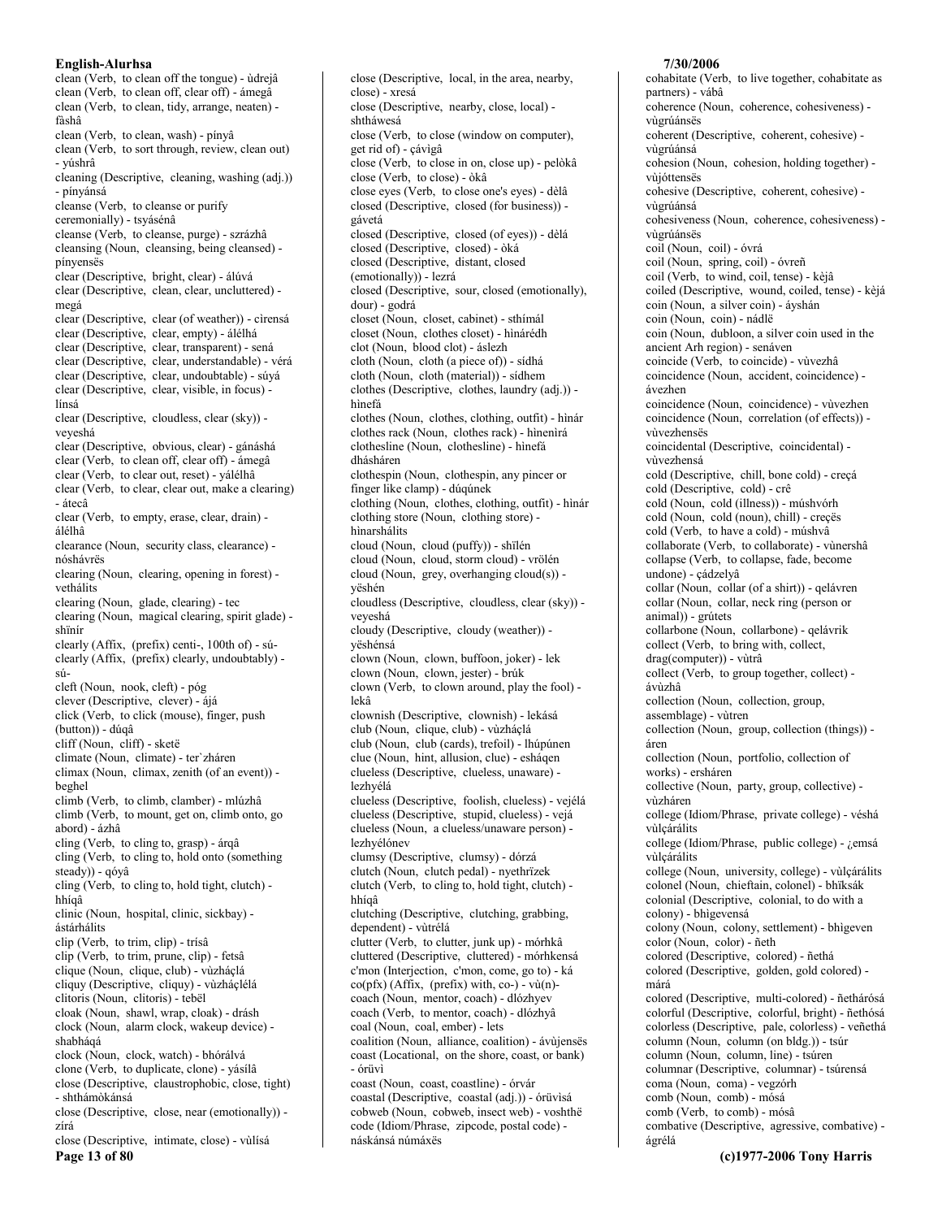clean (Verb, to clean off the tongue) - ùdrejâ
clean (Verb, to clean off, clear off) - ámegâ
clean (Verb, to clean, tidy, arrange, neaten) - fàshâ
clean (Verb, to clean, wash) - pínyâ
clean (Verb, to sort through, review, clean out) - yúshrâ
cleaning (Descriptive, cleaning, washing (adj.)) - pínyánsá
cleanse (Verb, to cleanse or purify ceremonially) - tsyásénâ
cleanse (Verb, to cleanse, purge) - szrázhâ
cleansing (Noun, cleansing, being cleansed) - pínyensës
clear (Descriptive, bright, clear) - álúvá
clear (Descriptive, clean, clear, uncluttered) - megá
clear (Descriptive, clear (of weather)) - cìrensá
clear (Descriptive, clear, empty) - álélhá
clear (Descriptive, clear, transparent) - sená
clear (Descriptive, clear, understandable) - vérá
clear (Descriptive, clear, undoubtable) - súyá
clear (Descriptive, clear, visible, in focus) - línsá
clear (Descriptive, cloudless, clear (sky)) - veyeshá
clear (Descriptive, obvious, clear) - gánáshá
clear (Verb, to clean off, clear off) - ámegâ
clear (Verb, to clear out, reset) - yálélhâ
clear (Verb, to clear, clear out, make a clearing) - átecâ
clear (Verb, to empty, erase, clear, drain) - álélhâ
clearance (Noun, security class, clearance) - nóshávrës
clearing (Noun, clearing, opening in forest) - vethálits
clearing (Noun, glade, clearing) - tec
clearing (Noun, magical clearing, spirit glade) - shïnír
clearly (Affix, (prefix) centi-, 100th of) - sú-
clearly (Affix, (prefix) clearly, undoubtably) - sú-
cleft (Noun, nook, cleft) - póg
clever (Descriptive, clever) - ájá
click (Verb, to click (mouse), finger, push (button)) - dúqâ
cliff (Noun, cliff) - sketë
climate (Noun, climate) - ter`zháren
climax (Noun, climax, zenith (of an event)) - beghel
climb (Verb, to climb, clamber) - mlúzhâ
climb (Verb, to mount, get on, climb onto, go abord) - ázhâ
cling (Verb, to cling to, grasp) - árqâ
cling (Verb, to cling to, hold onto (something steady)) - qóyâ
cling (Verb, to cling to, hold tight, clutch) - hhíqâ
clinic (Noun, hospital, clinic, sickbay) - ástárhálits
clip (Verb, to trim, clip) - trísâ
clip (Verb, to trim, prune, clip) - fetsâ
clique (Noun, clique, club) - vùzháçlá
cliquy (Descriptive, cliquy) - vùzháçlélá
clitoris (Noun, clitoris) - tebël
cloak (Noun, shawl, wrap, cloak) - drásh
clock (Noun, alarm clock, wakeup device) - shabháqá
clock (Noun, clock, watch) - bhórálvá
clone (Verb, to duplicate, clone) - yásílâ
close (Descriptive, claustrophobic, close, tight) - shthámòkánsá
close (Descriptive, close, near (emotionally)) - zírá
close (Descriptive, intimate, close) - vùlísá
close (Descriptive, local, in the area, nearby, close) - xresá
close (Descriptive, nearby, close, local) - shtháwesá
close (Verb, to close (window on computer), get rid of) - çávìgâ
close (Verb, to close in on, close up) - pelòkâ
close (Verb, to close) - òkâ
close eyes (Verb, to close one's eyes) - dèlâ
closed (Descriptive, closed (for business)) - gávetá
closed (Descriptive, closed (of eyes)) - dèlá
closed (Descriptive, closed) - òká
closed (Descriptive, distant, closed (emotionally)) - lezrá
closed (Descriptive, sour, closed (emotionally), dour) - godrá
closet (Noun, closet, cabinet) - sthímál
closet (Noun, clothes closet) - hinárédh
clot (Noun, blood clot) - áslezh
cloth (Noun, cloth (a piece of)) - sídhá
cloth (Noun, cloth (material)) - sídhem
clothes (Descriptive, clothes, laundry (adj.)) - hìnefá
clothes (Noun, clothes, clothing, outfit) - hìnár
clothes rack (Noun, clothes rack) - hìnenìrá
clothesline (Noun, clothesline) - hìnefá dhásháren
clothespin (Noun, clothespin, any pincer or finger like clamp) - dúqúnek
clothing (Noun, clothes, clothing, outfit) - hìnár
clothing store (Noun, clothing store) - hìnarshálits
cloud (Noun, cloud (puffy)) - shïlén
cloud (Noun, cloud, storm cloud) - vrölén
cloud (Noun, grey, overhanging cloud(s)) - yëshén
cloudless (Descriptive, cloudless, clear (sky)) - veyeshá
cloudy (Descriptive, cloudy (weather)) - yëshénsá
clown (Noun, clown, buffoon, joker) - lek
clown (Noun, clown, jester) - brúk
clown (Verb, to clown around, play the fool) - lekâ
clownish (Descriptive, clownish) - lekásá
club (Noun, clique, club) - vùzháçlá
club (Noun, club (cards), trefoil) - lhúpúnen
clue (Noun, hint, allusion, clue) - esháqen
clueless (Descriptive, clueless, unaware) - lezhyélá
clueless (Descriptive, foolish, clueless) - vejélá
clueless (Descriptive, stupid, clueless) - vejá
clueless (Noun, a clueless/unaware person) - lezhyélónev
clumsy (Descriptive, clumsy) - dórzá
clutch (Noun, clutch pedal) - nyethrïzek
clutch (Verb, to cling to, hold tight, clutch) - hhíqâ
clutching (Descriptive, clutching, grabbing, dependent) - vùtrélá
clutter (Verb, to clutter, junk up) - mórhkâ
cluttered (Descriptive, cluttered) - mórhkensá
c'mon (Interjection, c'mon, come, go to) - ká
co(pfx) (Affix, (prefix) with, co-) - vù(n)-
coach (Noun, mentor, coach) - dlózhyev
coach (Verb, to mentor, coach) - dlózhyâ
coal (Noun, coal, ember) - lets
coalition (Noun, alliance, coalition) - ávùjensës
coast (Locational, on the shore, coast, or bank) - órüvì
coast (Noun, coast, coastline) - órvár
coastal (Descriptive, coastal (adj.)) - órüvìsá
cobweb (Noun, cobweb, insect web) - voshthë
code (Idiom/Phrase, zipcode, postal code) - náskánsá númáxës
cohabitate (Verb, to live together, cohabitate as partners) - vábâ
coherence (Noun, coherence, cohesiveness) - vùgrúánsës
coherent (Descriptive, coherent, cohesive) - vùgrúánsá
cohesion (Noun, cohesion, holding together) - vùjóttensës
cohesive (Descriptive, coherent, cohesive) - vùgrúánsá
cohesiveness (Noun, coherence, cohesiveness) - vùgrúánsës
coil (Noun, coil) - óvrá
coil (Noun, spring, coil) - óvreñ
coil (Verb, to wind, coil, tense) - kèjâ
coiled (Descriptive, wound, coiled, tense) - kèjá
coin (Noun, a silver coin) - áyshán
coin (Noun, coin) - nádlë
coin (Noun, dubloon, a silver coin used in the ancient Arh region) - senáven
coincide (Verb, to coincide) - vùvezhâ
coincidence (Noun, accident, coincidence) - ávezhen
coincidence (Noun, coincidence) - vùvezhen
coincidence (Noun, correlation (of effects)) - vùvezhensës
coincidental (Descriptive, coincidental) - vùvezhensá
cold (Descriptive, chill, bone cold) - creçá
cold (Descriptive, cold) - crê
cold (Noun, cold (illness)) - múshvórh
cold (Noun, cold (noun), chill) - creçës
cold (Verb, to have a cold) - múshvâ
collaborate (Verb, to collaborate) - vùnershâ
collapse (Verb, to collapse, fade, become undone) - çádzelyâ
collar (Noun, collar (of a shirt)) - qelávren
collar (Noun, collar, neck ring (person or animal)) - grútets
collarbone (Noun, collarbone) - qelávrik
collect (Verb, to bring with, collect, drag(computer)) - vùtrâ
collect (Verb, to group together, collect) - ávùzhâ
collection (Noun, collection, group, assemblage) - vùtren
collection (Noun, group, collection (things)) - áren
collection (Noun, portfolio, collection of works) - ersháren
collective (Noun, party, group, collective) - vùzháren
college (Idiom/Phrase, private college) - véshá vùlçárálits
college (Idiom/Phrase, public college) - ¿emsá vùlçárálits
college (Noun, university, college) - vùlçárálits
colonel (Noun, chieftain, colonel) - bhïksák
colonial (Descriptive, colonial, to do with a colony) - bhìgevensá
colony (Noun, colony, settlement) - bhìgeven
color (Noun, color) - ñeth
colored (Descriptive, colored) - ñethá
colored (Descriptive, golden, gold colored) - márá
colored (Descriptive, multi-colored) - ñethárósá
colorful (Descriptive, colorful, bright) - ñethósá
colorless (Descriptive, pale, colorless) - veñethá
column (Noun, column (on bldg.)) - tsúr
column (Noun, column, line) - tsúren
columnar (Descriptive, columnar) - tsúrensá
coma (Noun, coma) - vegzórh
comb (Noun, comb) - mósá
comb (Verb, to comb) - mósâ
combative (Descriptive, agressive, combative) - ágrélá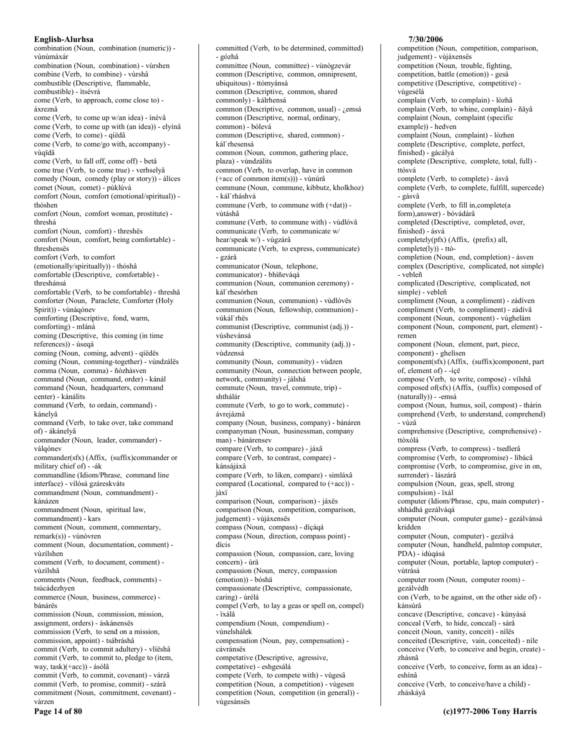combination (Noun, combination (numeric)) - vùnúmáxár
combination (Noun, combination) - vùrshen
combine (Verb, to combine) - vùrshâ
combustible (Descriptive, flammable, combustible) - itsévrá
come (Verb, to approach, come close to) - áxreznâ
come (Verb, to come up w/an idea) - ínévâ
come (Verb, to come up with (an idea)) - elyínâ
come (Verb, to come) - qíëdâ
come (Verb, to come/go with, accompany) - vùqïdâ
come (Verb, to fall off, come off) - betâ
come true (Verb, to come true) - verhselyâ
comedy (Noun, comedy (play or story)) - álíces
comet (Noun, comet) - púklúvá
comfort (Noun, comfort (emotional/spiritual)) - thóshen
comfort (Noun, comfort woman, prostitute) - threshá
comfort (Noun, comfort) - threshës
comfort (Noun, comfort, being comfortable) - threshensës
comfort (Verb, to comfort (emotionally/spiritually)) - thóshâ
comfortable (Descriptive, comfortable) - threshánsá
comfortable (Verb, to be comfortable) - threshâ
comforter (Noun, Paraclete, Comforter (Holy Spirit)) - vùnáqónev
comforting (Descriptive, fond, warm, comforting) - mláná
coming (Descriptive, this coming (in time references)) - úseqá
coming (Noun, coming, advent) - qíëdës
coming (Noun, comming-together) - vùndzálës
comma (Noun, comma) - ñózhásven
command (Noun, command, order) - kánál
command (Noun, headquarters, command center) - kánálits
command (Verb, to ordain, command) - kánelyâ
command (Verb, to take over, take command of) - ákánelyâ
commander (Noun, leader, commander) - válqónev
commander(sfx) (Affix, (suffix)commander or military chief of) - -ák
commandline (Idiom/Phrase, command line interface) - vílósá gzáreskváts
commandment (Noun, commandment) - kánázen
commandment (Noun, spiritual law, commandment) - kars
comment (Noun, comment, commentary, remark(s)) - vùnòvren
comment (Noun, documentation, comment) - vùzílshen
comment (Verb, to document, comment) - vùzílshâ
comments (Noun, feedback, comments) - tsúcádezhyen
commerce (Noun, business, commerce) - bánárës
commission (Noun, commission, mission, assignment, orders) - áskánensës
commission (Verb, to send on a mission, commission, appoint) - tsábráshâ
commit (Verb, to commit adultery) - vlíëshâ
commit (Verb, to commit to, pledge to (item, way, task)(+acc)) - ásólâ
commit (Verb, to commit, covenant) - várzâ
commit (Verb, to promise, commit) - szárâ
commitment (Noun, commitment, covenant) - várzen
committed (Verb, to be determined, committed) - gózhâ
committee (Noun, committee) - vùnògzevár
common (Descriptive, common, omnipresent, ubiquitous) - ttòmyánsá
common (Descriptive, common, shared commonly) - kálrhensá
common (Descriptive, common, usual) - ¿emsá
common (Descriptive, normal, ordinary, common) - bólevá
common (Descriptive, shared, common) - kál`rhesensá
common (Noun, common, gathering place, plaza) - vùndzálits
common (Verb, to overlap, have in common (+acc of common item(s))) - vùnúrâ
commune (Noun, commune, kibbutz, kholkhoz) - kál`rháshvá
commune (Verb, to commune with (+dat)) - vùtáshâ
commune (Verb, to commune with) - vùdlóvâ
communicate (Verb, to communicate w/ hear/speak w/) - vùgzárâ
communicate (Verb, to express, communicate) - gzárâ
communicator (Noun, telephone, communicator) - bhiñeváqá
communion (Noun, communion ceremony) - kál`rhesórhen
communion (Noun, communion) - vùdlóvës
communion (Noun, fellowship, communion) - vùkál`rhës
communist (Descriptive, communist (adj.)) - vùshevánsá
community (Descriptive, community (adj.)) - vùdzensá
community (Noun, community) - vùdzen
community (Noun, connection between people, network, community) - jálshá
commute (Noun, travel, commute, trip) - shthálár
commute (Verb, to go to work, commute) - ávrejáznâ
company (Noun, business, company) - bánáren
companyman (Noun, businessman, company man) - bánárensev
compare (Verb, to compare) - jáxâ
compare (Verb, to contrast, compare) - kánsájáxâ
compare (Verb, to liken, compare) - simláxâ
compared (Locational, compared to (+acc)) - jáxï
comparison (Noun, comparison) - jáxës
comparison (Noun, competition, comparison, judgement) - vùjáxensës
compass (Noun, compass) - díçáqá
compass (Noun, direction, compass point) - dícis
compassion (Noun, compassion, care, loving concern) - ùrä
compassion (Noun, mercy, compassion (emotion)) - bóshä
compassionate (Descriptive, compassionate, caring) - ùrélá
compel (Verb, to lay a geas or spell on, compel) - ïxálâ
compendium (Noun, compendium) - vùnelshálek
compensation (Noun, pay, compensation) - cávránsës
competative (Descriptive, agressive, competative) - eshgesálá
compete (Verb, to compete with) - vùgesâ
competition (Noun, a competition) - vùgesen
competition (Noun, competition (in general)) - vùgesánsës
competition (Noun, competition, comparison, judgement) - vùjáxensës
competition (Noun, trouble, fighting, competition, battle (emotion)) - gesä
competitive (Descriptive, competitive) - vùgesélá
complain (Verb, to complain) - lòzhâ
complain (Verb, to whine, complain) - ñâyâ
complaint (Noun, complaint (specific example)) - hedven
complaint (Noun, complaint) - lòzhen
complete (Descriptive, complete, perfect, finished) - gácályá
complete (Descriptive, complete, total, full) - ttòsvá
complete (Verb, to complete) - ásvâ
complete (Verb, to complete, fulfill, supercede) - gásvâ
complete (Verb, to fill in,complete(a form),answer) - bóvádárâ
completed (Descriptive, completed, over, finished) - ásvá
completely(pfx) (Affix, (prefix) all, complete(ly)) - ttò-
completion (Noun, end, completion) - ásven
complex (Descriptive, complicated, not simple) - vebleñ
complicated (Descriptive, complicated, not simple) - vebleñ
compliment (Noun, a compliment) - zádíven
compliment (Verb, to compliment) - zádívâ
component (Noun, component) - vùghelám
component (Noun, component, part, element) - remen
component (Noun, element, part, piece, component) - ghelisen
component(sfx) (Affix, (suffix)component, part of, element of) - -íçë
compose (Verb, to write, compose) - vílshâ
composed of(sfx) (Affix, (suffix) composed of (naturally)) - -emsá
compost (Noun, humus, soil, compost) - thárin
comprehend (Verb, to understand, comprehend) - vùzâ
comprehensive (Descriptive, comprehensive) - ttòxólá
compress (Verb, to compress) - tsedlerâ
compromise (Verb, to compromise) - líbácâ
compromise (Verb, to compromise, give in on, surrender) - lászárâ
compulsion (Noun, geas, spell, strong compulsion) - ïxál
computer (Idiom/Phrase, cpu, main computer) - shhádhá gezálváqá
computer (Noun, computer game) - gezálvánsá kridden
computer (Noun, computer) - gezálvá
computer (Noun, handheld, palmtop computer, PDA) - idúqásá
computer (Noun, portable, laptop computer) - vùtrásá
computer room (Noun, computer room) - gezálvédh
con (Verb, to be against, on the other side of) - kánsúrâ
concave (Descriptive, concave) - kúnyásá
conceal (Verb, to hide, conceal) - sárâ
conceit (Noun, vanity, conceit) - nilës
conceited (Descriptive, vain, conceited) - nìle
conceive (Verb, to conceive and begin, create) - zhásnâ
conceive (Verb, to conceive, form as an idea) - eshínâ
conceive (Verb, to conceive/have a child) - zháskáyâ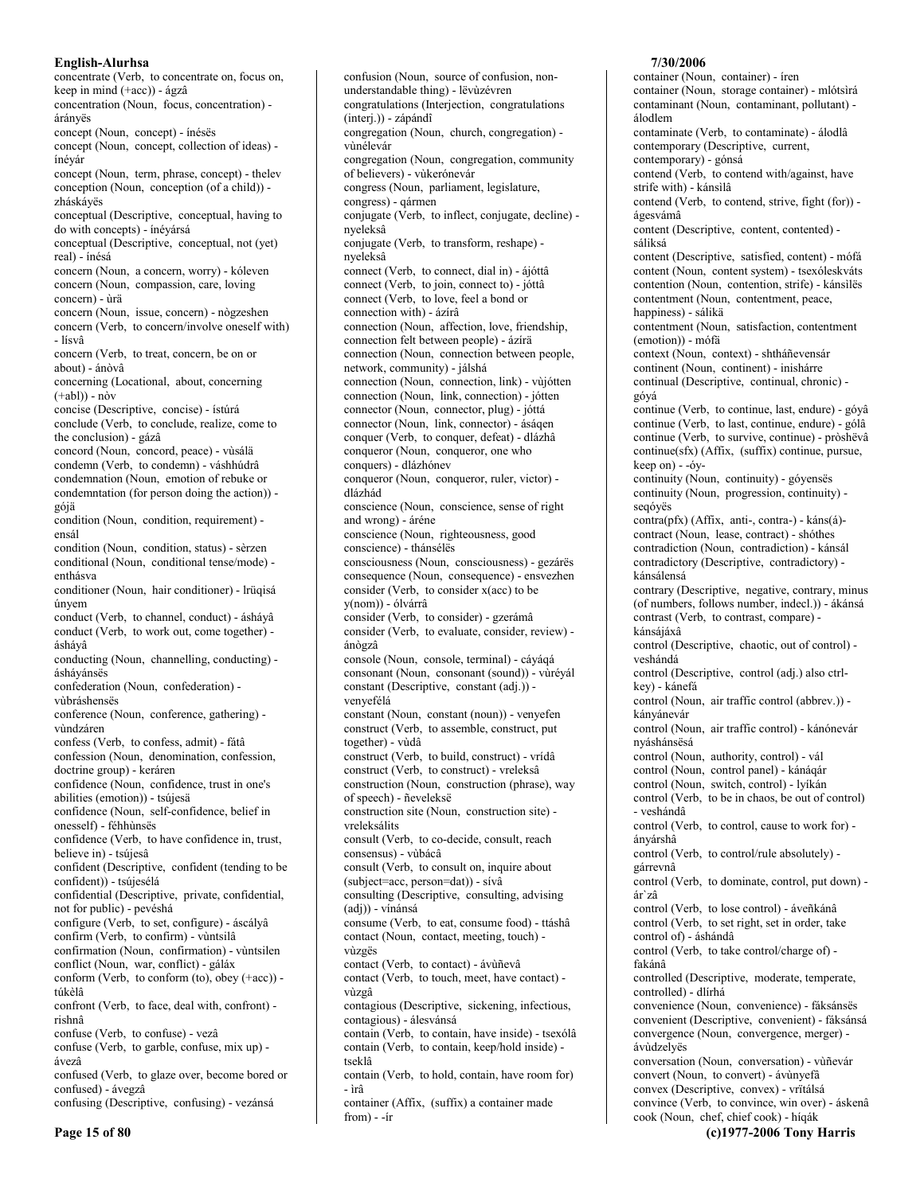concentrate (Verb, to concentrate on, focus on, keep in mind (+acc)) - ágzâ
concentration (Noun, focus, concentration) - áránуёs
concept (Noun, concept) - ínésës
concept (Noun, concept, collection of ideas) - ínéyár
concept (Noun, term, phrase, concept) - thelev
conception (Noun, conception (of a child)) - zháskáyës
conceptual (Descriptive, conceptual, having to do with concepts) - ínéyársá
conceptual (Descriptive, conceptual, not (yet) real) - ínésá
concern (Noun, a concern, worry) - kóleven
concern (Noun, compassion, care, loving concern) - ùrä
concern (Noun, issue, concern) - nògzeshen
concern (Verb, to concern/involve oneself with) - lísvâ
concern (Verb, to treat, concern, be on or about) - ánòvâ
concerning (Locational, about, concerning (+abl)) - nòv
concise (Descriptive, concise) - ístúrá
conclude (Verb, to conclude, realize, come to the conclusion) - gázâ
concord (Noun, concord, peace) - vùsálä
condemn (Verb, to condemn) - váshhúdrâ
condemnation (Noun, emotion of rebuke or condemntation (for person doing the action)) - gójä
condition (Noun, condition, requirement) - ensál
condition (Noun, condition, status) - sèrzen
conditional (Noun, conditional tense/mode) - enthásva
conditioner (Noun, hair conditioner) - lrüqisá únyem
conduct (Verb, to channel, conduct) - ásháyâ
conduct (Verb, to work out, come together) - ásháyâ
conducting (Noun, channelling, conducting) - ásháyánsës
confederation (Noun, confederation) - vùbráshensës
conference (Noun, conference, gathering) - vùndzáren
confess (Verb, to confess, admit) - fátâ
confession (Noun, denomination, confession, doctrine group) - keráren
confidence (Noun, confidence, trust in one's abilities (emotion)) - tsújesä
confidence (Noun, self-confidence, belief in onesself) - féhhùnsës
confidence (Verb, to have confidence in, trust, believe in) - tsújesâ
confident (Descriptive, confident (tending to be confident)) - tsújesélá
confidential (Descriptive, private, confidential, not for public) - pevéshá
configure (Verb, to set, configure) - áscályâ
confirm (Verb, to confirm) - vùntsilâ
confirmation (Noun, confirmation) - vùntsilen
conflict (Noun, war, conflict) - gáláx
conform (Verb, to conform (to), obey (+acc)) - túkèlâ
confront (Verb, to face, deal with, confront) - rishnâ
confuse (Verb, to confuse) - vezâ
confuse (Verb, to garble, confuse, mix up) - ávezâ
confused (Verb, to glaze over, become bored or confused) - ávegzâ
confusing (Descriptive, confusing) - vezánsá
confusion (Noun, source of confusion, non-understandable thing) - lëvùzévren
congratulations (Interjection, congratulations (interj.)) - zápándî
congregation (Noun, church, congregation) - vùnélevár
congregation (Noun, congregation, community of believers) - vùkerónevár
congress (Noun, parliament, legislature, congress) - qármen
conjugate (Verb, to inflect, conjugate, decline) - nyeleksâ
conjugate (Verb, to transform, reshape) - nyeleksâ
connect (Verb, to connect, dial in) - ájóttâ
connect (Verb, to join, connect to) - jóttâ
connect (Verb, to love, feel a bond or connection with) - ázírâ
connection (Noun, affection, love, friendship, connection felt between people) - ázírä
connection (Noun, connection between people, network, community) - jálshá
connection (Noun, connection, link) - vùjótten
connection (Noun, link, connection) - jótten
connector (Noun, connector, plug) - jóttá
connector (Noun, link, connector) - ásáqen
conquer (Verb, to conquer, defeat) - dlázhâ
conqueror (Noun, conqueror, one who conquers) - dlázhónev
conqueror (Noun, conqueror, ruler, victor) - dlázhád
conscience (Noun, conscience, sense of right and wrong) - áréne
conscience (Noun, righteousness, good conscience) - thánsélës
consciousness (Noun, consciousness) - gezárës
consequence (Noun, consequence) - ensvezhen
consider (Verb, to consider x(acc) to be y(nom)) - ólvárrâ
consider (Verb, to consider) - gzerámâ
consider (Verb, to evaluate, consider, review) - ánògzâ
console (Noun, console, terminal) - cáyáqá
consonant (Noun, consonant (sound)) - vùréyál
constant (Descriptive, constant (adj.)) - venyefélá
constant (Noun, constant (noun)) - venyefen
construct (Verb, to assemble, construct, put together) - vùdâ
construct (Verb, to build, construct) - vrídâ
construct (Verb, to construct) - vreleksâ
construction (Noun, construction (phrase), way of speech) - ñeveleksë
construction site (Noun, construction site) - vreleksálits
consult (Verb, to co-decide, consult, reach consensus) - vùbácâ
consult (Verb, to consult on, inquire about (subject=acc, person=dat)) - sívâ
consulting (Descriptive, consulting, advising (adj)) - vínánsá
consume (Verb, to eat, consume food) - ttáshâ
contact (Noun, contact, meeting, touch) - vùzgës
contact (Verb, to contact) - ávùñevâ
contact (Verb, to touch, meet, have contact) - vùzgâ
contagious (Descriptive, sickening, infectious, contagious) - álesvánsá
contain (Verb, to contain, have inside) - tsexólâ
contain (Verb, to contain, keep/hold inside) - tseklâ
contain (Verb, to hold, contain, have room for) - ìrâ
container (Affix, (suffix) a container made from) - -ír
container (Noun, container) - íren
container (Noun, storage container) - mlótsìrá
contaminant (Noun, contaminant, pollutant) - álodlem
contaminate (Verb, to contaminate) - álodlâ
contemporary (Descriptive, current, contemporary) - gónsá
contend (Verb, to contend with/against, have strife with) - kánsìlâ
contend (Verb, to contend, strive, fight (for)) - ágesvámâ
content (Descriptive, content, contented) - sáliksá
content (Descriptive, satisfied, content) - mófá
content (Noun, content system) - tsexóleskváts
contention (Noun, contention, strife) - kánsìlës
contentment (Noun, contentment, peace, happiness) - sálikä
contentment (Noun, satisfaction, contentment (emotion)) - mófä
context (Noun, context) - shtháñevensár
continent (Noun, continent) - inishárre
continual (Descriptive, continual, chronic) - góyá
continue (Verb, to continue, last, endure) - góyâ
continue (Verb, to last, continue, endure) - gólâ
continue (Verb, to survive, continue) - pròshëvâ
continue(sfx) (Affix, (suffix) continue, pursue, keep on) - -óy-
continuity (Noun, continuity) - góyensës
continuity (Noun, progression, continuity) - seqóyës
contra(pfx) (Affix, anti-, contra-) - káns(á)-
contract (Noun, lease, contract) - shóthes
contradiction (Noun, contradiction) - kánsál
contradictory (Descriptive, contradictory) - kánsálensá
contrary (Descriptive, negative, contrary, minus (of numbers, follows number, indecl.)) - ákánsá
contrast (Verb, to contrast, compare) - kánsájáxâ
control (Descriptive, chaotic, out of control) - veshándá
control (Descriptive, control (adj.) also ctrl-key) - kánefá
control (Noun, air traffic control (abbrev.)) - kányánevár
control (Noun, air traffic control) - kánónevár nyáshánsësá
control (Noun, authority, control) - vál
control (Noun, control panel) - kánáqár
control (Noun, switch, control) - lyíkán
control (Verb, to be in chaos, be out of control) - veshándâ
control (Verb, to control, cause to work for) - ányárshâ
control (Verb, to control/rule absolutely) - gárrevnâ
control (Verb, to dominate, control, put down) - ár`zâ
control (Verb, to lose control) - áveñkánâ
control (Verb, to set right, set in order, take control of) - áshándâ
control (Verb, to take control/charge of) - fakánâ
controlled (Descriptive, moderate, temperate, controlled) - dlírhá
convenience (Noun, convenience) - fáksánsës
convenient (Descriptive, convenient) - fáksánsá
convergence (Noun, convergence, merger) - ávùdzelyës
conversation (Noun, conversation) - vùñevár
convert (Noun, to convert) - ávùnyefâ
convex (Descriptive, convex) - vrïtálsá
convince (Verb, to convince, win over) - áskenâ
cook (Noun, chef, chief cook) - híqák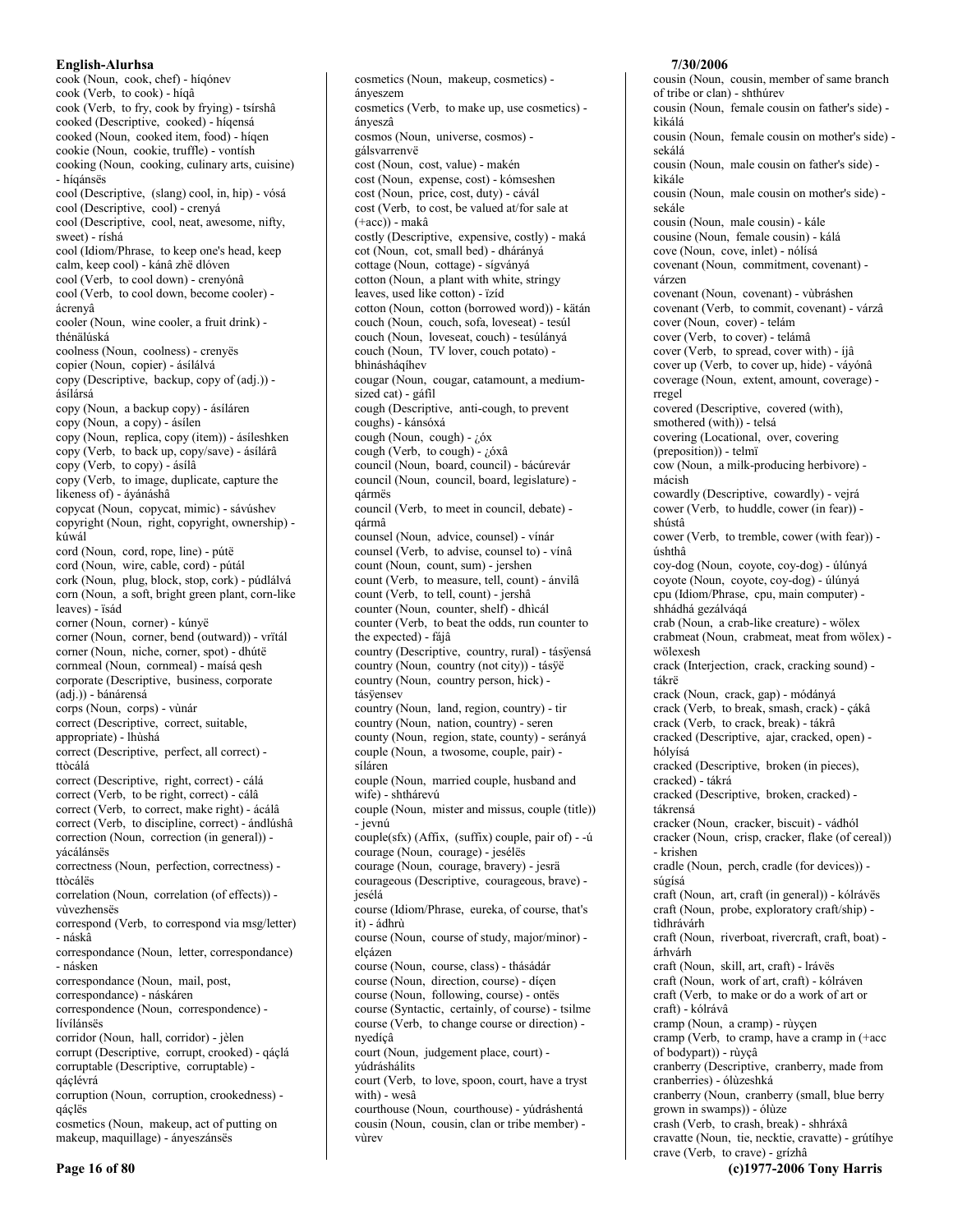cook (Noun, cook, chef) - híqónev
cook (Verb, to cook) - híqâ
cook (Verb, to fry, cook by frying) - tsírshâ
cooked (Descriptive, cooked) - híqensá
cooked (Noun, cooked item, food) - híqen
cookie (Noun, cookie, truffle) - vontísh
cooking (Noun, cooking, culinary arts, cuisine) - híqánsës
cool (Descriptive, (slang) cool, in, hip) - vósá
cool (Descriptive, cool) - crenyá
cool (Descriptive, cool, neat, awesome, nifty, sweet) - ríshá
cool (Idiom/Phrase, to keep one's head, keep calm, keep cool) - kánâ zhë dlóven
cool (Verb, to cool down) - crenyónâ
cool (Verb, to cool down, become cooler) - ácrenyâ
cooler (Noun, wine cooler, a fruit drink) - thénälúská
coolness (Noun, coolness) - crenyës
copier (Noun, copier) - ásílálvá
copy (Descriptive, backup, copy of (adj.)) - ásílársá
copy (Noun, a backup copy) - ásíláren
copy (Noun, a copy) - ásílen
copy (Noun, replica, copy (item)) - ásíleshken
copy (Verb, to back up, copy/save) - ásílárâ
copy (Verb, to copy) - ásílâ
copy (Verb, to image, duplicate, capture the likeness of) - áyánáshâ
copycat (Noun, copycat, mimic) - sávúshev
copyright (Noun, right, copyright, ownership) - kúwál
cord (Noun, cord, rope, line) - pútë
cord (Noun, wire, cable, cord) - pútál
cork (Noun, plug, block, stop, cork) - púdlálvá
corn (Noun, a soft, bright green plant, corn-like leaves) - ïsád
corner (Noun, corner) - kúnyë
corner (Noun, corner, bend (outward)) - vrïtál
corner (Noun, niche, corner, spot) - dhútë
cornmeal (Noun, cornmeal) - maísá qesh
corporate (Descriptive, business, corporate (adj.)) - bánárensá
corps (Noun, corps) - vùnár
correct (Descriptive, correct, suitable, appropriate) - lhùshá
correct (Descriptive, perfect, all correct) - ttòcálá
correct (Descriptive, right, correct) - cálá
correct (Verb, to be right, correct) - cálâ
correct (Verb, to correct, make right) - ácálâ
correct (Verb, to discipline, correct) - ándlúshâ
correction (Noun, correction (in general)) - yácálánsës
correctness (Noun, perfection, correctness) - ttòcálës
correlation (Noun, correlation (of effects)) - vùvezhensës
correspond (Verb, to correspond via msg/letter) - náskâ
correspondance (Noun, letter, correspondance) - násken
correspondance (Noun, mail, post, correspondance) - náskáren
correspondence (Noun, correspondence) - lívílánsës
corridor (Noun, hall, corridor) - jèlen
corrupt (Descriptive, corrupt, crooked) - qáçlá
corruptable (Descriptive, corruptable) - qáçlévrá
corruption (Noun, corruption, crookedness) - qáçlës
cosmetics (Noun, makeup, act of putting on makeup, maquillage) - ányeszánsës
cosmetics (Noun, makeup, cosmetics) - ányeszem
cosmetics (Verb, to make up, use cosmetics) - ányeszâ
cosmos (Noun, universe, cosmos) - gálsvarrenvë
cost (Noun, cost, value) - makén
cost (Noun, expense, cost) - kómseshen
cost (Noun, price, cost, duty) - cávál
cost (Verb, to cost, be valued at/for sale at (+acc)) - makâ
costly (Descriptive, expensive, costly) - maká
cot (Noun, cot, small bed) - dhárányá
cottage (Noun, cottage) - sígványá
cotton (Noun, a plant with white, stringy leaves, used like cotton) - ïzíd
cotton (Noun, cotton (borrowed word)) - kätán
couch (Noun, couch, sofa, loveseat) - tesúl
couch (Noun, loveseat, couch) - tesúlányá
couch (Noun, TV lover, couch potato) - bhìnásháqíhev
cougar (Noun, cougar, catamount, a medium-sized cat) - gáfil
cough (Descriptive, anti-cough, to prevent coughs) - kánsóxá
cough (Noun, cough) - ¿óx
cough (Verb, to cough) - ¿óxâ
council (Noun, board, council) - bácúrevár
council (Noun, council, board, legislature) - qármës
council (Verb, to meet in council, debate) - qármâ
counsel (Noun, advice, counsel) - vínár
counsel (Verb, to advise, counsel to) - vínâ
count (Noun, count, sum) - jershen
count (Verb, to measure, tell, count) - ánvilâ
count (Verb, to tell, count) - jershâ
counter (Noun, counter, shelf) - dhìcál
counter (Verb, to beat the odds, run counter to the expected) - fäjâ
country (Descriptive, country, rural) - tásÿensá
country (Noun, country (not city)) - tásÿë
country (Noun, country person, hick) - tásÿensev
country (Noun, land, region, country) - tir
country (Noun, nation, country) - seren
county (Noun, region, state, county) - serányá
couple (Noun, a twosome, couple, pair) - síláren
couple (Noun, married couple, husband and wife) - shthárevú
couple (Noun, mister and missus, couple (title)) - jevnú
couple(sfx) (Affix, (suffix) couple, pair of) - -ú
courage (Noun, courage) - jesélës
courage (Noun, courage, bravery) - jesrä
courageous (Descriptive, courageous, brave) - jesélá
course (Idiom/Phrase, eureka, of course, that's it) - ádhrù
course (Noun, course of study, major/minor) - elçázen
course (Noun, course, class) - thásádár
course (Noun, direction, course) - díçen
course (Noun, following, course) - ontës
course (Syntactic, certainly, of course) - tsilme
course (Verb, to change course or direction) - nyedíçâ
court (Noun, judgement place, court) - yúdráshálits
court (Verb, to love, spoon, court, have a tryst with) - wesâ
courthouse (Noun, courthouse) - yúdráshentá
cousin (Noun, cousin, clan or tribe member) - vùrev
cousin (Noun, cousin, member of same branch of tribe or clan) - shthúrev
cousin (Noun, female cousin on father's side) - kìkálá
cousin (Noun, female cousin on mother's side) - sekálá
cousin (Noun, male cousin on father's side) - kìkále
cousin (Noun, male cousin on mother's side) - sekále
cousin (Noun, male cousin) - kále
cousine (Noun, female cousin) - kálá
cove (Noun, cove, inlet) - nólísá
covenant (Noun, commitment, covenant) - várzen
covenant (Noun, covenant) - vùbráshen
covenant (Verb, to commit, covenant) - várzâ
cover (Noun, cover) - telám
cover (Verb, to cover) - telámâ
cover (Verb, to spread, cover with) - íjâ
cover up (Verb, to cover up, hide) - váyónâ
coverage (Noun, extent, amount, coverage) - rregel
covered (Descriptive, covered (with), smothered (with)) - telsá
covering (Locational, over, covering (preposition)) - telmï
cow (Noun, a milk-producing herbivore) - mácish
cowardly (Descriptive, cowardly) - vejrá
cower (Verb, to huddle, cower (in fear)) - shústâ
cower (Verb, to tremble, cower (with fear)) - úshthâ
coy-dog (Noun, coyote, coy-dog) - úlúnyá
coyote (Noun, coyote, coy-dog) - úlúnyá
cpu (Idiom/Phrase, cpu, main computer) - shhádhá gezálváqá
crab (Noun, a crab-like creature) - wölex
crabmeat (Noun, crabmeat, meat from wölex) - wölexesh
crack (Interjection, crack, cracking sound) - tákrë
crack (Noun, crack, gap) - módányá
crack (Verb, to break, smash, crack) - çákâ
crack (Verb, to crack, break) - tákrâ
cracked (Descriptive, ajar, cracked, open) - hólyísá
cracked (Descriptive, broken (in pieces), cracked) - tákrá
cracked (Descriptive, broken, cracked) - tákrensá
cracker (Noun, cracker, biscuit) - vádhól
cracker (Noun, crisp, cracker, flake (of cereal)) - krishen
cradle (Noun, perch, cradle (for devices)) - súgísá
craft (Noun, art, craft (in general)) - kólrávës
craft (Noun, probe, exploratory craft/ship) - tidhrávárh
craft (Noun, riverboat, rivercraft, craft, boat) - árhvárh
craft (Noun, skill, art, craft) - lrávës
craft (Noun, work of art, craft) - kólráven
craft (Verb, to make or do a work of art or craft) - kólrávâ
cramp (Noun, a cramp) - rùyçen
cramp (Verb, to cramp, have a cramp in (+acc of bodypart)) - rùyçâ
cranberry (Descriptive, cranberry, made from cranberries) - ólùzeshká
cranberry (Noun, cranberry (small, blue berry grown in swamps)) - ólùze
crash (Verb, to crash, break) - shhráxâ
cravatte (Noun, tie, necktie, cravatte) - grútíhye
crave (Verb, to crave) - grízhâ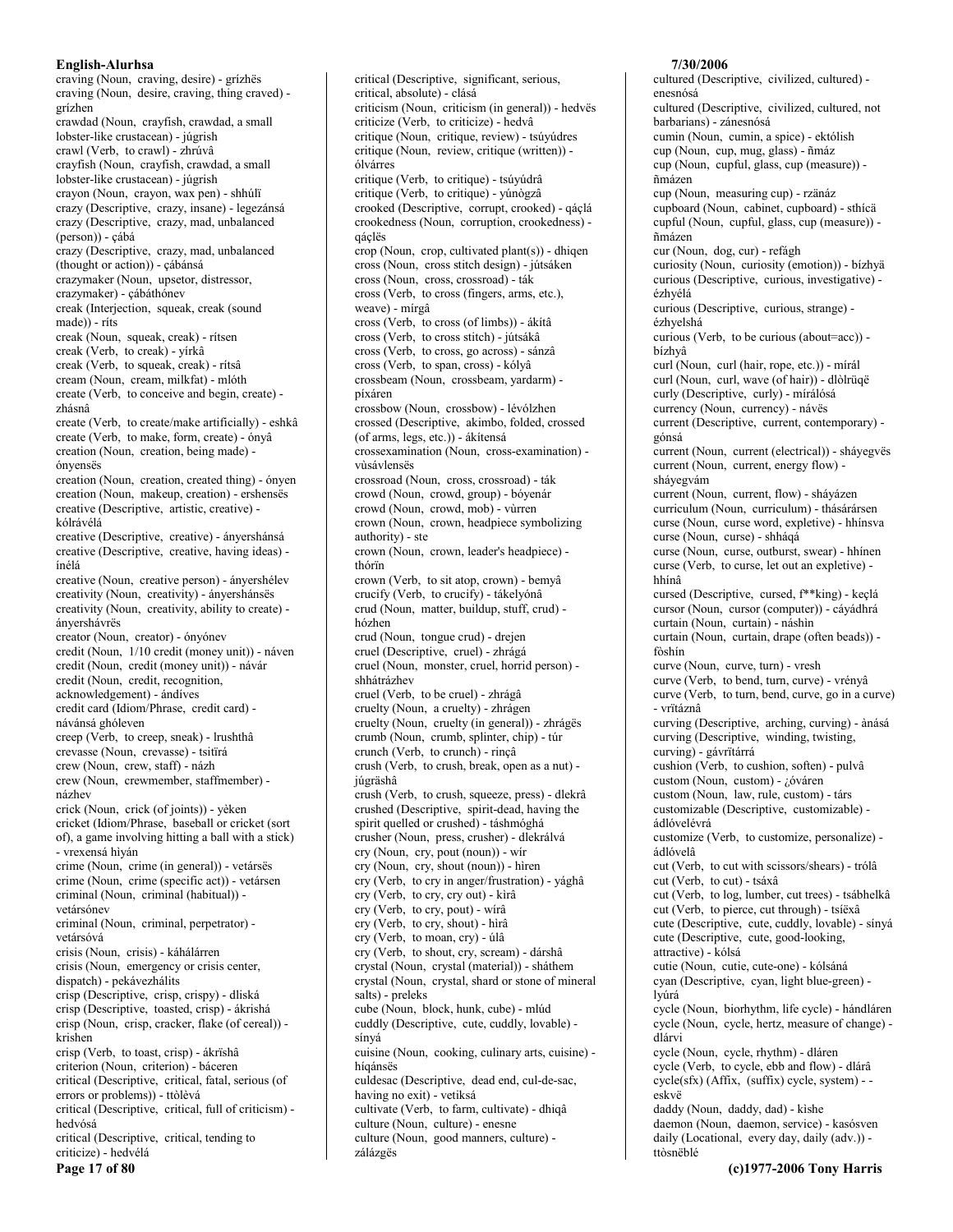craving (Noun, craving, desire) - grízhës
craving (Noun, desire, craving, thing craved) - grízhen
crawdad (Noun, crayfish, crawdad, a small lobster-like crustacean) - júgrish
crawl (Verb, to crawl) - zhrúvâ
crayfish (Noun, crayfish, crawdad, a small lobster-like crustacean) - júgrish
crayon (Noun, crayon, wax pen) - shhúlï
crazy (Descriptive, crazy, insane) - legezánsá
crazy (Descriptive, crazy, mad, unbalanced (person)) - çábá
crazy (Descriptive, crazy, mad, unbalanced (thought or action)) - çábánsá
crazymaker (Noun, upsetor, distressor, crazymaker) - çábáthónev
creak (Interjection, squeak, creak (sound made)) - ríts
creak (Noun, squeak, creak) - rítsen
creak (Verb, to creak) - yírkâ
creak (Verb, to squeak, creak) - rítsâ
cream (Noun, cream, milkfat) - mlóth
create (Verb, to conceive and begin, create) - zhásnâ
create (Verb, to create/make artificially) - eshkâ
create (Verb, to make, form, create) - ónyâ
creation (Noun, creation, being made) - ónyensës
creation (Noun, creation, created thing) - ónyen
creation (Noun, makeup, creation) - ershensës
creative (Descriptive, artistic, creative) - kólrávélá
creative (Descriptive, creative) - ányershánsá
creative (Descriptive, creative, having ideas) - ínélá
creative (Noun, creative person) - ányershélev
creativity (Noun, creativity) - ányershánsës
creativity (Noun, creativity, ability to create) - ányershávrës
creator (Noun, creator) - ónyónev
credit (Noun, 1/10 credit (money unit)) - náven
credit (Noun, credit (money unit)) - návár
credit (Noun, credit, recognition, acknowledgement) - ándíves
credit card (Idiom/Phrase, credit card) - návánsá ghóleven
creep (Verb, to creep, sneak) - lrushthâ
crevasse (Noun, crevasse) - tsitïrá
crew (Noun, crew, staff) - názh
crew (Noun, crewmember, staffmember) - názhev
crick (Noun, crick (of joints)) - yèken
cricket (Idiom/Phrase, baseball or cricket (sort of), a game involving hitting a ball with a stick) - vrexensá hìyán
crime (Noun, crime (in general)) - vetársës
crime (Noun, crime (specific act)) - vetársen
criminal (Noun, criminal (habitual)) - vetársónev
criminal (Noun, criminal, perpetrator) - vetársóvá
crisis (Noun, crisis) - káhálárren
crisis (Noun, emergency or crisis center, dispatch) - pekávezhálits
crisp (Descriptive, crisp, crispy) - dliská
crisp (Descriptive, toasted, crisp) - ákrishá
crisp (Noun, crisp, cracker, flake (of cereal)) - krishen
crisp (Verb, to toast, crisp) - ákrïshâ
criterion (Noun, criterion) - báceren
critical (Descriptive, critical, fatal, serious (of errors or problems)) - ttòlèvá
critical (Descriptive, critical, full of criticism) - hedvósá
critical (Descriptive, critical, tending to criticize) - hedvélá
critical (Descriptive, significant, serious, critical, absolute) - clásá
criticism (Noun, criticism (in general)) - hedvës
criticize (Verb, to criticize) - hedvâ
critique (Noun, critique, review) - tsúyúdres
critique (Noun, review, critique (written)) - ólvárres
critique (Verb, to critique) - tsúyúdrâ
critique (Verb, to critique) - yúnògzâ
crooked (Descriptive, corrupt, crooked) - qáçlá
crookedness (Noun, corruption, crookedness) - qáçlës
crop (Noun, crop, cultivated plant(s)) - dhiqen
cross (Noun, cross stitch design) - jútsáken
cross (Noun, cross, crossroad) - ták
cross (Verb, to cross (fingers, arms, etc.), weave) - mírgâ
cross (Verb, to cross (of limbs)) - ákítâ
cross (Verb, to cross stitch) - jútsákâ
cross (Verb, to cross, go across) - sánzâ
cross (Verb, to span, cross) - kólyâ
crossbeam (Noun, crossbeam, yardarm) - píxáren
crossbow (Noun, crossbow) - lévólzhen
crossed (Descriptive, akimbo, folded, crossed (of arms, legs, etc.)) - ákítensá
crossexamination (Noun, cross-examination) - vùsávlensës
crossroad (Noun, cross, crossroad) - ták
crowd (Noun, crowd, group) - bóyenár
crowd (Noun, crowd, mob) - vùrren
crown (Noun, crown, headpiece symbolizing authority) - ste
crown (Noun, crown, leader's headpiece) - thórïn
crown (Verb, to sit atop, crown) - bemyâ
crucify (Verb, to crucify) - tákelyónâ
crud (Noun, matter, buildup, stuff, crud) - hózhen
crud (Noun, tongue crud) - drejen
cruel (Descriptive, cruel) - zhrágá
cruel (Noun, monster, cruel, horrid person) - shhátrázhev
cruel (Verb, to be cruel) - zhrágâ
cruelty (Noun, a cruelty) - zhrágen
cruelty (Noun, cruelty (in general)) - zhrágës
crumb (Noun, crumb, splinter, chip) - túr
crunch (Verb, to crunch) - rinçâ
crush (Verb, to crush, break, open as a nut) - júgräshâ
crush (Verb, to crush, squeeze, press) - dlekrâ
crushed (Descriptive, spirit-dead, having the spirit quelled or crushed) - táshmóghá
crusher (Noun, press, crusher) - dlekrálvá
cry (Noun, cry, pout (noun)) - wír
cry (Noun, cry, shout (noun)) - hìren
cry (Verb, to cry in anger/frustration) - yághâ
cry (Verb, to cry, cry out) - kìrâ
cry (Verb, to cry, pout) - wírâ
cry (Verb, to cry, shout) - hìrâ
cry (Verb, to moan, cry) - úlâ
cry (Verb, to shout, cry, scream) - dárshâ
crystal (Noun, crystal (material)) - sháthem
crystal (Noun, crystal, shard or stone of mineral salts) - preleks
cube (Noun, block, hunk, cube) - mlúd
cuddly (Descriptive, cute, cuddly, lovable) - sínyá
cuisine (Noun, cooking, culinary arts, cuisine) - híqánsës
culdesac (Descriptive, dead end, cul-de-sac, having no exit) - vetiksá
cultivate (Verb, to farm, cultivate) - dhiqâ
culture (Noun, culture) - enesne
culture (Noun, good manners, culture) - zálázgës
cultured (Descriptive, civilized, cultured) - enesnósá
cultured (Descriptive, civilized, cultured, not barbarians) - zánesnósá
cumin (Noun, cumin, a spice) - ektólish
cup (Noun, cup, mug, glass) - ñmáz
cup (Noun, cupful, glass, cup (measure)) - ñmázen
cup (Noun, measuring cup) - rzänáz
cupboard (Noun, cabinet, cupboard) - sthícä
cupful (Noun, cupful, glass, cup (measure)) - ñmázen
cur (Noun, dog, cur) - refágh
curiosity (Noun, curiosity (emotion)) - bízhyä
curious (Descriptive, curious, investigative) - ézhyélá
curious (Descriptive, curious, strange) - ézhyelshá
curious (Verb, to be curious (about=acc)) - bízhyâ
curl (Noun, curl (hair, rope, etc.)) - mírál
curl (Noun, curl, wave (of hair)) - dlòlrüqë
curly (Descriptive, curly) - mírálósá
currency (Noun, currency) - návës
current (Descriptive, current, contemporary) - gónsá
current (Noun, current (electrical)) - sháyegvës
current (Noun, current, energy flow) - sháyegvám
current (Noun, current, flow) - sháyázen
curriculum (Noun, curriculum) - thásárársen
curse (Noun, curse word, expletive) - hhínsva
curse (Noun, curse) - shháqá
curse (Noun, curse, outburst, swear) - hhínen
curse (Verb, to curse, let out an expletive) - hhínâ
cursed (Descriptive, cursed, f**king) - keçlá
cursor (Noun, cursor (computer)) - cáyádhrá
curtain (Noun, curtain) - náshìn
curtain (Noun, curtain, drape (often beads)) - fòshín
curve (Noun, curve, turn) - vresh
curve (Verb, to bend, turn, curve) - vrényâ
curve (Verb, to turn, bend, curve, go in a curve) - vrïtáznâ
curving (Descriptive, arching, curving) - ànásá
curving (Descriptive, winding, twisting, curving) - gávrïtárrá
cushion (Verb, to cushion, soften) - pulvâ
custom (Noun, custom) - ¿óváren
custom (Noun, law, rule, custom) - társ
customizable (Descriptive, customizable) - ádlóvelévrá
customize (Verb, to customize, personalize) - ádlóvelâ
cut (Verb, to cut with scissors/shears) - trólâ
cut (Verb, to cut) - tsáxâ
cut (Verb, to log, lumber, cut trees) - tsábhelkâ
cut (Verb, to pierce, cut through) - tsíëxâ
cute (Descriptive, cute, cuddly, lovable) - sínyá
cute (Descriptive, cute, good-looking, attractive) - kólsá
cutie (Noun, cutie, cute-one) - kólsáná
cyan (Descriptive, cyan, light blue-green) - lyúrá
cycle (Noun, biorhythm, life cycle) - hándláren
cycle (Noun, cycle, hertz, measure of change) - dlárvi
cycle (Noun, cycle, rhythm) - dláren
cycle (Verb, to cycle, ebb and flow) - dlárâ
cycle(sfx) (Affix, (suffix) cycle, system) - -eskvë
daddy (Noun, daddy, dad) - kìshe
daemon (Noun, daemon, service) - kasósven
daily (Locational, every day, daily (adv.)) - ttòsnëblé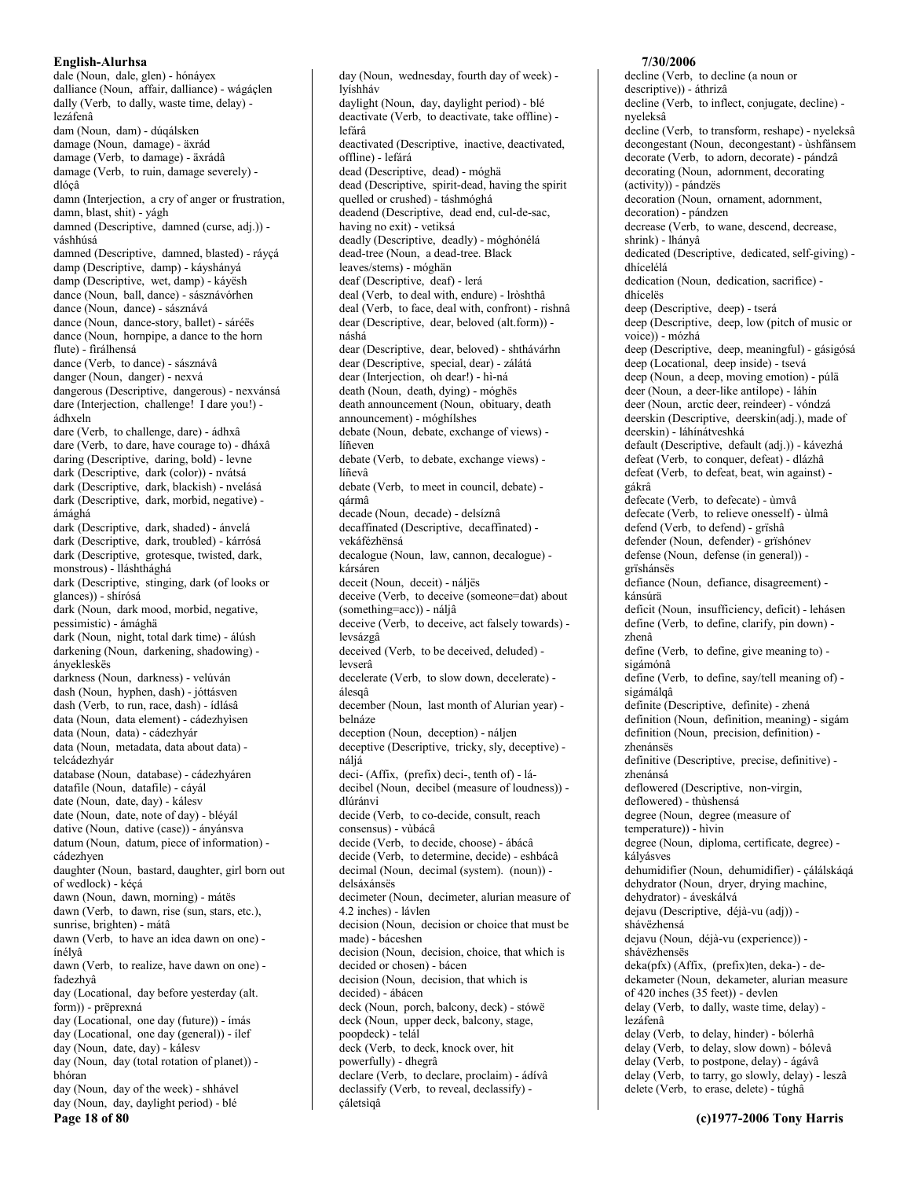dale (Noun, dale, glen) - hónáyex
dalliance (Noun, affair, dalliance) - wágáçlen
dally (Verb, to dally, waste time, delay) - lezáfenâ
dam (Noun, dam) - dúqálsken
damage (Noun, damage) - äxrád
damage (Verb, to damage) - äxrádâ
damage (Verb, to ruin, damage severely) - dlóçâ
damn (Interjection, a cry of anger or frustration, damn, blast, shit) - yágh
damned (Descriptive, damned (curse, adj.)) - váshhúsá
damned (Descriptive, damned, blasted) - ráyçá
damp (Descriptive, damp) - káyshányá
damp (Descriptive, wet, damp) - káyësh
dance (Noun, ball, dance) - sásznávórhen
dance (Noun, dance) - sásznává
dance (Noun, dance-story, ballet) - sáréës
dance (Noun, hornpipe, a dance to the horn flute) - fìrálhensá
dance (Verb, to dance) - sásznávâ
danger (Noun, danger) - nexvá
dangerous (Descriptive, dangerous) - nexvánsá
dare (Interjection, challenge! I dare you!) - ádhxeln
dare (Verb, to challenge, dare) - ádhxâ
dare (Verb, to dare, have courage to) - dháxâ
daring (Descriptive, daring, bold) - levne
dark (Descriptive, dark (color)) - nvátsá
dark (Descriptive, dark, blackish) - nvelásá
dark (Descriptive, dark, morbid, negative) - ámághá
dark (Descriptive, dark, shaded) - ánvelá
dark (Descriptive, dark, troubled) - kárrósá
dark (Descriptive, grotesque, twisted, dark, monstrous) - lláshthághá
dark (Descriptive, stinging, dark (of looks or glances)) - shírósá
dark (Noun, dark mood, morbid, negative, pessimistic) - ámághä
dark (Noun, night, total dark time) - álúsh
darkening (Noun, darkening, shadowing) - ányekleskës
darkness (Noun, darkness) - velúván
dash (Noun, hyphen, dash) - jóttásven
dash (Verb, to run, race, dash) - ídlásâ
data (Noun, data element) - cádezhyisen
data (Noun, data) - cádezhyár
data (Noun, metadata, data about data) - telcádezhyár
database (Noun, database) - cádezhyáren
datafile (Noun, datafile) - cáyál
date (Noun, date, day) - kálesv
date (Noun, date, note of day) - bléyál
dative (Noun, dative (case)) - ányánsva
datum (Noun, datum, piece of information) - cádezhyen
daughter (Noun, bastard, daughter, girl born out of wedlock) - kéçá
dawn (Noun, dawn, morning) - mátës
dawn (Verb, to dawn, rise (sun, stars, etc.), sunrise, brighten) - mátâ
dawn (Verb, to have an idea dawn on one) - ínélyâ
dawn (Verb, to realize, have dawn on one) - fadezhyâ
day (Locational, day before yesterday (alt. form)) - prëprexná
day (Locational, one day (future)) - ímás
day (Locational, one day (general)) - ílef
day (Noun, date, day) - kálesv
day (Noun, day (total rotation of planet)) - bhóran
day (Noun, day of the week) - shhável
day (Noun, day, daylight period) - blé
day (Noun, wednesday, fourth day of week) - lyíshháv
daylight (Noun, day, daylight period) - blé
deactivate (Verb, to deactivate, take offline) - lefárâ
deactivated (Descriptive, inactive, deactivated, offline) - lefárá
dead (Descriptive, dead) - móghä
dead (Descriptive, spirit-dead, having the spirit quelled or crushed) - táshmóghá
deadend (Descriptive, dead end, cul-de-sac, having no exit) - vetiksá
deadly (Descriptive, deadly) - móghónélá
dead-tree (Noun, a dead-tree. Black leaves/stems) - móghän
deaf (Descriptive, deaf) - lerá
deal (Verb, to deal with, endure) - lròshthâ
deal (Verb, to face, deal with, confront) - rishnâ
dear (Descriptive, dear, beloved (alt.form)) - náshá
dear (Descriptive, dear, beloved) - shthávárhn
dear (Descriptive, special, dear) - zálátá
dear (Interjection, oh dear!) - hì-ná
death (Noun, death, dying) - móghës
death announcement (Noun, obituary, death announcement) - móghílshes
debate (Noun, debate, exchange of views) - líñeven
debate (Verb, to debate, exchange views) - líñevâ
debate (Verb, to meet in council, debate) - qármâ
decade (Noun, decade) - delsíznâ
decaffinated (Descriptive, decaffinated) - vekáfézhënsá
decalogue (Noun, law, cannon, decalogue) - kársáren
deceit (Noun, deceit) - náljës
deceive (Verb, to deceive (someone=dat) about (something=acc)) - náljâ
deceive (Verb, to deceive, act falsely towards) - levsázgâ
deceived (Verb, to be deceived, deluded) - levserâ
decelerate (Verb, to slow down, decelerate) - álesqâ
december (Noun, last month of Alurian year) - belnáze
deception (Noun, deception) - náljen
deceptive (Descriptive, tricky, sly, deceptive) - náljá
deci- (Affix, (prefix) deci-, tenth of) - lá-
decibel (Noun, decibel (measure of loudness)) - dlúránvi
decide (Verb, to co-decide, consult, reach consensus) - vùbácâ
decide (Verb, to decide, choose) - ábácâ
decide (Verb, to determine, decide) - eshbácâ
decimal (Noun, decimal (system). (noun)) - delsáxánsës
decimeter (Noun, decimeter, alurian measure of 4.2 inches) - lávlen
decision (Noun, decision or choice that must be made) - báceshen
decision (Noun, decision, choice, that which is decided or chosen) - bácen
decision (Noun, decision, that which is decided) - ábácen
deck (Noun, porch, balcony, deck) - stówë
deck (Noun, upper deck, balcony, stage, poopdeck) - telál
deck (Verb, to deck, knock over, hit powerfully) - dhegrâ
declare (Verb, to declare, proclaim) - ádívâ
declassify (Verb, to reveal, declassify) - çáletsìqâ
decline (Verb, to decline (a noun or descriptive)) - áthrizâ
decline (Verb, to inflect, conjugate, decline) - nyeleksâ
decline (Verb, to transform, reshape) - nyeleksâ
decongestant (Noun, decongestant) - ùshfánsem
decorate (Verb, to adorn, decorate) - pándzâ
decorating (Noun, adornment, decorating (activity)) - pándzës
decoration (Noun, ornament, adornment, decoration) - pándzen
decrease (Verb, to wane, descend, decrease, shrink) - lhányâ
dedicated (Descriptive, dedicated, self-giving) - dhícelélá
dedication (Noun, dedication, sacrifice) - dhícelës
deep (Descriptive, deep) - tserá
deep (Descriptive, deep, low (pitch of music or voice)) - mózhá
deep (Descriptive, deep, meaningful) - gásigósá
deep (Locational, deep inside) - tsevá
deep (Noun, a deep, moving emotion) - púlä
deer (Noun, a deer-like antilope) - láhín
deer (Noun, arctic deer, reindeer) - vóndzá
deerskin (Descriptive, deerskin(adj.), made of deerskin) - láhínátveshká
default (Descriptive, default (adj.)) - kávezhá
defeat (Verb, to conquer, defeat) - dlázhâ
defeat (Verb, to defeat, beat, win against) - gákrâ
defecate (Verb, to defecate) - ùmvâ
defecate (Verb, to relieve onesself) - ùlmâ
defend (Verb, to defend) - gríshâ
defender (Noun, defender) - grìshónev
defense (Noun, defense (in general)) - gríshánsës
defiance (Noun, defiance, disagreement) - kánsúrä
deficit (Noun, insufficiency, deficit) - lehásen
define (Verb, to define, clarify, pin down) - zhenâ
define (Verb, to define, give meaning to) - sigámónâ
define (Verb, to define, say/tell meaning of) - sigámálqâ
definite (Descriptive, definite) - zhená
definition (Noun, definition, meaning) - sigám
definition (Noun, precision, definition) - zhenánsës
definitive (Descriptive, precise, definitive) - zhenánsá
deflowered (Descriptive, non-virgin, deflowered) - thùshensá
degree (Noun, degree (measure of temperature)) - hìvin
degree (Noun, diploma, certificate, degree) - kályásves
dehumidifier (Noun, dehumidifier) - çálálskáqá
dehydrator (Noun, dryer, drying machine, dehydrator) - áveskálvá
dejavu (Descriptive, déjà-vu (adj)) - shávëzhensá
dejavu (Noun, déjà-vu (experience)) - shávëzhensës
deka(pfx) (Affix, (prefix)ten, deka-) - de-
dekameter (Noun, dekameter, alurian measure of 420 inches (35 feet)) - devlen
delay (Verb, to dally, waste time, delay) - lezáfenâ
delay (Verb, to delay, hinder) - bólerhâ
delay (Verb, to delay, slow down) - bólevâ
delay (Verb, to postpone, delay) - ágávâ
delay (Verb, to tarry, go slowly, delay) - leszâ
delete (Verb, to erase, delete) - túghâ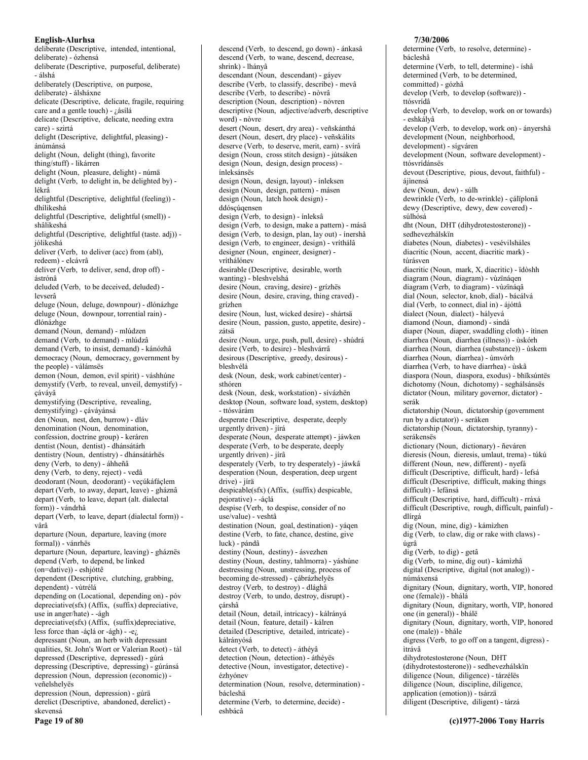deliberate (Descriptive, intended, intentional, deliberate) - ózhensá
deliberate (Descriptive, purposeful, deliberate) - álshá
deliberately (Descriptive, on purpose, deliberate) - álsháxne
delicate (Descriptive, delicate, fragile, requiring care and a gentle touch) - ¿ásílá
delicate (Descriptive, delicate, needing extra care) - szirtá
delight (Descriptive, delightful, pleasing) - ánúmánsá
delight (Noun, delight (thing), favorite thing/stuff) - likárren
delight (Noun, pleasure, delight) - númä
delight (Verb, to delight in, be delighted by) - lékrâ
delightful (Descriptive, delightful (feeling)) - dhílikeshá
delightful (Descriptive, delightful (smell)) - shâlikeshá
delightful (Descriptive, delightful (taste. adj)) - jólikeshá
deliver (Verb, to deliver (acc) from (abl), redeem) - elcávrâ
deliver (Verb, to deliver, send, drop off) - ástrónâ
deluded (Verb, to be deceived, deluded) - levserâ
deluge (Noun, deluge, downpour) - dlónázhge
deluge (Noun, downpour, torrential rain) - dlónázhge
demand (Noun, demand) - mlúdzen
demand (Verb, to demand) - mlúdzâ
demand (Verb, to insist, demand) - kánózhâ
democracy (Noun, democracy, government by the people) - válámsës
demon (Noun, demon, evil spirit) - váshhúne
demystify (Verb, to reveal, unveil, demystify) - çáváyâ
demystifying (Descriptive, revealing, demystifying) - çáváyánsá
den (Noun, nest, den, burrow) - dláv
denomination (Noun, denomination, confession, doctrine group) - keráren
dentist (Noun, dentist) - dhánsátárh
dentistry (Noun, dentistry) - dhánsátárhës
deny (Verb, to deny) - áhheñâ
deny (Verb, to deny, reject) - vedâ
deodorant (Noun, deodorant) - veçúkáfáçlem
depart (Verb, to away, depart, leave) - gháznâ
depart (Verb, to leave, depart (alt. dialectal form)) - vándrhâ
depart (Verb, to leave, depart (dialectal form)) - vârâ
departure (Noun, departure, leaving (more formal)) - vánrhës
departure (Noun, departure, leaving) - gháznës
depend (Verb, to depend, be linked (on=dative)) - eshjóttê
dependent (Descriptive, clutching, grabbing, dependent) - vùtrélá
depending on (Locational, depending on) - póv
depreciative(sfx) (Affix, (suffix) depreciative, use in anger/hate) - -ágh
depreciative(sfx) (Affix, (suffix)depreciative, less force than -áçlá or -ágh) - -e¿
depressant (Noun, an herb with depressant qualities, St. John's Wort or Valerian Root) - tàl
depressed (Descriptive, depressed) - gúrá
depressing (Descriptive, depressing) - gúránsá
depression (Noun, depression (economic)) - veñelshelyës
depression (Noun, depression) - gúrä
derelict (Descriptive, abandoned, derelict) - skevensá
descend (Verb, to descend, go down) - ánkasâ
descend (Verb, to wane, descend, decrease, shrink) - lhányâ
descendant (Noun, descendant) - gáyev
describe (Verb, to classify, describe) - mevâ
describe (Verb, to describe) - nòvrâ
description (Noun, description) - nòvren
descriptive (Noun, adjective/adverb, descriptive word) - nòvre
desert (Noun, desert, dry area) - veñskánthá
desert (Noun, desert, dry place) - veñskálits
deserve (Verb, to deserve, merit, earn) - svírâ
design (Noun, cross stitch design) - jútsáken
design (Noun, design, design process) - ínleksánsës
design (Noun, design, layout) - ínleksen
design (Noun, design, pattern) - másen
design (Noun, latch hook design) - ddósçúqensen
design (Verb, to design) - ínleksâ
design (Verb, to design, make a pattern) - másâ
design (Verb, to design, plan, lay out) - ínershâ
design (Verb, to engineer, design) - vríthálâ
designer (Noun, engineer, designer) - vríthálónev
desirable (Descriptive, desirable, worth wanting) - bleshvelshá
desire (Noun, craving, desire) - grízhës
desire (Noun, desire, craving, thing craved) - grízhen
desire (Noun, lust, wicked desire) - shártsä
desire (Noun, passion, gusto, appetite, desire) - zátsä
desire (Noun, urge, push, pull, desire) - shúdrá
desire (Verb, to desire) - bleshvárrâ
desirous (Descriptive, greedy, desirous) - bleshvélá
desk (Noun, desk, work cabinet/center) - sthóren
desk (Noun, desk, workstation) - sívázhën
desktop (Noun, software load, system, desktop) - ttósvárám
desperate (Descriptive, desperate, deeply urgently driven) - jírá
desperate (Noun, desperate attempt) - jáwken
desperate (Verb, to be desperate, deeply urgently driven) - jírâ
desperately (Verb, to try desperately) - jáwkâ
desperation (Noun, desperation, deep urgent drive) - jírä
despicable(sfx) (Affix, (suffix) despicable, pejorative) - -áçlá
despise (Verb, to despise, consider of no use/value) - veshtâ
destination (Noun, goal, destination) - yáqen
destine (Verb, to fate, chance, destine, give luck) - pándâ
destiny (Noun, destiny) - ásvezhen
destiny (Noun, destiny, tahlmorra) - yáshúne
destressing (Noun, unstressing, process of becoming de-stressed) - çábrázhelyës
destroy (Verb, to destroy) - dlághâ
destroy (Verb, to undo, destroy, disrupt) - çárshâ
detail (Noun, detail, intricacy) - kálrányá
detail (Noun, feature, detail) - kálren
detailed (Descriptive, detailed, intricate) - kálrányósá
detect (Verb, to detect) - áthéyâ
detection (Noun, detection) - áthéyës
detective (Noun, investigator, detective) - ézhyónev
determination (Noun, resolve, determination) - bácleshä
determine (Verb, to determine, decide) - eshbácâ
determine (Verb, to resolve, determine) - bácleshâ
determine (Verb, to tell, determine) - íshâ
determined (Verb, to be determined, committed) - gózhâ
develop (Verb, to develop (software)) - ttósvrídâ
develop (Verb, to develop, work on or towards) - eshkályâ
develop (Verb, to develop, work on) - ányershâ
development (Noun, neighborhood, development) - sígváren
development (Noun, software development) - ttósvrídánsës
devout (Descriptive, pious, devout, faithful) - ájinensá
dew (Noun, dew) - súlh
dewrinkle (Verb, to de-wrinkle) - çálïplonâ
dewy (Descriptive, dewy, dew covered) - súlhósá
dht (Noun, DHT (dihydrotestosterone)) - sedhevezhálskïn
diabetes (Noun, diabetes) - vesévilsháles
diacritic (Noun, accent, diacritic mark) - túrásven
diacritic (Noun, mark, X, diacritic) - ïdòshh
diagram (Noun, diagram) - vùzïnáqen
diagram (Verb, to diagram) - vùzïnáqâ
dial (Noun, selector, knob, dial) - bácálvá
dial (Verb, to connect, dial in) - ájóttâ
dialect (Noun, dialect) - hályevá
diamond (Noun, diamond) - sindá
diaper (Noun, diaper, swaddling cloth) - ítinen
diarrhea (Noun, diarrhea (illness)) - ùskórh
diarrhea (Noun, diarrhea (substance)) - ùskem
diarrhea (Noun, diarrhea) - ùmvórh
diarrhea (Verb, to have diarrhea) - ùskâ
diaspora (Noun, diaspora, exodus) - bhïksúntës
dichotomy (Noun, dichotomy) - seghálsánsës
dictator (Noun, military governor, dictator) - serák
dictatorship (Noun, dictatorship (government run by a dictator)) - seráken
dictatorship (Noun, dictatorship, tyranny) - serákensës
dictionary (Noun, dictionary) - ñeváren
dieresis (Noun, dieresis, umlaut, trema) - túkú
different (Noun, new, different) - nyefá
difficult (Descriptive, difficult, hard) - lefsá
difficult (Descriptive, difficult, making things difficult) - lefánsá
difficult (Descriptive, hard, difficult) - rráxá
difficult (Descriptive, rough, difficult, painful) - dlírgá
dig (Noun, mine, dig) - kámìzhen
dig (Verb, to claw, dig or rake with claws) - úgrâ
dig (Verb, to dig) - getâ
dig (Verb, to mine, dig out) - kámìzhâ
digital (Descriptive, digital (not analog)) - númáxensá
dignitary (Noun, dignitary, worth, VIP, honored one (female)) - bhálá
dignitary (Noun, dignitary, worth, VIP, honored one (in general)) - bhálë
dignitary (Noun, dignitary, worth, VIP, honored one (male)) - bhále
digress (Verb, to go off on a tangent, digress) - ìtrávâ
dihydrotestosterone (Noun, DHT (dihydrotestosterone)) - sedhevezhálskïn
diligence (Noun, diligence) - tárzélës
diligence (Noun, discipline, diligence, application (emotion)) - tsárzä
diligent (Descriptive, diligent) - tárzá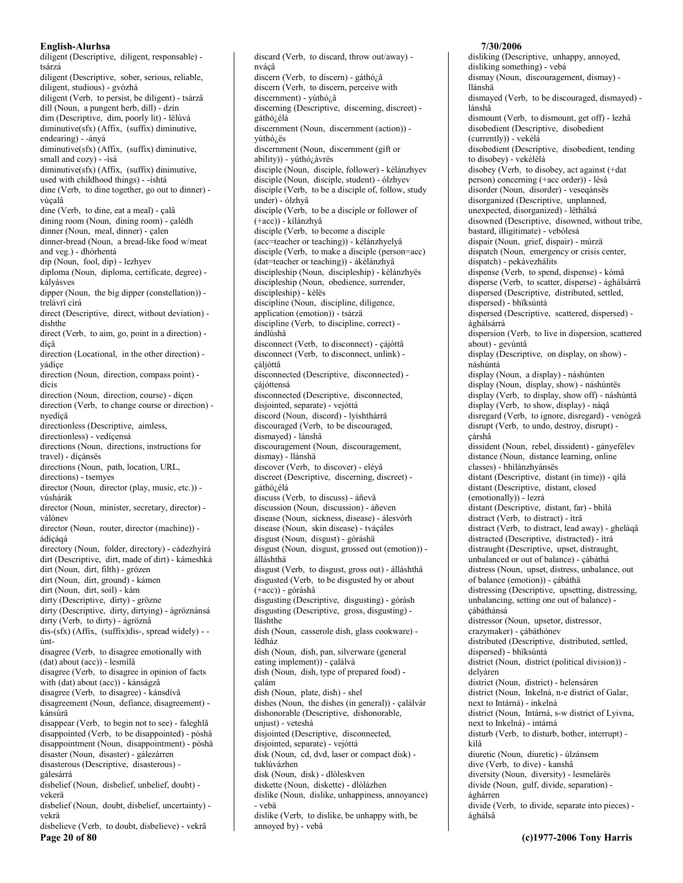diligent (Descriptive, diligent, responsable) - tsárzá
diligent (Descriptive, sober, serious, reliable, diligent, studious) - gvózhá
diligent (Verb, to persist, be diligent) - tsárzâ
dill (Noun, a pungent herb, dill) - dzín
dim (Descriptive, dim, poorly lit) - lëlúvá
diminutive(sfx) (Affix, (suffix) diminutive, endearing) - -ányá
diminutive(sfx) (Affix, (suffix) diminutive, small and cozy) - -ísá
diminutive(sfx) (Affix, (suffix) dinimutive, used with childhood things) - -íshtá
dine (Verb, to dine together, go out to dinner) - vùçalâ
dine (Verb, to dine, eat a meal) - çalâ
dining room (Noun, dining room) - çalédh
dinner (Noun, meal, dinner) - çalen
dinner-bread (Noun, a bread-like food w/meat and veg.) - dhórhentá
dip (Noun, fool, dip) - lezhyev
diploma (Noun, diploma, certificate, degree) - kályásves
dipper (Noun, the big dipper (constellation)) - trelávrï cìrá
direct (Descriptive, direct, without deviation) - dishthe
direct (Verb, to aim, go, point in a direction) - díçâ
direction (Locational, in the other direction) - yádíçe
direction (Noun, direction, compass point) - dícis
direction (Noun, direction, course) - díçen
direction (Verb, to change course or direction) - nyedíçâ
directionless (Descriptive, aimless, directionless) - vedíçensá
directions (Noun, directions, instructions for travel) - díçánsës
directions (Noun, path, location, URL, directions) - tsemyes
director (Noun, director (play, music, etc.)) - vúshárák
director (Noun, minister, secretary, director) - válónev
director (Noun, router, director (machine)) - ádíçáqá
directory (Noun, folder, directory) - cádezhyìrá
dirt (Descriptive, dirt, made of dirt) - kámeshká
dirt (Noun, dirt, filth) - grózen
dirt (Noun, dirt, ground) - kámen
dirt (Noun, dirt, soil) - kám
dirty (Descriptive, dirty) - grözne
dirty (Descriptive, dirty, dirtying) - ágröznánsá
dirty (Verb, to dirty) - ágröznâ
dis-(sfx) (Affix, (suffix)dis-, spread widely) - -únt-
disagree (Verb, to disagree emotionally with (dat) about (acc)) - lesmilâ
disagree (Verb, to disagree in opinion of facts with (dat) about (acc)) - kánságzâ
disagree (Verb, to disagree) - kánsdívâ
disagreement (Noun, defiance, disagreement) - kánsúrä
disappear (Verb, to begin not to see) - faleghlâ
disappointed (Verb, to be disappointed) - pòshâ
disappointment (Noun, disappointment) - pòshä
disaster (Noun, disaster) - gálezárren
disasterous (Descriptive, disasterous) - gálesárrá
disbelief (Noun, disbelief, unbelief, doubt) - vekerä
disbelief (Noun, doubt, disbelief, uncertainty) - vekrä
disbelieve (Verb, to doubt, disbelieve) - vekrâ
discard (Verb, to discard, throw out/away) - nváçâ
discern (Verb, to discern) - gáthó¿â
discern (Verb, to discern, perceive with discernment) - yúthó¿â
discerning (Descriptive, discerning, discreet) - gáthó¿élá
discernment (Noun, discernment (action)) - yúthó¿ës
discernment (Noun, discernment (gift or ability)) - yúthó¿ávrës
disciple (Noun, disciple, follower) - kèlánzhyev
disciple (Noun, disciple, student) - ólzhyev
disciple (Verb, to be a disciple of, follow, study under) - ólzhyâ
disciple (Verb, to be a disciple or follower of (+acc)) - kìlánzhyâ
disciple (Verb, to become a disciple (acc=teacher or teaching)) - kèlánzhyelyâ
disciple (Verb, to make a disciple (person=acc) (dat=teacher or teaching)) - ákèlánzhyâ
discipleship (Noun, discipleship) - kèlánzhyës
discipleship (Noun, obedience, surrender, discipleship) - kèlës
discipline (Noun, discipline, diligence, application (emotion)) - tsárzä
discipline (Verb, to discipline, correct) - ándlúshâ
disconnect (Verb, to disconnect) - çájóttâ
disconnect (Verb, to disconnect, unlink) - çáljóttâ
disconnected (Descriptive, disconnected) - çájóttensá
disconnected (Descriptive, disconnected, disjointed, separate) - vejóttá
discord (Noun, discord) - lyíshthárrä
discouraged (Verb, to be discouraged, dismayed) - lánshâ
discouragement (Noun, discouragement, dismay) - llánshä
discover (Verb, to discover) - eléyâ
discreet (Descriptive, discerning, discreet) - gáthó¿élá
discuss (Verb, to discuss) - áñevâ
discussion (Noun, discussion) - áñeven
disease (Noun, sickness, disease) - álesvórh
disease (Noun, skin disease) - tváçáles
disgust (Noun, disgust) - góráshä
disgust (Noun, disgust, grossed out (emotion)) - álláshthä
disgust (Verb, to disgust, gross out) - álláshthâ
disgusted (Verb, to be disgusted by or about (+acc)) - góráshâ
disgusting (Descriptive, disgusting) - górásh
disgusting (Descriptive, gross, disgusting) - lláshthe
dish (Noun, casserole dish, glass cookware) - lëdház
dish (Noun, dish, pan, silverware (general eating implement)) - çalálvá
dish (Noun, dish, type of prepared food) - çalám
dish (Noun, plate, dish) - shel
dishes (Noun, the dishes (in general)) - çalálvár
dishonorable (Descriptive, dishonorable, unjust) - veteshá
disjointed (Descriptive, disconnected, disjointed, separate) - vejóttá
disk (Noun, cd, dvd, laser or compact disk) - tuklúvázhen
disk (Noun, disk) - dlòleskven
diskette (Noun, diskette) - dlòlázhen
dislike (Noun, dislike, unhappiness, annoyance) - vebä
dislike (Verb, to dislike, be unhappy with, be annoyed by) - vebâ
disliking (Descriptive, unhappy, annoyed, disliking something) - vebá
dismay (Noun, discouragement, dismay) - llánshä
dismayed (Verb, to be discouraged, dismayed) - lánshâ
dismount (Verb, to dismount, get off) - lezhâ
disobedient (Descriptive, disobedient (currently)) - vekèlá
disobedient (Descriptive, disobedient, tending to disobey) - vekèlélá
disobey (Verb, to disobey, act against (+dat person) concerning (+acc order)) - lèsâ
disorder (Noun, disorder) - veseqánsës
disorganized (Descriptive, unplanned, unexpected, disorganized) - lëthálsá
disowned (Descriptive, disowned, without tribe, bastard, illigitimate) - vebólesá
dispair (Noun, grief, dispair) - múrzä
dispatch (Noun, emergency or crisis center, dispatch) - pekávezhálits
dispense (Verb, to spend, dispense) - kómâ
disperse (Verb, to scatter, disperse) - ághálsárrâ
dispersed (Descriptive, distributed, settled, dispersed) - bhïksúntá
dispersed (Descriptive, scattered, dispersed) - ághálsárrá
dispersion (Verb, to live in dispersion, scattered about) - gevúntâ
display (Descriptive, on display, on show) - náshúntá
display (Noun, a display) - náshúnten
display (Noun, display, show) - náshúntës
display (Verb, to display, show off) - náshúntâ
display (Verb, to show, display) - náqâ
disregard (Verb, to ignore, disregard) - venògzâ
disrupt (Verb, to undo, destroy, disrupt) - çárshâ
dissident (Noun, rebel, dissident) - gányefélev
distance (Noun, distance learning, online classes) - bhilánzhyánsës
distant (Descriptive, distant (in time)) - qìlá
distant (Descriptive, distant, closed (emotionally)) - lezrá
distant (Descriptive, distant, far) - bhilá
distract (Verb, to distract) - ìtrâ
distract (Verb, to distract, lead away) - gheláqâ
distracted (Descriptive, distracted) - ìtrá
distraught (Descriptive, upset, distraught, unbalanced or out of balance) - çábáthá
distress (Noun, upset, distress, unbalance, out of balance (emotion)) - çábáthä
distressing (Descriptive, upsetting, distressing, unbalancing, setting one out of balance) - çábáthánsá
distressor (Noun, upsetor, distressor, crazymaker) - çábáthónev
distributed (Descriptive, distributed, settled, dispersed) - bhïksúntá
district (Noun, district (political division)) - delyáren
district (Noun, district) - helensáren
district (Noun, Inkelná, n-e district of Galar, next to Intárná) - inkelná
district (Noun, Intárná, s-w district of Lyivna, next to Inkelná) - intárná
disturb (Verb, to disturb, bother, interrupt) - kìlâ
diuretic (Noun, diuretic) - ùlzánsem
dive (Verb, to dive) - kanshâ
diversity (Noun, diversity) - lesmelárës
divide (Noun, gulf, divide, separation) - ághárren
divide (Verb, to divide, separate into pieces) - ághálsâ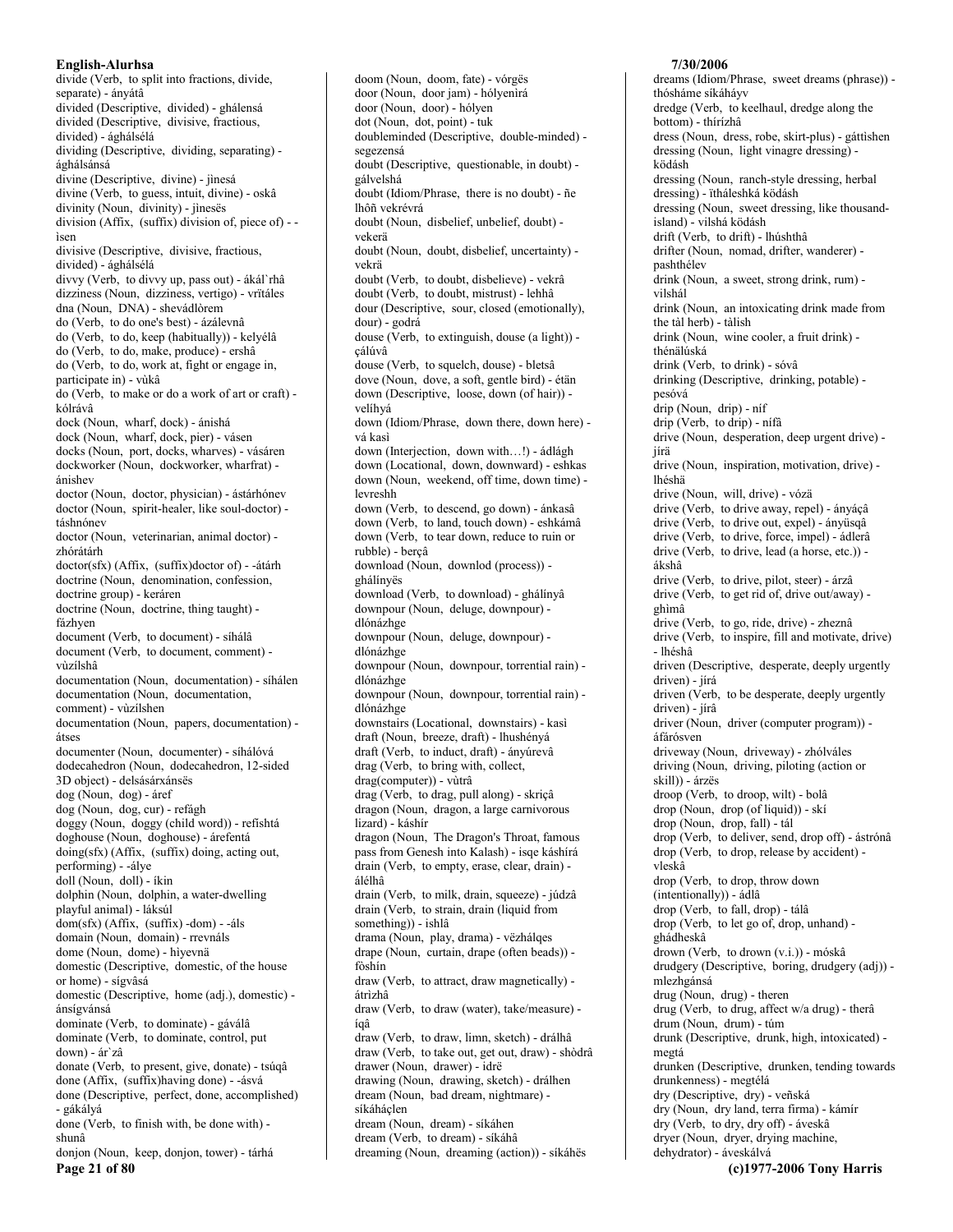divide (Verb, to split into fractions, divide, separate) - ányátâ
divided (Descriptive, divided) - ghálensá
divided (Descriptive, divisive, fractious, divided) - ághálsélá
dividing (Descriptive, dividing, separating) - ághálsánsá
divine (Descriptive, divine) - jìnesá
divine (Verb, to guess, intuit, divine) - oskâ
divinity (Noun, divinity) - jìnesës
division (Affix, (suffix) division of, piece of) - -ìsen
divisive (Descriptive, divisive, fractious, divided) - ághálsélá
divvy (Verb, to divvy up, pass out) - ákál`rhâ
dizziness (Noun, dizziness, vertigo) - vrïtáles
dna (Noun, DNA) - shevádlòrem
do (Verb, to do one's best) - ázálevnâ
do (Verb, to do, keep (habitually)) - kelyélâ
do (Verb, to do, make, produce) - ershâ
do (Verb, to do, work at, fight or engage in, participate in) - vùkâ
do (Verb, to make or do a work of art or craft) - kólrávâ
dock (Noun, wharf, dock) - ánishá
dock (Noun, wharf, dock, pier) - vásen
docks (Noun, port, docks, wharves) - vásáren
dockworker (Noun, dockworker, wharfrat) - ánishev
doctor (Noun, doctor, physician) - ástárhónev
doctor (Noun, spirit-healer, like soul-doctor) - táshnónev
doctor (Noun, veterinarian, animal doctor) - zhórátárh
doctor(sfx) (Affix, (suffix)doctor of) - -átárh
doctrine (Noun, denomination, confession, doctrine group) - keráren
doctrine (Noun, doctrine, thing taught) - fázhyen
document (Verb, to document) - síhálâ
document (Verb, to document, comment) - vùzílshâ
documentation (Noun, documentation) - síhálen
documentation (Noun, documentation, comment) - vùzílshen
documentation (Noun, papers, documentation) - átses
documenter (Noun, documenter) - síhálóvá
dodecahedron (Noun, dodecahedron, 12-sided 3D object) - delsásárxánsës
dog (Noun, dog) - áref
dog (Noun, dog, cur) - refágh
doggy (Noun, doggy (child word)) - refìshtá
doghouse (Noun, doghouse) - árefentá
doing(sfx) (Affix, (suffix) doing, acting out, performing) - -álye
doll (Noun, doll) - íkin
dolphin (Noun, dolphin, a water-dwelling playful animal) - láksúl
dom(sfx) (Affix, (suffix) -dom) - -áls
domain (Noun, domain) - rrevnáls
dome (Noun, dome) - hìyevnä
domestic (Descriptive, domestic, of the house or home) - sígvâsá
domestic (Descriptive, home (adj.), domestic) - ánsígvánsá
dominate (Verb, to dominate) - gáválâ
dominate (Verb, to dominate, control, put down) - ár`zâ
donate (Verb, to present, give, donate) - tsúqâ
done (Affix, (suffix)having done) - -ásvá
done (Descriptive, perfect, done, accomplished) - gákályá
done (Verb, to finish with, be done with) - shunâ
donjon (Noun, keep, donjon, tower) - tárhá
doom (Noun, doom, fate) - vórgës
door (Noun, door jam) - hólyenìrá
door (Noun, door) - hólyen
dot (Noun, dot, point) - tuk
doubleminded (Descriptive, double-minded) - segezensá
doubt (Descriptive, questionable, in doubt) - gálvelshá
doubt (Idiom/Phrase, there is no doubt) - ñe lhôñ vekrévrá
doubt (Noun, disbelief, unbelief, doubt) - vekerä
doubt (Noun, doubt, disbelief, uncertainty) - vekrä
doubt (Verb, to doubt, disbelieve) - vekrâ
doubt (Verb, to doubt, mistrust) - lehhâ
dour (Descriptive, sour, closed (emotionally), dour) - godrá
douse (Verb, to extinguish, douse (a light)) - çálúvâ
douse (Verb, to squelch, douse) - bletsâ
dove (Noun, dove, a soft, gentle bird) - étän
down (Descriptive, loose, down (of hair)) - velíhyá
down (Idiom/Phrase, down there, down here) - vá kasì
down (Interjection, down with…!) - ádlágh
down (Locational, down, downward) - eshkas
down (Noun, weekend, off time, down time) - levreshh
down (Verb, to descend, go down) - ánkasâ
down (Verb, to land, touch down) - eshkámâ
down (Verb, to tear down, reduce to ruin or rubble) - berçâ
download (Noun, downlod (process)) - ghálínyës
download (Verb, to download) - ghálínyâ
downpour (Noun, deluge, downpour) - dlónázhge
downpour (Noun, deluge, downpour) - dlónázhge
downpour (Noun, downpour, torrential rain) - dlónázhge
downpour (Noun, downpour, torrential rain) - dlónázhge
downstairs (Locational, downstairs) - kasì
draft (Noun, breeze, draft) - lhushényá
draft (Verb, to induct, draft) - ányúrevâ
drag (Verb, to bring with, collect, drag(computer)) - vùtrâ
drag (Verb, to drag, pull along) - skriçâ
dragon (Noun, dragon, a large carnivorous lizard) - káshír
dragon (Noun, The Dragon's Throat, famous pass from Genesh into Kalash) - isqe káshírá
drain (Verb, to empty, erase, clear, drain) - álélhâ
drain (Verb, to milk, drain, squeeze) - júdzâ
drain (Verb, to strain, drain (liquid from something)) - ishlâ
drama (Noun, play, drama) - vëzhálqes
drape (Noun, curtain, drape (often beads)) - fòshín
draw (Verb, to attract, draw magnetically) - átrìzhâ
draw (Verb, to draw (water), take/measure) - íqâ
draw (Verb, to draw, limn, sketch) - drálhâ
draw (Verb, to take out, get out, draw) - shòdrâ
drawer (Noun, drawer) - idrë
drawing (Noun, drawing, sketch) - drálhen
dream (Noun, bad dream, nightmare) - síkáháçlen
dream (Noun, dream) - síkáhen
dream (Verb, to dream) - síkáhâ
dreaming (Noun, dreaming (action)) - síkáhës
dreams (Idiom/Phrase, sweet dreams (phrase)) - thósháme síkáháyv
dredge (Verb, to keelhaul, dredge along the bottom) - thírízhâ
dress (Noun, dress, robe, skirt-plus) - gáttìshen
dressing (Noun, light vinagre dressing) - ködásh
dressing (Noun, ranch-style dressing, herbal dressing) - ïtháleshká ködásh
dressing (Noun, sweet dressing, like thousand-island) - vilshá ködásh
drift (Verb, to drift) - lhúshthâ
drifter (Noun, nomad, drifter, wanderer) - pashthélev
drink (Noun, a sweet, strong drink, rum) - vilshál
drink (Noun, an intoxicating drink made from the tàl herb) - tàlish
drink (Noun, wine cooler, a fruit drink) - thénälúská
drink (Verb, to drink) - sóvâ
drinking (Descriptive, drinking, potable) - pesóvá
drip (Noun, drip) - níf
drip (Verb, to drip) - nífâ
drive (Noun, desperation, deep urgent drive) - jírä
drive (Noun, inspiration, motivation, drive) - lhéshä
drive (Noun, will, drive) - vózä
drive (Verb, to drive away, repel) - ányáçâ
drive (Verb, to drive out, expel) - ányüsqâ
drive (Verb, to drive, force, impel) - ádlerâ
drive (Verb, to drive, lead (a horse, etc.)) - ákshâ
drive (Verb, to drive, pilot, steer) - árzâ
drive (Verb, to get rid of, drive out/away) - ghìmâ
drive (Verb, to go, ride, drive) - zheznâ
drive (Verb, to inspire, fill and motivate, drive) - lhéshâ
driven (Descriptive, desperate, deeply urgently driven) - jírá
driven (Verb, to be desperate, deeply urgently driven) - jírâ
driver (Noun, driver (computer program)) - áfárósven
driveway (Noun, driveway) - zhólváles
driving (Noun, driving, piloting (action or skill)) - árzës
droop (Verb, to droop, wilt) - bolâ
drop (Noun, drop (of liquid)) - skí
drop (Noun, drop, fall) - tál
drop (Verb, to deliver, send, drop off) - ástrónâ
drop (Verb, to drop, release by accident) - vleskâ
drop (Verb, to drop, throw down (intentionally)) - ádlâ
drop (Verb, to fall, drop) - tálâ
drop (Verb, to let go of, drop, unhand) - ghádheskâ
drown (Verb, to drown (v.i.)) - móskâ
drudgery (Descriptive, boring, drudgery (adj)) - mlezhgánsá
drug (Noun, drug) - theren
drug (Verb, to drug, affect w/a drug) - therâ
drum (Noun, drum) - túm
drunk (Descriptive, drunk, high, intoxicated) - megtá
drunken (Descriptive, drunken, tending towards drunkenness) - megtélá
dry (Descriptive, dry) - veñská
dry (Noun, dry land, terra firma) - kámír
dry (Verb, to dry, dry off) - áveskâ
dryer (Noun, dryer, drying machine, dehydrator) - áveskálvá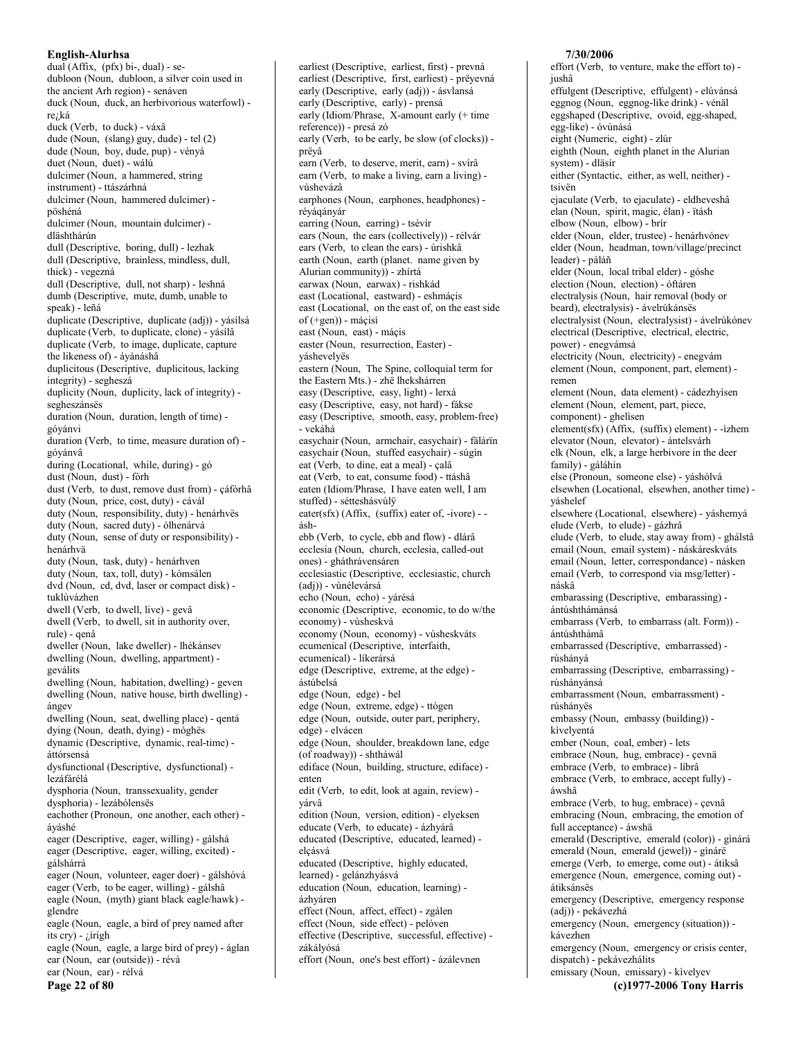dual (Affix, (pfx) bi-, dual) - se-
dubloon (Noun, dubloon, a silver coin used in the ancient Arh region) - senáven
duck (Noun, duck, an herbivorious waterfowl) - re¿ká
duck (Verb, to duck) - váxâ
dude (Noun, (slang) guy, dude) - tel (2)
dude (Noun, boy, dude, pup) - vényá
duet (Noun, duet) - wálú
dulcimer (Noun, a hammered, string instrument) - ttászárhná
dulcimer (Noun, hammered dulcimer) - pöshéná
dulcimer (Noun, mountain dulcimer) - dläshthárún
dull (Descriptive, boring, dull) - lezhak
dull (Descriptive, brainless, mindless, dull, thick) - vegezná
dull (Descriptive, dull, not sharp) - leshná
dumb (Descriptive, mute, dumb, unable to speak) - leñá
duplicate (Descriptive, duplicate (adj)) - yásílsá
duplicate (Verb, to duplicate, clone) - yásílâ
duplicate (Verb, to image, duplicate, capture the likeness of) - áyánáshâ
duplicitous (Descriptive, duplicitous, lacking integrity) - segheszá
duplicity (Noun, duplicity, lack of integrity) - segheszánsës
duration (Noun, duration, length of time) - góyánvi
duration (Verb, to time, measure duration of) - góyánvâ
during (Locational, while, during) - gó
dust (Noun, dust) - fòrh
dust (Verb, to dust, remove dust from) - çáfòrhâ
duty (Noun, price, cost, duty) - cávál
duty (Noun, responsibility, duty) - henárhvës
duty (Noun, sacred duty) - ólhenárvá
duty (Noun, sense of duty or responsibility) - henárhvä
duty (Noun, task, duty) - henárhven
duty (Noun, tax, toll, duty) - kómsálen
dvd (Noun, cd, dvd, laser or compact disk) - tuklúvázhen
dwell (Verb, to dwell, live) - gevâ
dwell (Verb, to dwell, sit in authority over, rule) - qenâ
dweller (Noun, lake dweller) - lhékánsev
dwelling (Noun, dwelling, appartment) - geválits
dwelling (Noun, habitation, dwelling) - geven
dwelling (Noun, native house, birth dwelling) - ángev
dwelling (Noun, seat, dwelling place) - qentá
dying (Noun, death, dying) - móghës
dynamic (Descriptive, dynamic, real-time) - áttórsensá
dysfunctional (Descriptive, dysfunctional) - lezáfárélá
dysphoria (Noun, transsexuality, gender dysphoria) - lezábólensës
eachother (Pronoun, one another, each other) - áyáshé
eager (Descriptive, eager, willing) - gálshá
eager (Descriptive, eager, willing, excited) - gálshárrá
eager (Noun, volunteer, eager doer) - gálshóvá
eager (Verb, to be eager, willing) - gálshâ
eagle (Noun, (myth) giant black eagle/hawk) - glendre
eagle (Noun, eagle, a bird of prey named after its cry) - ¿írígh
eagle (Noun, eagle, a large bird of prey) - áglan
ear (Noun, ear (outside)) - révá
ear (Noun, ear) - rélvá
earliest (Descriptive, earliest, first) - prevná
earliest (Descriptive, first, earliest) - prëyevná
early (Descriptive, early (adj)) - ásvlansá
early (Descriptive, early) - prensá
early (Idiom/Phrase, X-amount early (+ time reference)) - presá zó
early (Verb, to be early, be slow (of clocks)) - prëyâ
earn (Verb, to deserve, merit, earn) - svírâ
earn (Verb, to make a living, earn a living) - vùshevázâ
earphones (Noun, earphones, headphones) - réyáqányár
earring (Noun, earring) - tsévír
ears (Noun, the ears (collectively)) - rélvár
ears (Verb, to clean the ears) - ùrishkâ
earth (Noun, earth (planet. name given by Alurian community)) - zhírtá
earwax (Noun, earwax) - ríshkád
east (Locational, eastward) - eshmáçis
east (Locational, on the east of, on the east side of (+gen)) - máçisì
east (Noun, east) - máçis
easter (Noun, resurrection, Easter) - yáshevelyës
eastern (Noun, The Spine, colloquial term for the Eastern Mts.) - zhë lheksh árren
easy (Descriptive, easy, light) - lerxá
easy (Descriptive, easy, not hard) - fákse
easy (Descriptive, smooth, easy, problem-free) - vekáhá
easychair (Noun, armchair, easychair) - fälárïn
easychair (Noun, stuffed easychair) - súgìn
eat (Verb, to dine, eat a meal) - çalâ
eat (Verb, to eat, consume food) - ttáshâ
eaten (Idiom/Phrase, I have eaten well, I am stuffed) - sétteshásvùlÿ
eater(sfx) (Affix, (suffix) eater of, -ivore) - -ásh-
ebb (Verb, to cycle, ebb and flow) - dlárâ
ecclesia (Noun, church, ecclesia, called-out ones) - gháthrávensáren
ecclesiastic (Descriptive, ecclesiastic, church (adj)) - vùnélevársá
echo (Noun, echo) - yárésá
economic (Descriptive, economic, to do w/the economy) - vùsheskvá
economy (Noun, economy) - vùsheskváts
ecumenical (Descriptive, interfaith, ecumenical) - líkerársá
edge (Descriptive, extreme, at the edge) - ástúbelsá
edge (Noun, edge) - bel
edge (Noun, extreme, edge) - ttògen
edge (Noun, outside, outer part, periphery, edge) - elvácen
edge (Noun, shoulder, breakdown lane, edge (of roadway)) - shtháwál
ediface (Noun, building, structure, ediface) - enten
edit (Verb, to edit, look at again, review) - yárvâ
edition (Noun, version, edition) - elyeksen
educate (Verb, to educate) - ázhyárâ
educated (Descriptive, educated, learned) - elçásvá
educated (Descriptive, highly educated, learned) - gelánzhyásvá
education (Noun, education, learning) - ázhyáren
effect (Noun, affect, effect) - zgálen
effect (Noun, side effect) - pelóven
effective (Descriptive, successful, effective) - zákályósá
effort (Noun, one's best effort) - ázálevnen
effort (Verb, to venture, make the effort to) - jushâ
effulgent (Descriptive, effulgent) - elúvánsá
eggnog (Noun, eggnog-like drink) - vénäl
eggshaped (Descriptive, ovoid, egg-shaped, egg-like) - óvùnásá
eight (Numeric, eight) - zlúr
eighth (Noun, eighth planet in the Alurian system) - dläsír
either (Syntactic, either, as well, neither) - tsivën
ejaculate (Verb, to ejaculate) - eldheveshâ
elan (Noun, spirit, magic, élan) - ïtásh
elbow (Noun, elbow) - brír
elder (Noun, elder, trustee) - henárhvónev
elder (Noun, headman, town/village/precinct leader) - páláñ
elder (Noun, local tribal elder) - góshe
election (Noun, election) - óftáren
electralysis (Noun, hair removal (body or beard), electralysis) - ávelrúkánsës
electralysist (Noun, electralysist) - ávelrúkónev
electrical (Descriptive, electrical, electric, power) - enegvámsá
electricity (Noun, electricity) - enegvám
element (Noun, component, part, element) - remen
element (Noun, data element) - cádezhyìsen
element (Noun, element, part, piece, component) - ghelisen
element(sfx) (Affix, (suffix) element) - -ìzhem
elevator (Noun, elevator) - ántelsvárh
elk (Noun, elk, a large herbivore in the deer family) - gáláhín
else (Pronoun, someone else) - yáshólvá
elsewhen (Locational, elsewhen, another time) - yáshelef
elsewhere (Locational, elsewhere) - yáshemyá
elude (Verb, to elude) - gázhrâ
elude (Verb, to elude, stay away from) - ghálstâ
email (Noun, email system) - náskáreskváts
email (Noun, letter, correspondance) - násken
email (Verb, to correspond via msg/letter) - náskâ
embarassing (Descriptive, embarassing) - ántúshthámánsá
embarrass (Verb, to embarrass (alt. Form)) - ántúshthámâ
embarrassed (Descriptive, embarrassed) - rúshányá
embarrassing (Descriptive, embarrassing) - rúshányánsá
embarrassment (Noun, embarrassment) - rúshányës
embassy (Noun, embassy (building)) - kìvelyentá
ember (Noun, coal, ember) - lets
embrace (Noun, hug, embrace) - çevnä
embrace (Verb, to embrace) - líbrâ
embrace (Verb, to embrace, accept fully) - áwshâ
embrace (Verb, to hug, embrace) - çevnâ
embracing (Noun, embracing, the emotion of full acceptance) - áwshä
emerald (Descriptive, emerald (color)) - gìnárá
emerald (Noun, emerald (jewel)) - gìnárë
emerge (Verb, to emerge, come out) - átiksâ
emergence (Noun, emergence, coming out) - átiksánsës
emergency (Descriptive, emergency response (adj)) - pekávezhá
emergency (Noun, emergency (situation)) - kávezhen
emergency (Noun, emergency or crisis center, dispatch) - pekávezhálits
emissary (Noun, emissary) - kìvelyev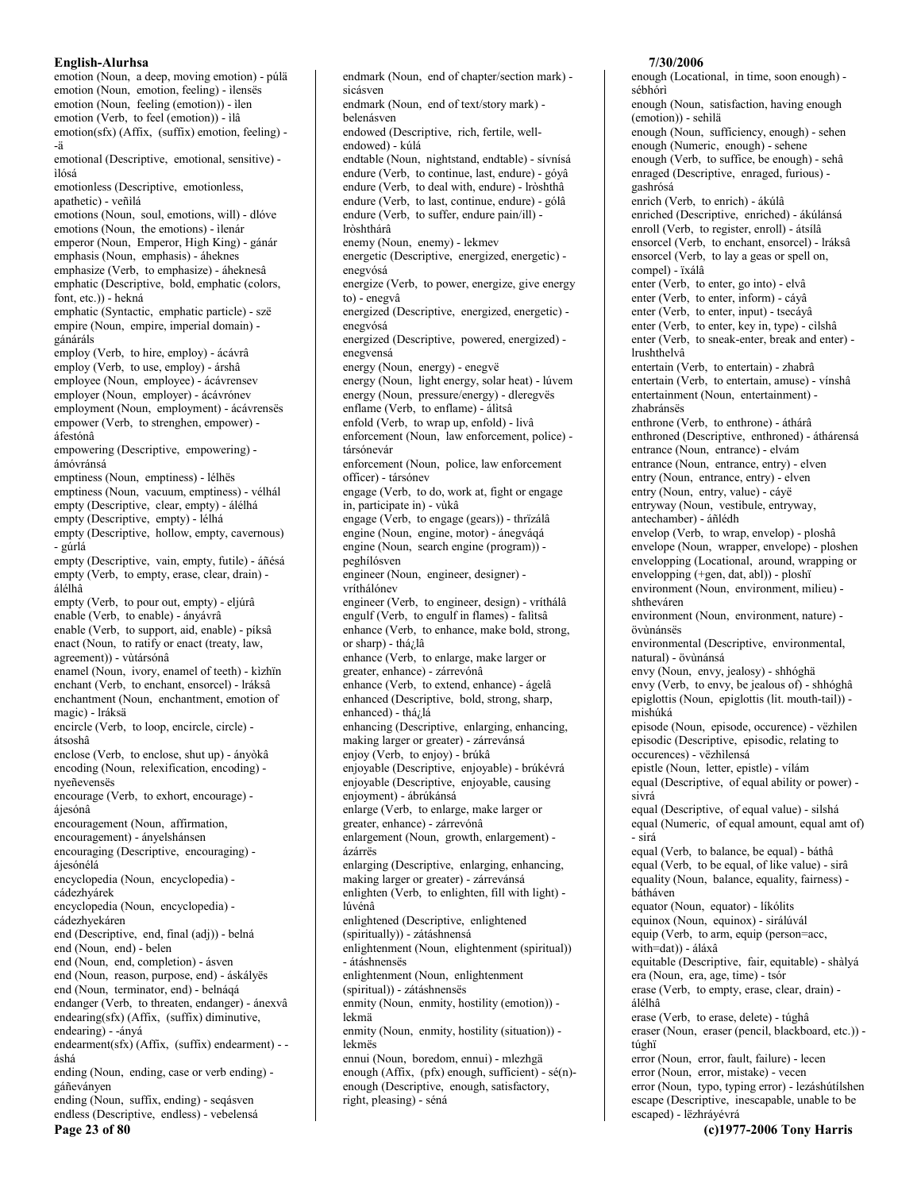emotion (Noun, a deep, moving emotion) - púlä
emotion (Noun, emotion, feeling) - ìlensës
emotion (Noun, feeling (emotion)) - ìlen
emotion (Verb, to feel (emotion)) - ìlâ
emotion(sfx) (Affix, (suffix) emotion, feeling) - -ä
emotional (Descriptive, emotional, sensitive) - ìlósá
emotionless (Descriptive, emotionless, apathetic) - veñìlá
emotions (Noun, soul, emotions, will) - dlóve
emotions (Noun, the emotions) - ìlenár
emperor (Noun, Emperor, High King) - gánár
emphasis (Noun, emphasis) - áheknes
emphasize (Verb, to emphasize) - áheknesâ
emphatic (Descriptive, bold, emphatic (colors, font, etc.)) - hekná
emphatic (Syntactic, emphatic particle) - szë
empire (Noun, empire, imperial domain) - gánáráls
employ (Verb, to hire, employ) - ácávrâ
employ (Verb, to use, employ) - árshâ
employee (Noun, employee) - ácávrensev
employer (Noun, employer) - ácávrónev
employment (Noun, employment) - ácávrensës
empower (Verb, to strenghen, empower) - áfestónâ
empowering (Descriptive, empowering) - ámóvránsá
emptiness (Noun, emptiness) - lélhës
emptiness (Noun, vacuum, emptiness) - vélhál
empty (Descriptive, clear, empty) - álélhá
empty (Descriptive, empty) - lélhá
empty (Descriptive, hollow, empty, cavernous) - gúrlá
empty (Descriptive, vain, empty, futile) - áñésá
empty (Verb, to empty, erase, clear, drain) - álélhâ
empty (Verb, to pour out, empty) - eljúrâ
enable (Verb, to enable) - ányávrâ
enable (Verb, to support, aid, enable) - píksâ
enact (Noun, to ratify or enact (treaty, law, agreement)) - vùtársónâ
enamel (Noun, ivory, enamel of teeth) - kìzhïn
enchant (Verb, to enchant, ensorcel) - lráksâ
enchantment (Noun, enchantment, emotion of magic) - lráksä
encircle (Verb, to loop, encircle, circle) - átsoshâ
enclose (Verb, to enclose, shut up) - ányòkâ
encoding (Noun, relexification, encoding) - nyeñevensës
encourage (Verb, to exhort, encourage) - ájesónâ
encouragement (Noun, affirmation, encouragement) - ányelshánsen
encouraging (Descriptive, encouraging) - ájesónélá
encyclopedia (Noun, encyclopedia) - cádezhyárek
encyclopedia (Noun, encyclopedia) - cádezhyekáren
end (Descriptive, end, final (adj)) - belná
end (Noun, end) - belen
end (Noun, end, completion) - ásven
end (Noun, reason, purpose, end) - áskályës
end (Noun, terminator, end) - belnáqá
endanger (Verb, to threaten, endanger) - ánexvâ
endearing(sfx) (Affix, (suffix) diminutive, endearing) - -ányá
endearment(sfx) (Affix, (suffix) endearment) - -áshá
ending (Noun, ending, case or verb ending) - gáñeványen
ending (Noun, suffix, ending) - seqásven
endless (Descriptive, endless) - vebelensá
endmark (Noun, end of chapter/section mark) - sicásven
endmark (Noun, end of text/story mark) - belenásven
endowed (Descriptive, rich, fertile, well-endowed) - kúlá
endtable (Noun, nightstand, endtable) - sívnísá
endure (Verb, to continue, last, endure) - góyâ
endure (Verb, to deal with, endure) - lròshthâ
endure (Verb, to last, continue, endure) - gólâ
endure (Verb, to suffer, endure pain/ill) - lròshthárâ
enemy (Noun, enemy) - lekmev
energetic (Descriptive, energized, energetic) - enegvósá
energize (Verb, to power, energize, give energy to) - enegvâ
energized (Descriptive, energized, energetic) - enegvósá
energized (Descriptive, powered, energized) - enegvensá
energy (Noun, energy) - enegvë
energy (Noun, light energy, solar heat) - lúvem
energy (Noun, pressure/energy) - dleregvës
enflame (Verb, to enflame) - álitsâ
enfold (Verb, to wrap up, enfold) - livâ
enforcement (Noun, law enforcement, police) - társónevár
enforcement (Noun, police, law enforcement officer) - társónev
engage (Verb, to do, work at, fight or engage in, participate in) - vùkâ
engage (Verb, to engage (gears)) - thrïzálâ
engine (Noun, engine, motor) - ánegváqá
engine (Noun, search engine (program)) - peghílósven
engineer (Noun, engineer, designer) - vríthálónev
engineer (Verb, to engineer, design) - vríthálâ
engulf (Verb, to engulf in flames) - falitsâ
enhance (Verb, to enhance, make bold, strong, or sharp) - thá¿lâ
enhance (Verb, to enlarge, make larger or greater, enhance) - zárrevónâ
enhance (Verb, to extend, enhance) - ágelâ
enhanced (Descriptive, bold, strong, sharp, enhanced) - thá¿lá
enhancing (Descriptive, enlarging, enhancing, making larger or greater) - zárrevánsá
enjoy (Verb, to enjoy) - brúkâ
enjoyable (Descriptive, enjoyable) - brúkévrá
enjoyable (Descriptive, enjoyable, causing enjoyment) - ábrúkánsá
enlarge (Verb, to enlarge, make larger or greater, enhance) - zárrevónâ
enlargement (Noun, growth, enlargement) - ázárrës
enlarging (Descriptive, enlarging, enhancing, making larger or greater) - zárrevánsá
enlighten (Verb, to enlighten, fill with light) - lúvénâ
enlightened (Descriptive, enlightened (spiritually)) - zátáshnensá
enlightenment (Noun, elightenment (spiritual)) - átáshnensës
enlightenment (Noun, enlightenment (spiritual)) - zátáshnensës
enmity (Noun, enmity, hostility (emotion)) - lekmä
enmity (Noun, enmity, hostility (situation)) - lekmës
ennui (Noun, boredom, ennui) - mlezhgä
enough (Affix, (pfx) enough, sufficient) - sé(n)-
enough (Descriptive, enough, satisfactory, right, pleasing) - séná
enough (Locational, in time, soon enough) - sébhórì
enough (Noun, satisfaction, having enough (emotion)) - sehilä
enough (Noun, sufficiency, enough) - sehen
enough (Numeric, enough) - sehene
enough (Verb, to suffice, be enough) - sehâ
enraged (Descriptive, enraged, furious) - gashrósá
enrich (Verb, to enrich) - ákúlâ
enriched (Descriptive, enriched) - ákúlánsá
enroll (Verb, to register, enroll) - átsílâ
ensorcel (Verb, to enchant, ensorcel) - lráksâ
ensorcel (Verb, to lay a geas or spell on, compel) - ïxálâ
enter (Verb, to enter, go into) - elvâ
enter (Verb, to enter, inform) - cáyâ
enter (Verb, to enter, input) - tsecáyâ
enter (Verb, to enter, key in, type) - cilshâ
enter (Verb, to sneak-enter, break and enter) - lrushthelvâ
entertain (Verb, to entertain) - zhabrâ
entertain (Verb, to entertain, amuse) - vínshâ
entertainment (Noun, entertainment) - zhabránsës
enthrone (Verb, to enthrone) - áthárâ
enthroned (Descriptive, enthroned) - áthárensá
entrance (Noun, entrance) - elvám
entrance (Noun, entrance, entry) - elven
entry (Noun, entrance, entry) - elven
entry (Noun, entry, value) - cáyë
entryway (Noun, vestibule, entryway, antechamber) - áñlédh
envelop (Verb, to wrap, envelop) - ploshâ
envelope (Noun, wrapper, envelope) - ploshen
envelopping (Locational, around, wrapping or envelopping (+gen, dat, abl)) - ploshï
environment (Noun, environment, milieu) - shtheváren
environment (Noun, environment, nature) - övùnánsës
environmental (Descriptive, environmental, natural) - övùnánsá
envy (Noun, envy, jealosy) - shhóghä
envy (Verb, to envy, be jealous of) - shhóghâ
epiglottis (Noun, epiglottis (lit. mouth-tail)) - mishúká
episode (Noun, episode, occurence) - vëzhìlen
episodic (Descriptive, episodic, relating to occurences) - vëzhìlensá
epistle (Noun, letter, epistle) - vílám
equal (Descriptive, of equal ability or power) - sivrá
equal (Descriptive, of equal value) - silshá
equal (Numeric, of equal amount, equal amt of) - sirá
equal (Verb, to balance, be equal) - báthâ
equal (Verb, to be equal, of like value) - sirâ
equality (Noun, balance, equality, fairness) - bátháven
equator (Noun, equator) - líkólits
equinox (Noun, equinox) - sirálúvál
equip (Verb, to arm, equip (person=acc, with=dat)) - áláxâ
equitable (Descriptive, fair, equitable) - shàlyá
era (Noun, era, age, time) - tsór
erase (Verb, to empty, erase, clear, drain) - álélhâ
erase (Verb, to erase, delete) - túghâ
eraser (Noun, eraser (pencil, blackboard, etc.)) - túghï
error (Noun, error, fault, failure) - lecen
error (Noun, error, mistake) - vecen
error (Noun, typo, typing error) - lezáshútílshen
escape (Descriptive, inescapable, unable to be escaped) - lëzhráyévrá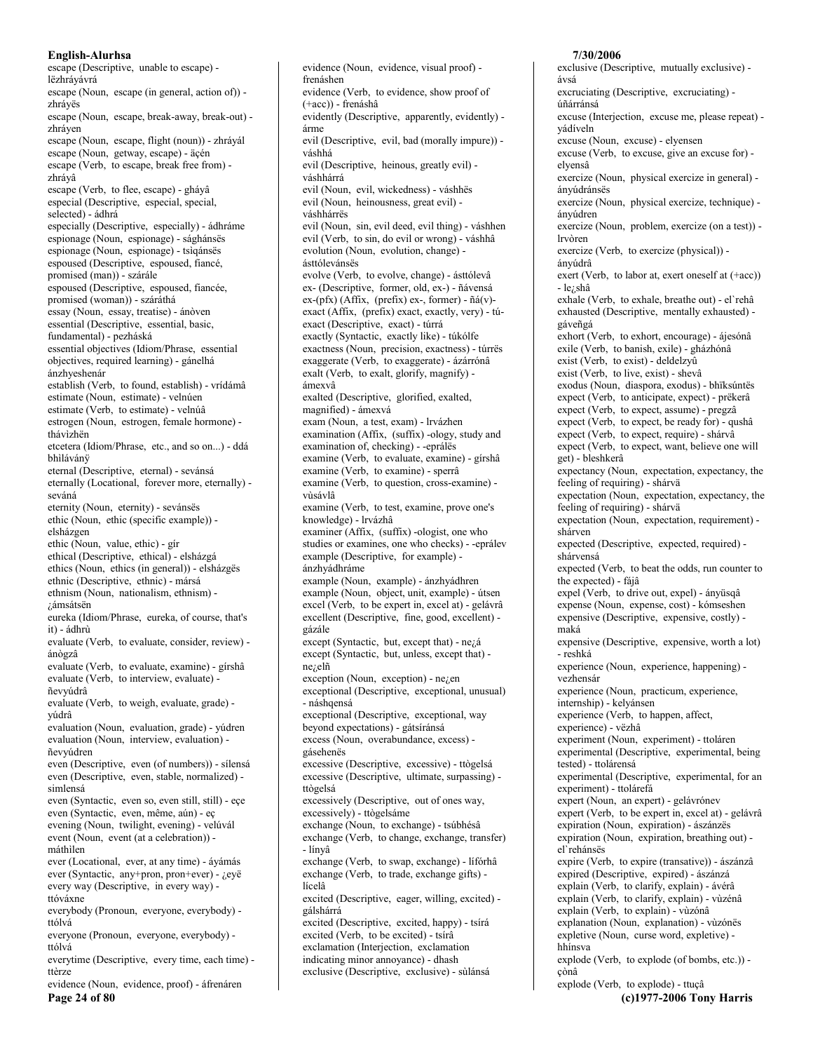escape (Descriptive, unable to escape) - lëzhráyávrá
escape (Noun, escape (in general, action of)) - zhráyës
escape (Noun, escape, break-away, break-out) - zhráyen
escape (Noun, escape, flight (noun)) - zhráyál
escape (Noun, getway, escape) - äçén
escape (Verb, to escape, break free from) - zhráyâ
escape (Verb, to flee, escape) - gháyâ
especial (Descriptive, especial, special, selected) - ádhrá
especially (Descriptive, especially) - ádhráme
espionage (Noun, espionage) - sághánsës
espionage (Noun, espionage) - tsìqánsës
espoused (Descriptive, espoused, fiancé, promised (man)) - szárále
espoused (Descriptive, espoused, fiancée, promised (woman)) - száráthá
essay (Noun, essay, treatise) - ánòven
essential (Descriptive, essential, basic, fundamental) - pezháská
essential objectives (Idiom/Phrase, essential objectives, required learning) - gánelhá ánzhyeshenár
establish (Verb, to found, establish) - vrídámâ
estimate (Noun, estimate) - velnúen
estimate (Verb, to estimate) - velnúâ
estrogen (Noun, estrogen, female hormone) - thávìzhën
etcetera (Idiom/Phrase, etc., and so on...) - ddá bhiláváný
eternal (Descriptive, eternal) - sevánsá
eternally (Locational, forever more, eternally) - seváná
eternity (Noun, eternity) - sevánsës
ethic (Noun, ethic (specific example)) - elsházgen
ethic (Noun, value, ethic) - gír
ethical (Descriptive, ethical) - elsházgá
ethics (Noun, ethics (in general)) - elsházgës
ethnic (Descriptive, ethnic) - mársá
ethnism (Noun, nationalism, ethnism) - ¿ámsátsën
eureka (Idiom/Phrase, eureka, of course, that's it) - ádhrù
evaluate (Verb, to evaluate, consider, review) - ánògzâ
evaluate (Verb, to evaluate, examine) - gírshâ
evaluate (Verb, to interview, evaluate) - ñevyúdrâ
evaluate (Verb, to weigh, evaluate, grade) - yúdrâ
evaluation (Noun, evaluation, grade) - yúdren
evaluation (Noun, interview, evaluation) - ñevyúdren
even (Descriptive, even (of numbers)) - sílensá
even (Descriptive, even, stable, normalized) - simlensá
even (Syntactic, even so, even still, still) - eçe
even (Syntactic, even, même, aún) - eç
evening (Noun, twilight, evening) - velúvál
event (Noun, event (at a celebration)) - máthilen
ever (Locational, ever, at any time) - áyámás
ever (Syntactic, any+pron, pron+ever) - ¿eyë
every way (Descriptive, in every way) - ttóváxne
everybody (Pronoun, everyone, everybody) - ttólvá
everyone (Pronoun, everyone, everybody) - ttólvá
everytime (Descriptive, every time, each time) - ttèrze
evidence (Noun, evidence, proof) - áfrenáren
evidence (Noun, evidence, visual proof) - frenáshen
evidence (Verb, to evidence, show proof of (+acc)) - frenáshâ
evidently (Descriptive, apparently, evidently) - árme
evil (Descriptive, evil, bad (morally impure)) - váshhá
evil (Descriptive, heinous, greatly evil) - váshhárrá
evil (Noun, evil, wickedness) - váshhës
evil (Noun, heinousness, great evil) - váshhárrës
evil (Noun, sin, evil deed, evil thing) - váshhen
evil (Verb, to sin, do evil or wrong) - váshhâ
evolution (Noun, evolution, change) - ásttólevánsës
evolve (Verb, to evolve, change) - ásttólevâ
ex- (Descriptive, former, old, ex-) - ñávensá
ex-(pfx) (Affix, (prefix) ex-, former) - ñá(v)-
exact (Affix, (prefix) exact, exactly, very) - tú-
exact (Descriptive, exact) - túrrá
exactly (Syntactic, exactly like) - túkólfe
exactness (Noun, precision, exactness) - túrrës
exaggerate (Verb, to exaggerate) - ázárrónâ
exalt (Verb, to exalt, glorify, magnify) - ámexvâ
exalted (Descriptive, glorified, exalted, magnified) - ámexvá
exam (Noun, a test, exam) - lrvázhen
examination (Affix, (suffix) -ology, study and examination of, checking) - -eprálës
examine (Verb, to evaluate, examine) - gírshâ
examine (Verb, to examine) - sperrâ
examine (Verb, to question, cross-examine) - vùsávlâ
examine (Verb, to test, examine, prove one's knowledge) - lrvázhâ
examiner (Affix, (suffix) -ologist, one who studies or examines, one who checks) - -eprálev
example (Descriptive, for example) - ánzhyádhráme
example (Noun, example) - ánzhyádhren
example (Noun, object, unit, example) - útsen
excel (Verb, to be expert in, excel at) - gelávrâ
excellent (Descriptive, fine, good, excellent) - gázále
except (Syntactic, but, except that) - ne¿á
except (Syntactic, but, unless, except that) - ne¿elñ
exception (Noun, exception) - ne¿en
exceptional (Descriptive, exceptional, unusual) - náshqensá
exceptional (Descriptive, exceptional, way beyond expectations) - gátsíránsá
excess (Noun, overabundance, excess) - gásehenës
excessive (Descriptive, excessive) - ttògelsá
excessive (Descriptive, ultimate, surpassing) - ttògelsá
excessively (Descriptive, out of ones way, excessively) - ttògelsáme
exchange (Noun, to exchange) - tsúbhésâ
exchange (Verb, to change, exchange, transfer) - línyâ
exchange (Verb, to swap, exchange) - lífórhâ
exchange (Verb, to trade, exchange gifts) - lícelâ
excited (Descriptive, eager, willing, excited) - gálshárrá
excited (Descriptive, excited, happy) - tsírá
excited (Verb, to be excited) - tsírâ
exclamation (Interjection, exclamation indicating minor annoyance) - dhash
exclusive (Descriptive, exclusive) - sùlánsá
exclusive (Descriptive, mutually exclusive) - ávsá
excruciating (Descriptive, excruciating) - úñárránsá
excuse (Interjection, excuse me, please repeat) - yádíveln
excuse (Noun, excuse) - elyensen
excuse (Verb, to excuse, give an excuse for) - elyensâ
exercize (Noun, physical exercize in general) - ányúdránsës
exercize (Noun, physical exercize, technique) - ányúdren
exercize (Noun, problem, exercize (on a test)) - lrvòren
exercize (Verb, to exercize (physical)) - ányúdrâ
exert (Verb, to labor at, exert oneself at (+acc)) - le¿shâ
exhale (Verb, to exhale, breathe out) - el`rehâ
exhausted (Descriptive, mentally exhausted) - gáveñgá
exhort (Verb, to exhort, encourage) - ájesónâ
exile (Verb, to banish, exile) - gházhónâ
exist (Verb, to exist) - deldelzyû
exist (Verb, to live, exist) - shevâ
exodus (Noun, diaspora, exodus) - bhïksúntës
expect (Verb, to anticipate, expect) - prëkerâ
expect (Verb, to expect, assume) - pregzâ
expect (Verb, to expect, be ready for) - qushâ
expect (Verb, to expect, require) - shárvâ
expect (Verb, to expect, want, believe one will get) - bleshkerâ
expectancy (Noun, expectation, expectancy, the feeling of requiring) - shárvä
expectation (Noun, expectation, expectancy, the feeling of requiring) - shárvä
expectation (Noun, expectation, requirement) - shárven
expected (Descriptive, expected, required) - shárvensá
expected (Verb, to beat the odds, run counter to the expected) - fájâ
expel (Verb, to drive out, expel) - ányüsqâ
expense (Noun, expense, cost) - kómseshen
expensive (Descriptive, expensive, costly) - maká
expensive (Descriptive, expensive, worth a lot) - reshká
experience (Noun, experience, happening) - vezhensár
experience (Noun, practicum, experience, internship) - kelyánsen
experience (Verb, to happen, affect, experience) - vëzhâ
experiment (Noun, experiment) - ttoláren
experimental (Descriptive, experimental, being tested) - ttolárensá
experimental (Descriptive, experimental, for an experiment) - ttolárefá
expert (Noun, an expert) - gelávrónev
expert (Verb, to be expert in, excel at) - gelávrâ
expiration (Noun, expiration) - ászánzës
expiration (Noun, expiration, breathing out) - el`rehánsës
expire (Verb, to expire (transative)) - ászánzâ
expired (Descriptive, expired) - ászánzá
explain (Verb, to clarify, explain) - ávérâ
explain (Verb, to clarify, explain) - vùzénâ
explain (Verb, to explain) - vùzónâ
explanation (Noun, explanation) - vùzónës
expletive (Noun, curse word, expletive) - hhínsva
explode (Verb, to explode (of bombs, etc.)) - çònâ
explode (Verb, to explode) - ttuçâ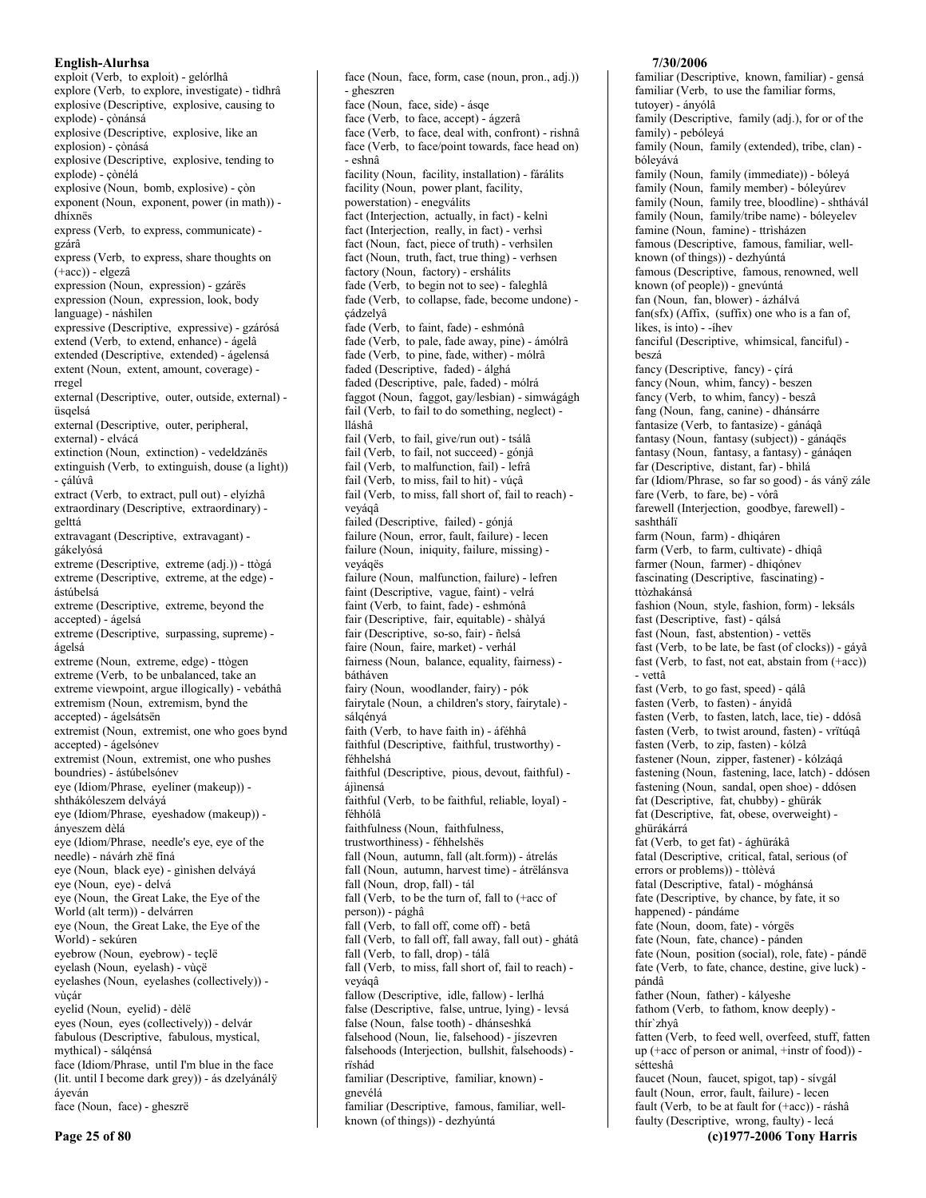**English-Alurhsa**

exploit (Verb, to exploit) - gelórlhâ
explore (Verb, to explore, investigate) - tidhrâ
explosive (Descriptive, explosive, causing to explode) - çònánsá
explosive (Descriptive, explosive, like an explosion) - çònásá
explosive (Descriptive, explosive, tending to explode) - çònélá
explosive (Noun, bomb, explosive) - çòn
exponent (Noun, exponent, power (in math)) - dhíxnës
express (Verb, to express, communicate) - gzárâ
express (Verb, to express, share thoughts on (+acc)) - elgezâ
expression (Noun, expression) - gzárës
expression (Noun, expression, look, body language) - náshilen
expressive (Descriptive, expressive) - gzárósá
extend (Verb, to extend, enhance) - ágelâ
extended (Descriptive, extended) - ágelensá
extent (Noun, extent, amount, coverage) - rregel
external (Descriptive, outer, outside, external) - üsqelsá
external (Descriptive, outer, peripheral, external) - elvácá
extinction (Noun, extinction) - vedeldzánës
extinguish (Verb, to extinguish, douse (a light)) - çálúvâ
extract (Verb, to extract, pull out) - elyízhâ
extraordinary (Descriptive, extraordinary) - gelttá
extravagant (Descriptive, extravagant) - gákelyósá
extreme (Descriptive, extreme (adj.)) - ttògá
extreme (Descriptive, extreme, at the edge) - ástúbelsá
extreme (Descriptive, extreme, beyond the accepted) - ágelsá
extreme (Descriptive, surpassing, supreme) - ágelsá
extreme (Noun, extreme, edge) - ttògen
extreme (Verb, to be unbalanced, take an extreme viewpoint, argue illogically) - vebáthâ
extremism (Noun, extremism, bynd the accepted) - ágelsátsën
extremist (Noun, extremist, one who goes bynd accepted) - ágelsónev
extremist (Noun, extremist, one who pushes boundries) - ástúbelsónev
eye (Idiom/Phrase, eyeliner (makeup)) - shthákóleszem delváyá
eye (Idiom/Phrase, eyeshadow (makeup)) - ányeszem dèlá
eye (Idiom/Phrase, needle's eye, eye of the needle) - návárh zhë fíná
eye (Noun, black eye) - gìnishen delváyá
eye (Noun, eye) - delvá
eye (Noun, the Great Lake, the Eye of the World (alt term)) - delvárren
eye (Noun, the Great Lake, the Eye of the World) - sekúren
eyebrow (Noun, eyebrow) - teçlë
eyelash (Noun, eyelash) - vùçë
eyelashes (Noun, eyelashes (collectively)) - vùçár
eyelid (Noun, eyelid) - dèlë
eyes (Noun, eyes (collectively)) - delvár
fabulous (Descriptive, fabulous, mystical, mythical) - sálqénsá
face (Idiom/Phrase, until I'm blue in the face (lit. until I become dark grey)) - ás dzelyánálÿ áyeván
face (Noun, face) - gheszrë
face (Noun, face, form, case (noun, pron., adj.)) - gheszren
face (Noun, face, side) - ásqe
face (Verb, to face, accept) - ágzerâ
face (Verb, to face, deal with, confront) - rishnâ
face (Verb, to face/point towards, face head on) - eshnâ
facility (Noun, facility, installation) - fárálits
facility (Noun, power plant, facility, powerstation) - enegválits
fact (Interjection, actually, in fact) - kelnì
fact (Interjection, really, in fact) - verhsì
fact (Noun, fact, piece of truth) - verhsilen
fact (Noun, truth, fact, true thing) - verhsen
factory (Noun, factory) - ershálits
fade (Verb, to begin not to see) - faleghlâ
fade (Verb, to collapse, fade, become undone) - çádzelyâ
fade (Verb, to faint, fade) - eshmónâ
fade (Verb, to pale, fade away, pine) - ámólrâ
fade (Verb, to pine, fade, wither) - mólrâ
faded (Descriptive, faded) - álghá
faded (Descriptive, pale, faded) - mólrá
faggot (Noun, faggot, gay/lesbian) - simwágágh
fail (Verb, to fail to do something, neglect) - lláshâ
fail (Verb, to fail, give/run out) - tsálâ
fail (Verb, to fail, not succeed) - gónjâ
fail (Verb, to malfunction, fail) - lefrâ
fail (Verb, to miss, fail to hit) - vúçâ
fail (Verb, to miss, fall short of, fail to reach) - veyáqâ
failed (Descriptive, failed) - gónjá
failure (Noun, error, fault, failure) - lecen
failure (Noun, iniquity, failure, missing) - veyáqës
failure (Noun, malfunction, failure) - lefren
faint (Descriptive, vague, faint) - velrá
faint (Verb, to faint, fade) - eshmónâ
fair (Descriptive, fair, equitable) - shàlyá
fair (Descriptive, so-so, fair) - ñelsá
faire (Noun, faire, market) - verhál
fairness (Noun, balance, equality, fairness) - bátháven
fairy (Noun, woodlander, fairy) - pók
fairytale (Noun, a children's story, fairytale) - sálqényá
faith (Verb, to have faith in) - áféhhâ
faithful (Descriptive, faithful, trustworthy) - féhhelshá
faithful (Descriptive, pious, devout, faithful) - ájìnensá
faithful (Verb, to be faithful, reliable, loyal) - féhhólâ
faithfulness (Noun, faithfulness, trustworthiness) - féhhelshës
fall (Noun, autumn, fall (alt.form)) - átrelás
fall (Noun, autumn, harvest time) - átrëlánsva
fall (Noun, drop, fall) - tál
fall (Verb, to be the turn of, fall to (+acc of person)) - pághâ
fall (Verb, to fall off, come off) - betâ
fall (Verb, to fall off, fall away, fall out) - ghátâ
fall (Verb, to fall, drop) - tálâ
fall (Verb, to miss, fall short of, fail to reach) - veyáqâ
fallow (Descriptive, idle, fallow) - lerlhá
false (Descriptive, false, untrue, lying) - levsá
false (Noun, false tooth) - dhánseshká
falsehood (Noun, lie, falsehood) - jíszevren
falsehoods (Interjection, bullshit, falsehoods) - rìshád
familiar (Descriptive, familiar, known) - gnevélá
familiar (Descriptive, famous, familiar, well-known (of things)) - dezhyúntá
familiar (Descriptive, known, familiar) - gensá
familiar (Verb, to use the familiar forms, tutoyer) - ányólâ
family (Descriptive, family (adj.), for or of the family) - pebóleyá
family (Noun, family (extended), tribe, clan) - bóleyává
family (Noun, family (immediate)) - bóleyá
family (Noun, family member) - bóleyúrev
family (Noun, family tree, bloodline) - shthávál
family (Noun, family/tribe name) - bóleyelev
famine (Noun, famine) - ttrisházen
famous (Descriptive, famous, familiar, well-known (of things)) - dezhyúntá
famous (Descriptive, famous, renowned, well known (of people)) - gnevúntá
fan (Noun, fan, blower) - ázhálvá
fan(sfx) (Affix, (suffix) one who is a fan of, likes, is into) - -íhev
fanciful (Descriptive, whimsical, fanciful) - beszá
fancy (Descriptive, fancy) - çírá
fancy (Noun, whim, fancy) - beszen
fancy (Verb, to whim, fancy) - beszâ
fang (Noun, fang, canine) - dhánsárre
fantasize (Verb, to fantasize) - gánáqâ
fantasy (Noun, fantasy (subject)) - gánáqës
fantasy (Noun, fantasy, a fantasy) - gánáqen
far (Descriptive, distant, far) - bhìlá
far (Idiom/Phrase, so far so good) - ás vánÿ zále
fare (Verb, to fare, be) - vórâ
farewell (Interjection, goodbye, farewell) - sashthálï
farm (Noun, farm) - dhiqáren
farm (Verb, to farm, cultivate) - dhiqâ
farmer (Noun, farmer) - dhiqónev
fascinating (Descriptive, fascinating) - ttòzhakánsá
fashion (Noun, style, fashion, form) - leksáls
fast (Descriptive, fast) - qálsá
fast (Noun, fast, abstention) - vettës
fast (Verb, to be late, be fast (of clocks)) - gáyâ
fast (Verb, to fast, not eat, abstain from (+acc)) - vettâ
fast (Verb, to go fast, speed) - qálâ
fasten (Verb, to fasten) - ányidâ
fasten (Verb, to fasten, latch, lace, tie) - ddósâ
fasten (Verb, to twist around, fasten) - vrïtúqâ
fasten (Verb, to zip, fasten) - kólzâ
fastener (Noun, zipper, fastener) - kólzáqá
fastening (Noun, fastening, lace, latch) - ddósen
fastening (Noun, sandal, open shoe) - ddósen
fat (Descriptive, fat, chubby) - ghürák
fat (Descriptive, fat, obese, overweight) - ghürákárrá
fat (Verb, to get fat) - ághürákâ
fatal (Descriptive, critical, fatal, serious (of errors or problems)) - ttòlèvá
fatal (Descriptive, fatal) - móghánsá
fate (Descriptive, by chance, by fate, it so happened) - pándáme
fate (Noun, doom, fate) - vórgës
fate (Noun, fate, chance) - pánden
fate (Noun, position (social), role, fate) - pándë
fate (Verb, to fate, chance, destine, give luck) - pándâ
father (Noun, father) - kályeshe
fathom (Verb, to fathom, know deeply) - thír`zhyâ
fatten (Verb, to feed well, overfeed, stuff, fatten up (+acc of person or animal, +instr of food)) - sétteshâ
faucet (Noun, faucet, spigot, tap) - sívgál
fault (Noun, error, fault, failure) - lecen
fault (Verb, to be at fault for (+acc)) - ráshâ
faulty (Descriptive, wrong, faulty) - lecá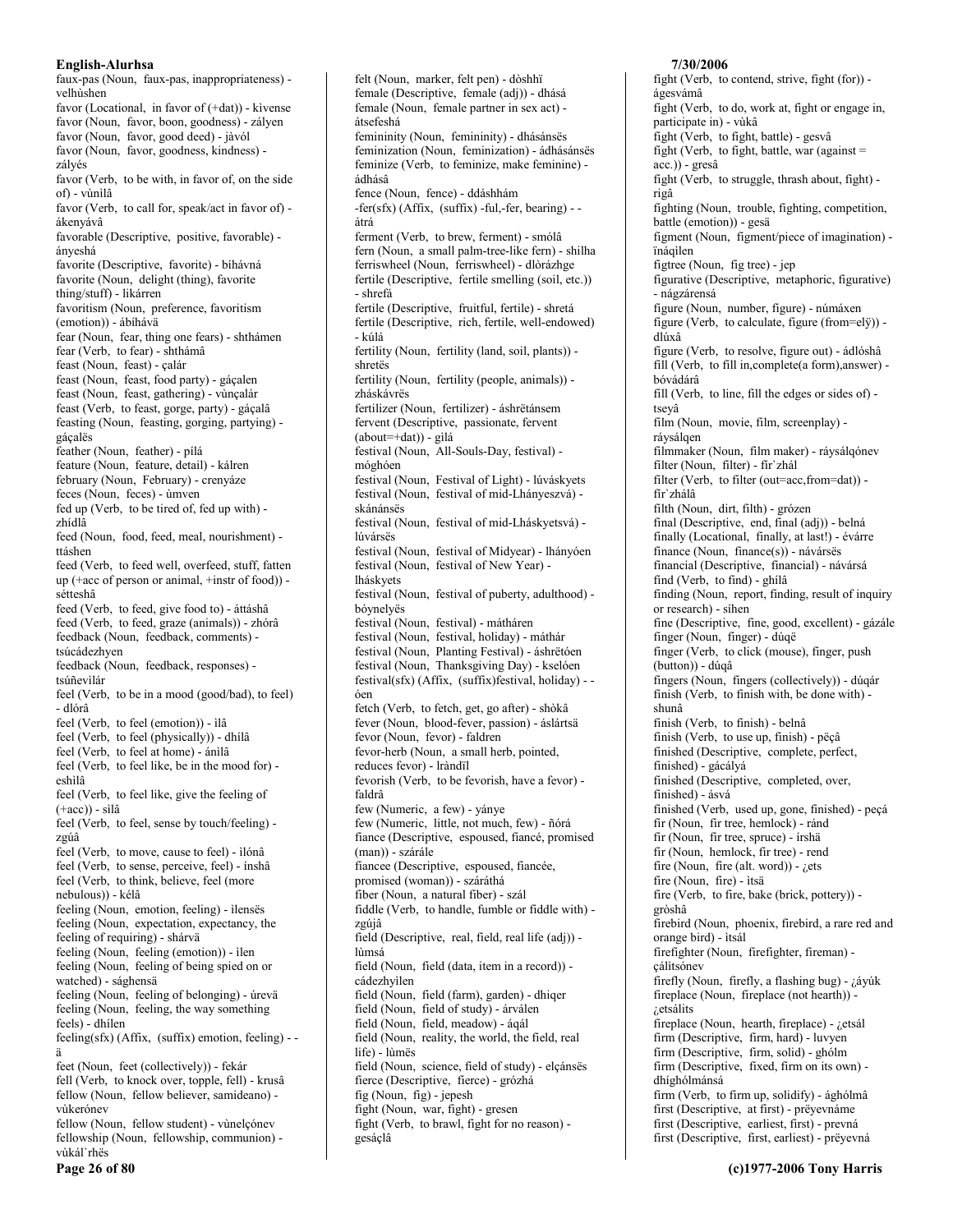**English-Alurhsa**

faux-pas (Noun, faux-pas, inappropriateness) - velhùshen
favor (Locational, in favor of (+dat)) - kìvense
favor (Noun, favor, boon, goodness) - zályen
favor (Noun, favor, good deed) - jàvól
favor (Noun, favor, goodness, kindness) - zályés
favor (Verb, to be with, in favor of, on the side of) - vùnìlâ
favor (Verb, to call for, speak/act in favor of) - ákenyávâ
favorable (Descriptive, positive, favorable) - ányeshá
favorite (Descriptive, favorite) - bíhávná
favorite (Noun, delight (thing), favorite thing/stuff) - likárren
favoritism (Noun, preference, favoritism (emotion)) - ábíhává
fear (Noun, fear, thing one fears) - shthámen
fear (Verb, to fear) - shthámâ
feast (Noun, feast) - çalár
feast (Noun, feast, food party) - gáçalen
feast (Noun, feast, gathering) - vùnçalár
feast (Verb, to feast, gorge, party) - gáçalâ
feasting (Noun, feasting, gorging, partying) - gáçalës
feather (Noun, feather) - pílá
feature (Noun, feature, detail) - kálren
february (Noun, February) - crenyáze
feces (Noun, feces) - ùmven
fed up (Verb, to be tired of, fed up with) - zhídlâ
feed (Noun, food, feed, meal, nourishment) - ttáshen
feed (Verb, to feed well, overfeed, stuff, fatten up (+acc of person or animal, +instr of food)) - sétteshâ
feed (Verb, to feed, give food to) - áttáshâ
feed (Verb, to feed, graze (animals)) - zhórâ
feedback (Noun, feedback, comments) - tsúcádezhyen
feedback (Noun, feedback, responses) - tsúñevilár
feel (Verb, to be in a mood (good/bad), to feel) - dlórâ
feel (Verb, to feel (emotion)) - ìlâ
feel (Verb, to feel (physically)) - dhílâ
feel (Verb, to feel at home) - ánilâ
feel (Verb, to feel like, be in the mood for) - eshilâ
feel (Verb, to feel like, give the feeling of (+acc)) - silâ
feel (Verb, to feel, sense by touch/feeling) - zgúâ
feel (Verb, to move, cause to feel) - ìlónâ
feel (Verb, to sense, perceive, feel) - ínshâ
feel (Verb, to think, believe, feel (more nebulous)) - kélâ
feeling (Noun, emotion, feeling) - ìlensës
feeling (Noun, expectation, expectancy, the feeling of requiring) - shárvä
feeling (Noun, feeling (emotion)) - ìlen
feeling (Noun, feeling of being spied on or watched) - sághensä
feeling (Noun, feeling of belonging) - úrevä
feeling (Noun, feeling, the way something feels) - dhílen
feeling(sfx) (Affix, (suffix) emotion, feeling) - -ä
feet (Noun, feet (collectively)) - fekár
fell (Verb, to knock over, topple, fell) - krusâ
fellow (Noun, fellow believer, samideano) - vùkerónev
fellow (Noun, fellow student) - vùnelçónev
fellowship (Noun, fellowship, communion) - vùkál`rhës
felt (Noun, marker, felt pen) - dòshhï
female (Descriptive, female (adj)) - dhásá
female (Noun, female partner in sex act) - átsefeshá
femininity (Noun, femininity) - dhásánsës
feminization (Noun, feminization) - ádhásánsës
feminize (Verb, to feminize, make feminine) - ádhásâ
fence (Noun, fence) - ddáshhám
-fer(sfx) (Affix, (suffix) -ful,-fer, bearing) - -átrá
ferment (Verb, to brew, ferment) - smólâ
fern (Noun, a small palm-tree-like fern) - shilha
ferriswheel (Noun, ferriswheel) - dlòrázhge
fertile (Descriptive, fertile smelling (soil, etc.)) - shrefá
fertile (Descriptive, fruitful, fertile) - shretá
fertile (Descriptive, rich, fertile, well-endowed) - kúlá
fertility (Noun, fertility (land, soil, plants)) - shretës
fertility (Noun, fertility (people, animals)) - zháskávrës
fertilizer (Noun, fertilizer) - áshrëtánsem
fervent (Descriptive, passionate, fervent (about=+dat)) - gìlá
festival (Noun, All-Souls-Day, festival) - móghóen
festival (Noun, Festival of Light) - lúváskyets
festival (Noun, festival of mid-Lhányeszvá) - skánánsës
festival (Noun, festival of mid-Lháskyetsvá) - lúvársës
festival (Noun, festival of Midyear) - lhányóen
festival (Noun, festival of New Year) - lháskyets
festival (Noun, festival of puberty, adulthood) - bóynelyës
festival (Noun, festival) - máthären
festival (Noun, festival, holiday) - máthár
festival (Noun, Planting Festival) - áshrëtóen
festival (Noun, Thanksgiving Day) - kselóen
festival(sfx) (Affix, (suffix)festival, holiday) - -óen
fetch (Verb, to fetch, get, go after) - shòkâ
fever (Noun, blood-fever, passion) - áslártsä
fever (Noun, fevor) - faldren
fevor-herb (Noun, a small herb, pointed, reduces fevor) - lrànďïl
fevorish (Verb, to be fevorish, have a fevor) - faldrâ
few (Numeric, a few) - yánye
few (Numeric, little, not much, few) - ñórá
fiance (Descriptive, espoused, fiancé, promised (man)) - szárále
fiancee (Descriptive, espoused, fiancée, promised (woman)) - száráthá
fiber (Noun, a natural fiber) - szál
fiddle (Verb, to handle, fumble or fiddle with) - zgújâ
field (Descriptive, real, field, real life (adj)) - lùmsá
field (Noun, field (data, item in a record)) - cádezhyìlen
field (Noun, field (farm), garden) - dhiqer
field (Noun, field of study) - árválen
field (Noun, field, meadow) - áqál
field (Noun, reality, the world, the field, real life) - lùmës
field (Noun, science, field of study) - elçánsës
fierce (Descriptive, fierce) - grózhá
fig (Noun, fig) - jepesh
fight (Noun, war, fight) - gresen
fight (Verb, to brawl, fight for no reason) - gesáçlâ
fight (Verb, to contend, strive, fight (for)) - ágesvámâ
fight (Verb, to do, work at, fight or engage in, participate in) - vùkâ
fight (Verb, to fight, battle) - gesvâ
fight (Verb, to fight, battle, war (against = acc.)) - gresâ
fight (Verb, to struggle, thrash about, fight) - rigâ
fighting (Noun, trouble, fighting, competition, battle (emotion)) - gesä
figment (Noun, figment/piece of imagination) - ïnáqìlen
figtree (Noun, fig tree) - jep
figurative (Descriptive, metaphoric, figurative) - nágzárensá
figure (Noun, number, figure) - númáxen
figure (Verb, to calculate, figure (from=elÿ)) - dlúxâ
figure (Verb, to resolve, figure out) - ádlóshâ
fill (Verb, to fill in,complete(a form),answer) - bóvádárâ
fill (Verb, to line, fill the edges or sides of) - tseyâ
film (Noun, movie, film, screenplay) - ráysálqen
filmmaker (Noun, film maker) - ráysálqónev
filter (Noun, filter) - fír`zhál
filter (Verb, to filter (out=acc,from=dat)) - fír`zhálâ
filth (Noun, dirt, filth) - grózen
final (Descriptive, end, final (adj)) - belná
finally (Locational, finally, at last!) - évárre
finance (Noun, finance(s)) - návársës
financial (Descriptive, financial) - návársá
find (Verb, to find) - ghílâ
finding (Noun, report, finding, result of inquiry or research) - síhen
fine (Descriptive, fine, good, excellent) - gázále
finger (Noun, finger) - dúqë
finger (Verb, to click (mouse), finger, push (button)) - dúqâ
fingers (Noun, fingers (collectively)) - dúqár
finish (Verb, to finish with, be done with) - shunâ
finish (Verb, to finish) - belnâ
finish (Verb, to use up, finish) - pëçâ
finished (Descriptive, complete, perfect, finished) - gácályá
finished (Descriptive, completed, over, finished) - ásvá
finished (Verb, used up, gone, finished) - peçá
fir (Noun, fir tree, hemlock) - ránd
fir (Noun, fir tree, spruce) - írshä
fir (Noun, hemlock, fir tree) - rend
fire (Noun, fire (alt. word)) - ¿ets
fire (Noun, fire) - itsä
fire (Verb, to fire, bake (brick, pottery)) - gròshâ
firebird (Noun, phoenix, firebird, a rare red and orange bird) - itsál
firefighter (Noun, firefighter, fireman) - çálitsónev
firefly (Noun, firefly, a flashing bug) - ¿áyúk
fireplace (Noun, fireplace (not hearth)) - ¿etsálits
fireplace (Noun, hearth, fireplace) - ¿etsál
firm (Descriptive, firm, hard) - luvyen
firm (Descriptive, firm, solid) - ghólm
firm (Descriptive, fixed, firm on its own) - dhíghólmánsá
firm (Verb, to firm up, solidify) - ághólmâ
first (Descriptive, at first) - prëyevnáme
first (Descriptive, earliest, first) - prevná
first (Descriptive, first, earliest) - prëyevná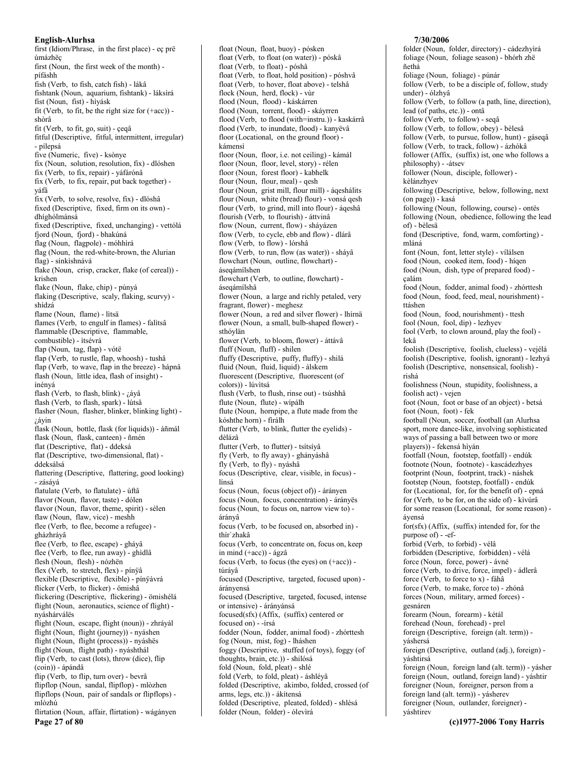first (Idiom/Phrase, in the first place) - eç prë úmázhëç
first (Noun, the first week of the month) - pífáshh
fish (Verb, to fish, catch fish) - lákâ
fishtank (Noun, aquarium, fishtank) - láksìrá
fist (Noun, fist) - hìyásk
fit (Verb, to fit, be the right size for (+acc)) - shòrâ
fit (Verb, to fit, go, suit) - çeqâ
fitful (Descriptive, fitful, intermittent, irregular) - pílepsá
five (Numeric, five) - ksònye
fix (Noun, solution, resolution, fix) - dlóshen
fix (Verb, to fix, repair) - yáfárónâ
fix (Verb, to fix, repair, put back together) - yáfâ
fix (Verb, to solve, resolve, fix) - dlóshâ
fixed (Descriptive, fixed, firm on its own) - dhíghólmánsá
fixed (Descriptive, fixed, unchanging) - vettólá
fjord (Noun, fjord) - bhakúná
flag (Noun, flagpole) - móhhirá
flag (Noun, the red-white-brown, the Alurian flag) - sínkishnává
flake (Noun, crisp, cracker, flake (of cereal)) - krishen
flake (Noun, flake, chip) - púnyá
flaking (Descriptive, scaly, flaking, scurvy) - shídzá
flame (Noun, flame) - lìtsä
flames (Verb, to engulf in flames) - falìtsâ
flammable (Descriptive, flammable, combustible) - ìtsévrá
flap (Noun, tag, flap) - vótë
flap (Verb, to rustle, flap, whoosh) - tushâ
flap (Verb, to wave, flap in the breeze) - hápnâ
flash (Noun, little idea, flash of insight) - ínényá
flash (Verb, to flash, blink) - ¿áyâ
flash (Verb, to flash, spark) - lútsâ
flasher (Noun, flasher, blinker, blinking light) - ¿áyin
flask (Noun, bottle, flask (for liquids)) - áñmál
flask (Noun, flask, canteen) - ñmén
flat (Descriptive, flat) - ddeksá
flat (Descriptive, two-dimensional, flat) - ddeksálsá
flattering (Descriptive, flattering, good looking) - zásáyá
flatulate (Verb, to flatulate) - ùftâ
flavor (Noun, flavor, taste) - dólen
flavor (Noun, flavor, theme, spirit) - sèlen
flaw (Noun, flaw, vice) - meshh
flee (Verb, to flee, become a refugee) - gházhráyâ
flee (Verb, to flee, escape) - gháyâ
flee (Verb, to flee, run away) - ghìdlâ
flesh (Noun, flesh) - nózhën
flex (Verb, to stretch, flex) - pínÿâ
flexible (Descriptive, flexible) - pínÿávrá
flicker (Verb, to flicker) - ömishâ
flickering (Descriptive, flickering) - ömishélá
flight (Noun, aeronautics, science of flight) - nyásháruálës
flight (Noun, escape, flight (noun)) - zhráyál
flight (Noun, flight (journey)) - nyáshen
flight (Noun, flight (process)) - nyáshës
flight (Noun, flight path) - nyáshthál
flip (Verb, to cast (lots), throw (dice), flip (coin)) - ápándâ
flip (Verb, to flip, turn over) - bevrâ
flipflop (Noun, sandal, flipflop) - mlòzhen
flipflops (Noun, pair of sandals or flipflops) - mlòzhú
flirtation (Noun, affair, flirtation) - wágányen
float (Noun, float, buoy) - pósken
float (Verb, to float (on water)) - póskâ
float (Verb, to float) - póshâ
float (Verb, to float, hold position) - póshvâ
float (Verb, to hover, float above) - telshâ
flock (Noun, herd, flock) - vùr
flood (Noun, flood) - káskárren
flood (Noun, torrent, flood) - skáyrren
flood (Verb, to flood (with=instru.)) - kaskárrâ
flood (Verb, to inundate, flood) - kanyëvâ
floor (Locational, on the ground floor) - kámensì
floor (Noun, floor, i.e. not ceiling) - kámál
floor (Noun, floor, level, story) - rélen
floor (Noun, forest floor) - kabhelk
flour (Noun, flour, meal) - qesh
flour (Noun, grist mill, flour mill) - áqeshálits
flour (Noun, white (bread) flour) - vonsá qesh
flour (Verb, to grind, mill into flour) - áqeshâ
flourish (Verb, to flourish) - áttvinâ
flow (Noun, current, flow) - sháyázen
flow (Verb, to cycle, ebb and flow) - dlárâ
flow (Verb, to flow) - lórshâ
flow (Verb, to run, flow (as water)) - sháyâ
flowchart (Noun, outline, flowchart) - áseqámílshen
flowchart (Verb, to outline, flowchart) - áseqámílshâ
flower (Noun, a large and richly petaled, very fragrant, flower) - meghesz
flower (Noun, a red and silver flower) - lhírnä
flower (Noun, a small, bulb-shaped flower) - sthóylän
flower (Verb, to bloom, flower) - áttávâ
fluff (Noun, fluff) - shilen
fluffy (Descriptive, puffy, fluffy) - shilá
fluid (Noun, fluid, liquid) - álskem
fluorescent (Descriptive, fluorescent (of colors)) - lúvìtsá
flush (Verb, to flush, rinse out) - tsúshhâ
flute (Noun, flute) - wípálh
flute (Noun, hornpipe, a flute made from the kóshthe horn) - fírálh
flutter (Verb, to blink, flutter the eyelids) - dèlázâ
flutter (Verb, to flutter) - tsítsíyâ
fly (Verb, to fly away) - ghányáshâ
fly (Verb, to fly) - nyáshâ
focus (Descriptive, clear, visible, in focus) - línsá
focus (Noun, focus (object of)) - árányen
focus (Noun, focus, concentration) - árányës
focus (Noun, to focus on, narrow view to) - árányâ
focus (Verb, to be focused on, absorbed in) - thír`zhakâ
focus (Verb, to concentrate on, focus on, keep in mind (+acc)) - ágzâ
focus (Verb, to focus (the eyes) on (+acc)) - túráyâ
focused (Descriptive, targeted, focused upon) - árányensá
focused (Descriptive, targeted, focused, intense or intensive) - árányánsá
focused(sfx) (Affix, (suffix) centered or focused on) - -írsá
fodder (Noun, fodder, animal food) - zhórttesh
fog (Noun, mist, fog) - lháshen
foggy (Descriptive, stuffed (of toys), foggy (of thoughts, brain, etc.)) - shilósá
fold (Noun, fold, pleat) - shlé
fold (Verb, to fold, pleat) - áshléyâ
folded (Descriptive, akimbo, folded, crossed (of arms, legs, etc.)) - ákítensá
folded (Descriptive, pleated, folded) - shlésá
folder (Noun, folder) - ólevìrá
folder (Noun, folder, directory) - cádezhyìrá
foliage (Noun, foliage season) - bhórh zhë ñethá
foliage (Noun, foliage) - púnár
follow (Verb, to be a disciple of, follow, study under) - ólzhyâ
follow (Verb, to follow (a path, line, direction), lead (of paths, etc.)) - ontâ
follow (Verb, to follow) - seqâ
follow (Verb, to follow, obey) - bèlesâ
follow (Verb, to pursue, follow, hunt) - gáseqâ
follow (Verb, to track, follow) - ázhókâ
follower (Affix, (suffix) ist, one who follows a philosophy) - -átsev
follower (Noun, disciple, follower) - kèlánzhyev
following (Descriptive, below, following, next (on page)) - kasá
following (Noun, following, course) - ontës
following (Noun, obedience, following the lead of) - bèlesä
fond (Descriptive, fond, warm, comforting) - mláná
font (Noun, font, letter style) - vílálsen
food (Noun, cooked item, food) - híqen
food (Noun, dish, type of prepared food) - çalám
food (Noun, fodder, animal food) - zhórttesh
food (Noun, food, feed, meal, nourishment) - ttáshen
food (Noun, food, nourishment) - ttesh
fool (Noun, fool, dip) - lezhyev
fool (Verb, to clown around, play the fool) - lekâ
foolish (Descriptive, foolish, clueless) - vejélá
foolish (Descriptive, foolish, ignorant) - lezhyá
foolish (Descriptive, nonsensical, foolish) - rishá
foolishness (Noun, stupidity, foolishness, a foolish act) - vejen
foot (Noun, foot or base of an object) - betsá
foot (Noun, foot) - fek
football (Noun, soccer, football (an Alurhsa sport, more dance-like, involving sophisticated ways of passing a ball between two or more players)) - fekensá hìyán
footfall (Noun, footstep, footfall) - endúk
footnote (Noun, footnote) - kascádezhyes
footprint (Noun, footprint, track) - náshek
footstep (Noun, footstep, footfall) - endúk
for (Locational, for, for the benefit of) - epná
for (Verb, to be for, on the side of) - kìvúrâ
for some reason (Locational, for some reason) - áyensá
for(sfx) (Affix, (suffix) intended for, for the purpose of) - -ef-
forbid (Verb, to forbid) - vélâ
forbidden (Descriptive, forbidden) - vélá
force (Noun, force, power) - ávné
force (Verb, to drive, force, impel) - ádlerâ
force (Verb, to force to x) - fáhâ
force (Verb, to make, force to) - zhónâ
forces (Noun, military, armed forces) - gesnáren
forearm (Noun, forearm) - kétál
forehead (Noun, forehead) - prel
foreign (Descriptive, foreign (alt. term)) - yáshersá
foreign (Descriptive, outland (adj.), foreign) - yáshtirsá
foreign (Noun, foreign land (alt. term)) - yásher
foreign (Noun, outland, foreign land) - yáshtir
foreigner (Noun, foreigner, person from a foreign land (alt. term)) - yásherev
foreigner (Noun, outlander, foreigner) - yáshtirev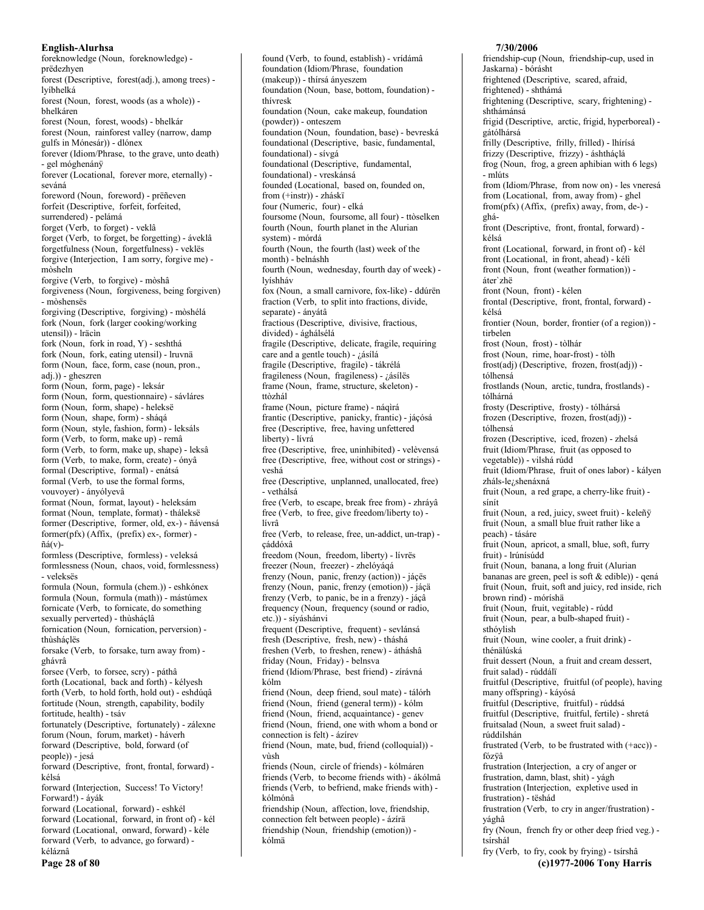foreknowledge (Noun, foreknowledge) - prëdezhyen
forest (Descriptive, forest(adj.), among trees) - lyíbhelká
forest (Noun, forest, woods (as a whole)) - bhelkáren
forest (Noun, forest, woods) - bhelkár
forest (Noun, rainforest valley (narrow, damp gulfs in Mónesár)) - dlónex
forever (Idiom/Phrase, to the grave, unto death) - gel móghenáñÿ
forever (Locational, forever more, eternally) - seváná
foreword (Noun, foreword) - prëñeven
forfeit (Descriptive, forfeit, forfeited, surrendered) - pelámá
forget (Verb, to forget) - veklâ
forget (Verb, to forget, be forgetting) - áveklâ
forgetfulness (Noun, forgetfulness) - veklës
forgive (Interjection, I am sorry, forgive me) - mòsheln
forgive (Verb, to forgive) - mòshâ
forgiveness (Noun, forgiveness, being forgiven) - mòshensës
forgiving (Descriptive, forgiving) - mòshélá
fork (Noun, fork (larger cooking/working utensil)) - lräcìn
fork (Noun, fork in road, Y) - seshthá
fork (Noun, fork, eating utensil) - lruvnä
form (Noun, face, form, case (noun, pron., adj.)) - gheszren
form (Noun, form, page) - leksár
form (Noun, form, questionnaire) - sávláres
form (Noun, form, shape) - heleksë
form (Noun, shape, form) - sháqá
form (Noun, style, fashion, form) - leksáls
form (Verb, to form, make up) - remâ
form (Verb, to form, make up, shape) - leksâ
form (Verb, to make, form, create) - ónyâ
formal (Descriptive, formal) - enátsá
formal (Verb, to use the formal forms, vouvoyer) - ányólyevâ
format (Noun, format, layout) - heleksám
format (Noun, template, format) - tháleksë
former (Descriptive, former, old, ex-) - ñávensá
former(pfx) (Affix, (prefix) ex-, former) - ñá(v)-
formless (Descriptive, formless) - veleksá
formlessness (Noun, chaos, void, formlessness) - veleksës
formula (Noun, formula (chem.)) - eshkónex
formula (Noun, formula (math)) - mástúmex
fornicate (Verb, to fornicate, do something sexually perverted) - thùsháçlâ
fornication (Noun, fornication, perversion) - thùsháçlës
forsake (Verb, to forsake, turn away from) - ghávrâ
forsee (Verb, to forsee, scry) - páthâ
forth (Locational, back and forth) - kélyesh
forth (Verb, to hold forth, hold out) - eshdúqâ
fortitude (Noun, strength, capability, bodily fortitude, health) - tsáv
fortunately (Descriptive, fortunately) - zálexne
forum (Noun, forum, market) - háverh
forward (Descriptive, bold, forward (of people)) - jesá
forward (Descriptive, front, frontal, forward) - kélsá
forward (Interjection, Success! To Victory! Forward!) - áyák
forward (Locational, forward) - eshkél
forward (Locational, forward, in front of) - kél
forward (Locational, onward, forward) - kéle
forward (Verb, to advance, go forward) - kéláznâ
found (Verb, to found, establish) - vrídámâ
foundation (Idiom/Phrase, foundation (makeup)) - thírsá ányeszem
foundation (Noun, base, bottom, foundation) - thívresk
foundation (Noun, cake makeup, foundation (powder)) - onteszem
foundation (Noun, foundation, base) - bevreská
foundational (Descriptive, basic, fundamental, foundational) - sívgá
foundational (Descriptive, fundamental, foundational) - vreskánsá
founded (Locational, based on, founded on, from (+instr)) - zháskï
four (Numeric, four) - elká
foursome (Noun, foursome, all four) - ttòselken
fourth (Noun, fourth planet in the Alurian system) - mórdá
fourth (Noun, the fourth (last) week of the month) - belnáshh
fourth (Noun, wednesday, fourth day of week) - lyíshháv
fox (Noun, a small carnivore, fox-like) - ddúrën
fraction (Verb, to split into fractions, divide, separate) - ányátâ
fractious (Descriptive, divisive, fractious, divided) - ághálsélá
fragile (Descriptive, delicate, fragile, requiring care and a gentle touch) - ¿ásílá
fragile (Descriptive, fragile) - tákrélá
fragileness (Noun, fragileness) - ¿ásílës
frame (Noun, frame, structure, skeleton) - ttòzhál
frame (Noun, picture frame) - náqìrá
frantic (Descriptive, panicky, frantic) - jáçósá
free (Descriptive, free, having unfettered liberty) - lívrá
free (Descriptive, free, uninhibited) - velèvensá
free (Descriptive, free, without cost or strings) - veshá
free (Descriptive, unplanned, unallocated, free) - vethálsá
free (Verb, to escape, break free from) - zhráyâ
free (Verb, to free, give freedom/liberty to) - lívrâ
free (Verb, to release, free, un-addict, un-trap) - çáddóxâ
freedom (Noun, freedom, liberty) - lívrës
freezer (Noun, freezer) - zhelóyáqá
frenzy (Noun, panic, frenzy (action)) - jáçës
frenzy (Noun, panic, frenzy (emotion)) - jáçä
frenzy (Verb, to panic, be in a frenzy) - jáçâ
frequency (Noun, frequency (sound or radio, etc.)) - síyáshánvi
frequent (Descriptive, frequent) - sevlánsá
fresh (Descriptive, fresh, new) - tháshá
freshen (Verb, to freshen, renew) - átháshâ
friday (Noun, Friday) - belnsva
friend (Idiom/Phrase, best friend) - zírávná kólm
friend (Noun, deep friend, soul mate) - tálórh
friend (Noun, friend (general term)) - kólm
friend (Noun, friend, acquaintance) - genev
friend (Noun, friend, one with whom a bond or connection is felt) - ázírev
friend (Noun, mate, bud, friend (colloquial)) - vùsh
friends (Noun, circle of friends) - kólmáren
friends (Verb, to become friends with) - ákólmâ
friends (Verb, to befriend, make friends with) - kólmónâ
friendship (Noun, affection, love, friendship, connection felt between people) - ázírä
friendship (Noun, friendship (emotion)) - kólmä
friendship-cup (Noun, friendship-cup, used in Jaskarna) - bórásht
frightened (Descriptive, scared, afraid, frightened) - shthámá
frightening (Descriptive, scary, frightening) - shthámánsá
frigid (Descriptive, arctic, frigid, hyperboreal) - gátólhársá
frilly (Descriptive, frilly, frilled) - lhírísá
frizzy (Descriptive, frizzy) - áshtháçlá
frog (Noun, frog, a green aphibian with 6 legs) - mlúts
from (Idiom/Phrase, from now on) - les vneresá
from (Locational, from, away from) - ghel
from(pfx) (Affix, (prefix) away, from, de-) - ghá-
front (Descriptive, front, frontal, forward) - kélsá
front (Locational, forward, in front of) - kél
front (Locational, in front, ahead) - kélì
front (Noun, front (weather formation)) - áter`zhë
front (Noun, front) - kélen
frontal (Descriptive, front, frontal, forward) - kélsá
frontier (Noun, border, frontier (of a region)) - tirbelen
frost (Noun, frost) - tòlhár
frost (Noun, rime, hoar-frost) - tòlh
frost(adj) (Descriptive, frozen, frost(adj)) - tólhensá
frostlands (Noun, arctic, tundra, frostlands) - tólhárná
frosty (Descriptive, frosty) - tólhársá
frozen (Descriptive, frozen, frost(adj)) - tólhensá
frozen (Descriptive, iced, frozen) - zhelsá
fruit (Idiom/Phrase, fruit (as opposed to vegetable)) - vilshá rúdd
fruit (Idiom/Phrase, fruit of ones labor) - kályen zháls-le¿shenáxná
fruit (Noun, a red grape, a cherry-like fruit) - sínít
fruit (Noun, a red, juicy, sweet fruit) - keleñÿ
fruit (Noun, a small blue fruit rather like a peach) - tásáre
fruit (Noun, apricot, a small, blue, soft, furry fruit) - lrúnísúdd
fruit (Noun, banana, a long fruit (Alurian bananas are green, peel is soft & edible)) - qená
fruit (Noun, fruit, soft and juicy, red inside, rich brown rind) - móríshä
fruit (Noun, fruit, vegitable) - rúdd
fruit (Noun, pear, a bulb-shaped fruit) - sthóylish
fruit (Noun, wine cooler, a fruit drink) - thénälúská
fruit dessert (Noun, a fruit and cream dessert, fruit salad) - rúddálï
fruitful (Descriptive, fruitful (of people), having many offspring) - káyósá
fruitful (Descriptive, fruitful) - rúddsá
fruitful (Descriptive, fruitful, fertile) - shretá
fruitsalad (Noun, a sweet fruit salad) - rúddilshán
frustrated (Verb, to be frustrated with (+acc)) - fózÿâ
frustration (Interjection, a cry of anger or frustration, damn, blast, shit) - yágh
frustration (Interjection, expletive used in frustration) - tëshád
frustration (Verb, to cry in anger/frustration) - yághâ
fry (Noun, french fry or other deep fried veg.) - tsírshál
fry (Verb, to fry, cook by frying) - tsírshâ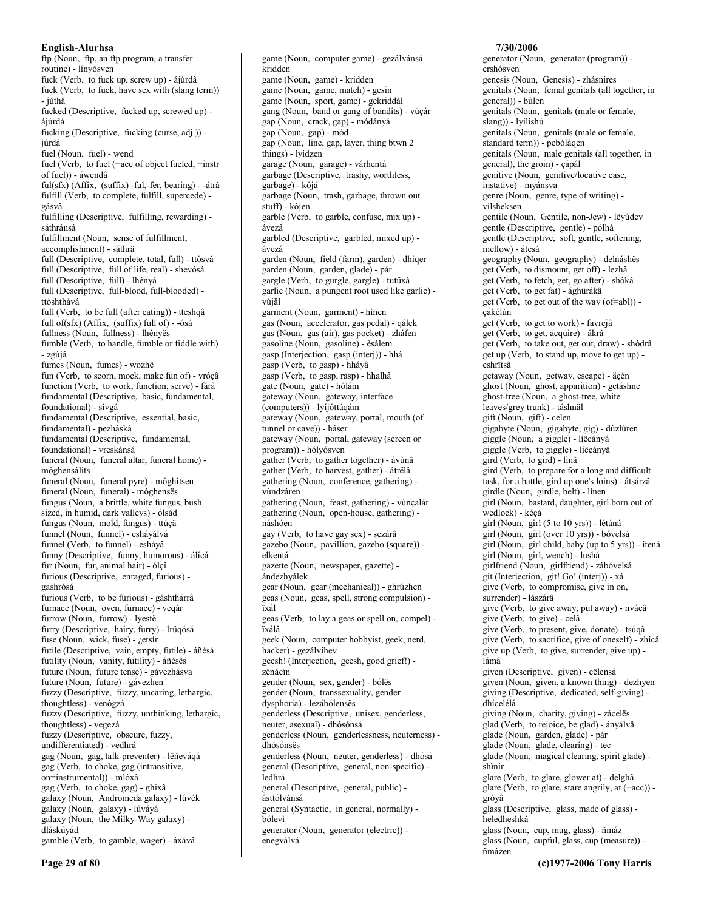ftp (Noun, ftp, an ftp program, a transfer routine) - línyósven
fuck (Verb, to fuck up, screw up) - ájúrdâ
fuck (Verb, to fuck, have sex with (slang term)) - júthâ
fucked (Descriptive, fucked up, screwed up) - ájúrdá
fucking (Descriptive, fucking (curse, adj.)) - júrdá
fuel (Noun, fuel) - wend
fuel (Verb, to fuel (+acc of object fueled, +instr of fuel)) - áwendâ
ful(sfx) (Affix, (suffix) -ful,-fer, bearing) - -átrá
fulfill (Verb, to complete, fulfill, supercede) - gásvâ
fulfilling (Descriptive, fulfilling, rewarding) - sáthránsá
fulfillment (Noun, sense of fulfillment, accomplishment) - sáthrä
full (Descriptive, complete, total, full) - ttòsvá
full (Descriptive, full of life, real) - shevósá
full (Descriptive, full) - lhényá
full (Descriptive, full-blood, full-blooded) - ttòshthává
full (Verb, to be full (after eating)) - tteshqâ
full of(sfx) (Affix, (suffix) full of) - -ósá
fullness (Noun, fullness) - lhényës
fumble (Verb, to handle, fumble or fiddle with) - zgújâ
fumes (Noun, fumes) - wozhë
fun (Verb, to scorn, mock, make fun of) - vróçâ
function (Verb, to work, function, serve) - fárâ
fundamental (Descriptive, basic, fundamental, foundational) - sívgá
fundamental (Descriptive, essential, basic, fundamental) - pezháská
fundamental (Descriptive, fundamental, foundational) - vreskánsá
funeral (Noun, funeral altar, funeral home) - móghensálits
funeral (Noun, funeral pyre) - móghìtsen
funeral (Noun, funeral) - móghensës
fungus (Noun, a brittle, white fungus, bush sized, in humid, dark valleys) - ólsád
fungus (Noun, mold, fungus) - ttúçä
funnel (Noun, funnel) - esháyálvá
funnel (Verb, to funnel) - esháyâ
funny (Descriptive, funny, humorous) - álícá
fur (Noun, fur, animal hair) - ólçî
furious (Descriptive, enraged, furious) - gashrósá
furious (Verb, to be furious) - gáshthárrâ
furnace (Noun, oven, furnace) - veqár
furrow (Noun, furrow) - lyestë
furry (Descriptive, hairy, furry) - lrüqósá
fuse (Noun, wick, fuse) - ¿etsír
futile (Descriptive, vain, empty, futile) - áñésá
futility (Noun, vanity, futility) - áñésës
future (Noun, future tense) - gávezhásva
future (Noun, future) - gávezhen
fuzzy (Descriptive, fuzzy, uncaring, lethargic, thoughtless) - venògzá
fuzzy (Descriptive, fuzzy, unthinking, lethargic, thoughtless) - vegezá
fuzzy (Descriptive, obscure, fuzzy, undifferentiated) - vedhrá
gag (Noun, gag, talk-preventer) - lëñeváqá
gag (Verb, to choke, gag (intransitive, on=instrumental)) - mlóxâ
gag (Verb, to choke, gag) - ghixâ
galaxy (Noun, Andromeda galaxy) - lúvék
galaxy (Noun, galaxy) - lúváyá
galaxy (Noun, the Milky-Way galaxy) - dláskúyád
gamble (Verb, to gamble, wager) - áxávâ
game (Noun, computer game) - gezálvánsá kridden
game (Noun, game) - kridden
game (Noun, game, match) - gesin
game (Noun, sport, game) - gekriddál
gang (Noun, band or gang of bandits) - vüçár
gap (Noun, crack, gap) - módányá
gap (Noun, gap) - mód
gap (Noun, line, gap, layer, thing btwn 2 things) - lyídzen
garage (Noun, garage) - várhentá
garbage (Descriptive, trashy, worthless, garbage) - kójá
garbage (Noun, trash, garbage, thrown out stuff) - kójen
garble (Verb, to garble, confuse, mix up) - ávezâ
garbled (Descriptive, garbled, mixed up) - ávezá
garden (Noun, field (farm), garden) - dhiqer
garden (Noun, garden, glade) - pár
gargle (Verb, to gurgle, gargle) - tutüxâ
garlic (Noun, a pungent root used like garlic) - vújäl
garment (Noun, garment) - hìnen
gas (Noun, accelerator, gas pedal) - qálek
gas (Noun, gas (air), gas pocket) - zháfen
gasoline (Noun, gasoline) - èsálem
gasp (Interjection, gasp (interj)) - hhá
gasp (Verb, to gasp) - hháyâ
gasp (Verb, to gasp, rasp) - hhalhâ
gate (Noun, gate) - hólám
gateway (Noun, gateway, interface (computers)) - lyíjóttáqám
gateway (Noun, gateway, portal, mouth (of tunnel or cave)) - háser
gateway (Noun, portal, gateway (screen or program)) - hólyósven
gather (Verb, to gather together) - ávùnâ
gather (Verb, to harvest, gather) - átrëlâ
gathering (Noun, conference, gathering) - vùndzáren
gathering (Noun, feast, gathering) - vùnçalár
gathering (Noun, open-house, gathering) - náshóen
gay (Verb, to have gay sex) - sezárâ
gazebo (Noun, pavillion, gazebo (square)) - elkentá
gazette (Noun, newspaper, gazette) - ándezhyálek
gear (Noun, gear (mechanical)) - ghrúzhen
geas (Noun, geas, spell, strong compulsion) - ïxál
geas (Verb, to lay a geas or spell on, compel) - ïxálâ
geek (Noun, computer hobbyist, geek, nerd, hacker) - gezálvíhev
geesh! (Interjection, geesh, good grief!) - zënácïn
gender (Noun, sex, gender) - bólës
gender (Noun, transsexuality, gender dysphoria) - lezábólensës
genderless (Descriptive, unisex, genderless, neuter, asexual) - dhósónsá
genderless (Noun, genderlessness, neuterness) - dhósónsës
genderless (Noun, neuter, genderless) - dhósá
general (Descriptive, general, non-specific) - ledhrá
general (Descriptive, general, public) - ásttólvánsá
general (Syntactic, in general, normally) - bólevì
generator (Noun, generator (electric)) - enegválvá
generator (Noun, generator (program)) - ershósven
genesis (Noun, Genesis) - zhásníres
genitals (Noun, femal genitals (all together, in general)) - búlen
genitals (Noun, genitals (male or female, slang)) - lyílíshú
genitals (Noun, genitals (male or female, standard term)) - pebóláqen
genitals (Noun, male genitals (all together, in general), the groin) - çápál
genitive (Noun, genitive/locative case, instative) - myánsva
genre (Noun, genre, type of writing) - vílsheksen
gentile (Noun, Gentile, non-Jew) - lëyúdev
gentle (Descriptive, gentle) - pólhá
gentle (Descriptive, soft, gentle, softening, mellow) - átesá
geography (Noun, geography) - delnáshës
get (Verb, to dismount, get off) - lezhâ
get (Verb, to fetch, get, go after) - shòkâ
get (Verb, to get fat) - ághüráká
get (Verb, to get out of the way (of=abl)) - çákélùn
get (Verb, to get to work) - favrejâ
get (Verb, to get, acquire) - ákrâ
get (Verb, to take out, get out, draw) - shòdrâ
get up (Verb, to stand up, move to get up) - eshrïtsâ
getaway (Noun, getway, escape) - äçén
ghost (Noun, ghost, apparition) - getáshne
ghost-tree (Noun, a ghost-tree, white leaves/grey trunk) - táshnäl
gift (Noun, gift) - celen
gigabyte (Noun, gigabyte, gig) - dúzlúren
giggle (Noun, a giggle) - líëcányá
giggle (Verb, to giggle) - líëcányâ
gird (Verb, to gird) - lìnâ
gird (Verb, to prepare for a long and difficult task, for a battle, gird up one's loins) - átsárzâ
girdle (Noun, girdle, belt) - lìnen
girl (Noun, bastard, daughter, girl born out of wedlock) - kéçá
girl (Noun, girl (5 to 10 yrs)) - létáná
girl (Noun, girl (over 10 yrs)) - bóvelsá
girl (Noun, girl child, baby (up to 5 yrs)) - ítená
girl (Noun, girl, wench) - lushá
girlfriend (Noun, girlfriend) - zábóvelsá
git (Interjection, git! Go! (interj)) - xá
give (Verb, to compromise, give in on, surrender) - lászárâ
give (Verb, to give away, put away) - nvácâ
give (Verb, to give) - celâ
give (Verb, to present, give, donate) - tsúqâ
give (Verb, to sacrifice, give of oneself) - zhícâ
give up (Verb, to give, surrender, give up) - lámâ
given (Descriptive, given) - cëlensá
given (Noun, given, a known thing) - dezhyen
giving (Descriptive, dedicated, self-giving) - dhícelélá
giving (Noun, charity, giving) - zácelës
glad (Verb, to rejoice, be glad) - ányálvâ
glade (Noun, garden, glade) - pár
glade (Noun, glade, clearing) - tec
glade (Noun, magical clearing, spirit glade) - shïnír
glare (Verb, to glare, glower at) - delghâ
glare (Verb, to glare, stare angrily, at (+acc)) - gròyâ
glass (Descriptive, glass, made of glass) - heledheshká
glass (Noun, cup, mug, glass) - ñmáz
glass (Noun, cupful, glass, cup (measure)) - ñmázen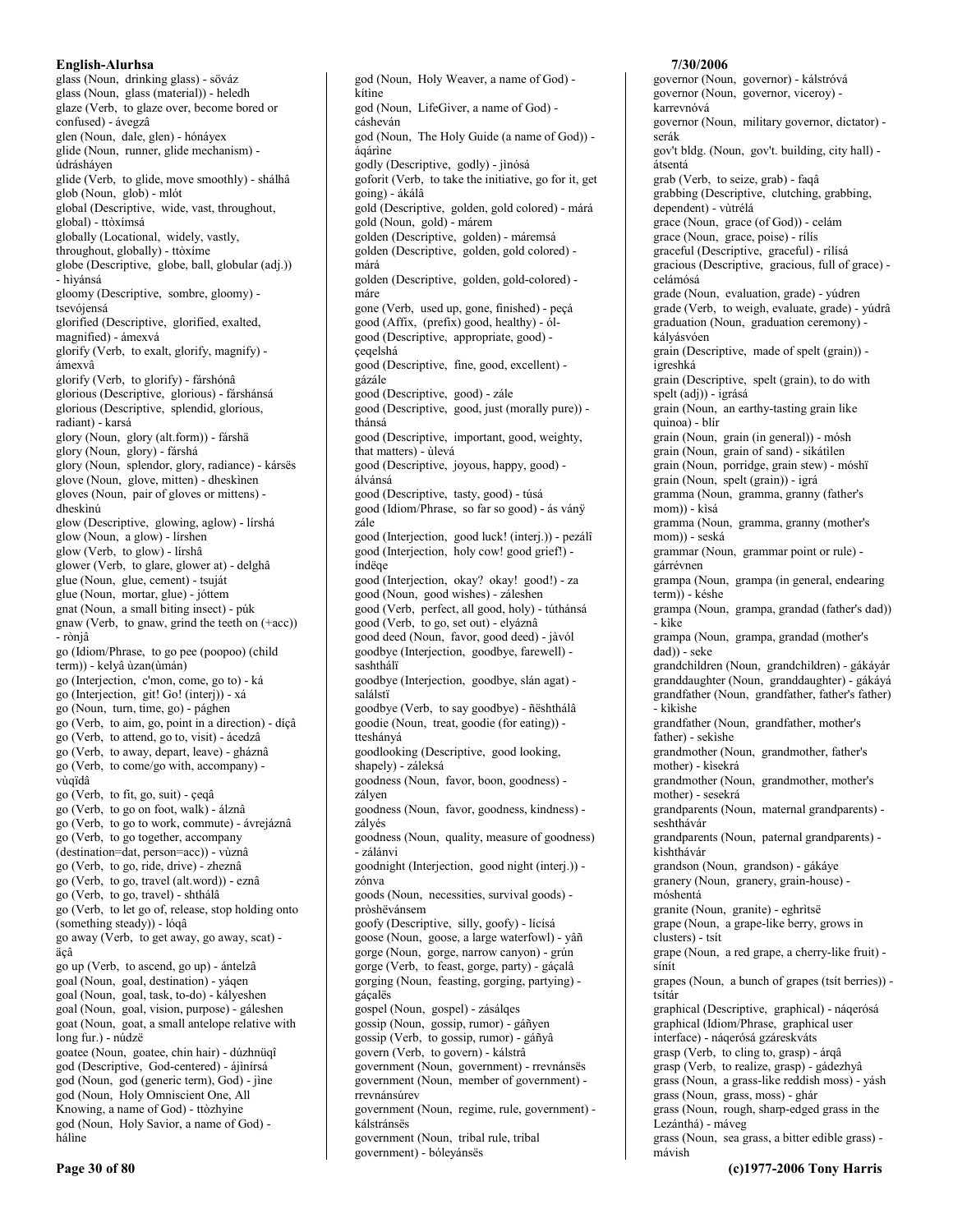glass (Noun, drinking glass) - söváz
glass (Noun, glass (material)) - heledh
glaze (Verb, to glaze over, become bored or confused) - ávegzâ
glen (Noun, dale, glen) - hónáyex
glide (Noun, runner, glide mechanism) - údrásháyen
glide (Verb, to glide, move smoothly) - shálhâ
glob (Noun, glob) - mlót
global (Descriptive, wide, vast, throughout, global) - ttòxímsá
globally (Locational, widely, vastly, throughout, globally) - ttòxíme
globe (Descriptive, globe, ball, globular (adj.)) - hiyánsá
gloomy (Descriptive, sombre, gloomy) - tsevójensá
glorified (Descriptive, glorified, exalted, magnified) - ámexvá
glorify (Verb, to exalt, glorify, magnify) - ámexvâ
glorify (Verb, to glorify) - fárshónâ
glorious (Descriptive, glorious) - fárshánsá
glorious (Descriptive, splendid, glorious, radiant) - karsá
glory (Noun, glory (alt.form)) - fárshä
glory (Noun, glory) - fárshá
glory (Noun, splendor, glory, radiance) - kársës
glove (Noun, glove, mitten) - dheskinen
gloves (Noun, pair of gloves or mittens) - dheskinú
glow (Descriptive, glowing, aglow) - lírshá
glow (Noun, a glow) - lírshen
glow (Verb, to glow) - lírshâ
glower (Verb, to glare, glower at) - delghâ
glue (Noun, glue, cement) - tsuját
glue (Noun, mortar, glue) - jóttem
gnat (Noun, a small biting insect) - púk
gnaw (Verb, to gnaw, grind the teeth on (+acc)) - rònjâ
go (Idiom/Phrase, to go pee (poopoo) (child term)) - kelyâ ùzan(ùmán)
go (Interjection, c'mon, come, go to) - ká
go (Interjection, git! Go! (interj)) - xá
go (Noun, turn, time, go) - pághen
go (Verb, to aim, go, point in a direction) - díçâ
go (Verb, to attend, go to, visit) - ácedzâ
go (Verb, to away, depart, leave) - gháznâ
go (Verb, to come/go with, accompany) - vùqïdâ
go (Verb, to fit, go, suit) - çeqâ
go (Verb, to go on foot, walk) - álznâ
go (Verb, to go to work, commute) - ávrejáznâ
go (Verb, to go together, accompany (destination=dat, person=acc)) - vùznâ
go (Verb, to go, ride, drive) - zheznâ
go (Verb, to go, travel (alt.word)) - eznâ
go (Verb, to go, travel) - shthálâ
go (Verb, to let go of, release, stop holding onto (something steady)) - lóqâ
go away (Verb, to get away, go away, scat) - äçâ
go up (Verb, to ascend, go up) - ántelzâ
goal (Noun, goal, destination) - yáqen
goal (Noun, goal, task, to-do) - kályeshen
goal (Noun, goal, vision, purpose) - gáleshen
goat (Noun, goat, a small antelope relative with long fur.) - núdzë
goatee (Noun, goatee, chin hair) - dúzhnüqî
god (Descriptive, God-centered) - ájinírsá
god (Noun, god (generic term), God) - jine
god (Noun, Holy Omniscient One, All Knowing, a name of God) - ttòzhyine
god (Noun, Holy Savior, a name of God) - háline
god (Noun, Holy Weaver, a name of God) - kítine
god (Noun, LifeGiver, a name of God) - cásheván
god (Noun, The Holy Guide (a name of God)) - áqárine
godly (Descriptive, godly) - jinósá
gofORIT (Verb, to take the initiative, go for it, get going) - ákálâ
gold (Descriptive, golden, gold colored) - márá
gold (Noun, gold) - márem
golden (Descriptive, golden) - máremsá
golden (Descriptive, golden, gold colored) - márá
golden (Descriptive, golden, gold-colored) - máre
gone (Verb, used up, gone, finished) - peçá
good (Affix, (prefix) good, healthy) - ól-
good (Descriptive, appropriate, good) - çeqelshá
good (Descriptive, fine, good, excellent) - gázále
good (Descriptive, good) - zále
good (Descriptive, good, just (morally pure)) - thánsá
good (Descriptive, important, good, weighty, that matters) - ùlevá
good (Descriptive, joyous, happy, good) - álvánsá
good (Descriptive, tasty, good) - túsá
good (Idiom/Phrase, so far so good) - ás ványë zále
good (Interjection, good luck! (interj.)) - pezálî
good (Interjection, holy cow! good grief!) - índëqe
good (Interjection, okay? okay! good!) - za
good (Noun, good wishes) - záleshen
good (Verb, perfect, all good, holy) - túthánsá
good (Verb, to go, set out) - elyáznâ
good deed (Noun, favor, good deed) - jàvól
goodbye (Interjection, goodbye, farewell) - sashthálï
goodbye (Interjection, goodbye, slán agat) - salálstï
goodbye (Verb, to say goodbye) - ñështhálâ
goodie (Noun, treat, goodie (for eating)) - tteshányá
goodlooking (Descriptive, good looking, shapely) - zálεksá
goodness (Noun, favor, boon, goodness) - zályen
goodness (Noun, favor, goodness, kindness) - zályés
goodness (Noun, quality, measure of goodness) - zálánvi
goodnight (Interjection, good night (interj.)) - zónva
goods (Noun, necessities, survival goods) - pròshëvánsem
goofy (Descriptive, silly, goofy) - lícísá
goose (Noun, goose, a large waterfowl) - yâñ
gorge (Noun, gorge, narrow canyon) - grún
gorge (Verb, to feast, gorge, party) - gáçalâ
gorging (Noun, feasting, gorging, partying) - gáçalës
gospel (Noun, gospel) - zásálqes
gossip (Noun, gossip, rumor) - gáñyen
gossip (Verb, to gossip, rumor) - gáñyâ
govern (Verb, to govern) - kálstrâ
government (Noun, government) - rrevnánsës
government (Noun, member of government) - rrevnánsúrev
government (Noun, regime, rule, government) - kálstránsës
government (Noun, tribal rule, tribal government) - bóleyánsës
governor (Noun, governor) - kálstróvá
governor (Noun, governor, viceroy) - karrevnóvá
governor (Noun, military governor, dictator) - serák
gov't bldg. (Noun, gov't. building, city hall) - átsentá
grab (Verb, to seize, grab) - faqâ
grabbing (Descriptive, clutching, grabbing, dependent) - vùtrélá
grace (Noun, grace (of God)) - celám
grace (Noun, grace, poise) - rílís
graceful (Descriptive, graceful) - rílísá
gracious (Descriptive, gracious, full of grace) - celámósá
grade (Noun, evaluation, grade) - yúdren
grade (Verb, to weigh, evaluate, grade) - yúdrâ
graduation (Noun, graduation ceremony) - kályásvóen
grain (Descriptive, made of spelt (grain)) - igreshká
grain (Descriptive, spelt (grain), to do with spelt (adj)) - igrásá
grain (Noun, an earthy-tasting grain like quinoa) - blír
grain (Noun, grain (in general)) - mósh
grain (Noun, grain of sand) - sikátilen
grain (Noun, porridge, grain stew) - móshï
grain (Noun, spelt (grain)) - igrá
gramma (Noun, gramma, granny (father's mom)) - kisá
gramma (Noun, gramma, granny (mother's mom)) - seská
grammar (Noun, grammar point or rule) - gárrévnen
grampa (Noun, grampa (in general, endearing term)) - késhe
grampa (Noun, grampa, grandad (father's dad)) - kike
grampa (Noun, grampa, grandad (mother's dad)) - seke
grandchildren (Noun, grandchildren) - gákáyár
granddaughter (Noun, granddaughter) - gákáyá
grandfather (Noun, grandfather, father's father) - kikishe
grandfather (Noun, grandfather, mother's father) - sekishe
grandmother (Noun, grandmother, father's mother) - kisekrá
grandmother (Noun, grandmother, mother's mother) - sesekrá
grandparents (Noun, maternal grandparents) - seshthávár
grandparents (Noun, paternal grandparents) - kishthávár
grandson (Noun, grandson) - gákáye
granery (Noun, granery, grain-house) - móshentá
granite (Noun, granite) - eghrìtsë
grape (Noun, a grape-like berry, grows in clusters) - tsít
grape (Noun, a red grape, a cherry-like fruit) - sínít
grapes (Noun, a bunch of grapes (tsít berries)) - tsítár
graphical (Descriptive, graphical) - náqerósá
graphical (Idiom/Phrase, graphical user interface) - náqerósá gzáreskváts
grasp (Verb, to cling to, grasp) - árqâ
grasp (Verb, to realize, grasp) - gádezhyâ
grass (Noun, a grass-like reddish moss) - yásh
grass (Noun, grass, moss) - ghár
grass (Noun, rough, sharp-edged grass in the Lezánthá) - máveg
grass (Noun, sea grass, a bitter edible grass) - mávish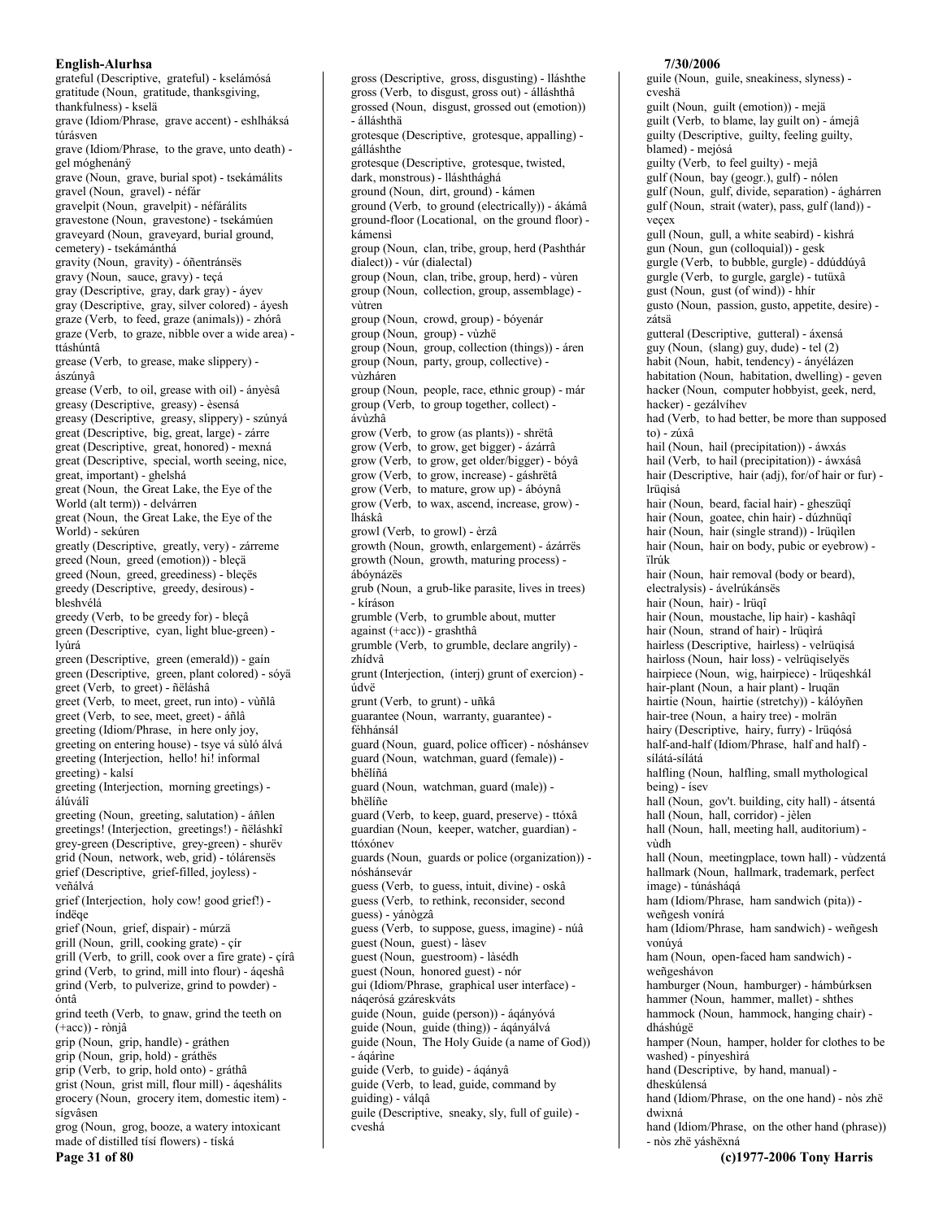grateful (Descriptive, grateful) - kselámósá
gratitude (Noun, gratitude, thanksgiving, thankfulness) - kselä
grave (Idiom/Phrase, grave accent) - eshlháksá túrásven
grave (Idiom/Phrase, to the grave, unto death) - gel móghenánỳ
grave (Noun, grave, burial spot) - tsekámálits
gravel (Noun, gravel) - néfâr
gravelpit (Noun, gravelpit) - néfárálits
gravestone (Noun, gravestone) - tsekámúen
graveyard (Noun, graveyard, burial ground, cemetery) - tsekámánthá
gravity (Noun, gravity) - óñentránsës
gravy (Noun, sauce, gravy) - teçá
gray (Descriptive, gray, dark gray) - áyev
gray (Descriptive, gray, silver colored) - áyesh
graze (Verb, to feed, graze (animals)) - zhórâ
graze (Verb, to graze, nibble over a wide area) - ttáshúntâ
grease (Verb, to grease, make slippery) - ászúnyâ
grease (Verb, to oil, grease with oil) - ányèsâ
greasy (Descriptive, greasy) - èsensá
greasy (Descriptive, greasy, slippery) - szúnyá
great (Descriptive, big, great, large) - zárre
great (Descriptive, great, honored) - mexná
great (Descriptive, special, worth seeing, nice, great, important) - ghelshá
great (Noun, the Great Lake, the Eye of the World (alt term)) - delvárren
great (Noun, the Great Lake, the Eye of the World) - sekúren
greatly (Descriptive, greatly, very) - zárreme
greed (Noun, greed (emotion)) - bleçä
greed (Noun, greed, greediness) - bleçës
greedy (Descriptive, greedy, desirous) - bleshvélá
greedy (Verb, to be greedy for) - bleçâ
green (Descriptive, cyan, light blue-green) - lyúrá
green (Descriptive, green (emerald)) - gaín
green (Descriptive, green, plant colored) - sóyä
greet (Verb, to greet) - ñëláshâ
greet (Verb, to meet, greet, run into) - vùñlâ
greet (Verb, to see, meet, greet) - áñlâ
greeting (Idiom/Phrase, in here only joy, greeting on entering house) - tsye vá sùló álvá
greeting (Interjection, hello! hi! informal greeting) - kalsí
greeting (Interjection, morning greetings) - álúválî
greeting (Noun, greeting, salutation) - áñlen
greetings! (Interjection, greetings!) - ñëláshkî
grey-green (Descriptive, grey-green) - shurëv
grid (Noun, network, web, grid) - tólárensës
grief (Descriptive, grief-filled, joyless) - veñálvá
grief (Interjection, holy cow! good grief!) - índëqe
grief (Noun, grief, dispair) - múrzä
grill (Noun, grill, cooking grate) - çír
grill (Verb, to grill, cook over a fire grate) - çírâ
grind (Verb, to grind, mill into flour) - áqeshâ
grind (Verb, to pulverize, grind to powder) - óntâ
grind teeth (Verb, to gnaw, grind the teeth on (+acc)) - rònjâ
grip (Noun, grip, handle) - gráthen
grip (Noun, grip, hold) - gráthës
grip (Verb, to grip, hold onto) - gráthâ
grist (Noun, grist mill, flour mill) - áqeshálits
grocery (Noun, grocery item, domestic item) - sígvâsen
grog (Noun, grog, booze, a watery intoxicant made of distilled tísí flowers) - tíská
gross (Descriptive, gross, disgusting) - llláshthe
gross (Verb, to disgust, gross out) - álláshthâ
grossed (Noun, disgust, grossed out (emotion)) - álláshthä
grotesque (Descriptive, grotesque, appalling) - gálláshthe
grotesque (Descriptive, grotesque, twisted, dark, monstrous) - lláshthághá
ground (Noun, dirt, ground) - kámen
ground (Verb, to ground (electrically)) - ákámâ
ground-floor (Locational, on the ground floor) - kámensì
group (Noun, clan, tribe, group, herd (Pashthár dialect)) - vúr (dialectal)
group (Noun, clan, tribe, group, herd) - vùren
group (Noun, collection, group, assemblage) - vùtren
group (Noun, crowd, group) - bóyenár
group (Noun, group) - vùzhë
group (Noun, group, collection (things)) - áren
group (Noun, party, group, collective) - vùzháren
group (Noun, people, race, ethnic group) - már
group (Verb, to group together, collect) - ávùzhâ
grow (Verb, to grow (as plants)) - shrëtâ
grow (Verb, to grow, get bigger) - ázárrâ
grow (Verb, to grow, get older/bigger) - bóyâ
grow (Verb, to grow, increase) - gáshrëtâ
grow (Verb, to mature, grow up) - ábóynâ
grow (Verb, to wax, ascend, increase, grow) - lháskâ
growl (Verb, to growl) - èrzâ
growth (Noun, growth, enlargement) - ázárrës
growth (Noun, growth, maturing process) - ábóynázës
grub (Noun, a grub-like parasite, lives in trees) - kíráson
grumble (Verb, to grumble about, mutter against (+acc)) - grashthâ
grumble (Verb, to grumble, declare angrily) - zhídvâ
grunt (Interjection, (interj) grunt of exercion) - údvë
grunt (Verb, to grunt) - uñkâ
guarantee (Noun, warranty, guarantee) - féhhánsál
guard (Noun, guard, police officer) - nóshánsev
guard (Noun, watchman, guard (female)) - bhëlíñá
guard (Noun, watchman, guard (male)) - bhëlíñe
guard (Verb, to keep, guard, preserve) - ttóxâ
guardian (Noun, keeper, watcher, guardian) - ttóxónev
guards (Noun, guards or police (organization)) - nóshánsevár
guess (Verb, to guess, intuit, divine) - oskâ
guess (Verb, to rethink, reconsider, second guess) - yánògzâ
guess (Verb, to suppose, guess, imagine) - núâ
guest (Noun, guest) - làsev
guest (Noun, guestroom) - làsédh
guest (Noun, honored guest) - nór
gui (Idiom/Phrase, graphical user interface) - náqerósá gzáreskváts
guide (Noun, guide (person)) - áqányóvá
guide (Noun, guide (thing)) - áqányálvá
guide (Noun, The Holy Guide (a name of God)) - áqárìne
guide (Verb, to guide) - áqányâ
guide (Verb, to lead, guide, command by guiding) - válqâ
guile (Descriptive, sneaky, sly, full of guile) - cveshá
guile (Noun, guile, sneakiness, slyness) - cveshä
guilt (Noun, guilt (emotion)) - mejä
guilt (Verb, to blame, lay guilt on) - ámejâ
guilty (Descriptive, guilty, feeling guilty, blamed) - mejósá
guilty (Verb, to feel guilty) - mejâ
gulf (Noun, bay (geogr.), gulf) - nólen
gulf (Noun, gulf, divide, separation) - ághárren
gulf (Noun, strait (water), pass, gulf (land)) - veçex
gull (Noun, gull, a white seabird) - kìshrá
gun (Noun, gun (colloquial)) - gesk
gurgle (Verb, to bubble, gurgle) - ddúddúyâ
gurgle (Verb, to gurgle, gargle) - tutüxâ
gust (Noun, gust (of wind)) - hhír
gusto (Noun, passion, gusto, appetite, desire) - zátsä
gutteral (Descriptive, gutteral) - áxensá
guy (Noun, (slang) guy, dude) - tel (2)
habit (Noun, habit, tendency) - ányélázen
habitation (Noun, habitation, dwelling) - geven
hacker (Noun, computer hobbyist, geek, nerd, hacker) - gezálvíhev
had (Verb, to had better, be more than supposed to) - zúxâ
hail (Noun, hail (precipitation)) - áwxás
hail (Verb, to hail (precipitation)) - áwxásâ
hair (Descriptive, hair (adj), for/of hair or fur) - lrüqisá
hair (Noun, beard, facial hair) - gheszüqî
hair (Noun, goatee, chin hair) - dúzhnüqî
hair (Noun, hair (single strand)) - lrüqilen
hair (Noun, hair on body, pubic or eyebrow) - ìlrúk
hair (Noun, hair removal (body or beard), electralysis) - ávelrúkánsës
hair (Noun, hair) - lrüqî
hair (Noun, moustache, lip hair) - kashâqî
hair (Noun, strand of hair) - lrüqirá
hairless (Descriptive, hairless) - velrüqisá
hairloss (Noun, hair loss) - velrüqiselyës
hairpiece (Noun, wig, hairpiece) - lrüqeshkál
hair-plant (Noun, a hair plant) - lruqän
hairtie (Noun, hairtie (stretchy)) - kálóyñen
hair-tree (Noun, a hairy tree) - molrän
hairy (Descriptive, hairy, furry) - lrüqósá
half-and-half (Idiom/Phrase, half and half) - sílátá-sílátá
halfling (Noun, halfling, small mythological being) - ísev
hall (Noun, gov't. building, city hall) - átsentá
hall (Noun, hall, corridor) - jèlen
hall (Noun, hall, meeting hall, auditorium) - vùdh
hall (Noun, meetingplace, town hall) - vùdzentá
hallmark (Noun, hallmark, trademark, perfect image) - túnásháqá
ham (Idiom/Phrase, ham sandwich (pita)) - weñgesh vonírá
ham (Idiom/Phrase, ham sandwich) - weñgesh vonúyá
ham (Noun, open-faced ham sandwich) - weñgeshávon
hamburger (Noun, hamburger) - hámbúrksen
hammer (Noun, hammer, mallet) - shthes
hammock (Noun, hammock, hanging chair) - dháshúgë
hamper (Noun, hamper, holder for clothes to be washed) - pínyeshìrá
hand (Descriptive, by hand, manual) - dheskúlensá
hand (Idiom/Phrase, on the one hand) - nòs zhë dwixná
hand (Idiom/Phrase, on the other hand (phrase)) - nòs zhë yáshëxná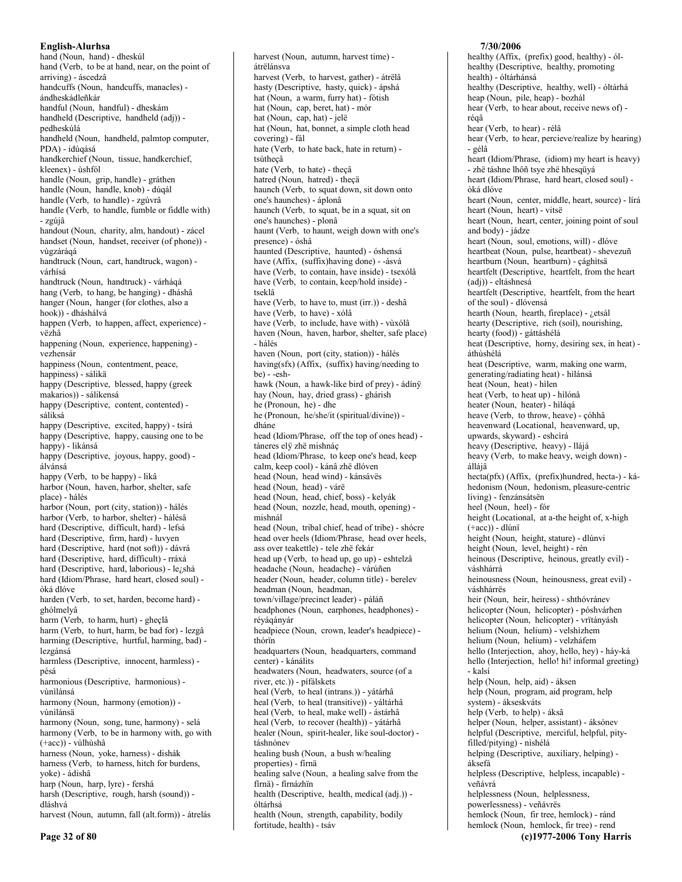hand (Noun, hand) - dheskúl
hand (Verb, to be at hand, near, on the point of arriving) - áscedzâ
handcuffs (Noun, handcuffs, manacles) - ándheskádleñkár
handful (Noun, handful) - dheskám
handheld (Descriptive, handheld (adj)) - pedheskúlá
handheld (Noun, handheld, palmtop computer, PDA) - idúqásá
handkerchief (Noun, tissue, handkerchief, kleenex) - ùshfól
handle (Noun, grip, handle) - gráthen
handle (Noun, handle, knob) - dúqál
handle (Verb, to handle) - zgúvrâ
handle (Verb, to handle, fumble or fiddle with) - zgújâ
handout (Noun, charity, alm, handout) - zácel
handset (Noun, handset, receiver (of phone)) - vùgzáráqá
handtruck (Noun, cart, handtruck, wagon) - várhísá
handtruck (Noun, handtruck) - várháqá
hang (Verb, to hang, be hanging) - dháshâ
hanger (Noun, hanger (for clothes, also a hook)) - dháshálvá
happen (Verb, to happen, affect, experience) - vëzhâ
happening (Noun, experience, happening) - vezhensár
happiness (Noun, contentment, peace, happiness) - sálikä
happy (Descriptive, blessed, happy (greek makarios)) - sálikensá
happy (Descriptive, content, contented) - sáliksá
happy (Descriptive, excited, happy) - tsírá
happy (Descriptive, happy, causing one to be happy) - likánsá
happy (Descriptive, joyous, happy, good) - álvánsá
happy (Verb, to be happy) - likâ
harbor (Noun, haven, harbor, shelter, safe place) - hálés
harbor (Noun, port (city, station)) - hálés
harbor (Verb, to harbor, shelter) - hálésâ
hard (Descriptive, difficult, hard) - lefsá
hard (Descriptive, firm, hard) - luvyen
hard (Descriptive, hard (not soft)) - dávrá
hard (Descriptive, hard, difficult) - rráxá
hard (Descriptive, hard, laborious) - le¿shá
hard (Idiom/Phrase, hard heart, closed soul) - òká dlóve
harden (Verb, to set, harden, become hard) - ghólmelyâ
harm (Verb, to harm, hurt) - gheçlâ
harm (Verb, to hurt, harm, be bad for) - lezgâ
harming (Descriptive, hurtful, harming, bad) - lezgánsá
harmless (Descriptive, innocent, harmless) - pésá
harmonious (Descriptive, harmonious) - vùnilánsá
harmony (Noun, harmony (emotion)) - vùnilánsä
harmony (Noun, song, tune, harmony) - selá
harmony (Verb, to be in harmony with, go with (+acc)) - vùlhùshâ
harness (Noun, yoke, harness) - dishák
harness (Verb, to harness, hitch for burdens, yoke) - ádishâ
harp (Noun, harp, lyre) - fershá
harsh (Descriptive, rough, harsh (sound)) - dláshvá
harvest (Noun, autumn, fall (alt.form)) - átrelás
harvest (Noun, autumn, harvest time) - átrëlánsva
harvest (Verb, to harvest, gather) - átrëlâ
hasty (Descriptive, hasty, quick) - ápshá
hat (Noun, a warm, furry hat) - fótish
hat (Noun, cap, beret, hat) - mór
hat (Noun, cap, hat) - jelë
hat (Noun, hat, bonnet, a simple cloth head covering) - fál
hate (Verb, to hate back, hate in return) - tsútheçâ
hate (Verb, to hate) - theçâ
hatred (Noun, hatred) - theçä
haunch (Verb, to squat down, sit down onto one's haunches) - áplonâ
haunch (Verb, to squat, be in a squat, sit on one's haunches) - plonâ
haunt (Verb, to haunt, weigh down with one's presence) - óshâ
haunted (Descriptive, haunted) - óshensá
have (Affix, (suffix)having done) - -ásvá
have (Verb, to contain, have inside) - tsexólâ
have (Verb, to contain, keep/hold inside) - tseklâ
have (Verb, to have to, must (irr.)) - deshâ
have (Verb, to have) - xólâ
have (Verb, to include, have with) - vùxólâ
haven (Noun, haven, harbor, shelter, safe place) - hálés
haven (Noun, port (city, station)) - hálés
having(sfx) (Affix, (suffix) having/needing to be) - -esh-
hawk (Noun, a hawk-like bird of prey) - ádínÿ
hay (Noun, hay, dried grass) - ghárish
he (Pronoun, he) - dhe
he (Pronoun, he/she/it (spiritual/divine)) - dháne
head (Idiom/Phrase, off the top of ones head) - táneres elÿ zhë mishnáç
head (Idiom/Phrase, to keep one's head, keep calm, keep cool) - kánâ zhë dlóven
head (Noun, head wind) - kánsávës
head (Noun, head) - várë
head (Noun, head, chief, boss) - kelyák
head (Noun, nozzle, head, mouth, opening) - mishnál
head (Noun, tribal chief, head of tribe) - shócre
head over heels (Idiom/Phrase, head over heels, ass over teakettle) - tele zhë fekár
head up (Verb, to head up, go up) - eshtelzâ
headache (Noun, headache) - várúñen
header (Noun, header, column title) - berelev
headman (Noun, headman, town/village/precinct leader) - páláñ
headphones (Noun, earphones, headphones) - réyáqányár
headpiece (Noun, crown, leader's headpiece) - thórïn
headquarters (Noun, headquarters, command center) - kánálits
headwaters (Noun, headwaters, source (of a river, etc.)) - pífálskets
heal (Verb, to heal (intrans.)) - yátárhâ
heal (Verb, to heal (transitive)) - yáltárhâ
heal (Verb, to heal, make well) - ástárhâ
heal (Verb, to recover (health)) - yátárhâ
healer (Noun, spirit-healer, like soul-doctor) - táshnónev
healing bush (Noun, a bush w/healing properties) - fírnä
healing salve (Noun, a healing salve from the fírnä) - fírnázhïn
health (Descriptive, health, medical (adj.)) - óltárhsá
health (Noun, strength, capability, bodily fortitude, health) - tsáv
healthy (Affix, (prefix) good, healthy) - ól-
healthy (Descriptive, healthy, promoting health) - óltárhánsá
healthy (Descriptive, healthy, well) - óltárhá
heap (Noun, pile, heap) - bozhál
hear (Verb, to hear about, receive news of) - réqâ
hear (Verb, to hear) - rélâ
hear (Verb, to hear, percieve/realize by hearing) - gélâ
heart (Idiom/Phrase, (idiom) my heart is heavy) - zhë táshne lhôñ tsye zhë hhesqüyá
heart (Idiom/Phrase, hard heart, closed soul) - òká dlóve
heart (Noun, center, middle, heart, source) - lírá
heart (Noun, heart) - vitsë
heart (Noun, heart, center, joining point of soul and body) - jádze
heart (Noun, soul, emotions, will) - dlóve
heartbeat (Noun, pulse, heartbeat) - shevezuñ
heartburn (Noun, heartburn) - çághitsä
heartfelt (Descriptive, heartfelt, from the heart (adj)) - eltáshnesá
heartfelt (Descriptive, heartfelt, from the heart of the soul) - dlóvensá
hearth (Noun, hearth, fireplace) - ¿etsál
hearty (Descriptive, rich (soil), nourishing, hearty (food)) - gáttáshélá
heat (Descriptive, horny, desiring sex, in heat) - áthùshélá
heat (Descriptive, warm, making one warm, generating/radiating heat) - hìlánsá
heat (Noun, heat) - hilen
heat (Verb, to heat up) - hilónâ
heater (Noun, heater) - hìláqá
heave (Verb, to throw, heave) - çóhhâ
heavenward (Locational, heavenward, up, upwards, skyward) - eshcirá
heavy (Descriptive, heavy) - llájá
heavy (Verb, to make heavy, weigh down) - állájâ
hecta(pfx) (Affix, (prefix)hundred, hecta-) - ká-
hedonism (Noun, hedonism, pleasure-centric living) - fenzánsátsën
heel (Noun, heel) - fór
height (Locational, at a-the height of, x-high (+acc)) - dlúnï
height (Noun, height, stature) - dlúnvi
height (Noun, level, height) - rén
heinous (Descriptive, heinous, greatly evil) - váshhárrá
heinousness (Noun, heinousness, great evil) - váshhárrës
heir (Noun, heir, heiress) - shthóvránev
helicopter (Noun, helicopter) - póshvárhen
helicopter (Noun, helicopter) - vrïtányásh
helium (Noun, helium) - velshìzhem
helium (Noun, helium) - velzháfem
hello (Interjection, ahoy, hello, hey) - háy-ká
hello (Interjection, hello! hi! informal greeting) - kalsí
help (Noun, help, aid) - áksen
help (Noun, program, aid program, help system) - ákseskváts
help (Verb, to help) - ákşâ
helper (Noun, helper, assistant) - áksónev
helpful (Descriptive, merciful, helpful, pity-filled/pitying) - nìshélá
helping (Descriptive, auxiliary, helping) - áksefá
helpless (Descriptive, helpless, incapable) - veñávrá
helplessness (Noun, helplessness, powerlessness) - veñávrës
hemlock (Noun, fir tree, hemlock) - ránd
hemlock (Noun, hemlock, fir tree) - rend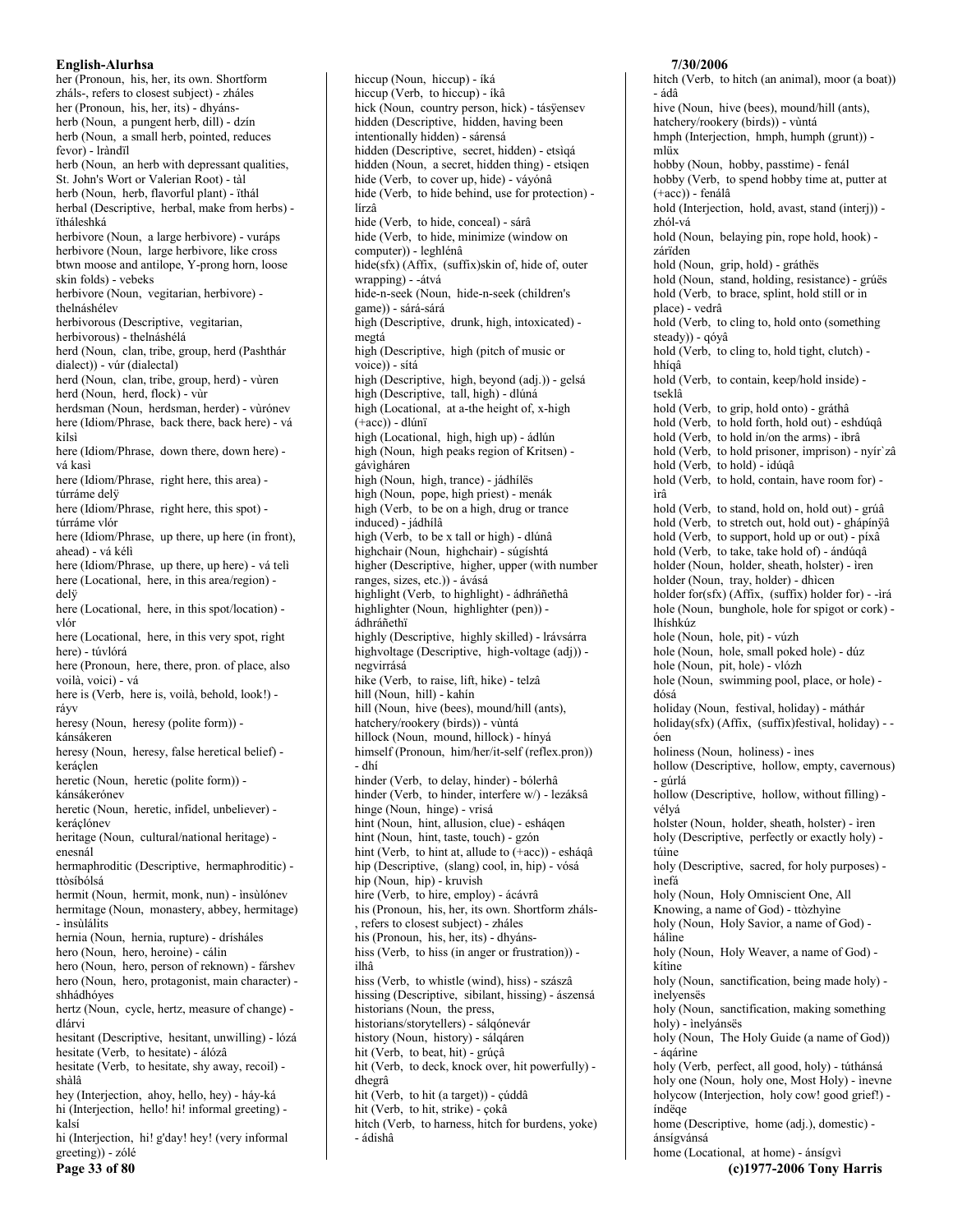her (Pronoun, his, her, its own. Shortform zháls-, refers to closest subject) - zháles
her (Pronoun, his, her, its) - dhyáns-
herb (Noun, a pungent herb, dill) - dzín
herb (Noun, a small herb, pointed, reduces fevor) - lrándïl
herb (Noun, an herb with depressant qualities, St. John's Wort or Valerian Root) - tàl
herb (Noun, herb, flavorful plant) - ïthál
herbal (Descriptive, herbal, make from herbs) - ïtháleshká
herbivore (Noun, a large herbivore) - vuráps
herbivore (Noun, large herbivore, like cross btwn moose and antilope, Y-prong horn, loose skin folds) - vebeks
herbivore (Noun, vegitarian, herbivore) - thelnáshélev
herbivorous (Descriptive, vegitarian, herbivorous) - thelnáshélá
herd (Noun, clan, tribe, group, herd (Pashthár dialect)) - vúr (dialectal)
herd (Noun, clan, tribe, group, herd) - vùren
herd (Noun, herd, flock) - vùr
herdsman (Noun, herdsman, herder) - vùrónev
here (Idiom/Phrase, back there, back here) - vá kilsì
here (Idiom/Phrase, down there, down here) - vá kasì
here (Idiom/Phrase, right here, this area) - túrráme delÿ
here (Idiom/Phrase, right here, this spot) - túrráme vlór
here (Idiom/Phrase, up there, up here (in front), ahead) - vá kélì
here (Idiom/Phrase, up there, up here) - vá telì
here (Locational, here, in this area/region) - delÿ
here (Locational, here, in this spot/location) - vlór
here (Locational, here, in this very spot, right here) - túvlórá
here (Pronoun, here, there, pron. of place, also voilà, voici) - vá
here is (Verb, here is, voilà, behold, look!) - ráyv
heresy (Noun, heresy (polite form)) - kánsákeren
heresy (Noun, heresy, false heretical belief) - keráçlen
heretic (Noun, heretic (polite form)) - kánsákerónev
heretic (Noun, heretic, infidel, unbeliever) - keráçlónev
heritage (Noun, cultural/national heritage) - enesnál
hermaphroditic (Descriptive, hermaphroditic) - ttòsíbólsá
hermit (Noun, hermit, monk, nun) - ìnsùlónev
hermitage (Noun, monastery, abbey, hermitage) - ìnsùlálits
hernia (Noun, hernia, rupture) - drísháles
hero (Noun, hero, heroine) - cálin
hero (Noun, hero, person of reknown) - fàrshev
hero (Noun, hero, protagonist, main character) - shhádhóyes
hertz (Noun, cycle, hertz, measure of change) - dlárvi
hesitant (Descriptive, hesitant, unwilling) - lózá
hesitate (Verb, to hesitate) - álózâ
hesitate (Verb, to hesitate, shy away, recoil) - shàlâ
hey (Interjection, ahoy, hello, hey) - háy-ká
hi (Interjection, hello! hi! informal greeting) - kalsí
hi (Interjection, hi! g'day! hey! (very informal greeting)) - zólé
hiccup (Noun, hiccup) - íká
hiccup (Verb, to hiccup) - íkâ
hick (Noun, country person, hick) - tásÿensev
hidden (Descriptive, hidden, having been intentionally hidden) - sárensá
hidden (Descriptive, secret, hidden) - etsìqá
hidden (Noun, a secret, hidden thing) - etsìqen
hide (Verb, to cover up, hide) - váyónâ
hide (Verb, to hide behind, use for protection) - lírzâ
hide (Verb, to hide, conceal) - sárâ
hide (Verb, to hide, minimize (window on computer)) - leghlénâ
hide(sfx) (Affix, (suffix)skin of, hide of, outer wrapping) - -átvá
hide-n-seek (Noun, hide-n-seek (children's game)) - sárá-sárá
high (Descriptive, drunk, high, intoxicated) - megtá
high (Descriptive, high (pitch of music or voice)) - sítá
high (Descriptive, high, beyond (adj.)) - gelsá
high (Descriptive, tall, high) - dlúná
high (Locational, at a-the height of, x-high (+acc)) - dlúnï
high (Locational, high, high up) - ádlún
high (Noun, high peaks region of Kritsen) - gávìgháren
high (Noun, high, trance) - jádhílës
high (Noun, pope, high priest) - menák
high (Verb, to be on a high, drug or trance induced) - jádhílâ
high (Verb, to be x tall or high) - dlúnâ
highchair (Noun, highchair) - súgíshtá
higher (Descriptive, higher, upper (with number ranges, sizes, etc.)) - ávásá
highlight (Verb, to highlight) - ádhráñethâ
highlighter (Noun, highlighter (pen)) - ádhráñethï
highly (Descriptive, highly skilled) - lrávsárra
highvoltage (Descriptive, high-voltage (adj)) - negvirrásá
hike (Verb, to raise, lift, hike) - telzâ
hill (Noun, hill) - kahín
hill (Noun, hive (bees), mound/hill (ants), hatchery/rookery (birds)) - vùntá
hillock (Noun, mound, hillock) - hínyá
himself (Pronoun, him/her/it-self (reflex.pron)) - dhí
hinder (Verb, to delay, hinder) - bólerhâ
hinder (Verb, to hinder, interfere w/) - lezáksâ
hinge (Noun, hinge) - vrisá
hint (Noun, hint, allusion, clue) - esháqen
hint (Noun, hint, taste, touch) - gzón
hint (Verb, to hint at, allude to (+acc)) - esháqâ
hip (Descriptive, (slang) cool, in, hip) - vósá
hip (Noun, hip) - kruvish
hire (Verb, to hire, employ) - ácávrâ
his (Pronoun, his, her, its own. Shortform zháls-, refers to closest subject) - zháles
his (Pronoun, his, her, its) - dhyáns-
hiss (Verb, to hiss (in anger or frustration)) - ilhâ
hiss (Verb, to whistle (wind), hiss) - szászâ
hissing (Descriptive, sibilant, hissing) - ászensá
historians (Noun, the press, historians/storytellers) - sálqónevár
history (Noun, history) - sálqáren
hit (Verb, to beat, hit) - grúçâ
hit (Verb, to deck, knock over, hit powerfully) - dhegrâ
hit (Verb, to hit (a target)) - çúddâ
hit (Verb, to hit, strike) - çokâ
hitch (Verb, to harness, hitch for burdens, yoke) - ádishâ
hitch (Verb, to hitch (an animal), moor (a boat)) - ádâ
hive (Noun, hive (bees), mound/hill (ants), hatchery/rookery (birds)) - vùntá
hmph (Interjection, hmph, humph (grunt)) - mlüx
hobby (Noun, hobby, passtime) - fenál
hobby (Verb, to spend hobby time at, putter at (+acc)) - fenálâ
hold (Interjection, hold, avast, stand (interj)) - zhól-vá
hold (Noun, belaying pin, rope hold, hook) - zárïden
hold (Noun, grip, hold) - gráthës
hold (Noun, stand, holding, resistance) - grúës
hold (Verb, to brace, splint, hold still or in place) - vedrâ
hold (Verb, to cling to, hold onto (something steady)) - qóyâ
hold (Verb, to cling to, hold tight, clutch) - hhiqâ
hold (Verb, to contain, keep/hold inside) - tseklâ
hold (Verb, to grip, hold onto) - gráthâ
hold (Verb, to hold forth, hold out) - eshdúqâ
hold (Verb, to hold in/on the arms) - ibrâ
hold (Verb, to hold prisoner, imprison) - nyír`zâ
hold (Verb, to hold) - idúqâ
hold (Verb, to hold, contain, have room for) - ìrâ
hold (Verb, to stand, hold on, hold out) - grúâ
hold (Verb, to stretch out, hold out) - ghápínÿâ
hold (Verb, to support, hold up or out) - píxâ
hold (Verb, to take, take hold of) - ándúqâ
holder (Noun, holder, sheath, holster) - ìren
holder (Noun, tray, holder) - dhìcen
holder for(sfx) (Affix, (suffix) holder for) - -ìrá
hole (Noun, bunghole, hole for spigot or cork) - lhíshkúz
hole (Noun, hole, pit) - vúzh
hole (Noun, hole, small poked hole) - dúz
hole (Noun, pit, hole) - vlózh
hole (Noun, swimming pool, place, or hole) - dósá
holiday (Noun, festival, holiday) - máthár
holiday(sfx) (Affix, (suffix)festival, holiday) - -óen
holiness (Noun, holiness) - ìnes
hollow (Descriptive, hollow, empty, cavernous) - gúrlá
hollow (Descriptive, hollow, without filling) - vélyá
holster (Noun, holder, sheath, holster) - ìren
holy (Descriptive, perfectly or exactly holy) - túìne
holy (Descriptive, sacred, for holy purposes) - ìnefá
holy (Noun, Holy Omniscient One, All Knowing, a name of God) - ttòzhyìne
holy (Noun, Holy Savior, a name of God) - hálìne
holy (Noun, Holy Weaver, a name of God) - kítìne
holy (Noun, sanctification, being made holy) - ìnelyensës
holy (Noun, sanctification, making something holy) - ìnelyánsës
holy (Noun, The Holy Guide (a name of God)) - áqárìne
holy (Verb, perfect, all good, holy) - túthánsá
holy one (Noun, holy one, Most Holy) - ìnevne
holycow (Interjection, holy cow! good grief!) - índëqe
home (Descriptive, home (adj.), domestic) - ánsígvánsá
home (Locational, at home) - ánsígvì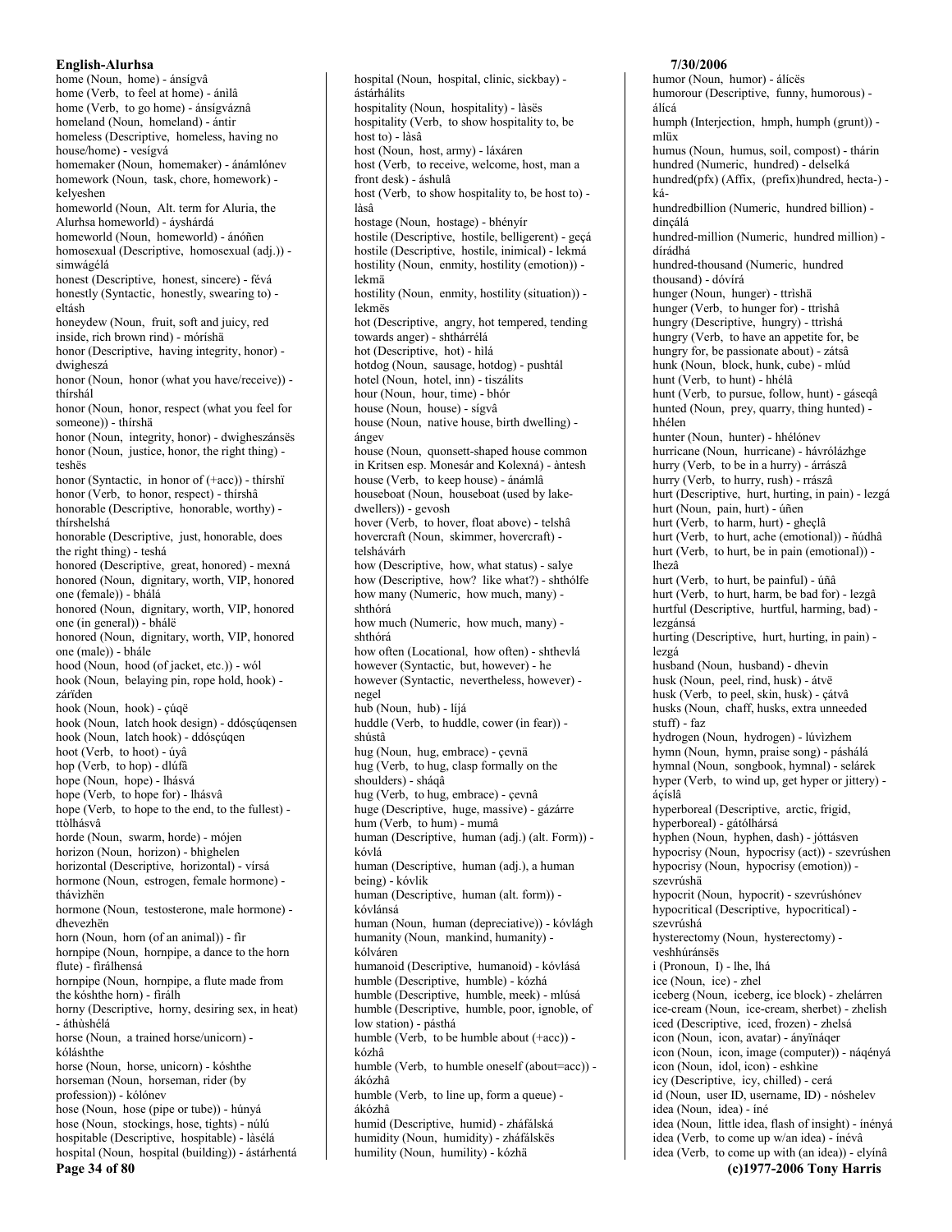home (Noun, home) - ánsígvâ
home (Verb, to feel at home) - ánìlâ
home (Verb, to go home) - ánsígváznâ
homeland (Noun, homeland) - ántir
homeless (Descriptive, homeless, having no house/home) - vesígvá
homemaker (Noun, homemaker) - ánámlónev
homework (Noun, task, chore, homework) - kelyeshen
homeworld (Noun, Alt. term for Aluria, the Alurhsa homeworld) - áyshárdá
homeworld (Noun, homeworld) - ánóñen
homosexual (Descriptive, homosexual (adj.)) - simwágélá
honest (Descriptive, honest, sincere) - févá
honestly (Syntactic, honestly, swearing to) - eltásh
honeydew (Noun, fruit, soft and juicy, red inside, rich brown rind) - móríshä
honor (Descriptive, having integrity, honor) - dwigheszá
honor (Noun, honor (what you have/receive)) - thírshál
honor (Noun, honor, respect (what you feel for someone)) - thírshä
honor (Noun, integrity, honor) - dwigheszánsës
honor (Noun, justice, honor, the right thing) - teshës
honor (Syntactic, in honor of (+acc)) - thírshï
honor (Verb, to honor, respect) - thírshâ
honorable (Descriptive, honorable, worthy) - thírshelshá
honorable (Descriptive, just, honorable, does the right thing) - teshá
honored (Descriptive, great, honored) - mexná
honored (Noun, dignitary, worth, VIP, honored one (female)) - bhálá
honored (Noun, dignitary, worth, VIP, honored one (in general)) - bhálë
honored (Noun, dignitary, worth, VIP, honored one (male)) - bhále
hood (Noun, hood (of jacket, etc.)) - wól
hook (Noun, belaying pin, rope hold, hook) - záríden
hook (Noun, hook) - çúqë
hook (Noun, latch hook design) - ddósçúqensen
hook (Noun, latch hook) - ddósçúqen
hoot (Verb, to hoot) - úyâ
hop (Verb, to hop) - dlúfâ
hope (Noun, hope) - lhásvá
hope (Verb, to hope for) - lhásvâ
hope (Verb, to hope to the end, to the fullest) - ttòlhásvâ
horde (Noun, swarm, horde) - mójen
horizon (Noun, horizon) - bhìghelen
horizontal (Descriptive, horizontal) - vírsá
hormone (Noun, estrogen, female hormone) - thávìzhën
hormone (Noun, testosterone, male hormone) - dhevezhën
horn (Noun, horn (of an animal)) - fìr
hornpipe (Noun, hornpipe, a dance to the horn flute) - fìrálhensá
hornpipe (Noun, hornpipe, a flute made from the kósthe horn) - fìrálh
horny (Descriptive, horny, desiring sex, in heat) - áthùshélá
horse (Noun, a trained horse/unicorn) - kóláshthe
horse (Noun, horse, unicorn) - kósthe
horseman (Noun, horseman, rider (by profession)) - kólónev
hose (Noun, hose (pipe or tube)) - húnyá
hose (Noun, stockings, hose, tights) - núlú
hospitable (Descriptive, hospitable) - làsélá
hospital (Noun, hospital (building)) - ástárhentá
hospital (Noun, hospital, clinic, sickbay) - ástárhálits
hospitality (Noun, hospitality) - làsës
hospitality (Verb, to show hospitality to, be host to) - làsâ
host (Noun, host, army) - láxáren
host (Verb, to receive, welcome, host, man a front desk) - áshulâ
host (Verb, to show hospitality to, be host to) - làsâ
hostage (Noun, hostage) - bhényír
hostile (Descriptive, hostile, belligerent) - geçá
hostile (Descriptive, hostile, inimical) - lekmá
hostility (Noun, enmity, hostility (emotion)) - lekmä
hostility (Noun, enmity, hostility (situation)) - lekmës
hot (Descriptive, angry, hot tempered, tending towards anger) - shthárrélá
hot (Descriptive, hot) - hìlá
hotdog (Noun, sausage, hotdog) - pushtál
hotel (Noun, hotel, inn) - tiszálits
hour (Noun, hour, time) - bhór
house (Noun, house) - sígvâ
house (Noun, native house, birth dwelling) - ángev
house (Noun, quonsett-shaped house common in Kritsen esp. Monesár and Kolexná) - àntesh
house (Verb, to keep house) - ánámlâ
houseboat (Noun, houseboat (used by lake-dwellers)) - gevosh
hover (Verb, to hover, float above) - telshâ
hovercraft (Noun, skimmer, hovercraft) - telshávárh
how (Descriptive, how, what status) - salye
how (Descriptive, how? like what?) - shthólfe
how many (Numeric, how much, many) - shthórá
how much (Numeric, how much, many) - shthórá
how often (Locational, how often) - shthevlá
however (Syntactic, but, however) - he
however (Syntactic, nevertheless, however) - negel
hub (Noun, hub) - líjá
huddle (Verb, to huddle, cower (in fear)) - shústâ
hug (Noun, hug, embrace) - çevnä
hug (Verb, to hug, clasp formally on the shoulders) - sháqâ
hug (Verb, to hug, embrace) - çevnâ
huge (Descriptive, huge, massive) - gázárre
hum (Verb, to hum) - mumâ
human (Descriptive, human (adj.) (alt. Form)) - kóvlá
human (Descriptive, human (adj.), a human being) - kóvlik
human (Descriptive, human (alt. form)) - kóvlánsá
human (Noun, human (depreciative)) - kóvlágh
humanity (Noun, mankind, humanity) - kólváren
humanoid (Descriptive, humanoid) - kóvlásá
humble (Descriptive, humble) - kózhá
humble (Descriptive, humble, meek) - mlúsá
humble (Descriptive, humble, poor, ignoble, of low station) - pásthá
humble (Verb, to be humble about (+acc)) - kózhâ
humble (Verb, to humble oneself (about=acc)) - ákózhâ
humble (Verb, to line up, form a queue) - ákózhâ
humid (Descriptive, humid) - zháfálská
humidity (Noun, humidity) - zháfálskës
humility (Noun, humility) - kózhä
humor (Noun, humor) - álícës
humorour (Descriptive, funny, humorous) - álícá
humph (Interjection, hmph, humph (grunt)) - mlüx
humus (Noun, humus, soil, compost) - thárin
hundred (Numeric, hundred) - delselká
hundred(pfx) (Affix, (prefix)hundred, hecta-) - ká-
hundredbillion (Numeric, hundred billion) - dinçálá
hundred-million (Numeric, hundred million) - dírádhá
hundred-thousand (Numeric, hundred thousand) - dóvírá
hunger (Noun, hunger) - ttrìshä
hunger (Verb, to hunger for) - ttrìshâ
hungry (Descriptive, hungry) - ttrìshá
hungry (Verb, to have an appetite for, be hungry for, be passionate about) - zátsâ
hunk (Noun, block, hunk, cube) - mlúd
hunt (Verb, to hunt) - hhélâ
hunt (Verb, to pursue, follow, hunt) - gáseqâ
hunted (Noun, prey, quarry, thing hunted) - hhélen
hunter (Noun, hunter) - hhélónev
hurricane (Noun, hurricane) - hávrólázhge
hurry (Verb, to be in a hurry) - árrászâ
hurry (Verb, to hurry, rush) - rrászâ
hurt (Descriptive, hurt, hurting, in pain) - lezgá
hurt (Noun, pain, hurt) - úñen
hurt (Verb, to harm, hurt) - gheçlâ
hurt (Verb, to hurt, ache (emotional)) - ñúdhâ
hurt (Verb, to hurt, be in pain (emotional)) - lhezâ
hurt (Verb, to hurt, be painful) - úñâ
hurt (Verb, to hurt, harm, be bad for) - lezgâ
hurtful (Descriptive, hurtful, harming, bad) - lezgánsá
hurting (Descriptive, hurt, hurting, in pain) - lezgá
husband (Noun, husband) - dhevin
husk (Noun, peel, rind, husk) - átvë
husk (Verb, to peel, skin, husk) - çátvâ
husks (Noun, chaff, husks, extra unneeded stuff) - faz
hydrogen (Noun, hydrogen) - lúvìzhem
hymn (Noun, hymn, praise song) - páshálá
hymnal (Noun, songbook, hymnal) - selárek
hyper (Verb, to wind up, get hyper or jittery) - áçíslâ
hyperboreal (Descriptive, arctic, frigid, hyperboreal) - gátólhársá
hyphen (Noun, hyphen, dash) - jóttásven
hypocrisy (Noun, hypocrisy (act)) - szevrúshen
hypocrisy (Noun, hypocrisy (emotion)) - szevrúshä
hypocrit (Noun, hypocrit) - szevrúshónev
hypocritical (Descriptive, hypocritical) - szevrúshá
hysterectomy (Noun, hysterectomy) - veshhúránsës
i (Pronoun, I) - lhe, lhá
ice (Noun, ice) - zhel
iceberg (Noun, iceberg, ice block) - zhelárren
ice-cream (Noun, ice-cream, sherbet) - zhelish
iced (Descriptive, iced, frozen) - zhelsá
icon (Noun, icon, avatar) - ányìnáqer
icon (Noun, icon, image (computer)) - náqényá
icon (Noun, idol, icon) - eshkine
icy (Descriptive, icy, chilled) - cerá
id (Noun, user ID, username, ID) - nóshelev
idea (Noun, idea) - íné
idea (Noun, little idea, flash of insight) - ínényá
idea (Verb, to come up w/an idea) - ínévâ
idea (Verb, to come up with (an idea)) - elyínâ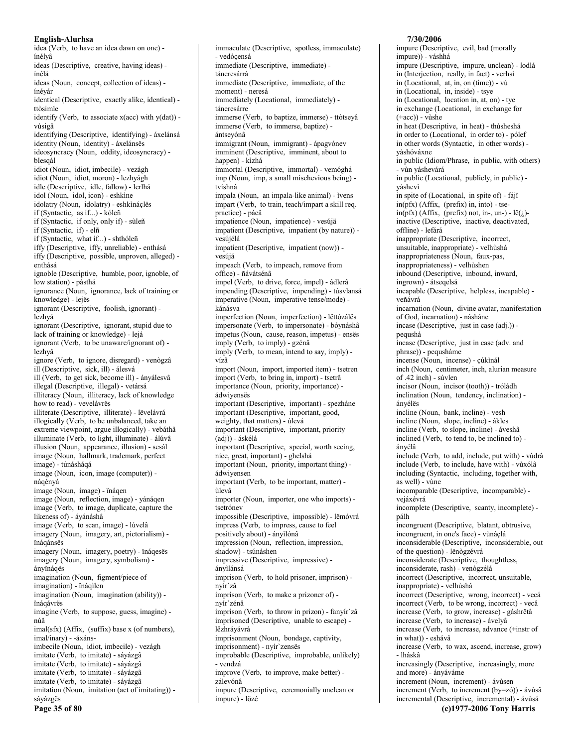idea (Verb, to have an idea dawn on one) - ínélyâ
ideas (Descriptive, creative, having ideas) - ínélá
ideas (Noun, concept, collection of ideas) - ínéyár
identical (Descriptive, exactly alike, identical) - ttòsimle
identify (Verb, to associate x(acc) with y(dat)) - vùsigâ
identifying (Descriptive, identifying) - áxelánsá
identity (Noun, identity) - áxelánsës
ideosyncracy (Noun, oddity, ideosyncracy) - blesqál
idiot (Noun, idiot, imbecile) - vezágh
idiot (Noun, idiot, moron) - lezhyágh
idle (Descriptive, idle, fallow) - lerlhá
idol (Noun, idol, icon) - eshkine
idolatry (Noun, idolatry) - eshkináçlës
if (Syntactic, as if...) - kóleñ
if (Syntactic, if only, only if) - sùleñ
if (Syntactic, if) - elñ
if (Syntactic, what if...) - shthóleñ
iffy (Descriptive, iffy, unreliable) - enthásá
iffy (Descriptive, possible, unproven, alleged) - enthásá
ignoble (Descriptive, humble, poor, ignoble, of low station) - pásthá
ignorance (Noun, ignorance, lack of training or knowledge) - lejës
ignorant (Descriptive, foolish, ignorant) - lezhyá
ignorant (Descriptive, ignorant, stupid due to lack of training or knowledge) - lejá
ignorant (Verb, to be unaware/ignorant of) - lezhyâ
ignore (Verb, to ignore, disregard) - venògzâ
ill (Descriptive, sick, ill) - álesvá
ill (Verb, to get sick, become ill) - ányálesvâ
illegal (Descriptive, illegal) - vetársá
illiteracy (Noun, illiteracy, lack of knowledge how to read) - vevelávrës
illiterate (Descriptive, illiterate) - lëvelávrá
illogically (Verb, to be unbalanced, take an extreme viewpoint, argue illogically) - vebáthâ
illuminate (Verb, to light, illuminate) - álúvâ
illusion (Noun, appearance, illusion) - sesál
image (Noun, hallmark, trademark, perfect image) - túnásháqá
image (Noun, icon, image (computer)) - náqényá
image (Noun, image) - ïnáqen
image (Noun, reflection, image) - yánáqen
image (Verb, to image, duplicate, capture the likeness of) - áyánáshâ
image (Verb, to scan, image) - lúvelâ
imagery (Noun, imagery, art, pictorialism) - ïnáqánsës
imagery (Noun, imagery, poetry) - ïnáqesës
imagery (Noun, imagery, symbolism) - ányïnáqës
imagination (Noun, figment/piece of imagination) - ïnáqìlen
imagination (Noun, imagination (ability)) - ïnáqávrës
imagine (Verb, to suppose, guess, imagine) - núâ
imal(sfx) (Affix, (suffix) base x (of numbers), imal/inary) - -áxáns-
imbecile (Noun, idiot, imbecile) - vezágh
imitate (Verb, to imitate) - sáyázgâ
imitate (Verb, to imitate) - sáyázgâ
imitate (Verb, to imitate) - sáyázgâ
imitate (Verb, to imitate) - sáyázgâ
imitation (Noun, imitation (act of imitating)) - sáyázgës
immaculate (Descriptive, spotless, immaculate) - vedóçensá
immediate (Descriptive, immediate) - táneresárrá
immediate (Descriptive, immediate, of the moment) - neresá
immediately (Locational, immediately) - táneresárre
immerse (Verb, to baptize, immerse) - ttòtseyâ
immerse (Verb, to immerse, baptize) - ántseyónâ
immigrant (Noun, immigrant) - ápagvónev
imminent (Descriptive, imminent, about to happen) - kìzhá
immortal (Descriptive, immortal) - vemóghá
imp (Noun, imp, a small mischevious being) - tvíshná
impala (Noun, an impala-like animal) - ìvens
impart (Verb, to train, teach/impart a skill req. practice) - pácâ
impatience (Noun, impatience) - vesújä
impatient (Descriptive, impatient (by nature)) - vesújélá
impatient (Descriptive, impatient (now)) - vesújá
impeach (Verb, to impeach, remove from office) - ñávátsénâ
impel (Verb, to drive, force, impel) - ádlerâ
impending (Descriptive, impending) - túsvlansá
imperative (Noun, imperative tense/mode) - kánásva
imperfection (Noun, imperfection) - lëttòzálës
impersonate (Verb, to impersonate) - bóynáshâ
impetus (Noun, cause, reason, impetus) - ensës
imply (Verb, to imply) - gzénâ
imply (Verb, to mean, intend to say, imply) - vízâ
import (Noun, import, imported item) - tsetren
import (Verb, to bring in, import) - tsetrâ
importance (Noun, priority, importance) - ádwiyensës
important (Descriptive, important) - spezháne
important (Descriptive, important, good, weighty, that matters) - ùlevá
important (Descriptive, important, priority (adj)) - áskélá
important (Descriptive, special, worth seeing, nice, great, important) - ghelshá
important (Noun, priority, important thing) - ádwiyensen
important (Verb, to be important, matter) - ùlevâ
importer (Noun, importer, one who imports) - tsetrónev
impossible (Descriptive, impossible) - lëmóvrá
impress (Verb, to impress, cause to feel positively about) - ányìlónâ
impression (Noun, reflection, impression, shadow) - tsúnáshen
impressive (Descriptive, impressive) - ányìlánsá
imprison (Verb, to hold prisoner, imprison) - nyír`zâ
imprison (Verb, to make a prizoner of) - nyír`zénâ
imprison (Verb, to throw in prizon) - fanyír`zâ
imprisoned (Descriptive, unable to escape) - lëzhráyávrá
imprisonment (Noun, bondage, captivity, imprisonment) - nyír`zensës
improbable (Descriptive, improbable, unlikely) - vendzá
improve (Verb, to improve, make better) - zálevónâ
impure (Descriptive, ceremonially unclean or impure) - lözé
impure (Descriptive, evil, bad (morally impure)) - váshhá
impure (Descriptive, impure, unclean) - lodlá
in (Interjection, really, in fact) - verhsì
in (Locational, at, in, on (time)) - vú
in (Locational, in, inside) - tsye
in (Locational, location in, at, on) - tye
in exchange (Locational, in exchange for (+acc)) - vùshe
in heat (Descriptive, in heat) - thùsheshá
in order to (Locational, in order to) - pólef
in other words (Syntactic, in other words) - yáshóváxne
in public (Idiom/Phrase, in public, with others) - vùn yáshevárá
in public (Locational, publicly, in public) - yáshevì
in spite of (Locational, in spite of) - fájï
in(pfx) (Affix, (prefix) in, into) - tse-
in(pfx) (Affix, (prefix) not, in-, un-) - lë(¿)-
inactive (Descriptive, inactive, deactivated, offline) - lefárá
inappropriate (Descriptive, incorrect, unsuitable, inappropriate) - velhùshá
inappropriateness (Noun, faux-pas, inappropriateness) - velhùshen
inbound (Descriptive, inbound, inward, ingrown) - átseqelsá
incapable (Descriptive, helpless, incapable) - veñávrá
incarnation (Noun, divine avatar, manifestation of God, incarnation) - násháne
incase (Descriptive, just in case (adj.)) - pequshá
incase (Descriptive, just in case (adv. and phrase)) - pequsháme
incense (Noun, incense) - çúkìnál
inch (Noun, centimeter, inch, alurian measure of .42 inch) - súvlen
incisor (Noun, incisor (tooth)) - tróládh
inclination (Noun, tendency, inclination) - ányélës
incline (Noun, bank, incline) - vesh
incline (Noun, slope, incline) - ákles
incline (Verb, to slope, incline) - áveshâ
inclined (Verb, to tend to, be inclined to) - ányélâ
include (Verb, to add, include, put with) - vùdrâ
include (Verb, to include, have with) - vùxólâ
including (Syntactic, including, together with, as well) - vùne
incomparable (Descriptive, incomparable) - vejáxévrá
incomplete (Descriptive, scanty, incomplete) - pálh
incongruent (Descriptive, blatant, obtrusive, incongruent, in one's face) - vùnáçlá
inconsiderable (Descriptive, inconsiderable, out of the question) - lënògzévrá
inconsiderate (Descriptive, thoughtless, inconsiderate, rash) - venògzélá
incorrect (Descriptive, incorrect, unsuitable, inappropriate) - velhùshá
incorrect (Descriptive, wrong, incorrect) - vecá
incorrect (Verb, to be wrong, incorrect) - vecâ
increase (Verb, to grow, increase) - gáshrëtâ
increase (Verb, to increase) - ávelyâ
increase (Verb, to increase, advance (+instr of in what)) - eshávâ
increase (Verb, to wax, ascend, increase, grow) - lháskâ
increasingly (Descriptive, increasingly, more and more) - ányáváme
increment (Noun, increment) - ávùsen
increment (Verb, to increment (by=zó)) - ávùsâ
incremental (Descriptive, incremental) - ávùsá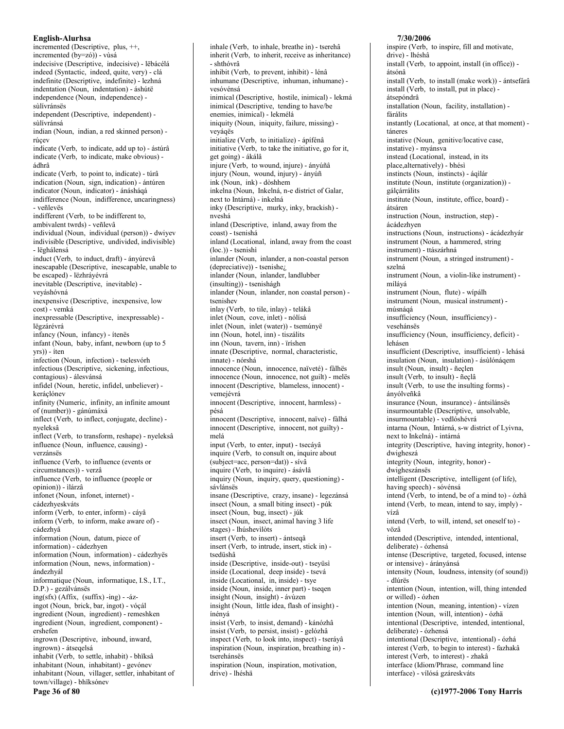incremented (Descriptive, plus, ++, incremented (by=zó)) - vùsá
indecisive (Descriptive, indecisive) - lëbácélá
indeed (Syntactic, indeed, quite, very) - clá
indefinite (Descriptive, indefinite) - lezhná
indentation (Noun, indentation) - áshútë
independence (Noun, independence) - sùlívránsës
independent (Descriptive, independent) - sùlívránsá
indian (Noun, indian, a red skinned person) - rúçev
indicate (Verb, to indicate, add up to) - ástúrâ
indicate (Verb, to indicate, make obvious) - ádhrâ
indicate (Verb, to point to, indicate) - túrâ
indication (Noun, sign, indication) - ántúren
indicator (Noun, indicator) - ánásháqá
indifference (Noun, indifference, uncaringness) - veñlevës
indifferent (Verb, to be indifferent to, ambivalent twrds) - veñlevâ
individual (Noun, individual (person)) - dwiyev
indivisible (Descriptive, undivided, indivisible) - lëghálensá
induct (Verb, to induct, draft) - ányúrevâ
inescapable (Descriptive, inescapable, unable to be escaped) - lëzhráyévrá
inevitable (Descriptive, inevitable) - veyáshóvná
inexpensive (Descriptive, inexpensive, low cost) - vemká
inexpressable (Descriptive, inexpressable) - lëgzárévrá
infancy (Noun, infancy) - ítenës
infant (Noun, baby, infant, newborn (up to 5 yrs)) - íten
infection (Noun, infection) - tselesvórh
infectious (Descriptive, sickening, infectious, contagious) - álesvánsá
infidel (Noun, heretic, infidel, unbeliever) - keráçlónev
infinity (Numeric, infinity, an infinite amount of number)) - gánúmáxá
inflect (Verb, to inflect, conjugate, decline) - nyeleksâ
inflect (Verb, to transform, reshape) - nyeleksâ
influence (Noun, influence, causing) - verzánsës
influence (Verb, to influence (events or circumstances)) - verzâ
influence (Verb, to influence (people or opinion)) - ilárzâ
infonet (Noun, infonet, internet) - cádezhyeskváts
inform (Verb, to enter, inform) - cáyâ
inform (Verb, to inform, make aware of) - cádezhyâ
information (Noun, datum, piece of information) - cádezhyen
information (Noun, information) - cádezhyës
information (Noun, news, information) - ándezhyál
informatique (Noun, informatique, I.S., I.T., D.P.) - gezálvánsës
ing(sfx) (Affix, (suffix) -ing) - -áz-
ingot (Noun, brick, bar, ingot) - vóçál
ingredient (Noun, ingredient) - remeshken
ingredient (Noun, ingredient, component) - ershefen
ingrown (Descriptive, inbound, inward, ingrown) - átseqelsá
inhabit (Verb, to settle, inhabit) - bhïksâ
inhabitant (Noun, inhabitant) - gevónev
inhabitant (Noun, villager, settler, inhabitant of town/village) - bhïksónev
inhale (Verb, to inhale, breathe in) - tserehâ
inherit (Verb, to inherit, receive as inheritance) - shthóvrâ
inhibit (Verb, to prevent, inhibit) - lénâ
inhumane (Descriptive, inhuman, inhumane) - vesóvénsá
inimical (Descriptive, hostile, inimical) - lekmá
inimical (Descriptive, tending to have/be enemies, inimical) - lekmélá
iniquity (Noun, iniquity, failure, missing) - veyáqës
initialize (Verb, to initialize) - ápífénâ
initiative (Verb, to take the initiative, go for it, get going) - ákálâ
injure (Verb, to wound, injure) - ányúñâ
injury (Noun, wound, injury) - ányúñ
ink (Noun, ink) - dòshhem
inkelna (Noun, Inkelná, n-e district of Galar, next to Intárná) - inkelná
inky (Descriptive, murky, inky, brackish) - nveshá
inland (Descriptive, inland, away from the coast) - tsenishá
inland (Locational, inland, away from the coast (loc.)) - tsenishì
inlander (Noun, inlander, a non-coastal person (depreciative)) - tsenishe¿
inlander (Noun, inlander, landlubber (insulting)) - tsenishágh
inlander (Noun, inlander, non coastal person) - tsenishev
inlay (Verb, to tile, inlay) - telákâ
inlet (Noun, cove, inlet) - nólísá
inlet (Noun, inlet (water)) - tsemúnyë
inn (Noun, hotel, inn) - tiszálits
inn (Noun, tavern, inn) - ïríshen
innate (Descriptive, normal, characteristic, innate) - nórshá
innocence (Noun, innocence, naïveté) - fàlhës
innocence (Noun, innocence, not guilt) - melës
innocent (Descriptive, blameless, innocent) - vemejévrá
innocent (Descriptive, innocent, harmless) - pésá
innocent (Descriptive, innocent, naïve) - fàlhá
innocent (Descriptive, innocent, not guilty) - melá
input (Verb, to enter, input) - tsecáyâ
inquire (Verb, to consult on, inquire about (subject=acc, person=dat)) - sívâ
inquire (Verb, to inquire) - ásávlâ
inquiry (Noun, inquiry, query, questioning) - sávlánsës
insane (Descriptive, crazy, insane) - legezánsá
insect (Noun, a small biting insect) - púk
insect (Noun, bug, insect) - júk
insect (Noun, insect, animal having 3 life stages) - lhúshevilòts
insert (Verb, to insert) - ántseqâ
insert (Verb, to intrude, insert, stick in) - tsedüshâ
inside (Descriptive, inside-out) - tseyüsì
inside (Locational, deep inside) - tsevá
inside (Locational, in, inside) - tsye
inside (Noun, inside, inner part) - tseqen
insight (Noun, insight) - ávùzen
insight (Noun, little idea, flash of insight) - ínényá
insist (Verb, to insist, demand) - kánózhâ
insist (Verb, to persist, insist) - gelózhâ
inspect (Verb, to look into, inspect) - tseráyâ
inspiration (Noun, inspiration, breathing in) - tserehánsës
inspiration (Noun, inspiration, motivation, drive) - lhéshä
inspire (Verb, to inspire, fill and motivate, drive) - lhéshâ
install (Verb, to appoint, install (in office)) - átsónâ
install (Verb, to install (make work)) - ántsefárâ
install (Verb, to install, put in place) - átsepóndrâ
installation (Noun, facility, installation) - fárálits
instantly (Locational, at once, at that moment) - táneres
instative (Noun, genitive/locative case, instative) - myánsva
instead (Locational, instead, in its place,alternatively) - bhésì
instincts (Noun, instincts) - áqìlár
institute (Noun, institute (organization)) - gálçárrálits
institute (Noun, institute, office, board) - átsáren
instruction (Noun, instruction, step) - ácádezhyen
instructions (Noun, instructions) - ácádezhyár
instrument (Noun, a hammered, string instrument) - ttászárhná
instrument (Noun, a stringed instrument) - szelná
instrument (Noun, a violin-like instrument) - míláyá
instrument (Noun, flute) - wípálh
instrument (Noun, musical instrument) - músnáqá
insufficiency (Noun, insufficiency) - vesehánsës
insufficiency (Noun, insufficiency, deficit) - lehásen
insufficient (Descriptive, insufficient) - lehásá
insulation (Noun, insulation) - ásùlónáqem
insult (Noun, insult) - ñeçlen
insult (Verb, to insult) - ñeçlâ
insult (Verb, to use the insulting forms) - ányólveñkâ
insurance (Noun, insurance) - ántsilánsës
insurmountable (Descriptive, unsolvable, insurmountable) - vedlóshévrá
intarna (Noun, Intárná, s-w district of Lyivna, next to Inkelná) - intárná
integrity (Descriptive, having integrity, honor) - dwigheszá
integrity (Noun, integrity, honor) - dwigheszánsës
intelligent (Descriptive, intelligent (of life), having speech) - sóvénsá
intend (Verb, to intend, be of a mind to) - ózhâ
intend (Verb, to mean, intend to say, imply) - vízâ
intend (Verb, to will, intend, set oneself to) - vözâ
intended (Descriptive, intended, intentional, deliberate) - ózhensá
intense (Descriptive, targeted, focused, intense or intensive) - árányánsá
intensity (Noun, loudness, intensity (of sound)) - dlúrës
intention (Noun, intention, will, thing intended or willed) - ózhen
intention (Noun, meaning, intention) - vízen
intention (Noun, will, intention) - ózhä
intentional (Descriptive, intended, intentional, deliberate) - ózhensá
intentional (Descriptive, intentional) - ózhá
interest (Verb, to begin to interest) - fazhakâ
interest (Verb, to interest) - zhakâ
interface (Idiom/Phrase, command line interface) - vílósá gzáreskváts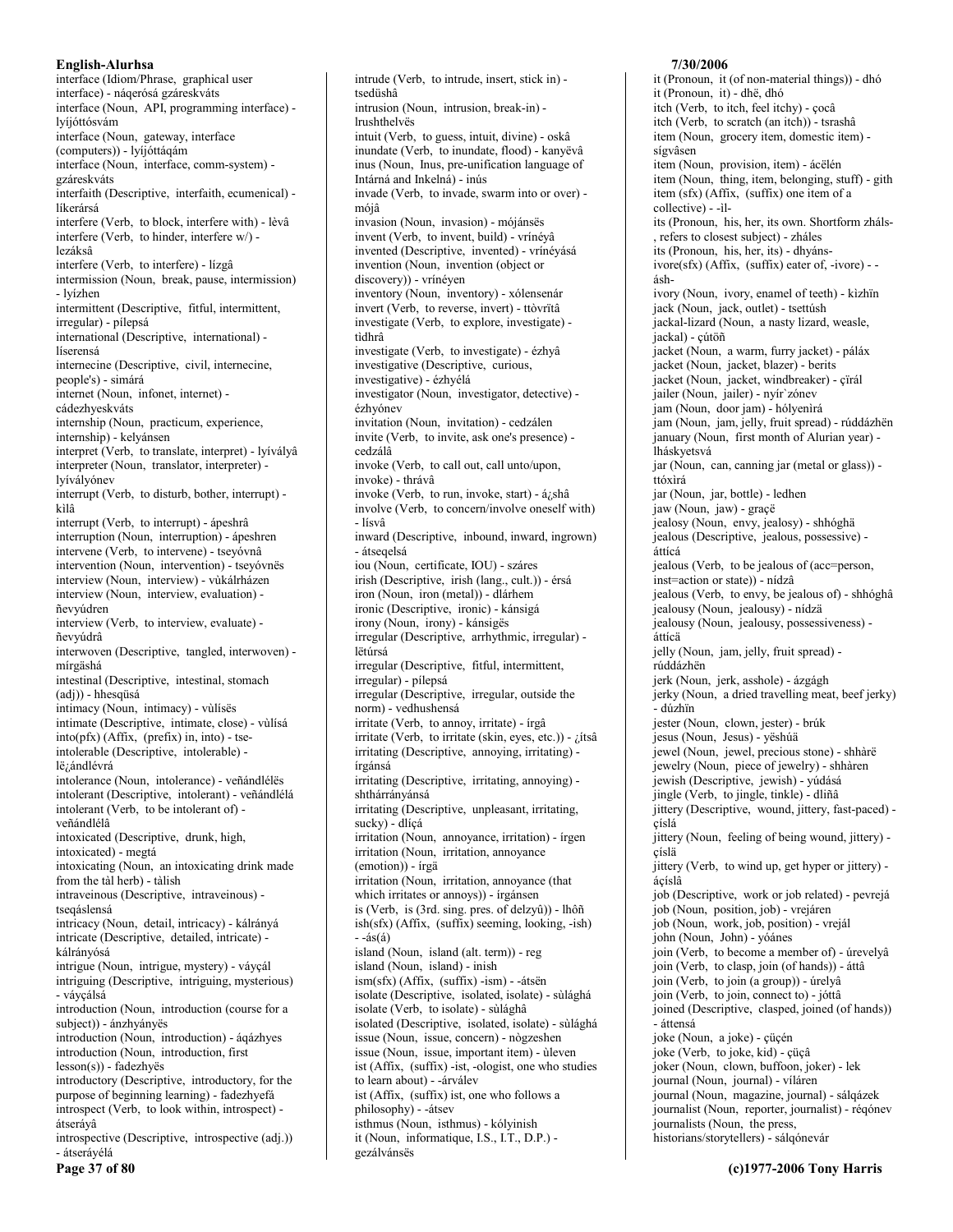interface (Idiom/Phrase, graphical user interface) - náqerósá gzáreskváts
interface (Noun, API, programming interface) - lyíjóttósvám
interface (Noun, gateway, interface (computers)) - lyíjóttáqám
interface (Noun, interface, comm-system) - gzáreskváts
interfaith (Descriptive, interfaith, ecumenical) - líkerársá
interfere (Verb, to block, interfere with) - lèvâ
interfere (Verb, to hinder, interfere w/) - lezáksâ
interfere (Verb, to interfere) - lízgâ
intermission (Noun, break, pause, intermission) - lyízhen
intermittent (Descriptive, fitful, intermittent, irregular) - pílepsá
international (Descriptive, international) - líserensá
internecine (Descriptive, civil, internecine, people's) - simárá
internet (Noun, infonet, internet) - cádezhyeskváts
internship (Noun, practicum, experience, internship) - kelyánsen
interpret (Verb, to translate, interpret) - lyívályâ
interpreter (Noun, translator, interpreter) - lyíválÿónev
interrupt (Verb, to disturb, bother, interrupt) - kìlâ
interrupt (Verb, to interrupt) - ápeshrâ
interruption (Noun, interruption) - ápeshren
intervene (Verb, to intervene) - tseyóvnâ
intervention (Noun, intervention) - tseyóvnës
interview (Noun, interview) - vùkálrházen
interview (Noun, interview, evaluation) - ñevyúdren
interview (Verb, to interview, evaluate) - ñevyúdrâ
interwoven (Descriptive, tangled, interwoven) - mírgäshá
intestinal (Descriptive, intestinal, stomach (adj)) - hhesqüsá
intimacy (Noun, intimacy) - vùlísës
intimate (Descriptive, intimate, close) - vùlísá
into(pfx) (Affix, (prefix) in, into) - tse-
intolerable (Descriptive, intolerable) - lë¿ándlévrá
intolerance (Noun, intolerance) - veñándlélës
intolerant (Descriptive, intolerant) - veñándlélá
intolerant (Verb, to be intolerant of) - veñándlélâ
intoxicated (Descriptive, drunk, high, intoxicated) - megtá
intoxicating (Noun, an intoxicating drink made from the tàl herb) - tàlish
intraveinous (Descriptive, intraveinous) - tseqáslensá
intricacy (Noun, detail, intricacy) - kálrányá
intricate (Descriptive, detailed, intricate) - kálrányósá
intrigue (Noun, intrigue, mystery) - váyçál
intriguing (Descriptive, intriguing, mysterious) - váyçálsá
introduction (Noun, introduction (course for a subject)) - ánzhyányës
introduction (Noun, introduction) - áqázhyes
introduction (Noun, introduction, first lesson(s)) - fadezhyës
introductory (Descriptive, introductory, for the purpose of beginning learning) - fadezhyefá
introspect (Verb, to look within, introspect) - átseráyâ
introspective (Descriptive, introspective (adj.)) - átseráyélá
intrude (Verb, to intrude, insert, stick in) - tsedüshâ
intrusion (Noun, intrusion, break-in) - lrushthelvës
intuit (Verb, to guess, intuit, divine) - oskâ
inundate (Verb, to inundate, flood) - kanyëvâ
inus (Noun, Inus, pre-unification language of Intárná and Inkelná) - inús
invade (Verb, to invade, swarm into or over) - mójâ
invasion (Noun, invasion) - mójánsës
invent (Verb, to invent, build) - vrínéyâ
invented (Descriptive, invented) - vrínéyásá
invention (Noun, invention (object or discovery)) - vrínéyen
inventory (Noun, inventory) - xólensenár
invert (Verb, to reverse, invert) - ttòvrïtâ
investigate (Verb, to explore, investigate) - tidhrâ
investigate (Verb, to investigate) - ézhyâ
investigative (Descriptive, curious, investigative) - ézhyélá
investigator (Noun, investigator, detective) - ézhyónev
invitation (Noun, invitation) - cedzálen
invite (Verb, to invite, ask one's presence) - cedzálâ
invoke (Verb, to call out, call unto/upon, invoke) - thrávâ
invoke (Verb, to run, invoke, start) - á¿shâ
involve (Verb, to concern/involve oneself with) - lísvâ
inward (Descriptive, inbound, inward, ingrown) - átseqelsá
iou (Noun, certificate, IOU) - száres
irish (Descriptive, irish (lang., cult.)) - érsá
iron (Noun, iron (metal)) - dlárhem
ironic (Descriptive, ironic) - kánsigá
irony (Noun, irony) - kánsigës
irregular (Descriptive, arrhythmic, irregular) - lëtúrsá
irregular (Descriptive, fitful, intermittent, irregular) - pílepsá
irregular (Descriptive, irregular, outside the norm) - vedhushensá
irritate (Verb, to annoy, irritate) - írgâ
irritate (Verb, to irritate (skin, eyes, etc.)) - ¿ítsâ
irritating (Descriptive, annoying, irritating) - írgánsá
irritating (Descriptive, irritating, annoying) - shthárrányánsá
irritating (Descriptive, unpleasant, irritating, sucky) - dlíçá
irritation (Noun, annoyance, irritation) - írgen
irritation (Noun, irritation, annoyance (emotion)) - írgä
irritation (Noun, irritation, annoyance (that which irritates or annoys)) - írgánsen
is (Verb, is (3rd. sing. pres. of delzyû)) - lhôñ
ish(sfx) (Affix, (suffix) seeming, looking, -ish) - -ás(á)
island (Noun, island (alt. term)) - reg
island (Noun, island) - inish
ism(sfx) (Affix, (suffix) -ism) - -átsën
isolate (Descriptive, isolated, isolate) - sùlághá
isolate (Verb, to isolate) - sùlághâ
isolated (Descriptive, isolated, isolate) - sùlághá
issue (Noun, issue, concern) - nògzeshen
issue (Noun, issue, important item) - ùleven
ist (Affix, (suffix) -ist, -ologist, one who studies to learn about) - -árválev
ist (Affix, (suffix) ist, one who follows a philosophy) - -átsev
isthmus (Noun, isthmus) - kólyinish
it (Noun, informatique, I.S., I.T., D.P.) - gezálvánsës
it (Pronoun, it (of non-material things)) - dhó
it (Pronoun, it) - dhë, dhó
itch (Verb, to itch, feel itchy) - çocâ
itch (Verb, to scratch (an itch)) - tsrashâ
item (Noun, grocery item, domestic item) - sígvâsen
item (Noun, provision, item) - ácëlén
item (Noun, thing, item, belonging, stuff) - gith
item (sfx) (Affix, (suffix) one item of a collective) - -il-
its (Pronoun, his, her, its own. Shortform zháls-, refers to closest subject) - zháles
its (Pronoun, his, her, its) - dhyáns-
ivore(sfx) (Affix, (suffix) eater of, -ivore) - -ásh-
ivory (Noun, ivory, enamel of teeth) - kìzhïn
jack (Noun, jack, outlet) - tsettúsh
jackal-lizard (Noun, a nasty lizard, weasle, jackal) - çútõñ
jacket (Noun, a warm, furry jacket) - páláx
jacket (Noun, jacket, blazer) - berits
jacket (Noun, jacket, windbreaker) - çïrál
jailer (Noun, jailer) - nyír`zónev
jam (Noun, door jam) - hólyenìrá
jam (Noun, jam, jelly, fruit spread) - rúddázhën
january (Noun, first month of Alurian year) - lháskyetsvá
jar (Noun, can, canning jar (metal or glass)) - ttóxìrá
jar (Noun, jar, bottle) - ledhen
jaw (Noun, jaw) - graçë
jealosy (Noun, envy, jealosy) - shhóghä
jealous (Descriptive, jealous, possessive) - áttícá
jealous (Verb, to be jealous of (acc=person, inst=action or state)) - nídzâ
jealous (Verb, to envy, be jealous of) - shhóghâ
jealousy (Noun, jealousy) - nídzä
jealousy (Noun, jealousy, possessiveness) - áttícä
jelly (Noun, jam, jelly, fruit spread) - rúddázhën
jerk (Noun, jerk, asshole) - ázgágh
jerky (Noun, a dried travelling meat, beef jerky) - dúzhïn
jester (Noun, clown, jester) - brúk
jesus (Noun, Jesus) - yëshúä
jewel (Noun, jewel, precious stone) - shhàrë
jewelry (Noun, piece of jewelry) - shhàren
jewish (Descriptive, jewish) - yúdásá
jingle (Verb, to jingle, tinkle) - dlíñâ
jittery (Descriptive, wound, jittery, fast-paced) - çíslá
jittery (Noun, feeling of being wound, jittery) - çíslä
jittery (Verb, to wind up, get hyper or jittery) - áçíslâ
job (Descriptive, work or job related) - pevrejá
job (Noun, position, job) - vrejáren
job (Noun, work, job, position) - vrejál
john (Noun, John) - yóánes
join (Verb, to become a member of) - úrevelyâ
join (Verb, to clasp, join (of hands)) - áttâ
join (Verb, to join (a group)) - úrelyâ
join (Verb, to join, connect to) - jóttâ
joined (Descriptive, clasped, joined (of hands)) - áttensá
joke (Noun, a joke) - çüçén
joke (Verb, to joke, kid) - çüçâ
joker (Noun, clown, buffoon, joker) - lek
journal (Noun, journal) - víláren
journal (Noun, magazine, journal) - sálqázek
journalist (Noun, reporter, journalist) - réqónev
journalists (Noun, the press, historians/storytellers) - sálqónevár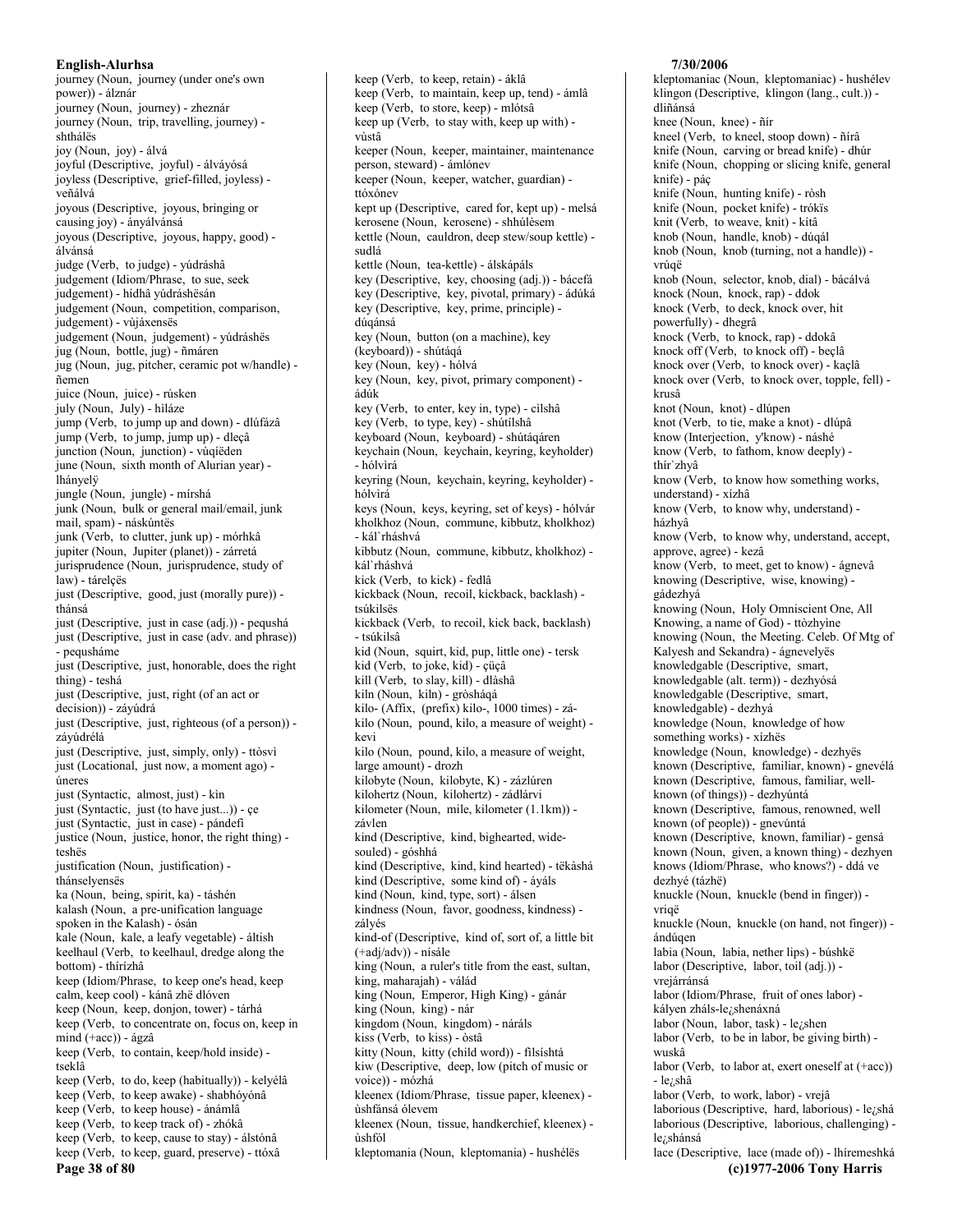journey (Noun, journey (under one's own power)) - álznár
journey (Noun, journey) - zheznár
journey (Noun, trip, travelling, journey) - shthálës
joy (Noun, joy) - álvá
joyful (Descriptive, joyful) - álváyósá
joyless (Descriptive, grief-filled, joyless) - veñálvá
joyous (Descriptive, joyous, bringing or causing joy) - ányálvánsá
joyous (Descriptive, joyous, happy, good) - álvánsá
judge (Verb, to judge) - yúdráshâ
judgement (Idiom/Phrase, to sue, seek judgement) - hídhâ yúdráshësán
judgement (Noun, competition, comparison, judgement) - vùjáxensës
judgement (Noun, judgement) - yúdráshës
jug (Noun, bottle, jug) - ñmáren
jug (Noun, jug, pitcher, ceramic pot w/handle) - ñemen
juice (Noun, juice) - rúsken
july (Noun, July) - hiláze
jump (Verb, to jump up and down) - dlúfázâ
jump (Verb, to jump, jump up) - dleçâ
junction (Noun, junction) - vùqíëden
june (Noun, sixth month of Alurian year) - lhányelÿ
jungle (Noun, jungle) - mírshá
junk (Noun, bulk or general mail/email, junk mail, spam) - náskúntës
junk (Verb, to clutter, junk up) - mórhkâ
jupiter (Noun, Jupiter (planet)) - zárretá
jurisprudence (Noun, jurisprudence, study of law) - tárelçës
just (Descriptive, good, just (morally pure)) - thánsá
just (Descriptive, just in case (adj.)) - pequshá
just (Descriptive, just in case (adv. and phrase)) - pequsháme
just (Descriptive, just, honorable, does the right thing) - teshá
just (Descriptive, just, right (of an act or decision)) - záyúdrá
just (Descriptive, just, righteous (of a person)) - záyúdrélá
just (Descriptive, just, simply, only) - ttòsvì
just (Locational, just now, a moment ago) - úneres
just (Syntactic, almost, just) - kìn
just (Syntactic, just (to have just...)) - çe
just (Syntactic, just in case) - pándefì
justice (Noun, justice, honor, the right thing) - teshës
justification (Noun, justification) - thánselyensës
ka (Noun, being, spirit, ka) - táshén
kalash (Noun, a pre-unification language spoken in the Kalash) - ósán
kale (Noun, kale, a leafy vegetable) - áltish
keelhaul (Verb, to keelhaul, dredge along the bottom) - thírízhâ
keep (Idiom/Phrase, to keep one's head, keep calm, keep cool) - kánâ zhë dlóven
keep (Noun, keep, donjon, tower) - tárhá
keep (Verb, to concentrate on, focus on, keep in mind (+acc)) - ágzâ
keep (Verb, to contain, keep/hold inside) - tseklâ
keep (Verb, to do, keep (habitually)) - kelyélâ
keep (Verb, to keep awake) - shabhóyónâ
keep (Verb, to keep house) - ánámlâ
keep (Verb, to keep track of) - zhókâ
keep (Verb, to keep, cause to stay) - álstónâ
keep (Verb, to keep, guard, preserve) - ttóxâ
keep (Verb, to keep, retain) - áklâ
keep (Verb, to maintain, keep up, tend) - ámlâ
keep (Verb, to store, keep) - mlótsâ
keep up (Verb, to stay with, keep up with) - vùstâ
keeper (Noun, keeper, maintainer, maintenance person, steward) - ámlónev
keeper (Noun, keeper, watcher, guardian) - ttóxónev
kept up (Descriptive, cared for, kept up) - melsá
kerosene (Noun, kerosene) - shhúlèsem
kettle (Noun, cauldron, deep stew/soup kettle) - sudlá
kettle (Noun, tea-kettle) - álskápáls
key (Descriptive, key, choosing (adj.)) - bácefá
key (Descriptive, key, pivotal, primary) - ádúká
key (Descriptive, key, prime, principle) - dúqánsá
key (Noun, button (on a machine), key (keyboard)) - shútáqá
key (Noun, key) - hólvá
key (Noun, key, pivot, primary component) - ádúk
key (Verb, to enter, key in, type) - cìlshâ
key (Verb, to type, key) - shútílshâ
keyboard (Noun, keyboard) - shútáqáren
keychain (Noun, keychain, keyring, keyholder) - hólvìrá
keyring (Noun, keychain, keyring, keyholder) - hólvìrá
keys (Noun, keys, keyring, set of keys) - hólvár
kholkhoz (Noun, commune, kibbutz, kholkhoz) - kál`rháshvá
kibbutz (Noun, commune, kibbutz, kholkhoz) - kál`rháshvá
kick (Verb, to kick) - fedlâ
kickback (Noun, recoil, kickback, backlash) - tsúkilsës
kickback (Verb, to recoil, kick back, backlash) - tsúkilsâ
kid (Noun, squirt, kid, pup, little one) - tersk
kid (Verb, to joke, kid) - çüçâ
kill (Verb, to slay, kill) - dlàshâ
kiln (Noun, kiln) - gròsháqá
kilo- (Affix, (prefix) kilo-, 1000 times) - zá-
kilo (Noun, pound, kilo, a measure of weight) - kevi
kilo (Noun, pound, kilo, a measure of weight, large amount) - drozh
kilobyte (Noun, kilobyte, K) - zázlúren
kilohertz (Noun, kilohertz) - zádlárvi
kilometer (Noun, mile, kilometer (1.1km)) - závlen
kind (Descriptive, kind, bighearted, wide-souled) - góshhá
kind (Descriptive, kind, kind hearted) - tëkàshá
kind (Descriptive, some kind of) - áyáls
kind (Noun, kind, type, sort) - álsen
kindness (Noun, favor, goodness, kindness) - zályés
kind-of (Descriptive, kind of, sort of, a little bit (+adj/adv)) - nísále
king (Noun, a ruler's title from the east, sultan, king, maharajah) - válád
king (Noun, Emperor, High King) - gánár
king (Noun, king) - nár
kingdom (Noun, kingdom) - náráls
kiss (Verb, to kiss) - òstâ
kitty (Noun, kitty (child word)) - fìlsíshtá
kiw (Descriptive, deep, low (pitch of music or voice)) - mózhá
kleenex (Idiom/Phrase, tissue paper, kleenex) - ùshfánsá ólevem
kleenex (Noun, tissue, handkerchief, kleenex) - ùshfól
kleptomania (Noun, kleptomania) - hushélës
kleptomaniac (Noun, kleptomaniac) - hushélev
klingon (Descriptive, klingon (lang., cult.)) - dliñánsá
knee (Noun, knee) - ñír
kneel (Verb, to kneel, stoop down) - ñírâ
knife (Noun, carving or bread knife) - dhúr
knife (Noun, chopping or slicing knife, general knife) - páç
knife (Noun, hunting knife) - ròsh
knife (Noun, pocket knife) - trókïs
knit (Verb, to weave, knit) - kítâ
knob (Noun, handle, knob) - dúqál
knob (Noun, knob (turning, not a handle)) - vrúqë
knob (Noun, selector, knob, dial) - bácálvá
knock (Noun, knock, rap) - ddok
knock (Verb, to deck, knock over, hit powerfully) - dhegrâ
knock (Verb, to knock, rap) - ddokâ
knock off (Verb, to knock off) - beçlâ
knock over (Verb, to knock over) - kaçlâ
knock over (Verb, to knock over, topple, fell) - krusâ
knot (Noun, knot) - dlúpen
knot (Verb, to tie, make a knot) - dlúpâ
know (Interjection, y'know) - náshé
know (Verb, to fathom, know deeply) - thír`zhyâ
know (Verb, to know how something works, understand) - xízhâ
know (Verb, to know why, understand) - házhyâ
know (Verb, to know why, understand, accept, approve, agree) - kezâ
know (Verb, to meet, get to know) - ágnevâ
knowing (Descriptive, wise, knowing) - gádezhyá
knowing (Noun, Holy Omniscient One, All Knowing, a name of God) - ttòzhyine
knowing (Noun, the Meeting. Celeb. Of Mtg of Kalyesh and Sekandra) - ágnevelyës
knowledgable (Descriptive, smart, knowledgable (alt. term)) - dezhyósá
knowledgable (Descriptive, smart, knowledgable) - dezhyá
knowledge (Noun, knowledge of how something works) - xízhës
knowledge (Noun, knowledge) - dezhyës
known (Descriptive, familiar, known) - gnevélá
known (Descriptive, famous, familiar, well-known (of things)) - dezhyúntá
known (Descriptive, famous, renowned, well known (of people)) - gnevúntá
known (Descriptive, known, familiar) - gensá
known (Noun, given, a known thing) - dezhyen
knows (Idiom/Phrase, who knows?) - ddá ve dezhyé (tázhë)
knuckle (Noun, knuckle (bend in finger)) - vriqë
knuckle (Noun, knuckle (on hand, not finger)) - ándúqen
labia (Noun, labia, nether lips) - búshkë
labor (Descriptive, labor, toil (adj.)) - vrejárránsá
labor (Idiom/Phrase, fruit of ones labor) - kályen zháls-le¿shenáxná
labor (Noun, labor, task) - le¿shen
labor (Verb, to be in labor, be giving birth) - wuskâ
labor (Verb, to labor at, exert oneself at (+acc)) - le¿shâ
labor (Verb, to work, labor) - vrejâ
laborious (Descriptive, hard, laborious) - le¿shá
laborious (Descriptive, laborious, challenging) - le¿shánsá
lace (Descriptive, lace (made of)) - lhíremeshká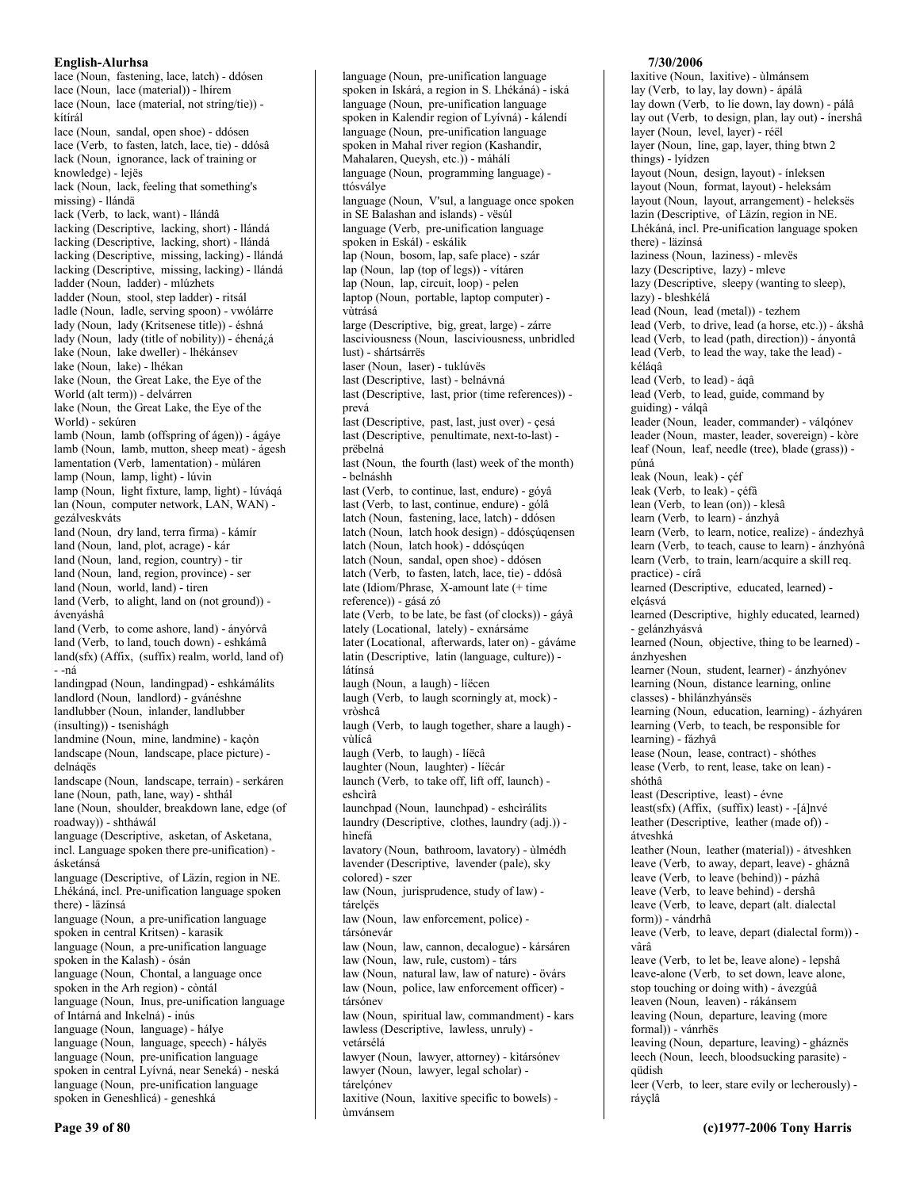lace (Noun, fastening, lace, latch) - ddósen
lace (Noun, lace (material)) - lhírem
lace (Noun, lace (material, not string/tie)) - kítírál
lace (Noun, sandal, open shoe) - ddósen
lace (Verb, to fasten, latch, lace, tie) - ddósâ
lack (Noun, ignorance, lack of training or knowledge) - lejës
lack (Noun, lack, feeling that something's missing) - llándä
lack (Verb, to lack, want) - llándâ
lacking (Descriptive, lacking, short) - llándá
lacking (Descriptive, lacking, short) - llándá
lacking (Descriptive, missing, lacking) - llándá
lacking (Descriptive, missing, lacking) - llándá
ladder (Noun, ladder) - mlúzhets
ladder (Noun, stool, step ladder) - ritsál
ladle (Noun, ladle, serving spoon) - vwólárre
lady (Noun, lady (Kritsenese title)) - éshná
lady (Noun, lady (title of nobility)) - éhená¿á
lake (Noun, lake dweller) - lhékánsev
lake (Noun, lake) - lhékan
lake (Noun, the Great Lake, the Eye of the World (alt term)) - delvárren
lake (Noun, the Great Lake, the Eye of the World) - sekúren
lamb (Noun, lamb (offspring of ágen)) - ágáye
lamb (Noun, lamb, mutton, sheep meat) - ágesh
lamentation (Verb, lamentation) - mùláren
lamp (Noun, lamp, light) - lúvin
lamp (Noun, light fixture, lamp, light) - lúváqá
lan (Noun, computer network, LAN, WAN) - gezálveskváts
land (Noun, dry land, terra firma) - kámír
land (Noun, land, plot, acrage) - kár
land (Noun, land, region, country) - tir
land (Noun, land, region, province) - ser
land (Noun, world, land) - tiren
land (Verb, to alight, land on (not ground)) - ávenyáshâ
land (Verb, to come ashore, land) - ányórvâ
land (Verb, to land, touch down) - eshkámâ
land(sfx) (Affix, (suffix) realm, world, land of) - -ná
landingpad (Noun, landingpad) - eshkámálits
landlord (Noun, landlord) - gvánéshne
landlubber (Noun, inlander, landlubber (insulting)) - tsenishágh
landmine (Noun, mine, landmine) - kaçòn
landscape (Noun, landscape, place picture) - delnáqës
landscape (Noun, landscape, terrain) - serkáren
lane (Noun, path, lane, way) - shthál
lane (Noun, shoulder, breakdown lane, edge (of roadway)) - shtháwál
language (Descriptive, asketan, of Asketana, incl. Language spoken there pre-unification) - ásketánsá
language (Descriptive, of Läzín, region in NE. Lhékáná, incl. Pre-unification language spoken there) - läzínsá
language (Noun, a pre-unification language spoken in central Kritsen) - karasik
language (Noun, a pre-unification language spoken in the Kalash) - ósán
language (Noun, Chontal, a language once spoken in the Arh region) - còntál
language (Noun, Inus, pre-unification language of Intárná and Inkelná) - inús
language (Noun, language) - hálye
language (Noun, language, speech) - hályës
language (Noun, pre-unification language spoken in central Lyívná, near Seneká) - neská
language (Noun, pre-unification language spoken in Geneshlicá) - geneshká
language (Noun, pre-unification language spoken in Iskárá, a region in S. Lhékáná) - iská
language (Noun, pre-unification language spoken in Kalendir region of Lyívná) - kálendí
language (Noun, pre-unification language spoken in Mahal river region (Kashandir, Mahalaren, Queysh, etc.)) - máhálí
language (Noun, programming language) - ttósválye
language (Noun, V'sul, a language once spoken in SE Balashan and islands) - vësúl
language (Verb, pre-unification language spoken in Eskál) - eskálik
lap (Noun, bosom, lap, safe place) - szár
lap (Noun, lap (top of legs)) - vítáren
lap (Noun, lap, circuit, loop) - pelen
laptop (Noun, portable, laptop computer) - vùtrásá
large (Descriptive, big, great, large) - zárre
lasciviousness (Noun, lasciviousness, unbridled lust) - shártsárrës
laser (Noun, laser) - tuklúvës
last (Descriptive, last) - belnávná
last (Descriptive, last, prior (time references)) - prevá
last (Descriptive, past, last, just over) - çesá
last (Descriptive, penultimate, next-to-last) - prëbelná
last (Noun, the fourth (last) week of the month) - belnáshh
last (Verb, to continue, last, endure) - góyâ
last (Verb, to last, continue, endure) - gólâ
latch (Noun, fastening, lace, latch) - ddósen
latch (Noun, latch hook design) - ddósçúqensen
latch (Noun, latch hook) - ddósçúqen
latch (Noun, sandal, open shoe) - ddósen
latch (Verb, to fasten, latch, lace, tie) - ddósâ
late (Idiom/Phrase, X-amount late (+ time reference)) - gásá zó
late (Verb, to be late, be fast (of clocks)) - gáyâ
lately (Locational, lately) - exnársáme
later (Locational, afterwards, later on) - gáváme
latin (Descriptive, latin (language, culture)) - látínsá
laugh (Noun, a laugh) - líëcen
laugh (Verb, to laugh scorningly at, mock) - vròshcâ
laugh (Verb, to laugh together, share a laugh) - vùlícâ
laugh (Verb, to laugh) - líëcâ
laughter (Noun, laughter) - líëcár
launch (Verb, to take off, lift off, launch) - eshcìrâ
launchpad (Noun, launchpad) - eshcìrálits
laundry (Descriptive, clothes, laundry (adj.)) - hìnefá
lavatory (Noun, bathroom, lavatory) - ùlmédh
lavender (Descriptive, lavender (pale), sky colored) - szer
law (Noun, jurisprudence, study of law) - tárelçës
law (Noun, law enforcement, police) - társónevár
law (Noun, law, cannon, decalogue) - kársáren
law (Noun, law, rule, custom) - társ
law (Noun, natural law, law of nature) - övárs
law (Noun, police, law enforcement officer) - társónev
law (Noun, spiritual law, commandment) - kars
lawless (Descriptive, lawless, unruly) - vetársélá
lawyer (Noun, lawyer, attorney) - kitársónev
lawyer (Noun, lawyer, legal scholar) - tárelçónev
laxitive (Noun, laxitive specific to bowels) - ùmvánsem
laxitive (Noun, laxitive) - ùlmánsem
lay (Verb, to lay, lay down) - ápálâ
lay down (Verb, to lie down, lay down) - pálâ
lay out (Verb, to design, plan, lay out) - ínershâ
layer (Noun, level, layer) - réël
layer (Noun, line, gap, layer, thing btwn 2 things) - lyídzen
layout (Noun, design, layout) - ínleksen
layout (Noun, format, layout) - heleksám
layout (Noun, layout, arrangement) - heleksës
lazin (Descriptive, of Läzín, region in NE. Lhékáná, incl. Pre-unification language spoken there) - läzínsá
laziness (Noun, laziness) - mlevës
lazy (Descriptive, lazy) - mleve
lazy (Descriptive, sleepy (wanting to sleep), lazy) - bleshkélá
lead (Noun, lead (metal)) - tezhem
lead (Verb, to drive, lead (a horse, etc.)) - ákshâ
lead (Verb, to lead (path, direction)) - ányontâ
lead (Verb, to lead the way, take the lead) - kéláqâ
lead (Verb, to lead) - áqâ
lead (Verb, to lead, guide, command by guiding) - válqâ
leader (Noun, leader, commander) - válqónev
leader (Noun, master, leader, sovereign) - kòre
leaf (Noun, leaf, needle (tree), blade (grass)) - púná
leak (Noun, leak) - çéf
leak (Verb, to leak) - çéfâ
lean (Verb, to lean (on)) - klesâ
learn (Verb, to learn) - ánzhyâ
learn (Verb, to learn, notice, realize) - ándezhyâ
learn (Verb, to teach, cause to learn) - ánzhyónâ
learn (Verb, to train, learn/acquire a skill req. practice) - círâ
learned (Descriptive, educated, learned) - elçásvá
learned (Descriptive, highly educated, learned) - gelánzhyásvá
learned (Noun, objective, thing to be learned) - ánzhyeshen
learner (Noun, student, learner) - ánzhyónev
learning (Noun, distance learning, online classes) - bhilánzhyánsës
learning (Noun, education, learning) - ázhyáren
learning (Verb, to teach, be responsible for learning) - fázhyâ
lease (Noun, lease, contract) - shóthes
lease (Verb, to rent, lease, take on lean) - shóthâ
least (Descriptive, least) - évne
least(sfx) (Affix, (suffix) least) - -[á]nvé
leather (Descriptive, leather (made of)) - átveshká
leather (Noun, leather (material)) - átveshken
leave (Verb, to away, depart, leave) - gháznâ
leave (Verb, to leave (behind)) - pázhâ
leave (Verb, to leave behind) - dershâ
leave (Verb, to leave, depart (alt. dialectal form)) - vándrhâ
leave (Verb, to leave, depart (dialectal form)) - vârâ
leave (Verb, to let be, leave alone) - lepshâ
leave-alone (Verb, to set down, leave alone, stop touching or doing with) - ávezgúâ
leaven (Noun, leaven) - rákánsem
leaving (Noun, departure, leaving (more formal)) - vánrhës
leaving (Noun, departure, leaving) - gháznës
leech (Noun, leech, bloodsucking parasite) - qüdish
leer (Verb, to leer, stare evily or lecherously) - ráyçlâ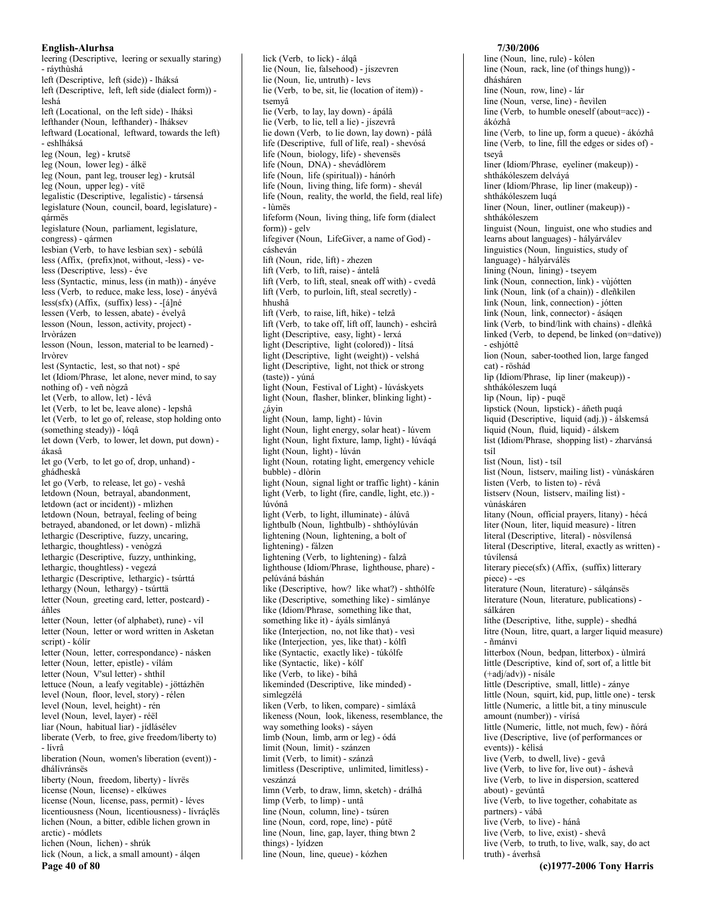leering (Descriptive, leering or sexually staring) - ráythùshá
left (Descriptive, left (side)) - lháksá
left (Descriptive, left, left side (dialect form)) - leshá
left (Locational, on the left side) - lháksì
lefthander (Noun, lefthander) - lháksev
leftward (Locational, leftward, towards the left) - eshlháksá
leg (Noun, leg) - krutsë
leg (Noun, lower leg) - álkë
leg (Noun, pant leg, trouser leg) - krutsál
leg (Noun, upper leg) - vítë
legalistic (Descriptive, legalistic) - társensá
legislature (Noun, council, board, legislature) - qármës
legislature (Noun, parliament, legislature, congress) - qármen
lesbian (Verb, to have lesbian sex) - sebúlâ
less (Affix, (prefix)not, without, -less) - ve-
less (Descriptive, less) - éve
less (Syntactic, minus, less (in math)) - ányéve
less (Verb, to reduce, make less, lose) - ányévâ
less(sfx) (Affix, (suffix) less) - -[á]né
lessen (Verb, to lessen, abate) - évelyâ
lesson (Noun, lesson, activity, project) - lrvòrázen
lesson (Noun, lesson, material to be learned) - lrvòrev
lest (Syntactic, lest, so that not) - spé
let (Idiom/Phrase, let alone, never mind, to say nothing of) - veñ nògzâ
let (Verb, to allow, let) - lévâ
let (Verb, to let be, leave alone) - lepshâ
let (Verb, to let go of, release, stop holding onto (something steady)) - lóqâ
let down (Verb, to lower, let down, put down) - ákasâ
let go (Verb, to let go of, drop, unhand) - ghádheskâ
let go (Verb, to release, let go) - veshâ
letdown (Noun, betrayal, abandonment, letdown (act or incident)) - mlìzhen
letdown (Noun, betrayal, feeling of being betrayed, abandoned, or let down) - mlìzhä
lethargic (Descriptive, fuzzy, uncaring, lethargic, thoughtless) - venògzá
lethargic (Descriptive, fuzzy, unthinking, lethargic, thoughtless) - vegezá
lethargic (Descriptive, lethargic) - tsúrttá
lethargy (Noun, lethargy) - tsúrttä
letter (Noun, greeting card, letter, postcard) - áñles
letter (Noun, letter (of alphabet), rune) - víl
letter (Noun, letter or word written in Asketan script) - kólír
letter (Noun, letter, correspondance) - násken
letter (Noun, letter, epistle) - vílám
letter (Noun, V'sul letter) - shthíl
lettuce (Noun, a leafy vegitable) - jöttázhën
level (Noun, floor, level, story) - rélen
level (Noun, level, height) - rén
level (Noun, level, layer) - réël
liar (Noun, habitual liar) - jídlásélev
liberate (Verb, to free, give freedom/liberty to) - lívrâ
liberation (Noun, women's liberation (event)) - dhálívránsës
liberty (Noun, freedom, liberty) - lívrës
license (Noun, license) - elkúwes
license (Noun, license, pass, permit) - léves
licentiousness (Noun, licentiousness) - lívráçlës
lichen (Noun, a bitter, edible lichen grown in arctic) - módlets
lichen (Noun, lichen) - shrúk
lick (Noun, a lick, a small amount) - álqen
lick (Verb, to lick) - álqâ
lie (Noun, lie, falsehood) - jíszevren
lie (Noun, lie, untruth) - levs
lie (Verb, to be, sit, lie (location of item)) - tsemyâ
lie (Verb, to lay, lay down) - ápálâ
lie (Verb, to lie, tell a lie) - jíszevrâ
lie down (Verb, to lie down, lay down) - pálâ
life (Descriptive, full of life, real) - shevósá
life (Noun, biology, life) - shevensës
life (Noun, DNA) - shevádlòrem
life (Noun, life (spiritual)) - hánórh
life (Noun, living thing, life form) - shevál
life (Noun, reality, the world, the field, real life) - lùmës
lifeform (Noun, living thing, life form (dialect form)) - gelv
lifegiver (Noun, LifeGiver, a name of God) - cáshevân
lift (Noun, ride, lift) - zhezen
lift (Verb, to lift, raise) - ántelâ
lift (Verb, to lift, steal, sneak off with) - cvedâ
lift (Verb, to purloin, lift, steal secretly) - hhushâ
lift (Verb, to raise, lift, hike) - telzâ
lift (Verb, to take off, lift off, launch) - eshcìrâ
light (Descriptive, easy, light) - lerxá
light (Descriptive, light (colored)) - lítsá
light (Descriptive, light (weight)) - velshá
light (Descriptive, light, not thick or strong (taste)) - yúná
light (Noun, Festival of Light) - lúváskyets
light (Noun, flasher, blinker, blinking light) - ¿áyin
light (Noun, lamp, light) - lúvin
light (Noun, light energy, solar heat) - lúvem
light (Noun, light fixture, lamp, light) - lúváqá
light (Noun, light) - lúván
light (Noun, rotating light, emergency vehicle bubble) - dlòrin
light (Noun, signal light or traffic light) - kánin
light (Verb, to light (fire, candle, light, etc.)) - lúvónâ
light (Verb, to light, illuminate) - álúvâ
lightbulb (Noun, lightbulb) - shthóylúván
lightening (Noun, lightening, a bolt of lightening) - fálzen
lightening (Verb, to lightening) - falzâ
lighthouse (Idiom/Phrase, lighthouse, phare) - pelúváná báshán
like (Descriptive, how? like what?) - shthólfe
like (Descriptive, something like) - simlánye
like (Idiom/Phrase, something like that, something like it) - áyáls simlányá
like (Interjection, no, not like that) - vesì
like (Interjection, yes, like that) - kólfì
like (Syntactic, exactly like) - túkólfe
like (Syntactic, like) - kólf
like (Verb, to like) - bíhâ
likeminded (Descriptive, like minded) - simlegzélá
liken (Verb, to liken, compare) - simláxâ
likeness (Noun, look, likeness, resemblance, the way something looks) - sáyen
limb (Noun, limb, arm or leg) - ódá
limit (Noun, limit) - szánzen
limit (Verb, to limit) - szánzâ
limitless (Descriptive, unlimited, limitless) - veszánzá
limn (Verb, to draw, limn, sketch) - drálhâ
limp (Verb, to limp) - untâ
line (Noun, column, line) - tsúren
line (Noun, cord, rope, line) - pútë
line (Noun, line, gap, layer, thing btwn 2 things) - lyídzen
line (Noun, line, queue) - kózhen
line (Noun, line, rule) - kólen
line (Noun, rack, line (of things hung)) - dhásháren
line (Noun, row, line) - lár
line (Noun, verse, line) - ñevìlen
line (Verb, to humble oneself (about=acc)) - ákózhâ
line (Verb, to line up, form a queue) - ákózhâ
line (Verb, to line, fill the edges or sides of) - tseyâ
liner (Idiom/Phrase, eyeliner (makeup)) - shthákóleszem delváyá
liner (Idiom/Phrase, lip liner (makeup)) - shthákóleszem luqá
liner (Noun, liner, outliner (makeup)) - shthákóleszem
linguist (Noun, linguist, one who studies and learns about languages) - hályárválev
linguistics (Noun, linguistics, study of language) - hályárválës
lining (Noun, lining) - tseyem
link (Noun, connection, link) - vùjótten
link (Noun, link (of a chain)) - dleñkilen
link (Noun, link, connection) - jótten
link (Noun, link, connector) - ásáqen
link (Verb, to bind/link with chains) - dleñkâ
linked (Verb, to depend, be linked (on=dative)) - eshjóttê
lion (Noun, saber-toothed lion, large fanged cat) - röshád
lip (Idiom/Phrase, lip liner (makeup)) - shthákóleszem luqá
lip (Noun, lip) - puqë
lipstick (Noun, lipstick) - áñeth puqá
liquid (Descriptive, liquid (adj.)) - álskemsá
liquid (Noun, fluid, liquid) - álskem
list (Idiom/Phrase, shopping list) - zharvánsá tsíl
list (Noun, list) - tsíl
list (Noun, listserv, mailing list) - vùnáskáren
listen (Verb, to listen to) - révâ
listserv (Noun, listserv, mailing list) - vùnáskáren
litany (Noun, official prayers, litany) - hécá
liter (Noun, liter, liquid measure) - lítren
literal (Descriptive, literal) - nòsvílensá
literal (Descriptive, literal, exactly as written) - túvílensá
literary piece(sfx) (Affix, (suffix) litterary piece) - -es
literature (Noun, literature) - sálqánsës
literature (Noun, literature, publications) - sálkáren
lithe (Descriptive, lithe, supple) - shedhá
litre (Noun, litre, quart, a larger liquid measure) - ñmánvi
litterbox (Noun, bedpan, litterbox) - ùlmìrá
little (Descriptive, kind of, sort of, a little bit (+adj/adv)) - nísále
little (Descriptive, small, little) - zánye
little (Noun, squirt, kid, pup, little one) - tersk
little (Numeric, a little bit, a tiny minuscule amount (number)) - vírísá
little (Numeric, little, not much, few) - ñórá
live (Descriptive, live (of performances or events)) - kélisá
live (Verb, to dwell, live) - gevâ
live (Verb, to live for, live out) - áshevâ
live (Verb, to live in dispersion, scattered about) - gevúntâ
live (Verb, to live together, cohabitate as partners) - vábâ
live (Verb, to live) - hánâ
live (Verb, to live, exist) - shevâ
live (Verb, to truth, to live, walk, say, do act truth) - áverhsâ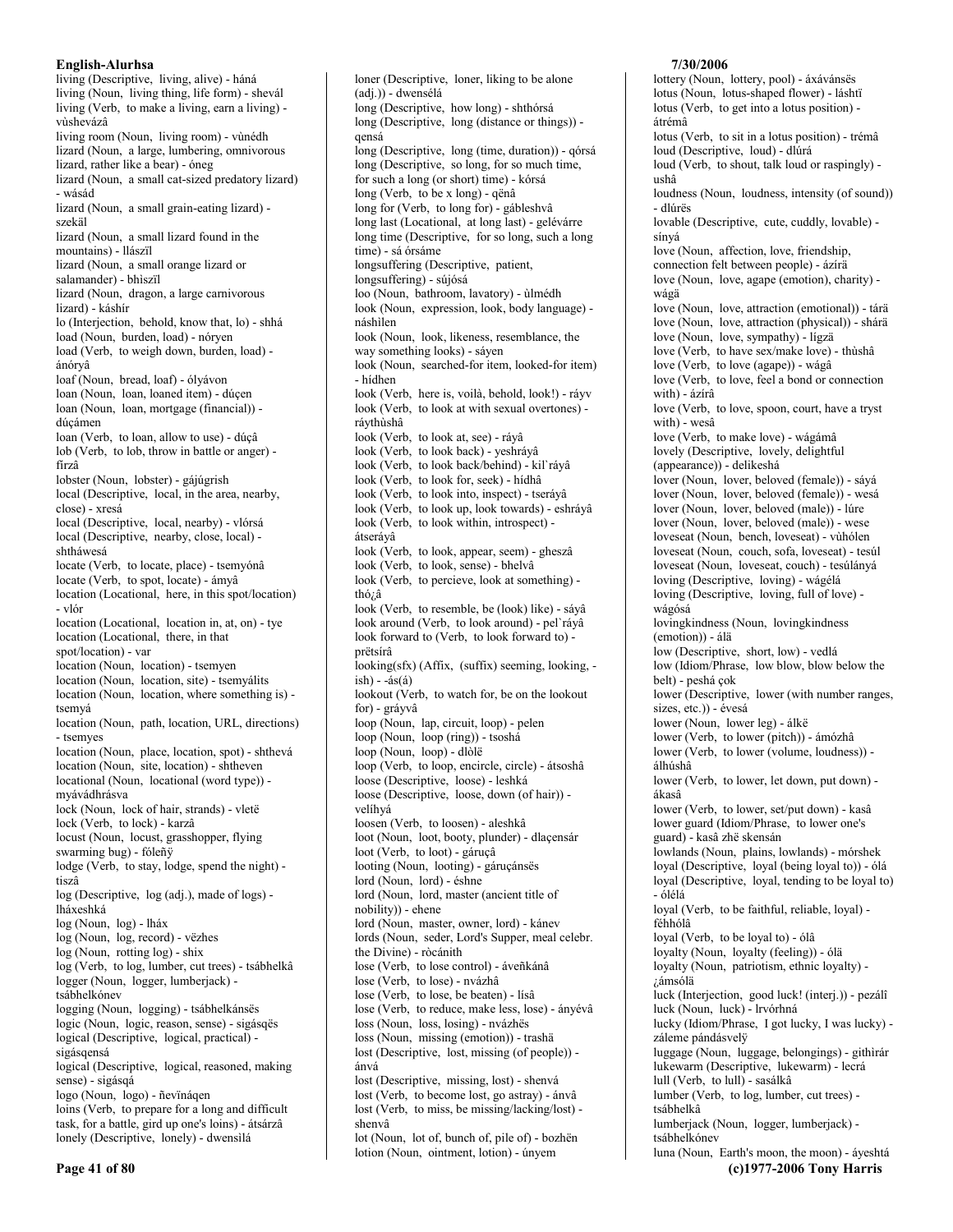living (Descriptive, living, alive) - háná
living (Noun, living thing, life form) - shevál
living (Verb, to make a living, earn a living) - vùshevázâ
living room (Noun, living room) - vùnédh
lizard (Noun, a large, lumbering, omnivorous lizard, rather like a bear) - óneg
lizard (Noun, a small cat-sized predatory lizard) - wásád
lizard (Noun, a small grain-eating lizard) - szekäl
lizard (Noun, a small lizard found in the mountains) - llászïl
lizard (Noun, a small orange lizard or salamander) - bhìszïl
lizard (Noun, dragon, a large carnivorous lizard) - káshír
lo (Interjection, behold, know that, lo) - shhá
load (Noun, burden, load) - nóryen
load (Verb, to weigh down, burden, load) - ánóryâ
loaf (Noun, bread, loaf) - ólyávon
loan (Noun, loan, loaned item) - dúçen
loan (Noun, loan, mortgage (financial)) - dúçámen
loan (Verb, to loan, allow to use) - dúçâ
lob (Verb, to lob, throw in battle or anger) - fïrzâ
lobster (Noun, lobster) - gájúgrish
local (Descriptive, local, in the area, nearby, close) - xresá
local (Descriptive, local, nearby) - vlórsá
local (Descriptive, nearby, close, local) - shtháwesá
locate (Verb, to locate, place) - tsemyónâ
locate (Verb, to spot, locate) - ámyâ
location (Locational, here, in this spot/location) - vlór
location (Locational, location in, at, on) - tye
location (Locational, there, in that spot/location) - var
location (Noun, location) - tsemyen
location (Noun, location, site) - tsemyálits
location (Noun, location, where something is) - tsemyá
location (Noun, path, location, URL, directions) - tsemyes
location (Noun, place, location, spot) - shthevá
location (Noun, site, location) - shtheven
locational (Noun, locational (word type)) - myávádhrásva
lock (Noun, lock of hair, strands) - vletë
lock (Verb, to lock) - karzâ
locust (Noun, locust, grasshopper, flying swarming bug) - fóleñÿ
lodge (Verb, to stay, lodge, spend the night) - tiszâ
log (Descriptive, log (adj.), made of logs) - lháxeshká
log (Noun, log) - lháx
log (Noun, log, record) - vëzhes
log (Noun, rotting log) - shix
log (Verb, to log, lumber, cut trees) - tsábhelkâ
logger (Noun, logger, lumberjack) - tsábhelkónev
logging (Noun, logging) - tsábhelkánsës
logic (Noun, logic, reason, sense) - sigásqës
logical (Descriptive, logical, practical) - sigásqensá
logical (Descriptive, logical, reasoned, making sense) - sigásqá
logo (Noun, logo) - ñevïnáqen
loins (Verb, to prepare for a long and difficult task, for a battle, gird up one's loins) - átsárzâ
lonely (Descriptive, lonely) - dwensìlá
loner (Descriptive, loner, liking to be alone (adj.)) - dwensélá
long (Descriptive, how long) - shthórsá
long (Descriptive, long (distance or things)) - qensá
long (Descriptive, long (time, duration)) - qórsá
long (Descriptive, so long, for so much time, for such a long (or short) time) - kórsá
long (Verb, to be x long) - qënâ
long for (Verb, to long for) - gábleshvâ
long last (Locational, at long last) - gelévárre
long time (Descriptive, for so long, such a long time) - sá órsáme
longsuffering (Descriptive, patient, longsuffering) - sújósá
loo (Noun, bathroom, lavatory) - ùlmédh
look (Noun, expression, look, body language) - náshìlen
look (Noun, look, likeness, resemblance, the way something looks) - sáyen
look (Noun, searched-for item, looked-for item) - hídhen
look (Verb, here is, voilà, behold, look!) - ráyv
look (Verb, to look at with sexual overtones) - ráythùshâ
look (Verb, to look at, see) - ráyâ
look (Verb, to look back) - yeshráyâ
look (Verb, to look back/behind) - kil`ráyâ
look (Verb, to look for, seek) - hídhâ
look (Verb, to look into, inspect) - tseráyâ
look (Verb, to look up, look towards) - eshráyâ
look (Verb, to look within, introspect) - átseráyâ
look (Verb, to look, appear, seem) - gheszâ
look (Verb, to look, sense) - bhelvâ
look (Verb, to percieve, look at something) - thó¿â
look (Verb, to resemble, be (look) like) - sáyâ
look around (Verb, to look around) - pel`ráyâ
look forward to (Verb, to look forward to) - prëtsírâ
looking(sfx) (Affix, (suffix) seeming, looking, -ish) - -ás(á)
lookout (Verb, to watch for, be on the lookout for) - gráyvâ
loop (Noun, lap, circuit, loop) - pelen
loop (Noun, loop (ring)) - tsoshá
loop (Noun, loop) - dlòlë
loop (Verb, to loop, encircle, circle) - átsoshâ
loose (Descriptive, loose) - leshká
loose (Descriptive, loose, down (of hair)) - velíhyá
loosen (Verb, to loosen) - aleshkâ
loot (Noun, loot, booty, plunder) - dlaçensár
loot (Verb, to loot) - gáruçâ
looting (Noun, looting) - gáruçánsës
lord (Noun, lord) - éshne
lord (Noun, lord, master (ancient title of nobility)) - ehene
lord (Noun, master, owner, lord) - kánev
lords (Noun, seder, Lord's Supper, meal celebr. the Divine) - ròcánith
lose (Verb, to lose control) - áveñkánâ
lose (Verb, to lose) - nvázhâ
lose (Verb, to lose, be beaten) - lísâ
lose (Verb, to reduce, make less, lose) - ányévâ
loss (Noun, loss, losing) - nvázhës
loss (Noun, missing (emotion)) - trashä
lost (Descriptive, lost, missing (of people)) - ánvá
lost (Descriptive, missing, lost) - shenvá
lost (Verb, to become lost, go astray) - ánvâ
lost (Verb, to miss, be missing/lacking/lost) - shenvâ
lot (Noun, lot of, bunch of, pile of) - bozhën
lotion (Noun, ointment, lotion) - únyem
lottery (Noun, lottery, pool) - áxávánsës
lotus (Noun, lotus-shaped flower) - láshtï
lotus (Verb, to get into a lotus position) - átrémâ
lotus (Verb, to sit in a lotus position) - trémâ
loud (Descriptive, loud) - dlúrá
loud (Verb, to shout, talk loud or raspingly) - ushâ
loudness (Noun, loudness, intensity (of sound)) - dlúrës
lovable (Descriptive, cute, cuddly, lovable) - sínyá
love (Noun, affection, love, friendship, connection felt between people) - ázírä
love (Noun, love, agape (emotion), charity) - wágä
love (Noun, love, attraction (emotional)) - tárä
love (Noun, love, attraction (physical)) - shárä
love (Noun, love, sympathy) - lígzä
love (Verb, to have sex/make love) - thùshâ
love (Verb, to love (agape)) - wágâ
love (Verb, to love, feel a bond or connection with) - ázírâ
love (Verb, to love, spoon, court, have a tryst with) - wesâ
love (Verb, to make love) - wágámâ
lovely (Descriptive, lovely, delightful (appearance)) - delikeshá
lover (Noun, lover, beloved (female)) - sáyá
lover (Noun, lover, beloved (female)) - wesá
lover (Noun, lover, beloved (male)) - lúre
lover (Noun, lover, beloved (male)) - wese
loveseat (Noun, bench, loveseat) - vùhólen
loveseat (Noun, couch, sofa, loveseat) - tesúl
loveseat (Noun, loveseat, couch) - tesúlányá
loving (Descriptive, loving) - wágélá
loving (Descriptive, loving, full of love) - wágósá
lovingkindness (Noun, lovingkindness (emotion)) - álä
low (Descriptive, short, low) - vedlá
low (Idiom/Phrase, low blow, blow below the belt) - peshá çok
lower (Descriptive, lower (with number ranges, sizes, etc.)) - évesá
lower (Noun, lower leg) - álkë
lower (Verb, to lower (pitch)) - ámózhâ
lower (Verb, to lower (volume, loudness)) - álhúshâ
lower (Verb, to lower, let down, put down) - ákasâ
lower (Verb, to lower, set/put down) - kasâ
lower guard (Idiom/Phrase, to lower one's guard) - kasâ zhë skensán
lowlands (Noun, plains, lowlands) - mórshek
loyal (Descriptive, loyal (being loyal to)) - ólá
loyal (Descriptive, loyal, tending to be loyal to) - ólélá
loyal (Verb, to be faithful, reliable, loyal) - féhhólâ
loyal (Verb, to be loyal to) - ólâ
loyalty (Noun, loyalty (feeling)) - ólä
loyalty (Noun, patriotism, ethnic loyalty) - ¿ámsólä
luck (Interjection, good luck! (interj.)) - pezálî
luck (Noun, luck) - lrvórhná
lucky (Idiom/Phrase, I got lucky, I was lucky) - záleme pándásvelÿ
luggage (Noun, luggage, belongings) - githirár
lukewarm (Descriptive, lukewarm) - lecrá
lull (Verb, to lull) - sasálkâ
lumber (Verb, to log, lumber, cut trees) - tsábhelkâ
lumberjack (Noun, logger, lumberjack) - tsábhelkónev
luna (Noun, Earth's moon, the moon) - áyeshtá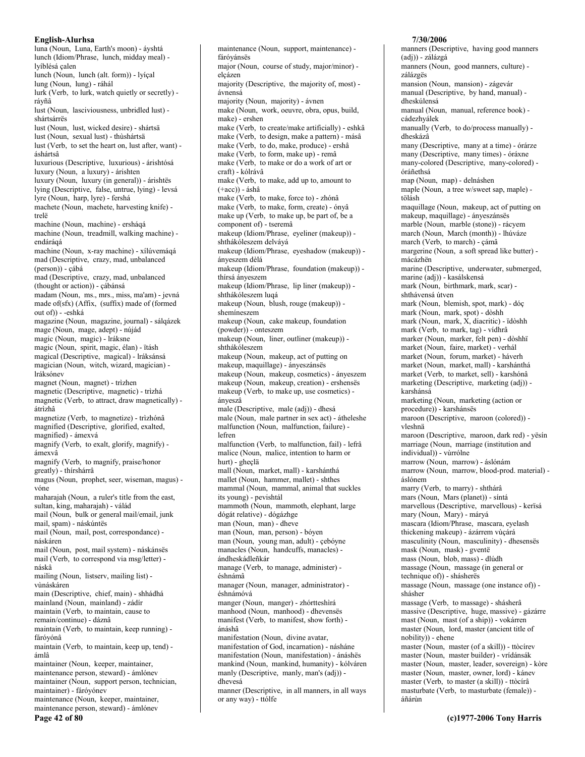luna (Noun, Luna, Earth's moon) - áyshtá
lunch (Idiom/Phrase, lunch, midday meal) - lyíblésá çalen
lunch (Noun, lunch (alt. form)) - lyíçal
lung (Noun, lung) - ráhál
lurk (Verb, to lurk, watch quietly or secretly) - ráyñâ
lust (Noun, lasciviousness, unbridled lust) - shártsárrës
lust (Noun, lust, wicked desire) - shártsä
lust (Noun, sexual lust) - thùshártsä
lust (Verb, to set the heart on, lust after, want) - áshártsâ
luxurious (Descriptive, luxurious) - árishtósá
luxury (Noun, a luxury) - árishten
luxury (Noun, luxury (in general)) - árishtës
lying (Descriptive, false, untrue, lying) - levsá
lyre (Noun, harp, lyre) - fershá
machete (Noun, machete, harvesting knife) - trelë
machine (Noun, machine) - ersháqá
machine (Noun, treadmill, walking machine) - endáráqá
machine (Noun, x-ray machine) - xílúvemáqá
mad (Descriptive, crazy, mad, unbalanced (person)) - çábá
mad (Descriptive, crazy, mad, unbalanced (thought or action)) - çábánsá
madam (Noun, ms., mrs., miss, ma'am) - jevná
made of(sfx) (Affix, (suffix) made of (formed out of)) - -eshká
magazine (Noun, magazine, journal) - sálqázek
mage (Noun, mage, adept) - nújád
magic (Noun, magic) - lráksne
magic (Noun, spirit, magic, élan) - ïtásh
magical (Descriptive, magical) - lráksánsá
magician (Noun, witch, wizard, magician) - lráksónev
magnet (Noun, magnet) - trìzhen
magnetic (Descriptive, magnetic) - trìzhá
magnetic (Verb, to attract, draw magnetically) - átrìzhâ
magnetize (Verb, to magnetize) - trìzhónâ
magnified (Descriptive, glorified, exalted, magnified) - ámexvá
magnify (Verb, to exalt, glorify, magnify) - ámexvâ
magnify (Verb, to magnify, praise/honor greatly) - thírshárrâ
magus (Noun, prophet, seer, wiseman, magus) - vóne
maharajah (Noun, a ruler's title from the east, sultan, king, maharajah) - válád
mail (Noun, bulk or general mail/email, junk mail, spam) - náskúntës
mail (Noun, mail, post, correspondance) - náskáren
mail (Noun, post, mail system) - náskánsës
mail (Verb, to correspond via msg/letter) - náskâ
mailing (Noun, listserv, mailing list) - vùnáskáren
main (Descriptive, chief, main) - shhádhá
mainland (Noun, mainland) - zádír
maintain (Verb, to maintain, cause to remain/continue) - dáznâ
maintain (Verb, to maintain, keep running) - fáróyónâ
maintain (Verb, to maintain, keep up, tend) - ámlâ
maintainer (Noun, keeper, maintainer, maintenance person, steward) - ámlónev
maintainer (Noun, support person, technician, maintainer) - fáróyónev
maintenance (Noun, keeper, maintainer, maintenance person, steward) - ámlónev
maintenance (Noun, support, maintenance) - fáróyánsës
major (Noun, course of study, major/minor) - elçázen
majority (Descriptive, the majority of, most) - ávnensá
majority (Noun, majority) - ávnen
make (Noun, work, oeuvre, obra, opus, build, make) - ershen
make (Verb, to create/make artificially) - eshkâ
make (Verb, to design, make a pattern) - másâ
make (Verb, to do, make, produce) - ershâ
make (Verb, to form, make up) - remâ
make (Verb, to make or do a work of art or craft) - kólrávâ
make (Verb, to make, add up to, amount to (+acc)) - áshâ
make (Verb, to make, force to) - zhónâ
make (Verb, to make, form, create) - ónyâ
make up (Verb, to make up, be part of, be a component of) - tseremâ
makeup (Idiom/Phrase, eyeliner (makeup)) - shthákóleszem delváyá
makeup (Idiom/Phrase, eyeshadow (makeup)) - ányeszem dèlá
makeup (Idiom/Phrase, foundation (makeup)) - thírsá ányeszem
makeup (Idiom/Phrase, lip liner (makeup)) - shthákóleszem luqá
makeup (Noun, blush, rouge (makeup)) - shemíneszem
makeup (Noun, cake makeup, foundation (powder)) - onteszem
makeup (Noun, liner, outliner (makeup)) - shthákóleszem
makeup (Noun, makeup, act of putting on makeup, maquillage) - ányeszánsës
makeup (Noun, makeup, cosmetics) - ányeszem
makeup (Noun, makeup, creation) - ershensës
makeup (Verb, to make up, use cosmetics) - ányeszâ
male (Descriptive, male (adj)) - dhesá
male (Noun, male partner in sex act) - átheleshe
malfunction (Noun, malfunction, failure) - lefren
malfunction (Verb, to malfunction, fail) - lefrâ
malice (Noun, malice, intention to harm or hurt) - gheçlä
mall (Noun, market, mall) - karshánthá
mallet (Noun, hammer, mallet) - shthes
mammal (Noun, mammal, animal that suckles its young) - pevishtál
mammoth (Noun, mammoth, elephant, large dógát relative) - dógázhge
man (Noun, man) - dheve
man (Noun, man, person) - bóyen
man (Noun, young man, adult) - çebóyne
manacles (Noun, handcuffs, manacles) - ándheskádleñkár
manage (Verb, to manage, administer) - éshnámâ
manager (Noun, manager, administrator) - éshnámóvá
manger (Noun, manger) - zhórtteshìrá
manhood (Noun, manhood) - dhevensës
manifest (Verb, to manifest, show forth) - ánáshâ
manifestation (Noun, divine avatar, manifestation of God, incarnation) - násháne
manifestation (Noun, manifestation) - ánáshës
mankind (Noun, mankind, humanity) - kólváren
manly (Descriptive, manly, man's (adj)) - dhevesá
manner (Descriptive, in all manners, in all ways or any way) - ttólfe
manners (Descriptive, having good manners (adj)) - zálázgá
manners (Noun, good manners, culture) - zálázgës
mansion (Noun, mansion) - zágevár
manual (Descriptive, by hand, manual) - dheskúlensá
manual (Noun, manual, reference book) - cádezhyálek
manually (Verb, to do/process manually) - dheskázâ
many (Descriptive, many at a time) - órárze
many (Descriptive, many times) - óráxne
many-colored (Descriptive, many-colored) - óráñethsá
map (Noun, map) - delnáshen
maple (Noun, a tree w/sweet sap, maple) - tölásh
maquillage (Noun, makeup, act of putting on makeup, maquillage) - ányeszánsës
marble (Noun, marble (stone)) - rácyem
march (Noun, March (month)) - lhúváze
march (Verb, to march) - çámâ
margerine (Noun, a soft spread like butter) - mácázhën
marine (Descriptive, underwater, submerged, marine (adj)) - kasálskensá
mark (Noun, birthmark, mark, scar) - shthávensá útven
mark (Noun, blemish, spot, mark) - dóç
mark (Noun, mark, spot) - dòshh
mark (Noun, mark, X, diacritic) - ïdòshh
mark (Verb, to mark, tag) - vídhrâ
marker (Noun, marker, felt pen) - dòshhï
market (Noun, faire, market) - verhál
market (Noun, forum, market) - háverh
market (Noun, market, mall) - karshánthá
market (Verb, to market, sell) - karshónâ
marketing (Descriptive, marketing (adj)) - karshánsá
marketing (Noun, marketing (action or procedure)) - karshánsës
maroon (Descriptive, maroon (colored)) - vleshnä
maroon (Descriptive, maroon, dark red) - yësín
marriage (Noun, marriage (institution and individual)) - vùrrólne
marrow (Noun, marrow) - áslónám
marrow (Noun, marrow, blood-prod. material) - áslónem
marry (Verb, to marry) - shthárâ
mars (Noun, Mars (planet)) - síntá
marvellous (Descriptive, marvellous) - kerïsá
mary (Noun, Mary) - máryá
mascara (Idiom/Phrase, mascara, eyelash thickening makeup) - ázárrem vùçárá
masculinity (Noun, masculinity) - dhesensës
mask (Noun, mask) - gventë
mass (Noun, blob, mass) - dlúdh
massage (Noun, massage (in general or technique of)) - shásherës
massage (Noun, massage (one instance of)) - shásher
massage (Verb, to massage) - shásherâ
massive (Descriptive, huge, massive) - gázárre
mast (Noun, mast (of a ship)) - vokárren
master (Noun, lord, master (ancient title of nobility)) - ehene
master (Noun, master (of a skill)) - ttòcírev
master (Noun, master builder) - vrídánsák
master (Noun, master, leader, sovereign) - kòre
master (Noun, master, owner, lord) - kánev
master (Verb, to master (a skill)) - ttòcírâ
masturbate (Verb, to masturbate (female)) - áñárùn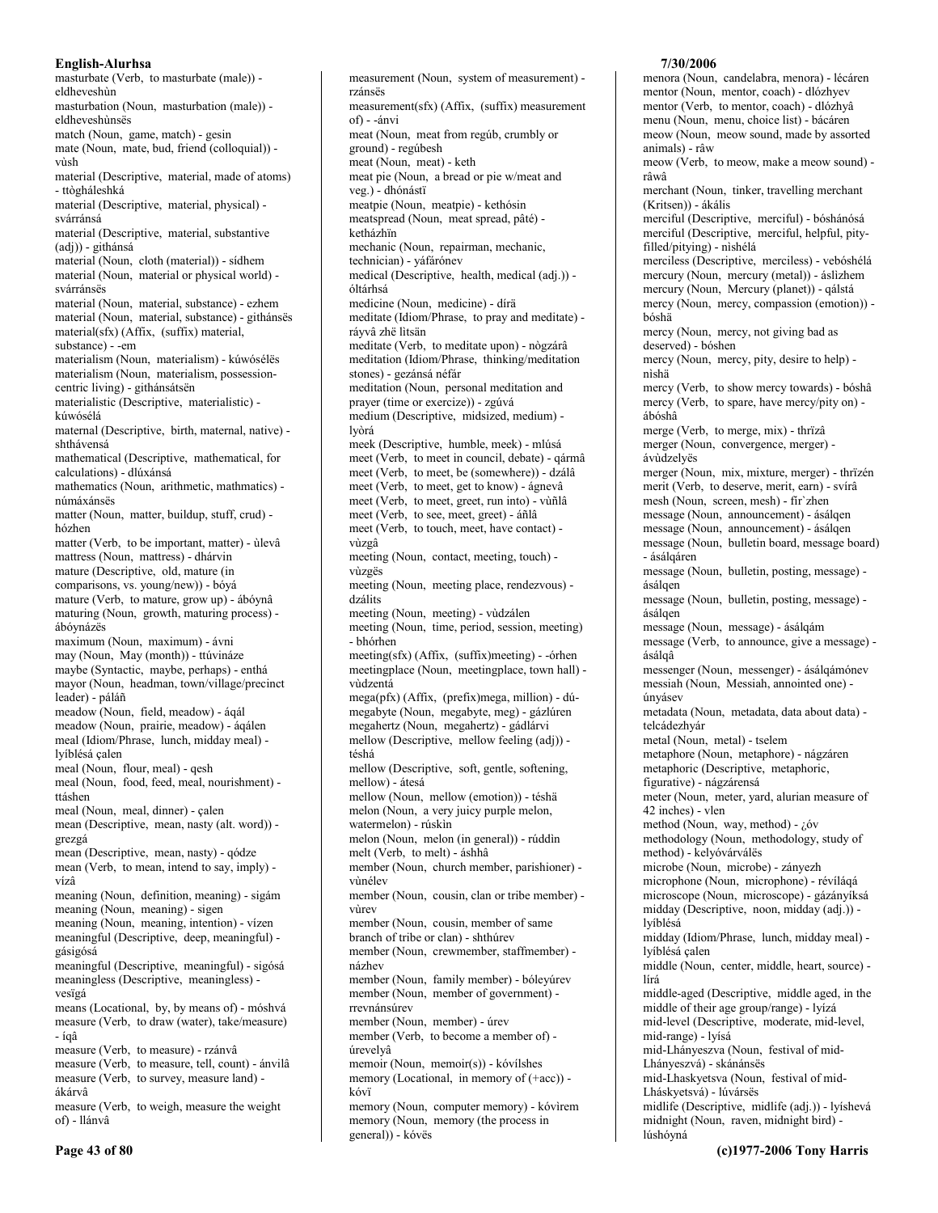masturbate (Verb, to masturbate (male)) - eldheveshùn
masturbation (Noun, masturbation (male)) - eldheveshùnsës
match (Noun, game, match) - gesin
mate (Noun, mate, bud, friend (colloquial)) - vùsh
material (Descriptive, material, made of atoms) - ttòghaleshká
material (Descriptive, material, physical) - svárránsá
material (Descriptive, material, substantive (adj)) - githánsá
material (Noun, cloth (material)) - sídhem
material (Noun, material or physical world) - svárránsës
material (Noun, material, substance) - ezhem
material (Noun, material, substance) - githánsës
material(sfx) (Affix, (suffix) material, substance) - -em
materialism (Noun, materialism) - kúwósélës
materialism (Noun, materialism, possession-centric living) - githánsátsën
materialistic (Descriptive, materialistic) - kúwósélá
maternal (Descriptive, birth, maternal, native) - shthávensá
mathematical (Descriptive, mathematical, for calculations) - dlúxánsá
mathematics (Noun, arithmetic, mathmatics) - númáxánsës
matter (Noun, matter, buildup, stuff, crud) - hózhen
matter (Verb, to be important, matter) - ùlevâ
mattress (Noun, mattress) - dhárvin
mature (Descriptive, old, mature (in comparisons, vs. young/new)) - bóyá
mature (Verb, to mature, grow up) - ábóynâ
maturing (Noun, growth, maturing process) - ábóynázës
maximum (Noun, maximum) - ávni
may (Noun, May (month)) - ttúvináze
maybe (Syntactic, maybe, perhaps) - enthá
mayor (Noun, headman, town/village/precinct leader) - pálâñ
meadow (Noun, field, meadow) - áqál
meadow (Noun, prairie, meadow) - áqálen
meal (Idiom/Phrase, lunch, midday meal) - lyíblésá çalen
meal (Noun, flour, meal) - qesh
meal (Noun, food, feed, meal, nourishment) - ttáshen
meal (Noun, meal, dinner) - çalen
mean (Descriptive, mean, nasty (alt. word)) - grezgá
mean (Descriptive, mean, nasty) - qódze
mean (Verb, to mean, intend to say, imply) - vízâ
meaning (Noun, definition, meaning) - sigám
meaning (Noun, meaning) - sigen
meaning (Noun, meaning, intention) - vízen
meaningful (Descriptive, deep, meaningful) - gásigósá
meaningful (Descriptive, meaningful) - sigósá
meaningless (Descriptive, meaningless) - vesïgá
means (Locational, by, by means of) - móshvá
measure (Verb, to draw (water), take/measure) - íqâ
measure (Verb, to measure) - rzánvâ
measure (Verb, to measure, tell, count) - ánvilâ
measure (Verb, to survey, measure land) - ákárvâ
measure (Verb, to weigh, measure the weight of) - llánvâ
measurement (Noun, system of measurement) - rzánsës
measurement(sfx) (Affix, (suffix) measurement of) - -ánvi
meat (Noun, meat from regúb, crumbly or ground) - regúbesh
meat (Noun, meat) - keth
meat pie (Noun, a bread or pie w/meat and veg.) - dhónástï
meatpie (Noun, meatpie) - kethósin
meatspread (Noun, meat spread, pâté) - ketházhïn
mechanic (Noun, repairman, mechanic, technician) - yáfárónev
medical (Descriptive, health, medical (adj.)) - óltárhsá
medicine (Noun, medicine) - dírä
meditate (Idiom/Phrase, to pray and meditate) - ráyvâ zhë lìtsân
meditate (Verb, to meditate upon) - nògzárâ
meditation (Idiom/Phrase, thinking/meditation stones) - gezánsá néfár
meditation (Noun, personal meditation and prayer (time or exercize)) - zgúvá
medium (Descriptive, midsized, medium) - lyòrá
meek (Descriptive, humble, meek) - mlúsá
meet (Verb, to meet in council, debate) - qármâ
meet (Verb, to meet, be (somewhere)) - dzálâ
meet (Verb, to meet, get to know) - ágnevâ
meet (Verb, to meet, greet, run into) - vùñlâ
meet (Verb, to see, meet, greet) - áñlâ
meet (Verb, to touch, meet, have contact) - vùzgâ
meeting (Noun, contact, meeting, touch) - vùzgës
meeting (Noun, meeting place, rendezvous) - dzálits
meeting (Noun, meeting) - vùdzálen
meeting (Noun, time, period, session, meeting) - bhórhen
meeting(sfx) (Affix, (suffix)meeting) - -órhen
meetingplace (Noun, meetingplace, town hall) - vùdzentá
mega(pfx) (Affix, (prefix)mega, million) - dú-
megabyte (Noun, megabyte, meg) - gázlúren
megahertz (Noun, megahertz) - gádlárvi
mellow (Descriptive, mellow feeling (adj)) - téshá
mellow (Descriptive, soft, gentle, softening, mellow) - átesá
mellow (Noun, mellow (emotion)) - téshä
melon (Noun, a very juicy purple melon, watermelon) - rúskìn
melon (Noun, melon (in general)) - rúddìn
melt (Verb, to melt) - áshhâ
member (Noun, church member, parishioner) - vùnélev
member (Noun, cousin, clan or tribe member) - vùrev
member (Noun, cousin, member of same branch of tribe or clan) - shthúrev
member (Noun, crewmember, staffmember) - názhev
member (Noun, family member) - bóleyúrev
member (Noun, member of government) - rrevnánsúrev
member (Noun, member) - úrev
member (Verb, to become a member of) - úrevelyâ
memoir (Noun, memoir(s)) - kóvílshes
memory (Locational, in memory of (+acc)) - kóvï
memory (Noun, computer memory) - kóvìrem
memory (Noun, memory (the process in general)) - kóvës
menora (Noun, candelabra, menora) - lécáren
mentor (Noun, mentor, coach) - dlózhyev
mentor (Verb, to mentor, coach) - dlózhyâ
menu (Noun, menu, choice list) - bácáren
meow (Noun, meow sound, made by assorted animals) - râw
meow (Verb, to meow, make a meow sound) - râwâ
merchant (Noun, tinker, travelling merchant (Kritsen)) - ákális
merciful (Descriptive, merciful) - bóshánósá
merciful (Descriptive, merciful, helpful, pity-filled/pitying) - nìshélá
merciless (Descriptive, merciless) - vebóshélá
mercury (Noun, mercury (metal)) - áslìzhem
mercury (Noun, Mercury (planet)) - qálstá
mercy (Noun, mercy, compassion (emotion)) - bóshä
mercy (Noun, mercy, not giving bad as deserved) - bóshen
mercy (Noun, mercy, pity, desire to help) - nìshä
mercy (Verb, to show mercy towards) - bóshâ
mercy (Verb, to spare, have mercy/pity on) - ábóshâ
merge (Verb, to merge, mix) - thrïzâ
merger (Noun, convergence, merger) - ávùdzelyës
merger (Noun, mix, mixture, merger) - thrïzén
merit (Verb, to deserve, merit, earn) - svírâ
mesh (Noun, screen, mesh) - fïr`zhen
message (Noun, announcement) - ásálqen
message (Noun, announcement) - ásálqen
message (Noun, bulletin board, message board) - ásálqáren
message (Noun, bulletin, posting, message) - ásálqen
message (Noun, bulletin, posting, message) - ásálqen
message (Noun, message) - ásálqám
message (Verb, to announce, give a message) - ásálqâ
messenger (Noun, messenger) - ásálqámónev
messiah (Noun, Messiah, annointed one) - únyásev
metadata (Noun, metadata, data about data) - telcádezhyár
metal (Noun, metal) - tselem
metaphore (Noun, metaphore) - nágzáren
metaphoric (Descriptive, metaphoric, figurative) - nágzárensá
meter (Noun, meter, yard, alurian measure of 42 inches) - vlen
method (Noun, way, method) - ¿óv
methodology (Noun, methodology, study of method) - kelyóvárválës
microbe (Noun, microbe) - zányezh
microphone (Noun, microphone) - révíláqá
microscope (Noun, microscope) - gázányíksá
midday (Descriptive, noon, midday (adj.)) - lyíblésá
midday (Idiom/Phrase, lunch, midday meal) - lyíblésá çalen
middle (Noun, center, middle, heart, source) - lírá
middle-aged (Descriptive, middle aged, in the middle of their age group/range) - lyízá
mid-level (Descriptive, moderate, mid-level, mid-range) - lyísá
mid-Lhányeszva (Noun, festival of mid-Lhányeszvá) - skánánsës
mid-Lhaskyetsva (Noun, festival of mid-Lháskyetsvá) - lúvársës
midlife (Descriptive, midlife (adj.)) - lyíshevá
midnight (Noun, raven, midnight bird) - lúshóyná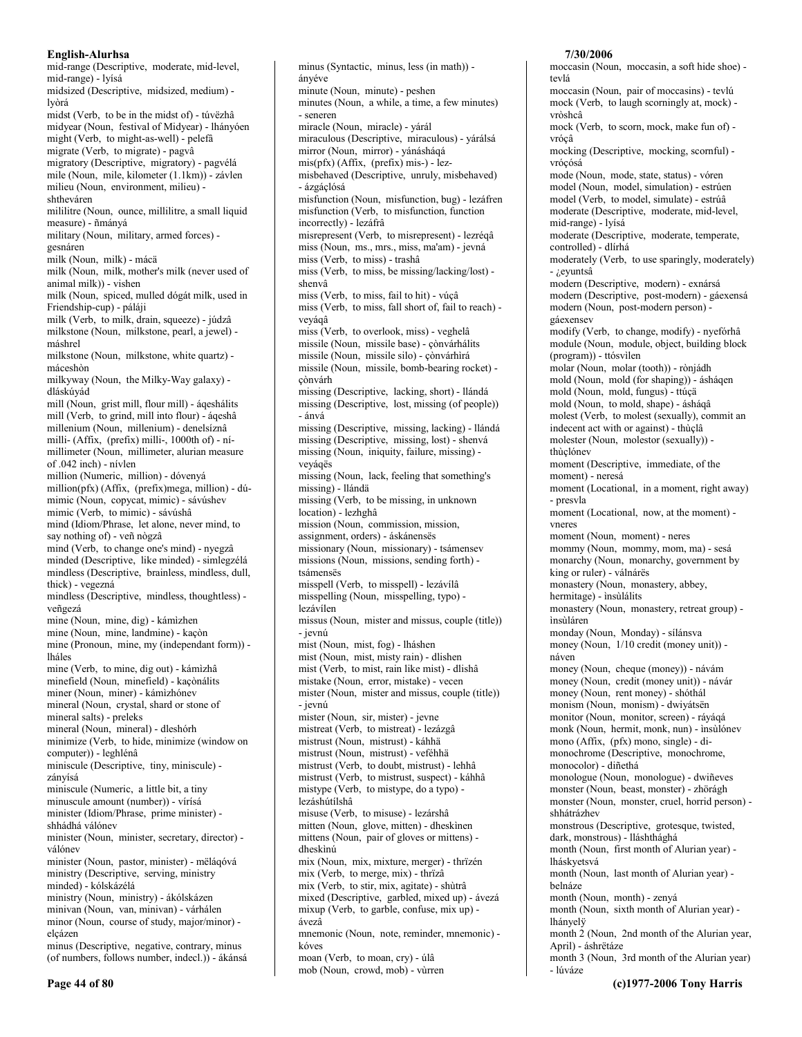mid-range (Descriptive, moderate, mid-level, mid-range) - lyísá
midsized (Descriptive, midsized, medium) - lyòrá
midst (Verb, to be in the midst of) - túvëzhâ
midyear (Noun, festival of Midyear) - lhányóen
might (Verb, to might-as-well) - pelefâ
migrate (Verb, to migrate) - pagvâ
migratory (Descriptive, migratory) - pagvélá
mile (Noun, mile, kilometer (1.1km)) - závlen
milieu (Noun, environment, milieu) - shtheváren
millilitre (Noun, ounce, millilitre, a small liquid measure) - ñmányá
military (Noun, military, armed forces) - gesnáren
milk (Noun, milk) - mácä
milk (Noun, milk, mother's milk (never used of animal milk)) - vishen
milk (Noun, spiced, mulled dógát milk, used in Friendship-cup) - páláji
milk (Verb, to milk, drain, squeeze) - júdzâ
milkstone (Noun, milkstone, pearl, a jewel) - máshrel
milkstone (Noun, milkstone, white quartz) - máceshòn
milkyway (Noun, the Milky-Way galaxy) - dláskúyád
mill (Noun, grist mill, flour mill) - áqeshálits
mill (Verb, to grind, mill into flour) - áqeshâ
millenium (Noun, millenium) - denelsíznâ
milli- (Affix, (prefix) milli-, 1000th of) - ní-
millimeter (Noun, millimeter, alurian measure of .402 inch) - nívlen
million (Numeric, million) - dóvenyá
million(pfx) (Affix, (prefix)mega, million) - dú-
mimic (Noun, copycat, mimic) - sávúshev
mimic (Verb, to mimic) - sávúshâ
mind (Idiom/Phrase, let alone, never mind, to say nothing of) - veñ nògzâ
mind (Verb, to change one's mind) - nyegzâ
minded (Descriptive, like minded) - simlegzélá
mindless (Descriptive, brainless, mindless, dull, thick) - vegezná
mindless (Descriptive, mindless, thoughtless) - veñgezá
mine (Noun, mine, dig) - kámìzhen
mine (Noun, mine, landmine) - kaçòn
mine (Pronoun, mine, my (independant form)) - lháles
mine (Verb, to mine, dig out) - kámìzhâ
minefield (Noun, minefield) - kaçònálits
miner (Noun, miner) - kámìzhónev
mineral (Noun, crystal, shard or stone of mineral salts) - preleks
mineral (Noun, mineral) - dleshórh
minimize (Verb, to hide, minimize (window on computer)) - leghlénâ
miniscule (Descriptive, tiny, miniscule) - zányísá
miniscule (Numeric, a little bit, a tiny minuscule amount (number)) - vírísá
minister (Idiom/Phrase, prime minister) - shhádhá válónev
minister (Noun, minister, secretary, director) - válónev
minister (Noun, pastor, minister) - mëláqóvá
ministry (Descriptive, serving, ministry minded) - kólskázélá
ministry (Noun, ministry) - ákólskázen
minivan (Noun, van, minivan) - várhálen
minor (Noun, course of study, major/minor) - elçázen
minus (Descriptive, negative, contrary, minus (of numbers, follows number, indecl.)) - ákánsá
minus (Syntactic, minus, less (in math)) - ányéve
minute (Noun, minute) - peshen
minutes (Noun, a while, a time, a few minutes) - seneren
miracle (Noun, miracle) - yárál
miraculous (Descriptive, miraculous) - yárálsá
mirror (Noun, mirror) - yánásháqá
mis(pfx) (Affix, (prefix) mis-) - lez-
misbehaved (Descriptive, unruly, misbehaved) - ázgáçlósá
misfunction (Noun, misfunction, bug) - lezáfren
misfunction (Verb, to misfunction, function incorrectly) - lezáfrâ
misrepresent (Verb, to misrepresent) - lezréqâ
miss (Noun, ms., mrs., miss, ma'am) - jevná
miss (Verb, to miss) - trashâ
miss (Verb, to miss, be missing/lacking/lost) - shenvâ
miss (Verb, to miss, fail to hit) - vúçâ
miss (Verb, to miss, fall short of, fail to reach) - veyáqâ
miss (Verb, to overlook, miss) - veghelâ
missile (Noun, missile base) - çònvárhálits
missile (Noun, missile silo) - çònvárhìrá
missile (Noun, missile, bomb-bearing rocket) - çònvárh
missing (Descriptive, lacking, short) - llándá
missing (Descriptive, lost, missing (of people)) - ánvá
missing (Descriptive, missing, lacking) - llándá
missing (Descriptive, missing, lost) - shenvá
missing (Noun, iniquity, failure, missing) - veyáqës
missing (Noun, lack, feeling that something's missing) - llándä
missing (Verb, to be missing, in unknown location) - lezhghâ
mission (Noun, commission, mission, assignment, orders) - áskánensës
missionary (Noun, missionary) - tsámensev
missions (Noun, missions, sending forth) - tsámensës
misspell (Verb, to misspell) - lezávílâ
misspelling (Noun, misspelling, typo) - lezávílen
missus (Noun, mister and missus, couple (title)) - jevnú
mist (Noun, mist, fog) - lháshen
mist (Noun, mist, misty rain) - dlishen
mist (Verb, to mist, rain like mist) - dlishâ
mistake (Noun, error, mistake) - vecen
mister (Noun, mister and missus, couple (title)) - jevnú
mister (Noun, sir, mister) - jevne
mistreat (Verb, to mistreat) - lezázgâ
mistrust (Noun, mistrust) - káhhä
mistrust (Noun, mistrust) - veféhhä
mistrust (Verb, to doubt, mistrust) - lehhâ
mistrust (Verb, to mistrust, suspect) - káhhâ
mistype (Verb, to mistype, do a typo) - lezáshútílshâ
misuse (Verb, to misuse) - lezárshâ
mitten (Noun, glove, mitten) - dheskìnen
mittens (Noun, pair of gloves or mittens) - dheskìnú
mix (Noun, mix, mixture, merger) - thrïzén
mix (Verb, to merge, mix) - thrïzâ
mix (Verb, to stir, mix, agitate) - shùtrâ
mixed (Descriptive, garbled, mixed up) - ávezá
mixup (Verb, to garble, confuse, mix up) - ávezâ
mnemonic (Noun, note, reminder, mnemonic) - kóves
moan (Verb, to moan, cry) - úlâ
mob (Noun, crowd, mob) - vùrren
moccasin (Noun, moccasin, a soft hide shoe) - tevlá
moccasin (Noun, pair of moccasins) - tevlú
mock (Verb, to laugh scorningly at, mock) - vròshcâ
mock (Verb, to scorn, mock, make fun of) - vróçâ
mocking (Descriptive, mocking, scornful) - vróçósá
mode (Noun, mode, state, status) - vóren
model (Noun, model, simulation) - estrúen
model (Verb, to model, simulate) - estrúâ
moderate (Descriptive, moderate, mid-level, mid-range) - lyísá
moderate (Descriptive, moderate, temperate, controlled) - dlírhá
moderately (Verb, to use sparingly, moderately) - ¿eyuntsâ
modern (Descriptive, modern) - exnársá
modern (Descriptive, post-modern) - gáexensá
modern (Noun, post-modern person) - gáexensev
modify (Verb, to change, modify) - nyefórhâ
module (Noun, module, object, building block (program)) - ttósvìlen
molar (Noun, molar (tooth)) - rònjádh
mold (Noun, mold (for shaping)) - ásháqen
mold (Noun, mold, fungus) - ttúçä
mold (Noun, to mold, shape) - ásháqâ
molest (Verb, to molest (sexually), commit an indecent act with or against) - thùçlâ
molester (Noun, molestor (sexually)) - thùçlónev
moment (Descriptive, immediate, of the moment) - neresá
moment (Locational, in a moment, right away) - presvla
moment (Locational, now, at the moment) - vneres
moment (Noun, moment) - neres
mommy (Noun, mommy, mom, ma) - sesá
monarchy (Noun, monarchy, government by king or ruler) - válnärës
monastery (Noun, monastery, abbey, hermitage) - ìnsùlálits
monastery (Noun, monastery, retreat group) - ìnsùláren
monday (Noun, Monday) - sílánsva
money (Noun, 1/10 credit (money unit)) - náven
money (Noun, cheque (money)) - návám
money (Noun, credit (money unit)) - návár
money (Noun, rent money) - shóthál
monism (Noun, monism) - dwiyátsën
monitor (Noun, monitor, screen) - ráyáqá
monk (Noun, hermit, monk, nun) - ìnsùlónev
mono (Affix, (pfx) mono, single) - di-
monochrome (Descriptive, monochrome, monocolor) - diñethá
monologue (Noun, monologue) - dwiñeves
monster (Noun, beast, monster) - zhörágh
monster (Noun, monster, cruel, horrid person) - shhátrázhev
monstrous (Descriptive, grotesque, twisted, dark, monstrous) - llásththághá
month (Noun, first month of Alurian year) - lháskyetsvá
month (Noun, last month of Alurian year) - belnáze
month (Noun, month) - zenyá
month (Noun, sixth month of Alurian year) - lhányelÿ
month 2 (Noun, 2nd month of the Alurian year, April) - áshrëtáze
month 3 (Noun, 3rd month of the Alurian year) - lúváze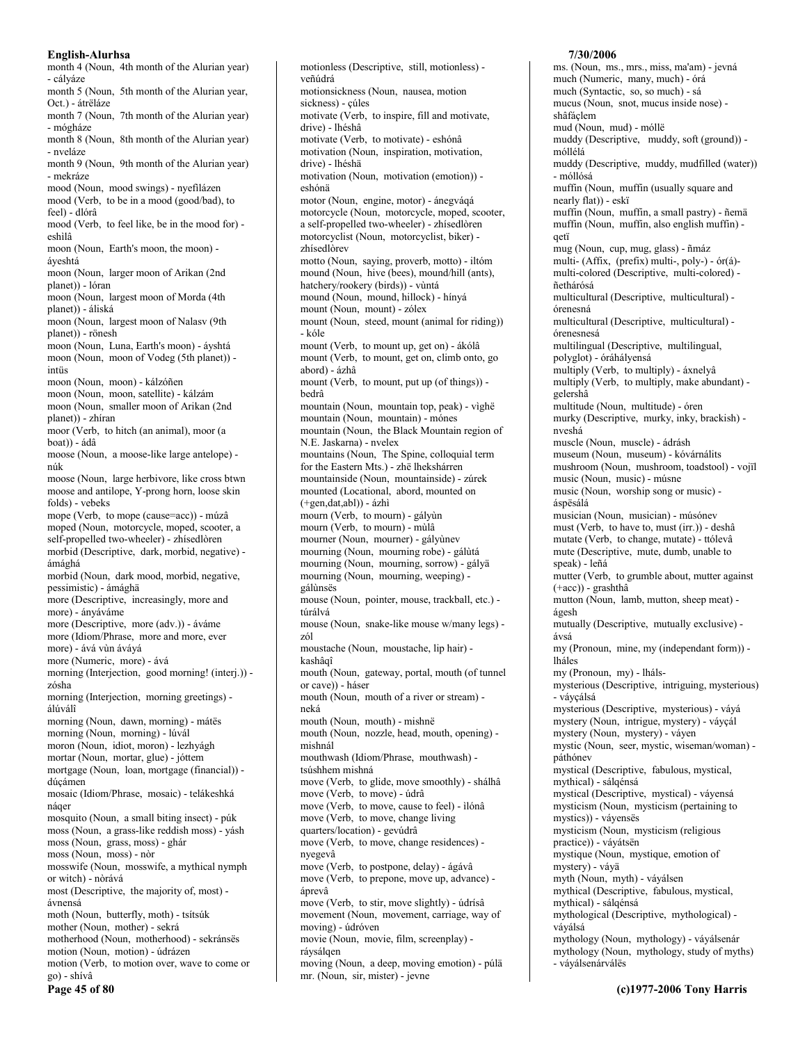month 4 (Noun, 4th month of the Alurian year) - cályáze
month 5 (Noun, 5th month of the Alurian year, Oct.) - átrëláze
month 7 (Noun, 7th month of the Alurian year) - mógháze
month 8 (Noun, 8th month of the Alurian year) - nveláze
month 9 (Noun, 9th month of the Alurian year) - mekráze
mood (Noun, mood swings) - nyefilázen
mood (Verb, to be in a mood (good/bad), to feel) - dlórâ
mood (Verb, to feel like, be in the mood for) - eshilâ
moon (Noun, Earth's moon, the moon) - áyeshtá
moon (Noun, larger moon of Arikan (2nd planet)) - lóran
moon (Noun, largest moon of Morda (4th planet)) - áliská
moon (Noun, largest moon of Nalasv (9th planet)) - rönesh
moon (Noun, Luna, Earth's moon) - áyshtá
moon (Noun, moon of Vodeg (5th planet)) - intüs
moon (Noun, moon) - kálzóñen
moon (Noun, moon, satellite) - kálzám
moon (Noun, smaller moon of Arikan (2nd planet)) - zhíran
moor (Verb, to hitch (an animal), moor (a boat)) - ádâ
moose (Noun, a moose-like large antelope) - núk
moose (Noun, large herbivore, like cross btwn moose and antilope, Y-prong horn, loose skin folds) - vebeks
mope (Verb, to mope (cause=acc)) - múzâ
moped (Noun, motorcycle, moped, scooter, a self-propelled two-wheeler) - zhísedlòren
morbid (Descriptive, dark, morbid, negative) - ámághá
morbid (Noun, dark mood, morbid, negative, pessimistic) - ámághä
more (Descriptive, increasingly, more and more) - ányáváme
more (Descriptive, more (adv.)) - áváme
more (Idiom/Phrase, more and more, ever more) - ává vùn áváyá
more (Numeric, more) - ává
morning (Interjection, good morning! (interj.)) - zósha
morning (Interjection, morning greetings) - álúválî
morning (Noun, dawn, morning) - mátës
morning (Noun, morning) - lúvál
moron (Noun, idiot, moron) - lezhyágh
mortar (Noun, mortar, glue) - jóttem
mortgage (Noun, loan, mortgage (financial)) - dúçámen
mosaic (Idiom/Phrase, mosaic) - telákeshká náqer
mosquito (Noun, a small biting insect) - púk
moss (Noun, a grass-like reddish moss) - yásh
moss (Noun, grass, moss) - ghár
moss (Noun, moss) - nòr
mosswife (Noun, mosswife, a mythical nymph or witch) - nòrává
most (Descriptive, the majority of, most) - ávnensá
moth (Noun, butterfly, moth) - tsítsúk
mother (Noun, mother) - sekrá
motherhood (Noun, motherhood) - sekránsës
motion (Noun, motion) - údrázen
motion (Verb, to motion over, wave to come or go) - shívâ
motionless (Descriptive, still, motionless) - veñúdrá
motionsickness (Noun, nausea, motion sickness) - çúles
motivate (Verb, to inspire, fill and motivate, drive) - lhéshâ
motivate (Verb, to motivate) - eshónâ
motivation (Noun, inspiration, motivation, drive) - lhéshä
motivation (Noun, motivation (emotion)) - eshónä
motor (Noun, engine, motor) - ánegváqá
motorcycle (Noun, motorcycle, moped, scooter, a self-propelled two-wheeler) - zhísedlòren
motorcyclist (Noun, motorcyclist, biker) - zhísedlòrev
motto (Noun, saying, proverb, motto) - iltóm
mound (Noun, hive (bees), mound/hill (ants), hatchery/rookery (birds)) - vùntá
mound (Noun, mound, hillock) - hínyá
mount (Noun, mount) - zólex
mount (Noun, steed, mount (animal for riding)) - kóle
mount (Verb, to mount up, get on) - ákólâ
mount (Verb, to mount, get on, climb onto, go abord) - ázhâ
mount (Verb, to mount, put up (of things)) - bedrâ
mountain (Noun, mountain top, peak) - vighë
mountain (Noun, mountain) - mónes
mountain (Noun, the Black Mountain region of N.E. Jaskarna) - nvelex
mountains (Noun, The Spine, colloquial term for the Eastern Mts.) - zhë lhekshárren
mountainside (Noun, mountainside) - zúrek
mounted (Locational, abord, mounted on (+gen,dat,abl)) - ázhì
mourn (Verb, to mourn) - gályùn
mourn (Verb, to mourn) - mùlâ
mourner (Noun, mourner) - gályùnev
mourning (Noun, mourning robe) - gálùtá
mourning (Noun, mourning, sorrow) - gályä
mourning (Noun, mourning, weeping) - gálùnsës
mouse (Noun, pointer, mouse, trackball, etc.) - túrálvá
mouse (Noun, snake-like mouse w/many legs) - zól
moustache (Noun, moustache, lip hair) - kashâqî
mouth (Noun, gateway, portal, mouth (of tunnel or cave)) - háser
mouth (Noun, mouth of a river or stream) - neká
mouth (Noun, mouth) - mishnë
mouth (Noun, nozzle, head, mouth, opening) - mishnál
mouthwash (Idiom/Phrase, mouthwash) - tsúshhem mishná
move (Verb, to glide, move smoothly) - shálhâ
move (Verb, to move) - údrâ
move (Verb, to move, cause to feel) - ìlónâ
move (Verb, to move, change living quarters/location) - gevúdrâ
move (Verb, to move, change residences) - nyegevâ
move (Verb, to postpone, delay) - ágávâ
move (Verb, to prepone, move up, advance) - áprevâ
move (Verb, to stir, move slightly) - údrísâ
movement (Noun, movement, carriage, way of moving) - údróven
movie (Noun, movie, film, screenplay) - ráysálqen
moving (Noun, a deep, moving emotion) - púlä
mr. (Noun, sir, mister) - jevne
ms. (Noun, ms., mrs., miss, ma'am) - jevná
much (Numeric, many, much) - órá
much (Syntactic, so, so much) - sá
mucus (Noun, snot, mucus inside nose) - shâfáçlem
mud (Noun, mud) - móllë
muddy (Descriptive, muddy, soft (ground)) - móllélá
muddy (Descriptive, muddy, mudfilled (water)) - móllósá
muffin (Noun, muffin (usually square and nearly flat)) - eskï
muffin (Noun, muffin, a small pastry) - ñemä
muffin (Noun, muffin, also english muffin) - qetï
mug (Noun, cup, mug, glass) - ñmáz
multi- (Affix, (prefix) multi-, poly-) - ór(á)-
multi-colored (Descriptive, multi-colored) - ñethárósá
multicultural (Descriptive, multicultural) - órenesná
multicultural (Descriptive, multicultural) - órenesnesá
multilingual (Descriptive, multilingual, polyglot) - óráhályensá
multiply (Verb, to multiply) - áxnelyâ
multiply (Verb, to multiply, make abundant) - gelershâ
multitude (Noun, multitude) - óren
murky (Descriptive, murky, inky, brackish) - nveshá
muscle (Noun, muscle) - ádrásh
museum (Noun, museum) - kóvárnálits
mushroom (Noun, mushroom, toadstool) - vojïl
music (Noun, music) - músne
music (Noun, worship song or music) - áspësálá
musician (Noun, musician) - músónev
must (Verb, to have to, must (irr.)) - deshâ
mutate (Verb, to change, mutate) - ttólevâ
mute (Descriptive, mute, dumb, unable to speak) - leñá
mutter (Verb, to grumble about, mutter against (+acc)) - grashthâ
mutton (Noun, lamb, mutton, sheep meat) - ágesh
mutually (Descriptive, mutually exclusive) - ávsá
my (Pronoun, mine, my (independant form)) - lháles
my (Pronoun, my) - lháls-
mysterious (Descriptive, intriguing, mysterious) - váyçálsá
mysterious (Descriptive, mysterious) - váyá
mystery (Noun, intrigue, mystery) - váyçál
mystery (Noun, mystery) - váyen
mystic (Noun, seer, mystic, wiseman/woman) - páthónev
mystical (Descriptive, fabulous, mystical, mythical) - sálqénsá
mystical (Descriptive, mystical) - váyensá
mysticism (Noun, mysticism (pertaining to mystics)) - váyensës
mysticism (Noun, mysticism (religious practice)) - váyátsën
mystique (Noun, mystique, emotion of mystery) - váyä
myth (Noun, myth) - váyálsen
mythical (Descriptive, fabulous, mystical, mythical) - sálqénsá
mythological (Descriptive, mythological) - váyálsá
mythology (Noun, mythology) - váyálsenár
mythology (Noun, mythology, study of myths) - váyálsenárválës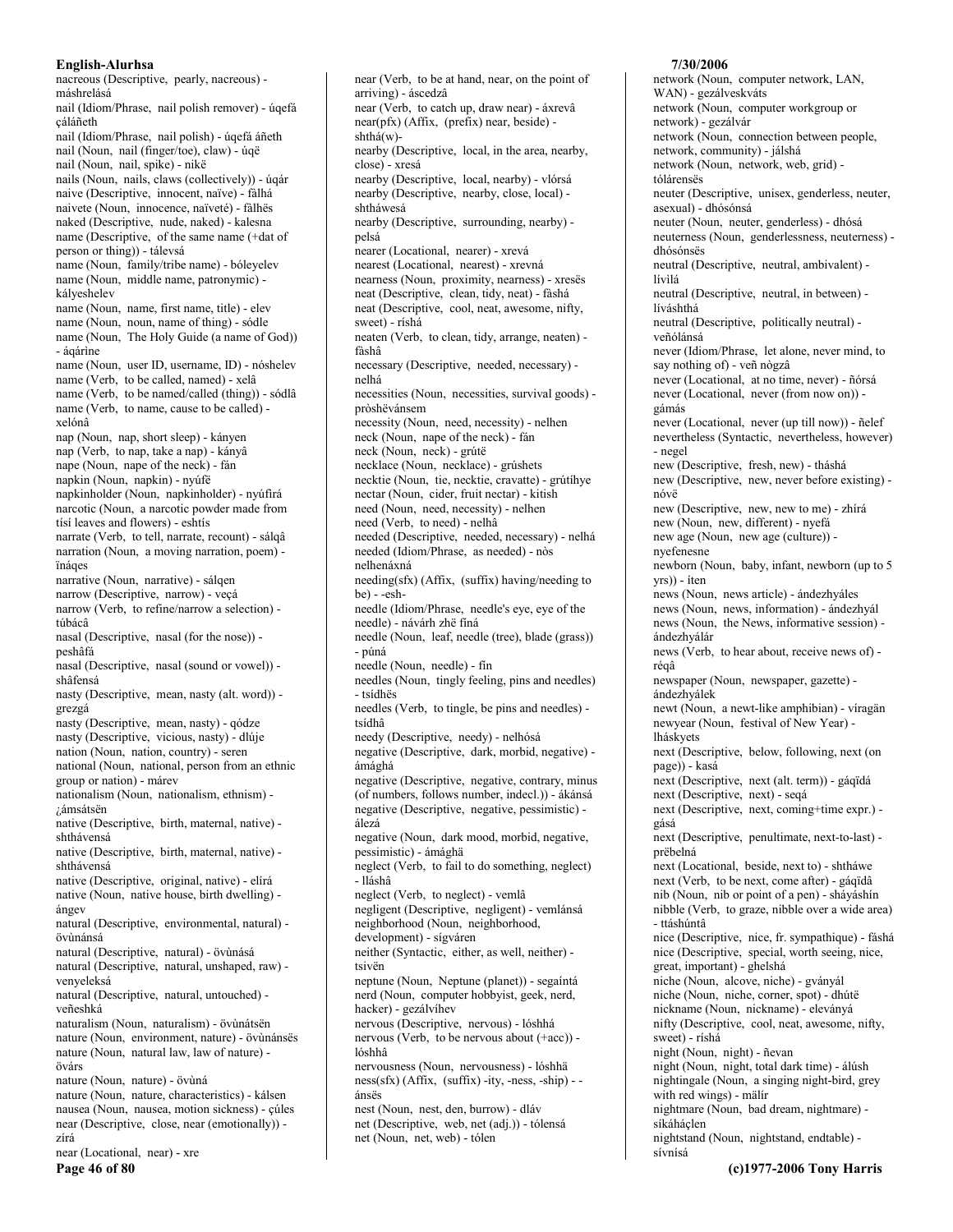nacreous (Descriptive, pearly, nacreous) - máshrelásá
nail (Idiom/Phrase, nail polish remover) - úqefá çáláñeth
nail (Idiom/Phrase, nail polish) - úqefá áñeth
nail (Noun, nail (finger/toe), claw) - úqë
nail (Noun, nail, spike) - nikë
nails (Noun, nails, claws (collectively)) - úqár
naive (Descriptive, innocent, naïve) - fälhá
naivete (Noun, innocence, naïveté) - fälhës
naked (Descriptive, nude, naked) - kalesna
name (Descriptive, of the same name (+dat of person or thing)) - tálevsá
name (Noun, family/tribe name) - bóleyelev
name (Noun, middle name, patronymic) - kályeshelev
name (Noun, name, first name, title) - elev
name (Noun, noun, name of thing) - sódle
name (Noun, The Holy Guide (a name of God)) - áqárine
name (Noun, user ID, username, ID) - nóshelev
name (Verb, to be called, named) - xelâ
name (Verb, to be named/called (thing)) - sódlâ
name (Verb, to name, cause to be called) - xelónâ
nap (Noun, nap, short sleep) - kányen
nap (Verb, to nap, take a nap) - kányâ
nape (Noun, nape of the neck) - fán
napkin (Noun, napkin) - nyúfë
napkinholder (Noun, napkinholder) - nyúfirá
narcotic (Noun, a narcotic powder made from tísí leaves and flowers) - eshtís
narrate (Verb, to tell, narrate, recount) - sálqâ
narration (Noun, a moving narration, poem) - ïnáqes
narrative (Noun, narrative) - sálqen
narrow (Descriptive, narrow) - veçá
narrow (Verb, to refine/narrow a selection) - túbácâ
nasal (Descriptive, nasal (for the nose)) - peshâfá
nasal (Descriptive, nasal (sound or vowel)) - shâfensá
nasty (Descriptive, mean, nasty (alt. word)) - grezgá
nasty (Descriptive, mean, nasty) - qódze
nasty (Descriptive, vicious, nasty) - dlúje
nation (Noun, nation, country) - seren
national (Noun, national, person from an ethnic group or nation) - márev
nationalism (Noun, nationalism, ethnism) - ¿ámsátsën
native (Descriptive, birth, maternal, native) - shthávensá
native (Descriptive, birth, maternal, native) - shthávensá
native (Descriptive, original, native) - elírá
native (Noun, native house, birth dwelling) - ángev
natural (Descriptive, environmental, natural) - övùnánsá
natural (Descriptive, natural) - övùnásá
natural (Descriptive, natural, unshaped, raw) - venyeleksá
natural (Descriptive, natural, untouched) - veñeshká
naturalism (Noun, naturalism) - övùnátsën
nature (Noun, environment, nature) - övùnánsës
nature (Noun, natural law, law of nature) - övárs
nature (Noun, nature) - övùná
nature (Noun, nature, characteristics) - kálsen
nausea (Noun, nausea, motion sickness) - çúles
near (Descriptive, close, near (emotionally)) - zírá
near (Locational, near) - xre
near (Verb, to be at hand, near, on the point of arriving) - áscedzâ
near (Verb, to catch up, draw near) - áxrevâ
near(pfx) (Affix, (prefix) near, beside) - shthá(w)-
nearby (Descriptive, local, in the area, nearby, close) - xresá
nearby (Descriptive, local, nearby) - vlórsá
nearby (Descriptive, nearby, close, local) - shtháwesá
nearby (Descriptive, surrounding, nearby) - pelsá
nearer (Locational, nearer) - xrevá
nearest (Locational, nearest) - xrevná
nearness (Noun, proximity, nearness) - xresës
neat (Descriptive, clean, tidy, neat) - fâshá
neat (Descriptive, cool, neat, awesome, nifty, sweet) - ríshá
neaten (Verb, to clean, tidy, arrange, neaten) - fâshâ
necessary (Descriptive, needed, necessary) - nelhá
necessities (Noun, necessities, survival goods) - pròshëvánsem
necessity (Noun, need, necessity) - nelhen
neck (Noun, nape of the neck) - fán
neck (Noun, neck) - grútë
necklace (Noun, necklace) - grúshets
necktie (Noun, tie, necktie, cravatte) - grútíhye
nectar (Noun, cider, fruit nectar) - kitish
need (Noun, need, necessity) - nelhen
need (Verb, to need) - nelhâ
needed (Descriptive, needed, necessary) - nelhá
needed (Idiom/Phrase, as needed) - nòs nelhenáxná
needing(sfx) (Affix, (suffix) having/needing to be) - -esh-
needle (Idiom/Phrase, needle's eye, eye of the needle) - návárh zhë fíná
needle (Noun, leaf, needle (tree), blade (grass)) - púná
needle (Noun, needle) - fín
needles (Noun, tingly feeling, pins and needles) - tsídhës
needles (Verb, to tingle, be pins and needles) - tsídhâ
needy (Descriptive, needy) - nelhósá
negative (Descriptive, dark, morbid, negative) - ámághá
negative (Descriptive, negative, contrary, minus (of numbers, follows number, indecl.)) - ákánsá
negative (Descriptive, negative, pessimistic) - álezá
negative (Noun, dark mood, morbid, negative, pessimistic) - ámághä
neglect (Verb, to fail to do something, neglect) - lláshâ
neglect (Verb, to neglect) - vemlâ
negligent (Descriptive, negligent) - vemlánsá
neighborhood (Noun, neighborhood, development) - sígváren
neither (Syntactic, either, as well, neither) - tsivën
neptune (Noun, Neptune (planet)) - segaíntá
nerd (Noun, computer hobbyist, geek, nerd, hacker) - gezálvíhev
nervous (Descriptive, nervous) - lóshhá
nervous (Verb, to be nervous about (+acc)) - lóshhâ
nervousness (Noun, nervousness) - lóshhä
ness(sfx) (Affix, (suffix) -ity, -ness, -ship) - -ánsës
nest (Noun, nest, den, burrow) - dláv
net (Descriptive, web, net (adj.)) - tólensá
net (Noun, net, web) - tólen
network (Noun, computer network, LAN, WAN) - gezálveskváts
network (Noun, computer workgroup or network) - gezálvár
network (Noun, connection between people, network, community) - jálshá
network (Noun, network, web, grid) - tólárensës
neuter (Descriptive, unisex, genderless, neuter, asexual) - dhósónsá
neuter (Noun, neuter, genderless) - dhósá
neuterness (Noun, genderlessness, neuterness) - dhósónsës
neutral (Descriptive, neutral, ambivalent) - lívilá
neutral (Descriptive, neutral, in between) - líváshthá
neutral (Descriptive, politically neutral) - veñólánsá
never (Idiom/Phrase, let alone, never mind, to say nothing of) - veñ nògzâ
never (Locational, at no time, never) - ñórsá
never (Locational, never (from now on)) - gámás
never (Locational, never (up till now)) - ñelef
nevertheless (Syntactic, nevertheless, however) - negel
new (Descriptive, fresh, new) - thäshá
new (Descriptive, new, never before existing) - nóvë
new (Descriptive, new, new to me) - zhírá
new (Noun, new, different) - nyefá
new age (Noun, new age (culture)) - nyefenesne
newborn (Noun, baby, infant, newborn (up to 5 yrs)) - íten
news (Noun, news article) - ándezhyáles
news (Noun, news, information) - ándezhyál
news (Noun, the News, informative session) - ándezhyálár
news (Verb, to hear about, receive news of) - réqâ
newspaper (Noun, newspaper, gazette) - ándezhyálek
newt (Noun, a newt-like amphibian) - víragän
newyear (Noun, festival of New Year) - lháskyets
next (Descriptive, below, following, next (on page)) - kasá
next (Descriptive, next (alt. term)) - gáqïdá
next (Descriptive, next) - seqá
next (Descriptive, next, coming+time expr.) - gásá
next (Descriptive, penultimate, next-to-last) - prëbelná
next (Locational, beside, next to) - shtháwe
next (Verb, to be next, come after) - gáqïdâ
nib (Noun, nib or point of a pen) - sháyáshín
nibble (Verb, to graze, nibble over a wide area) - ttáshúntâ
nice (Descriptive, nice, fr. sympathique) - fáshá
nice (Descriptive, special, worth seeing, nice, great, important) - ghelshá
niche (Noun, alcove, niche) - gványál
niche (Noun, niche, corner, spot) - dhútë
nickname (Noun, nickname) - eleványá
nifty (Descriptive, cool, neat, awesome, nifty, sweet) - ríshá
night (Noun, night) - ñevan
night (Noun, night, total dark time) - álúsh
nightingale (Noun, a singing night-bird, grey with red wings) - mälír
nightmare (Noun, bad dream, nightmare) - síkáháçlen
nightstand (Noun, nightstand, endtable) - sívnísá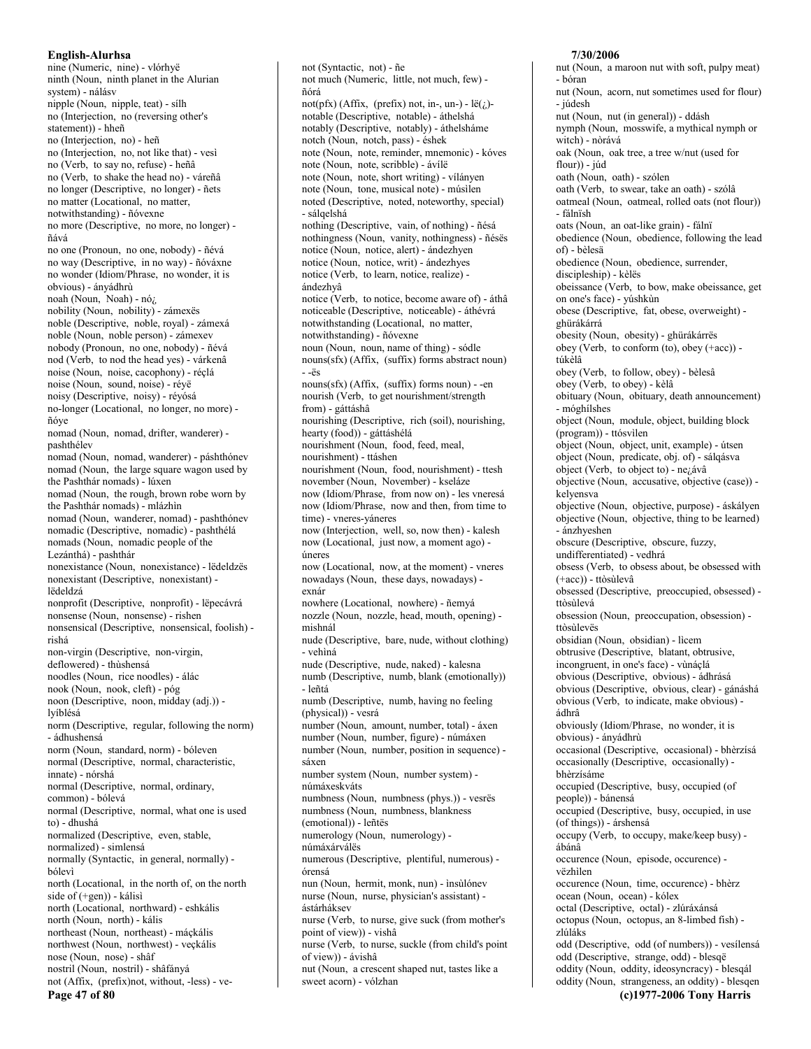nine (Numeric, nine) - vlórhyë
ninth (Noun, ninth planet in the Alurian system) - nálásv
nipple (Noun, nipple, teat) - sílh
no (Interjection, no (reversing other's statement)) - hheñ
no (Interjection, no) - heñ
no (Interjection, no, not like that) - vesì
no (Verb, to say no, refuse) - heñâ
no (Verb, to shake the head no) - váreñâ
no longer (Descriptive, no longer) - ñets
no matter (Locational, no matter, notwithstanding) - ñóvexne
no more (Descriptive, no more, no longer) - ñává
no one (Pronoun, no one, nobody) - ñévá
no way (Descriptive, in no way) - ñóváxne
no wonder (Idiom/Phrase, no wonder, it is obvious) - ányádhrù
noah (Noun, Noah) - nó¿
nobility (Noun, nobility) - zámexës
noble (Descriptive, noble, royal) - zámexá
noble (Noun, noble person) - zámexev
nobody (Pronoun, no one, nobody) - ñévá
nod (Verb, to nod the head yes) - várkenâ
noise (Noun, noise, cacophony) - réçlá
noise (Noun, sound, noise) - réyë
noisy (Descriptive, noisy) - réyósá
no-longer (Locational, no longer, no more) - ñóye
nomad (Noun, nomad, drifter, wanderer) - pashthélev
nomad (Noun, nomad, wanderer) - páshthónev
nomad (Noun, the large square wagon used by the Pashthár nomads) - lúxen
nomad (Noun, the rough, brown robe worn by the Pashthár nomads) - mlázhin
nomad (Noun, wanderer, nomad) - pashthónev
nomadic (Descriptive, nomadic) - pashthélá
nomads (Noun, nomadic people of the Lezánthá) - pashthár
nonexistance (Noun, nonexistance) - lëdeldzës
nonexistant (Descriptive, nonexistant) - lëdeldzá
nonprofit (Descriptive, nonprofit) - lëpecávrá
nonsense (Noun, nonsense) - rishen
nonsensical (Descriptive, nonsensical, foolish) - rishá
non-virgin (Descriptive, non-virgin, deflowered) - thùshensá
noodles (Noun, rice noodles) - álác
nook (Noun, nook, cleft) - póg
noon (Descriptive, noon, midday (adj.)) - lyíblésá
norm (Descriptive, regular, following the norm) - ádhushensá
norm (Noun, standard, norm) - bóleven
normal (Descriptive, normal, characteristic, innate) - nórshá
normal (Descriptive, normal, ordinary, common) - bólevá
normal (Descriptive, normal, what one is used to) - dhushá
normalized (Descriptive, even, stable, normalized) - simlensá
normally (Syntactic, in general, normally) - bólevì
north (Locational, in the north of, on the north side of (+gen)) - kálisì
north (Locational, northward) - eshkális
north (Noun, north) - kális
northeast (Noun, northeast) - máçkális
northwest (Noun, northwest) - veçkális
nose (Noun, nose) - shâf
nostril (Noun, nostril) - shâfányá
not (Affix, (prefix)not, without, -less) - ve-
not (Syntactic, not) - ñe
not much (Numeric, little, not much, few) - ñórá
not(pfx) (Affix, (prefix) not, in-, un-) - lë(¿)-
notable (Descriptive, notable) - áthelshá
notably (Descriptive, notably) - áthelsháme
notch (Noun, notch, pass) - éshek
note (Noun, note, reminder, mnemonic) - kóves
note (Noun, note, scribble) - ávílë
note (Noun, note, short writing) - vílányen
note (Noun, tone, musical note) - músìlen
noted (Descriptive, noted, noteworthy, special) - sálqelshá
nothing (Descriptive, vain, of nothing) - ñésá
nothingness (Noun, vanity, nothingness) - ñésës
notice (Noun, notice, alert) - ándezhyen
notice (Noun, notice, writ) - ándezhyes
notice (Verb, to learn, notice, realize) - ándezhyâ
notice (Verb, to notice, become aware of) - áthâ
noticeable (Descriptive, noticeable) - áthévrá
notwithstanding (Locational, no matter, notwithstanding) - ñóvexne
noun (Noun, noun, name of thing) - sódle
nouns(sfx) (Affix, (suffix) forms abstract noun) - -ës
nouns(sfx) (Affix, (suffix) forms noun) - -en
nourish (Verb, to get nourishment/strength from) - gáttáshâ
nourishing (Descriptive, rich (soil), nourishing, hearty (food)) - gáttáshélá
nourishment (Noun, food, feed, meal, nourishment) - ttáshen
nourishment (Noun, food, nourishment) - ttesh
november (Noun, November) - kseláze
now (Idiom/Phrase, from now on) - les vneresá
now (Idiom/Phrase, now and then, from time to time) - vneres-yáneres
now (Interjection, well, so, now then) - kalesh
now (Locational, just now, a moment ago) - úneres
now (Locational, now, at the moment) - vneres
nowadays (Noun, these days, nowadays) - exnár
nowhere (Locational, nowhere) - ñemyá
nozzle (Noun, nozzle, head, mouth, opening) - mishnál
nude (Descriptive, bare, nude, without clothing) - vehiná
nude (Descriptive, nude, naked) - kalesna
numb (Descriptive, numb, blank (emotionally)) - leñtá
numb (Descriptive, numb, having no feeling (physical)) - vesrá
number (Noun, amount, number, total) - áxen
number (Noun, number, figure) - númáxen
number (Noun, number, position in sequence) - sáxen
number system (Noun, number system) - númáxeskváts
numbness (Noun, numbness (phys.)) - vesrës
numbness (Noun, numbness, blankness (emotional)) - leñtës
numerology (Noun, numerology) - númáxárválës
numerous (Descriptive, plentiful, numerous) - órensá
nun (Noun, hermit, monk, nun) - insùlónev
nurse (Noun, nurse, physician's assistant) - ástárháksev
nurse (Verb, to nurse, give suck (from mother's point of view)) - vishâ
nurse (Verb, to nurse, suckle (from child's point of view)) - ávishâ
nut (Noun, a crescent shaped nut, tastes like a sweet acorn) - vólzhan
nut (Noun, a maroon nut with soft, pulpy meat) - bóran
nut (Noun, acorn, nut sometimes used for flour) - júdesh
nut (Noun, nut (in general)) - ddásh
nymph (Noun, mosswife, a mythical nymph or witch) - nòrává
oak (Noun, oak tree, a tree w/nut (used for flour)) - júd
oath (Noun, oath) - szólen
oath (Verb, to swear, take an oath) - szólâ
oatmeal (Noun, oatmeal, rolled oats (not flour)) - fálnïsh
oats (Noun, an oat-like grain) - fálnï
obedience (Noun, obedience, following the lead of) - bèlesä
obedience (Noun, obedience, surrender, discipleship) - kèlës
obeissance (Verb, to bow, make obeissance, get on one's face) - yúshkùn
obese (Descriptive, fat, obese, overweight) - ghürákárrá
obesity (Noun, obesity) - ghürákárrës
obey (Verb, to conform (to), obey (+acc)) - túkèlâ
obey (Verb, to follow, obey) - bèlesâ
obey (Verb, to obey) - kèlâ
obituary (Noun, obituary, death announcement) - móghílshes
object (Noun, module, object, building block (program)) - ttósvìlen
object (Noun, object, unit, example) - útsen
object (Noun, predicate, obj. of) - sálqásva
object (Verb, to object to) - ne¿ávâ
objective (Noun, accusative, objective (case)) - kelyensva
objective (Noun, objective, purpose) - áskályen
objective (Noun, objective, thing to be learned) - ánzhyeshen
obscure (Descriptive, obscure, fuzzy, undifferentiated) - vedhrá
obsess (Verb, to obsess about, be obsessed with (+acc)) - ttòsùlevâ
obsessed (Descriptive, preoccupied, obsessed) - ttòsùlevá
obsession (Noun, preoccupation, obsession) - ttòsùlevës
obsidian (Noun, obsidian) - lìcem
obtrusive (Descriptive, blatant, obtrusive, incongruent, in one's face) - vùnáçlá
obvious (Descriptive, obvious) - ádhrásá
obvious (Descriptive, obvious, clear) - gánáshá
obvious (Verb, to indicate, make obvious) - ádhrâ
obviously (Idiom/Phrase, no wonder, it is obvious) - ányádhrù
occasional (Descriptive, occasional) - bhèrzísá
occasionally (Descriptive, occasionally) - bhèrzísáme
occupied (Descriptive, busy, occupied (of people)) - bánensá
occupied (Descriptive, busy, occupied, in use (of things)) - árshensá
occupy (Verb, to occupy, make/keep busy) - ábánâ
occurence (Noun, episode, occurence) - vëzhìlen
occurence (Noun, time, occurence) - bhèrz
ocean (Noun, ocean) - kólex
octal (Descriptive, octal) - zlúráxánsá
octopus (Noun, octopus, an 8-limbed fish) - zlúláks
odd (Descriptive, odd (of numbers)) - vesílensá
odd (Descriptive, strange, odd) - blesqë
oddity (Noun, oddity, ideosyncracy) - blesqál
oddity (Noun, strangeness, an oddity) - blesqen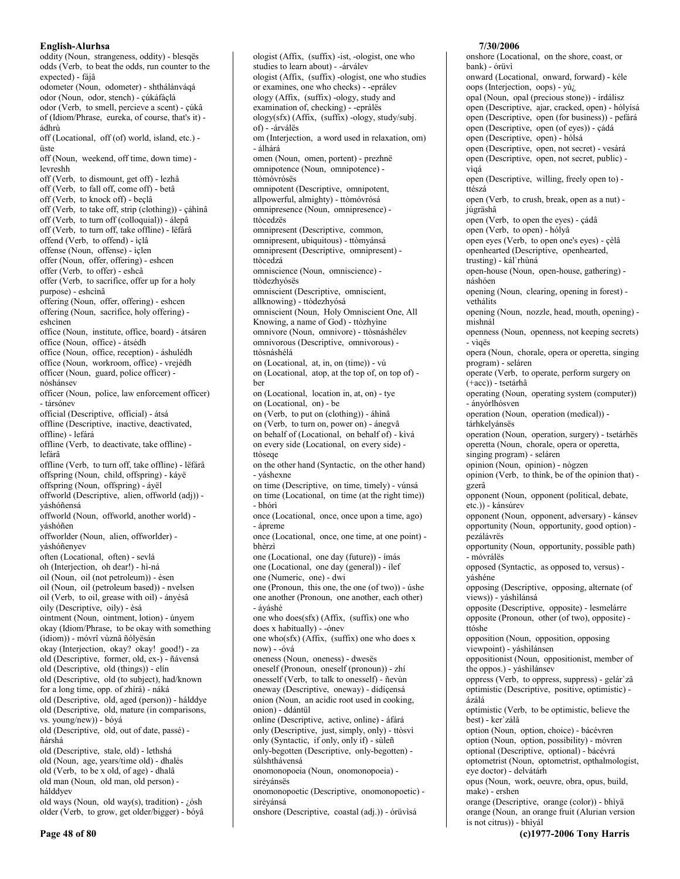oddity (Noun,  strangeness, oddity) - blesqës
odds (Verb,  to beat the odds, run counter to the expected) - fájâ
odometer (Noun,  odometer) - shthálánváqá
odor (Noun,  odor, stench) - çúkáfáçlá
odor (Verb,  to smell, percieve a scent) - çúkâ
of (Idiom/Phrase,  eureka, of course, that's it) - ádhrù
off (Locational,  off (of) world, island, etc.) - üste
off (Noun,  weekend, off time, down time) - levreshh
off (Verb,  to dismount, get off) - lezhâ
off (Verb,  to fall off, come off) - betâ
off (Verb,  to knock off) - beçlâ
off (Verb,  to take off, strip (clothing)) - çáhìnâ
off (Verb,  to turn off (colloquial)) - álepâ
off (Verb,  to turn off, take offline) - lëfárâ
offend (Verb,  to offend) - ìçlâ
offense (Noun,  offense) - ìçlen
offer (Noun,  offer, offering) - eshcen
offer (Verb,  to offer) - eshcâ
offer (Verb,  to sacrifice, offer up for a holy purpose) - eshcìnâ
offering (Noun,  offer, offering) - eshcen
offering (Noun,  sacrifice, holy offering) - eshcìnen
office (Noun,  institute, office, board) - átsáren
office (Noun,  office) - átsédh
office (Noun,  office, reception) - áshulédh
office (Noun,  workroom, office) - vrejédh
officer (Noun,  guard, police officer) - nóshánsev
officer (Noun,  police, law enforcement officer) - társónev
official (Descriptive,  official) - átsá
offline (Descriptive,  inactive, deactivated, offline) - lefárá
offline (Verb,  to deactivate, take offline) - lefárâ
offline (Verb,  to turn off, take offline) - lëfárâ
offspring (Noun,  child, offspring) - káyë
offspring (Noun,  offspring) - áyël
offworld (Descriptive,  alien, offworld (adj)) - yáshóñensá
offworld (Noun,  offworld, another world) - yáshóñen
offworlder (Noun,  alien, offworlder) - yáshóñenyev
often (Locational,  often) - sevlá
oh (Interjection,  oh dear!) - hì-ná
oil (Noun,  oil (not petroleum)) - èsen
oil (Noun,  oil (petroleum based)) - nvelsen
oil (Verb,  to oil, grease with oil) - ánỳèsâ
oily (Descriptive,  oily) - èsá
ointment (Noun,  ointment, lotion) - únyem
okay (Idiom/Phrase,  to be okay with something (idiom)) - móvrî vùznâ ñólyësán
okay (Interjection,  okay? okay! good!) - za
old (Descriptive,  former, old, ex-) - ñávensá
old (Descriptive,  old (things)) - elín
old (Descriptive,  old (to subject), had/known for a long time, opp. of zhírá) - náká
old (Descriptive,  old, aged (person)) - hálddye
old (Descriptive,  old, mature (in comparisons, vs. young/new)) - bóyá
old (Descriptive,  old, out of date, passé) - ñárshá
old (Descriptive,  stale, old) - lethshá
old (Noun,  age, years/time old) - dhalés
old (Verb,  to be x old, of age) - dhalâ
old man (Noun,  old man, old person) - hálddyev
old ways (Noun,  old way(s), tradition) - ¿ósh
older (Verb,  to grow, get older/bigger) - bóyâ

ologist (Affix,  (suffix) -ist, -ologist, one who studies to learn about) - -árválev
ologist (Affix,  (suffix) -ologist, one who studies or examines, one who checks) - -eprálev
ology (Affix,  (suffix) -ology, study and examination of, checking) - -eprálës
ology(sfx) (Affix,  (suffix) -ology, study/subj. of) - -árválës
om (Interjection,  a word used in relaxation, om) - álhárá
omen (Noun,  omen, portent) - prezhnë
omnipotence (Noun,  omnipotence) - ttòmóvrósës
omnipotent (Descriptive,  omnipotent, allpowerful, almighty) - ttòmóvrósá
omnipresence (Noun,  omnipresence) - ttòcedzës
omnipresent (Descriptive,  common, omnipresent, ubiquitous) - ttòmyánsá
omnipresent (Descriptive,  omnipresent) - ttòcedzá
omniscience (Noun,  omniscience) - ttòdezhyósës
omniscient (Descriptive,  omniscient, allknowing) - ttòdezhyósá
omniscient (Noun,  Holy Omniscient One, All Knowing, a name of God) - ttòzhyìne
omnivore (Noun,  omnivore) - ttòsnáshélev
omnivorous (Descriptive,  omnivorous) - ttòsnáshélá
on (Locational,  at, in, on (time)) - vú
on (Locational,  atop, at the top of, on top of) - ber
on (Locational,  location in, at, on) - tye
on (Locational,  on) - be
on (Verb,  to put on (clothing)) - áhìnâ
on (Verb,  to turn on, power on) - ánegvâ
on behalf of (Locational,  on behalf of) - kìvá
on every side (Locational,  on every side) - ttòseqe
on the other hand (Syntactic,  on the other hand) - yáshexne
on time (Descriptive,  on time, timely) - vúnsá
on time (Locational,  on time (at the right time)) - bhórì
once (Locational,  once, once upon a time, ago) - ápreme
once (Locational,  once, one time, at one point) - bhèrzì
one (Locational,  one day (future)) - ímás
one (Locational,  one day (general)) - ílef
one (Numeric,  one) - dwi
one (Pronoun,  this one, the one (of two)) - úshe
one another (Pronoun,  one another, each other) - áyáshé
one who does(sfx) (Affix,  (suffix) one who does x habitually) - -ónev
one who(sfx) (Affix,  (suffix) one who does x now) - -óvá
oneness (Noun,  oneness) - dwesës
oneself (Pronoun,  oneself (pronoun)) - zhí
onesself (Verb,  to talk to onesself) - ñevùn
oneway (Descriptive,  oneway) - didíçensá
onion (Noun,  an acidic root used in cooking, onion) - ddántül
online (Descriptive,  active, online) - áfárá
only (Descriptive,  just, simply, only) - ttòsvì
only (Syntactic,  if only, only if) - sùleñ
only-begotten (Descriptive,  only-begotten) - sùlshthávensá
onomonopoeia (Noun,  onomonopoeia) - siréyánsës
onomonopoetic (Descriptive,  onomonopoetic) - siréyánsá
onshore (Descriptive,  coastal (adj.)) - órüvisá

onshore (Locational,  on the shore, coast, or bank) - órüvi
onward (Locational,  onward, forward) - kéle
oops (Interjection,  oops) - yú¿
opal (Noun,  opal (precious stone)) - írdálisz
open (Descriptive,  ajar, cracked, open) - hólyísá
open (Descriptive,  open (for business)) - pefárá
open (Descriptive,  open (of eyes)) - çádá
open (Descriptive,  open) - hólsá
open (Descriptive,  open, not secret) - vesárá
open (Descriptive,  open, not secret, public) - vìqá
open (Descriptive,  willing, freely open to) - ttészá
open (Verb,  to crush, break, open as a nut) - júgräshâ
open (Verb,  to open the eyes) - çádâ
open (Verb,  to open) - hólyâ
open eyes (Verb,  to open one's eyes) - çèlâ
openhearted (Descriptive,  openhearted, trusting) - kál`rhùná
open-house (Noun,  open-house, gathering) - náshóen
opening (Noun,  clearing, opening in forest) - vethálits
opening (Noun,  nozzle, head, mouth, opening) - mishnál
openness (Noun,  openness, not keeping secrets) - viqës
opera (Noun,  chorale, opera or operetta, singing program) - seláren
operate (Verb,  to operate, perform surgery on (+acc)) - tsetárhâ
operating (Noun,  operating system (computer)) - ányórlhósven
operation (Noun,  operation (medical)) - tárhkelyánsës
operation (Noun,  operation, surgery) - tsetárhës
operetta (Noun,  chorale, opera or operetta, singing program) - seláren
opinion (Noun,  opinion) - nògzen
opinion (Verb,  to think, be of the opinion that) - gzerâ
opponent (Noun,  opponent (political, debate, etc.)) - kánsúrev
opponent (Noun,  opponent, adversary) - kánsev
opportunity (Noun,  opportunity, good option) - pezálávrës
opportunity (Noun,  opportunity, possible path) - móvrálës
opposed (Syntactic,  as opposed to, versus) - yáshéne
opposing (Descriptive,  opposing, alternate (of views)) - yáshìlánsá
opposite (Descriptive,  opposite) - lesmelárre
opposite (Pronoun,  other (of two), opposite) - ttóshe
opposition (Noun,  opposition, opposing viewpoint) - yáshìlánsen
oppositionist (Noun,  oppositionist, member of the oppos.) - yáshìlánsev
oppress (Verb,  to oppress, suppress) - gelár`zâ
optimistic (Descriptive,  positive, optimistic) - ázálá
optimistic (Verb,  to be optimistic, believe the best) - ker`zálâ
option (Noun,  option, choice) - bácévren
option (Noun,  option, possibility) - móvren
optional (Descriptive,  optional) - bácévrá
optometrist (Noun,  optometrist, opthalmologist, eye doctor) - delvátárh
opus (Noun,  work, oeuvre, obra, opus, build, make) - ershen
orange (Descriptive,  orange (color)) - bhìyä
orange (Noun,  an orange fruit (Alurian version is not citrus)) - bhìyál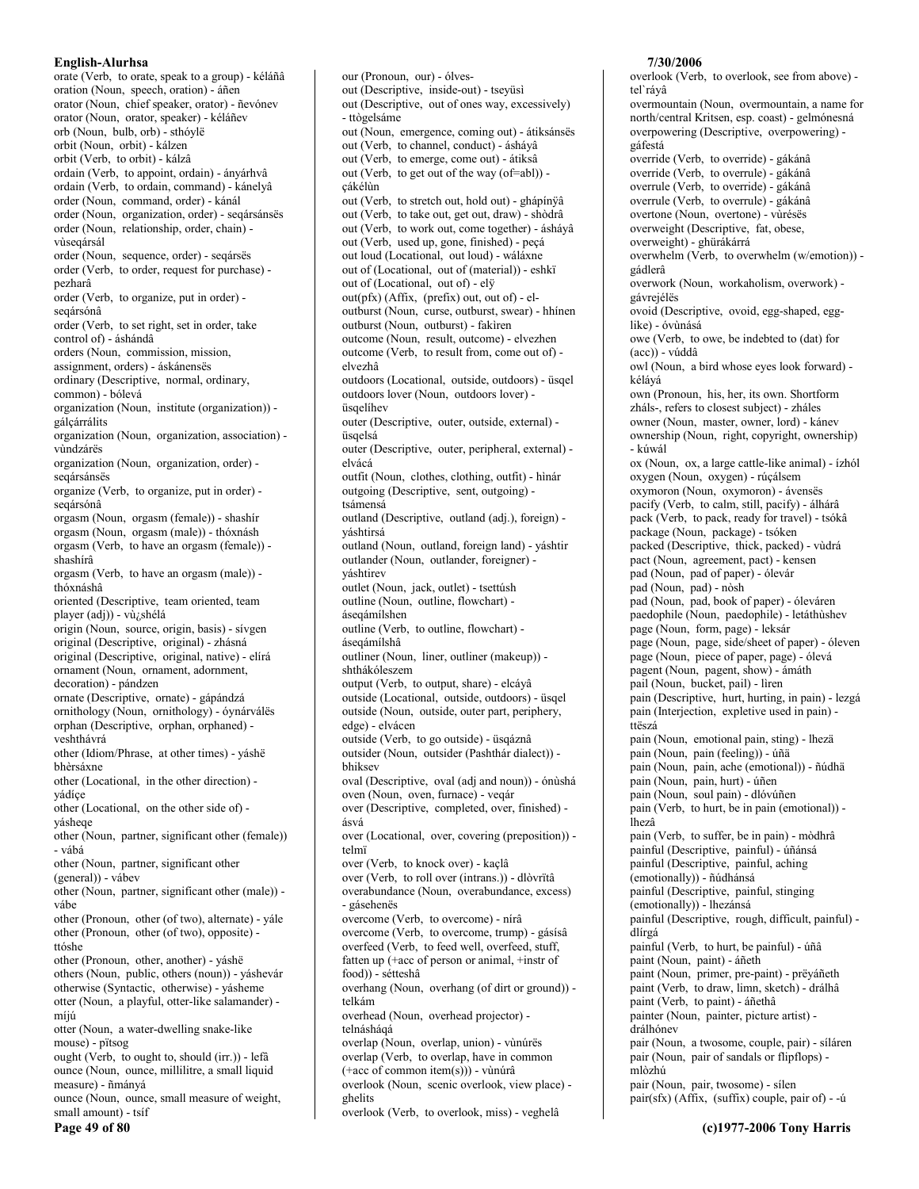orate (Verb, to orate, speak to a group) - kéláñâ
oration (Noun, speech, oration) - áñen
orator (Noun, chief speaker, orator) - ñevónev
orator (Noun, orator, speaker) - kéláñev
orb (Noun, bulb, orb) - sthóylë
orbit (Noun, orbit) - kálzen
orbit (Verb, to orbit) - kálzâ
ordain (Verb, to appoint, ordain) - ányárhvâ
ordain (Verb, to ordain, command) - kánelyâ
order (Noun, command, order) - kánál
order (Noun, organization, order) - seqársánsës
order (Noun, relationship, order, chain) - vùseqársál
order (Noun, sequence, order) - seqársës
order (Verb, to order, request for purchase) - pezharâ
order (Verb, to organize, put in order) - seqársónâ
order (Verb, to set right, set in order, take control of) - áshándâ
orders (Noun, commission, mission, assignment, orders) - áskánensës
ordinary (Descriptive, normal, ordinary, common) - bólevá
organization (Noun, institute (organization)) - gálçárrálits
organization (Noun, organization, association) - vùndzárës
organization (Noun, organization, order) - seqársánsës
organize (Verb, to organize, put in order) - seqársónâ
orgasm (Noun, orgasm (female)) - shashír
orgasm (Noun, orgasm (male)) - thóxnásh
orgasm (Verb, to have an orgasm (female)) - shashírâ
orgasm (Verb, to have an orgasm (male)) - thóxnáshâ
oriented (Descriptive, team oriented, team player (adj)) - vù¿shélá
origin (Noun, source, origin, basis) - sívgen
original (Descriptive, original) - zhásná
original (Descriptive, original, native) - elírá
ornament (Noun, ornament, adornment, decoration) - pándzen
ornate (Descriptive, ornate) - gápándzá
ornithology (Noun, ornithology) - óynárválës
orphan (Descriptive, orphan, orphaned) - veshthávrá
other (Idiom/Phrase, at other times) - yáshë bhèrsáxne
other (Locational, in the other direction) - yádíçe
other (Locational, on the other side of) - yásheqe
other (Noun, partner, significant other (female)) - vábá
other (Noun, partner, significant other (general)) - vábev
other (Noun, partner, significant other (male)) - vábe
other (Pronoun, other (of two), alternate) - yále
other (Pronoun, other (of two), opposite) - ttóshe
other (Pronoun, other, another) - yáshë
others (Noun, public, others (noun)) - yáshevár
otherwise (Syntactic, otherwise) - yásheme
otter (Noun, a playful, otter-like salamander) - míjú
otter (Noun, a water-dwelling snake-like mouse) - pïtsog
ought (Verb, to ought to, should (irr.)) - lefâ
ounce (Noun, ounce, millilitre, a small liquid measure) - ñmányá
ounce (Noun, ounce, small measure of weight, small amount) - tsíf
our (Pronoun, our) - ólves-
out (Descriptive, inside-out) - tseyüsì
out (Descriptive, out of ones way, excessively) - ttògelsáme
out (Noun, emergence, coming out) - átiksánsës
out (Verb, to channel, conduct) - ásháyâ
out (Verb, to emerge, come out) - átiksâ
out (Verb, to get out of the way (of=abl)) - çákélùn
out (Verb, to stretch out, hold out) - ghápínÿâ
out (Verb, to take out, get out, draw) - shòdrâ
out (Verb, to work out, come together) - ásháyâ
out (Verb, used up, gone, finished) - peçá
out loud (Locational, out loud) - wáláxne
out of (Locational, out of (material)) - eshkï
out of (Locational, out of) - elÿ
out(pfx) (Affix, (prefix) out, out of) - el-
outburst (Noun, curse, outburst, swear) - hhínen
outburst (Noun, outburst) - fakìren
outcome (Noun, result, outcome) - elvezhen
outcome (Verb, to result from, come out of) - elvezhâ
outdoors (Locational, outside, outdoors) - üsqel
outdoors lover (Noun, outdoors lover) - üsqelíhev
outer (Descriptive, outer, outside, external) - üsqelsá
outer (Descriptive, outer, peripheral, external) - elvácá
outfit (Noun, clothes, clothing, outfit) - hìnár
outgoing (Descriptive, sent, outgoing) - tsámensá
outland (Descriptive, outland (adj.), foreign) - yáshtirsá
outland (Noun, outland, foreign land) - yáshtir
outlander (Noun, outlander, foreigner) - yáshtirev
outlet (Noun, jack, outlet) - tsettúsh
outline (Noun, outline, flowchart) - áseqámílshen
outline (Verb, to outline, flowchart) - áseqámílshâ
outliner (Noun, liner, outliner (makeup)) - shthákóleszem
output (Verb, to output, share) - elcáyâ
outside (Locational, outside, outdoors) - üsqel
outside (Noun, outside, outer part, periphery, edge) - elvácen
outside (Verb, to go outside) - üsqáznâ
outsider (Noun, outsider (Pashthár dialect)) - bhiksev
oval (Descriptive, oval (adj and noun)) - ónùshá
oven (Noun, oven, furnace) - veqár
over (Descriptive, completed, over, finished) - ásvá
over (Locational, over, covering (preposition)) - telmï
over (Verb, to knock over) - kaçlâ
over (Verb, to roll over (intrans.)) - dlòvrïtâ
overabundance (Noun, overabundance, excess) - gásehenës
overcome (Verb, to overcome) - nírâ
overcome (Verb, to overcome, trump) - gásísâ
overfeed (Verb, to feed well, overfeed, stuff, fatten up (+acc of person or animal, +instr of food)) - sétteshâ
overhang (Noun, overhang (of dirt or ground)) - telkám
overhead (Noun, overhead projector) - telnásháqá
overlap (Noun, overlap, union) - vùnúrës
overlap (Verb, to overlap, have in common (+acc of common item(s))) - vùnúrâ
overlook (Noun, scenic overlook, view place) - ghelits
overlook (Verb, to overlook, miss) - veghelâ
overlook (Verb, to overlook, see from above) - tel`ráyâ
overmountain (Noun, overmountain, a name for north/central Kritsen, esp. coast) - gelmónesná
overpowering (Descriptive, overpowering) - gáfestá
override (Verb, to override) - gákánâ
override (Verb, to overrule) - gákánâ
overrule (Verb, to overrule) - gákánâ
overrule (Verb, to overrule) - gákánâ
overtone (Noun, overtone) - vùrésës
overweight (Descriptive, fat, obese, overweight) - ghürákárrá
overwhelm (Verb, to overwhelm (w/emotion)) - gádlerâ
overwork (Noun, workaholism, overwork) - gávrejélës
ovoid (Descriptive, ovoid, egg-shaped, egg-like) - óvùnásá
owe (Verb, to owe, be indebted to (dat) for (acc)) - vúddâ
owl (Noun, a bird whose eyes look forward) - kéláyá
own (Pronoun, his, her, its own. Shortform zháls-, refers to closest subject) - zháles
owner (Noun, master, owner, lord) - kánev
ownership (Noun, right, copyright, ownership) - kúwál
ox (Noun, ox, a large cattle-like animal) - ízhól
oxygen (Noun, oxygen) - rúçálsem
oxymoron (Noun, oxymoron) - ávensës
pacify (Verb, to calm, still, pacify) - álhárâ
pack (Verb, to pack, ready for travel) - tsókâ
package (Noun, package) - tsóken
packed (Descriptive, thick, packed) - vùdrá
pact (Noun, agreement, pact) - kensen
pad (Noun, pad of paper) - ólevár
pad (Noun, pad) - nòsh
pad (Noun, pad, book of paper) - óleváren
paedophile (Noun, paedophile) - letáthùshev
page (Noun, form, page) - leksár
page (Noun, page, side/sheet of paper) - óleven
page (Noun, piece of paper, page) - ólevá
pagent (Noun, pagent, show) - ámáth
pail (Noun, bucket, pail) - lìren
pain (Descriptive, hurt, hurting, in pain) - lezgá
pain (Interjection, expletive used in pain) - ttëszá
pain (Noun, emotional pain, sting) - lhezä
pain (Noun, pain (feeling)) - úñä
pain (Noun, pain, ache (emotional)) - ñúdhä
pain (Noun, pain, hurt) - úñen
pain (Noun, soul pain) - dlóvúñen
pain (Verb, to hurt, be in pain (emotional)) - lhezâ
pain (Verb, to suffer, be in pain) - mòdhrâ
painful (Descriptive, painful) - úñánsá
painful (Descriptive, painful, aching (emotionally)) - ñúdhánsá
painful (Descriptive, painful, stinging (emotionally)) - lhezánsá
painful (Descriptive, rough, difficult, painful) - dlírgá
painful (Verb, to hurt, be painful) - úñâ
paint (Noun, paint) - áñeth
paint (Noun, primer, pre-paint) - prëyáñeth
paint (Verb, to draw, limn, sketch) - drálhâ
paint (Verb, to paint) - áñethâ
painter (Noun, painter, picture artist) - drálhónev
pair (Noun, a twosome, couple, pair) - síláren
pair (Noun, pair of sandals or flipflops) - mlòzhú
pair (Noun, pair, twosome) - sílen
pair(sfx) (Affix, (suffix) couple, pair of) - -ú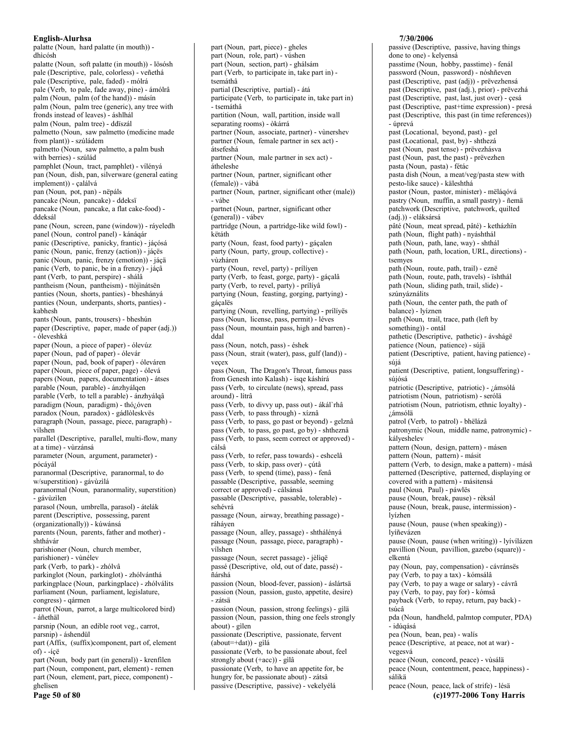palatte (Noun, hard palatte (in mouth)) - dhicósh
palatte (Noun, soft palatte (in mouth)) - lösósh
pale (Descriptive, pale, colorless) - veñethá
pale (Descriptive, pale, faded) - mólrá
pale (Verb, to pale, fade away, pine) - ámólrâ
palm (Noun, palm (of the hand)) - másín
palm (Noun, palm tree (generic), any tree with fronds instead of leaves) - áshlhál
palm (Noun, palm tree) - ddïszál
palmetto (Noun, saw palmetto (medicine made from plant)) - szúládem
palmetto (Noun, saw palmetto, a palm bush with berries) - szúlád
pamphlet (Noun, tract, pamphlet) - víléñyá
pan (Noun, dish, pan, silverware (general eating implement)) - çalálvá
pan (Noun, pot, pan) - nëpáls
pancake (Noun, pancake) - ddeksï
pancake (Noun, pancake, a flat cake-food) - ddeksál
pane (Noun, screen, pane (window)) - ráyeledh
panel (Noun, control panel) - kánáqár
panic (Descriptive, panicky, frantic) - jáçósá
panic (Noun, panic, frenzy (action)) - jáçës
panic (Noun, panic, frenzy (emotion)) - jáçä
panic (Verb, to panic, be in a frenzy) - jáçâ
pant (Verb, to pant, perspire) - shálâ
pantheism (Noun, pantheism) - ttòjìnátsën
panties (Noun, shorts, panties) - bhesháñyá
panties (Noun, underpants, shorts, panties) - kabhesh
pants (Noun, pants, trousers) - bheshún
paper (Descriptive, paper, made of paper (adj.)) - óleveshká
paper (Noun, a piece of paper) - ólevúz
paper (Noun, pad of paper) - ólevár
paper (Noun, pad, book of paper) - óleváren
paper (Noun, piece of paper, page) - ólevá
papers (Noun, papers, documentation) - átses
parable (Noun, parable) - ánzhyálqen
parable (Verb, to tell a parable) - ánzhyálqâ
paradigm (Noun, paradigm) - thó¿óven
paradox (Noun, paradox) - gádlòleskvës
paragraph (Noun, passage, piece, paragraph) - vílshen
parallel (Descriptive, parallel, multi-flow, many at a time) - vùrzánsá
parameter (Noun, argument, parameter) - pócáyál
paranormal (Descriptive, paranormal, to do w/superstition) - gávùzilá
paranormal (Noun, paranormality, superstition) - gávùzilen
parasol (Noun, umbrella, parasol) - átelák
parent (Descriptive, possessing, parent (organizationally)) - kúwánsá
parents (Noun, parents, father and mother) - shthávár
parishioner (Noun, church member, parishioner) - vùnélev
park (Verb, to park) - zhólvâ
parkinglot (Noun, parkinglot) - zhólvánthá
parkingplace (Noun, parkingplace) - zhólválits
parliament (Noun, parliament, legislature, congress) - qármen
parrot (Noun, parrot, a large multicolored bird) - áñethäl
parsnip (Noun, an edible root veg., carrot, parsnip) - áshendül
part (Affix, (suffix)component, part of, element of) - -íçë
part (Noun, body part (in general)) - krenfilen
part (Noun, component, part, element) - remen
part (Noun, element, part, piece, component) - ghelisen
part (Noun, part, piece) - gheles
part (Noun, role, part) - vúshen
part (Noun, section, part) - ghálsám
part (Verb, to participate in, take part in) - tsemáthâ
partial (Descriptive, partial) - átá
participate (Verb, to participate in, take part in) - tsemáthâ
partition (Noun, wall, partition, inside wall separating rooms) - òkárrá
partner (Noun, associate, partner) - vùnershev
partner (Noun, female partner in sex act) - átsefeshá
partner (Noun, male partner in sex act) - átheleshe
partner (Noun, partner, significant other (female)) - vábá
partner (Noun, partner, significant other (male)) - vábe
partnet (Noun, partner, significant other (general)) - vábev
partridge (Noun, a partridge-like wild fowl) - këtáth
party (Noun, feast, food party) - gáçalen
party (Noun, party, group, collective) - vùzháren
party (Noun, revel, party) - prílíyen
party (Verb, to feast, gorge, party) - gáçalâ
party (Verb, to revel, party) - prílíyâ
partying (Noun, feasting, gorging, partying) - gáçalës
partying (Noun, revelling, partying) - prílíyës
pass (Noun, license, pass, permit) - léves
pass (Noun, mountain pass, high and barren) - ddal
pass (Noun, notch, pass) - éshek
pass (Noun, strait (water), pass, gulf (land)) - veçex
pass (Noun, The Dragon's Throat, famous pass from Genesh into Kalash) - isqe káshírá
pass (Verb, to circulate (news), spread, pass around) - lítrâ
pass (Verb, to divvy up, pass out) - ákál`rhâ
pass (Verb, to pass through) - xíznâ
pass (Verb, to pass, go past or beyond) - gelznâ
pass (Verb, to pass, go past, go by) - shtheznâ
pass (Verb, to pass, seem correct or approved) - cálsâ
pass (Verb, to refer, pass towards) - eshcelâ
pass (Verb, to skip, pass over) - çútâ
pass (Verb, to spend (time), pass) - fenâ
passable (Descriptive, passable, seeming correct or approved) - cálsánsá
passable (Descriptive, passable, tolerable) - sehévrá
passage (Noun, airway, breathing passage) - ráháyen
passage (Noun, alley, passage) - shtháléñyá
passage (Noun, passage, piece, paragraph) - vílshen
passage (Noun, secret passage) - jèliqë
passé (Descriptive, old, out of date, passé) - ñárshá
passion (Noun, blood-fever, passion) - áslártsä
passion (Noun, passion, gusto, appetite, desire) - zátsä
passion (Noun, passion, strong feelings) - gìlä
passion (Noun, passion, thing one feels strongly about) - gilen
passionate (Descriptive, passionate, fervent (about=+dat)) - gìlá
passionate (Verb, to be passionate about, feel strongly about (+acc)) - gìlâ
passionate (Verb, to have an appetite for, be hungry for, be passionate about) - zátsâ
passive (Descriptive, passive) - vekelyélá
passive (Descriptive, passive, having things done to one) - kelyensá
passtime (Noun, hobby, passtime) - fenál
password (Noun, password) - nóshñeven
past (Descriptive, past (adj)) - prëvezhensá
past (Descriptive, past (adj.), prior) - prëvezhá
past (Descriptive, past, last, just over) - çesá
past (Descriptive, past+time expression) - presá
past (Descriptive, this past (in time references)) - úprevá
past (Locational, beyond, past) - gel
past (Locational, past, by) - shthezá
past (Noun, past tense) - prëvezhásva
past (Noun, past, the past) - prëvezhen
pasta (Noun, pasta) - fëtác
pasta dish (Noun, a meat/veg/pasta stew with pesto-like sauce) - käleshthá
pastor (Noun, pastor, minister) - mëláqóvá
pastry (Noun, muffin, a small pastry) - ñemä
patchwork (Descriptive, patchwork, quilted (adj.)) - eláksársá
pâté (Noun, meat spread, pâté) - ketházhïn
path (Noun, flight path) - nyáshthál
path (Noun, path, lane, way) - shthál
path (Noun, path, location, URL, directions) - tsemyes
path (Noun, route, path, trail) - eznë
path (Noun, route, path, travels) - ïshthál
path (Noun, sliding path, trail, slide) - szúnyáználits
path (Noun, the center path, the path of balance) - lyíznen
path (Noun, trail, trace, path (left by something)) - ontál
pathetic (Descriptive, pathetic) - ávshágë
patience (Noun, patience) - sújä
patient (Descriptive, patient, having patience) - sújá
patient (Descriptive, patient, longsuffering) - sújósá
patriotic (Descriptive, patriotic) - ¿ámsólá
patriotism (Noun, patriotism) - serólä
patriotism (Noun, patriotism, ethnic loyalty) - ¿ámsólä
patrol (Verb, to patrol) - bhëlázâ
patronymic (Noun, middle name, patronymic) - kályeshelev
pattern (Noun, design, pattern) - másen
pattern (Noun, pattern) - másit
pattern (Verb, to design, make a pattern) - másâ
patterned (Descriptive, patterned, displaying or covered with a pattern) - másitensá
paul (Noun, Paul) - páwlës
pause (Noun, break, pause) - rèksál
pause (Noun, break, pause, intermission) - lyízhen
pause (Noun, pause (when speaking)) - lyíñevázen
pause (Noun, pause (when writing)) - lyívílázen
pavillion (Noun, pavillion, gazebo (square)) - elkentá
pay (Noun, pay, compensation) - cávránsës
pay (Verb, to pay a tax) - kómsálâ
pay (Verb, to pay a wage or salary) - cávrâ
pay (Verb, to pay, pay for) - kómsâ
payback (Verb, to repay, return, pay back) - tsúcâ
pda (Noun, handheld, palmtop computer, PDA) - idúqásá
pea (Noun, bean, pea) - walís
peace (Descriptive, at peace, not at war) - vegesvá
peace (Noun, concord, peace) - vùsálä
peace (Noun, contentment, peace, happiness) - sálikä
peace (Noun, peace, lack of strife) - lésä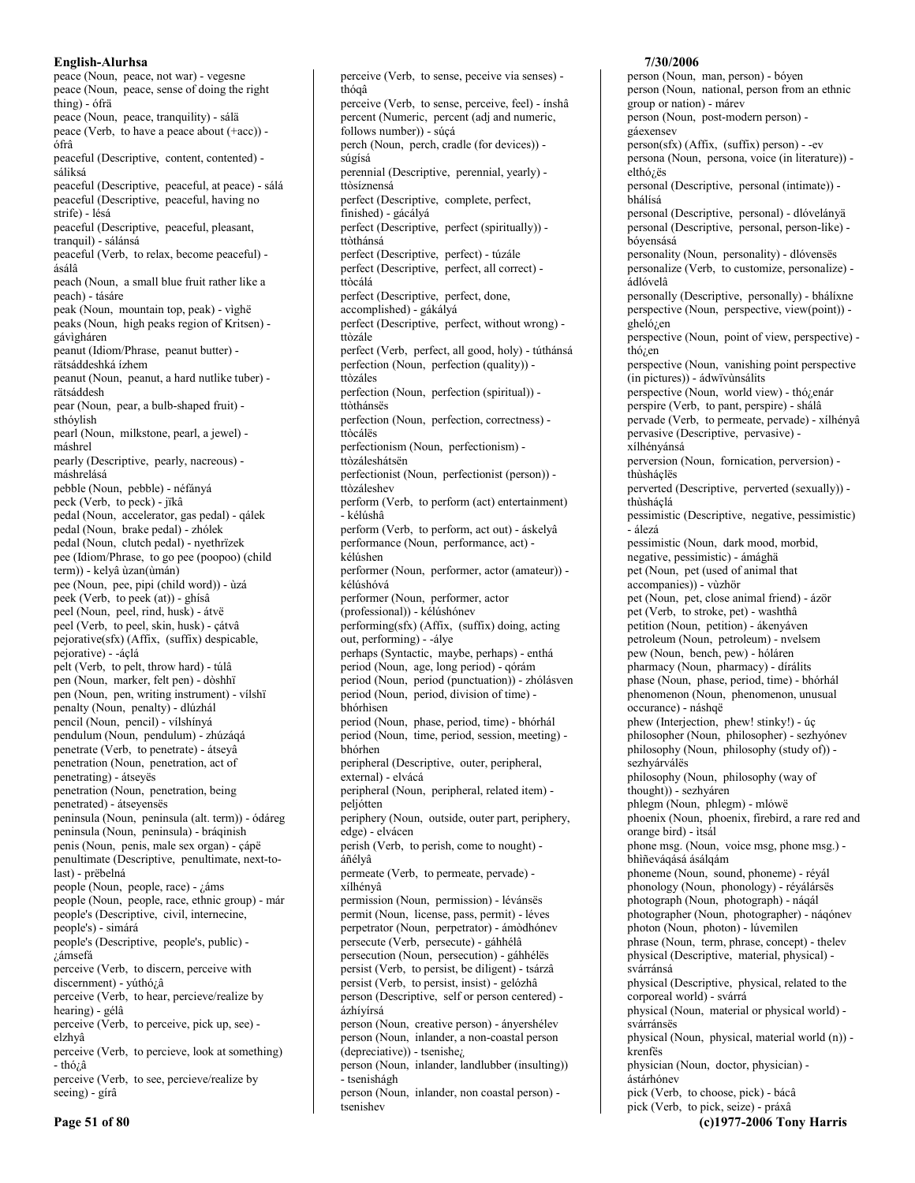peace (Noun, peace, not war) - vegesne
peace (Noun, peace, sense of doing the right thing) - ófrä
peace (Noun, peace, tranquility) - sálä
peace (Verb, to have a peace about (+acc)) - ófrâ
peaceful (Descriptive, content, contented) - sáliksá
peaceful (Descriptive, peaceful, at peace) - sálá
peaceful (Descriptive, peaceful, having no strife) - lésá
peaceful (Descriptive, peaceful, pleasant, tranquil) - sálánsá
peaceful (Verb, to relax, become peaceful) - ásálâ
peach (Noun, a small blue fruit rather like a peach) - tásáre
peak (Noun, mountain top, peak) - vìghë
peaks (Noun, high peaks region of Kritsen) - gávìgháren
peanut (Idiom/Phrase, peanut butter) - rätsáddeshká ízhem
peanut (Noun, peanut, a hard nutlike tuber) - rätsáddesh
pear (Noun, pear, a bulb-shaped fruit) - sthóylish
pearl (Noun, milkstone, pearl, a jewel) - máshrel
pearly (Descriptive, pearly, nacreous) - máshrelásá
pebble (Noun, pebble) - néfányá
peck (Verb, to peck) - jïkâ
pedal (Noun, accelerator, gas pedal) - qálek
pedal (Noun, brake pedal) - zhólek
pedal (Noun, clutch pedal) - nyethrïzek
pee (Idiom/Phrase, to go pee (poopoo) (child term)) - kelyâ ùzan(ùmán)
pee (Noun, pee, pipi (child word)) - ùzá
peek (Verb, to peek (at)) - ghísâ
peel (Noun, peel, rind, husk) - átvë
peel (Verb, to peel, skin, husk) - çátvâ
pejorative(sfx) (Affix, (suffix) despicable, pejorative) - -áçlá
pelt (Verb, to pelt, throw hard) - túlâ
pen (Noun, marker, felt pen) - dòshhï
pen (Noun, pen, writing instrument) - vílshï
penalty (Noun, penalty) - dlúzhál
pencil (Noun, pencil) - vílshínyá
pendulum (Noun, pendulum) - zhúzáqá
penetrate (Verb, to penetrate) - átseyâ
penetration (Noun, penetration, act of penetrating) - átseyës
penetration (Noun, penetration, being penetrated) - átseyensës
peninsula (Noun, peninsula (alt. term)) - ódáreg
peninsula (Noun, peninsula) - bráqinish
penis (Noun, penis, male sex organ) - çápë
penultimate (Descriptive, penultimate, next-to-last) - prëbelná
people (Noun, people, race) - ¿áms
people (Noun, people, race, ethnic group) - már
people's (Descriptive, civil, internecine, people's) - simárá
people's (Descriptive, people's, public) - ¿ámsefá
perceive (Verb, to discern, perceive with discernment) - yúthó¿â
perceive (Verb, to hear, percieve/realize by hearing) - gélâ
perceive (Verb, to perceive, pick up, see) - elzhyâ
perceive (Verb, to percieve, look at something) - thó¿â
perceive (Verb, to see, percieve/realize by seeing) - gírâ
perceive (Verb, to sense, peceive via senses) - thóqâ
perceive (Verb, to sense, perceive, feel) - ínshâ
percent (Numeric, percent (adj and numeric, follows number)) - súçá
perch (Noun, perch, cradle (for devices)) - súgísá
perennial (Descriptive, perennial, yearly) - ttòsíznensá
perfect (Descriptive, complete, perfect, finished) - gácályá
perfect (Descriptive, perfect (spiritually)) - ttòthánsá
perfect (Descriptive, perfect) - túzále
perfect (Descriptive, perfect, all correct) - ttòcálá
perfect (Descriptive, perfect, done, accomplished) - gákályá
perfect (Descriptive, perfect, without wrong) - ttòzále
perfect (Verb, perfect, all good, holy) - túthánsá
perfection (Noun, perfection (quality)) - ttòzáles
perfection (Noun, perfection (spiritual)) - ttòthánsës
perfection (Noun, perfection, correctness) - ttòcálës
perfectionism (Noun, perfectionism) - ttòzáleshátsën
perfectionist (Noun, perfectionist (person)) - ttòzáleshev
perform (Verb, to perform (act) entertainment) - kélúshâ
perform (Verb, to perform, act out) - áskelyâ
performance (Noun, performance, act) - kélúshen
performer (Noun, performer, actor (amateur)) - kélúshóvá
performer (Noun, performer, actor (professional)) - kélúshónev
performing(sfx) (Affix, (suffix) doing, acting out, performing) - -álye
perhaps (Syntactic, maybe, perhaps) - enthá
period (Noun, age, long period) - qórám
period (Noun, period (punctuation)) - zhólásven
period (Noun, period, division of time) - bhórhisen
period (Noun, phase, period, time) - bhórhál
period (Noun, time, period, session, meeting) - bhórhen
peripheral (Descriptive, outer, peripheral, external) - elvácá
peripheral (Noun, peripheral, related item) - peljótten
periphery (Noun, outside, outer part, periphery, edge) - elvácen
perish (Verb, to perish, come to nought) - áñélyâ
permeate (Verb, to permeate, pervade) - xílhényâ
permission (Noun, permission) - lévánsës
permit (Noun, license, pass, permit) - léves
perpetrator (Noun, perpetrator) - ámòdhónev
persecute (Verb, persecute) - gáhhélâ
persecution (Noun, persecution) - gáhhélës
persist (Verb, to persist, be diligent) - tsárzâ
persist (Verb, to persist, insist) - gelózhâ
person (Descriptive, self or person centered) - ázhíyírsá
person (Noun, creative person) - ányershélev
person (Noun, inlander, a non-coastal person (depreciative)) - tsenishe¿
person (Noun, inlander, landlubber (insulting)) - tsenishágh
person (Noun, inlander, non coastal person) - tsenishev
person (Noun, man, person) - bóyen
person (Noun, national, person from an ethnic group or nation) - márev
person (Noun, post-modern person) - gáexensev
person(sfx) (Affix, (suffix) person) - -ev
persona (Noun, persona, voice (in literature)) - elthó¿ës
personal (Descriptive, personal (intimate)) - bhálísá
personal (Descriptive, personal) - dlóvelányä
personal (Descriptive, personal, person-like) - bóyensásá
personality (Noun, personality) - dlóvensës
personalize (Verb, to customize, personalize) - ádlóvelâ
personally (Descriptive, personally) - bhálíxne
perspective (Noun, perspective, view(point)) - ghelό¿en
perspective (Noun, point of view, perspective) - thó¿en
perspective (Noun, vanishing point perspective (in pictures)) - ádwïvùnsálits
perspective (Noun, world view) - thó¿enár
perspire (Verb, to pant, perspire) - shálâ
pervade (Verb, to permeate, pervade) - xílhényâ
pervasive (Descriptive, pervasive) - xílhényánsá
perversion (Noun, fornication, perversion) - thùsháçlës
perverted (Descriptive, perverted (sexually)) - thùsháçlá
pessimistic (Descriptive, negative, pessimistic) - álezá
pessimistic (Noun, dark mood, morbid, negative, pessimistic) - ámághä
pet (Noun, pet (used of animal that accompanies)) - vùzhör
pet (Noun, pet, close animal friend) - ázör
pet (Verb, to stroke, pet) - washthâ
petition (Noun, petition) - ákenyáven
petroleum (Noun, petroleum) - nvelsem
pew (Noun, bench, pew) - hóláren
pharmacy (Noun, pharmacy) - dírálits
phase (Noun, phase, period, time) - bhórhál
phenomenon (Noun, phenomenon, unusual occurance) - náshqë
phew (Interjection, phew! stinky!) - úç
philosopher (Noun, philosopher) - sezhyónev
philosophy (Noun, philosophy (study of)) - sezhyárválës
philosophy (Noun, philosophy (way of thought)) - sezhyáren
phlegm (Noun, phlegm) - mlówë
phoenix (Noun, phoenix, firebird, a rare red and orange bird) - itsál
phone msg. (Noun, voice msg, phone msg.) - bhìñeváqásá ásálqám
phoneme (Noun, sound, phoneme) - réyál
phonology (Noun, phonology) - réyálársës
photograph (Noun, photograph) - náqál
photographer (Noun, photographer) - náqónev
photon (Noun, photon) - lúvemilen
phrase (Noun, term, phrase, concept) - thelev
physical (Descriptive, material, physical) - svárránsá
physical (Descriptive, physical, related to the corporeal world) - svárrá
physical (Noun, material or physical world) - svárránsës
physical (Noun, physical, material world (n)) - krenfës
physician (Noun, doctor, physician) - ástárhónev
pick (Verb, to choose, pick) - bácâ
pick (Verb, to pick, seize) - práxâ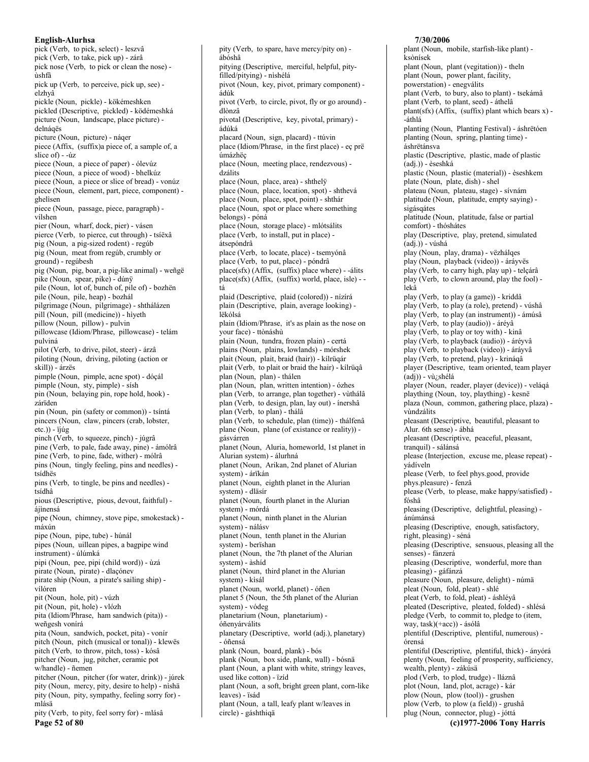pick (Verb, to pick, select) - leszvâ
pick (Verb, to take, pick up) - zárâ
pick nose (Verb, to pick or clean the nose) - ùshfâ
pick up (Verb, to perceive, pick up, see) - elzhyâ
pickle (Noun, pickle) - kökémeshken
pickled (Descriptive, pickled) - ködémeshká
picture (Noun, landscape, place picture) - delnáqës
picture (Noun, picture) - náqer
piece (Affix, (suffix)a piece of, a sample of, a slice of) - -úz
piece (Noun, a piece of paper) - ólevúz
piece (Noun, a piece of wood) - bhelkúz
piece (Noun, a piece or slice of bread) - vonúz
piece (Noun, element, part, piece, component) - ghelisen
piece (Noun, passage, piece, paragraph) - vílshen
pier (Noun, wharf, dock, pier) - vásen
pierce (Verb, to pierce, cut through) - tsíëxâ
pig (Noun, a pig-sized rodent) - regúb
pig (Noun, meat from regúb, crumbly or ground) - regúbesh
pig (Noun, pig, boar, a pig-like animal) - weñgë
pike (Noun, spear, pike) - dúnÿ
pile (Noun, lot of, bunch of, pile of) - bozhën
pile (Noun, pile, heap) - bozhál
pilgrimage (Noun, pilgrimage) - shthálázen
pill (Noun, pill (medicine)) - hiyeth
pillow (Noun, pillow) - pulvin
pillowcase (Idiom/Phrase, pillowcase) - telám pulviná
pilot (Verb, to drive, pilot, steer) - árzâ
piloting (Noun, driving, piloting (action or skill)) - árzës
pimple (Noun, pimple, acne spot) - dóçál
pimple (Noun, sty, pimple) - sísh
pin (Noun, belaying pin, rope hold, hook) - zárïden
pin (Noun, pin (safety or common)) - tsíntá
pincers (Noun, claw, pincers (crab, lobster, etc.)) - ïjúg
pinch (Verb, to squeeze, pinch) - júgrâ
pine (Verb, to pale, fade away, pine) - ámólrâ
pine (Verb, to pine, fade, wither) - mólrâ
pins (Noun, tingly feeling, pins and needles) - tsídhës
pins (Verb, to tingle, be pins and needles) - tsídhâ
pious (Descriptive, pious, devout, faithful) - ájinensá
pipe (Noun, chimney, stove pipe, smokestack) - máxún
pipe (Noun, pipe, tube) - húnál
pipes (Noun, uillean pipes, a bagpipe wind instrument) - úlúmká
pipi (Noun, pee, pipi (child word)) - ùzá
pirate (Noun, pirate) - dlaçónev
pirate ship (Noun, a pirate's sailing ship) - vílóren
pit (Noun, hole, pit) - vúzh
pit (Noun, pit, hole) - vlózh
pita (Idiom/Phrase, ham sandwich (pita)) - weñgesh vonírá
pita (Noun, sandwich, pocket, pita) - vonír
pitch (Noun, pitch (musical or tonal)) - klewës
pitch (Verb, to throw, pitch, toss) - kósâ
pitcher (Noun, jug, pitcher, ceramic pot w/handle) - ñemen
pitcher (Noun, pitcher (for water, drink)) - júrek
pity (Noun, mercy, pity, desire to help) - nìshä
pity (Noun, pity, sympathy, feeling sorry for) - mlásä
pity (Verb, to pity, feel sorry for) - mlásâ
pity (Verb, to spare, have mercy/pity on) - ábóshâ
pitying (Descriptive, merciful, helpful, pity-filled/pitying) - nìshélá
pivot (Noun, key, pivot, primary component) - ádúk
pivot (Verb, to circle, pivot, fly or go around) - dlònzâ
pivotal (Descriptive, key, pivotal, primary) - ádúká
placard (Noun, sign, placard) - ttúvin
place (Idiom/Phrase, in the first place) - eç prë úmázhëç
place (Noun, meeting place, rendezvous) - dzálits
place (Noun, place, area) - shthelÿ
place (Noun, place, location, spot) - shthevá
place (Noun, place, spot, point) - shthár
place (Noun, spot or place where something belongs) - póná
place (Noun, storage place) - mlótsálits
place (Verb, to install, put in place) - átsepóndrâ
place (Verb, to locate, place) - tsemyónâ
place (Verb, to put, place) - póndrâ
place(sfx) (Affix, (suffix) place where) - -álits
place(sfx) (Affix, (suffix) world, place, isle) - -tá
plaid (Descriptive, plaid (colored)) - nízírá
plain (Descriptive, plain, average looking) - lëkólsá
plain (Idiom/Phrase, it's as plain as the nose on your face) - ttònáshù
plain (Noun, tundra, frozen plain) - certá
plains (Noun, plains, lowlands) - mórshek
plait (Noun, plait, braid (hair)) - kílrüqár
plait (Verb, to plait or braid the hair) - kílrüqâ
plan (Noun, plan) - thálen
plan (Noun, plan, written intention) - ózhes
plan (Verb, to arrange, plan together) - vùthálâ
plan (Verb, to design, plan, lay out) - ínershâ
plan (Verb, to plan) - thálâ
plan (Verb, to schedule, plan (time)) - thálfenâ
plane (Noun, plane (of existance or reality)) - gásvárren
planet (Noun, Aluria, homeworld, 1st planet in Alurian system) - álurhná
planet (Noun, Arikan, 2nd planet of Alurian system) - árïkán
planet (Noun, eighth planet in the Alurian system) - dläsír
planet (Noun, fourth planet in the Alurian system) - mórdá
planet (Noun, ninth planet in the Alurian system) - nálásv
planet (Noun, tenth planet in the Alurian system) - berïshan
planet (Noun, the 7th planet of the Alurian system) - àshíd
planet (Noun, third planet in the Alurian system) - kìsál
planet (Noun, world, planet) - óñen
planet 5 (Noun, the 5th planet of the Alurian system) - vódeg
planetarium (Noun, planetarium) - óñenyárválits
planetary (Descriptive, world (adj.), planetary) - óñensá
plank (Noun, board, plank) - bós
plank (Noun, box side, plank, wall) - bósnä
plant (Noun, a plant with white, stringy leaves, used like cotton) - ízíd
plant (Noun, a soft, bright green plant, corn-like leaves) - ïsád
plant (Noun, a tall, leafy plant w/leaves in circle) - gáshthiqä
plant (Noun, mobile, starfish-like plant) - ksònísek
plant (Noun, plant (vegetation)) - theln
plant (Noun, power plant, facility, powerstation) - enegválits
plant (Verb, to bury, also to plant) - tsekámâ
plant (Verb, to plant, seed) - áthelâ
plant(sfx) (Affix, (suffix) plant which bears x) - -áthlá
planting (Noun, Planting Festival) - áshrëtóen
planting (Noun, spring, planting time) - áshrëtánsva
plastic (Descriptive, plastic, made of plastic (adj.)) - èseshká
plastic (Noun, plastic (material)) - èseshkem
plate (Noun, plate, dish) - shel
plateau (Noun, plateau, stage) - sívnám
platitude (Noun, platitude, empty saying) - sigásqátes
platitude (Noun, platitude, false or partial comfort) - thóshátes
play (Descriptive, play, pretend, simulated (adj.)) - vúshá
play (Noun, play, drama) - vëzhálqes
play (Noun, playback (video)) - áráyvës
play (Verb, to carry high, play up) - telçárâ
play (Verb, to clown around, play the fool) - lekâ
play (Verb, to play (a game)) - kriddâ
play (Verb, to play (a role), pretend) - vúshâ
play (Verb, to play (an instrument)) - ámúsâ
play (Verb, to play (audio)) - áréyâ
play (Verb, to play or toy with) - kinâ
play (Verb, to playback (audio)) - áréyvâ
play (Verb, to playback (video)) - áráyvâ
play (Verb, to pretend, play) - krináqâ
player (Descriptive, team oriented, team player (adj)) - vù¿shélá
player (Noun, reader, player (device)) - veláqá
plaything (Noun, toy, plaything) - kesnë
plaza (Noun, common, gathering place, plaza) - vùndzálits
pleasant (Descriptive, beautiful, pleasant to Alur. 6th sense) - ábhá
pleasant (Descriptive, peaceful, pleasant, tranquil) - sálánsá
please (Interjection, excuse me, please repeat) - yádíveln
please (Verb, to feel phys.good, provide phys.pleasure) - fenzâ
please (Verb, to please, make happy/satisfied) - fóshâ
pleasing (Descriptive, delightful, pleasing) - ánúmánsá
pleasing (Descriptive, enough, satisfactory, right, pleasing) - séná
pleasing (Descriptive, sensuous, pleasing all the senses) - fánzerá
pleasing (Descriptive, wonderful, more than pleasing) - gáfánzá
pleasure (Noun, pleasure, delight) - númä
pleat (Noun, fold, pleat) - shlé
pleat (Verb, to fold, pleat) - áshléyâ
pleated (Descriptive, pleated, folded) - shlésá
pledge (Verb, to commit to, pledge to (item, way, task)(+acc)) - ásólâ
plentiful (Descriptive, plentiful, numerous) - órensá
plentiful (Descriptive, plentiful, thick) - ányórá
plenty (Noun, feeling of prosperity, sufficiency, wealth, plenty) - zákúsä
plod (Verb, to plod, trudge) - lláznâ
plot (Noun, land, plot, acrage) - kár
plow (Noun, plow (tool)) - grushen
plow (Verb, to plow (a field)) - grushâ
plug (Noun, connector, plug) - jóttá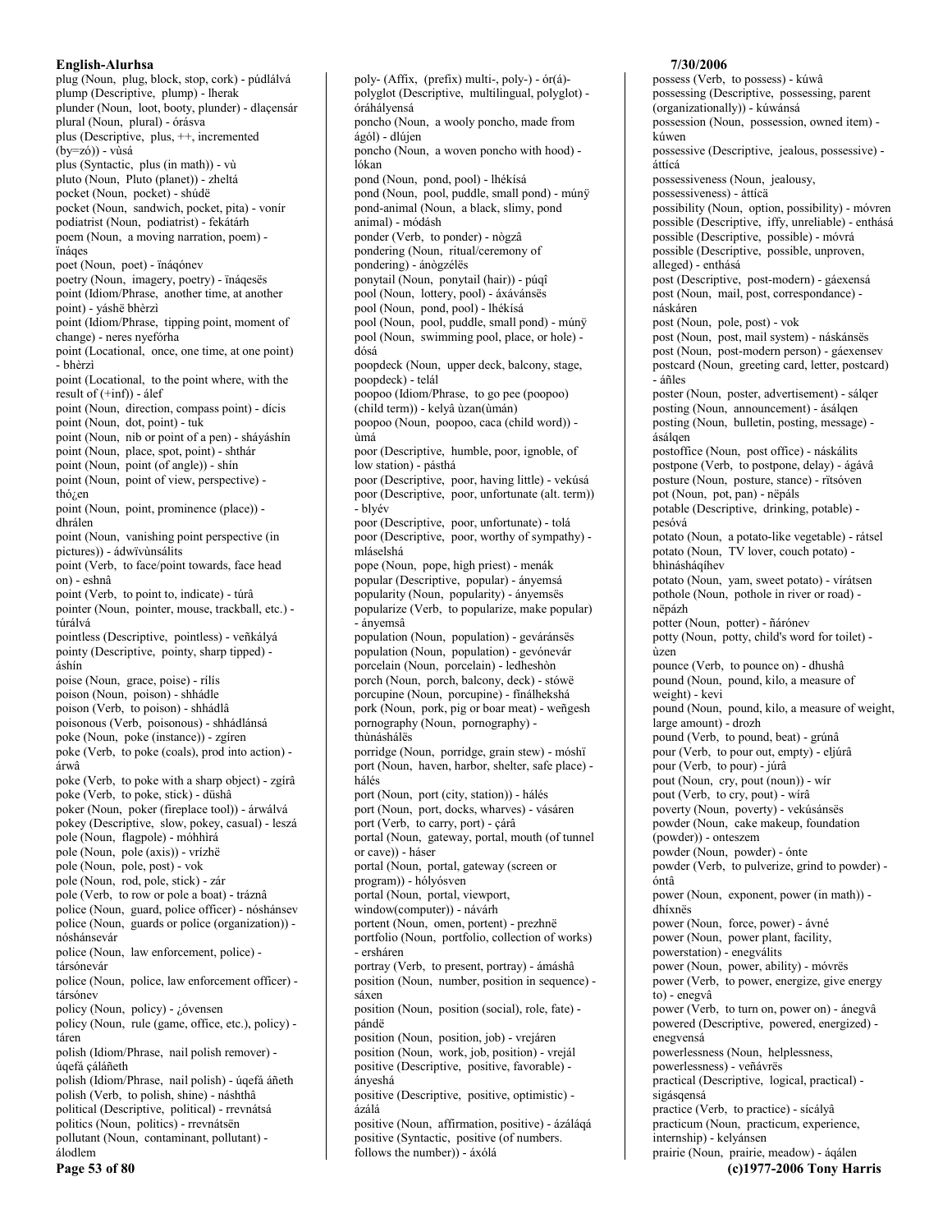plug (Noun, plug, block, stop, cork) - púdlálvá
plump (Descriptive, plump) - lherak
plunder (Noun, loot, booty, plunder) - dlaçensár
plural (Noun, plural) - órásva
plus (Descriptive, plus, ++, incremented (by=zó)) - vùsá
plus (Syntactic, plus (in math)) - vù
pluto (Noun, Pluto (planet)) - zheltá
pocket (Noun, pocket) - shúdë
pocket (Noun, sandwich, pocket, pita) - vonír
podiatrist (Noun, podiatrist) - fekátárh
poem (Noun, a moving narration, poem) - ïnáqes
poet (Noun, poet) - ïnáqónev
poetry (Noun, imagery, poetry) - ïnáqesës
point (Idiom/Phrase, another time, at another point) - yáshë bhèrzì
point (Idiom/Phrase, tipping point, moment of change) - neres nyefórha
point (Locational, once, one time, at one point) - bhèrzì
point (Locational, to the point where, with the result of (+inf)) - álef
point (Noun, direction, compass point) - dícis
point (Noun, dot, point) - tuk
point (Noun, nib or point of a pen) - sháyáshín
point (Noun, place, spot, point) - shthár
point (Noun, point (of angle)) - shín
point (Noun, point of view, perspective) - thó¿en
point (Noun, point, prominence (place)) - dhrálen
point (Noun, vanishing point perspective (in pictures)) - ádwïvùnsálits
point (Verb, to face/point towards, face head on) - eshnâ
point (Verb, to point to, indicate) - túrâ
pointer (Noun, pointer, mouse, trackball, etc.) - túrálvá
pointless (Descriptive, pointless) - veñkályá
pointy (Descriptive, pointy, sharp tipped) - áshín
poise (Noun, grace, poise) - rilís
poison (Noun, poison) - shhádle
poison (Verb, to poison) - shhádlâ
poisonous (Verb, poisonous) - shhádlánsá
poke (Noun, poke (instance)) - zgíren
poke (Verb, to poke (coals), prod into action) - árwâ
poke (Verb, to poke with a sharp object) - zgírâ
poke (Verb, to poke, stick) - düshâ
poker (Noun, poker (fireplace tool)) - árwálvá
pokey (Descriptive, slow, pokey, casual) - leszá
pole (Noun, flagpole) - móhhirá
pole (Noun, pole (axis)) - vrízhë
pole (Noun, pole, post) - vok
pole (Noun, rod, pole, stick) - zár
pole (Verb, to row or pole a boat) - tráznâ
police (Noun, guard, police officer) - nóshánsev
police (Noun, guards or police (organization)) - nóshánsevár
police (Noun, law enforcement, police) - társónevár
police (Noun, police, law enforcement officer) - társónev
policy (Noun, policy) - ¿óvensen
policy (Noun, rule (game, office, etc.), policy) - táren
polish (Idiom/Phrase, nail polish remover) - úqefá çáláñeth
polish (Idiom/Phrase, nail polish) - úqefá áñeth
polish (Verb, to polish, shine) - náshthâ
political (Descriptive, political) - rrevnátsá
politics (Noun, politics) - rrevnátsën
pollutant (Noun, contaminant, pollutant) - álodlem
poly- (Affix, (prefix) multi-, poly-) - ór(á)-
polyglot (Descriptive, multilingual, polyglot) - óráhályensá
poncho (Noun, a wooly poncho, made from ágól) - dlújen
poncho (Noun, a woven poncho with hood) - lókan
pond (Noun, pond, pool) - lhékísá
pond (Noun, pool, puddle, small pond) - múnÿ
pond-animal (Noun, a black, slimy, pond animal) - módásh
ponder (Verb, to ponder) - nògzâ
pondering (Noun, ritual/ceremony of pondering) - ánògzélës
ponytail (Noun, ponytail (hair)) - púqî
pool (Noun, lottery, pool) - áxávánsës
pool (Noun, pond, pool) - lhékísá
pool (Noun, pool, puddle, small pond) - múnÿ
pool (Noun, swimming pool, place, or hole) - dósá
poopdeck (Noun, upper deck, balcony, stage, poopdeck) - telál
poopoo (Idiom/Phrase, to go pee (poopoo) (child term)) - kelyâ ùzan(ùmán)
poopoo (Noun, poopoo, caca (child word)) - ùmá
poor (Descriptive, humble, poor, ignoble, of low station) - pásthá
poor (Descriptive, poor, having little) - vekúsá
poor (Descriptive, poor, unfortunate (alt. term)) - blyév
poor (Descriptive, poor, unfortunate) - tolá
poor (Descriptive, poor, worthy of sympathy) - mláselshá
pope (Noun, pope, high priest) - menák
popular (Descriptive, popular) - ányemsá
popularity (Noun, popularity) - ányemsës
popularize (Verb, to popularize, make popular) - ányemsâ
population (Noun, population) - gevúránsës
population (Noun, population) - gevónevár
porcelain (Noun, porcelain) - ledheshòn
porch (Noun, porch, balcony, deck) - stówë
porcupine (Noun, porcupine) - fínálhekshá
pork (Noun, pork, pig or boar meat) - weñgesh
pornography (Noun, pornography) - thùnáshálës
porridge (Noun, porridge, grain stew) - móshï
port (Noun, haven, harbor, shelter, safe place) - hálés
port (Noun, port (city, station)) - hálés
port (Noun, port, docks, wharves) - vásáren
port (Verb, to carry, port) - çárâ
portal (Noun, gateway, portal, mouth (of tunnel or cave)) - háser
portal (Noun, portal, gateway (screen or program)) - hólyósven
portal (Noun, portal, viewport, window(computer)) - návárh
portent (Noun, omen, portent) - prezhnë
portfolio (Noun, portfolio, collection of works) - ersháren
portray (Verb, to present, portray) - ámáshâ
position (Noun, number, position in sequence) - sáxen
position (Noun, position (social), role, fate) - pándë
position (Noun, position, job) - vrejáren
position (Noun, work, job, position) - vrejál
positive (Descriptive, positive, favorable) - ányeshá
positive (Descriptive, positive, optimistic) - ázálá
positive (Noun, affirmation, positive) - ázáláqá
positive (Syntactic, positive (of numbers. follows the number)) - áxólá
possess (Verb, to possess) - kúwâ
possessing (Descriptive, possessing, parent (organizationally)) - kúwánsá
possession (Noun, possession, owned item) - kúwen
possessive (Descriptive, jealous, possessive) - áttícá
possessiveness (Noun, jealousy, possessiveness) - áttícä
possibility (Noun, option, possibility) - móvren
possible (Descriptive, iffy, unreliable) - enthásá
possible (Descriptive, possible) - móvrá
possible (Descriptive, possible, unproven, alleged) - enthásá
post (Descriptive, post-modern) - gáexensá
post (Noun, mail, post, correspondance) - náskáren
post (Noun, pole, post) - vok
post (Noun, post, mail system) - náskánsës
post (Noun, post-modern person) - gáexensev
postcard (Noun, greeting card, letter, postcard) - áñles
poster (Noun, poster, advertisement) - sálqer
posting (Noun, announcement) - ásálqen
posting (Noun, bulletin, posting, message) - ásálqen
postoffice (Noun, post office) - náskálits
postpone (Verb, to postpone, delay) - ágávâ
posture (Noun, posture, stance) - rïtsóven
pot (Noun, pot, pan) - nëpáls
potable (Descriptive, drinking, potable) - pesóvá
potato (Noun, a potato-like vegetable) - rátsel
potato (Noun, TV lover, couch potato) - bhinásh>áqíhev
potato (Noun, yam, sweet potato) - vírátsen
pothole (Noun, pothole in river or road) - nëpázh
potter (Noun, potter) - ñárónev
potty (Noun, potty, child's word for toilet) - ùzen
pounce (Verb, to pounce on) - dhushâ
pound (Noun, pound, kilo, a measure of weight) - kevi
pound (Noun, pound, kilo, a measure of weight, large amount) - drozh
pound (Verb, to pound, beat) - grúnâ
pour (Verb, to pour out, empty) - eljúrâ
pour (Verb, to pour) - júrâ
pout (Noun, cry, pout (noun)) - wír
pout (Verb, to cry, pout) - wírâ
poverty (Noun, poverty) - vekúsánsës
powder (Noun, cake makeup, foundation (powder)) - onteszem
powder (Noun, powder) - ónte
powder (Verb, to pulverize, grind to powder) - óntâ
power (Noun, exponent, power (in math)) - dhíxnës
power (Noun, force, power) - ávné
power (Noun, power plant, facility, powerstation) - enegválits
power (Noun, power, ability) - móvrës
power (Verb, to power, energize, give energy to) - enegvâ
power (Verb, to turn on, power on) - ánegvâ
powered (Descriptive, powered, energized) - enegvensá
powerlessness (Noun, helplessness, powerlessness) - veñávrës
practical (Descriptive, logical, practical) - sigásqensá
practice (Verb, to practice) - sícályâ
practicum (Noun, practicum, experience, internship) - kelyánsen
prairie (Noun, prairie, meadow) - áqálen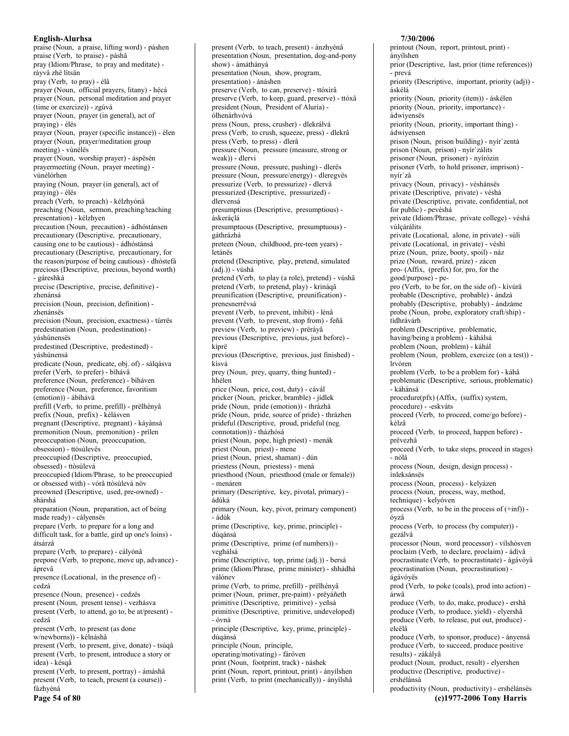praise (Noun, a praise, lifting word) - páshen
praise (Verb, to praise) - páshâ
pray (Idiom/Phrase, to pray and meditate) - ráyvâ zhë lìtsän
pray (Verb, to pray) - élâ
prayer (Noun, official prayers, litany) - hécá
prayer (Noun, personal meditation and prayer (time or exercize)) - zgúvá
prayer (Noun, prayer (in general), act of praying) - élës
prayer (Noun, prayer (specific instance)) - élen
prayer (Noun, prayer/meditation group meeting) - vùnélës
prayer (Noun, worship prayer) - áspësén
prayermeeting (Noun, prayer meeting) - vùnélórhen
praying (Noun, prayer (in general), act of praying) - élës
preach (Verb, to preach) - kélzhyónâ
preaching (Noun, sermon, preaching/teaching presentation) - kélzhyen
precaution (Noun, precaution) - ádhóstánsen
precautionary (Descriptive, precautionary, causing one to be cautious) - ádhóstánsá
precautionary (Descriptive, precautionary, for the reason/purpose of being cautious) - dhóstefá
precious (Descriptive, precious, beyond worth) - gáreshká
precise (Descriptive, precise, definitive) - zhenánsá
precision (Noun, precision, definition) - zhenánsës
precision (Noun, precision, exactness) - túrrës
predestination (Noun, predestination) - yáshúnensës
predestined (Descriptive, predestined) - yáshúnensá
predicate (Noun, predicate, obj. of) - sálqásva
prefer (Verb, to prefer) - bíhávâ
preference (Noun, preference) - bíháven
preference (Noun, preference, favoritism (emotion)) - ábíhávä
prefill (Verb, to prime, prefill) - prëlhényâ
prefix (Noun, prefix) - kélásven
pregnant (Descriptive, pregnant) - káyánsá
premonition (Noun, premonition) - prìlen
preoccupation (Noun, preoccupation, obsession) - ttòsùlevës
preoccupied (Descriptive, preoccupied, obsessed) - ttòsùlevá
preoccupied (Idiom/Phrase, to be preoccupied or obsessed with) - vórâ ttòsùlevá nòv
preowned (Descriptive, used, pre-owned) - shárshá
preparation (Noun, preparation, act of being made ready) - cályensës
prepare (Verb, to prepare for a long and difficult task, for a battle, gird up one's loins) - átsárzâ
prepare (Verb, to prepare) - cályónâ
prepone (Verb, to prepone, move up, advance) - áprevâ
presence (Locational, in the presence of) - cedzá
presence (Noun, presence) - cedzës
present (Noun, present tense) - vezhásva
present (Verb, to attend, go to, be at/present) - cedzâ
present (Verb, to present (as done w/newborns)) - kélnáshâ
present (Verb, to present, give, donate) - tsúqâ
present (Verb, to present, introduce a story or idea) - késqâ
present (Verb, to present, portray) - ámáshâ
present (Verb, to teach, present (a course)) - fázhyénâ
present (Verb, to teach, present) - ánzhyénâ
presentation (Noun, presentation, dog-and-pony show) - ámáthányá
presentation (Noun, show, program, presentation) - ánáshen
preserve (Verb, to can, preserve) - ttóxìrâ
preserve (Verb, to keep, guard, preserve) - ttóxâ
president (Noun, President of Aluria) - ólhenárhvóvá
press (Noun, press, crusher) - dlekrálvá
press (Verb, to crush, squeeze, press) - dlekrâ
press (Verb, to press) - dlerâ
pressure (Noun, pressure (measure, strong or weak)) - dlervi
pressure (Noun, pressure, pushing) - dlerës
pressure (Noun, pressure/energy) - dleregvës
pressurize (Verb, to pressurize) - dlervâ
pressurized (Descriptive, pressurized) - dlervensá
presumptious (Descriptive, presumptious) - áskeráçlá
presumptuous (Descriptive, presumptuous) - gáthrázhá
preteen (Noun, childhood, pre-teen years) - letánës
pretend (Descriptive, play, pretend, simulated (adj.)) - vúshá
pretend (Verb, to play (a role), pretend) - vúshâ
pretend (Verb, to pretend, play) - krináqâ
preunification (Descriptive, preunification) - prenesnerrëvsá
prevent (Verb, to prevent, inhibit) - lénâ
prevent (Verb, to prevent, stop from) - feñâ
preview (Verb, to preview) - prëráyâ
previous (Descriptive, previous, just before) - kìprë
previous (Descriptive, previous, just finished) - kisvá
prey (Noun, prey, quarry, thing hunted) - hhélen
price (Noun, price, cost, duty) - cávál
pricker (Noun, pricker, bramble) - jídlek
pride (Noun, pride (emotion)) - thrázhä
pride (Noun, pride, source of pride) - thrázhen
prideful (Descriptive, proud, prideful (neg. connotation)) - tházhósá
priest (Noun, pope, high priest) - menák
priest (Noun, priest) - mene
priest (Noun, priest, shaman) - dún
priestess (Noun, priestess) - mená
priesthood (Noun, priesthood (male or female)) - menáren
primary (Descriptive, key, pivotal, primary) - ádúká
primary (Noun, key, pivot, primary component) - ádúk
prime (Descriptive, key, prime, principle) - dúqánsá
prime (Descriptive, prime (of numbers)) - veghálsá
prime (Descriptive, top, prime (adj.)) - bersá
prime (Idiom/Phrase, prime minister) - shhádhá válónev
prime (Verb, to prime, prefill) - prëlhényâ
primer (Noun, primer, pre-paint) - prëyáñeth
primitive (Descriptive, primitive) - yeñsá
primitive (Descriptive, primitive, undeveloped) - óvná
principle (Descriptive, key, prime, principle) - dúqánsá
principle (Noun, principle, operating/motivating) - fáróven
print (Noun, footprint, track) - náshek
print (Noun, report, printout, print) - ányílshen
print (Verb, to print (mechanically)) - ányílshâ
printout (Noun, report, printout, print) - ányílshen
prior (Descriptive, last, prior (time references)) - prevá
priority (Descriptive, important, priority (adj)) - áskélá
priority (Noun, priority (item)) - áskélen
priority (Noun, priority, importance) - ádwiyensës
priority (Noun, priority, important thing) - ádwiyensen
prison (Noun, prison building) - nyír`zentá
prison (Noun, prison) - nyír`zálits
prisoner (Noun, prisoner) - nyírózin
prisoner (Verb, to hold prisoner, imprison) - nyír`zâ
privacy (Noun, privacy) - véshánsës
private (Descriptive, private) - véshá
private (Descriptive, private, confidential, not for public) - pevéshá
private (Idiom/Phrase, private college) - véshá vùlçárálits
private (Locational, alone, in private) - sùlì
private (Locational, in private) - véshì
prize (Noun, prize, booty, spoil) - náz
prize (Noun, reward, prize) - zácen
pro- (Affix, (prefix) for, pro, for the good/purpose) - pe-
pro (Verb, to be for, on the side of) - kìvúrâ
probable (Descriptive, probable) - ándzá
probably (Descriptive, probably) - ándzáme
probe (Noun, probe, exploratory craft/ship) - tidhrávárh
problem (Descriptive, problematic, having/being a problem) - káhálsá
problem (Noun, problem) - káhál
problem (Noun, problem, exercize (on a test)) - lrvòren
problem (Verb, to be a problem for) - káhâ
problematic (Descriptive, serious, problematic) - káhánsá
procedure(pfx) (Affix, (suffix) system, procedure) - -eskváts
proceed (Verb, to proceed, come/go before) - kélzâ
proceed (Verb, to proceed, happen before) - prëvezhâ
proceed (Verb, to take steps, proceed in stages) - nòlâ
process (Noun, design, design process) - ínleksánsës
process (Noun, process) - kelyázen
process (Noun, process, way, method, technique) - kelyóven
process (Verb, to be in the process of (+inf)) - óyzâ
process (Verb, to process (by computer)) - gezálvâ
processor (Noun, word processor) - vílshósven
proclaim (Verb, to declare, proclaim) - ádívâ
procrastinate (Verb, to procrastinate) - ágávóyâ
procrastination (Noun, procrastination) - ágávóyës
prod (Verb, to poke (coals), prod into action) - árwâ
produce (Verb, to do, make, produce) - ershâ
produce (Verb, to produce, yield) - elyershâ
produce (Verb, to release, put out, produce) - elcëlâ
produce (Verb, to sponsor, produce) - ányensâ
produce (Verb, to succeed, produce positive results) - zákályâ
product (Noun, product, result) - elyershen
productive (Descriptive, productive) - ershélánsá
productivity (Noun, productivity) - ershélánsës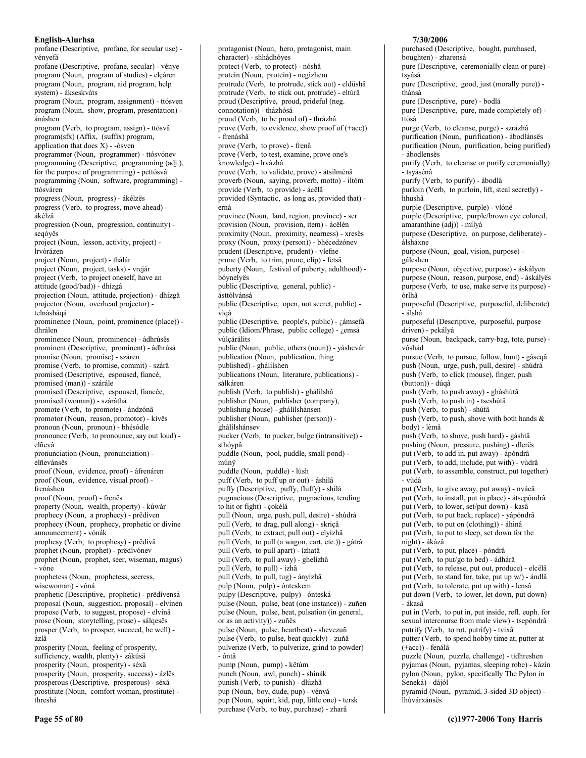profane (Descriptive, profane, for secular use) - vényefá
profane (Descriptive, profane, secular) - vénye
program (Noun, program of studies) - elçáren
program (Noun, program, aid program, help system) - ákseskváts
program (Noun, program, assignment) - ttósven
program (Noun, show, program, presentation) - ánáshen
program (Verb, to program, assign) - ttósvâ
program(sfx) (Affix, (suffix) program, application that does X) - -ósven
programmer (Noun, programmer) - ttósvónev
programming (Descriptive, programming (adj.), for the purpose of programming) - pettósvá
programming (Noun, software, programming) - ttósváren
progress (Noun, progress) - ákélzës
progress (Verb, to progress, move ahead) - ákélzâ
progression (Noun, progression, continuity) - seqóyës
project (Noun, lesson, activity, project) - lrvòrázen
project (Noun, project) - thálár
project (Noun, project, tasks) - vrejár
project (Verb, to project oneself, have an attitude (good/bad)) - dhízgâ
projection (Noun, attitude, projection) - dhízgä
projector (Noun, overhead projector) - telnásháqá
prominence (Noun, point, prominence (place)) - dhrálen
prominence (Noun, prominence) - ádhrùsës
prominent (Descriptive, prominent) - ádhrùsá
promise (Noun, promise) - száren
promise (Verb, to promise, commit) - szárâ
promised (Descriptive, espoused, fiancé, promised (man)) - szárále
promised (Descriptive, espoused, fiancée, promised (woman)) - száráthá
promote (Verb, to promote) - ándzónâ
promotor (Noun, reason, promoter) - kìvës
pronoun (Noun, pronoun) - bhésódle
pronounce (Verb, to pronounce, say out loud) - elñevâ
pronunciation (Noun, pronunciation) - elñevánsës
proof (Noun, evidence, proof) - áfrenáren
proof (Noun, evidence, visual proof) - frenáshen
proof (Noun, proof) - frenës
property (Noun, wealth, property) - kúwár
prophecy (Noun, a prophecy) - prëdíven
prophecy (Noun, prophecy, prophetic or divine announcement) - vónák
prophesy (Verb, to prophesy) - prëdívâ
prophet (Noun, prophet) - prëdívónev
prophet (Noun, prophet, seer, wiseman, magus) - vóne
prophetess (Noun, prophetess, seeress, wisewoman) - vóná
prophetic (Descriptive, prophetic) - prëdívensá
proposal (Noun, suggestion, proposal) - elvínen
propose (Verb, to suggest, propose) - elvínâ
prose (Noun, storytelling, prose) - sálqesës
prosper (Verb, to prosper, succeed, be well) - ázlâ
prosperity (Noun, feeling of prosperity, sufficiency, wealth, plenty) - zákúsä
prosperity (Noun, prosperity) - séxä
prosperity (Noun, prosperity, success) - ázlës
prosperous (Descriptive, prosperous) - séxá
prostitute (Noun, comfort woman, prostitute) - threshá
protagonist (Noun, hero, protagonist, main character) - shhádhóyes
protect (Verb, to protect) - nóshâ
protein (Noun, protein) - negìzhem
protrude (Verb, to protrude, stick out) - eldüshâ
protrude (Verb, to stick out, protrude) - eltúrâ
proud (Descriptive, proud, prideful (neg. connotation)) - tházhósá
proud (Verb, to be proud of) - thrázhâ
prove (Verb, to evidence, show proof of (+acc)) - frenáshâ
prove (Verb, to prove) - frenâ
prove (Verb, to test, examine, prove one's knowledge) - lrvázhâ
prove (Verb, to validate, prove) - átsilménâ
proverb (Noun, saying, proverb, motto) - iltóm
provide (Verb, to provide) - ácëlâ
provided (Syntactic, as long as, provided that) - erná
province (Noun, land, region, province) - ser
provision (Noun, provision, item) - ácëlén
proximity (Noun, proximity, nearness) - xresës
proxy (Noun, proxy (person)) - bhécedzónev
prudent (Descriptive, prudent) - vlefne
prune (Verb, to trim, prune, clip) - fetsâ
puberty (Noun, festival of puberty, adulthood) - bóynelyës
public (Descriptive, general, public) - ásttólvánsá
public (Descriptive, open, not secret, public) - vìqá
public (Descriptive, people's, public) - ¿ámsefá
public (Idiom/Phrase, public college) - ¿emsá vùlçárálits
public (Noun, public, others (noun)) - yáshevár
publication (Noun, publication, thing published) - ghálílshen
publications (Noun, literature, publications) - sálkáren
publish (Verb, to publish) - ghálílshâ
publisher (Noun, publisher (company), publishing house) - ghálílshánsen
publisher (Noun, publisher (person)) - ghálílshánsev
pucker (Verb, to pucker, bulge (intransitive)) - sthóypâ
puddle (Noun, pool, puddle, small pond) - múnÿ
puddle (Noun, puddle) - lúsh
puff (Verb, to puff up or out) - áshilâ
puffy (Descriptive, puffy, fluffy) - shilá
pugnacious (Descriptive, pugnacious, tending to hit or fight) - çokélá
pull (Noun, urge, push, pull, desire) - shúdrá
pull (Verb, to drag, pull along) - skriçâ
pull (Verb, to extract, pull out) - elyízhâ
pull (Verb, to pull (a wagon, cart, etc.)) - gátrâ
pull (Verb, to pull apart) - ízhatâ
pull (Verb, to pull away) - ghelízhâ
pull (Verb, to pull) - ízhâ
pull (Verb, to pull, tug) - ányízhâ
pulp (Noun, pulp) - ónteskem
pulpy (Descriptive, pulpy) - ónteská
pulse (Noun, pulse, beat (one instance)) - zuñen
pulse (Noun, pulse, beat, pulsation (in general, or as an activity)) - zuñës
pulse (Noun, pulse, heartbeat) - shevezuñ
pulse (Verb, to pulse, beat quickly) - zuñâ
pulverize (Verb, to pulverize, grind to powder) - óntâ
pump (Noun, pump) - këtúm
punch (Noun, awl, punch) - shínák
punish (Verb, to punish) - dlúzhâ
pup (Noun, boy, dude, pup) - vényá
pup (Noun, squirt, kid, pup, little one) - tersk
purchase (Verb, to buy, purchase) - zharâ
purchased (Descriptive, bought, purchased, boughten) - zharensá
pure (Descriptive, ceremonially clean or pure) - tsyásá
pure (Descriptive, good, just (morally pure)) - thánsá
pure (Descriptive, pure) - bodlá
pure (Descriptive, pure, made completely of) - ttòsá
purge (Verb, to cleanse, purge) - szrázhâ
purification (Noun, purification) - ábodlánsës
purification (Noun, purification, being purified) - ábodlensës
purify (Verb, to cleanse or purify ceremonially) - tsyásénâ
purify (Verb, to purify) - ábodlâ
purloin (Verb, to purloin, lift, steal secretly) - hhushâ
purple (Descriptive, purple) - vlónë
purple (Descriptive, purple/brown eye colored, amaranthine (adj)) - mílyá
purpose (Descriptive, on purpose, deliberate) - álsháxne
purpose (Noun, goal, vision, purpose) - gáleshen
purpose (Noun, objective, purpose) - áskályen
purpose (Noun, reason, purpose, end) - áskályës
purpose (Verb, to use, make serve its purpose) - órlhâ
purposeful (Descriptive, purposeful, deliberate) - álshá
purposeful (Descriptive, purposeful, purpose driven) - pekályá
purse (Noun, backpack, carry-bag, tote, purse) - vóshád
pursue (Verb, to pursue, follow, hunt) - gáseqâ
push (Noun, urge, push, pull, desire) - shúdrá
push (Verb, to click (mouse), finger, push (button)) - dúqâ
push (Verb, to push away) - gháshútâ
push (Verb, to push in) - tseshútâ
push (Verb, to push) - shútâ
push (Verb, to push, shove with both hands & body) - lèmâ
push (Verb, to shove, push hard) - gáshtâ
pushing (Noun, pressure, pushing) - dlerës
put (Verb, to add in, put away) - ápóndrâ
put (Verb, to add, include, put with) - vùdrâ
put (Verb, to assemble, construct, put together) - vùdâ
put (Verb, to give away, put away) - nvácâ
put (Verb, to install, put in place) - átsepóndrâ
put (Verb, to lower, set/put down) - kasâ
put (Verb, to put back, replace) - yápóndrâ
put (Verb, to put on (clothing)) - áhìnâ
put (Verb, to put to sleep, set down for the night) - ákázâ
put (Verb, to put, place) - póndrâ
put (Verb, to put/go to bed) - ádhárâ
put (Verb, to release, put out, produce) - elcëlâ
put (Verb, to stand for, take, put up w/) - ándlâ
put (Verb, to tolerate, put up with) - lensâ
put down (Verb, to lower, let down, put down) - ákasâ
put in (Verb, to put in, put inside, refl. euph. for sexual intercourse from male view) - tsepóndrâ
putrify (Verb, to rot, putrify) - tvixâ
putter (Verb, to spend hobby time at, putter at (+acc)) - fenálâ
puzzle (Noun, puzzle, challenge) - tìdhreshen
pyjamas (Noun, pyjamas, sleeping robe) - kázìn
pylon (Noun, pylon, specifically The Pylon in Seneká) - dájól
pyramid (Noun, pyramid, 3-sided 3D object) - lhúvárxánsës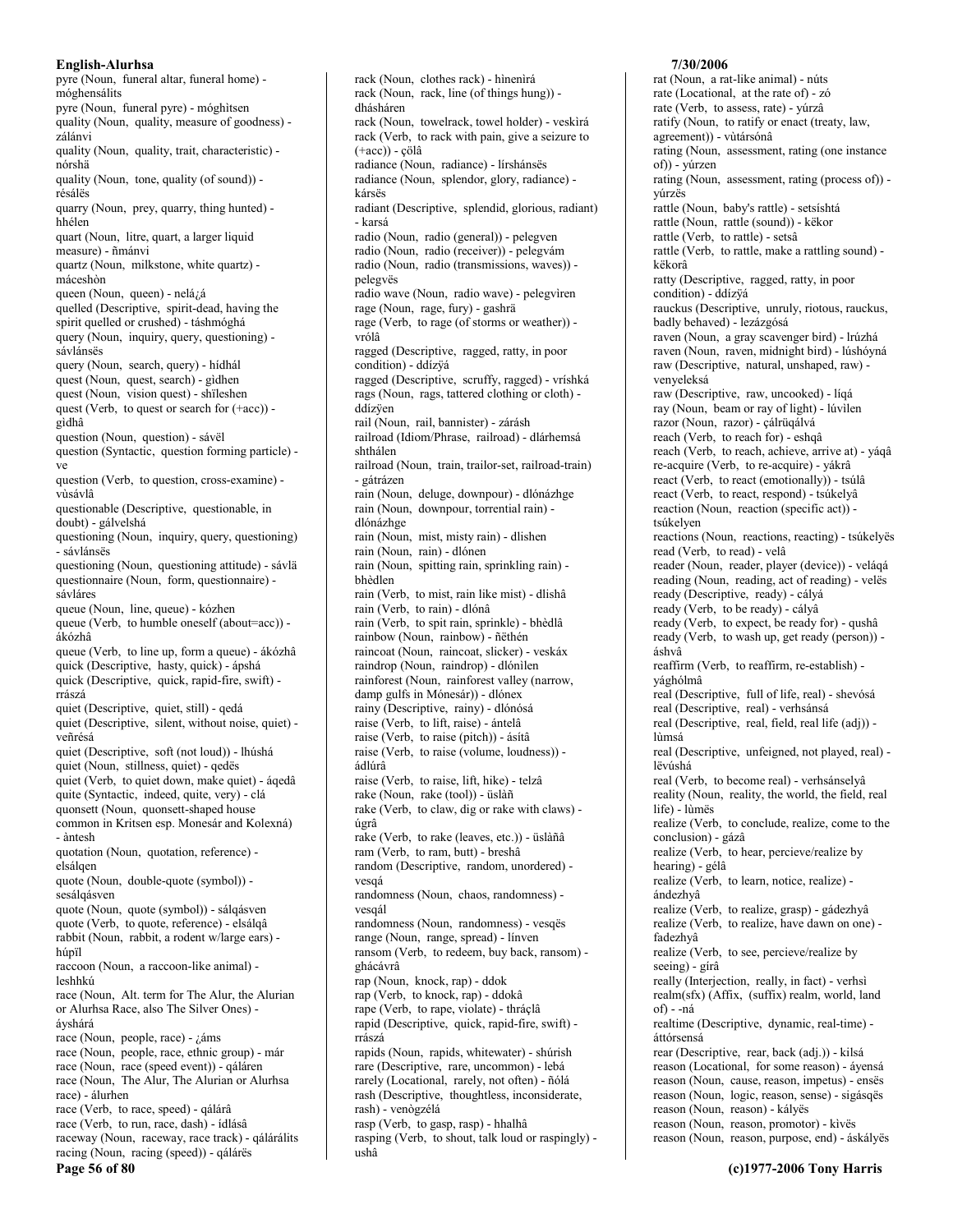pyre (Noun, funeral altar, funeral home) - móghensálits
pyre (Noun, funeral pyre) - móghìtsen
quality (Noun, quality, measure of goodness) - zálánvi
quality (Noun, quality, trait, characteristic) - nórshä
quality (Noun, tone, quality (of sound)) - résálës
quarry (Noun, prey, quarry, thing hunted) - hhélen
quart (Noun, litre, quart, a larger liquid measure) - ñmánvi
quartz (Noun, milkstone, white quartz) - máceshòn
queen (Noun, queen) - nelá¿á
quelled (Descriptive, spirit-dead, having the spirit quelled or crushed) - táshmóghá
query (Noun, inquiry, query, questioning) - sávlánsës
query (Noun, search, query) - hídhál
quest (Noun, quest, search) - gìdhen
quest (Noun, vision quest) - shïleshen
quest (Verb, to quest or search for (+acc)) - gìdhâ
question (Noun, question) - sávël
question (Syntactic, question forming particle) - ve
question (Verb, to question, cross-examine) - vùsávlâ
questionable (Descriptive, questionable, in doubt) - gálvelshá
questioning (Noun, inquiry, query, questioning) - sávlánsës
questioning (Noun, questioning attitude) - sávlä
questionnaire (Noun, form, questionnaire) - sávláres
queue (Noun, line, queue) - kózhen
queue (Verb, to humble oneself (about=acc)) - ákózhâ
queue (Verb, to line up, form a queue) - ákózhâ
quick (Descriptive, hasty, quick) - ápshá
quick (Descriptive, quick, rapid-fire, swift) - rrászá
quiet (Descriptive, quiet, still) - qedá
quiet (Descriptive, silent, without noise, quiet) - veñrésá
quiet (Descriptive, soft (not loud)) - lhúshá
quiet (Noun, quiet, stillness, quiet) - qedës
quiet (Verb, to quiet down, make quiet) - áqedâ
quite (Syntactic, indeed, quite, very) - clá
quonsett (Noun, quonsett-shaped house common in Kritsen esp. Monesár and Kolexná) - àntesh
quotation (Noun, quotation, reference) - elsálqen
quote (Noun, double-quote (symbol)) - sesálqásven
quote (Noun, quote (symbol)) - sálqásven
quote (Verb, to quote, reference) - elsálqâ
rabbit (Noun, rabbit, a rodent w/large ears) - húpïl
raccoon (Noun, a raccoon-like animal) - leshhkú
race (Noun, Alt. term for The Alur, the Alurian or Alurhsa Race, also The Silver Ones) - áyshárá
race (Noun, people, race) - ¿áms
race (Noun, people, race, ethnic group) - már
race (Noun, race (speed event)) - qáláren
race (Noun, The Alur, The Alurian or Alurhsa race) - álurhen
race (Verb, to race, speed) - qálárâ
race (Verb, to run, race, dash) - ídlásâ
raceway (Noun, raceway, race track) - qálárálits
racing (Noun, racing (speed)) - qálárës
rack (Noun, clothes rack) - hìnenìrá
rack (Noun, rack, line (of things hung)) - dhásháren
rack (Noun, towelrack, towel holder) - veskìrá
rack (Verb, to rack with pain, give a seizure to (+acc)) - çölâ
radiance (Noun, radiance) - lírshánsës
radiance (Noun, splendor, glory, radiance) - kársës
radiant (Descriptive, splendid, glorious, radiant) - karsá
radio (Noun, radio (general)) - pelegven
radio (Noun, radio (receiver)) - pelegvám
radio (Noun, radio (transmissions, waves)) - pelegvës
radio wave (Noun, radio wave) - pelegvìren
rage (Noun, rage, fury) - gashrä
rage (Verb, to rage (of storms or weather)) - vrólâ
ragged (Descriptive, ragged, ratty, in poor condition) - ddízÿá
ragged (Descriptive, scruffy, ragged) - vríshká
rags (Noun, rags, tattered clothing or cloth) - ddízÿen
rail (Noun, rail, bannister) - zárásh
railroad (Idiom/Phrase, railroad) - dlárhemsá shthálen
railroad (Noun, train, trailor-set, railroad-train) - gátrázen
rain (Noun, deluge, downpour) - dlónázhge
rain (Noun, downpour, torrential rain) - dlónázhge
rain (Noun, mist, misty rain) - dlishen
rain (Noun, rain) - dlónen
rain (Noun, spitting rain, sprinkling rain) - bhèdlen
rain (Verb, to mist, rain like mist) - dlishâ
rain (Verb, to rain) - dlónâ
rain (Verb, to spit rain, sprinkle) - bhèdlâ
rainbow (Noun, rainbow) - ñëthén
raincoat (Noun, raincoat, slicker) - veskáx
raindrop (Noun, raindrop) - dlónìlen
rainforest (Noun, rainforest valley (narrow, damp gulfs in Mónesár)) - dlónex
rainy (Descriptive, rainy) - dlónósá
raise (Verb, to lift, raise) - ántelâ
raise (Verb, to raise (pitch)) - ásítâ
raise (Verb, to raise (volume, loudness)) - ádlúrâ
raise (Verb, to raise, lift, hike) - telzâ
rake (Noun, rake (tool)) - üslàñ
rake (Verb, to claw, dig or rake with claws) - úgrâ
rake (Verb, to rake (leaves, etc.)) - üslàñâ
ram (Verb, to ram, butt) - breshâ
random (Descriptive, random, unordered) - vesqá
randomness (Noun, chaos, randomness) - vesqál
randomness (Noun, randomness) - vesqës
range (Noun, range, spread) - línven
ransom (Verb, to redeem, buy back, ransom) - ghácávrâ
rap (Noun, knock, rap) - ddok
rap (Verb, to knock, rap) - ddokâ
rape (Verb, to rape, violate) - thráçlâ
rapid (Descriptive, quick, rapid-fire, swift) - rrászá
rapids (Noun, rapids, whitewater) - shúrish
rare (Descriptive, rare, uncommon) - lebá
rarely (Locational, rarely, not often) - ñólá
rash (Descriptive, thoughtless, inconsiderate, rash) - venògzélá
rasp (Verb, to gasp, rasp) - hhalhâ
rasping (Verb, to shout, talk loud or raspingly) - ushâ
rat (Noun, a rat-like animal) - núts
rate (Locational, at the rate of) - zó
rate (Verb, to assess, rate) - yúrzâ
ratify (Noun, to ratify or enact (treaty, law, agreement)) - vùtársónâ
rating (Noun, assessment, rating (one instance of)) - yúrzen
rating (Noun, assessment, rating (process of)) - yúrzës
rattle (Noun, baby's rattle) - setsíshtá
rattle (Noun, rattle (sound)) - këkor
rattle (Verb, to rattle) - setsâ
rattle (Verb, to rattle, make a rattling sound) - këkorâ
ratty (Descriptive, ragged, ratty, in poor condition) - ddízÿá
rauckus (Descriptive, unruly, riotous, rauckus, badly behaved) - lezázgósá
raven (Noun, a gray scavenger bird) - lrúzhá
raven (Noun, raven, midnight bird) - lúshóyná
raw (Descriptive, natural, unshaped, raw) - venyeleksá
raw (Descriptive, raw, uncooked) - líqá
ray (Noun, beam or ray of light) - lúvilen
razor (Noun, razor) - çálrüqálvá
reach (Verb, to reach for) - eshqâ
reach (Verb, to reach, achieve, arrive at) - yáqâ
re-acquire (Verb, to re-acquire) - yákrâ
react (Verb, to react (emotionally)) - tsúlâ
react (Verb, to react, respond) - tsúkelyâ
reaction (Noun, reaction (specific act)) - tsúkelyen
reactions (Noun, reactions, reacting) - tsúkelyës
read (Verb, to read) - velâ
reader (Noun, reader, player (device)) - veláqá
reading (Noun, reading, act of reading) - velës
ready (Descriptive, ready) - cályá
ready (Verb, to be ready) - cályâ
ready (Verb, to expect, be ready for) - qushâ
ready (Verb, to wash up, get ready (person)) - áshvâ
reaffirm (Verb, to reaffirm, re-establish) - yághólmâ
real (Descriptive, full of life, real) - shevósá
real (Descriptive, real) - verhsánsá
real (Descriptive, real, field, real life (adj)) - lùmsá
real (Descriptive, unfeigned, not played, real) - lëvúshá
real (Verb, to become real) - verhsánselyâ
reality (Noun, reality, the world, the field, real life) - lùmës
realize (Verb, to conclude, realize, come to the conclusion) - gázâ
realize (Verb, to hear, percieve/realize by hearing) - gélâ
realize (Verb, to learn, notice, realize) - ándezhyâ
realize (Verb, to realize, grasp) - gádezhyâ
realize (Verb, to realize, have dawn on one) - fadezhyâ
realize (Verb, to see, percieve/realize by seeing) - gírâ
really (Interjection, really, in fact) - verhsì
realm(sfx) (Affix, (suffix) realm, world, land of) - -ná
realtime (Descriptive, dynamic, real-time) - áttórsensá
rear (Descriptive, rear, back (adj.)) - kilsá
reason (Locational, for some reason) - áyensá
reason (Noun, cause, reason, impetus) - ensës
reason (Noun, logic, reason, sense) - sigásqës
reason (Noun, reason) - kályës
reason (Noun, reason, promotor) - kìvës
reason (Noun, reason, purpose, end) - áskályës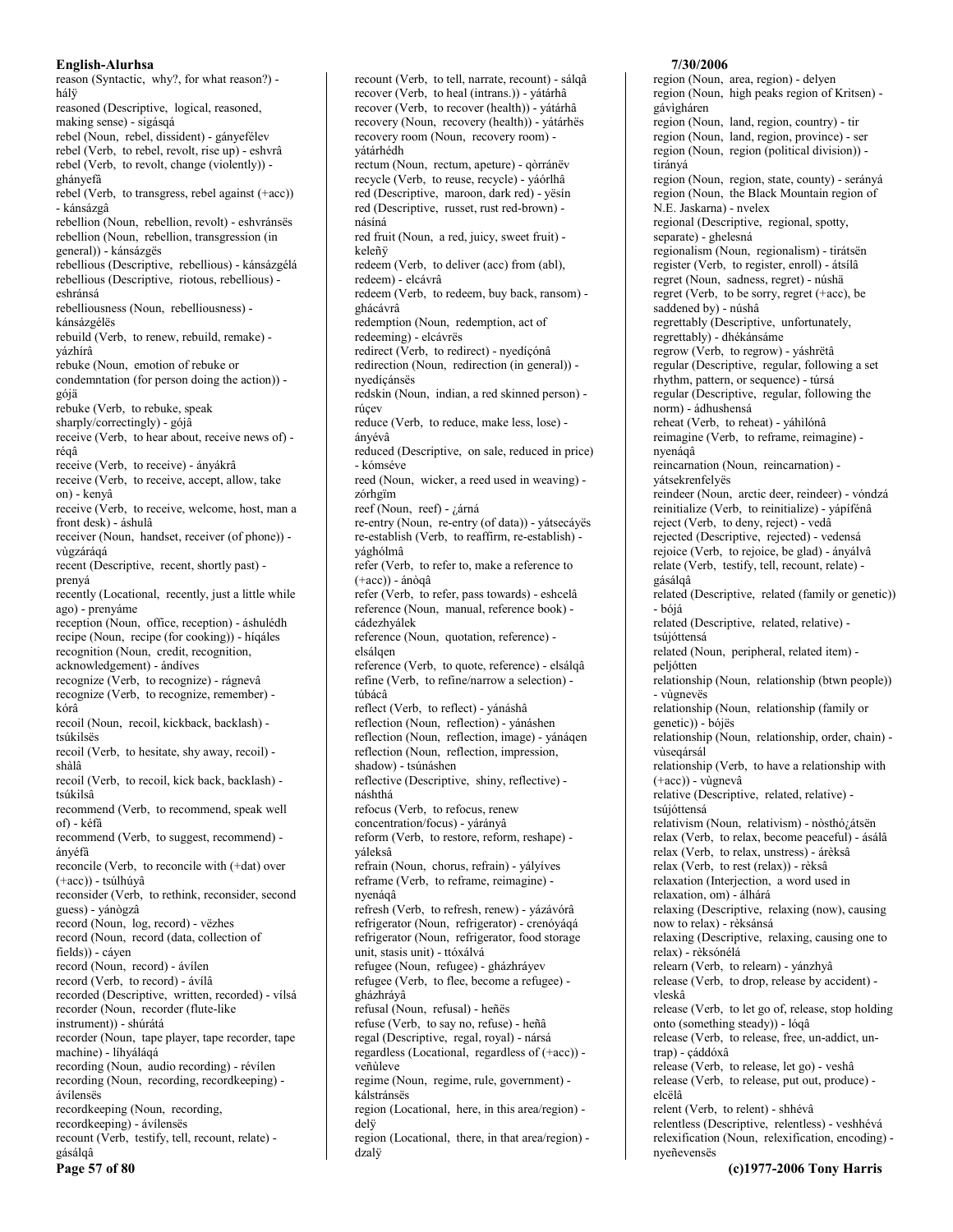reason (Syntactic, why?, for what reason?) - hálÿ
reasoned (Descriptive, logical, reasoned, making sense) - sigásqá
rebel (Noun, rebel, dissident) - gányefélev
rebel (Verb, to rebel, revolt, rise up) - eshvrâ
rebel (Verb, to revolt, change (violently)) - ghányefâ
rebel (Verb, to transgress, rebel against (+acc)) - kánsázgâ
rebellion (Noun, rebellion, revolt) - eshvránsës
rebellion (Noun, rebellion, transgression (in general)) - kánsázgës
rebellious (Descriptive, rebellious) - kánsázgélá
rebellious (Descriptive, riotous, rebellious) - eshránsá
rebelliousness (Noun, rebelliousness) - kánsázgélës
rebuild (Verb, to renew, rebuild, remake) - yázhírâ
rebuke (Noun, emotion of rebuke or condemntation (for person doing the action)) - gójä
rebuke (Verb, to rebuke, speak sharply/correctingly) - gójâ
receive (Verb, to hear about, receive news of) - réqâ
receive (Verb, to receive) - ányákrâ
receive (Verb, to receive, accept, allow, take on) - kenyâ
receive (Verb, to receive, welcome, host, man a front desk) - áshulâ
receiver (Noun, handset, receiver (of phone)) - vùgzáráqá
recent (Descriptive, recent, shortly past) - prenyá
recently (Locational, recently, just a little while ago) - prenyáme
reception (Noun, office, reception) - áshulédh
recipe (Noun, recipe (for cooking)) - híqáles
recognition (Noun, credit, recognition, acknowledgement) - ándíves
recognize (Verb, to recognize) - rágnevâ
recognize (Verb, to recognize, remember) - kórâ
recoil (Noun, recoil, kickback, backlash) - tsúkilsës
recoil (Verb, to hesitate, shy away, recoil) - shàlâ
recoil (Verb, to recoil, kick back, backlash) - tsúkilsâ
recommend (Verb, to recommend, speak well of) - kéfâ
recommend (Verb, to suggest, recommend) - ányéfâ
reconcile (Verb, to reconcile with (+dat) over (+acc)) - tsúlhúyâ
reconsider (Verb, to rethink, reconsider, second guess) - yánògzâ
record (Noun, log, record) - vëzhes
record (Noun, record (data, collection of fields)) - cáyen
record (Noun, record) - ávílen
record (Verb, to record) - ávílâ
recorded (Descriptive, written, recorded) - vílsá
recorder (Noun, recorder (flute-like instrument)) - shúrátá
recorder (Noun, tape player, tape recorder, tape machine) - líhyáláqá
recording (Noun, audio recording) - révílen
recording (Noun, recording, recordkeeping) - ávílensës
recordkeeping (Noun, recording, recordkeeping) - ávílensës
recount (Verb, testify, tell, recount, relate) - gásálqâ
recount (Verb, to tell, narrate, recount) - sálqâ
recover (Verb, to heal (intrans.)) - yátárhâ
recover (Verb, to recover (health)) - yátárhâ
recovery (Noun, recovery (health)) - yátárhës
recovery room (Noun, recovery room) - yátárhédh
rectum (Noun, rectum, apeture) - qòrránëv
recycle (Verb, to reuse, recycle) - yáórlhâ
red (Descriptive, maroon, dark red) - yësín
red (Descriptive, russet, rust red-brown) - násíná
red fruit (Noun, a red, juicy, sweet fruit) - keleñÿ
redeem (Verb, to deliver (acc) from (abl), redeem) - elcávrâ
redeem (Verb, to redeem, buy back, ransom) - ghácávrâ
redemption (Noun, redemption, act of redeeming) - elcávrës
redirect (Verb, to redirect) - nyedíçónâ
redirection (Noun, redirection (in general)) - nyedíçánsës
redskin (Noun, indian, a red skinned person) - rúçev
reduce (Verb, to reduce, make less, lose) - ányévâ
reduced (Descriptive, on sale, reduced in price) - kómséve
reed (Noun, wicker, a reed used in weaving) - zórhgïm
reef (Noun, reef) - ¿árná
re-entry (Noun, re-entry (of data)) - yátsecáyës
re-establish (Verb, to reaffirm, re-establish) - yághólmâ
refer (Verb, to refer to, make a reference to (+acc)) - ánòqâ
refer (Verb, to refer, pass towards) - eshcelâ
reference (Noun, manual, reference book) - cádezhyálek
reference (Noun, quotation, reference) - elsálqen
reference (Verb, to quote, reference) - elsálqâ
refine (Verb, to refine/narrow a selection) - túbácâ
reflect (Verb, to reflect) - yánáshâ
reflection (Noun, reflection) - yánáshen
reflection (Noun, reflection, image) - yánáqen
reflection (Noun, reflection, impression, shadow) - tsúnáshen
reflective (Descriptive, shiny, reflective) - náshthá
refocus (Verb, to refocus, renew concentration/focus) - yárányâ
reform (Verb, to restore, reform, reshape) - yáleksâ
refrain (Noun, chorus, refrain) - yályíves
reframe (Verb, to reframe, reimagine) - nyenáqâ
refresh (Verb, to refresh, renew) - yázávórâ
refrigerator (Noun, refrigerator) - crenóyáqá
refrigerator (Noun, refrigerator, food storage unit, stasis unit) - ttóxálvá
refugee (Noun, refugee) - gházhráyev
refugee (Verb, to flee, become a refugee) - gházhráyâ
refusal (Noun, refusal) - heñës
refuse (Verb, to say no, refuse) - heñâ
regal (Descriptive, regal, royal) - nársá
regardless (Locational, regardless of (+acc)) - veñùleve
regime (Noun, regime, rule, government) - kálstránsës
region (Locational, here, in this area/region) - delÿ
region (Locational, there, in that area/region) - dzalÿ
region (Noun, area, region) - delyen
region (Noun, high peaks region of Kritsen) - gávigháren
region (Noun, land, region, country) - tir
region (Noun, land, region, province) - ser
region (Noun, region (political division)) - tiránÿá
region (Noun, region, state, county) - serányá
region (Noun, the Black Mountain region of N.E. Jaskarna) - nvelex
regional (Descriptive, regional, spotty, separate) - ghelesná
regionalism (Noun, regionalism) - tirátsën
register (Verb, to register, enroll) - átsílâ
regret (Noun, sadness, regret) - núshä
regret (Verb, to be sorry, regret (+acc), be saddened by) - núshâ
regrettably (Descriptive, unfortunately, regrettably) - dhékánsáme
regrow (Verb, to regrow) - yáshrëtâ
regular (Descriptive, regular, following a set rhythm, pattern, or sequence) - túrsá
regular (Descriptive, regular, following the norm) - ádhushensá
reheat (Verb, to reheat) - yáhilónâ
reimagine (Verb, to reframe, reimagine) - nyenáqâ
reincarnation (Noun, reincarnation) - yátsekrenfelyës
reindeer (Noun, arctic deer, reindeer) - vóndzá
reinitialize (Verb, to reinitialize) - yápífénâ
reject (Verb, to deny, reject) - vedâ
rejected (Descriptive, rejected) - vedensá
rejoice (Verb, to rejoice, be glad) - ányálvâ
relate (Verb, testify, tell, recount, relate) - gásálqâ
related (Descriptive, related (family or genetic)) - bójá
related (Descriptive, related, relative) - tsújóttensá
related (Noun, peripheral, related item) - peljótten
relationship (Noun, relationship (btwn people)) - vùgnevës
relationship (Noun, relationship (family or genetic)) - bójës
relationship (Noun, relationship, order, chain) - vùseqársál
relationship (Verb, to have a relationship with (+acc)) - vùgnevâ
relative (Descriptive, related, relative) - tsújóttensá
relativism (Noun, relativism) - nòsthó¿átsën
relax (Verb, to relax, become peaceful) - ásálâ
relax (Verb, to relax, unstress) - árèksâ
relax (Verb, to rest (relax)) - rèksâ
relaxation (Interjection, a word used in relaxation, om) - álhárá
relaxing (Descriptive, relaxing (now), causing now to relax) - rèksánsá
relaxing (Descriptive, relaxing, causing one to relax) - rèksónélá
relearn (Verb, to relearn) - yánzhyâ
release (Verb, to drop, release by accident) - vleskâ
release (Verb, to let go of, release, stop holding onto (something steady)) - lóqâ
release (Verb, to release, free, un-addict, un-trap) - çáddóxâ
release (Verb, to release, let go) - veshâ
release (Verb, to release, put out, produce) - elcëlâ
relent (Verb, to relent) - shhévâ
relentless (Descriptive, relentless) - veshhévá
relexification (Noun, relexification, encoding) - nyeñevensës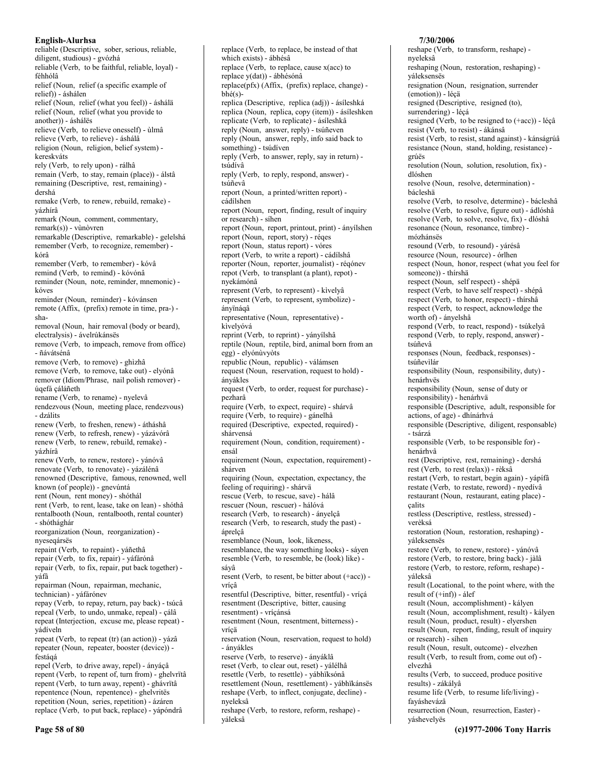reliable (Descriptive, sober, serious, reliable, diligent, studious) - gvózhá
reliable (Verb, to be faithful, reliable, loyal) - féhhólâ
relief (Noun, relief (a specific example of relief)) - áshálen
relief (Noun, relief (what you feel)) - áshálä
relief (Noun, relief (what you provide to another)) - áshálës
relieve (Verb, to relieve onesself) - ùlmâ
relieve (Verb, to relieve) - áshálâ
religion (Noun, religion, belief system) - kereskváts
rely (Verb, to rely upon) - rálhâ
remain (Verb, to stay, remain (place)) - álstâ
remaining (Descriptive, rest, remaining) - dershá
remake (Verb, to renew, rebuild, remake) - yázhírâ
remark (Noun, comment, commentary, remark(s)) - vùnòvren
remarkable (Descriptive, remarkable) - gelelshá
remember (Verb, to recognize, remember) - kórâ
remember (Verb, to remember) - kóvâ
remind (Verb, to remind) - kóvónâ
reminder (Noun, note, reminder, mnemonic) - kóves
reminder (Noun, reminder) - kóvánsen
remote (Affix, (prefix) remote in time, pra-) - sha-
removal (Noun, hair removal (body or beard), electralysis) - ávelrúkánsës
remove (Verb, to impeach, remove from office) - ñávátsénâ
remove (Verb, to remove) - ghìzhâ
remove (Verb, to remove, take out) - elyónâ
remover (Idiom/Phrase, nail polish remover) - úqefá çáláñeth
rename (Verb, to rename) - nyelevâ
rendezvous (Noun, meeting place, rendezvous) - dzálits
renew (Verb, to freshen, renew) - áth­áshâ
renew (Verb, to refresh, renew) - yázávórâ
renew (Verb, to renew, rebuild, remake) - yázhírâ
renew (Verb, to renew, restore) - yánóvâ
renovate (Verb, to renovate) - yázálénâ
renowned (Descriptive, famous, renowned, well known (of people)) - gnevúntá
rent (Noun, rent money) - shóthál
rent (Verb, to rent, lease, take on lean) - shóthâ
rentalbooth (Noun, rentalbooth, rental counter) - shóthághár
reorganization (Noun, reorganization) - nyeseqársës
repaint (Verb, to repaint) - yáñethâ
repair (Verb, to fix, repair) - yáfárónâ
repair (Verb, to fix, repair, put back together) - yáfâ
repairman (Noun, repairman, mechanic, technician) - yáfárónev
repay (Verb, to repay, return, pay back) - tsúcâ
repeal (Verb, to undo, unmake, repeal) - çálâ
repeat (Interjection, excuse me, please repeat) - yádíveln
repeat (Verb, to repeat (tr) (an action)) - yázâ
repeater (Noun, repeater, booster (device)) - festáqá
repel (Verb, to drive away, repel) - ányáçâ
repent (Verb, to repent of, turn from) - ghelvrïtâ
repent (Verb, to turn away, repent) - ghávrïtâ
repentence (Noun, repentence) - ghelvritës
repetition (Noun, series, repetition) - ázáren
replace (Verb, to put back, replace) - yápóndrâ
replace (Verb, to replace, be instead of that which exists) - ábhésâ
replace (Verb, to replace, cause x(acc) to replace y(dat)) - ábhésónâ
replace(pfx) (Affix, (prefix) replace, change) - bhé(s)-
replica (Descriptive, replica (adj)) - ásíleshká
replica (Noun, replica, copy (item)) - ásíleshken
replicate (Verb, to replicate) - ásíleshkâ
reply (Noun, answer, reply) - tsúñeven
reply (Noun, answer, reply, info said back to something) - tsúdíven
reply (Verb, to answer, reply, say in return) - tsúdívâ
reply (Verb, to reply, respond, answer) - tsúñevâ
report (Noun, a printed/written report) - cádílshen
report (Noun, report, finding, result of inquiry or research) - síhen
report (Noun, report, printout, print) - ányílshen
report (Noun, report, story) - réqes
report (Noun, status report) - vóres
report (Verb, to write a report) - cádílshâ
reporter (Noun, reporter, journalist) - réqónev
repot (Verb, to transplant (a plant), repot) - nyekámónâ
represent (Verb, to represent) - kìvelyâ
represent (Verb, to represent, symbolize) - ányïnáqâ
representative (Noun, representative) - kìvelyóvá
reprint (Verb, to reprint) - yányílshâ
reptile (Noun, reptile, bird, animal born from an egg) - elyónùvyòts
republic (Noun, republic) - válámsen
request (Noun, reservation, request to hold) - ányákles
request (Verb, to order, request for purchase) - pezharâ
require (Verb, to expect, require) - shárvâ
require (Verb, to require) - gánelhâ
required (Descriptive, expected, required) - shárvensá
requirement (Noun, condition, requirement) - ensál
requirement (Noun, expectation, requirement) - shárven
requiring (Noun, expectation, expectancy, the feeling of requiring) - shárvä
rescue (Verb, to rescue, save) - hálâ
rescuer (Noun, rescuer) - hálóvá
research (Verb, to research) - ányelçâ
research (Verb, to research, study the past) - áprelçâ
resemblance (Noun, look, likeness, resemblance, the way something looks) - sáyen
resemble (Verb, to resemble, be (look) like) - sáyâ
resent (Verb, to resent, be bitter about (+acc)) - vríçâ
resentful (Descriptive, bitter, resentful) - vríçá
resentment (Descriptive, bitter, causing resentment) - vríçánsá
resentment (Noun, resentment, bitterness) - vríçä
reservation (Noun, reservation, request to hold) - ányákles
reserve (Verb, to reserve) - ányáklâ
reset (Verb, to clear out, reset) - yálélhâ
resettle (Verb, to resettle) - yábhïksónâ
resettlement (Noun, resettlement) - yábhïkánsës
reshape (Verb, to inflect, conjugate, decline) - nyeleksâ
reshape (Verb, to restore, reform, reshape) - yáleksâ
reshape (Verb, to transform, reshape) - nyeleksâ
reshaping (Noun, restoration, reshaping) - yáleksensës
resignation (Noun, resignation, surrender (emotion)) - léçä
resigned (Descriptive, resigned (to), surrendering) - léçá
resigned (Verb, to be resigned to (+acc)) - léçâ
resist (Verb, to resist) - ákánsâ
resist (Verb, to resist, stand against) - kánságrúâ
resistance (Noun, stand, holding, resistance) - grúës
resolution (Noun, solution, resolution, fix) - dlóshen
resolve (Noun, resolve, determination) - bácleshä
resolve (Verb, to resolve, determine) - bácleshâ
resolve (Verb, to resolve, figure out) - ádlóshâ
resolve (Verb, to solve, resolve, fix) - dlóshâ
resonance (Noun, resonance, timbre) - mózhánsës
resound (Verb, to resound) - yárésâ
resource (Noun, resource) - órlhen
respect (Noun, honor, respect (what you feel for someone)) - thírshä
respect (Noun, self respect) - shépä
respect (Verb, to have self respect) - shépâ
respect (Verb, to honor, respect) - thírshâ
respect (Verb, to respect, acknowledge the worth of) - ányelshâ
respond (Verb, to react, respond) - tsúkelyâ
respond (Verb, to reply, respond, answer) - tsúñevâ
responses (Noun, feedback, responses) - tsúñevilár
responsibility (Noun, responsibility, duty) - henárhvës
responsibility (Noun, sense of duty or responsibility) - henárhvä
responsible (Descriptive, adult, responsible for actions, of age) - dhínárhvá
responsible (Descriptive, diligent, responsable) - tsárzá
responsible (Verb, to be responsible for) - henárhvâ
rest (Descriptive, rest, remaining) - dershá
rest (Verb, to rest (relax)) - rèksâ
restart (Verb, to restart, begin again) - yápífâ
restate (Verb, to restate, reword) - nyedívâ
restaurant (Noun, restaurant, eating place) - çalits
restless (Descriptive, restless, stressed) - verèksá
restoration (Noun, restoration, reshaping) - yáleksensës
restore (Verb, to renew, restore) - yánóvâ
restore (Verb, to restore, bring back) - jàlâ
restore (Verb, to restore, reform, reshape) - yáleksâ
result (Locational, to the point where, with the result of (+inf)) - álef
result (Noun, accomplishment) - kályen
result (Noun, accomplishment, result) - kályen
result (Noun, product, result) - elyershen
result (Noun, report, finding, result of inquiry or research) - síhen
result (Noun, result, outcome) - elvezhen
result (Verb, to result from, come out of) - elvezhâ
results (Verb, to succeed, produce positive results) - zákályâ
resume life (Verb, to resume life/living) - fayáshevázâ
resurrection (Noun, resurrection, Easter) - yáshevelyës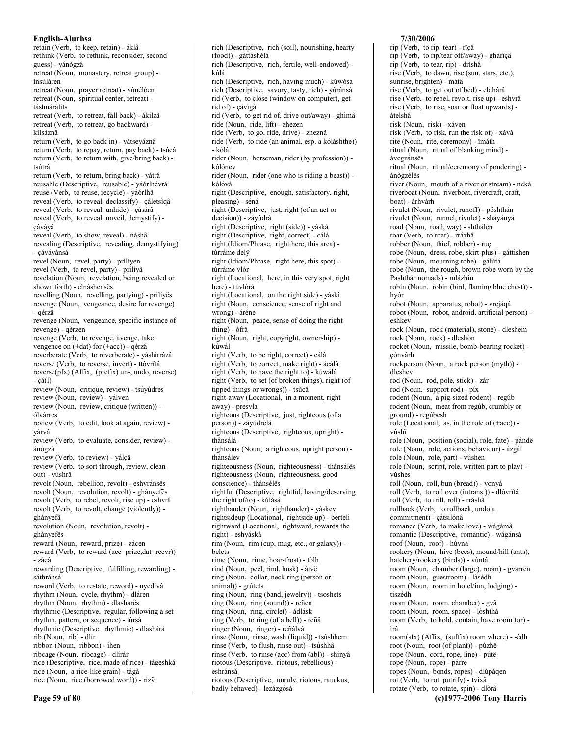retain (Verb, to keep, retain) - áklâ
rethink (Verb, to rethink, reconsider, second guess) - yánògzâ
retreat (Noun, monastery, retreat group) - ìnsùláren
retreat (Noun, prayer retreat) - vùnélóen
retreat (Noun, spiritual center, retreat) - táshnárálits
retreat (Verb, to retreat, fall back) - ákilzâ
retreat (Verb, to retreat, go backward) - kilsáznâ
return (Verb, to go back in) - yátseyáznâ
return (Verb, to repay, return, pay back) - tsúcâ
return (Verb, to return with, give/bring back) - tsútrâ
return (Verb, to return, bring back) - yátrâ
reusable (Descriptive, reusable) - yáórlhévrá
reuse (Verb, to reuse, recycle) - yáórlhâ
reveal (Verb, to reveal, declassify) - çáletsìqâ
reveal (Verb, to reveal, unhide) - çásárâ
reveal (Verb, to reveal, unveil, demystify) - çáváyâ
reveal (Verb, to show, reveal) - náshâ
revealing (Descriptive, revealing, demystifying) - çáváyánsá
revel (Noun, revel, party) - prílíyen
revel (Verb, to revel, party) - prílíyâ
revelation (Noun, revelation, being revealed or shown forth) - elnáshensës
revelling (Noun, revelling, partying) - prílíyës
revenge (Noun, vengeance, desire for revenge) - qèrzä
revenge (Noun, vengeance, specific instance of revenge) - qèrzen
revenge (Verb, to revenge, avenge, take vengence on (+dat) for (+acc)) - qèrzâ
reverberate (Verb, to reverberate) - yáshírrázâ
reverse (Verb, to reverse, invert) - ttòvrïtâ
reverse(pfx) (Affix, (prefix) un-, undo, reverse) - çá(l)-
review (Noun, critique, review) - tsúyúdres
review (Noun, review) - yálven
review (Noun, review, critique (written)) - ólvárres
review (Verb, to edit, look at again, review) - yárvâ
review (Verb, to evaluate, consider, review) - ánògzâ
review (Verb, to review) - yálçâ
review (Verb, to sort through, review, clean out) - yúshrâ
revolt (Noun, rebellion, revolt) - eshvránsës
revolt (Noun, revolution, revolt) - ghányefës
revolt (Verb, to rebel, revolt, rise up) - eshvrâ
revolt (Verb, to revolt, change (violently)) - ghányefâ
revolution (Noun, revolution, revolt) - ghányefës
reward (Noun, reward, prize) - zácen
reward (Verb, to reward (acc=prize,dat=recvr)) - zácâ
rewarding (Descriptive, fulfilling, rewarding) - sáthránsá
reword (Verb, to restate, reword) - nyedívâ
rhythm (Noun, cycle, rhythm) - dláren
rhythm (Noun, rhythm) - dlashárës
rhythmic (Descriptive, regular, following a set rhythm, pattern, or sequence) - túrsá
rhythmic (Descriptive, rhythmic) - dlashárá
rib (Noun, rib) - dlír
ribbon (Noun, ribbon) - íhen
ribcage (Noun, ribcage) - dlírár
rice (Descriptive, rice, made of rice) - tágeshká
rice (Noun, a rice-like grain) - tágá
rice (Noun, rice (borrowed word)) - rízÿ
rich (Descriptive, rich (soil), nourishing, hearty (food)) - gáttáshélá
rich (Descriptive, rich, fertile, well-endowed) - kúlá
rich (Descriptive, rich, having much) - kúwósá
rich (Descriptive, savory, tasty, rich) - yúránsá
rid (Verb, to close (window on computer), get rid of) - çávìgâ
rid (Verb, to get rid of, drive out/away) - ghìmâ
ride (Noun, ride, lift) - zhezen
ride (Verb, to go, ride, drive) - zheznâ
ride (Verb, to ride (an animal, esp. a kóláshthe)) - kólâ
rider (Noun, horseman, rider (by profession)) - kólónev
rider (Noun, rider (one who is riding a beast)) - kólóvá
right (Descriptive, enough, satisfactory, right, pleasing) - séná
right (Descriptive, just, right (of an act or decision)) - záyúdrá
right (Descriptive, right (side)) - yáská
right (Descriptive, right, correct) - cálá
right (Idiom/Phrase, right here, this area) - túrráme delÿ
right (Idiom/Phrase, right here, this spot) - túrráme vlór
right (Locational, here, in this very spot, right here) - túvlórá
right (Locational, on the right side) - yáskì
right (Noun, conscience, sense of right and wrong) - áréne
right (Noun, peace, sense of doing the right thing) - ófrä
right (Noun, right, copyright, ownership) - kúwál
right (Verb, to be right, correct) - cálâ
right (Verb, to correct, make right) - ácálâ
right (Verb, to have the right to) - kúwálâ
right (Verb, to set (of broken things), right (of tipped things or wrongs)) - tsùcâ
right-away (Locational, in a moment, right away) - presvla
righteous (Descriptive, just, righteous (of a person)) - záyúdrélá
righteous (Descriptive, righteous, upright) - thánsálá
righteous (Noun, a righteous, upright person) - thánsálev
righteousness (Noun, righteousness) - thánsálës
righteousness (Noun, righteousness, good conscience) - thánsélës
rightful (Descriptive, rightful, having/deserving the right of/to) - kúlásá
righthander (Noun, righthander) - yáskev
rightsideup (Locational, rightside up) - bertelì
rightward (Locational, rightward, towards the right) - eshyáská
rim (Noun, rim (cup, mug, etc., or galaxy)) - belets
rime (Noun, rime, hoar-frost) - tòlh
rind (Noun, peel, rind, husk) - átvë
ring (Noun, collar, neck ring (person or animal)) - grútets
ring (Noun, ring (band, jewelry)) - tsoshets
ring (Noun, ring (sound)) - reñen
ring (Noun, ring, circlet) - ádlásk
ring (Verb, to ring (of a bell)) - reñâ
ringer (Noun, ringer) - reñálvá
rinse (Noun, rinse, wash (liquid)) - tsúshhem
rinse (Verb, to flush, rinse out) - tsúshhâ
rinse (Verb, to rinse (acc) from (abl)) - shínyâ
riotous (Descriptive, riotous, rebellious) - eshránsá
riotous (Descriptive, unruly, riotous, rauckus, badly behaved) - lezázgósá
rip (Verb, to rip, tear) - rïçâ
rip (Verb, to rip/tear off/away) - ghárïçâ
rip (Verb, to tear, rip) - dríshâ
rise (Verb, to dawn, rise (sun, stars, etc.), sunrise, brighten) - mátâ
rise (Verb, to get out of bed) - eldhárâ
rise (Verb, to rebel, revolt, rise up) - eshvrâ
rise (Verb, to rise, soar or float upwards) - átelshâ
risk (Noun, risk) - xáven
risk (Verb, to risk, run the risk of) - xávâ
rite (Noun, rite, ceremony) - ïmáth
ritual (Noun, ritual of blanking mind) - ávegzánsës
ritual (Noun, ritual/ceremony of pondering) - ánògzélës
river (Noun, mouth of a river or stream) - neká
riverboat (Noun, riverboat, rivercraft, craft, boat) - árhvárh
rivulet (Noun, rivulet, runoff) - pöshthán
rivulet (Noun, runnel, rivulet) - sháyányá
road (Noun, road, way) - shthálen
roar (Verb, to roar) - rrázhâ
robber (Noun, thief, robber) - ruç
robe (Noun, dress, robe, skirt-plus) - gáttìshen
robe (Noun, mourning robe) - gálùtá
robe (Noun, the rough, brown robe worn by the Pashthár nomads) - mlázhìn
robin (Noun, robin (bird, flaming blue chest)) - hyór
robot (Noun, apparatus, robot) - vrejáqá
robot (Noun, robot, android, artificial person) - eshkev
rock (Noun, rock (material), stone) - dleshem
rock (Noun, rock) - dleshòn
rocket (Noun, missile, bomb-bearing rocket) - çònvárh
rockperson (Noun, a rock person (myth)) - dleshev
rod (Noun, rod, pole, stick) - zár
rod (Noun, support rod) - píx
rodent (Noun, a pig-sized rodent) - regúb
rodent (Noun, meat from regúb, crumbly or ground) - regúbesh
role (Locational, as, in the role of (+acc)) - vúshï
role (Noun, position (social), role, fate) - pándë
role (Noun, role, actions, behaviour) - ázgál
role (Noun, role, part) - vúshen
role (Noun, script, role, written part to play) - vúshes
roll (Noun, roll, bun (bread)) - vonyá
roll (Verb, to roll over (intrans.)) - dlòvrïtâ
roll (Verb, to trill, roll) - rráshâ
rollback (Verb, to rollback, undo a commitment) - çátsilónâ
romance (Verb, to make love) - wágámâ
romantic (Descriptive, romantic) - wágánsá
roof (Noun, roof) - húvnä
rookery (Noun, hive (bees), mound/hill (ants), hatchery/rookery (birds)) - vùntá
room (Noun, chamber (large), room) - gvárren
room (Noun, guestroom) - làsédh
room (Noun, room in hotel/inn, lodging) - tiszédh
room (Noun, room, chamber) - gvâ
room (Noun, room, space) - lòshthá
room (Verb, to hold, contain, have room for) - ìrâ
room(sfx) (Affix, (suffix) room where) - -édh
root (Noun, root (of plant)) - púzhë
rope (Noun, cord, rope, line) - pútë
rope (Noun, rope) - párre
ropes (Noun, bonds, ropes) - dlúpáqen
rot (Verb, to rot, putrify) - tvixâ
rotate (Verb, to rotate, spin) - dlòrâ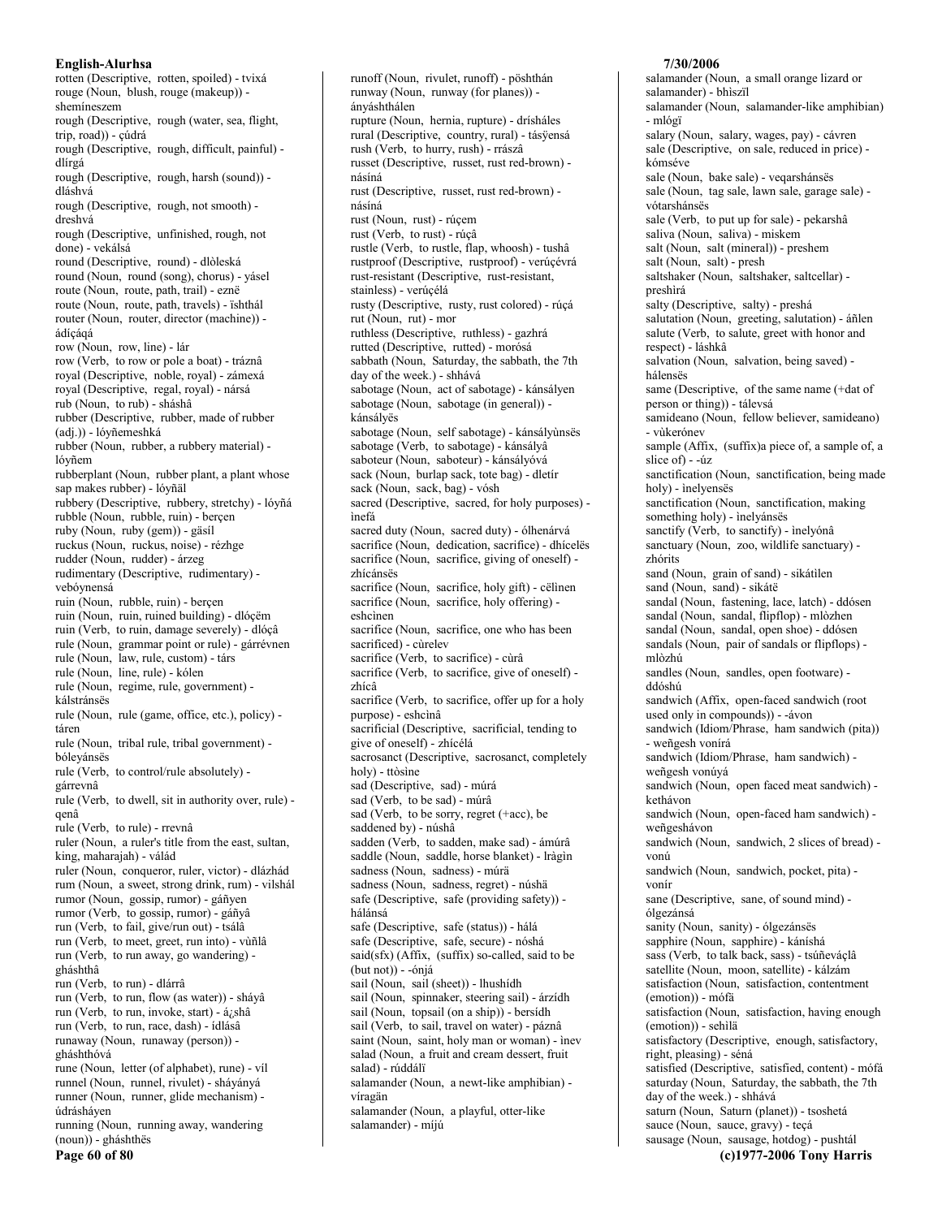rotten (Descriptive, rotten, spoiled) - tvixá
rouge (Noun, blush, rouge (makeup)) - shemíneszem
rough (Descriptive, rough (water, sea, flight, trip, road)) - çúdrá
rough (Descriptive, rough, difficult, painful) - dlírgá
rough (Descriptive, rough, harsh (sound)) - dláshvá
rough (Descriptive, rough, not smooth) - dreshvá
rough (Descriptive, unfinished, rough, not done) - vekálsá
round (Descriptive, round) - dlòleská
round (Noun, round (song), chorus) - yásel
route (Noun, route, path, trail) - eznë
route (Noun, route, path, travels) - ïshthál
router (Noun, router, director (machine)) - ádíçáqá
row (Noun, row, line) - lár
row (Verb, to row or pole a boat) - tráznâ
royal (Descriptive, noble, royal) - zámexá
royal (Descriptive, regal, royal) - nársá
rub (Noun, to rub) - sháshâ
rubber (Descriptive, rubber, made of rubber (adj.)) - lóyñemeshká
rubber (Noun, rubber, a rubbery material) - lóyñem
rubberplant (Noun, rubber plant, a plant whose sap makes rubber) - lóyñäl
rubbery (Descriptive, rubbery, stretchy) - lóyñá
rubble (Noun, rubble, ruin) - berçen
ruby (Noun, ruby (gem)) - gäsíl
ruckus (Noun, ruckus, noise) - rézhge
rudder (Noun, rudder) - árzeg
rudimentary (Descriptive, rudimentary) - vebóynensá
ruin (Noun, rubble, ruin) - berçen
ruin (Noun, ruin, ruined building) - dlóçëm
ruin (Verb, to ruin, damage severely) - dlóçâ
rule (Noun, grammar point or rule) - gárrévnen
rule (Noun, law, rule, custom) - társ
rule (Noun, line, rule) - kólen
rule (Noun, regime, rule, government) - kálstránsës
rule (Noun, rule (game, office, etc.), policy) - táren
rule (Noun, tribal rule, tribal government) - bóleyánsës
rule (Verb, to control/rule absolutely) - gárrevnâ
rule (Verb, to dwell, sit in authority over, rule) - qenâ
rule (Verb, to rule) - rrevnâ
ruler (Noun, a ruler's title from the east, sultan, king, maharajah) - válád
ruler (Noun, conqueror, ruler, victor) - dlázhád
rum (Noun, a sweet, strong drink, rum) - vilshál
rumor (Noun, gossip, rumor) - gáñyen
rumor (Verb, to gossip, rumor) - gáñyâ
run (Verb, to fail, give/run out) - tsálâ
run (Verb, to meet, greet, run into) - vùñlâ
run (Verb, to run away, go wandering) - ghásthâ
run (Verb, to run) - dlárrâ
run (Verb, to run, flow (as water)) - sháyâ
run (Verb, to run, invoke, start) - á¿shâ
run (Verb, to run, race, dash) - ídlásâ
runaway (Noun, runaway (person)) - ghásthóvá
rune (Noun, letter (of alphabet), rune) - víl
runnel (Noun, runnel, rivulet) - sháyányá
runner (Noun, runner, glide mechanism) - údrásháyen
running (Noun, running away, wandering (noun)) - ghásthës
runoff (Noun, rivulet, runoff) - pöshthán
runway (Noun, runway (for planes)) - ányáshthálen
rupture (Noun, hernia, rupture) - drísháles
rural (Descriptive, country, rural) - tásÿensá
rush (Verb, to hurry, rush) - rrászâ
russet (Descriptive, russet, rust red-brown) - násíná
rust (Descriptive, russet, rust red-brown) - násíná
rust (Noun, rust) - rúçem
rust (Verb, to rust) - rúçâ
rustle (Verb, to rustle, flap, whoosh) - tushâ
rustproof (Descriptive, rustproof) - verúçévrá
rust-resistant (Descriptive, rust-resistant, stainless) - verúçélá
rusty (Descriptive, rusty, rust colored) - rúçá
rut (Noun, rut) - mor
rutted (Descriptive, rutted) - morósá
sabbath (Noun, Saturday, the sabbath, the 7th day of the week.) - shhává
sabotage (Noun, act of sabotage) - kánsályen
sabotage (Noun, sabotage (in general)) - kánsályës
sabotage (Noun, self sabotage) - kánsályùnsës
sabotage (Verb, to sabotage) - kánsályâ
saboteur (Noun, saboteur) - kánsályóvá
sack (Noun, burlap sack, tote bag) - dletír
sack (Noun, sack, bag) - vósh
sacred (Descriptive, sacred, for holy purposes) - ìnefá
sacred duty (Noun, sacred duty) - ólhenárvá
sacrifice (Noun, dedication, sacrifice) - dhícelës
sacrifice (Noun, sacrifice, giving of oneself) - zhícánsës
sacrifice (Noun, sacrifice, holy gift) - cëlinen
sacrifice (Noun, sacrifice, holy offering) - eshcinen
sacrifice (Noun, sacrifice, one who has been sacrificed) - cùrelev
sacrifice (Verb, to sacrifice) - cùrâ
sacrifice (Verb, to sacrifice, give of oneself) - zhícâ
sacrifice (Verb, to sacrifice, offer up for a holy purpose) - eshcinâ
sacrificial (Descriptive, sacrificial, tending to give of oneself) - zhícélá
sacrosanct (Descriptive, sacrosanct, completely holy) - ttòsine
sad (Descriptive, sad) - múrá
sad (Verb, to be sad) - múrâ
sad (Verb, to be sorry, regret (+acc), be saddened by) - núshâ
sadden (Verb, to sadden, make sad) - ámúrâ
saddle (Noun, saddle, horse blanket) - lràgìn
sadness (Noun, sadness) - múrä
sadness (Noun, sadness, regret) - núshä
safe (Descriptive, safe (providing safety)) - hálánsá
safe (Descriptive, safe (status)) - hálá
safe (Descriptive, safe, secure) - nóshá
said(sfx) (Affix, (suffix) so-called, said to be (but not)) - -ónjá
sail (Noun, sail (sheet)) - lhushídh
sail (Noun, spinnaker, steering sail) - árzídh
sail (Noun, topsail (on a ship)) - bersídh
sail (Verb, to sail, travel on water) - páznâ
saint (Noun, saint, holy man or woman) - ìnev
salad (Noun, a fruit and cream dessert, fruit salad) - rúddálï
salamander (Noun, a newt-like amphibian) - víragän
salamander (Noun, a playful, otter-like salamander) - míjú
salamander (Noun, a small orange lizard or salamander) - bhiszïl
salamander (Noun, salamander-like amphibian) - mlógï
salary (Noun, salary, wages, pay) - cávren
sale (Descriptive, on sale, reduced in price) - kómséve
sale (Noun, bake sale) - veqarshánsës
sale (Noun, tag sale, lawn sale, garage sale) - vótarshánsës
sale (Verb, to put up for sale) - pekarshâ
saliva (Noun, saliva) - miskem
salt (Noun, salt (mineral)) - preshem
salt (Noun, salt) - presh
saltshaker (Noun, saltshaker, saltcellar) - preshìrá
salty (Descriptive, salty) - preshá
salutation (Noun, greeting, salutation) - áñlen
salute (Verb, to salute, greet with honor and respect) - láshkâ
salvation (Noun, salvation, being saved) - hálensës
same (Descriptive, of the same name (+dat of person or thing)) - tálevsá
samideano (Noun, fellow believer, samideano) - vùkerónev
sample (Affix, (suffix)a piece of, a sample of, a slice of) - -úz
sanctification (Noun, sanctification, being made holy) - ìnelyensës
sanctification (Noun, sanctification, making something holy) - ìnelyánsës
sanctify (Verb, to sanctify) - ìnelyónâ
sanctuary (Noun, zoo, wildlife sanctuary) - zhórits
sand (Noun, grain of sand) - sikátìlen
sand (Noun, sand) - sikátë
sandal (Noun, fastening, lace, latch) - ddósen
sandal (Noun, sandal, flipflop) - mlòzhen
sandal (Noun, sandal, open shoe) - ddósen
sandals (Noun, pair of sandals or flipflops) - mlòzhú
sandles (Noun, sandles, open footware) - ddóshú
sandwich (Affix, open-faced sandwich (root used only in compounds)) - -ávon
sandwich (Idiom/Phrase, ham sandwich (pita)) - weñgesh vonírá
sandwich (Idiom/Phrase, ham sandwich) - weñgesh vonúyá
sandwich (Noun, open faced meat sandwich) - kethávon
sandwich (Noun, open-faced ham sandwich) - weñgesháv​on
sandwich (Noun, sandwich, 2 slices of bread) - vonú
sandwich (Noun, sandwich, pocket, pita) - vonír
sane (Descriptive, sane, of sound mind) - ólgezánsá
sanity (Noun, sanity) - ólgezánsës
sapphire (Noun, sapphire) - kánishá
sass (Verb, to talk back, sass) - tsúñeváçlâ
satellite (Noun, moon, satellite) - kálzám
satisfaction (Noun, satisfaction, contentment (emotion)) - mófä
satisfaction (Noun, satisfaction, having enough (emotion)) - sehìlä
satisfactory (Descriptive, enough, satisfactory, right, pleasing) - séná
satisfied (Descriptive, satisfied, content) - mófá
saturday (Noun, Saturday, the sabbath, the 7th day of the week.) - shhává
saturn (Noun, Saturn (planet)) - tsoshetá
sauce (Noun, sauce, gravy) - teçá
sausage (Noun, sausage, hotdog) - pushtál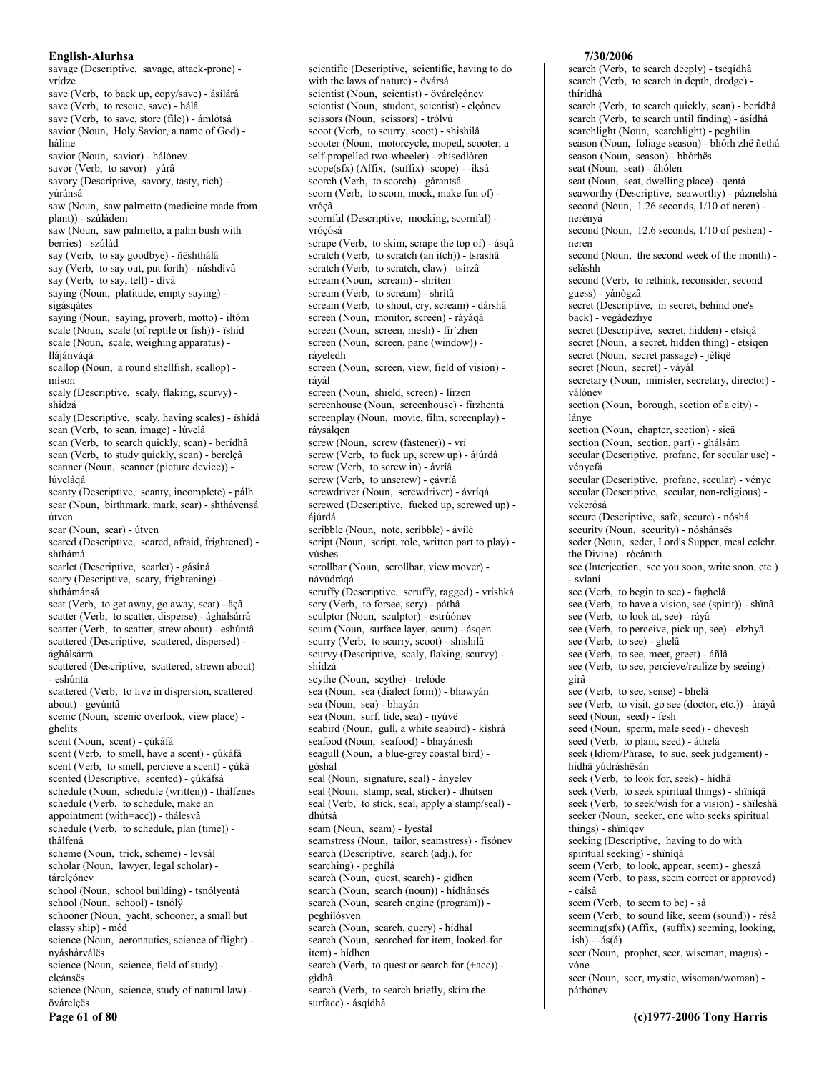savage (Descriptive, savage, attack-prone) - vrídze
save (Verb, to back up, copy/save) - ásílárâ
save (Verb, to rescue, save) - hálâ
save (Verb, to save, store (file)) - ámlótsâ
savior (Noun, Holy Savior, a name of God) - háline
savior (Noun, savior) - hálónev
savor (Verb, to savor) - yúrâ
savory (Descriptive, savory, tasty, rich) - yúránsá
saw (Noun, saw palmetto (medicine made from plant)) - szúládem
saw (Noun, saw palmetto, a palm bush with berries) - szúlád
say (Verb, to say goodbye) - ñështhálâ
say (Verb, to say out, put forth) - náshdívâ
say (Verb, to say, tell) - dívâ
saying (Noun, platitude, empty saying) - sigásqátes
saying (Noun, saying, proverb, motto) - iltóm
scale (Noun, scale (of reptile or fish)) - ïshíd
scale (Noun, scale, weighing apparatus) - llájánváqá
scallop (Noun, a round shellfish, scallop) - míson
scaly (Descriptive, scaly, flaking, scurvy) - shídzá
scaly (Descriptive, scaly, having scales) - ïshídá
scan (Verb, to scan, image) - lúvelâ
scan (Verb, to search quickly, scan) - berídhâ
scan (Verb, to study quickly, scan) - berelçâ
scanner (Noun, scanner (picture device)) - lúveláqá
scanty (Descriptive, scanty, incomplete) - pálh
scar (Noun, birthmark, mark, scar) - shthávensá útven
scar (Noun, scar) - útven
scared (Descriptive, scared, afraid, frightened) - shthámá
scarlet (Descriptive, scarlet) - gásíná
scary (Descriptive, scary, frightening) - shthámánsá
scat (Verb, to get away, go away, scat) - äçâ
scatter (Verb, to scatter, disperse) - ághálsárrâ
scatter (Verb, to scatter, strew about) - eshúntâ
scattered (Descriptive, scattered, dispersed) - ághálsárrá
scattered (Descriptive, scattered, strewn about) - eshúntá
scattered (Verb, to live in dispersion, scattered about) - gevúntâ
scenic (Noun, scenic overlook, view place) - ghelits
scent (Noun, scent) - çúkáfá
scent (Verb, to smell, have a scent) - çúkáfâ
scent (Verb, to smell, percieve a scent) - çúkâ
scented (Descriptive, scented) - çúkáfsá
schedule (Noun, schedule (written)) - thálfenes
schedule (Verb, to schedule, make an appointment (with=acc)) - thálesvâ
schedule (Verb, to schedule, plan (time)) - thálfenâ
scheme (Noun, trick, scheme) - levsál
scholar (Noun, lawyer, legal scholar) - tárelçónev
school (Noun, school building) - tsnólyentá
school (Noun, school) - tsnólÿ
schooner (Noun, yacht, schooner, a small but classy ship) - méd
science (Noun, aeronautics, science of flight) - nyásharválës
science (Noun, science, field of study) - elçánsës
science (Noun, science, study of natural law) - övárelçës
scientific (Descriptive, scientific, having to do with the laws of nature) - övársá
scientist (Noun, scientist) - övárelçónev
scientist (Noun, student, scientist) - elçónev
scissors (Noun, scissors) - trólvú
scoot (Verb, to scurry, scoot) - shishilâ
scooter (Noun, motorcycle, moped, scooter, a self-propelled two-wheeler) - zhísedlòren
scope(sfx) (Affix, (suffix) -scope) - -íksá
scorch (Verb, to scorch) - gárantsâ
scorn (Verb, to scorn, mock, make fun of) - vróçâ
scornful (Descriptive, mocking, scornful) - vróçósá
scrape (Verb, to skim, scrape the top of) - ásqâ
scratch (Verb, to scratch (an itch)) - tsrashâ
scratch (Verb, to scratch, claw) - tsírzâ
scream (Noun, scream) - shríten
scream (Verb, to scream) - shrítâ
scream (Verb, to shout, cry, scream) - dárshâ
screen (Noun, monitor, screen) - ráyáqá
screen (Noun, screen, mesh) - fír`zhen
screen (Noun, screen, pane (window)) - ráyeledh
screen (Noun, screen, view, field of vision) - ráyál
screen (Noun, shield, screen) - línzen
screenhouse (Noun, screenhouse) - firzhentá
screenplay (Noun, movie, film, screenplay) - ráysálqen
screw (Noun, screw (fastener)) - vrí
screw (Verb, to fuck up, screw up) - ájúrdâ
screw (Verb, to screw in) - ávríâ
screw (Verb, to unscrew) - çávríâ
screwdriver (Noun, screwdriver) - ávríqá
screwed (Descriptive, fucked up, screwed up) - ájúrdá
scribble (Noun, note, scribble) - ávílë
script (Noun, script, role, written part to play) - vúshes
scrollbar (Noun, scrollbar, view mover) - návúdráqá
scruffy (Descriptive, scruffy, ragged) - vríshká
scry (Verb, to forsee, scry) - páthâ
sculptor (Noun, sculptor) - estrúónev
scum (Noun, surface layer, scum) - ásqen
scurry (Verb, to scurry, scoot) - shishilâ
scurvy (Descriptive, scaly, flaking, scurvy) - shídzá
scythe (Noun, scythe) - trelóde
sea (Noun, sea (dialect form)) - bhawyán
sea (Noun, sea) - bhayán
sea (Noun, surf, tide, sea) - nyúvë
seabird (Noun, gull, a white seabird) - kishrá
seafood (Noun, seafood) - bhayánesh
seagull (Noun, a blue-grey coastal bird) - góshal
seal (Noun, signature, seal) - ányelev
seal (Noun, stamp, seal, sticker) - dhútsen
seal (Verb, to stick, seal, apply a stamp/seal) - dhútsâ
seam (Noun, seam) - lyestál
seamstress (Noun, tailor, seamstress) - fisónev
search (Descriptive, search (adj.), for searching) - peghílá
search (Noun, quest, search) - gidhen
search (Noun, search (noun)) - hídhánsës
search (Noun, search engine (program)) - peghílósven
search (Noun, search, query) - hídhál
search (Noun, searched-for item, looked-for item) - hídhen
search (Verb, to quest or search for (+acc)) - gidhâ
search (Verb, to search briefly, skim the surface) - ásqídhâ
search (Verb, to search deeply) - tseqídhâ
search (Verb, to search in depth, dredge) - thirídhâ
search (Verb, to search quickly, scan) - berídhâ
search (Verb, to search until finding) - ásídhâ
searchlight (Noun, searchlight) - peghílin
season (Noun, foliage season) - bhórh zhë ñethá
season (Noun, season) - bhórhës
seat (Noun, seat) - áhólen
seat (Noun, seat, dwelling place) - qentá
seaworthy (Descriptive, seaworthy) - páznelshá
second (Noun, 1.26 seconds, 1/10 of neren) - nerényá
second (Noun, 12.6 seconds, 1/10 of peshen) - neren
second (Noun, the second week of the month) - seláshh
second (Verb, to rethink, reconsider, second guess) - yánògzâ
secret (Descriptive, in secret, behind one's back) - vegádezhye
secret (Descriptive, secret, hidden) - etsìqá
secret (Noun, a secret, hidden thing) - etsìqen
secret (Noun, secret passage) - jèlìqë
secret (Noun, secret) - vâyál
secretary (Noun, minister, secretary, director) - válónev
section (Noun, borough, section of a city) - lánye
section (Noun, chapter, section) - sicä
section (Noun, section, part) - ghálsám
secular (Descriptive, profane, for secular use) - vényefá
secular (Descriptive, profane, secular) - vénye
secular (Descriptive, secular, non-religious) - vekerósá
secure (Descriptive, safe, secure) - nóshá
security (Noun, security) - nóshánsës
seder (Noun, seder, Lord's Supper, meal celebr. the Divine) - ròcánith
see (Interjection, see you soon, write soon, etc.) - svlaní
see (Verb, to begin to see) - faghelâ
see (Verb, to have a vision, see (spirit)) - shïnâ
see (Verb, to look at, see) - ráyâ
see (Verb, to perceive, pick up, see) - elzhyâ
see (Verb, to see) - ghelâ
see (Verb, to see, meet, greet) - áñlâ
see (Verb, to see, percieve/realize by seeing) - gírâ
see (Verb, to see, sense) - bhelâ
see (Verb, to visit, go see (doctor, etc.)) - áráyâ
seed (Noun, seed) - fesh
seed (Noun, sperm, male seed) - dhevesh
seed (Verb, to plant, seed) - áthelâ
seek (Idiom/Phrase, to sue, seek judgement) - hídhâ yúdráshësán
seek (Verb, to look for, seek) - hídhâ
seek (Verb, to seek spiritual things) - shïníqâ
seek (Verb, to seek/wish for a vision) - shïleshâ
seeker (Noun, seeker, one who seeks spiritual things) - shïníqev
seeking (Descriptive, having to do with spiritual seeking) - shïníqá
seem (Verb, to look, appear, seem) - ghesză
seem (Verb, to pass, seem correct or approved) - cálsâ
seem (Verb, to seem to be) - sâ
seem (Verb, to sound like, seem (sound)) - résâ
seeming(sfx) (Affix, (suffix) seeming, looking, -ish) - -ás(á)
seer (Noun, prophet, seer, wiseman, magus) - vóne
seer (Noun, seer, mystic, wiseman/woman) - páthónev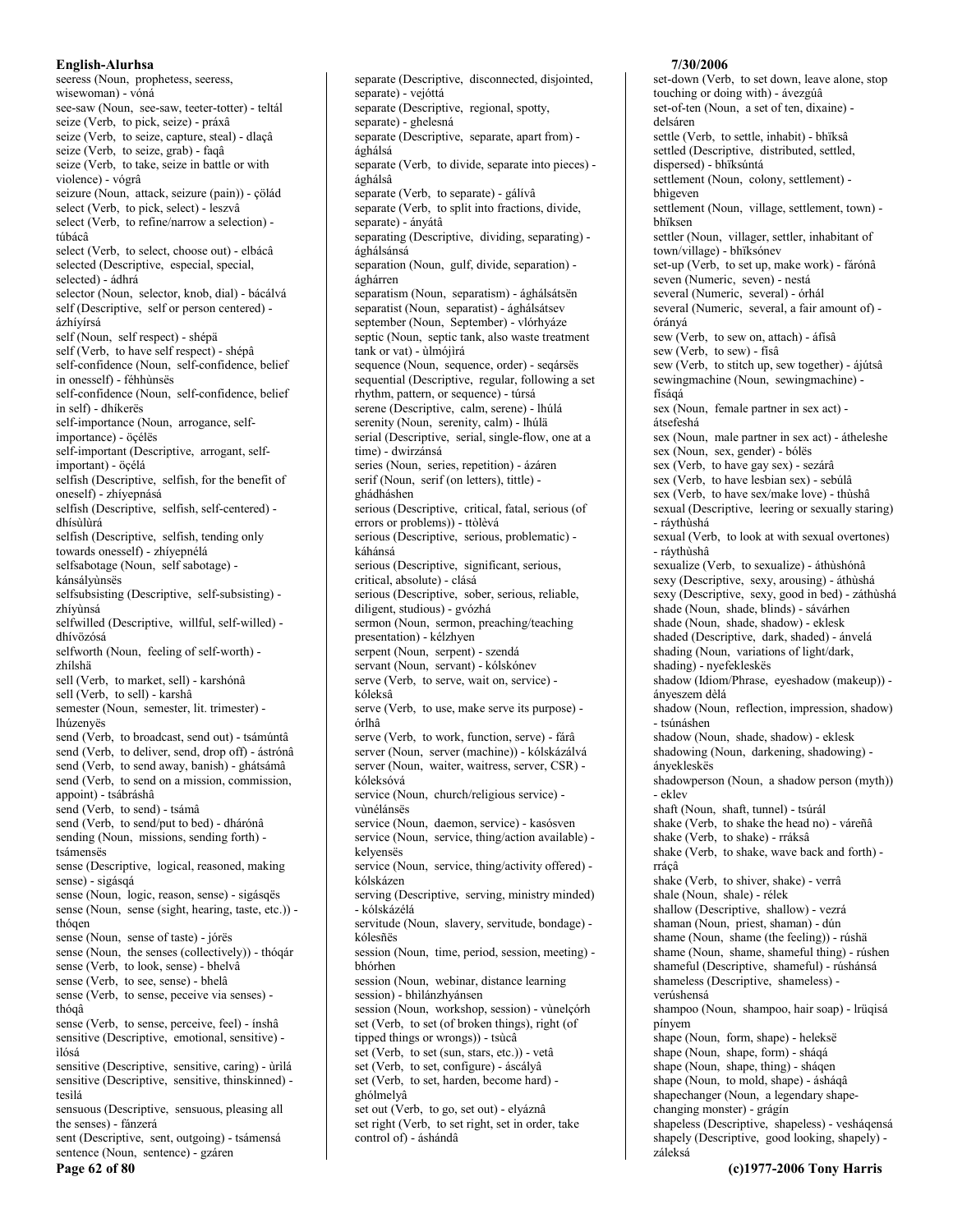seeress (Noun, prophetess, seeress, wisewoman) - vóná
see-saw (Noun, see-saw, teeter-totter) - teltál
seize (Verb, to pick, seize) - práxâ
seize (Verb, to seize, capture, steal) - dlaçâ
seize (Verb, to seize, grab) - faqâ
seize (Verb, to take, seize in battle or with violence) - vógrâ
seizure (Noun, attack, seizure (pain)) - çölád
select (Verb, to pick, select) - leszvâ
select (Verb, to refine/narrow a selection) - túbácâ
select (Verb, to select, choose out) - elbácâ
selected (Descriptive, especial, special, selected) - ádhrá
selector (Noun, selector, knob, dial) - bácálvá
self (Descriptive, self or person centered) - ázhíyírsá
self (Noun, self respect) - shépä
self (Verb, to have self respect) - shépâ
self-confidence (Noun, self-confidence, belief in onesself) - féhhùnsës
self-confidence (Noun, self-confidence, belief in self) - dhíkerës
self-importance (Noun, arrogance, self-importance) - öçélës
self-important (Descriptive, arrogant, self-important) - öçélá
selfish (Descriptive, selfish, for the benefit of oneself) - zhíyepnásá
selfish (Descriptive, selfish, self-centered) - dhísùlùrá
selfish (Descriptive, selfish, tending only towards onesself) - zhíyepnélá
selfsabotage (Noun, self sabotage) - kánsályùnsës
selfsubsisting (Descriptive, self-subsisting) - zhíyùnsá
selfwilled (Descriptive, willful, self-willed) - dhívözósá
selfworth (Noun, feeling of self-worth) - zhílshä
sell (Verb, to market, sell) - karshónâ
sell (Verb, to sell) - karshâ
semester (Noun, semester, lit. trimester) - lhúzenyës
send (Verb, to broadcast, send out) - tsámúntâ
send (Verb, to deliver, send, drop off) - ástrónâ
send (Verb, to send away, banish) - ghátsámâ
send (Verb, to send on a mission, commission, appoint) - tsábráshâ
send (Verb, to send) - tsámâ
send (Verb, to send/put to bed) - dhárónâ
sending (Noun, missions, sending forth) - tsámensës
sense (Descriptive, logical, reasoned, making sense) - sigásqá
sense (Noun, logic, reason, sense) - sigásqës
sense (Noun, sense (sight, hearing, taste, etc.)) - thóqen
sense (Noun, sense of taste) - jórës
sense (Noun, the senses (collectively)) - thóqár
sense (Verb, to look, sense) - bhelvâ
sense (Verb, to see, sense) - bhelâ
sense (Verb, to sense, peceive via senses) - thóqâ
sense (Verb, to sense, perceive, feel) - ínshâ
sensitive (Descriptive, emotional, sensitive) - ìlósá
sensitive (Descriptive, sensitive, caring) - ùrílá
sensitive (Descriptive, sensitive, thinskinned) - tesilá
sensuous (Descriptive, sensuous, pleasing all the senses) - fánzerá
sent (Descriptive, sent, outgoing) - tsámensá
sentence (Noun, sentence) - gzáren
separate (Descriptive, disconnected, disjointed, separate) - vejóttá
separate (Descriptive, regional, spotty, separate) - ghelesná
separate (Descriptive, separate, apart from) - ághálsá
separate (Verb, to divide, separate into pieces) - ághálsâ
separate (Verb, to separate) - gálívâ
separate (Verb, to split into fractions, divide, separate) - ányátâ
separating (Descriptive, dividing, separating) - ághálsánsá
separation (Noun, gulf, divide, separation) - ághárren
separatism (Noun, separatism) - ághálsátsën
separatist (Noun, separatist) - ághálsátsev
september (Noun, September) - vlórhyáze
septic (Noun, septic tank, also waste treatment tank or vat) - ùlmójìrá
sequence (Noun, sequence, order) - seqársës
sequential (Descriptive, regular, following a set rhythm, pattern, or sequence) - túrsá
serene (Descriptive, calm, serene) - lhúlá
serenity (Noun, serenity, calm) - lhúlä
serial (Descriptive, serial, single-flow, one at a time) - dwirzánsá
series (Noun, series, repetition) - ázáren
serif (Noun, serif (on letters), tittle) - ghádháshen
serious (Descriptive, critical, fatal, serious (of errors or problems)) - ttòlèvá
serious (Descriptive, serious, problematic) - káhánsá
serious (Descriptive, significant, serious, critical, absolute) - clásá
serious (Descriptive, sober, serious, reliable, diligent, studious) - gvózhá
sermon (Noun, sermon, preaching/teaching presentation) - kélzhyen
serpent (Noun, serpent) - szendá
servant (Noun, servant) - kólskónev
serve (Verb, to serve, wait on, service) - kóleksâ
serve (Verb, to use, make serve its purpose) - órlhâ
serve (Verb, to work, function, serve) - fárâ
server (Noun, server (machine)) - kólskázálvá
server (Noun, waiter, waitress, server, CSR) - kóleksóvá
service (Noun, church/religious service) - vùnélánsës
service (Noun, daemon, service) - kasósven
service (Noun, service, thing/action available) - kelyensës
service (Noun, service, thing/activity offered) - kólskázen
serving (Descriptive, serving, ministry minded) - kólskázélá
servitude (Noun, slavery, servitude, bondage) - kólesñës
session (Noun, time, period, session, meeting) - bhórhen
session (Noun, webinar, distance learning session) - bhilánzhyánsen
session (Noun, workshop, session) - vùnelçórh
set (Verb, to set (of broken things), right (of tipped things or wrongs)) - tsùcâ
set (Verb, to set (sun, stars, etc.)) - vetâ
set (Verb, to set, configure) - áscályâ
set (Verb, to set, harden, become hard) - ghólmelyâ
set out (Verb, to go, set out) - elyáznâ
set right (Verb, to set right, set in order, take control of) - áshándâ
set-down (Verb, to set down, leave alone, stop touching or doing with) - ávezgúâ
set-of-ten (Noun, a set of ten, dixaine) - delsáren
settle (Verb, to settle, inhabit) - bhĭksâ
settled (Descriptive, distributed, settled, dispersed) - bhĭksúntá
settlement (Noun, colony, settlement) - bhìgeven
settlement (Noun, village, settlement, town) - bhĭksen
settler (Noun, villager, settler, inhabitant of town/village) - bhĭksónev
set-up (Verb, to set up, make work) - fárónâ
seven (Numeric, seven) - nestá
several (Numeric, several) - órhál
several (Numeric, several, a fair amount of) - óránýá
sew (Verb, to sew on, attach) - áfísâ
sew (Verb, to sew) - físâ
sew (Verb, to stitch up, sew together) - ájútsâ
sewingmachine (Noun, sewingmachine) - físáqá
sex (Noun, female partner in sex act) - átsefeshá
sex (Noun, male partner in sex act) - átheleshe
sex (Noun, sex, gender) - bólës
sex (Verb, to have gay sex) - sezárâ
sex (Verb, to have lesbian sex) - sebúlâ
sex (Verb, to have sex/make love) - thùshâ
sexual (Descriptive, leering or sexually staring) - ráythùshá
sexual (Verb, to look at with sexual overtones) - ráythùshâ
sexualize (Verb, to sexualize) - áthùshónâ
sexy (Descriptive, sexy, arousing) - áthùshá
sexy (Descriptive, sexy, good in bed) - záthùshá
shade (Noun, shade, blinds) - sávárhen
shade (Noun, shade, shadow) - eklesk
shaded (Descriptive, dark, shaded) - ánvelá
shading (Noun, variations of light/dark, shading) - nyefekleskës
shadow (Idiom/Phrase, eyeshadow (makeup)) - ányeszem dèlá
shadow (Noun, reflection, impression, shadow) - tsúnáshen
shadow (Noun, shade, shadow) - eklesk
shadowing (Noun, darkening, shadowing) - ányekleskës
shadowperson (Noun, a shadow person (myth)) - eklev
shaft (Noun, shaft, tunnel) - tsúrál
shake (Verb, to shake the head no) - váreñâ
shake (Verb, to shake) - rráksâ
shake (Verb, to shake, wave back and forth) - rráçâ
shake (Verb, to shiver, shake) - verrâ
shale (Noun, shale) - rélek
shallow (Descriptive, shallow) - vezrá
shaman (Noun, priest, shaman) - dún
shame (Noun, shame (the feeling)) - rúshä
shame (Noun, shame, shameful thing) - rúshen
shameful (Descriptive, shameful) - rúshánsá
shameless (Descriptive, shameless) - verúshensá
shampoo (Noun, shampoo, hair soap) - lrüqisá pínyem
shape (Noun, form, shape) - heleksë
shape (Noun, shape, form) - sháqá
shape (Noun, shape, thing) - sháqen
shape (Noun, to mold, shape) - ásháqâ
shapechanger (Noun, a legendary shape-changing monster) - grágín
shapeless (Descriptive, shapeless) - vesháqensá
shapely (Descriptive, good looking, shapely) - záleksá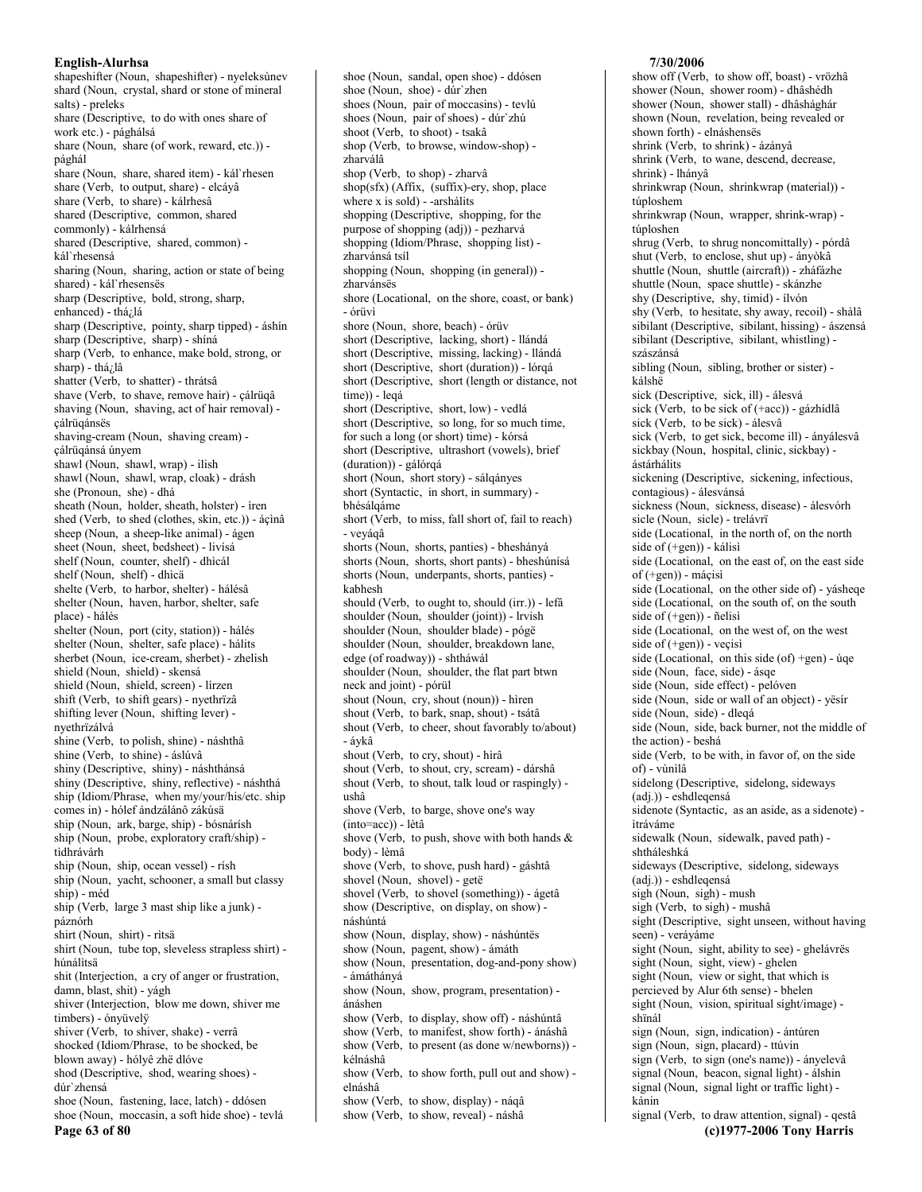shapeshifter (Noun, shapeshifter) - nyeleksùnev
shard (Noun, crystal, shard or stone of mineral salts) - preleks
share (Descriptive, to do with ones share of work etc.) - pághálsá
share (Noun, share (of work, reward, etc.)) - pághál
share (Noun, share, shared item) - kál`rhesen
share (Verb, to output, share) - elcáyâ
share (Verb, to share) - kálrhesâ
shared (Descriptive, common, shared commonly) - kálrhensá
shared (Descriptive, shared, common) - kál`rhesensá
sharing (Noun, sharing, action or state of being shared) - kál`rhesensës
sharp (Descriptive, bold, strong, sharp, enhanced) - thá¿lá
sharp (Descriptive, pointy, sharp tipped) - áshín
sharp (Descriptive, sharp) - shíná
sharp (Verb, to enhance, make bold, strong, or sharp) - thá¿lâ
shatter (Verb, to shatter) - thrátsâ
shave (Verb, to shave, remove hair) - çálrüqâ
shaving (Noun, shaving, act of hair removal) - çálrüqánsës
shaving-cream (Noun, shaving cream) - çálrüqánsá únyem
shawl (Noun, shawl, wrap) - ilish
shawl (Noun, shawl, wrap, cloak) - drásh
she (Pronoun, she) - dhá
sheath (Noun, holder, sheath, holster) - ìren
shed (Verb, to shed (clothes, skin, etc.)) - áçìnâ
sheep (Noun, a sheep-like animal) - ágen
sheet (Noun, sheet, bedsheet) - livísá
shelf (Noun, counter, shelf) - dhìcál
shelf (Noun, shelf) - dhìcä
shelte (Verb, to harbor, shelter) - hálésâ
shelter (Noun, haven, harbor, shelter, safe place) - hálés
shelter (Noun, port (city, station)) - hálés
shelter (Noun, shelter, safe place) - hálits
sherbet (Noun, ice-cream, sherbet) - zhelish
shield (Noun, shield) - skensá
shield (Noun, shield, screen) - lírzen
shift (Verb, to shift gears) - nyethrïzâ
shifting lever (Noun, shifting lever) - nyethrïzálvá
shine (Verb, to polish, shine) - náshthâ
shine (Verb, to shine) - áslúvâ
shiny (Descriptive, shiny) - náshthánsá
shiny (Descriptive, shiny, reflective) - náshthá
ship (Idiom/Phrase, when my/your/his/etc. ship comes in) - hólef ándzálánô zákúsä
ship (Noun, ark, barge, ship) - bósnárísh
ship (Noun, probe, exploratory craft/ship) - tìdhrávárh
ship (Noun, ship, ocean vessel) - rísh
ship (Noun, yacht, schooner, a small but classy ship) - méd
ship (Verb, large 3 mast ship like a junk) - páznórh
shirt (Noun, shirt) - rìtsä
shirt (Noun, tube top, sleveless strapless shirt) - húnálìtsä
shit (Interjection, a cry of anger or frustration, damn, blast, shit) - yágh
shiver (Interjection, blow me down, shiver me timbers) - ónyüvelÿ
shiver (Verb, to shiver, shake) - verrâ
shocked (Idiom/Phrase, to be shocked, be blown away) - hólyê zhë dlóve
shod (Descriptive, shod, wearing shoes) - dúr`zhensá
shoe (Noun, fastening, lace, latch) - ddósen
shoe (Noun, moccasin, a soft hide shoe) - tevlá
shoe (Noun, sandal, open shoe) - ddósen
shoe (Noun, shoe) - dúr`zhen
shoes (Noun, pair of moccasins) - tevlú
shoes (Noun, pair of shoes) - dúr`zhú
shoot (Verb, to shoot) - tsakâ
shop (Verb, to browse, window-shop) - zharválâ
shop (Verb, to shop) - zharvâ
shop(sfx) (Affix, (suffix)-ery, shop, place where x is sold) - -arshálits
shopping (Descriptive, shopping, for the purpose of shopping (adj)) - pezharvá
shopping (Idiom/Phrase, shopping list) - zharvánsá tsíl
shopping (Noun, shopping (in general)) - zharvánsës
shore (Locational, on the shore, coast, or bank) - órüvì
shore (Noun, shore, beach) - órüv
short (Descriptive, lacking, short) - llándá
short (Descriptive, missing, lacking) - llándá
short (Descriptive, short (duration)) - lórqá
short (Descriptive, short (length or distance, not time)) - leqá
short (Descriptive, short, low) - vedlá
short (Descriptive, so long, for so much time, for such a long (or short) time) - kórsá
short (Descriptive, ultrashort (vowels), brief (duration)) - gálórqá
short (Noun, short story) - sálqányes
short (Syntactic, in short, in summary) - bhésálqáme
short (Verb, to miss, fall short of, fail to reach) - veyáqâ
shorts (Noun, shorts, panties) - bheshányá
shorts (Noun, shorts, short pants) - bheshúnísá
shorts (Noun, underpants, shorts, panties) - kabhesh
should (Verb, to ought to, should (irr.)) - lefâ
shoulder (Noun, shoulder (joint)) - lrvish
shoulder (Noun, shoulder blade) - págë
shoulder (Noun, shoulder, breakdown lane, edge (of roadway)) - shtháwál
shoulder (Noun, shoulder, the flat part btwn neck and joint) - pórül
shout (Noun, cry, shout (noun)) - hìren
shout (Verb, to bark, snap, shout) - tsátâ
shout (Verb, to cheer, shout favorably to/about) - áykâ
shout (Verb, to cry, shout) - hìrâ
shout (Verb, to shout, cry, scream) - dárshâ
shout (Verb, to shout, talk loud or raspingly) - ushâ
shove (Verb, to barge, shove one's way (into=acc)) - lètâ
shove (Verb, to push, shove with both hands & body) - lèmâ
shove (Verb, to shove, push hard) - gáshtâ
shovel (Noun, shovel) - getë
shovel (Verb, to shovel (something)) - ágetâ
show (Descriptive, on display, on show) - náshúntá
show (Noun, display, show) - náshúntës
show (Noun, pagent, show) - ámáth
show (Noun, presentation, dog-and-pony show) - ámáthányá
show (Noun, show, program, presentation) - ánáshen
show (Verb, to display, show off) - náshúntâ
show (Verb, to manifest, show forth) - ánáshâ
show (Verb, to present (as done w/newborns)) - kélnáshâ
show (Verb, to show forth, pull out and show) - elnáshâ
show (Verb, to show, display) - náqâ
show (Verb, to show, reveal) - náshâ
show off (Verb, to show off, boast) - vrözhâ
shower (Noun, shower room) - dhâshédh
shower (Noun, shower stall) - dhâshághár
shown (Noun, revelation, being revealed or shown forth) - elnáshensës
shrink (Verb, to shrink) - ázányâ
shrink (Verb, to wane, descend, decrease, shrink) - lhányâ
shrinkwrap (Noun, shrinkwrap (material)) - túploshem
shrinkwrap (Noun, wrapper, shrink-wrap) - túploshen
shrug (Verb, to shrug noncomittally) - pórdâ
shut (Verb, to enclose, shut up) - ányòkâ
shuttle (Noun, shuttle (aircraft)) - zháfázhe
shuttle (Noun, space shuttle) - skánzhe
shy (Descriptive, shy, timid) - ílvón
shy (Verb, to hesitate, shy away, recoil) - shàlâ
sibilant (Descriptive, sibilant, hissing) - ászensá
sibilant (Descriptive, sibilant, whistling) - szászánsá
sibling (Noun, sibling, brother or sister) - kálshë
sick (Descriptive, sick, ill) - álesvá
sick (Verb, to be sick of (+acc)) - gázhídlâ
sick (Verb, to be sick) - álesvâ
sick (Verb, to get sick, become ill) - ányálesvâ
sickbay (Noun, hospital, clinic, sickbay) - ástárhálits
sickening (Descriptive, sickening, infectious, contagious) - álesvánsá
sickness (Noun, sickness, disease) - álesvórh
sicle (Noun, sicle) - trelávrï
side (Locational, in the north of, on the north side of (+gen)) - kálisì
side (Locational, on the east of, on the east side of (+gen)) - máçisì
side (Locational, on the other side of) - yásheqe
side (Locational, on the south of, on the south side of (+gen)) - ñelisì
side (Locational, on the west of, on the west side of (+gen)) - veçisì
side (Locational, on this side (of) +gen) - úqe
side (Noun, face, side) - ásqe
side (Noun, side effect) - pelóven
side (Noun, side or wall of an object) - yësír
side (Noun, side) - dleqá
side (Noun, side, back burner, not the middle of the action) - beshá
side (Verb, to be with, in favor of, on the side of) - vùnìlâ
sidelong (Descriptive, sidelong, sideways (adj.)) - eshdleqensá
sidenote (Syntactic, as an aside, as a sidenote) - ìtráváme
sidewalk (Noun, sidewalk, paved path) - shtháleshká
sideways (Descriptive, sidelong, sideways (adj.)) - eshdleqensá
sigh (Noun, sigh) - mush
sigh (Verb, to sigh) - mushâ
sight (Descriptive, sight unseen, without having seen) - veráyáme
sight (Noun, sight, ability to see) - ghelávrës
sight (Noun, sight, view) - ghelen
sight (Noun, view or sight, that which is percieved by Alur 6th sense) - bhelen
sight (Noun, vision, spiritual sight/image) - shïnál
sign (Noun, sign, indication) - ántúren
sign (Noun, sign, placard) - ttúvin
sign (Verb, to sign (one's name)) - ányelevâ
signal (Noun, beacon, signal light) - álshin
signal (Noun, signal light or traffic light) - kánin
signal (Verb, to draw attention, signal) - qestâ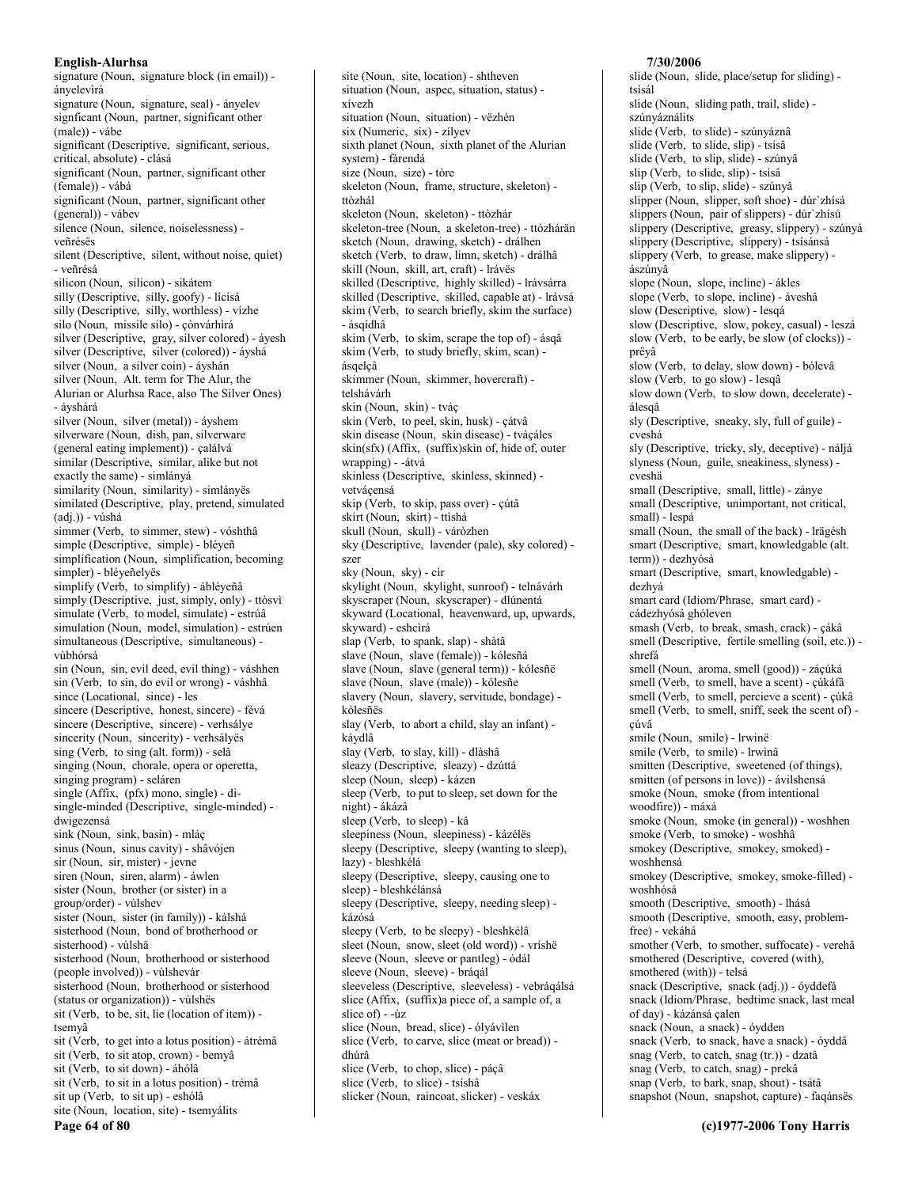signature (Noun, signature block (in email)) - ányelevìrá
signature (Noun, signature, seal) - ányelev
signficant (Noun, partner, significant other (male)) - vábe
significant (Descriptive, significant, serious, critical, absolute) - clásá
significant (Noun, partner, significant other (female)) - vábá
significant (Noun, partner, significant other (general)) - vábev
silence (Noun, silence, noiselessness) - veñrésës
silent (Descriptive, silent, without noise, quiet) - veñrésá
silicon (Noun, silicon) - sikátem
silly (Descriptive, silly, goofy) - lícísá
silly (Descriptive, silly, worthless) - vízhe
silo (Noun, missile silo) - çònvárhirá
silver (Descriptive, gray, silver colored) - áyesh
silver (Descriptive, silver (colored)) - áyshá
silver (Noun, a silver coin) - áyshán
silver (Noun, Alt. term for The Alur, the Alurian or Alurhsa Race, also The Silver Ones) - áyshárá
silver (Noun, silver (metal)) - áyshem
silverware (Noun, dish, pan, silverware (general eating implement)) - çalálvá
similar (Descriptive, similar, alike but not exactly the same) - simlányá
similarity (Noun, similarity) - simlányës
similated (Descriptive, play, pretend, simulated (adj.)) - vúshá
simmer (Verb, to simmer, stew) - vósthâ
simple (Descriptive, simple) - bléyeñ
simplification (Noun, simplification, becoming simpler) - bléyeñelyës
simplify (Verb, to simplify) - ábléyeñâ
simply (Descriptive, just, simply, only) - ttòsvì
simulate (Verb, to model, simulate) - estrúâ
simulation (Noun, model, simulation) - estrúen
simultaneous (Descriptive, simultaneous) - vùbhórsá
sin (Noun, sin, evil deed, evil thing) - váshhen
sin (Verb, to sin, do evil or wrong) - váshhâ
since (Locational, since) - les
sincere (Descriptive, honest, sincere) - févá
sincere (Descriptive, sincere) - verhsálye
sincerity (Noun, sincerity) - verhsályës
sing (Verb, to sing (alt. form)) - selâ
singing (Noun, chorale, opera or operetta, singing program) - seláren
single (Affix, (pfx) mono, single) - di-
single-minded (Descriptive, single-minded) - dwigezensá
sink (Noun, sink, basin) - mláç
sinus (Noun, sinus cavity) - shâvójen
sir (Noun, sir, mister) - jevne
siren (Noun, siren, alarm) - áwlen
sister (Noun, brother (or sister) in a group/order) - vùlshev
sister (Noun, sister (in family)) - kálshá
sisterhood (Noun, bond of brotherhood or sisterhood) - vùlshä
sisterhood (Noun, brotherhood or sisterhood (people involved)) - vùlshevár
sisterhood (Noun, brotherhood or sisterhood (status or organization)) - vùlshës
sit (Verb, to be, sit, lie (location of item)) - tsemyâ
sit (Verb, to get into a lotus position) - átrémâ
sit (Verb, to sit atop, crown) - bemyâ
sit (Verb, to sit down) - áhólâ
sit (Verb, to sit in a lotus position) - trémâ
sit up (Verb, to sit up) - eshólâ
site (Noun, location, site) - tsemyálits
site (Noun, site, location) - shtheven
situation (Noun, aspec, situation, status) - xívezh
situation (Noun, situation) - vëzhén
six (Numeric, six) - zílyev
sixth planet (Noun, sixth planet of the Alurian system) - fárendá
size (Noun, size) - tòre
skeleton (Noun, frame, structure, skeleton) - ttòzhál
skeleton (Noun, skeleton) - ttòzhár
skeleton-tree (Noun, a skeleton-tree) - ttòzhárän
sketch (Noun, drawing, sketch) - drálhen
sketch (Verb, to draw, limn, sketch) - drálhâ
skill (Noun, skill, art, craft) - lrávës
skilled (Descriptive, highly skilled) - lrávsárra
skilled (Descriptive, skilled, capable at) - lrávsá
skim (Verb, to search briefly, skim the surface) - ásqídhâ
skim (Verb, to skim, scrape the top of) - ásqâ
skim (Verb, to study briefly, skim, scan) - ásqelçâ
skimmer (Noun, skimmer, hovercraft) - telshávárh
skin (Noun, skin) - tváç
skin (Verb, to peel, skin, husk) - çátvâ
skin disease (Noun, skin disease) - tváçáles
skin(sfx) (Affix, (suffix)skin of, hide of, outer wrapping) - -átvá
skinless (Descriptive, skinless, skinned) - vetváçensá
skip (Verb, to skip, pass over) - çútâ
skirt (Noun, skirt) - ttìshá
skull (Noun, skull) - váròzhen
sky (Descriptive, lavender (pale), sky colored) - szer
sky (Noun, sky) - cìr
skylight (Noun, skylight, sunroof) - telnávárh
skyscraper (Noun, skyscraper) - dlúnentá
skyward (Locational, heavenward, up, upwards, skyward) - eshcìrá
slap (Verb, to spank, slap) - shàtâ
slave (Noun, slave (female)) - kólesñá
slave (Noun, slave (general term)) - kólesñë
slave (Noun, slave (male)) - kólesñe
slavery (Noun, slavery, servitude, bondage) - kólesñës
slay (Verb, to abort a child, slay an infant) - káydlâ
slay (Verb, to slay, kill) - dlàshâ
sleazy (Descriptive, sleazy) - dzúttá
sleep (Noun, sleep) - kázen
sleep (Verb, to put to sleep, set down for the night) - ákázâ
sleep (Verb, to sleep) - kâ
sleepiness (Noun, sleepiness) - kázélës
sleepy (Descriptive, sleepy (wanting to sleep), lazy) - bleshkélá
sleepy (Descriptive, sleepy, causing one to sleep) - bleshkélánsá
sleepy (Descriptive, sleepy, needing sleep) - kázósá
sleepy (Verb, to be sleepy) - bleshkélâ
sleet (Noun, snow, sleet (old word)) - vríshë
sleeve (Noun, sleeve or pantleg) - ódál
sleeve (Noun, sleeve) - bráqál
sleeveless (Descriptive, sleeveless) - vebráqálsá
slice (Affix, (suffix)a piece of, a sample of, a slice of) - -úz
slice (Noun, bread, slice) - ólyávilen
slice (Verb, to carve, slice (meat or bread)) - dhúrâ
slice (Verb, to chop, slice) - páçâ
slice (Verb, to slice) - tsíshâ
slicker (Noun, raincoat, slicker) - veskáx
slide (Noun, slide, place/setup for sliding) - tsísál
slide (Noun, sliding path, trail, slide) - szúnyáználits
slide (Verb, to slide) - szúnyáznâ
slide (Verb, to slide, slip) - tsísâ
slide (Verb, to slip, slide) - szúnyâ
slip (Verb, to slide, slip) - tsísâ
slip (Verb, to slip, slide) - szúnyâ
slipper (Noun, slipper, soft shoe) - dúr`zhísá
slippers (Noun, pair of slippers) - dúr`zhísú
slippery (Descriptive, greasy, slippery) - szúnyá
slippery (Descriptive, slippery) - tsísánsá
slippery (Verb, to grease, make slippery) - ászúnyâ
slope (Noun, slope, incline) - ákles
slope (Verb, to slope, incline) - ávesħâ
slow (Descriptive, slow) - lesqá
slow (Descriptive, slow, pokey, casual) - leszá
slow (Verb, to be early, be slow (of clocks)) - prëyâ
slow (Verb, to delay, slow down) - bólevâ
slow (Verb, to go slow) - lesqâ
slow down (Verb, to slow down, decelerate) - álesqâ
sly (Descriptive, sneaky, sly, full of guile) - cveshá
sly (Descriptive, tricky, sly, deceptive) - náljá
slyness (Noun, guile, sneakiness, slyness) - cveshä
small (Descriptive, small, little) - zánye
small (Descriptive, unimportant, not critical, small) - lespá
small (Noun, the small of the back) - lrägésh
smart (Descriptive, smart, knowledgable (alt. term)) - dezhyósá
smart (Descriptive, smart, knowledgable) - dezhyá
smart card (Idiom/Phrase, smart card) - cádezhyósá ghóleven
smash (Verb, to break, smash, crack) - çákâ
smell (Descriptive, fertile smelling (soil, etc.)) - shrefá
smell (Noun, aroma, smell (good)) - záçúká
smell (Verb, to smell, have a scent) - çúkáfâ
smell (Verb, to smell, percieve a scent) - çúkâ
smell (Verb, to smell, sniff, seek the scent of) - çúvâ
smile (Noun, smile) - lrwinë
smile (Verb, to smile) - lrwinâ
smitten (Descriptive, sweetened (of things), smitten (of persons in love)) - ávilshensá
smoke (Noun, smoke (from intentional woodfire)) - máxá
smoke (Noun, smoke (in general)) - woshhen
smoke (Verb, to smoke) - woshhâ
smokey (Descriptive, smokey, smoked) - woshhensá
smokey (Descriptive, smokey, smoke-filled) - woshhósá
smooth (Descriptive, smooth) - lhásá
smooth (Descriptive, smooth, easy, problem-free) - vekáhá
smother (Verb, to smother, suffocate) - verehâ
smothered (Descriptive, covered (with), smothered (with)) - telsá
snack (Descriptive, snack (adj.)) - óyddefá
snack (Idiom/Phrase, bedtime snack, last meal of day) - kázánsá çalen
snack (Noun, a snack) - óydden
snack (Verb, to snack, have a snack) - óyddâ
snag (Verb, to catch, snag (tr.)) - dzatâ
snag (Verb, to catch, snag) - prekâ
snap (Verb, to bark, snap, shout) - tsátâ
snapshot (Noun, snapshot, capture) - faqánsës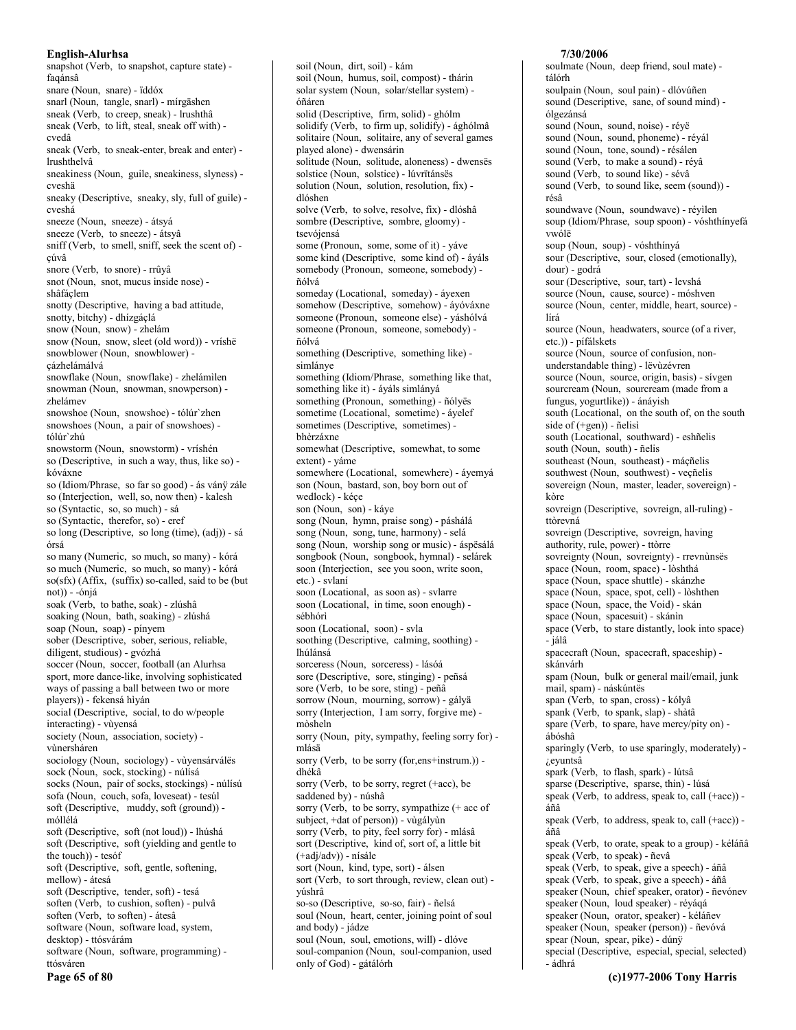snapshot (Verb, to snapshot, capture state) - faqánsâ
snare (Noun, snare) - ïddóx
snarl (Noun, tangle, snarl) - mírgäshen
sneak (Verb, to creep, sneak) - lrushthâ
sneak (Verb, to lift, steal, sneak off with) - cvedâ
sneak (Verb, to sneak-enter, break and enter) - lrushthelvâ
sneakiness (Noun, guile, sneakiness, slyness) - cveshä
sneaky (Descriptive, sneaky, sly, full of guile) - cveshá
sneeze (Noun, sneeze) - átsyá
sneeze (Verb, to sneeze) - átsyâ
sniff (Verb, to smell, sniff, seek the scent of) - çúvâ
snore (Verb, to snore) - rrûyâ
snot (Noun, snot, mucus inside nose) - shâfâçlem
snotty (Descriptive, having a bad attitude, snotty, bitchy) - dhízgáçlá
snow (Noun, snow) - zhelám
snow (Noun, snow, sleet (old word)) - vríshë
snowblower (Noun, snowblower) - çázhelámálvá
snowflake (Noun, snowflake) - zhelámìlen
snowman (Noun, snowman, snowperson) - zhelámev
snowshoe (Noun, snowshoe) - tólúr`zhen
snowshoes (Noun, a pair of snowshoes) - tólúr`zhú
snowstorm (Noun, snowstorm) - vríshén
so (Descriptive, in such a way, thus, like so) - kóváxne
so (Idiom/Phrase, so far so good) - ás vánÿ zále
so (Interjection, well, so, now then) - kalesh
so (Syntactic, so, so much) - sá
so (Syntactic, therefor, so) - eref
so long (Descriptive, so long (time), (adj)) - sá órsá
so many (Numeric, so much, so many) - kórá
so much (Numeric, so much, so many) - kórá
so(sfx) (Affix, (suffix) so-called, said to be (but not)) - -ónjá
soak (Verb, to bathe, soak) - zlúshâ
soaking (Noun, bath, soaking) - zlúshá
soap (Noun, soap) - pínyem
sober (Descriptive, sober, serious, reliable, diligent, studious) - gvózhá
soccer (Noun, soccer, football (an Alurhsa sport, more dance-like, involving sophisticated ways of passing a ball between two or more players)) - fekensá hìyán
social (Descriptive, social, to do w/people interacting) - vùyensá
society (Noun, association, society) - vùnersháren
sociology (Noun, sociology) - vùyensárválës
sock (Noun, sock, stocking) - núlísá
socks (Noun, pair of socks, stockings) - núlísú
sofa (Noun, couch, sofa, loveseat) - tesúl
soft (Descriptive, muddy, soft (ground)) - móllélá
soft (Descriptive, soft (not loud)) - lhúshá
soft (Descriptive, soft (yielding and gentle to the touch)) - tesóf
soft (Descriptive, soft, gentle, softening, mellow) - átesá
soft (Descriptive, tender, soft) - tesá
soften (Verb, to cushion, soften) - pulvâ
soften (Verb, to soften) - átesâ
software (Noun, software load, system, desktop) - ttósvárám
software (Noun, software, programming) - ttósváren
soil (Noun, dirt, soil) - kám
soil (Noun, humus, soil, compost) - thárin
solar system (Noun, solar/stellar system) - óñáren
solid (Descriptive, firm, solid) - ghólm
solidify (Verb, to firm up, solidify) - ághólmâ
solitaire (Noun, solitaire, any of several games played alone) - dwensárin
solitude (Noun, solitude, aloneness) - dwensës
solstice (Noun, solstice) - lúvrïtánsës
solution (Noun, solution, resolution, fix) - dlóshen
solve (Verb, to solve, resolve, fix) - dlóshâ
sombre (Descriptive, sombre, gloomy) - tsevójensá
some (Pronoun, some, some of it) - yáve
some kind (Descriptive, some kind of) - áyáls
somebody (Pronoun, someone, somebody) - ñólvá
someday (Locational, someday) - áyexen
somehow (Descriptive, somehow) - áyóváxne
someone (Pronoun, someone else) - yáshólvá
someone (Pronoun, someone, somebody) - ñólvá
something (Descriptive, something like) - simlánye
something (Idiom/Phrase, something like that, something like it) - áyáls simlányá
something (Pronoun, something) - ñólyës
sometime (Locational, sometime) - áyelef
sometimes (Descriptive, sometimes) - bhèrzáxne
somewhat (Descriptive, somewhat, to some extent) - yáme
somewhere (Locational, somewhere) - áyemyá
son (Noun, bastard, son, boy born out of wedlock) - kéçe
son (Noun, son) - káye
song (Noun, hymn, praise song) - páshálá
song (Noun, song, tune, harmony) - selá
song (Noun, worship song or music) - áspësálá
songbook (Noun, songbook, hymnal) - selárek
soon (Interjection, see you soon, write soon, etc.) - svlaní
soon (Locational, as soon as) - svlarre
soon (Locational, in time, soon enough) - sébhóri
soon (Locational, soon) - svla
soothing (Descriptive, calming, soothing) - lhúlánsá
sorceress (Noun, sorceress) - lásóá
sore (Descriptive, sore, stinging) - peñsá
sore (Verb, to be sore, sting) - peñâ
sorrow (Noun, mourning, sorrow) - gályä
sorry (Interjection, I am sorry, forgive me) - mòsheln
sorry (Noun, pity, sympathy, feeling sorry for) - mlásä
sorry (Verb, to be sorry (for,ens+instrum.)) - dhékâ
sorry (Verb, to be sorry, regret (+acc), be saddened by) - núshâ
sorry (Verb, to be sorry, sympathize (+ acc of subject, +dat of person)) - vùgályùn
sorry (Verb, to pity, feel sorry for) - mlásâ
sort (Descriptive, kind of, sort of, a little bit (+adj/adv)) - nísále
sort (Noun, kind, type, sort) - álsen
sort (Verb, to sort through, review, clean out) - yúshrâ
so-so (Descriptive, so-so, fair) - ñelsá
soul (Noun, heart, center, joining point of soul and body) - jádze
soul (Noun, soul, emotions, will) - dlóve
soul-companion (Noun, soul-companion, used only of God) - gátálórh
soulmate (Noun, deep friend, soul mate) - tálórh
soulpain (Noun, soul pain) - dlóvúñen
sound (Descriptive, sane, of sound mind) - ólgezánsá
sound (Noun, sound, noise) - réyë
sound (Noun, sound, phoneme) - réyál
sound (Noun, tone, sound) - résálen
sound (Verb, to make a sound) - réyâ
sound (Verb, to sound like) - sévâ
sound (Verb, to sound like, seem (sound)) - résâ
soundwave (Noun, soundwave) - réyìlen
soup (Idiom/Phrase, soup spoon) - vóshthínyefá vwólë
soup (Noun, soup) - vóshthínyá
sour (Descriptive, sour, closed (emotionally), dour) - godrá
sour (Descriptive, sour, tart) - levshá
source (Noun, cause, source) - móshven
source (Noun, center, middle, heart, source) - lírá
source (Noun, headwaters, source (of a river, etc.)) - pífálskets
source (Noun, source of confusion, non-understandable thing) - lëvùzévren
source (Noun, source, origin, basis) - sívgen
sourcream (Noun, sourcream (made from a fungus, yogurtlike)) - ánáyish
south (Locational, on the south of, on the south side of (+gen)) - ñelisì
south (Locational, southward) - eshñelis
south (Noun, south) - ñelis
southeast (Noun, southeast) - máçñelis
southwest (Noun, southwest) - veçñelis
sovereign (Noun, master, leader, sovereign) - kòre
sovreign (Descriptive, sovreign, all-ruling) - ttòrevná
sovreign (Descriptive, sovreign, having authority, rule, power) - ttòrre
sovreignty (Noun, sovreignty) - rrevnùnsës
space (Noun, room, space) - lòshthá
space (Noun, space shuttle) - skánzhe
space (Noun, space, spot, cell) - lòshthen
space (Noun, space, the Void) - skán
space (Noun, spacesuit) - skánìn
space (Verb, to stare distantly, look into space) - jálâ
spacecraft (Noun, spacecraft, spaceship) - skánvárh
spam (Noun, bulk or general mail/email, junk mail, spam) - náskúntës
span (Verb, to span, cross) - kólyâ
spank (Verb, to spank, slap) - shàtâ
spare (Verb, to spare, have mercy/pity on) - ábóshâ
sparingly (Verb, to use sparingly, moderately) - ¿eyuntsâ
spark (Verb, to flash, spark) - lútsâ
sparse (Descriptive, sparse, thin) - lúsá
speak (Verb, to address, speak to, call (+acc)) - áñâ
speak (Verb, to address, speak to, call (+acc)) - áñâ
speak (Verb, to orate, speak to a group) - kéláñâ
speak (Verb, to speak) - ñevâ
speak (Verb, to speak, give a speech) - áñâ
speak (Verb, to speak, give a speech) - áñâ
speaker (Noun, chief speaker, orator) - ñevónev
speaker (Noun, loud speaker) - réyáqá
speaker (Noun, orator, speaker) - kéláñev
speaker (Noun, speaker (person)) - ñevóvá
spear (Noun, spear, pike) - dúnÿ
special (Descriptive, especial, special, selected) - ádhrá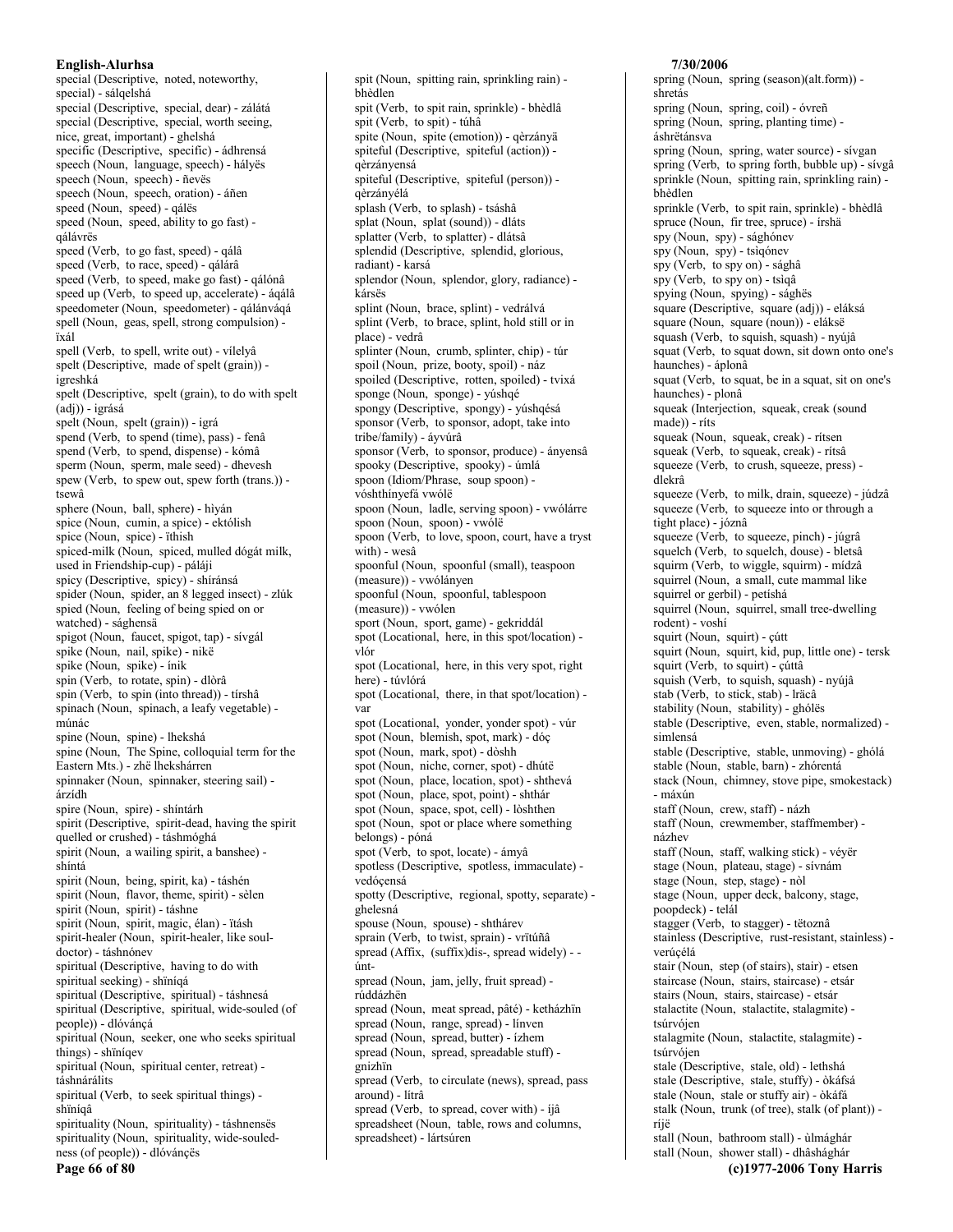special (Descriptive, noted, noteworthy, special) - sálqelshá
special (Descriptive, special, dear) - zálátá
special (Descriptive, special, worth seeing, nice, great, important) - ghelshá
specific (Descriptive, specific) - ádhrenshá
speech (Noun, language, speech) - hályës
speech (Noun, speech) - ñevës
speech (Noun, speech, oration) - áñen
speed (Noun, speed) - qálës
speed (Noun, speed, ability to go fast) - qálávrës
speed (Verb, to go fast, speed) - qálâ
speed (Verb, to race, speed) - qálárâ
speed (Verb, to speed, make go fast) - qálónâ
speed up (Verb, to speed up, accelerate) - áqálâ
speedometer (Noun, speedometer) - qálánváqá
spell (Noun, geas, spell, strong compulsion) - ïxál
spell (Verb, to spell, write out) - vílelyâ
spelt (Descriptive, made of spelt (grain)) - igreshká
spelt (Descriptive, spelt (grain), to do with spelt (adj)) - igrásá
spelt (Noun, spelt (grain)) - igrá
spend (Verb, to spend (time), pass) - fenâ
spend (Verb, to spend, dispense) - kómâ
sperm (Noun, sperm, male seed) - dhevesh
spew (Verb, to spew out, spew forth (trans.)) - tsewâ
sphere (Noun, ball, sphere) - hìyán
spice (Noun, cumin, a spice) - ektólish
spice (Noun, spice) - ïthish
spiced-milk (Noun, spiced, mulled dógát milk, used in Friendship-cup) - páláji
spicy (Descriptive, spicy) - shíránsá
spider (Noun, spider, an 8 legged insect) - zlúk
spied (Noun, feeling of being spied on or watched) - sághensä
spigot (Noun, faucet, spigot, tap) - sívgál
spike (Noun, nail, spike) - nikë
spike (Noun, spike) - ínik
spin (Verb, to rotate, spin) - dlòrâ
spin (Verb, to spin (into thread)) - tírshâ
spinach (Noun, spinach, a leafy vegetable) - múnác
spine (Noun, spine) - lhekshá
spine (Noun, The Spine, colloquial term for the Eastern Mts.) - zhë lhekshárren
spinnaker (Noun, spinnaker, steering sail) - árzídh
spire (Noun, spire) - shíntárh
spirit (Descriptive, spirit-dead, having the spirit quelled or crushed) - táshmóghá
spirit (Noun, a wailing spirit, a banshee) - shíntá
spirit (Noun, being, spirit, ka) - táshén
spirit (Noun, flavor, theme, spirit) - sèlen
spirit (Noun, spirit) - táshne
spirit (Noun, spirit, magic, élan) - ïtásh
spirit-healer (Noun, spirit-healer, like soul-doctor) - táshnónev
spiritual (Descriptive, having to do with spiritual seeking) - shïníqá
spiritual (Descriptive, spiritual) - táshnesá
spiritual (Descriptive, spiritual, wide-souled (of people)) - dlóváncá
spiritual (Noun, seeker, one who seeks spiritual things) - shïníqev
spiritual (Noun, spiritual center, retreat) - táshnárálits
spiritual (Verb, to seek spiritual things) - shïníqâ
spirituality (Noun, spirituality) - táshnensës
spirituality (Noun, spirituality, wide-souled-ness (of people)) - dlóvánçës
spit (Noun, spitting rain, sprinkling rain) - bhèdlen
spit (Verb, to spit rain, sprinkle) - bhèdlâ
spit (Verb, to spit) - túhâ
spite (Noun, spite (emotion)) - qèrzányä
spiteful (Descriptive, spiteful (action)) - qèrzányensá
spiteful (Descriptive, spiteful (person)) - qèrzányélá
splash (Verb, to splash) - tsáshâ
splat (Noun, splat (sound)) - dláts
splatter (Verb, to splatter) - dlátsâ
splendid (Descriptive, splendid, glorious, radiant) - karsá
splendor (Noun, splendor, glory, radiance) - kársës
splint (Noun, brace, splint) - vedrálvá
splint (Verb, to brace, splint, hold still or in place) - vedrâ
splinter (Noun, crumb, splinter, chip) - túr
spoil (Noun, prize, booty, spoil) - náz
spoiled (Descriptive, rotten, spoiled) - tvixá
sponge (Noun, sponge) - yúshqé
spongy (Descriptive, spongy) - yúshqésá
sponsor (Verb, to sponsor, adopt, take into tribe/family) - áyvúrâ
sponsor (Verb, to sponsor, produce) - ányensâ
spooky (Descriptive, spooky) - úmlá
spoon (Idiom/Phrase, soup spoon) - vóshthínyefá vwólë
spoon (Noun, ladle, serving spoon) - vwólárre
spoon (Noun, spoon) - vwólë
spoon (Verb, to love, spoon, court, have a tryst with) - wesâ
spoonful (Noun, spoonful (small), teaspoon (measure)) - vwólányen
spoonful (Noun, spoonful, tablespoon (measure)) - vwólen
sport (Noun, sport, game) - gekriddál
spot (Locational, here, in this spot/location) - vlór
spot (Locational, here, in this very spot, right here) - túvlórá
spot (Locational, there, in that spot/location) - var
spot (Locational, yonder, yonder spot) - vúr
spot (Noun, blemish, spot, mark) - dóç
spot (Noun, mark, spot) - dòshh
spot (Noun, niche, corner, spot) - dhútë
spot (Noun, place, location, spot) - shthevá
spot (Noun, place, spot, point) - shthár
spot (Noun, space, spot, cell) - lòshthen
spot (Noun, spot or place where something belongs) - póná
spot (Verb, to spot, locate) - ámyâ
spotless (Descriptive, spotless, immaculate) - vedóçensá
spotty (Descriptive, regional, spotty, separate) - ghelesná
spouse (Noun, spouse) - shthárev
sprain (Verb, to twist, sprain) - vrïtúñâ
spread (Affix, (suffix)dis-, spread widely) - -únt-
spread (Noun, jam, jelly, fruit spread) - rúddázhën
spread (Noun, meat spread, pâté) - ketházhïn
spread (Noun, range, spread) - línven
spread (Noun, spread, butter) - ízhem
spread (Noun, spread, spreadable stuff) - gnizhïn
spread (Verb, to circulate (news), spread, pass around) - lítrâ
spread (Verb, to spread, cover with) - íjâ
spreadsheet (Noun, table, rows and columns, spreadsheet) - lártsúren
spring (Noun, spring (season)(alt.form)) - shretás
spring (Noun, spring, coil) - óvreñ
spring (Noun, spring, planting time) - áshrëtánsva
spring (Noun, spring, water source) - sívgan
spring (Verb, to spring forth, bubble up) - sívgâ
sprinkle (Noun, spitting rain, sprinkling rain) - bhèdlen
sprinkle (Verb, to spit rain, sprinkle) - bhèdlâ
spruce (Noun, fir tree, spruce) - írshä
spy (Noun, spy) - sághónev
spy (Noun, spy) - tsiqónev
spy (Verb, to spy on) - sághâ
spy (Verb, to spy on) - tsiqâ
spying (Noun, spying) - sághës
square (Descriptive, square (adj)) - eláksá
square (Noun, square (noun)) - eláksë
squash (Verb, to squish, squash) - nyújâ
squat (Verb, to squat down, sit down onto one's haunches) - áplonâ
squat (Verb, to squat, be in a squat, sit on one's haunches) - plonâ
squeak (Interjection, squeak, creak (sound made)) - ríts
squeak (Noun, squeak, creak) - rítsen
squeak (Verb, to squeak, creak) - rítsâ
squeeze (Verb, to crush, squeeze, press) - dlekrâ
squeeze (Verb, to milk, drain, squeeze) - júdzâ
squeeze (Verb, to squeeze into or through a tight place) - józnâ
squeeze (Verb, to squeeze, pinch) - júgrâ
squelch (Verb, to squelch, douse) - bletsâ
squirm (Verb, to wiggle, squirm) - mídzâ
squirrel (Noun, a small, cute mammal like squirrel or gerbil) - petíshá
squirrel (Noun, squirrel, small tree-dwelling rodent) - voshí
squirt (Noun, squirt) - çútt
squirt (Noun, squirt, kid, pup, little one) - tersk
squirt (Verb, to squirt) - çúttâ
squish (Verb, to squish, squash) - nyújâ
stab (Verb, to stick, stab) - lräcâ
stability (Noun, stability) - ghólës
stable (Descriptive, even, stable, normalized) - simlensá
stable (Descriptive, stable, unmoving) - ghólá
stable (Noun, stable, barn) - zhórentá
stack (Noun, chimney, stove pipe, smokestack) - máxún
staff (Noun, crew, staff) - názh
staff (Noun, crewmember, staffmember) - názhev
staff (Noun, staff, walking stick) - véyër
stage (Noun, plateau, stage) - sívnám
stage (Noun, step, stage) - nòl
stage (Noun, upper deck, balcony, stage, poopdeck) - telál
stagger (Verb, to stagger) - tëtoznâ
stainless (Descriptive, rust-resistant, stainless) - verúçélá
stair (Noun, step (of stairs), stair) - etsen
staircase (Noun, stairs, staircase) - etsár
stairs (Noun, stairs, staircase) - etsár
stalactite (Noun, stalactite, stalagmite) - tsúrvójen
stalagmite (Noun, stalactite, stalagmite) - tsúrvójen
stale (Descriptive, stale, old) - lethshá
stale (Descriptive, stale, stuffy) - òkáfsá
stale (Noun, stale or stuffy air) - òkáfá
stalk (Noun, trunk (of tree), stalk (of plant)) - ríjë
stall (Noun, bathroom stall) - ùlmághár
stall (Noun, shower stall) - dhâshághár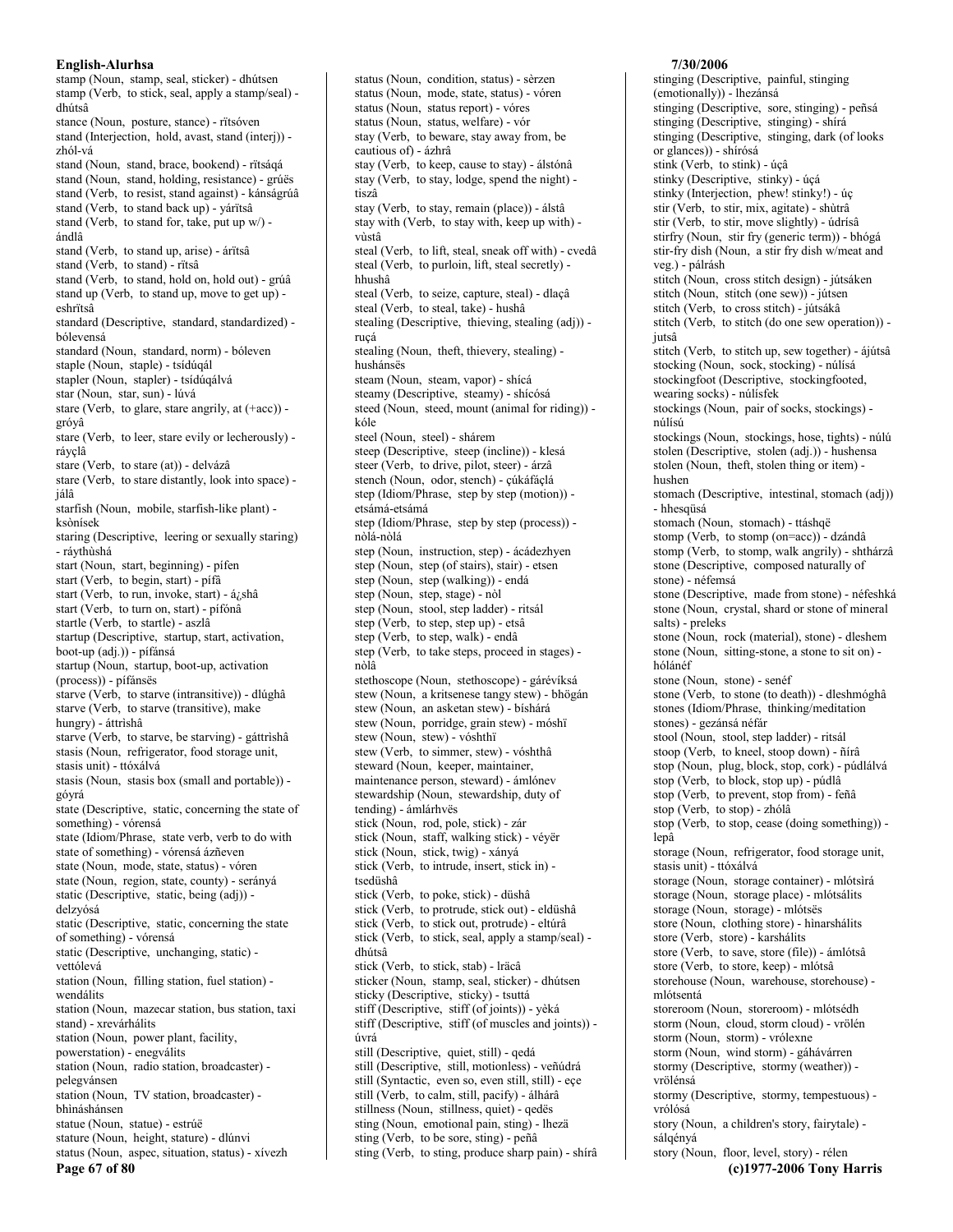stamp (Noun, stamp, seal, sticker) - dhútsen
stamp (Verb, to stick, seal, apply a stamp/seal) - dhútsâ
stance (Noun, posture, stance) - rïtsóven
stand (Interjection, hold, avast, stand (interj)) - zhól-vá
stand (Noun, stand, brace, bookend) - rïtsáqá
stand (Noun, stand, holding, resistance) - grúës
stand (Verb, to resist, stand against) - kánságrúâ
stand (Verb, to stand back up) - yárïtsâ
stand (Verb, to stand for, take, put up w/) - ándlâ
stand (Verb, to stand up, arise) - árïtsâ
stand (Verb, to stand) - rïtsâ
stand (Verb, to stand, hold on, hold out) - grúâ
stand up (Verb, to stand up, move to get up) - eshrïtsâ
standard (Descriptive, standard, standardized) - bólevensá
standard (Noun, standard, norm) - bóleven
staple (Noun, staple) - tsídúqál
stapler (Noun, stapler) - tsídúqálvá
star (Noun, star, sun) - lúvá
stare (Verb, to glare, stare angrily, at (+acc)) - gróyâ
stare (Verb, to leer, stare evily or lecherously) - ráyçlâ
stare (Verb, to stare (at)) - delvázâ
stare (Verb, to stare distantly, look into space) - jálâ
starfish (Noun, mobile, starfish-like plant) - ksònísek
staring (Descriptive, leering or sexually staring) - ráythùshá
start (Noun, start, beginning) - pífen
start (Verb, to begin, start) - pífâ
start (Verb, to run, invoke, start) - á¿shâ
start (Verb, to turn on, start) - pífónâ
startle (Verb, to startle) - aszlâ
startup (Descriptive, startup, start, activation, boot-up (adj.)) - pífánsá
startup (Noun, startup, boot-up, activation (process)) - pífánsës
starve (Verb, to starve (intransitive)) - dlúghâ
starve (Verb, to starve (transitive), make hungry) - áttrìshâ
starve (Verb, to starve, be starving) - gáttrìshâ
stasis (Noun, refrigerator, food storage unit, stasis unit) - ttóxálvá
stasis (Noun, stasis box (small and portable)) - góyrá
state (Descriptive, static, concerning the state of something) - vórensá
state (Idiom/Phrase, state verb, verb to do with state of something) - vórensá ázñeven
state (Noun, mode, state, status) - vóren
state (Noun, region, state, county) - serányá
static (Descriptive, static, being (adj)) - delzyósá
static (Descriptive, static, concerning the state of something) - vórensá
static (Descriptive, unchanging, static) - vettólevá
station (Noun, filling station, fuel station) - wendálits
station (Noun, mazecar station, bus station, taxi stand) - xrevárhálits
station (Noun, power plant, facility, powerstation) - enegválits
station (Noun, radio station, broadcaster) - pelegvánsen
station (Noun, TV station, broadcaster) - bhináshánsen
statue (Noun, statue) - estrúë
stature (Noun, height, stature) - dlúnvi
status (Noun, aspec, situation, status) - xívezh
status (Noun, condition, status) - sèrzen
status (Noun, mode, state, status) - vóren
status (Noun, status report) - vóres
status (Noun, status, welfare) - vór
stay (Verb, to beware, stay away from, be cautious of) - ázhrâ
stay (Verb, to keep, cause to stay) - álstónâ
stay (Verb, to stay, lodge, spend the night) - tiszâ
stay (Verb, to stay, remain (place)) - álstâ
stay with (Verb, to stay with, keep up with) - vùstâ
steal (Verb, to lift, steal, sneak off with) - cvedâ
steal (Verb, to purloin, lift, steal secretly) - hhushâ
steal (Verb, to seize, capture, steal) - dlaçâ
steal (Verb, to steal, take) - hushâ
stealing (Descriptive, thieving, stealing (adj)) - ruçá
stealing (Noun, theft, thievery, stealing) - hushánsës
steam (Noun, steam, vapor) - shícá
steamy (Descriptive, steamy) - shícósá
steed (Noun, steed, mount (animal for riding)) - kóle
steel (Noun, steel) - shárem
steep (Descriptive, steep (incline)) - klesá
steer (Verb, to drive, pilot, steer) - árzâ
stench (Noun, odor, stench) - çúkáfáçlá
step (Idiom/Phrase, step by step (motion)) - etsámá-etsámá
step (Idiom/Phrase, step by step (process)) - nòlá-nòlá
step (Noun, instruction, step) - ácádezhyen
step (Noun, step (of stairs), stair) - etsen
step (Noun, step (walking)) - endá
step (Noun, step, stage) - nòl
step (Noun, stool, step ladder) - ritsál
step (Verb, to step, step up) - etsâ
step (Verb, to step, walk) - endâ
step (Verb, to take steps, proceed in stages) - nòlâ
stethoscope (Noun, stethoscope) - gárévíksá
stew (Noun, a kritsenese tangy stew) - bhögán
stew (Noun, an asketan stew) - bíshárá
stew (Noun, porridge, grain stew) - móshï
stew (Noun, stew) - vóshthï
stew (Verb, to simmer, stew) - vóshthâ
steward (Noun, keeper, maintainer, maintenance person, steward) - ámlónev
stewardship (Noun, stewardship, duty of tending) - ámlárhvës
stick (Noun, rod, pole, stick) - zár
stick (Noun, staff, walking stick) - véyër
stick (Noun, stick, twig) - xányá
stick (Verb, to intrude, insert, stick in) - tsedüshâ
stick (Verb, to poke, stick) - düshâ
stick (Verb, to protrude, stick out) - eldüshâ
stick (Verb, to stick out, protrude) - eltúrâ
stick (Verb, to stick, seal, apply a stamp/seal) - dhútsâ
stick (Verb, to stick, stab) - lräcâ
sticker (Noun, stamp, seal, sticker) - dhútsen
sticky (Descriptive, sticky) - tsuttá
stiff (Descriptive, stiff (of joints)) - yèká
stiff (Descriptive, stiff (of muscles and joints)) - úvrá
still (Descriptive, quiet, still) - qedá
still (Descriptive, still, motionless) - veñúdrá
still (Syntactic, even so, even still, still) - eçe
still (Verb, to calm, still, pacify) - álhárâ
stillness (Noun, stillness, quiet) - qedës
sting (Noun, emotional pain, sting) - lhezä
sting (Verb, to be sore, sting) - peñâ
sting (Verb, to sting, produce sharp pain) - shírâ
stinging (Descriptive, painful, stinging (emotionally)) - lhezánsá
stinging (Descriptive, sore, stinging) - peñsá
stinging (Descriptive, stinging) - shírá
stinging (Descriptive, stinging, dark (of looks or glances)) - shírósá
stink (Verb, to stink) - úçâ
stinky (Descriptive, stinky) - úçá
stinky (Interjection, phew! stinky!) - úç
stir (Verb, to stir, mix, agitate) - shùtrâ
stir (Verb, to stir, move slightly) - údrísâ
stirfry (Noun, stir fry (generic term)) - bhógá
stir-fry dish (Noun, a stir fry dish w/meat and veg.) - pálrásh
stitch (Noun, cross stitch design) - jútsáken
stitch (Noun, stitch (one sew)) - jútsen
stitch (Verb, to cross stitch) - jútsákâ
stitch (Verb, to stitch (do one sew operation)) - jutsâ
stitch (Verb, to stitch up, sew together) - ájútsâ
stocking (Noun, sock, stocking) - núlísá
stockingfoot (Descriptive, stockingfooted, wearing socks) - núlísfek
stockings (Noun, pair of socks, stockings) - núlísú
stockings (Noun, stockings, hose, tights) - núlú
stolen (Descriptive, stolen (adj.)) - hushensa
stolen (Noun, theft, stolen thing or item) - hushen
stomach (Descriptive, intestinal, stomach (adj)) - hhesqüsá
stomach (Noun, stomach) - ttáshqë
stomp (Verb, to stomp (on=acc)) - dzándâ
stomp (Verb, to stomp, walk angrily) - shthárzâ
stone (Descriptive, composed naturally of stone) - néfemsá
stone (Descriptive, made from stone) - néfeshká
stone (Noun, crystal, shard or stone of mineral salts) - preleks
stone (Noun, rock (material), stone) - dleshem
stone (Noun, sitting-stone, a stone to sit on) - hólánéf
stone (Noun, stone) - senéf
stone (Verb, to stone (to death)) - dleshmóghâ
stones (Idiom/Phrase, thinking/meditation stones) - gezánsá néfár
stool (Noun, stool, step ladder) - ritsál
stoop (Verb, to kneel, stoop down) - ñírâ
stop (Noun, plug, block, stop, cork) - púdlálvá
stop (Verb, to block, stop up) - púdlâ
stop (Verb, to prevent, stop from) - feñâ
stop (Verb, to stop) - zhólâ
stop (Verb, to stop, cease (doing something)) - lepâ
storage (Noun, refrigerator, food storage unit, stasis unit) - ttóxálvá
storage (Noun, storage container) - mlótsìrá
storage (Noun, storage place) - mlótsálits
storage (Noun, storage) - mlótsës
store (Noun, clothing store) - hìnarshálits
store (Verb, store) - karshálits
store (Verb, to save, store (file)) - ámlótsâ
store (Verb, to store, keep) - mlótsâ
storehouse (Noun, warehouse, storehouse) - mlótsentá
storeroom (Noun, storeroom) - mlótsédh
storm (Noun, cloud, storm cloud) - vrölén
storm (Noun, storm) - vrólexne
storm (Noun, wind storm) - gáhávárren
stormy (Descriptive, stormy (weather)) - vrölénsá
stormy (Descriptive, stormy, tempestuous) - vrólósá
story (Noun, a children's story, fairytale) - sálqényá
story (Noun, floor, level, story) - rélen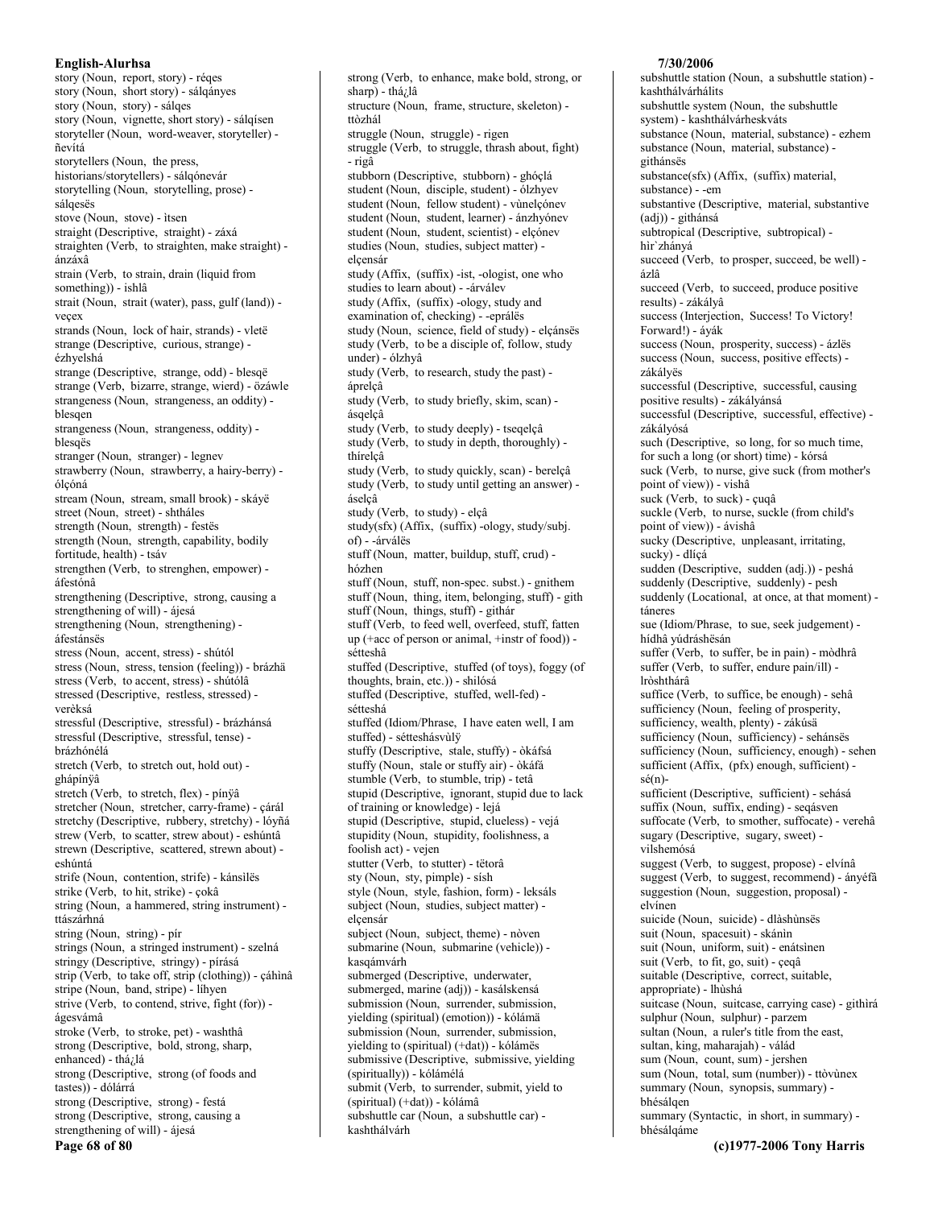story (Noun, report, story) - réqes
story (Noun, short story) - sálqányes
story (Noun, story) - sálqes
story (Noun, vignette, short story) - sálqísen
storyteller (Noun, word-weaver, storyteller) - ñevítá
storytellers (Noun, the press, historians/storytellers) - sálqónevár
storytelling (Noun, storytelling, prose) - sálqesës
stove (Noun, stove) - ìtsen
straight (Descriptive, straight) - záxá
straighten (Verb, to straighten, make straight) - ánzáxâ
strain (Verb, to strain, drain (liquid from something)) - ishlâ
strait (Noun, strait (water), pass, gulf (land)) - veçex
strands (Noun, lock of hair, strands) - vletë
strange (Descriptive, curious, strange) - ézhyelshá
strange (Descriptive, strange, odd) - blesqë
strange (Verb, bizarre, strange, wierd) - özáwle
strangeness (Noun, strangeness, an oddity) - blesqen
strangeness (Noun, strangeness, oddity) - blesqës
stranger (Noun, stranger) - legnev
strawberry (Noun, strawberry, a hairy-berry) - ólçóná
stream (Noun, stream, small brook) - skáyë
street (Noun, street) - shtháles
strength (Noun, strength) - festës
strength (Noun, strength, capability, bodily fortitude, health) - tsáv
strengthen (Verb, to strenghen, empower) - áfestónâ
strengthening (Descriptive, strong, causing a strengthening of will) - ájesá
strengthening (Noun, strengthening) - áfestánsës
stress (Noun, accent, stress) - shútól
stress (Noun, stress, tension (feeling)) - brázhä
stress (Verb, to accent, stress) - shútólâ
stressed (Descriptive, restless, stressed) - verèksá
stressful (Descriptive, stressful) - brázhánsá
stressful (Descriptive, stressful, tense) - brázhónélá
stretch (Verb, to stretch out, hold out) - ghápínÿâ
stretch (Verb, to stretch, flex) - pínÿâ
stretcher (Noun, stretcher, carry-frame) - çárál
stretchy (Descriptive, rubbery, stretchy) - lóyñá
strew (Verb, to scatter, strew about) - eshúntâ
strewn (Descriptive, scattered, strewn about) - eshúntá
strife (Noun, contention, strife) - kánsìlës
strike (Verb, to hit, strike) - çokâ
string (Noun, a hammered, string instrument) - ttászárhná
string (Noun, string) - pír
strings (Noun, a stringed instrument) - szelná
stringy (Descriptive, stringy) - pírásá
strip (Verb, to take off, strip (clothing)) - çáhìnâ
stripe (Noun, band, stripe) - lìhyen
strive (Verb, to contend, strive, fight (for)) - ágesvámâ
stroke (Verb, to stroke, pet) - washthâ
strong (Descriptive, bold, strong, sharp, enhanced) - thá¿lá
strong (Descriptive, strong (of foods and tastes)) - dólárrá
strong (Descriptive, strong) - festá
strong (Descriptive, strong, causing a strengthening of will) - ájesá
strong (Verb, to enhance, make bold, strong, or sharp) - thá¿lâ
structure (Noun, frame, structure, skeleton) - ttòzhál
struggle (Noun, struggle) - rigen
struggle (Verb, to struggle, thrash about, fight) - rigâ
stubborn (Descriptive, stubborn) - ghóçlá
student (Noun, disciple, student) - ólzhyev
student (Noun, fellow student) - vùnelçónev
student (Noun, student, learner) - ánzhyónev
student (Noun, student, scientist) - elçónev
studies (Noun, studies, subject matter) - elçensár
study (Affix, (suffix) -ist, -ologist, one who studies to learn about) - -árválev
study (Affix, (suffix) -ology, study and examination of, checking) - -eprálës
study (Noun, science, field of study) - elçánsës
study (Verb, to be a disciple of, follow, study under) - ólzhyâ
study (Verb, to research, study the past) - áprelçâ
study (Verb, to study briefly, skim, scan) - ásqelçâ
study (Verb, to study deeply) - tseqelçâ
study (Verb, to study in depth, thoroughly) - thírelçâ
study (Verb, to study quickly, scan) - berelçâ
study (Verb, to study until getting an answer) - áselçâ
study (Verb, to study) - elçâ
study(sfx) (Affix, (suffix) -ology, study/subj. of) - -árválës
stuff (Noun, matter, buildup, stuff, crud) - hózhen
stuff (Noun, stuff, non-spec. subst.) - gnithem
stuff (Noun, thing, item, belonging, stuff) - gith
stuff (Noun, things, stuff) - githár
stuff (Verb, to feed well, overfeed, stuff, fatten up (+acc of person or animal, +instr of food)) - sétteshâ
stuffed (Descriptive, stuffed (of toys), foggy (of thoughts, brain, etc.)) - shilósá
stuffed (Descriptive, stuffed, well-fed) - sétteshá
stuffed (Idiom/Phrase, I have eaten well, I am stuffed) - sétteshásvùlÿ
stuffy (Descriptive, stale, stuffy) - òkáfsá
stuffy (Noun, stale or stuffy air) - òkáfá
stumble (Verb, to stumble, trip) - tetâ
stupid (Descriptive, ignorant, stupid due to lack of training or knowledge) - lejá
stupid (Descriptive, stupid, clueless) - vejá
stupidity (Noun, stupidity, foolishness, a foolish act) - vejen
stutter (Verb, to stutter) - tëtorâ
sty (Noun, sty, pimple) - sísh
style (Noun, style, fashion, form) - leksáls
subject (Noun, studies, subject matter) - elçensár
subject (Noun, subject, theme) - nòven
submarine (Noun, submarine (vehicle)) - kasqámvárh
submerged (Descriptive, underwater, submerged, marine (adj)) - kasálskensá
submission (Noun, surrender, submission, yielding (spiritual) (emotion)) - kólámä
submission (Noun, surrender, submission, yielding to (spiritual) (+dat)) - kólámës
submissive (Descriptive, submissive, yielding (spiritually)) - kólámélá
submit (Verb, to surrender, submit, yield to (spiritual) (+dat)) - kólámâ
subshuttle car (Noun, a subshuttle car) - kashthálvárh
subshuttle station (Noun, a subshuttle station) - kashthálvárhálits
subshuttle system (Noun, the subshuttle system) - kashthálvárheskváts
substance (Noun, material, substance) - ezhem
substance (Noun, material, substance) - githánsës
substance(sfx) (Affix, (suffix) material, substance) - -em
substantive (Descriptive, material, substantive (adj)) - githánsá
subtropical (Descriptive, subtropical) - hìr`zhányá
succeed (Verb, to prosper, succeed, be well) - ázlâ
succeed (Verb, to succeed, produce positive results) - zákályâ
success (Interjection, Success! To Victory! Forward!) - áyák
success (Noun, prosperity, success) - ázlës
success (Noun, success, positive effects) - zákályës
successful (Descriptive, successful, causing positive results) - zákályánsá
successful (Descriptive, successful, effective) - zákályósá
such (Descriptive, so long, for so much time, for such a long (or short) time) - kórsá
suck (Verb, to nurse, give suck (from mother's point of view)) - vishâ
suck (Verb, to suck) - çuqâ
suckle (Verb, to nurse, suckle (from child's point of view)) - ávishâ
sucky (Descriptive, unpleasant, irritating, sucky) - dlíçá
sudden (Descriptive, sudden (adj.)) - peshá
suddenly (Descriptive, suddenly) - pesh
suddenly (Locational, at once, at that moment) - táneres
sue (Idiom/Phrase, to sue, seek judgement) - hídhâ yúdráshësán
suffer (Verb, to suffer, be in pain) - mòdhrâ
suffer (Verb, to suffer, endure pain/ill) - lròshthárâ
suffice (Verb, to suffice, be enough) - sehâ
sufficiency (Noun, feeling of prosperity, sufficiency, wealth, plenty) - zákúsä
sufficiency (Noun, sufficiency) - sehánsës
sufficiency (Noun, sufficiency, enough) - sehen
sufficient (Affix, (pfx) enough, sufficient) - sé(n)-
sufficient (Descriptive, sufficient) - sehásá
suffix (Noun, suffix, ending) - seqásven
suffocate (Verb, to smother, suffocate) - verehâ
sugary (Descriptive, sugary, sweet) - vilshemósá
suggest (Verb, to suggest, propose) - elvínâ
suggest (Verb, to suggest, recommend) - ányéfâ
suggestion (Noun, suggestion, proposal) - elvínen
suicide (Noun, suicide) - dlàshùnsës
suit (Noun, spacesuit) - skánìn
suit (Noun, uniform, suit) - enátsìnen
suit (Verb, to fit, go, suit) - çeqâ
suitable (Descriptive, correct, suitable, appropriate) - lhùshá
suitcase (Noun, suitcase, carrying case) - githìrá
sulphur (Noun, sulphur) - parzem
sultan (Noun, a ruler's title from the east, sultan, king, maharajah) - válád
sum (Noun, count, sum) - jershen
sum (Noun, total, sum (number)) - ttòvùnex
summary (Noun, synopsis, summary) - bhésálqen
summary (Syntactic, in short, in summary) - bhésálqáme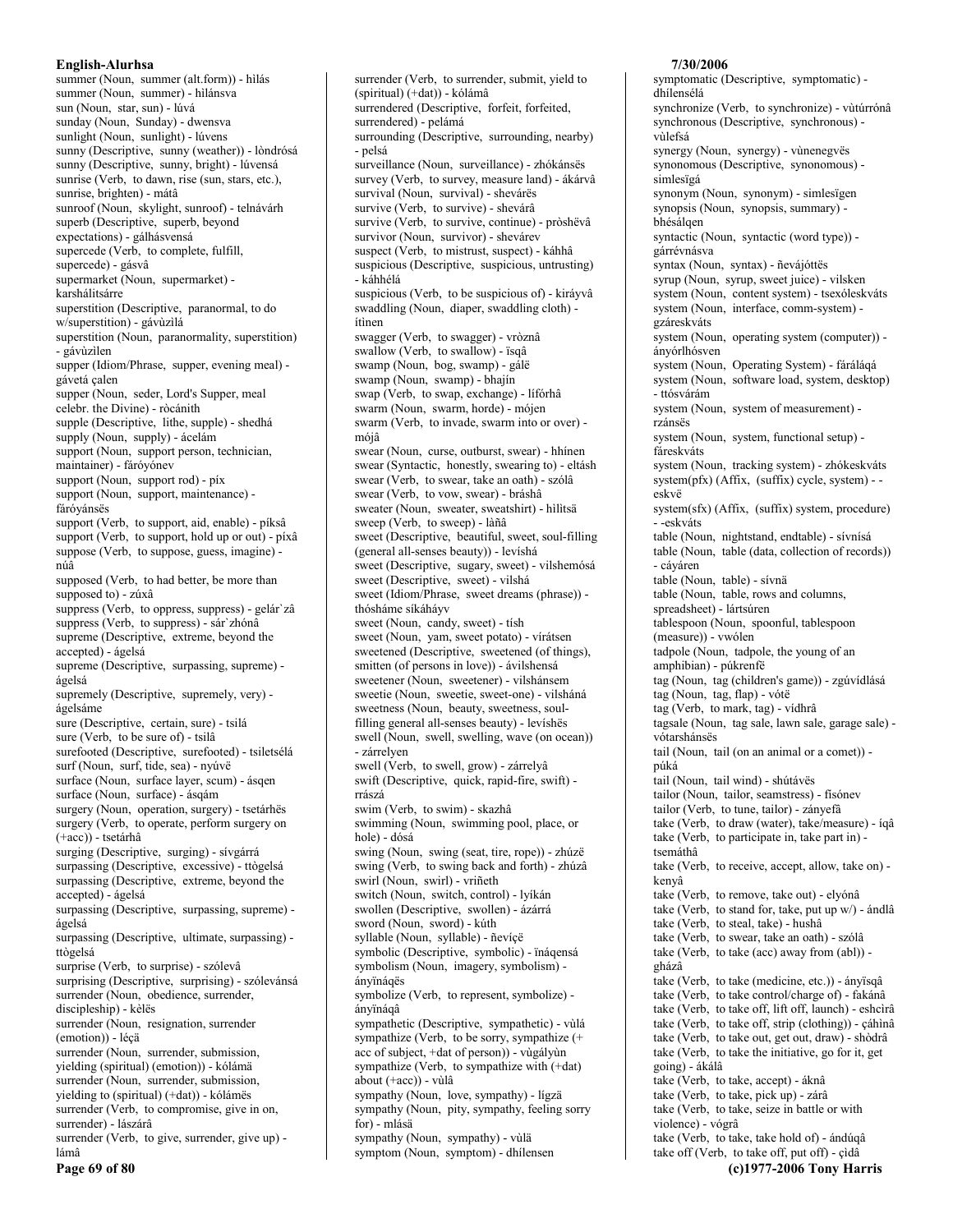summer (Noun, summer (alt.form)) - hìlás
summer (Noun, summer) - hìlánsva
sun (Noun, star, sun) - lúvá
sunday (Noun, Sunday) - dwensva
sunlight (Noun, sunlight) - lúvens
sunny (Descriptive, sunny (weather)) - lòndrósá
sunny (Descriptive, sunny, bright) - lúvensá
sunrise (Verb, to dawn, rise (sun, stars, etc.), sunrise, brighten) - mátâ
sunroof (Noun, skylight, sunroof) - telnávárh
superb (Descriptive, superb, beyond expectations) - gálhásvensá
supercede (Verb, to complete, fulfill, supercede) - gásvâ
supermarket (Noun, supermarket) - karshálitsárre
superstition (Descriptive, paranormal, to do w/superstition) - gávùzilá
superstition (Noun, paranormality, superstition) - gávùzilen
supper (Idiom/Phrase, supper, evening meal) - gávetá çalen
supper (Noun, seder, Lord's Supper, meal celebr. the Divine) - ròcánith
supple (Descriptive, lithe, supple) - shedhá
supply (Noun, supply) - ácelám
support (Noun, support person, technician, maintainer) - fáróyónev
support (Noun, support rod) - píx
support (Noun, support, maintenance) - fáróyánsës
support (Verb, to support, aid, enable) - píksâ
support (Verb, to support, hold up or out) - píxâ
suppose (Verb, to suppose, guess, imagine) - núâ
supposed (Verb, to had better, be more than supposed to) - zúxâ
suppress (Verb, to oppress, suppress) - gelár`zâ
suppress (Verb, to suppress) - sár`zhónâ
supreme (Descriptive, extreme, beyond the accepted) - ágelsá
supreme (Descriptive, surpassing, supreme) - ágelsá
supremely (Descriptive, supremely, very) - ágelsáme
sure (Descriptive, certain, sure) - tsilá
sure (Verb, to be sure of) - tsilâ
surefooted (Descriptive, surefooted) - tsiletsélá
surf (Noun, surf, tide, sea) - nyúvë
surface (Noun, surface layer, scum) - ásqen
surface (Noun, surface) - ásqám
surgery (Noun, operation, surgery) - tsetárhës
surgery (Verb, to operate, perform surgery on (+acc)) - tsetárhâ
surging (Descriptive, surging) - sívgárrá
surpassing (Descriptive, excessive) - ttògelsá
surpassing (Descriptive, extreme, beyond the accepted) - ágelsá
surpassing (Descriptive, surpassing, supreme) - ágelsá
surpassing (Descriptive, ultimate, surpassing) - ttògelsá
surprise (Verb, to surprise) - szólevâ
surprising (Descriptive, surprising) - szólevánsá
surrender (Noun, obedience, surrender, discipleship) - kèlës
surrender (Noun, resignation, surrender (emotion)) - léçä
surrender (Noun, surrender, submission, yielding (spiritual) (emotion)) - kólámä
surrender (Noun, surrender, submission, yielding to (spiritual) (+dat)) - kólámës
surrender (Verb, to compromise, give in on, surrender) - lászárâ
surrender (Verb, to give, surrender, give up) - lámâ
surrender (Verb, to surrender, submit, yield to (spiritual) (+dat)) - kólámâ
surrendered (Descriptive, forfeit, forfeited, surrendered) - pelámá
surrounding (Descriptive, surrounding, nearby) - pelsá
surveillance (Noun, surveillance) - zhókánsës
survey (Verb, to survey, measure land) - ákárvâ
survival (Noun, survival) - shevárës
survive (Verb, to survive) - shevárâ
survive (Verb, to survive, continue) - pròshëvâ
survivor (Noun, survivor) - shevárev
suspect (Verb, to mistrust, suspect) - káhhâ
suspicious (Descriptive, suspicious, untrusting) - káhhélá
suspicious (Verb, to be suspicious of) - kiráyvâ
swaddling (Noun, diaper, swaddling cloth) - ítinen
swagger (Verb, to swagger) - vròznâ
swallow (Verb, to swallow) - ïsqâ
swamp (Noun, bog, swamp) - gálë
swamp (Noun, swamp) - bhajín
swap (Verb, to swap, exchange) - lífórhâ
swarm (Noun, swarm, horde) - mójen
swarm (Verb, to invade, swarm into or over) - mójâ
swear (Noun, curse, outburst, swear) - hhínen
swear (Syntactic, honestly, swearing to) - eltásh
swear (Verb, to swear, take an oath) - szólâ
swear (Verb, to vow, swear) - bráshâ
sweater (Noun, sweater, sweatshirt) - hìlitsä
sweep (Verb, to sweep) - làñâ
sweet (Descriptive, beautiful, sweet, soul-filling (general all-senses beauty)) - levíshá
sweet (Descriptive, sugary, sweet) - vilshemósá
sweet (Descriptive, sweet) - vilshá
sweet (Idiom/Phrase, sweet dreams (phrase)) - thósháme síkáháyv
sweet (Noun, candy, sweet) - tísh
sweet (Noun, yam, sweet potato) - vírátsen
sweetened (Descriptive, sweetened (of things), smitten (of persons in love)) - ávilshensá
sweetener (Noun, sweetener) - vilshánsem
sweetie (Noun, sweetie, sweet-one) - vilshánä
sweetness (Noun, beauty, sweetness, soul-filling general all-senses beauty) - levíshës
swell (Noun, swell, swelling, wave (on ocean)) - zárrelyen
swell (Verb, to swell, grow) - zárrelyâ
swift (Descriptive, quick, rapid-fire, swift) - rrászá
swim (Verb, to swim) - skazhâ
swimming (Noun, swimming pool, place, or hole) - dósá
swing (Noun, swing (seat, tire, rope)) - zhúzë
swing (Verb, to swing back and forth) - zhúzâ
swirl (Noun, swirl) - vriñeth
switch (Noun, switch, control) - lyíkán
swollen (Descriptive, swollen) - ázárrá
sword (Noun, sword) - kúth
syllable (Noun, syllable) - ñevíçë
symbolic (Descriptive, symbolic) - ïnáqensá
symbolism (Noun, imagery, symbolism) - ányïnáqës
symbolize (Verb, to represent, symbolize) - ányïnáqâ
sympathetic (Descriptive, sympathetic) - vùlá
sympathize (Verb, to be sorry, sympathize (+ acc of subject, +dat of person)) - vùgályùn
sympathize (Verb, to sympathize with (+dat) about (+acc)) - vùlâ
sympathy (Noun, love, sympathy) - lígzä
sympathy (Noun, pity, sympathy, feeling sorry for) - mlásä
sympathy (Noun, sympathy) - vùlä
symptom (Noun, symptom) - dhílensen
symptomatic (Descriptive, symptomatic) - dhílensélá
synchronize (Verb, to synchronize) - vùtúrrónâ
synchronous (Descriptive, synchronous) - vùlefsá
synergy (Noun, synergy) - vùnenegvës
synonomous (Descriptive, synonomous) - simlesïgá
synonym (Noun, synonym) - simlesïgen
synopsis (Noun, synopsis, summary) - bhésálqen
syntactic (Noun, syntactic (word type)) - gárrévnásva
syntax (Noun, syntax) - ñevájóttës
syrup (Noun, syrup, sweet juice) - vilsken
system (Noun, content system) - tsexóleskváts
system (Noun, interface, comm-system) - gzáreskváts
system (Noun, operating system (computer)) - ányórlhósven
system (Noun, Operating System) - fárálàqá
system (Noun, software load, system, desktop) - ttósvárám
system (Noun, system of measurement) - rzánsës
system (Noun, system, functional setup) - fáreskváts
system (Noun, tracking system) - zhókeskváts
system(pfx) (Affix, (suffix) cycle, system) - -eskvë
system(sfx) (Affix, (suffix) system, procedure) - -eskváts
table (Noun, nightstand, endtable) - sívnísá
table (Noun, table (data, collection of records)) - cáyáren
table (Noun, table) - sívnä
table (Noun, table, rows and columns, spreadsheet) - lártsúren
tablespoon (Noun, spoonful, tablespoon (measure)) - vwólen
tadpole (Noun, tadpole, the young of an amphibian) - púkrenfë
tag (Noun, tag (children's game)) - zgúvídlásá
tag (Noun, tag, flap) - vótë
tag (Verb, to mark, tag) - vídhrâ
tagsale (Noun, tag sale, lawn sale, garage sale) - vótarshánsës
tail (Noun, tail (on an animal or a comet)) - púká
tail (Noun, tail wind) - shútávës
tailor (Noun, tailor, seamstress) - físónev
tailor (Verb, to tune, tailor) - zányefâ
take (Verb, to draw (water), take/measure) - íqâ
take (Verb, to participate in, take part in) - tsemáthâ
take (Verb, to receive, accept, allow, take on) - kenyâ
take (Verb, to remove, take out) - elyónâ
take (Verb, to stand for, take, put up w/) - ándlâ
take (Verb, to steal, take) - hushâ
take (Verb, to swear, take an oath) - szólâ
take (Verb, to take (acc) away from (abl)) - gházâ
take (Verb, to take (medicine, etc.)) - ányïsqâ
take (Verb, to take control/charge of) - fakánâ
take (Verb, to take off, lift off, launch) - eshcìrâ
take (Verb, to take off, strip (clothing)) - çáhìnâ
take (Verb, to take out, get out, draw) - shòdrâ
take (Verb, to take the initiative, go for it, get going) - ákálâ
take (Verb, to take, accept) - áknâ
take (Verb, to take, pick up) - zárâ
take (Verb, to take, seize in battle or with violence) - vógrâ
take (Verb, to take, take hold of) - ándúqâ
take off (Verb, to take off, put off) - çìdâ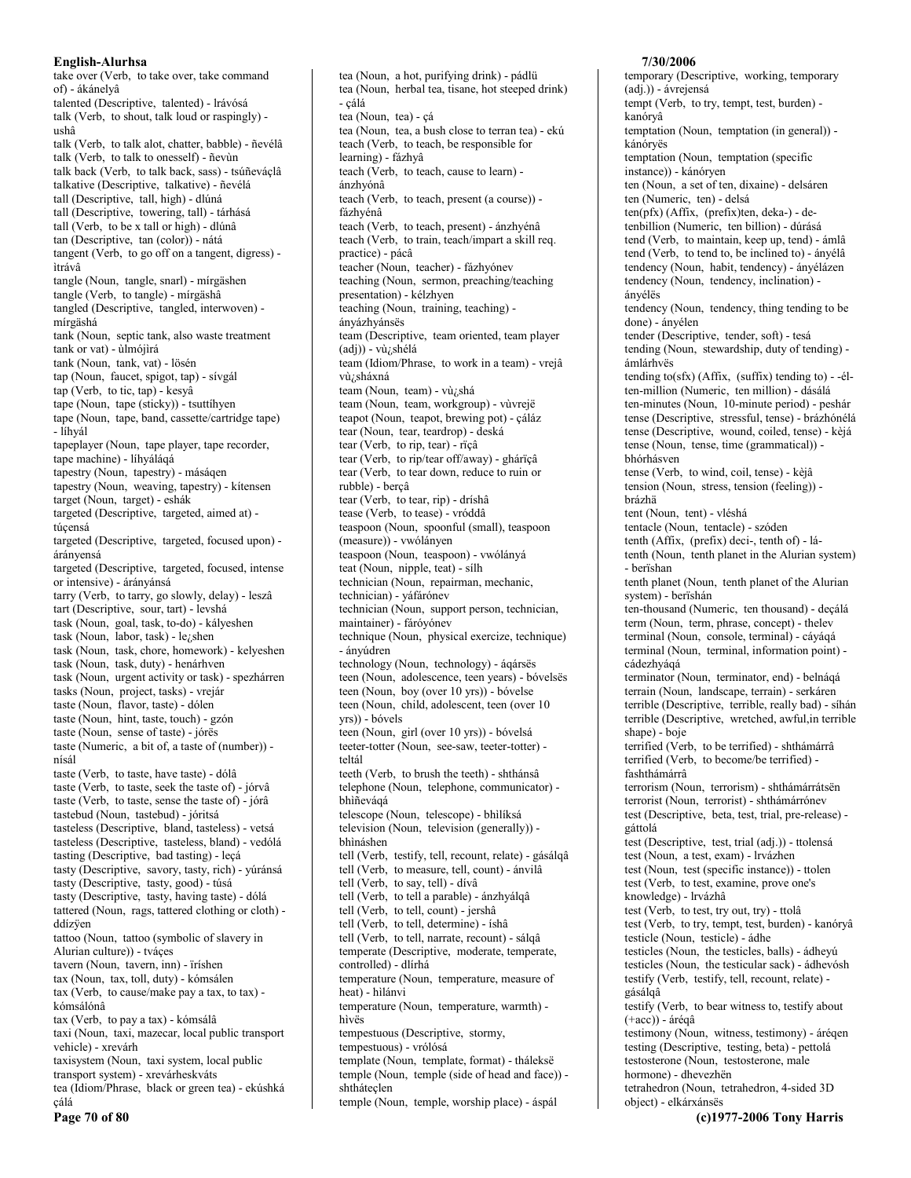take over (Verb, to take over, take command of) - ákánelyâ
talented (Descriptive, talented) - lrávósá
talk (Verb, to shout, talk loud or raspingly) - ushâ
talk (Verb, to talk alot, chatter, babble) - ñevélâ
talk (Verb, to talk to onesself) - ñevùn
talk back (Verb, to talk back, sass) - tsúñeváçlâ
talkative (Descriptive, talkative) - ñevélá
tall (Descriptive, tall, high) - dlúná
tall (Descriptive, towering, tall) - tárhásá
tall (Verb, to be x tall or high) - dlúnâ
tan (Descriptive, tan (color)) - nátá
tangent (Verb, to go off on a tangent, digress) - ìtrávâ
tangle (Noun, tangle, snarl) - mírgäshen
tangle (Verb, to tangle) - mírgäshâ
tangled (Descriptive, tangled, interwoven) - mírgäshá
tank (Noun, septic tank, also waste treatment tank or vat) - ùlmójìrá
tank (Noun, tank, vat) - lösén
tap (Noun, faucet, spigot, tap) - sívgál
tap (Verb, to tic, tap) - kesyâ
tape (Noun, tape (sticky)) - tsuttíhyen
tape (Noun, tape, band, cassette/cartridge tape) - líhyál
tapeplayer (Noun, tape player, tape recorder, tape machine) - líhyáláqá
tapestry (Noun, tapestry) - másáqen
tapestry (Noun, weaving, tapestry) - kítensen
target (Noun, target) - eshák
targeted (Descriptive, targeted, aimed at) - túçensá
targeted (Descriptive, targeted, focused upon) - árányensá
targeted (Descriptive, targeted, focused, intense or intensive) - árányánsá
tarry (Verb, to tarry, go slowly, delay) - leszâ
tart (Descriptive, sour, tart) - levshá
task (Noun, goal, task, to-do) - kályeshen
task (Noun, labor, task) - le¿shen
task (Noun, task, chore, homework) - kelyeshen
task (Noun, task, duty) - henárhven
task (Noun, urgent activity or task) - spezhárren
tasks (Noun, project, tasks) - vrejár
taste (Noun, flavor, taste) - dólen
taste (Noun, hint, taste, touch) - gzón
taste (Noun, sense of taste) - jórës
taste (Numeric, a bit of, a taste of (number)) - nísál
taste (Verb, to taste, have taste) - dólâ
taste (Verb, to taste, seek the taste of) - jórvâ
taste (Verb, to taste, sense the taste of) - jórâ
tastebud (Noun, tastebud) - jóritsá
tasteless (Descriptive, bland, tasteless) - vetsá
tasteless (Descriptive, tasteless, bland) - vedólá
tasting (Descriptive, bad tasting) - leçá
tasty (Descriptive, savory, tasty, rich) - yúránsá
tasty (Descriptive, tasty, good) - túsá
tasty (Descriptive, tasty, having taste) - dólá
tattered (Noun, rags, tattered clothing or cloth) - ddízÿen
tattoo (Noun, tattoo (symbolic of slavery in Alurian culture)) - tváçes
tavern (Noun, tavern, inn) - ïríshen
tax (Noun, tax, toll, duty) - kómsálen
tax (Verb, to cause/make pay a tax, to tax) - kómsálónâ
tax (Verb, to pay a tax) - kómsálâ
taxi (Noun, taxi, mazecar, local public transport vehicle) - xrevárh
taxisystem (Noun, taxi system, local public transport system) - xrevárheskváts
tea (Idiom/Phrase, black or green tea) - ekúshká çálá
tea (Noun, a hot, purifying drink) - pádlü
tea (Noun, herbal tea, tisane, hot steeped drink) - çálá
tea (Noun, tea) - çá
tea (Noun, tea, a bush close to terran tea) - ekú
teach (Verb, to teach, be responsible for learning) - fázhyâ
teach (Verb, to teach, cause to learn) - ánzhyónâ
teach (Verb, to teach, present (a course)) - fázhyénâ
teach (Verb, to teach, present) - ánzhyénâ
teach (Verb, to train, teach/impart a skill req. practice) - pácâ
teacher (Noun, teacher) - fázhyónev
teaching (Noun, sermon, preaching/teaching presentation) - kélzhyen
teaching (Noun, training, teaching) - ányázhyánsës
team (Descriptive, team oriented, team player (adj)) - vù¿shélá
team (Idiom/Phrase, to work in a team) - vrejâ vù¿sháxná
team (Noun, team) - vù¿shá
team (Noun, team, workgroup) - vùvrejë
teapot (Noun, teapot, brewing pot) - çáláz
tear (Noun, tear, teardrop) - deská
tear (Verb, to rip, tear) - rïçâ
tear (Verb, to rip/tear off/away) - ghárïçâ
tear (Verb, to tear down, reduce to ruin or rubble) - berçâ
tear (Verb, to tear, rip) - dríshâ
tease (Verb, to tease) - vróddâ
teaspoon (Noun, spoonful (small), teaspoon (measure)) - vwólányen
teaspoon (Noun, teaspoon) - vwólányá
teat (Noun, nipple, teat) - sílh
technician (Noun, repairman, mechanic, technician) - yáfárónev
technician (Noun, support person, technician, maintainer) - fáróyónev
technique (Noun, physical exercize, technique) - ányúdren
technology (Noun, technology) - áqársës
teen (Noun, adolescence, teen years) - bóvelsës
teen (Noun, boy (over 10 yrs)) - bóvelse
teen (Noun, child, adolescent, teen (over 10 yrs)) - bóvels
teen (Noun, girl (over 10 yrs)) - bóvelsá
teeter-totter (Noun, see-saw, teeter-totter) - teltál
teeth (Verb, to brush the teeth) - shthánsâ
telephone (Noun, telephone, communicator) - bhiñeváqá
telescope (Noun, telescope) - bhilíksá
television (Noun, television (generally)) - bhináshen
tell (Verb, testify, tell, recount, relate) - gásálqâ
tell (Verb, to measure, tell, count) - ánvilâ
tell (Verb, to say, tell) - dívâ
tell (Verb, to tell a parable) - ánzhyálqâ
tell (Verb, to tell, count) - jershâ
tell (Verb, to tell, determine) - íshâ
tell (Verb, to tell, narrate, recount) - sálqâ
temperate (Descriptive, moderate, temperate, controlled) - dlírhá
temperature (Noun, temperature, measure of heat) - hilánvi
temperature (Noun, temperature, warmth) - hìvës
tempestuous (Descriptive, stormy, tempestuous) - vrólósá
template (Noun, template, format) - tháleksë
temple (Noun, temple (side of head and face)) - shtháteçlen
temple (Noun, temple, worship place) - áspál
temporary (Descriptive, working, temporary (adj.)) - ávrejensá
tempt (Verb, to try, tempt, test, burden) - kanóryâ
temptation (Noun, temptation (in general)) - kánóryës
temptation (Noun, temptation (specific instance)) - kánóryen
ten (Noun, a set of ten, dixaine) - delsáren
ten (Numeric, ten) - delsá
ten(pfx) (Affix, (prefix)ten, deka-) - de-
tenbillion (Numeric, ten billion) - dúrásá
tend (Verb, to maintain, keep up, tend) - ámlâ
tend (Verb, to tend to, be inclined to) - ányélâ
tendency (Noun, habit, tendency) - ányélázen
tendency (Noun, tendency, inclination) - ányélës
tendency (Noun, tendency, thing tending to be done) - ányélen
tender (Descriptive, tender, soft) - tesá
tending (Noun, stewardship, duty of tending) - ámlárhvës
tending to(sfx) (Affix, (suffix) tending to) - -él-
ten-million (Numeric, ten million) - dásálá
ten-minutes (Noun, 10-minute period) - peshár
tense (Descriptive, stressful, tense) - brázhónélá
tense (Descriptive, wound, coiled, tense) - kèjá
tense (Noun, tense, time (grammatical)) - bhórhásven
tense (Verb, to wind, coil, tense) - kèjâ
tension (Noun, stress, tension (feeling)) - brázhä
tent (Noun, tent) - vléshá
tentacle (Noun, tentacle) - szóden
tenth (Affix, (prefix) deci-, tenth of) - lá-
tenth (Noun, tenth planet in the Alurian system) - berïshan
tenth planet (Noun, tenth planet of the Alurian system) - berïshán
ten-thousand (Numeric, ten thousand) - deçálá
term (Noun, term, phrase, concept) - thelev
terminal (Noun, console, terminal) - cáyáqá
terminal (Noun, terminal, information point) - cádezhyáqá
terminator (Noun, terminator, end) - belnáqá
terrain (Noun, landscape, terrain) - serkáren
terrible (Descriptive, terrible, really bad) - síhán
terrible (Descriptive, wretched, awful,in terrible shape) - boje
terrified (Verb, to be terrified) - shthámárrâ
terrified (Verb, to become/be terrified) - fashthámárrâ
terrorism (Noun, terrorism) - shthámárrátsën
terrorist (Noun, terrorist) - shthámárrónev
test (Descriptive, beta, test, trial, pre-release) - gáttolá
test (Descriptive, test, trial (adj.)) - ttolensá
test (Noun, a test, exam) - lrvázhen
test (Noun, test (specific instance)) - ttolen
test (Verb, to test, examine, prove one's knowledge) - lrvázhâ
test (Verb, to test, try out, try) - ttolâ
test (Verb, to try, tempt, test, burden) - kanóryâ
testicle (Noun, testicle) - ádhe
testicles (Noun, the testicles, balls) - ádheyú
testicles (Noun, the testicular sack) - ádhevósh
testify (Verb, testify, tell, recount, relate) - gásálqâ
testify (Verb, to bear witness to, testify about (+acc)) - áréqâ
testimony (Noun, witness, testimony) - áréqen
testing (Descriptive, testing, beta) - pettolá
testosterone (Noun, testosterone, male hormone) - dhevezhën
tetrahedron (Noun, tetrahedron, 4-sided 3D object) - elkárxánsës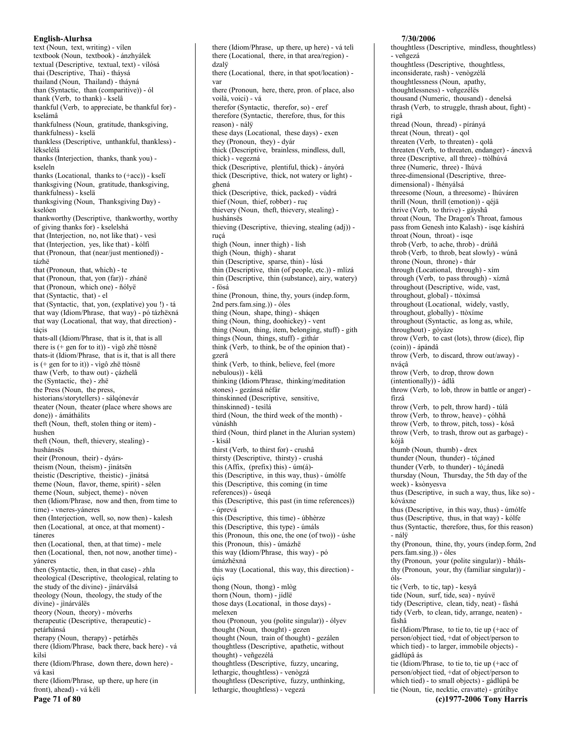text (Noun, text, writing) - vílen
textbook (Noun, textbook) - ánzhyálek
textual (Descriptive, textual, text) - vílósá
thai (Descriptive, Thai) - tháysá
thailand (Noun, Thailand) - thápná
than (Syntactic, than (comparitive)) - ól
thank (Verb, to thank) - kselâ
thankful (Verb, to appreciate, be thankful for) - kselámâ
thankfulness (Noun, gratitude, thanksgiving, thankfulness) - kselä
thankless (Descriptive, unthankful, thankless) - lëkselélá
thanks (Interjection, thanks, thank you) - kseleln
thanks (Locational, thanks to (+acc)) - kselï
thanksgiving (Noun, gratitude, thanksgiving, thankfulness) - kselä
thanksgiving (Noun, Thanksgiving Day) - kselóen
thankworthy (Descriptive, thankworthy, worthy of giving thanks for) - kselelshá
that (Interjection, no, not like that) - vesì
that (Interjection, yes, like that) - kólfì
that (Pronoun, that (near/just mentioned)) - tázhë
that (Pronoun, that, which) - te
that (Pronoun, that, yon (far)) - zhánë
that (Pronoun, which one) - ñólyë
that (Syntactic, that) - el
that (Syntactic, that, yon, (explative) you !) - tá
that way (Idiom/Phrase, that way) - pó tázhëxná
that way (Locational, that way, that direction) - táçis
thats-all (Idiom/Phrase, that is it, that is all there is (+ gen for to it)) - vìgô zhë ttòsnë
thats-it (Idiom/Phrase, that is it, that is all there is (+ gen for to it)) - vìgô zhë ttòsnë
thaw (Verb, to thaw out) - çázhelâ
the (Syntactic, the) - zhë
the Press (Noun, the press, historians/storytellers) - sálqónevár
theater (Noun, theater (place where shows are done)) - ámáthálits
theft (Noun, theft, stolen thing or item) - hushen
theft (Noun, theft, thievery, stealing) - hushánsës
their (Pronoun, their) - dyárs-
theism (Noun, theism) - jìnátsën
theistic (Descriptive, theistic) - jìnátsá
theme (Noun, flavor, theme, spirit) - sèlen
theme (Noun, subject, theme) - nòven
then (Idiom/Phrase, now and then, from time to time) - vneres-yáneres
then (Interjection, well, so, now then) - kalesh
then (Locational, at once, at that moment) - táneres
then (Locational, then, at that time) - mele
then (Locational, then, not now, another time) - yáneres
then (Syntactic, then, in that case) - zhla
theological (Descriptive, theological, relating to the study of the divine) - jìnárválsá
theology (Noun, theology, the study of the divine) - jìnárválës
theory (Noun, theory) - móverhs
therapeutic (Descriptive, therapeutic) - petárhánsá
therapy (Noun, therapy) - petárhës
there (Idiom/Phrase, back there, back here) - vá kilsì
there (Idiom/Phrase, down there, down here) - vá kasì
there (Idiom/Phrase, up there, up here (in front), ahead) - vá kélì
there (Idiom/Phrase, up there, up here) - vá telì
there (Locational, there, in that area/region) - dzalÿ
there (Locational, there, in that spot/location) - var
there (Pronoun, here, there, pron. of place, also voilà, voici) - vá
therefor (Syntactic, therefor, so) - eref
therefore (Syntactic, therefore, thus, for this reason) - nálÿ
these days (Locational, these days) - exen
they (Pronoun, they) - dyár
thick (Descriptive, brainless, mindless, dull, thick) - vegezná
thick (Descriptive, plentiful, thick) - ányórá
thick (Descriptive, thick, not watery or light) - ghená
thick (Descriptive, thick, packed) - vùdrá
thief (Noun, thief, robber) - ruç
thievery (Noun, theft, thievery, stealing) - hushánsës
thieving (Descriptive, thieving, stealing (adj)) - ruçá
thigh (Noun, inner thigh) - lísh
thigh (Noun, thigh) - sharat
thin (Descriptive, sparse, thin) - lúsá
thin (Descriptive, thin (of people, etc.)) - mlízá
thin (Descriptive, thin (substance), airy, watery) - fósá
thine (Pronoun, thine, thy, yours (indep.form, 2nd pers.fam.sing.)) - óles
thing (Noun, shape, thing) - sháqen
thing (Noun, thing, doohickey) - vent
thing (Noun, thing, item, belonging, stuff) - gith
things (Noun, things, stuff) - githár
think (Verb, to think, be of the opinion that) - gzerâ
think (Verb, to think, believe, feel (more nebulous)) - kélâ
thinking (Idiom/Phrase, thinking/meditation stones) - gezánsá néfár
thinskinned (Descriptive, sensitive, thinskinned) - tesìlá
third (Noun, the third week of the month) - vùnáshh
third (Noun, third planet in the Alurian system) - kìsál
thirst (Verb, to thirst for) - crushâ
thirsty (Descriptive, thirsty) - crushá
this (Affix, (prefix) this) - úm(á)-
this (Descriptive, in this way, thus) - úmólfe
this (Descriptive, this coming (in time references)) - úseqá
this (Descriptive, this past (in time references)) - úprevá
this (Descriptive, this time) - úbhèrze
this (Descriptive, this type) - úmáls
this (Pronoun, this one, the one (of two)) - úshe
this (Pronoun, this) - úmázhë
this way (Idiom/Phrase, this way) - pó úmázhëxná
this way (Locational, this way, this direction) - úçis
thong (Noun, thong) - mlòg
thorn (Noun, thorn) - jídlë
those days (Locational, in those days) - melexen
thou (Pronoun, you (polite singular)) - ólyev
thought (Noun, thought) - gezen
thought (Noun, train of thought) - gezálen
thoughtless (Descriptive, apathetic, without thought) - veñgezélá
thoughtless (Descriptive, fuzzy, uncaring, lethargic, thoughtless) - venògzá
thoughtless (Descriptive, fuzzy, unthinking, lethargic, thoughtless) - vegezá
thoughtless (Descriptive, mindless, thoughtless) - veñgezá
thoughtless (Descriptive, thoughtless, inconsiderate, rash) - venògzélá
thoughtlessness (Noun, apathy, thoughtlessness) - veñgezélës
thousand (Numeric, thousand) - denelsá
thrash (Verb, to struggle, thrash about, fight) - rigâ
thread (Noun, thread) - pírányá
threat (Noun, threat) - qol
threaten (Verb, to threaten) - qolâ
threaten (Verb, to threaten, endanger) - ánexvâ
three (Descriptive, all three) - ttòlhúvá
three (Numeric, three) - lhúvá
three-dimensional (Descriptive, three-dimensional) - lhényálsá
threesome (Noun, a threesome) - lhúváren
thrill (Noun, thrill (emotion)) - qéjä
thrive (Verb, to thrive) - gáyshâ
throat (Noun, The Dragon's Throat, famous pass from Genesh into Kalash) - isqe káshírá
throat (Noun, throat) - isqe
throb (Verb, to ache, throb) - drúñâ
throb (Verb, to throb, beat slowly) - wúnâ
throne (Noun, throne) - thár
through (Locational, through) - xím
through (Verb, to pass through) - xíznâ
throughout (Descriptive, wide, vast, throughout, global) - ttòxímsá
throughout (Locational, widely, vastly, throughout, globally) - ttòxíme
throughout (Syntactic, as long as, while, throughout) - góyáze
throw (Verb, to cast (lots), throw (dice), flip (coin)) - ápándâ
throw (Verb, to discard, throw out/away) - nváçâ
throw (Verb, to drop, throw down (intentionally)) - ádlâ
throw (Verb, to lob, throw in battle or anger) - fírzâ
throw (Verb, to pelt, throw hard) - túlâ
throw (Verb, to throw, heave) - çóhhâ
throw (Verb, to throw, pitch, toss) - kósâ
throw (Verb, to trash, throw out as garbage) - kójâ
thumb (Noun, thumb) - drex
thunder (Noun, thunder) - tó¿áned
thunder (Verb, to thunder) - tó¿ánedâ
thursday (Noun, Thursday, the 5th day of the week) - ksònyesva
thus (Descriptive, in such a way, thus, like so) - kóváxne
thus (Descriptive, in this way, thus) - úmólfe
thus (Descriptive, thus, in that way) - kólfe
thus (Syntactic, therefore, thus, for this reason) - nálÿ
thy (Pronoun, thine, thy, yours (indep.form, 2nd pers.fam.sing.)) - óles
thy (Pronoun, your (polite singular)) - bháls-
thy (Pronoun, your, thy (familiar singular)) - óls-
tic (Verb, to tic, tap) - kesyâ
tide (Noun, surf, tide, sea) - nyúvë
tidy (Descriptive, clean, tidy, neat) - fàshá
tidy (Verb, to clean, tidy, arrange, neaten) - fàshâ
tie (Idiom/Phrase, to tie to, tie up (+acc of person/object tied, +dat of object/person to which tied) - to larger, immobile objects) - gádlúpâ ás
tie (Idiom/Phrase, to tie to, tie up (+acc of person/object tied, +dat of object/person to which tied) - to small objects) - gádlúpâ be
tie (Noun, tie, necktie, cravatte) - grútíhye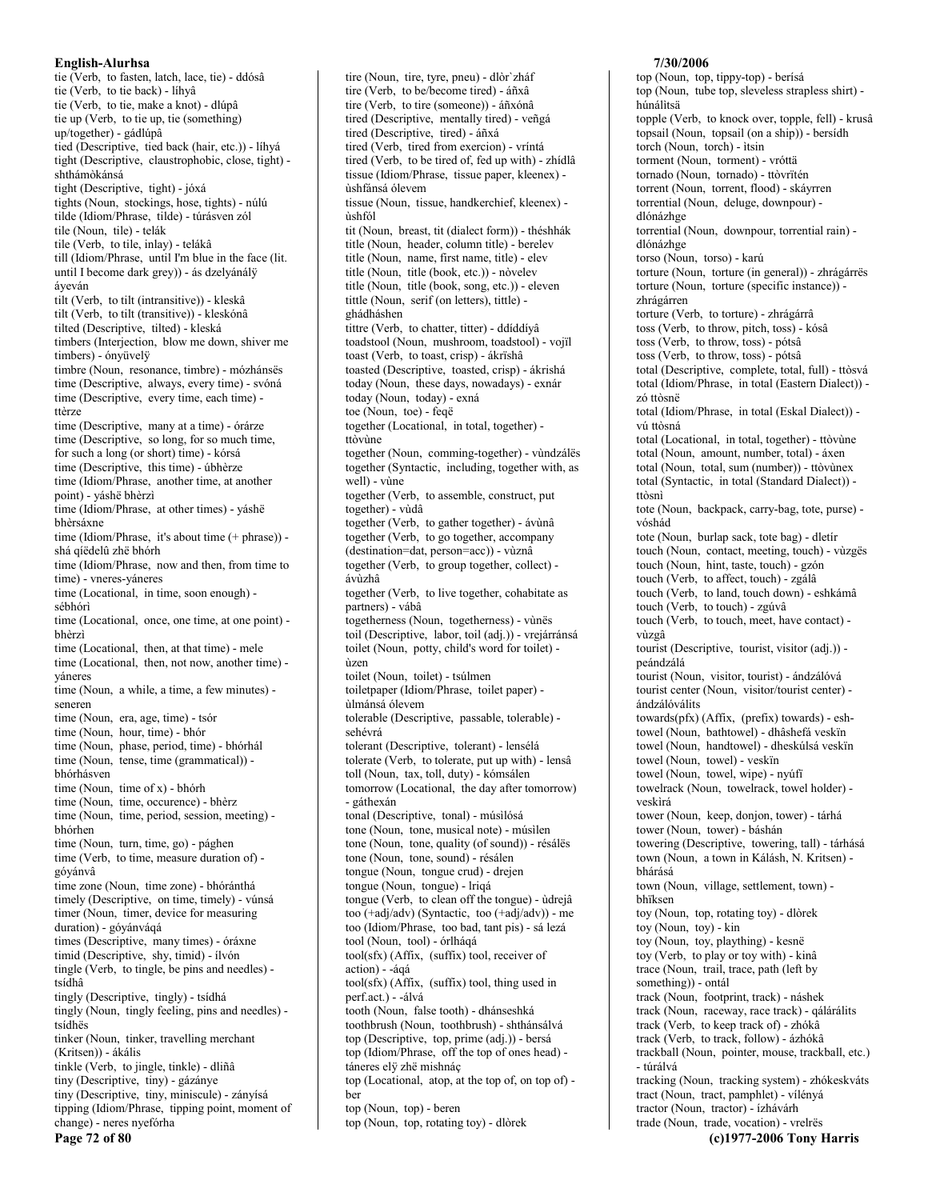tie (Verb, to fasten, latch, lace, tie) - ddósâ
tie (Verb, to tie back) - líhyâ
tie (Verb, to tie, make a knot) - dlúpâ
tie up (Verb, to tie up, tie (something) up/together) - gádlúpâ
tied (Descriptive, tied back (hair, etc.)) - líhyá
tight (Descriptive, claustrophobic, close, tight) - shthámòkánsá
tight (Descriptive, tight) - jóxá
tights (Noun, stockings, hose, tights) - núlú
tilde (Idiom/Phrase, tilde) - túrásven zól
tile (Noun, tile) - telák
tile (Verb, to tile, inlay) - telákâ
till (Idiom/Phrase, until I'm blue in the face (lit. until I become dark grey)) - ás dzelyánálÿ áyeván
tilt (Verb, to tilt (intransitive)) - kleskâ
tilt (Verb, to tilt (transitive)) - kleskónâ
tilted (Descriptive, tilted) - kleská
timbers (Interjection, blow me down, shiver me timbers) - ónyüvelÿ
timbre (Noun, resonance, timbre) - mózhánsës
time (Descriptive, always, every time) - svóná
time (Descriptive, every time, each time) - ttèrze
time (Descriptive, many at a time) - órárze
time (Descriptive, so long, for so much time, for such a long (or short) time) - kórsá
time (Descriptive, this time) - úbhèrze
time (Idiom/Phrase, another time, at another point) - yáshë bhèrzì
time (Idiom/Phrase, at other times) - yáshë bhèrsáxne
time (Idiom/Phrase, it's about time (+ phrase)) - shá qíëdelû zhë bhórh
time (Idiom/Phrase, now and then, from time to time) - vneres-yáneres
time (Locational, in time, soon enough) - sébhòrì
time (Locational, once, one time, at one point) - bhèrzì
time (Locational, then, at that time) - mele
time (Locational, then, not now, another time)) - yáneres
time (Noun, a while, a time, a few minutes) - seneren
time (Noun, era, age, time) - tsór
time (Noun, hour, time) - bhór
time (Noun, phase, period, time) - bhórhál
time (Noun, tense, time (grammatical)) - bhórhásven
time (Noun, time of x) - bhórh
time (Noun, time, occurence) - bhèrz
time (Noun, time, period, session, meeting) - bhórhen
time (Noun, turn, time, go) - pághen
time (Verb, to time, measure duration of) - góyánvâ
time zone (Noun, time zone) - bhóránthá
timely (Descriptive, on time, timely) - vúnsá
timer (Noun, timer, device for measuring duration) - góyánváqá
times (Descriptive, many times) - óráxne
timid (Descriptive, shy, timid) - ílvón
tingle (Verb, to tingle, be pins and needles) - tsídhâ
tingly (Descriptive, tingly) - tsídhá
tingly (Noun, tingly feeling, pins and needles) - tsídhës
tinker (Noun, tinker, travelling merchant (Kritsen)) - ákális
tinkle (Verb, to jingle, tinkle) - dliñâ
tiny (Descriptive, tiny) - gázánye
tiny (Descriptive, tiny, miniscule) - zányísá
tipping (Idiom/Phrase, tipping point, moment of change) - neres nyefórha
tire (Noun, tire, tyre, pneu) - dlòr`zháf
tire (Verb, to be/become tired) - áñxâ
tire (Verb, to tire (someone)) - áñxónâ
tired (Descriptive, mentally tired) - veñgá
tired (Descriptive, tired) - áñxá
tired (Verb, tired from exercion) - vríntá
tired (Verb, to be tired of, fed up with) - zhídlâ
tissue (Idiom/Phrase, tissue paper, kleenex) - ùshfánsá ólevem
tissue (Noun, tissue, handkerchief, kleenex) - ùshfòl
tit (Noun, breast, tit (dialect form)) - théshhák
title (Noun, header, column title) - berelev
title (Noun, name, first name, title) - elev
title (Noun, title (book, etc.)) - nòvelev
title (Noun, title (book, song, etc.)) - eleven
tittle (Noun, serif (on letters), tittle) - ghádháshen
tittre (Verb, to chatter, titter) - ddíddíyâ
toadstool (Noun, mushroom, toadstool) - vojïl
toast (Verb, to toast, crisp) - ákríshâ
toasted (Descriptive, toasted, crisp) - ákríshá
today (Noun, these days, nowadays) - exnár
today (Noun, today) - exná
toe (Noun, toe) - feqë
together (Locational, in total, together) - ttòvùne
together (Noun, comming-together) - vùndzálës
together (Syntactic, including, together with, as well) - vùne
together (Verb, to assemble, construct, put together) - vùdâ
together (Verb, to gather together) - ávùnâ
together (Verb, to go together, accompany (destination=dat, person=acc)) - vùznâ
together (Verb, to group together, collect) - ávùzhâ
together (Verb, to live together, cohabitate as partners) - vábâ
togetherness (Noun, togetherness) - vùnës
toil (Descriptive, labor, toil (adj.)) - vrejárránsá
toilet (Noun, potty, child's word for toilet) - ùzen
toilet (Noun, toilet) - tsúlmen
toiletpaper (Idiom/Phrase, toilet paper) - ùlmánsá ólevem
tolerable (Descriptive, passable, tolerable) - sehévrá
tolerant (Descriptive, tolerant) - lensélá
tolerate (Verb, to tolerate, put up with) - lensâ
toll (Noun, tax, toll, duty) - kómsálen
tomorrow (Locational, the day after tomorrow) - gáthexán
tonal (Descriptive, tonal) - músilósá
tone (Noun, tone, musical note) - músilen
tone (Noun, tone, quality (of sound)) - résálës
tone (Noun, tone, sound) - résálen
tongue (Noun, tongue crud) - drejen
tongue (Noun, tongue) - lriqá
tongue (Verb, to clean off the tongue) - ùdrejâ
too (+adj/adv) (Syntactic, too (+adj/adv)) - me
too (Idiom/Phrase, too bad, tant pis) - sá lezá
tool (Noun, tool) - órlháqá
tool(sfx) (Affix, (suffix) tool, receiver of action) - -áqá
tool(sfx) (Affix, (suffix) tool, thing used in perf.act.) - -álvá
tooth (Noun, false tooth) - dhánseshká
toothbrush (Noun, toothbrush) - shthánsálvá
top (Descriptive, top, prime (adj.)) - bersá
top (Idiom/Phrase, off the top of ones head) - táneres elÿ zhë mishnáç
top (Locational, atop, at the top of, on top of) - ber
top (Noun, top) - beren
top (Noun, top, rotating toy) - dlòrek
top (Noun, top, tippy-top) - berísá
top (Noun, tube top, sleveless strapless shirt) - húnálitsä
topple (Verb, to knock over, topple, fell) - kruså
topsail (Noun, topsail (on a ship)) - bersídh
torch (Noun, torch) - ítsin
torment (Noun, torment) - vróttä
tornado (Noun, tornado) - ttòvrïtén
torrent (Noun, torrent, flood) - skáyrren
torrential (Noun, deluge, downpour) - dlónázhge
torrential (Noun, downpour, torrential rain) - dlónázhge
torso (Noun, torso) - karú
torture (Noun, torture (in general)) - zhrágárrës
torture (Noun, torture (specific instance)) - zhrágárren
torture (Verb, to torture) - zhrágárrâ
toss (Verb, to throw, pitch, toss) - kósâ
toss (Verb, to throw, toss) - pótsâ
toss (Verb, to throw, toss) - pótsâ
total (Descriptive, complete, total, full) - ttòsvá
total (Idiom/Phrase, in total (Eastern Dialect)) - zó ttòsnë
total (Idiom/Phrase, in total (Eskal Dialect)) - vú ttòsná
total (Locational, in total, together) - ttòvùne
total (Noun, amount, number, total) - áxen
total (Noun, total, sum (number)) - ttòvùnex
total (Syntactic, in total (Standard Dialect)) - ttòsnì
tote (Noun, backpack, carry-bag, tote, purse) - vóshád
tote (Noun, burlap sack, tote bag) - dletír
touch (Noun, contact, meeting, touch) - vùzgës
touch (Noun, hint, taste, touch) - gzón
touch (Verb, to affect, touch) - zgálâ
touch (Verb, to land, touch down) - eshkámâ
touch (Verb, to touch) - zgúvâ
touch (Verb, to touch, meet, have contact) - vùzgâ
tourist (Descriptive, tourist, visitor (adj.)) - peándzálá
tourist (Noun, visitor, tourist) - ándzálóvá
tourist center (Noun, visitor/tourist center) - ándzálóválits
towards(pfx) (Affix, (prefix) towards) - esh-
towel (Noun, bathtowel) - dhâshefá veskïn
towel (Noun, handtowel) - dheskúlsá veskïn
towel (Noun, towel) - veskïn
towel (Noun, towel, wipe) - nyúfï
towelrack (Noun, towelrack, towel holder) - veskirá
tower (Noun, keep, donjon, tower) - tárhá
tower (Noun, tower) - báshán
towering (Descriptive, towering, tall) - tárhásá
town (Noun, a town in Kálásh, N. Kritsen) - bhárásá
town (Noun, village, settlement, town) - bhïksen
toy (Noun, top, rotating toy) - dlòrek
toy (Noun, toy) - kin
toy (Noun, toy, plaything) - kesnë
toy (Verb, to play or toy with) - kinâ
trace (Noun, trail, trace, path (left by something)) - ontál
track (Noun, footprint, track) - náshek
track (Noun, raceway, race track) - qálárálits
track (Verb, to keep track of) - zhókâ
track (Verb, to track, follow) - ázhókâ
trackball (Noun, pointer, mouse, trackball, etc.) - túrálvá
tracking (Noun, tracking system) - zhókeskváts
tract (Noun, tract, pamphlet) - vílényá
tractor (Noun, tractor) - ízhávárh
trade (Noun, trade, vocation) - vrelrës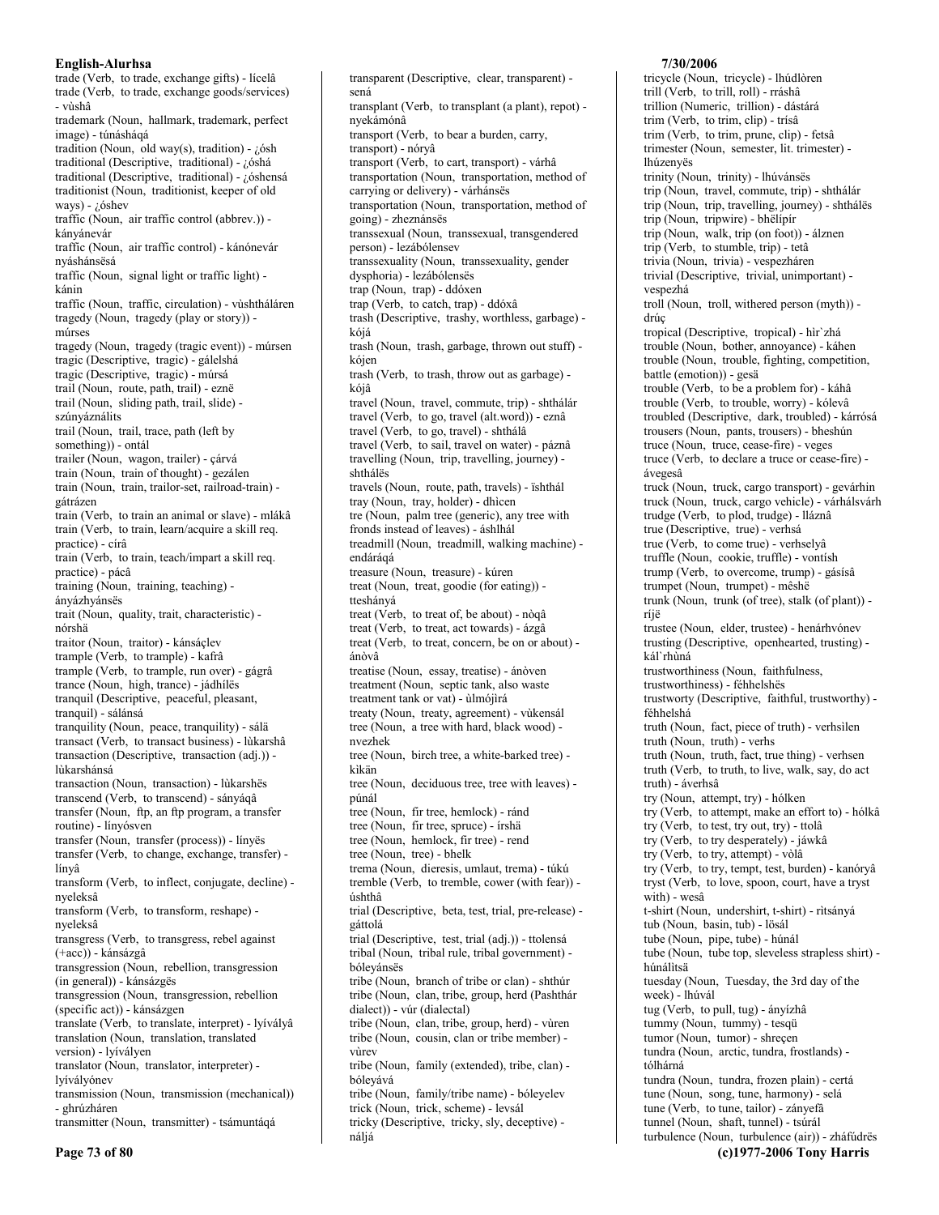trade (Verb, to trade, exchange gifts) - lícelâ
trade (Verb, to trade, exchange goods/services) - vùshâ
trademark (Noun, hallmark, trademark, perfect image) - túnásháqá
tradition (Noun, old way(s), tradition) - ¿ósh
traditional (Descriptive, traditional) - ¿óshá
traditional (Descriptive, traditional) - ¿óshensá
traditionist (Noun, traditionist, keeper of old ways) - ¿óshev
traffic (Noun, air traffic control (abbrev.)) - kányánevár
traffic (Noun, air traffic control) - kánónevár nyáshánsësá
traffic (Noun, signal light or traffic light) - kánin
traffic (Noun, traffic, circulation) - vùshtháláren
tragedy (Noun, tragedy (play or story)) - múrses
tragedy (Noun, tragedy (tragic event)) - múrsen
tragic (Descriptive, tragic) - gálelshá
tragic (Descriptive, tragic) - múrsá
trail (Noun, route, path, trail) - eznë
trail (Noun, sliding path, trail, slide) - szúnyáználits
trail (Noun, trail, trace, path (left by something)) - ontál
trailer (Noun, wagon, trailer) - çárvá
train (Noun, train of thought) - gezálen
train (Noun, train, trailor-set, railroad-train) - gátrázen
train (Verb, to train an animal or slave) - mlákâ
train (Verb, to train, learn/acquire a skill req. practice) - círâ
train (Verb, to train, teach/impart a skill req. practice) - pácâ
training (Noun, training, teaching) - ányázhyánsës
trait (Noun, quality, trait, characteristic) - nórshä
traitor (Noun, traitor) - kánsáçlev
trample (Verb, to trample) - kafrâ
trample (Verb, to trample, run over) - gágrâ
trance (Noun, high, trance) - jádhílës
tranquil (Descriptive, peaceful, pleasant, tranquil) - sálánsá
tranquility (Noun, peace, tranquility) - sálä
transact (Verb, to transact business) - lùkarshâ
transaction (Descriptive, transaction (adj.)) - lùkarshánsá
transaction (Noun, transaction) - lùkarshës
transcend (Verb, to transcend) - sányáqâ
transfer (Noun, ftp, an ftp program, a transfer routine) - línyósven
transfer (Noun, transfer (process)) - línyës
transfer (Verb, to change, exchange, transfer) - línyâ
transform (Verb, to inflect, conjugate, decline) - nyeleksâ
transform (Verb, to transform, reshape) - nyeleksâ
transgress (Verb, to transgress, rebel against (+acc)) - kánsázgâ
transgression (Noun, rebellion, transgression (in general)) - kánsázgës
transgression (Noun, transgression, rebellion (specific act)) - kánsázgen
translate (Verb, to translate, interpret) - lyíválуâ
translation (Noun, translation, translated version) - lyíválуen
translator (Noun, translator, interpreter) - lyíválуónev
transmission (Noun, transmission (mechanical)) - ghrúzháren
transmitter (Noun, transmitter) - tsámuntáqá
transparent (Descriptive, clear, transparent) - sená
transplant (Verb, to transplant (a plant), repot) - nyekámónâ
transport (Verb, to bear a burden, carry, transport) - nóryâ
transport (Verb, to cart, transport) - várhâ
transportation (Noun, transportation, method of carrying or delivery) - várhánsës
transportation (Noun, transportation, method of going) - zheznánsës
transsexual (Noun, transsexual, transgendered person) - lezábólensev
transsexuality (Noun, transsexuality, gender dysphoria) - lezábólensës
trap (Noun, trap) - ddóxen
trap (Verb, to catch, trap) - ddóxâ
trash (Descriptive, trashy, worthless, garbage) - kójá
trash (Noun, trash, garbage, thrown out stuff) - kójen
trash (Verb, to trash, throw out as garbage) - kójâ
travel (Noun, travel, commute, trip) - shthálár
travel (Verb, to go, travel (alt.word)) - eznâ
travel (Verb, to go, travel) - shthálâ
travel (Verb, to sail, travel on water) - páznâ
travelling (Noun, trip, travelling, journey) - shthálës
travels (Noun, route, path, travels) - ïshthál
tray (Noun, tray, holder) - dhìcen
tre (Noun, palm tree (generic), any tree with fronds instead of leaves) - áshlhál
treadmill (Noun, treadmill, walking machine) - endáráqá
treasure (Noun, treasure) - kúren
treat (Noun, treat, goodie (for eating)) - tteshányá
treat (Verb, to treat of, be about) - nòqâ
treat (Verb, to treat, act towards) - ázgâ
treat (Verb, to treat, concern, be on or about) - ánòvâ
treatise (Noun, essay, treatise) - ánòven
treatment (Noun, septic tank, also waste treatment tank or vat) - ùlmójìrá
treaty (Noun, treaty, agreement) - vùkensál
tree (Noun, a tree with hard, black wood) - nvezhek
tree (Noun, birch tree, a white-barked tree) - kikän
tree (Noun, deciduous tree, tree with leaves) - púnál
tree (Noun, fir tree, hemlock) - ránd
tree (Noun, fir tree, spruce) - írshä
tree (Noun, hemlock, fir tree) - rend
tree (Noun, tree) - bhelk
trema (Noun, dieresis, umlaut, trema) - túkú
tremble (Verb, to tremble, cower (with fear)) - úshthâ
trial (Descriptive, beta, test, trial, pre-release) - gáttolá
trial (Descriptive, test, trial (adj.)) - ttolensá
tribal (Noun, tribal rule, tribal government) - bóleyánsës
tribe (Noun, branch of tribe or clan) - shthúr
tribe (Noun, clan, tribe, group, herd (Pashthár dialect)) - vúr (dialectal)
tribe (Noun, clan, tribe, group, herd) - vùren
tribe (Noun, cousin, clan or tribe member) - vùrev
tribe (Noun, family (extended), tribe, clan) - bóleyává
tribe (Noun, family/tribe name) - bóleyelev
trick (Noun, trick, scheme) - levsál
tricky (Descriptive, tricky, sly, deceptive) - náljá
tricycle (Noun, tricycle) - lhúdlòren
trill (Verb, to trill, roll) - rráshâ
trillion (Numeric, trillion) - dástárá
trim (Verb, to trim, clip) - trísâ
trim (Verb, to trim, prune, clip) - fetsâ
trimester (Noun, semester, lit. trimester) - lhúzenyës
trinity (Noun, trinity) - lhúvánsës
trip (Noun, travel, commute, trip) - shthálár
trip (Noun, trip, travelling, journey) - shthálës
trip (Noun, tripwire) - bhëlípír
trip (Noun, walk, trip (on foot)) - álznen
trip (Verb, to stumble, trip) - tetâ
trivia (Noun, trivia) - vespezháren
trivial (Descriptive, trivial, unimportant) - vespezhá
troll (Noun, troll, withered person (myth)) - drúç
tropical (Descriptive, tropical) - hìr`zhá
trouble (Noun, bother, annoyance) - káhen
trouble (Noun, trouble, fighting, competition, battle (emotion)) - gesä
trouble (Verb, to be a problem for) - káhâ
trouble (Verb, to trouble, worry) - kólevâ
troubled (Descriptive, dark, troubled) - kárrósá
trousers (Noun, pants, trousers) - bheshún
truce (Noun, truce, cease-fire) - veges
truce (Verb, to declare a truce or cease-fire) - ávegesâ
truck (Noun, truck, cargo transport) - gevárhin
truck (Noun, truck, cargo vehicle) - várhálsvárh
trudge (Verb, to plod, trudge) - llázná
true (Descriptive, true) - verhsá
true (Verb, to come true) - verhselyâ
truffle (Noun, cookie, truffle) - vontísh
trump (Verb, to overcome, trump) - gásísâ
trumpet (Noun, trumpet) - mêshë
trunk (Noun, trunk (of tree), stalk (of plant)) - ríjë
trustee (Noun, elder, trustee) - henárhvónev
trusting (Descriptive, openhearted, trusting) - kál`rhùná
trustworthiness (Noun, faithfulness, trustworthiness) - féhhelshës
trustworty (Descriptive, faithful, trustworthy) - féhhelshá
truth (Noun, fact, piece of truth) - verhsilen
truth (Noun, truth) - verhs
truth (Noun, truth, fact, true thing) - verhsen
truth (Verb, to truth, to live, walk, say, do act truth) - áverhsâ
try (Noun, attempt, try) - hólken
try (Verb, to attempt, make an effort to) - hólkâ
try (Verb, to test, try out, try) - ttolâ
try (Verb, to try desperately) - jáwkâ
try (Verb, to try, attempt) - vòlâ
try (Verb, to try, tempt, test, burden) - kanóryâ
tryst (Verb, to love, spoon, court, have a tryst with) - wesâ
t-shirt (Noun, undershirt, t-shirt) - ritsányá
tub (Noun, basin, tub) - lösál
tube (Noun, pipe, tube) - húnál
tube (Noun, tube top, sleveless strapless shirt) - húnálitsä
tuesday (Noun, Tuesday, the 3rd day of the week) - lhúvál
tug (Verb, to pull, tug) - ányízhâ
tummy (Noun, tummy) - tesqü
tumor (Noun, tumor) - shreçen
tundra (Noun, arctic, tundra, frostlands) - tólhárná
tundra (Noun, tundra, frozen plain) - certá
tune (Noun, song, tune, harmony) - selá
tune (Verb, to tune, tailor) - zányefâ
tunnel (Noun, shaft, tunnel) - tsúrál
turbulence (Noun, turbulence (air)) - zháfúdrës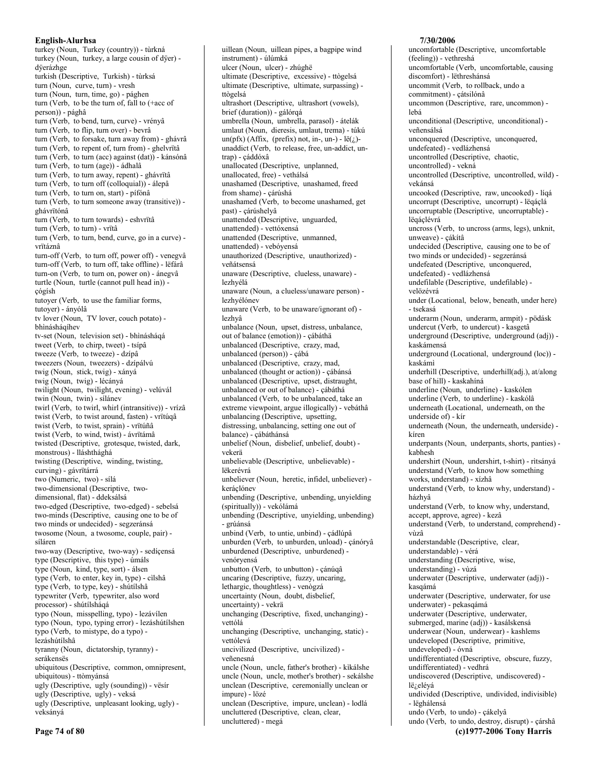turkey (Noun, Turkey (country)) - tùrkná
turkey (Noun, turkey, a large cousin of dÿer) - dÿerázhge
turkish (Descriptive, Turkish) - tùrksá
turn (Noun, curve, turn) - vresh
turn (Noun, turn, time, go) - pághen
turn (Verb, to be the turn of, fall to (+acc of person)) - pághâ
turn (Verb, to bend, turn, curve) - vrényâ
turn (Verb, to flip, turn over) - bevrâ
turn (Verb, to forsake, turn away from) - ghávrâ
turn (Verb, to repent of, turn from) - ghelvrïtâ
turn (Verb, to turn (acc) against (dat)) - kánsónâ
turn (Verb, to turn (age)) - ádhalâ
turn (Verb, to turn away, repent) - ghávrïtâ
turn (Verb, to turn off (colloquial)) - álepâ
turn (Verb, to turn on, start) - pífónâ
turn (Verb, to turn someone away (transitive)) - ghávrïtónâ
turn (Verb, to turn towards) - eshvrïtâ
turn (Verb, to turn) - vrïtâ
turn (Verb, to turn, bend, curve, go in a curve) - vrïtáznâ
turn-off (Verb, to turn off, power off) - venegvâ
turn-off (Verb, to turn off, take offline) - lëfárâ
turn-on (Verb, to turn on, power on) - ánegvâ
turtle (Noun, turtle (cannot pull head in)) - çógísh
tutoyer (Verb, to use the familiar forms, tutoyer) - ányólâ
tv lover (Noun, TV lover, couch potato) - bhinásháqíhev
tv-set (Noun, television set) - bhìnásháqá
tweet (Verb, to chirp, tweet) - tsípâ
tweeze (Verb, to tweeze) - dzípâ
tweezers (Noun, tweezers) - dzípálvú
twig (Noun, stick, twig) - xányá
twig (Noun, twig) - lécányá
twilight (Noun, twilight, evening) - velúvál
twin (Noun, twin) - silánev
twirl (Verb, to twirl, whirl (intransitive)) - vrízâ
twist (Verb, to twist around, fasten) - vrïtúqâ
twist (Verb, to twist, sprain) - vrïtúñâ
twist (Verb, to wind, twist) - ávrïtámâ
twisted (Descriptive, grotesque, twisted, dark, monstrous) - lláshthághá
twisting (Descriptive, winding, twisting, curving) - gávrïtárrá
two (Numeric, two) - sílá
two-dimensional (Descriptive, two-dimensional, flat) - ddeksálsá
two-edged (Descriptive, two-edged) - sebelsá
two-minds (Descriptive, causing one to be of two minds or undecided) - segzeránsá
twosome (Noun, a twosome, couple, pair) - síláren
two-way (Descriptive, two-way) - sedíçensá
type (Descriptive, this type) - úmáls
type (Noun, kind, type, sort) - álsen
type (Verb, to enter, key in, type) - cilshâ
type (Verb, to type, key) - shútílshâ
typewriter (Verb, typewriter, also word processor) - shútílsháqá
typo (Noun, misspelling, typo) - lezávílen
typo (Noun, typo, typing error) - lezáshútílshen
typo (Verb, to mistype, do a typo) - lezáshútílshâ
tyranny (Noun, dictatorship, tyranny) - serákensës
ubiquitous (Descriptive, common, omnipresent, ubiquitous) - ttòmyánsá
ugly (Descriptive, ugly (sounding)) - vësír
ugly (Descriptive, ugly) - veksá
ugly (Descriptive, unpleasant looking, ugly) - veksányá
uillean (Noun, uillean pipes, a bagpipe wind instrument) - úlúmká
ulcer (Noun, ulcer) - zhúghë
ultimate (Descriptive, excessive) - ttògelsá
ultimate (Descriptive, ultimate, surpassing) - ttògelsá
ultrashort (Descriptive, ultrashort (vowels), brief (duration)) - gálórqá
umbrella (Noun, umbrella, parasol) - átelák
umlaut (Noun, dieresis, umlaut, trema) - túkú
un(pfx) (Affix, (prefix) not, in-, un-) - lë(¿)-
unaddict (Verb, to release, free, un-addict, un-trap) - çáddóxâ
unallocated (Descriptive, unplanned, unallocated, free) - vethálsá
unashamed (Descriptive, unashamed, freed from shame) - çárúshá
unashamed (Verb, to become unashamed, get past) - çárúshelyâ
unattended (Descriptive, unguarded, unattended) - vettóxensá
unattended (Descriptive, unmanned, unattended) - vebóyensá
unauthorized (Descriptive, unauthorized) - veñátsensá
unaware (Descriptive, clueless, unaware) - lezhyélá
unaware (Noun, a clueless/unaware person) - lezhyélónev
unaware (Verb, to be unaware/ignorant of) - lezhyâ
unbalance (Noun, upset, distress, unbalance, out of balance (emotion)) - çábáthä
unbalanced (Descriptive, crazy, mad, unbalanced (person)) - çábá
unbalanced (Descriptive, crazy, mad, unbalanced (thought or action)) - çábánsá
unbalanced (Descriptive, upset, distraught, unbalanced or out of balance) - çábáthá
unbalanced (Verb, to be unbalanced, take an extreme viewpoint, argue illogically) - vebáthâ
unbalancing (Descriptive, upsetting, distressing, unbalancing, setting one out of balance) - çábáthánsá
unbelief (Noun, disbelief, unbelief, doubt) - vekerä
unbelievable (Descriptive, unbelievable) - lëkerévrá
unbeliever (Noun, heretic, infidel, unbeliever) - keráçlónev
unbending (Descriptive, unbending, unyielding (spiritually)) - vekólámá
unbending (Descriptive, unyielding, unbending) - grúánsá
unbind (Verb, to untie, unbind) - çádlúpâ
unburden (Verb, to unburden, unload) - çánóryâ
unburdened (Descriptive, unburdened) - venóryensá
unbutton (Verb, to unbutton) - çánúqâ
uncaring (Descriptive, fuzzy, uncaring, lethargic, thoughtless) - venògzá
uncertainty (Noun, doubt, disbelief, uncertainty) - vekrä
unchanging (Descriptive, fixed, unchanging) - vettólá
unchanging (Descriptive, unchanging, static) - vettólevá
uncivilized (Descriptive, uncivilized) - veñenesná
uncle (Noun, uncle, father's brother) - kikálshe
uncle (Noun, uncle, mother's brother) - sekálshe
unclean (Descriptive, ceremonially unclean or impure) - lőzé
unclean (Descriptive, impure, unclean) - lodlá
uncluttered (Descriptive, clean, clear, uncluttered) - megá
uncomfortable (Descriptive, uncomfortable (feeling)) - vethreshá
uncomfortable (Verb, uncomfortable, causing discomfort) - lëthreshánsá
uncommit (Verb, to rollback, undo a commitment) - çátsilónâ
uncommon (Descriptive, rare, uncommon) - lebá
unconditional (Descriptive, unconditional) - veñensálsá
unconquered (Descriptive, unconquered, undefeated) - vedlázhensá
uncontrolled (Descriptive, chaotic, uncontrolled) - vekná
uncontrolled (Descriptive, uncontrolled, wild) - vekánsá
uncooked (Descriptive, raw, uncooked) - líqá
uncorrupt (Descriptive, uncorrupt) - lëqáçlá
uncorruptable (Descriptive, uncorruptable) - lëqáçlévrá
uncross (Verb, to uncross (arms, legs), unknit, unweave) - çákítâ
undecided (Descriptive, causing one to be of two minds or undecided) - segzeránsá
undefeated (Descriptive, unconquered, undefeated) - vedlázhensá
undefilable (Descriptive, undefilable) - velözévrá
under (Locational, below, beneath, under here) - tsekasá
underarm (Noun, underarm, armpit) - pödásk
undercut (Verb, to undercut) - kasgetâ
underground (Descriptive, underground (adj)) - kaskámensá
underground (Locational, underground (loc)) - kaskámì
underhill (Descriptive, underhill(adj.), at/along base of hill) - kaskahíná
underline (Noun, underline) - kaskólen
underline (Verb, to underline) - kaskólâ
underneath (Locational, underneath, on the underside of) - kír
underneath (Noun, the underneath, underside) - kíren
underpants (Noun, underpants, shorts, panties) - kabhesh
undershirt (Noun, undershirt, t-shirt) - rìtsányá
understand (Verb, to know how something works, understand) - xízhâ
understand (Verb, to know why, understand) - házhyâ
understand (Verb, to know why, understand, accept, approve, agree) - kezâ
understand (Verb, to understand, comprehend) - vùzâ
understandable (Descriptive, clear, understandable) - vérá
understanding (Descriptive, wise, understanding) - vùzá
underwater (Descriptive, underwater (adj)) - kasqámá
underwater (Descriptive, underwater, for use underwater) - pekasqámá
underwater (Descriptive, underwater, submerged, marine (adj)) - kasálskensá
underwear (Noun, underwear) - kashlems
undeveloped (Descriptive, primitive, undeveloped) - óvná
undifferentiated (Descriptive, obscure, fuzzy, undifferentiated) - vedhrá
undiscovered (Descriptive, undiscovered) - lë¿eléyá
undivided (Descriptive, undivided, indivisible) - lëghálensá
undo (Verb, to undo) - çákelyâ
undo (Verb, to undo, destroy, disrupt) - çárshâ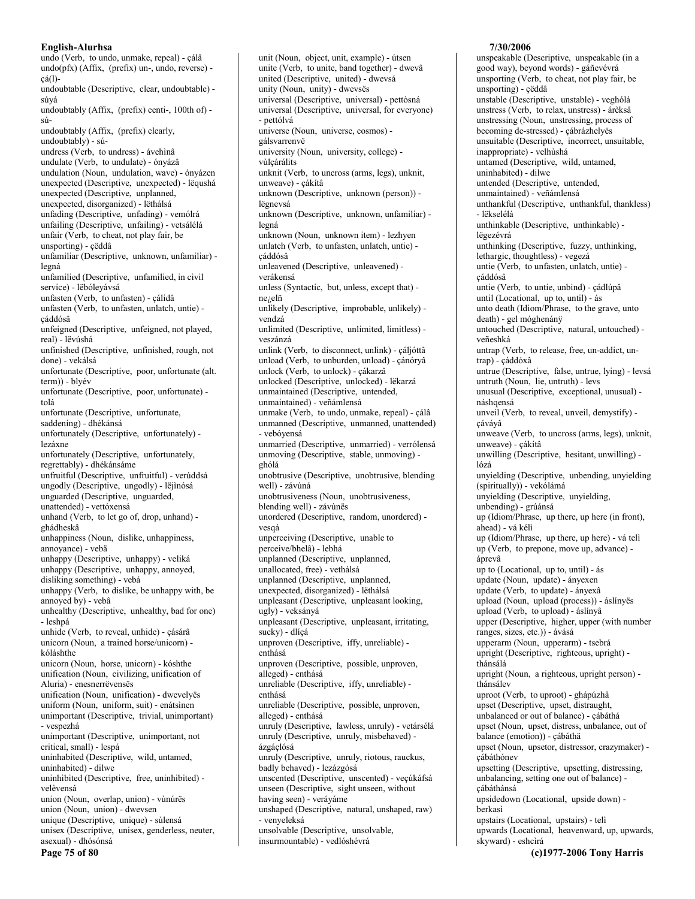undo (Verb, to undo, unmake, repeal) - çálâ
undo(pfx) (Affix, (prefix) un-, undo, reverse) - çá(l)-
undoubtable (Descriptive, clear, undoubtable) - súyá
undoubtably (Affix, (prefix) centi-, 100th of) - sú-
undoubtably (Affix, (prefix) clearly, undoubtably) - sú-
undress (Verb, to undress) - ávehìnâ
undulate (Verb, to undulate) - ónyázâ
undulation (Noun, undulation, wave) - ónyázen
unexpected (Descriptive, unexpected) - lëqushá
unexpected (Descriptive, unplanned, unexpected, disorganized) - lëthálsá
unfading (Descriptive, unfading) - vemólrá
unfailing (Descriptive, unfailing) - vetsálélá
unfair (Verb, to cheat, not play fair, be unsporting) - çëddâ
unfamiliar (Descriptive, unknown, unfamiliar) - legná
unfamilied (Descriptive, unfamilied, in civil service) - lëbóleyávsá
unfasten (Verb, to unfasten) - çálidâ
unfasten (Verb, to unfasten, unlatch, untie) - çáddósâ
unfeigned (Descriptive, unfeigned, not played, real) - lëvúshá
unfinished (Descriptive, unfinished, rough, not done) - vekálsá
unfortunate (Descriptive, poor, unfortunate (alt. term)) - blyév
unfortunate (Descriptive, poor, unfortunate) - tolá
unfortunate (Descriptive, unfortunate, saddening) - dhékánsá
unfortunately (Descriptive, unfortunately) - lezáxne
unfortunately (Descriptive, unfortunately, regrettably) - dhékánsáme
unfruitful (Descriptive, unfruitful) - verúddsá
ungodly (Descriptive, ungodly) - lëjinósá
unguarded (Descriptive, unguarded, unattended) - vettóxensá
unhand (Verb, to let go of, drop, unhand) - ghádheskâ
unhappiness (Noun, dislike, unhappiness, annoyance) - vebä
unhappy (Descriptive, unhappy) - veliká
unhappy (Descriptive, unhappy, annoyed, disliking something) - vebá
unhappy (Verb, to dislike, be unhappy with, be annoyed by) - vebâ
unhealthy (Descriptive, unhealthy, bad for one) - leshpá
unhide (Verb, to reveal, unhide) - çásárâ
unicorn (Noun, a trained horse/unicorn) - kóláshthe
unicorn (Noun, horse, unicorn) - kóshthe
unification (Noun, civilizing, unification of Aluria) - enesnerrëvensës
unification (Noun, unification) - dwevelyës
uniform (Noun, uniform, suit) - enátsinen
unimportant (Descriptive, trivial, unimportant) - vespezhá
unimportant (Descriptive, unimportant, not critical, small) - lespá
uninhabited (Descriptive, wild, untamed, uninhabited) - dilwe
uninhibited (Descriptive, free, uninhibited) - velèvensá
union (Noun, overlap, union) - vùnúrës
union (Noun, union) - dwevsen
unique (Descriptive, unique) - sùlensá
unisex (Descriptive, unisex, genderless, neuter, asexual) - dhósónsá
unit (Noun, object, unit, example) - útsen
unite (Verb, to unite, band together) - dwevâ
united (Descriptive, united) - dwevsá
unity (Noun, unity) - dwevsës
universal (Descriptive, universal) - pettòsná
universal (Descriptive, universal, for everyone) - pettólvá
universe (Noun, universe, cosmos) - gálsvarrenvë
university (Noun, university, college) - vùlçárálits
unknit (Verb, to uncross (arms, legs), unknit, unweave) - çákítâ
unknown (Descriptive, unknown (person)) - lëgnevsá
unknown (Descriptive, unknown, unfamiliar) - legná
unknown (Noun, unknown item) - lezhyen
unlatch (Verb, to unfasten, unlatch, untie) - çáddósâ
unleavened (Descriptive, unleavened) - verákensá
unless (Syntactic, but, unless, except that) - ne¿elñ
unlikely (Descriptive, improbable, unlikely) - vendzá
unlimited (Descriptive, unlimited, limitless) - veszánzá
unlink (Verb, to disconnect, unlink) - çáljóttâ
unload (Verb, to unburden, unload) - çánóryâ
unlock (Verb, to unlock) - çákarzâ
unlocked (Descriptive, unlocked) - lëkarzá
unmaintained (Descriptive, untended, unmaintained) - veñámlensá
unmake (Verb, to undo, unmake, repeal) - çálâ
unmanned (Descriptive, unmanned, unattended) - vebóyensá
unmarried (Descriptive, unmarried) - verrólensá
unmoving (Descriptive, stable, unmoving) - ghólá
unobtrusive (Descriptive, unobtrusive, blending well) - závùná
unobtrusiveness (Noun, unobtrusiveness, blending well) - závùnës
unordered (Descriptive, random, unordered) - vesqá
unperceiving (Descriptive, unable to perceive/bhelâ) - lebhá
unplanned (Descriptive, unplanned, unallocated, free) - vethálsá
unplanned (Descriptive, unplanned, unexpected, disorganized) - lëthálsá
unpleasant (Descriptive, unpleasant looking, ugly) - veksányá
unpleasant (Descriptive, unpleasant, irritating, sucky) - dlíçá
unproven (Descriptive, iffy, unreliable) - enthásá
unproven (Descriptive, possible, unproven, alleged) - enthásá
unreliable (Descriptive, iffy, unreliable) - enthásá
unreliable (Descriptive, possible, unproven, alleged) - enthásá
unruly (Descriptive, lawless, unruly) - vetársélá
unruly (Descriptive, unruly, misbehaved) - ázgáçlósá
unruly (Descriptive, unruly, riotous, rauckus, badly behaved) - lezázgósá
unscented (Descriptive, unscented) - veçúkáfsá
unseen (Descriptive, sight unseen, without having seen) - veráyáme
unshaped (Descriptive, natural, unshaped, raw) - venyeleksá
unsolvable (Descriptive, unsolvable, insurmountable) - vedlóshévrá
unspeakable (Descriptive, unspeakable (in a good way), beyond words) - gáñevévrá
unsporting (Verb, to cheat, not play fair, be unsporting) - çëddâ
unstable (Descriptive, unstable) - veghólá
unstress (Verb, to relax, unstress) - árëksâ
unstressing (Noun, unstressing, process of becoming de-stressed) - çábrázhelyës
unsuitable (Descriptive, incorrect, unsuitable, inappropriate) - velhùshá
untamed (Descriptive, wild, untamed, uninhabited) - dilwe
untended (Descriptive, untended, unmaintained) - veñámlensá
unthankful (Descriptive, unthankful, thankless) - lëkselélá
unthinkable (Descriptive, unthinkable) - lëgezévrá
unthinking (Descriptive, fuzzy, unthinking, lethargic, thoughtless) - vegezá
untie (Verb, to unfasten, unlatch, untie) - çáddósâ
untie (Verb, to untie, unbind) - çádlúpâ
until (Locational, up to, until) - ás
unto death (Idiom/Phrase, to the grave, unto death) - gel móghenánÿ
untouched (Descriptive, natural, untouched) - veñeshká
untrap (Verb, to release, free, un-addict, un-trap) - çáddóxâ
untrue (Descriptive, false, untrue, lying) - levsá
untruth (Noun, lie, untruth) - levs
unusual (Descriptive, exceptional, unusual) - náshqensá
unveil (Verb, to reveal, unveil, demystify) - çáváyâ
unweave (Verb, to uncross (arms, legs), unknit, unweave) - çákítâ
unwilling (Descriptive, hesitant, unwilling) - lózá
unyielding (Descriptive, unbending, unyielding (spiritually)) - vekólámá
unyielding (Descriptive, unyielding, unbending) - grúánsá
up (Idiom/Phrase, up there, up here (in front), ahead) - vá kéli
up (Idiom/Phrase, up there, up here) - vá telì
up (Verb, to prepone, move up, advance) - áprevâ
up to (Locational, up to, until) - ás
update (Noun, update) - ányexen
update (Verb, to update) - ányexâ
upload (Noun, upload (process)) - áslínyës
upload (Verb, to upload) - áslínyâ
upper (Descriptive, higher, upper (with number ranges, sizes, etc.)) - ávásá
upperarm (Noun, upperarm) - tsebrá
upright (Descriptive, righteous, upright) - thánsálá
upright (Noun, a righteous, upright person) - thánsálev
uproot (Verb, to uproot) - ghápúzhâ
upset (Descriptive, upset, distraught, unbalanced or out of balance) - çábáthá
upset (Noun, upset, distress, unbalance, out of balance (emotion)) - çábáthä
upset (Noun, upsetor, distressor, crazymaker) - çábáthónev
upsetting (Descriptive, upsetting, distressing, unbalancing, setting one out of balance) - çábáthánsá
upsidedown (Locational, upside down) - berkasì
upstairs (Locational, upstairs) - telì
upwards (Locational, heavenward, up, upwards, skyward) - eshcìrá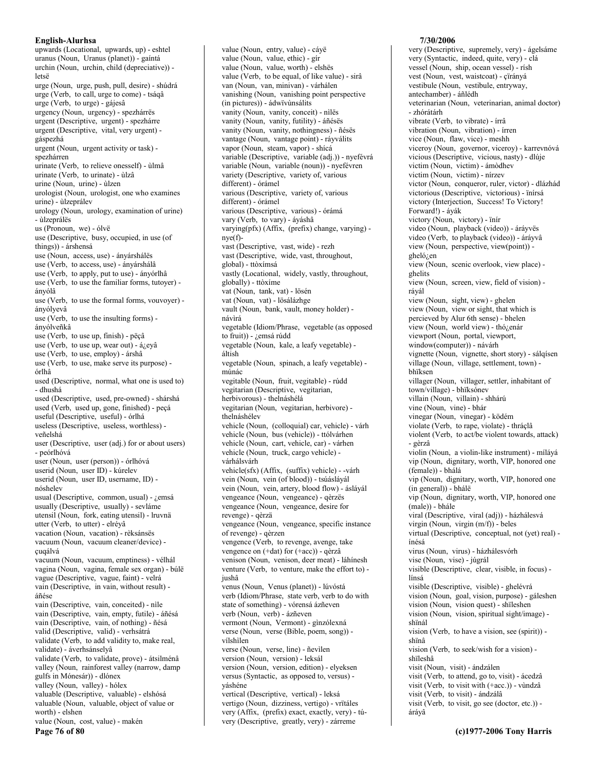upwards (Locational, upwards, up) - eshtel
uranus (Noun, Uranus (planet)) - gaíntá
urchin (Noun, urchin, child (depreciative)) - letsë
urge (Noun, urge, push, pull, desire) - shúdrá
urge (Verb, to call, urge to come) - tsáqâ
urge (Verb, to urge) - gájesâ
urgency (Noun, urgency) - spezhárrës
urgent (Descriptive, urgent) - spezhárre
urgent (Descriptive, vital, very urgent) - gáspezhá
urgent (Noun, urgent activity or task) - spezhárren
urinate (Verb, to relieve onesself) - ùlmâ
urinate (Verb, to urinate) - ùlzâ
urine (Noun, urine) - ùlzen
urologist (Noun, urologist, one who examines urine) - ùlzeprálev
urology (Noun, urology, examination of urine) - ùlzeprálës
us (Pronoun, we) - ólvë
use (Descriptive, busy, occupied, in use (of things)) - árshensá
use (Noun, access, use) - ányárshálës
use (Verb, to access, use) - ányárshálâ
use (Verb, to apply, put to use) - ányórlhâ
use (Verb, to use the familiar forms, tutoyer) - ányólâ
use (Verb, to use the formal forms, vouvoyer) - ányólyevâ
use (Verb, to use the insulting forms) - ányólveñkâ
use (Verb, to use up, finish) - pëçâ
use (Verb, to use up, wear out) - á¿eyâ
use (Verb, to use, employ) - árshâ
use (Verb, to use, make serve its purpose) - órlhâ
used (Descriptive, normal, what one is used to) - dhushá
used (Descriptive, used, pre-owned) - shárshá
used (Verb, used up, gone, finished) - peçá
useful (Descriptive, useful) - órlhá
useless (Descriptive, useless, worthless) - veñelshá
user (Descriptive, user (adj.) for or about users) - peórlhóvá
user (Noun, user (person)) - órlhóvá
userid (Noun, user ID) - kúrelev
userid (Noun, user ID, username, ID) - nóshelev
usual (Descriptive, common, usual) - ¿emsá
usually (Descriptive, usually) - sevláme
utensil (Noun, fork, eating utensil) - lruvnä
utter (Verb, to utter) - elréyâ
vacation (Noun, vacation) - rèksánsës
vacuum (Noun, vacuum cleaner/device) - çuqálvá
vacuum (Noun, vacuum, emptiness) - vélhál
vagina (Noun, vagina, female sex organ) - búlë
vague (Descriptive, vague, faint) - velrá
vain (Descriptive, in vain, without result) - áñése
vain (Descriptive, vain, conceited) - nìle
vain (Descriptive, vain, empty, futile) - áñésá
vain (Descriptive, vain, of nothing) - ñésá
valid (Descriptive, valid) - verhsátrá
validate (Verb, to add validity to, make real, validate) - áverhsánselyâ
validate (Verb, to validate, prove) - átsilménâ
valley (Noun, rainforest valley (narrow, damp gulfs in Mónesár)) - dlónex
valley (Noun, valley) - hólex
valuable (Descriptive, valuable) - elshósá
valuable (Noun, valuable, object of value or worth) - elshen
value (Noun, cost, value) - makén
value (Noun, entry, value) - cáyë
value (Noun, value, ethic) - gír
value (Noun, value, worth) - elshës
value (Verb, to be equal, of like value) - sirâ
van (Noun, van, minivan) - várhálen
vanishing (Noun, vanishing point perspective (in pictures)) - ádwïvùnsálìts
vanity (Noun, vanity, conceit) - nìlës
vanity (Noun, vanity, futility) - áñésës
vanity (Noun, vanity, nothingness) - ñésës
vantage (Noun, vantage point) - ráyválìts
vapor (Noun, steam, vapor) - shícá
variable (Descriptive, variable (adj.)) - nyefévrá
variable (Noun, variable (noun)) - nyefévren
variety (Descriptive, variety of, various different) - órámel
various (Descriptive, variety of, various different) - órámel
various (Descriptive, various) - órámá
vary (Verb, to vary) - áyáshâ
varying(pfx) (Affix, (prefix) change, varying) - nye(f)-
vast (Descriptive, vast, wide) - rezh
vast (Descriptive, wide, vast, throughout, global) - ttòxímsá
vastly (Locational, widely, vastly, throughout, globally) - ttòxíme
vat (Noun, tank, vat) - lösén
vat (Noun, vat) - lösálázhge
vault (Noun, bank, vault, money holder) - návìrá
vegetable (Idiom/Phrase, vegetable (as opposed to fruit)) - ¿emsá rúdd
vegetable (Noun, kale, a leafy vegetable) - áltish
vegetable (Noun, spinach, a leafy vegetable) - múnác
vegitable (Noun, fruit, vegitable) - rúdd
vegitarian (Descriptive, vegitarian, herbivorous) - thelnáshélá
vegitarian (Noun, vegitarian, herbivore) - thelnáshélev
vehicle (Noun, (colloquial) car, vehicle) - várh
vehicle (Noun, bus (vehicle)) - tólvárhen
vehicle (Noun, cart, vehicle, car) - várhen
vehicle (Noun, truck, cargo vehicle) - várhálsvárh
vehicle(sfx) (Affix, (suffix) vehicle) - -várh
vein (Noun, vein (of blood)) - tsúásláyál
vein (Noun, vein, artery, blood flow) - ásláyál
vengeance (Noun, vengeance) - qèrzës
vengeance (Noun, vengeance, desire for revenge) - qèrzä
vengeance (Noun, vengeance, specific instance of revenge) - qèrzen
vengence (Verb, to revenge, avenge, take vengence on (+dat) for (+acc)) - qèrzâ
venison (Noun, venison, deer meat) - láhínesh
venture (Verb, to venture, make the effort to) - jushâ
venus (Noun, Venus (planet)) - lúvóstá
verb (Idiom/Phrase, state verb, verb to do with state of something) - vórensá ázñeven
verb (Noun, verb) - ázñeven
vermont (Noun, Vermont) - ginzólexná
verse (Noun, verse (Bible, poem, song)) - vílshìlen
verse (Noun, verse, line) - ñevìlen
version (Noun, version) - leksál
version (Noun, version, edition) - elyeksen
versus (Syntactic, as opposed to, versus) - yáshéne
vertical (Descriptive, vertical) - leksá
vertigo (Noun, dizziness, vertigo) - vrïtáles
very (Affix, (prefix) exact, exactly, very) - tú-
very (Descriptive, greatly, very) - zárreme
very (Descriptive, supremely, very) - ágelsáme
very (Syntactic, indeed, quite, very) - clá
vessel (Noun, ship, ocean vessel) - rísh
vest (Noun, vest, waistcoat) - çïrányá
vestibule (Noun, vestibule, entryway, antechamber) - áñlédh
veterinarian (Noun, veterinarian, animal doctor) - zhórátárh
vibrate (Verb, to vibrate) - írrâ
vibration (Noun, vibration) - írren
vice (Noun, flaw, vice) - meshh
viceroy (Noun, governor, viceroy) - karrevnóvá
vicious (Descriptive, vicious, nasty) - dlúje
victim (Noun, victim) - ámòdhev
victim (Noun, victim) - nírzev
victor (Noun, conqueror, ruler, victor) - dlázhád
victorious (Descriptive, victorious) - ïnírsá
victory (Interjection, Success! To Victory! Forward!) - áyák
victory (Noun, victory) - ïnír
video (Noun, playback (video)) - ááyvës
video (Verb, to playback (video)) - áráyvâ
view (Noun, perspective, view(point)) - ghelo¿en
view (Noun, scenic overlook, view place) - ghelits
view (Noun, screen, view, field of vision) - ráyál
view (Noun, sight, view) - ghelen
view (Noun, view or sight, that which is percieved by Alur 6th sense) - bhelen
view (Noun, world view) - thó¿enár
viewport (Noun, portal, viewport, window(computer)) - návárh
vignette (Noun, vignette, short story) - sálqísen
village (Noun, village, settlement, town) - bhïksen
villager (Noun, villager, settler, inhabitant of town/village) - bhïksónev
villain (Noun, villain) - shhárú
vine (Noun, vine) - bhár
vinegar (Noun, vinegar) - ködém
violate (Verb, to rape, violate) - thráçlâ
violent (Verb, to act/be violent towards, attack) - gèrzâ
violin (Noun, a violin-like instrument) - míláyá
vip (Noun, dignitary, worth, VIP, honored one (female)) - bhálá
vip (Noun, dignitary, worth, VIP, honored one (in general)) - bhálë
vip (Noun, dignitary, worth, VIP, honored one (male)) - bhále
viral (Descriptive, viral (adj)) - házhálesvá
virgin (Noun, virgin (m/f)) - beles
virtual (Descriptive, conceptual, not (yet) real) - ínésá
virus (Noun, virus) - házhálesvórh
vise (Noun, vise) - júgrál
visible (Descriptive, clear, visible, in focus) - línsá
visible (Descriptive, visible) - ghelévrá
vision (Noun, goal, vision, purpose) - gáleshen
vision (Noun, vision quest) - shïleshen
vision (Noun, vision, spiritual sight/image) - shïnál
vision (Verb, to have a vision, see (spirit)) - shïnâ
vision (Verb, to seek/wish for a vision) - shïleshâ
visit (Noun, visit) - ándzálen
visit (Verb, to attend, go to, visit) - ácedzâ
visit (Verb, to visit with (+acc.)) - vùndzâ
visit (Verb, to visit) - ándzálâ
visit (Verb, to visit, go see (doctor, etc.)) - áráyâ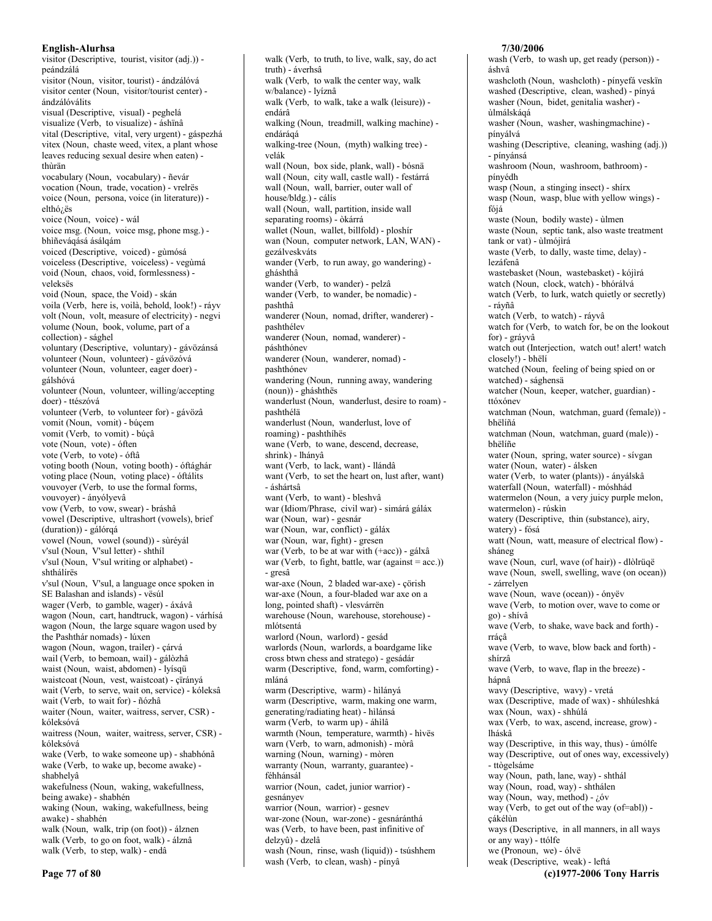visitor (Descriptive, tourist, visitor (adj.)) - peándzálá
visitor (Noun, visitor, tourist) - ándzálóvá
visitor center (Noun, visitor/tourist center) - ándzálóválits
visual (Descriptive, visual) - peghelá
visualize (Verb, to visualize) - áshînâ
vital (Descriptive, vital, very urgent) - gáspezhá
vitex (Noun, chaste weed, vitex, a plant whose leaves reducing sexual desire when eaten) - thùrän
vocabulary (Noun, vocabulary) - ñevár
vocation (Noun, trade, vocation) - vrelrës
voice (Noun, persona, voice (in literature)) - elthó¿ës
voice (Noun, voice) - wál
voice msg. (Noun, voice msg, phone msg.) - bhîñeváqásá ásálqám
voiced (Descriptive, voiced) - gùmósá
voiceless (Descriptive, voiceless) - vegùmá
void (Noun, chaos, void, formlessness) - veleksës
void (Noun, space, the Void) - skán
voila (Verb, here is, voilà, behold, look!) - ráyv
volt (Noun, volt, measure of electricity) - negvi
volume (Noun, book, volume, part of a collection) - sághel
voluntary (Descriptive, voluntary) - gávözánsá
volunteer (Noun, volunteer) - gávözóvá
volunteer (Noun, volunteer, eager doer) - gálshóvá
volunteer (Noun, volunteer, willing/accepting doer) - ttészóvá
volunteer (Verb, to volunteer for) - gávözâ
vomit (Noun, vomit) - búçem
vomit (Verb, to vomit) - búçâ
vote (Noun, vote) - óften
vote (Verb, to vote) - óftâ
voting booth (Noun, voting booth) - óftághár
voting place (Noun, voting place) - óftálits
vouvoyer (Verb, to use the formal forms, vouvoyer) - ányólyevâ
vow (Verb, to vow, swear) - bráshâ
vowel (Descriptive, ultrashort (vowels), brief (duration)) - gálórqá
vowel (Noun, vowel (sound)) - sùréyál
v'sul (Noun, V'sul letter) - shthíl
v'sul (Noun, V'sul writing or alphabet) - shthálírës
v'sul (Noun, V'sul, a language once spoken in SE Balashan and islands) - vësúl
wager (Verb, to gamble, wager) - áxávâ
wagon (Noun, cart, handtruck, wagon) - várhísá
wagon (Noun, the large square wagon used by the Pashthár nomads) - lúxen
wagon (Noun, wagon, trailer) - çárvá
wail (Verb, to bemoan, wail) - gálòzhâ
waist (Noun, waist, abdomen) - lyísqü
waistcoat (Noun, vest, waistcoat) - çïrányá
wait (Verb, to serve, wait on, service) - kóleksâ
wait (Verb, to wait for) - ñózhâ
waiter (Noun, waiter, waitress, server, CSR) - kóleksóvá
waitress (Noun, waiter, waitress, server, CSR) - kóleksóvá
wake (Verb, to wake someone up) - shabhónâ
wake (Verb, to wake up, become awake) - shabhelyâ
wakefulness (Noun, waking, wakefullness, being awake) - shabhén
waking (Noun, waking, wakefullness, being awake) - shabhén
walk (Noun, walk, trip (on foot)) - álznen
walk (Verb, to go on foot, walk) - álznâ
walk (Verb, to step, walk) - endâ
walk (Verb, to truth, to live, walk, say, do act truth) - áverhsâ
walk (Verb, to walk the center way, walk w/balance) - lyíznâ
walk (Verb, to walk, take a walk (leisure)) - endárâ
walking (Noun, treadmill, walking machine) - endáráqá
walking-tree (Noun, (myth) walking tree) - velák
wall (Noun, box side, plank, wall) - bósnä
wall (Noun, city wall, castle wall) - festárrá
wall (Noun, wall, barrier, outer wall of house/bldg.) - cálís
wall (Noun, wall, partition, inside wall separating rooms) - òkárrá
wallet (Noun, wallet, billfold) - ploshír
wan (Noun, computer network, LAN, WAN) - gezálveskváts
wander (Verb, to run away, go wandering) - gháshthâ
wander (Verb, to wander) - pelzâ
wander (Verb, to wander, be nomadic) - pashthâ
wanderer (Noun, nomad, drifter, wanderer) - pashthélev
wanderer (Noun, nomad, wanderer) - páshthónev
wanderer (Noun, wanderer, nomad) - pashthónev
wandering (Noun, running away, wandering (noun)) - gháshthës
wanderlust (Noun, wanderlust, desire to roam) - pashthélä
wanderlust (Noun, wanderlust, love of roaming) - pashthíhës
wane (Verb, to wane, descend, decrease, shrink) - lhányâ
want (Verb, to lack, want) - llándâ
want (Verb, to set the heart on, lust after, want) - áshártsâ
want (Verb, to want) - bleshvâ
war (Idiom/Phrase, civil war) - simárá gáláx
war (Noun, war) - gesnár
war (Noun, war, conflict) - gáláx
war (Noun, war, fight) - gresen
war (Verb, to be at war with (+acc)) - gálxâ
war (Verb, to fight, battle, war (against = acc.)) - gresâ
war-axe (Noun, 2 bladed war-axe) - çörish
war-axe (Noun, a four-bladed war axe on a long, pointed shaft) - vlesvárrën
warehouse (Noun, warehouse, storehouse) - mlótsentá
warlord (Noun, warlord) - gesád
warlords (Noun, warlords, a boardgame like cross btwn chess and stratego) - gesádár
warm (Descriptive, fond, warm, comforting) - mláná
warm (Descriptive, warm) - hìlányá
warm (Descriptive, warm, making one warm, generating/radiating heat) - hìlánsá
warm (Verb, to warm up) - áhìlâ
warmth (Noun, temperature, warmth) - hìvës
warn (Verb, to warn, admonish) - mòrâ
warning (Noun, warning) - mòren
warranty (Noun, warranty, guarantee) - féhhánsál
warrior (Noun, cadet, junior warrior) - gesnányev
warrior (Noun, warrior) - gesnev
war-zone (Noun, war-zone) - gesnáránthá
was (Verb, to have been, past infinitive of delzyû) - dzelâ
wash (Noun, rinse, wash (liquid)) - tsúshhem
wash (Verb, to clean, wash) - pínyâ
wash (Verb, to wash up, get ready (person)) - áshvâ
washcloth (Noun, washcloth) - pínyefá veskïn
washed (Descriptive, clean, washed) - pínyá
washer (Noun, bidet, genitalia washer) - ùlmálskáqá
washer (Noun, washer, washingmachine) - pínyálvá
washing (Descriptive, cleaning, washing (adj.)) - pínyánsá
washroom (Noun, washroom, bathroom) - pínyédh
wasp (Noun, a stinging insect) - shírx
wasp (Noun, wasp, blue with yellow wings) - fòjá
waste (Noun, bodily waste) - ùlmen
waste (Noun, septic tank, also waste treatment tank or vat) - ùlmójirá
waste (Verb, to dally, waste time, delay) - lezáfenâ
wastebasket (Noun, wastebasket) - kójìrá
watch (Noun, clock, watch) - bhórálvá
watch (Verb, to lurk, watch quietly or secretly) - ráyñâ
watch (Verb, to watch) - ráyvâ
watch for (Verb, to watch for, be on the lookout for) - gráyvâ
watch out (Interjection, watch out! alert! watch closely!) - bhëlí
watched (Noun, feeling of being spied on or watched) - sághensä
watcher (Noun, keeper, watcher, guardian) - ttóxónev
watchman (Noun, watchman, guard (female)) - bhëlíñá
watchman (Noun, watchman, guard (male)) - bhëlíñe
water (Noun, spring, water source) - sívgan
water (Noun, water) - álsken
water (Verb, to water (plants)) - ányálskâ
waterfall (Noun, waterfall) - móshhád
watermelon (Noun, a very juicy purple melon, watermelon) - rúskin
watery (Descriptive, thin (substance), airy, watery) - fósá
watt (Noun, watt, measure of electrical flow) - sháneg
wave (Noun, curl, wave (of hair)) - dlòlrüqë
wave (Noun, swell, swelling, wave (on ocean)) - zárrelyen
wave (Noun, wave (ocean)) - ónyëv
wave (Verb, to motion over, wave to come or go) - shívâ
wave (Verb, to shake, wave back and forth) - rráçâ
wave (Verb, to wave, blow back and forth) - shírzâ
wave (Verb, to wave, flap in the breeze) - hápnâ
wavy (Descriptive, wavy) - vretá
wax (Descriptive, made of wax) - shhúleshká
wax (Noun, wax) - shhúlá
wax (Verb, to wax, ascend, increase, grow) - lháskâ
way (Descriptive, in this way, thus) - úmólfe
way (Descriptive, out of ones way, excessively) - ttògelsáme
way (Noun, path, lane, way) - shthál
way (Noun, road, way) - shthálen
way (Noun, way, method) - ¿óv
way (Verb, to get out of the way (of=abl)) - çákélùn
ways (Descriptive, in all manners, in all ways or any way) - ttólfe
we (Pronoun, we) - ólvë
weak (Descriptive, weak) - leftá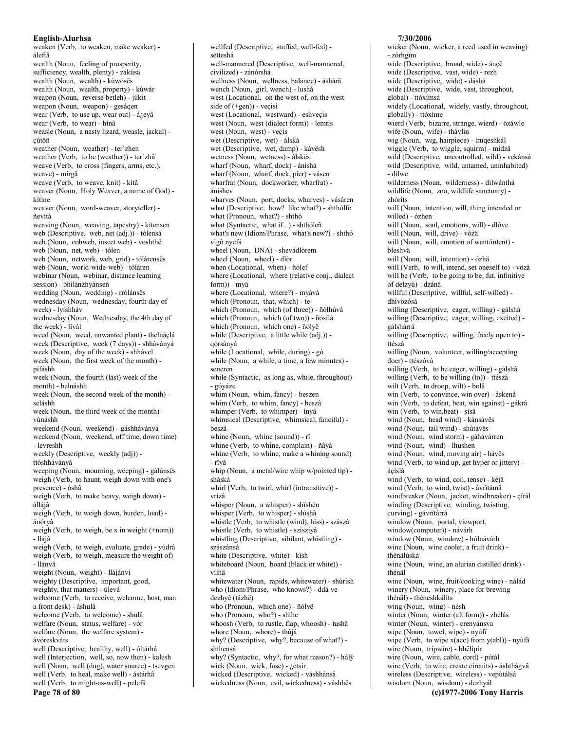weaken (Verb, to weaken, make weaker) - áleftâ
wealth (Noun, feeling of prosperity, sufficiency, wealth, plenty) - zákúsä
wealth (Noun, wealth) - kúwósës
wealth (Noun, wealth, property) - kúwár
weapon (Noun, reverse betleh) - júkit
weapon (Noun, weapon) - gesáqen
wear (Verb, to use up, wear out) - á¿eyâ
wear (Verb, to wear) - hìnâ
weasle (Noun, a nasty lizard, weasle, jackal) - çútöñ
weather (Noun, weather) - ter`zhen
weather (Verb, to be (weather)) - ter`zhâ
weave (Verb, to cross (fingers, arms, etc.), weave) - mírgâ
weave (Verb, to weave, knit) - kítâ
weaver (Noun, Holy Weaver, a name of God) - kítìne
weaver (Noun, word-weaver, storyteller) - ñevítá
weaving (Noun, weaving, tapestry) - kítensen
web (Descriptive, web, net (adj.)) - tólensá
web (Noun, cobweb, insect web) - voshthë
web (Noun, net, web) - tólen
web (Noun, network, web, grid) - tólárensës
web (Noun, world-wide-web) - tóláren
webinar (Noun, webinar, distance learning session) - bhìlánzhyánsen
wedding (Noun, wedding) - rrólánsës
wednesday (Noun, wednesday, fourth day of week) - lyíshháv
wednesday (Noun, Wednesday, the 4th day of the week) - lívál
weed (Noun, weed, unwanted plant) - thelnáçlá
week (Descriptive, week (7 days)) - shhávánýá
week (Noun, day of the week) - shhável
week (Noun, the first week of the month) - pífáshh
week (Noun, the fourth (last) week of the month) - belnáshh
week (Noun, the second week of the month) - seláshh
week (Noun, the third week of the month) - vùnáshh
weekend (Noun, weekend) - gáshhávánýá
weekend (Noun, weekend, off time, down time) - levreshh
weekly (Descriptive, weekly (adj)) - ttòshhávánýá
weeping (Noun, mourning, weeping) - gálùnsës
weigh (Verb, to haunt, weigh down with one's presence) - óshâ
weigh (Verb, to make heavy, weigh down) - állájâ
weigh (Verb, to weigh down, burden, load) - ánóryâ
weigh (Verb, to weigh, be x in weight (+nom)) - llájâ
weigh (Verb, to weigh, evaluate, grade) - yúdrâ
weigh (Verb, to weigh, measure the weight of) - llánvâ
weight (Noun, weight) - llájánvi
weighty (Descriptive, important, good, weighty, that matters) - ùlevá
welcome (Verb, to receive, welcome, host, man a front desk) - áshulâ
welcome (Verb, to welcome) - shulâ
welfare (Noun, status, welfare) - vór
welfare (Noun, the welfare system) - ávóreskváts
well (Descriptive, healthy, well) - óltárhá
well (Interjection, well, so, now then) - kalesh
well (Noun, well (dug), water source) - tsevgen
well (Verb, to heal, make well) - ástárhâ
well (Verb, to might-as-well) - pelefâ
wellfed (Descriptive, stuffed, well-fed) - sétteshá
well-mannered (Descriptive, well-mannered, civilized) - zánórshá
wellness (Noun, wellness, balance) - áshárä
wench (Noun, girl, wench) - lushá
west (Locational, on the west of, on the west side of (+gen)) - veçisì
west (Locational, westward) - eshveçis
west (Noun, west (dialect form)) - lemtis
west (Noun, west) - veçis
wet (Descriptive, wet) - álská
wet (Descriptive, wet, damp) - káyësh
wetness (Noun, wetness) - álskës
wharf (Noun, wharf, dock) - ánishá
wharf (Noun, wharf, dock, pier) - vásen
wharfrat (Noun, dockworker, wharfrat) - ánishev
wharves (Noun, port, docks, wharves) - vásáren
what (Descriptive, how? like what?) - shthólfe
what (Pronoun, what?) - shthó
what (Syntactic, what if...) - shthóleñ
what's new (Idiom/Phrase, what's new?) - shthó vìgô nyefá
wheel (Noun, DNA) - shevádlòrem
wheel (Noun, wheel) - dlòr
when (Locational, when) - hólef
where (Locational, where (relative conj., dialect form)) - myá
where (Locational, where?) - myává
which (Pronoun, that, which) - te
which (Pronoun, which (of three)) - ñólhúvá
which (Pronoun, which (of two)) - ñósílá
which (Pronoun, which one) - ñólyë
while (Descriptive, a little while (adj.)) - qórsányá
while (Locational, while, during) - gó
while (Noun, a while, a time, a few minutes) - seneren
while (Syntactic, as long as, while, throughout) - góyáze
whim (Noun, whim, fancy) - beszen
whim (Verb, to whim, fancy) - beszâ
whimper (Verb, to whimper) - ínyâ
whimsical (Descriptive, whimsical, fanciful) - beszá
whine (Noun, whine (sound)) - rî
whine (Verb, to whine, complain) - ñâyâ
whine (Verb, to whine, make a whining sound) - rîyâ
whip (Noun, a metal/wire whip w/pointed tip) - sháská
whirl (Verb, to twirl, whirl (intransitive)) - vrízâ
whisper (Noun, a whisper) - shïshén
whisper (Verb, to whisper) - shïshâ
whistle (Verb, to whistle (wind), hiss) - szászâ
whistle (Verb, to whistle) - szíszíyâ
whistling (Descriptive, sibilant, whistling) - szászánsá
white (Descriptive, white) - kìsh
whiteboard (Noun, board (black or white)) - vílnä
whitewater (Noun, rapids, whitewater) - shúrish
who (Idiom/Phrase, who knows?) - ddá ve dezhyé (tázhë)
who (Pronoun, which one) - ñólyë
who (Pronoun, who?) - shthe
whoosh (Verb, to rustle, flap, whoosh) - tushâ
whore (Noun, whore) - thùjá
why? (Descriptive, why?, because of what?) - shthensá
why? (Syntactic, why?, for what reason?) - hálÿ
wick (Noun, wick, fuse) - ¿etsír
wicked (Descriptive, wicked) - váshhánsá
wickedness (Noun, evil, wickedness) - váshhës
wicker (Noun, wicker, a reed used in weaving) - zórhgïm
wide (Descriptive, broad, wide) - ánçë
wide (Descriptive, vast, wide) - rezh
wide (Descriptive, wide) - dáshá
wide (Descriptive, wide, vast, throughout, global) - ttòxímsá
widely (Locational, widely, vastly, throughout, globally) - ttòxíme
wierd (Verb, bizarre, strange, wierd) - özáwle
wife (Noun, wife) - thávlín
wig (Noun, wig, hairpiece) - lrüqeshkál
wiggle (Verb, to wiggle, squirm) - mídzâ
wild (Descriptive, uncontrolled, wild) - vekánsá
wild (Descriptive, wild, untamed, uninhabited) - dilwe
wilderness (Noun, wilderness) - dilwánthá
wildlife (Noun, zoo, wildlife sanctuary) - zhórits
will (Noun, intention, will, thing intended or willed) - ózhen
will (Noun, soul, emotions, will) - dlóve
will (Noun, will, drive) - vózä
will (Noun, will, emotion of want/intent) - bleshvä
will (Noun, will, intention) - ózhä
will (Verb, to will, intend, set oneself to) - vözâ
will be (Verb, to be going to be, fut. infinitive of delzyû) - dzánâ
willful (Descriptive, willful, self-willed) - dhívözósá
willing (Descriptive, eager, willing) - gálshá
willing (Descriptive, eager, willing, excited) - gálshárrá
willing (Descriptive, willing, freely open to) - ttészá
willing (Noun, volunteer, willing/accepting doer) - ttészóvá
willing (Verb, to be eager, willing) - gálshâ
willing (Verb, to be willing (to)) - ttészâ
wilt (Verb, to droop, wilt) - bolâ
win (Verb, to convince, win over) - áskenâ
win (Verb, to defeat, beat, win against) - gákrâ
win (Verb, to win,beat) - sísâ
wind (Noun, head wind) - kánsávës
wind (Noun, tail wind) - shútávës
wind (Noun, wind storm) - gáhávárren
wind (Noun, wind) - lhushen
wind (Noun, wind, moving air) - hávës
wind (Verb, to wind up, get hyper or jittery) - áçíslâ
wind (Verb, to wind, coil, tense) - kèjâ
wind (Verb, to wind, twist) - ávrïtámâ
windbreaker (Noun, jacket, windbreaker) - çïrál
winding (Descriptive, winding, twisting, curving) - gávrïtárrá
window (Noun, portal, viewport, window(computer)) - návárh
window (Noun, window) - húlnávárh
wine (Noun, wine cooler, a fruit drink) - thénälúská
wine (Noun, wine, an alurian distilled drink) - thénäl
wine (Noun, wine, fruit/cooking wine) - nálád
winery (Noun, winery, place for brewing thénäl) - théneshkálits
wing (Noun, wing) - nésh
winter (Noun, winter (alt.form)) - zhelás
winter (Noun, winter) - crenyánsva
wipe (Noun, towel, wipe) - nyúfí
wipe (Verb, to wipe x(acc) from y(abl)) - nyúfâ
wire (Noun, tripwire) - bhëlípír
wire (Noun, wire, cable, cord) - pútál
wire (Verb, to wire, create circuits) - áshthágvâ
wireless (Descriptive, wireless) - vepútálsá
wisdom (Noun, wisdom) - dezhyál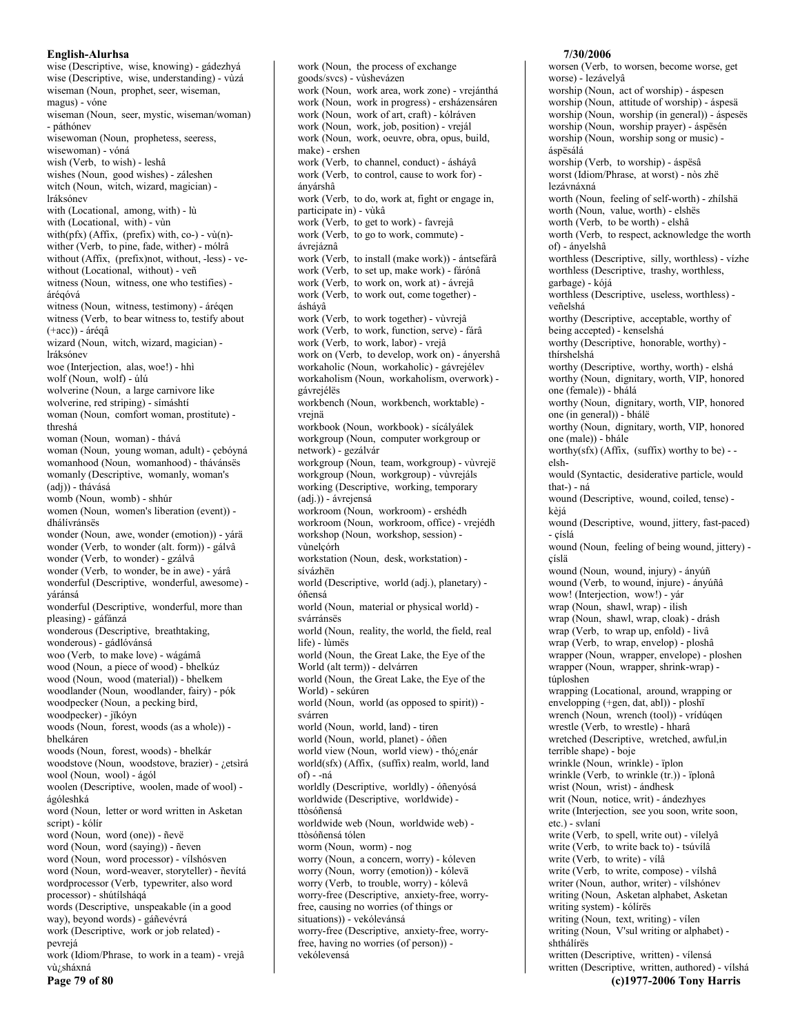wise (Descriptive, wise, knowing) - gádezhyá
wise (Descriptive, wise, understanding) - vùzá
wiseman (Noun, prophet, seer, wiseman, magus) - vóne
wiseman (Noun, seer, mystic, wiseman/woman) - páthónev
wisewoman (Noun, prophetess, seeress, wisewoman) - vóná
wish (Verb, to wish) - leshâ
wishes (Noun, good wishes) - záleshen
witch (Noun, witch, wizard, magician) - lráksónev
with (Locational, among, with) - lù
with (Locational, with) - vùn
with(pfx) (Affix, (prefix) with, co-) - vù(n)-
wither (Verb, to pine, fade, wither) - mólrâ
without (Affix, (prefix)not, without, -less) - ve-
without (Locational, without) - veñ
witness (Noun, witness, one who testifies) - áréqóvá
witness (Noun, witness, testimony) - áréqen
witness (Verb, to bear witness to, testify about (+acc)) - áréqâ
wizard (Noun, witch, wizard, magician) - lráksónev
woe (Interjection, alas, woe!) - hhì
wolf (Noun, wolf) - úlú
wolverine (Noun, a large carnivore like wolverine, red striping) - símáshtí
woman (Noun, comfort woman, prostitute) - threshá
woman (Noun, woman) - thává
woman (Noun, young woman, adult) - çebóyná
womanhood (Noun, womanhood) - thávánsës
womanly (Descriptive, womanly, woman's (adj)) - thávásá
womb (Noun, womb) - shhúr
women (Noun, women's liberation (event)) - dhálívránsës
wonder (Noun, awe, wonder (emotion)) - yárä
wonder (Verb, to wonder (alt. form)) - gálvâ
wonder (Verb, to wonder) - gzálvâ
wonder (Verb, to wonder, be in awe) - yárâ
wonderful (Descriptive, wonderful, awesome) - yáránsá
wonderful (Descriptive, wonderful, more than pleasing) - gáfánzá
wonderous (Descriptive, breathtaking, wonderous) - gádlóvánsá
woo (Verb, to make love) - wágámâ
wood (Noun, a piece of wood) - bhelkúz
wood (Noun, wood (material)) - bhelkem
woodlander (Noun, woodlander, fairy) - pók
woodpecker (Noun, a pecking bird, woodpecker) - jïkóyn
woods (Noun, forest, woods (as a whole)) - bhelkáren
woods (Noun, forest, woods) - bhelkár
woodstove (Noun, woodstove, brazier) - ¿etsirá
wool (Noun, wool) - ágól
woolen (Descriptive, woolen, made of wool) - ágóleshká
word (Noun, letter or word written in Asketan script) - kólír
word (Noun, word (one)) - ñevë
word (Noun, word (saying)) - ñeven
word (Noun, word processor) - vílshósven
word (Noun, word-weaver, storyteller) - ñevítá
wordprocessor (Verb, typewriter, also word processor) - shútílsháqá
words (Descriptive, unspeakable (in a good way), beyond words) - gáñevévrá
work (Descriptive, work or job related) - pevrejá
work (Idiom/Phrase, to work in a team) - vrejâ vù¿shâxná
work (Noun, the process of exchange goods/svcs) - vùshevázen
work (Noun, work area, work zone) - vrejánthá
work (Noun, work in progress) - ersházensáren
work (Noun, work of art, craft) - kólráven
work (Noun, work, job, position) - vrejál
work (Noun, work, oeuvre, obra, opus, build, make) - ershen
work (Verb, to channel, conduct) - ásháyâ
work (Verb, to control, cause to work for) - ányárshâ
work (Verb, to do, work at, fight or engage in, participate in) - vùkâ
work (Verb, to get to work) - favrejâ
work (Verb, to go to work, commute) - ávrejáznâ
work (Verb, to install (make work)) - ántsefárâ
work (Verb, to set up, make work) - fárónâ
work (Verb, to work on, work at) - ávrejâ
work (Verb, to work out, come together) - ásháyâ
work (Verb, to work together) - vùvrejâ
work (Verb, to work, function, serve) - fárâ
work (Verb, to work, labor) - vrejâ
work on (Verb, to develop, work on) - ányershâ
workaholic (Noun, workaholic) - gávrejélev
workaholism (Noun, workaholism, overwork) - gávrejélës
workbench (Noun, workbench, worktable) - vrejnä
workbook (Noun, workbook) - sícályálek
workgroup (Noun, computer workgroup or network) - gezálvár
workgroup (Noun, team, workgroup) - vùvrejë
workgroup (Noun, workgroup) - vùvrejáls
working (Descriptive, working, temporary (adj.)) - ávrejensá
workroom (Noun, workroom) - ershédh
workroom (Noun, workroom, office) - vrejédh
workshop (Noun, workshop, session) - vùnelçórh
workstation (Noun, desk, workstation) - sívázhën
world (Descriptive, world (adj.), planetary) - óñensá
world (Noun, material or physical world) - svárránsës
world (Noun, reality, the world, the field, real life) - lùmës
world (Noun, the Great Lake, the Eye of the World (alt term)) - delvárren
world (Noun, the Great Lake, the Eye of the World) - sekúren
world (Noun, world (as opposed to spirit)) - svárren
world (Noun, world, land) - tiren
world (Noun, world, planet) - óñen
world view (Noun, world view) - thó¿enár
world(sfx) (Affix, (suffix) realm, world, land of) - -ná
worldly (Descriptive, worldly) - óñenyósá
worldwide (Descriptive, worldwide) - ttòsóñensá
worldwide web (Noun, worldwide web) - ttòsóñensá tólen
worm (Noun, worm) - nog
worry (Noun, a concern, worry) - kóleven
worry (Noun, worry (emotion)) - kólevä
worry (Verb, to trouble, worry) - kólevâ
worry-free (Descriptive, anxiety-free, worry-free, causing no worries (of things or situations)) - vekólevánsá
worry-free (Descriptive, anxiety-free, worry-free, having no worries (of person)) - vekólevensá
worsen (Verb, to worsen, become worse, get worse) - lezávelyâ
worship (Noun, act of worship) - áspesen
worship (Noun, attitude of worship) - áspesä
worship (Noun, worship (in general)) - áspesës
worship (Noun, worship prayer) - áspësén
worship (Noun, worship song or music) - áspësálá
worship (Verb, to worship) - áspësâ
worst (Idiom/Phrase, at worst) - nòs zhë lezávnáxná
worth (Noun, feeling of self-worth) - zhílshä
worth (Noun, value, worth) - elshës
worth (Verb, to be worth) - elshâ
worth (Verb, to respect, acknowledge the worth of) - ányelshâ
worthless (Descriptive, silly, worthless) - vízhe
worthless (Descriptive, trashy, worthless, garbage) - kójá
worthless (Descriptive, useless, worthless) - veñelshá
worthy (Descriptive, acceptable, worthy of being accepted) - kenselshá
worthy (Descriptive, honorable, worthy) - thírshelshá
worthy (Descriptive, worthy, worth) - elshá
worthy (Noun, dignitary, worth, VIP, honored one (female)) - bhálá
worthy (Noun, dignitary, worth, VIP, honored one (in general)) - bhálë
worthy (Noun, dignitary, worth, VIP, honored one (male)) - bhále
worthy(sfx) (Affix, (suffix) worthy to be) - -elsh-
would (Syntactic, desiderative particle, would that-) - ná
wound (Descriptive, wound, coiled, tense) - kèjá
wound (Descriptive, wound, jittery, fast-paced) - çíslá
wound (Noun, feeling of being wound, jittery) - çíslä
wound (Noun, wound, injury) - ányúñ
wound (Verb, to wound, injure) - ányúñâ
wow! (Interjection, wow!) - yár
wrap (Noun, shawl, wrap) - ilish
wrap (Noun, shawl, wrap, cloak) - drásh
wrap (Verb, to wrap up, enfold) - livâ
wrap (Verb, to wrap, envelop) - ploshâ
wrapper (Noun, wrapper, envelope) - ploshen
wrapper (Noun, wrapper, shrink-wrap) - túploshen
wrapping (Locational, around, wrapping or envelopping (+gen, dat, abl)) - ploshï
wrench (Noun, wrench (tool)) - vrídúqen
wrestle (Verb, to wrestle) - hharâ
wretched (Descriptive, wretched, awful,in terrible shape) - boje
wrinkle (Noun, wrinkle) - ïplon
wrinkle (Verb, to wrinkle (tr.)) - ïplonâ
wrist (Noun, wrist) - ándhesk
writ (Noun, notice, writ) - ándezhyes
write (Interjection, see you soon, write soon, etc.) - svlaní
write (Verb, to spell, write out) - vílelyâ
write (Verb, to write back to) - tsúvílâ
write (Verb, to write) - vílâ
write (Verb, to write, compose) - vílshâ
writer (Noun, author, writer) - vílshónev
writing (Noun, Asketan alphabet, Asketan writing system) - kólírës
writing (Noun, text, writing) - vílen
writing (Noun, V'sul writing or alphabet) - shthálírës
written (Descriptive, written) - vílensá
written (Descriptive, written, authored) - vílshá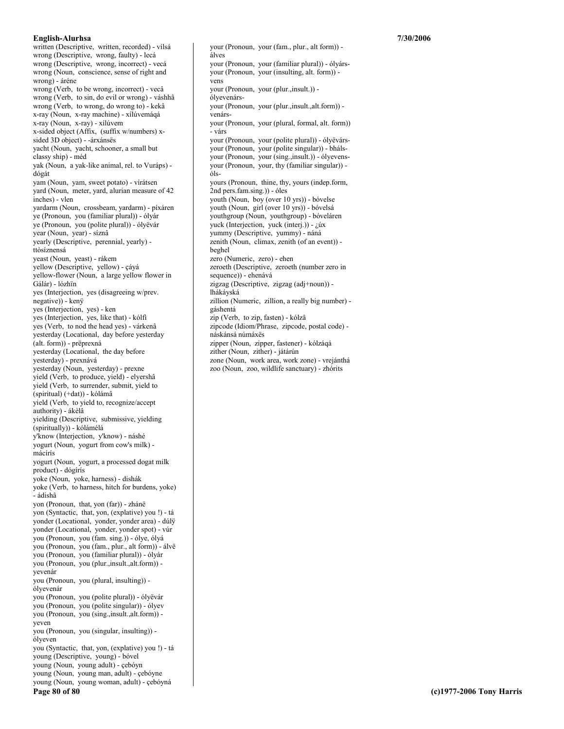written (Descriptive, written, recorded) - vílsá
wrong (Descriptive, wrong, faulty) - lecá
wrong (Descriptive, wrong, incorrect) - vecá
wrong (Noun, conscience, sense of right and wrong) - áréne
wrong (Verb, to be wrong, incorrect) - vecâ
wrong (Verb, to sin, do evil or wrong) - váshhâ
wrong (Verb, to wrong, do wrong to) - kekâ
x-ray (Noun, x-ray machine) - xílúvemáqá
x-ray (Noun, x-ray) - xílúvem
x-sided object (Affix, (suffix w/numbers) x-sided 3D object) - -árxánsës
yacht (Noun, yacht, schooner, a small but classy ship) - méd
yak (Noun, a yak-like animal, rel. to Vuráps) - dógát
yam (Noun, yam, sweet potato) - vírátsen
yard (Noun, meter, yard, alurian measure of 42 inches) - vlen
yardarm (Noun, crossbeam, yardarm) - píxáren
ye (Pronoun, you (familiar plural)) - ólyár
ye (Pronoun, you (polite plural)) - ólyëvár
year (Noun, year) - sízná
yearly (Descriptive, perennial, yearly) - ttòsíznensá
yeast (Noun, yeast) - rákem
yellow (Descriptive, yellow) - çáyá
yellow-flower (Noun, a large yellow flower in Gálár) - lózhïn
yes (Interjection, yes (disagreeing w/prev. negative)) - kenÿ
yes (Interjection, yes) - ken
yes (Interjection, yes, like that) - kólfì
yes (Verb, to nod the head yes) - várkenâ
yesterday (Locational, day before yesterday (alt. form)) - prëprexná
yesterday (Locational, the day before yesterday) - prexnává
yesterday (Noun, yesterday) - prexne
yield (Verb, to produce, yield) - elyershâ
yield (Verb, to surrender, submit, yield to (spiritual) (+dat)) - kólámâ
yield (Verb, to yield to, recognize/accept authority) - ákèlâ
yielding (Descriptive, submissive, yielding (spiritually)) - kólámélá
y'know (Interjection, y'know) - náshé
yogurt (Noun, yogurt from cow's milk) - mácírís
yogurt (Noun, yogurt, a processed dogat milk product) - dógírís
yoke (Noun, yoke, harness) - dishák
yoke (Verb, to harness, hitch for burdens, yoke) - ádishâ
yon (Pronoun, that, yon (far)) - zhánë
yon (Syntactic, that, yon, (explative) you !) - tá
yonder (Locational, yonder, yonder area) - dúlÿ
yonder (Locational, yonder, yonder spot) - vúr
you (Pronoun, you (fam. sing.)) - ólye, ólyá
you (Pronoun, you (fam., plur., alt form)) - álvë
you (Pronoun, you (familiar plural)) - ólyár
you (Pronoun, you (plur.,insult.,alt.form)) - yevenár
you (Pronoun, you (plural, insulting)) - ólyevenár
you (Pronoun, you (polite plural)) - ólyëvár
you (Pronoun, you (polite singular)) - ólyev
you (Pronoun, you (sing.,insult.,alt.form)) - yeven
you (Pronoun, you (singular, insulting)) - ólyeven
you (Syntactic, that, yon, (explative) you !) - tá
young (Descriptive, young) - bóvel
young (Noun, young adult) - çebóyn
young (Noun, young man, adult) - çebóyne
young (Noun, young woman, adult) - çebóyná
your (Pronoun, your (fam., plur., alt form)) - álves
your (Pronoun, your (familiar plural)) - ólyárs-
your (Pronoun, your (insulting, alt. form)) - vens
your (Pronoun, your (plur.,insult.)) - ólyevenárs-
your (Pronoun, your (plur.,insult.,alt.form)) - venárs-
your (Pronoun, your (plural, formal, alt. form)) - várs
your (Pronoun, your (polite plural)) - ólyëvárs-
your (Pronoun, your (polite singular)) - bháls-
your (Pronoun, your (sing.,insult.)) - ólyevens-
your (Pronoun, your, thy (familiar singular)) - óls-
yours (Pronoun, thine, thy, yours (indep.form, 2nd pers.fam.sing.)) - óles
youth (Noun, boy (over 10 yrs)) - bóvelse
youth (Noun, girl (over 10 yrs)) - bóvelsá
youthgroup (Noun, youthgroup) - bóveláren
yuck (Interjection, yuck (interj.)) - ¿úx
yummy (Descriptive, yummy) - náná
zenith (Noun, climax, zenith (of an event)) - beghel
zero (Numeric, zero) - ehen
zeroeth (Descriptive, zeroeth (number zero in sequence)) - ehenává
zigzag (Descriptive, zigzag (adj+noun)) - lhákáyská
zillion (Numeric, zillion, a really big number) - gáshentá
zip (Verb, to zip, fasten) - kólzâ
zipcode (Idiom/Phrase, zipcode, postal code) - náskánsá númáxës
zipper (Noun, zipper, fastener) - kólzáqá
zither (Noun, zither) - játárún
zone (Noun, work area, work zone) - vrejánthá
zoo (Noun, zoo, wildlife sanctuary) - zhórits